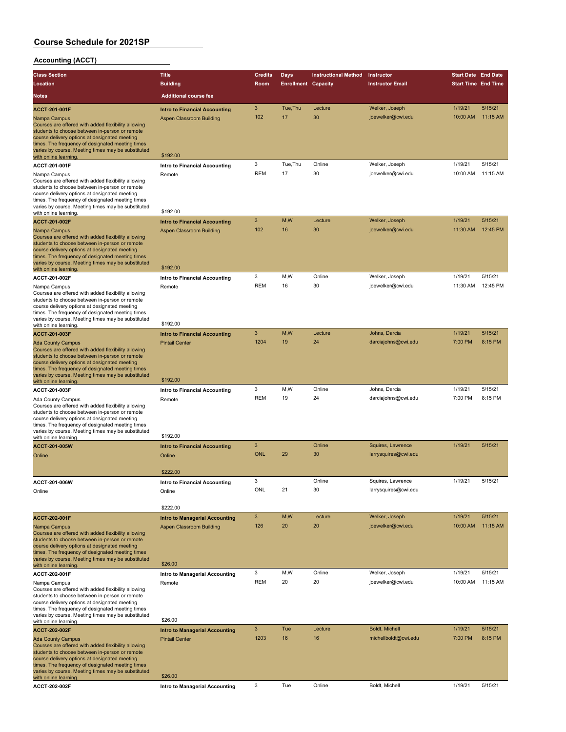# Course Schedule for 2021SP

## Accounting (ACCT)

| Class Section / Location / Notes | Title / Building / Additional course fee | Credits / Room | Days / Enrollment | Instructional Method / Capacity | Instructor / Instructor Email | Start Date / Start Time | End Date / End Time |
|---|---|---|---|---|---|---|---|
| **ACCT-201-001F** | **Intro to Financial Accounting** | 3 | Tue,Thu | Lecture | Welker, Joseph | 1/19/21 | 5/15/21 |
| Nampa Campus | Aspen Classroom Building | 102 | 17 | 30 | joewelker@cwi.edu | 10:00 AM | 11:15 AM |
| Courses are offered with added flexibility allowing students to choose between in-person or remote course delivery options at designated meeting times. The frequency of designated meeting times varies by course. Meeting times may be substituted with online learning. | $192.00 | | | | | | |
| **ACCT-201-001F** | **Intro to Financial Accounting** | 3 | Tue,Thu | Online | Welker, Joseph | 1/19/21 | 5/15/21 |
| Nampa Campus | Remote | REM | 17 | 30 | joewelker@cwi.edu | 10:00 AM | 11:15 AM |
| Courses are offered with added flexibility allowing students to choose between in-person or remote course delivery options at designated meeting times. The frequency of designated meeting times varies by course. Meeting times may be substituted with online learning. | $192.00 | | | | | | |
| **ACCT-201-002F** | **Intro to Financial Accounting** | 3 | M,W | Lecture | Welker, Joseph | 1/19/21 | 5/15/21 |
| Nampa Campus | Aspen Classroom Building | 102 | 16 | 30 | joewelker@cwi.edu | 11:30 AM | 12:45 PM |
| Courses are offered with added flexibility allowing students to choose between in-person or remote course delivery options at designated meeting times. The frequency of designated meeting times varies by course. Meeting times may be substituted with online learning. | $192.00 | | | | | | |
| **ACCT-201-002F** | **Intro to Financial Accounting** | 3 | M,W | Online | Welker, Joseph | 1/19/21 | 5/15/21 |
| Nampa Campus | Remote | REM | 16 | 30 | joewelker@cwi.edu | 11:30 AM | 12:45 PM |
| Courses are offered with added flexibility allowing students to choose between in-person or remote course delivery options at designated meeting times. The frequency of designated meeting times varies by course. Meeting times may be substituted with online learning. | $192.00 | | | | | | |
| **ACCT-201-003F** | **Intro to Financial Accounting** | 3 | M,W | Lecture | Johns, Darcia | 1/19/21 | 5/15/21 |
| Ada County Campus | Pintail Center | 1204 | 19 | 24 | darciajohns@cwi.edu | 7:00 PM | 8:15 PM |
| Courses are offered with added flexibility allowing students to choose between in-person or remote course delivery options at designated meeting times. The frequency of designated meeting times varies by course. Meeting times may be substituted with online learning. | $192.00 | | | | | | |
| **ACCT-201-003F** | **Intro to Financial Accounting** | 3 | M,W | Online | Johns, Darcia | 1/19/21 | 5/15/21 |
| Ada County Campus | Remote | REM | 19 | 24 | darciajohns@cwi.edu | 7:00 PM | 8:15 PM |
| Courses are offered with added flexibility allowing students to choose between in-person or remote course delivery options at designated meeting times. The frequency of designated meeting times varies by course. Meeting times may be substituted with online learning. | $192.00 | | | | | | |
| **ACCT-201-005W** | **Intro to Financial Accounting** | 3 | | Online | Squires, Lawrence | 1/19/21 | 5/15/21 |
| Online | Online | ONL | 29 | 30 | larrysquires@cwi.edu | | |
| | $222.00 | | | | | | |
| **ACCT-201-006W** | **Intro to Financial Accounting** | 3 | | Online | Squires, Lawrence | 1/19/21 | 5/15/21 |
| Online | Online | ONL | 21 | 30 | larrysquires@cwi.edu | | |
| | $222.00 | | | | | | |
| **ACCT-202-001F** | **Intro to Managerial Accounting** | 3 | M,W | Lecture | Welker, Joseph | 1/19/21 | 5/15/21 |
| Nampa Campus | Aspen Classroom Building | 126 | 20 | 20 | joewelker@cwi.edu | 10:00 AM | 11:15 AM |
| Courses are offered with added flexibility allowing students to choose between in-person or remote course delivery options at designated meeting times. The frequency of designated meeting times varies by course. Meeting times may be substituted with online learning. | $26.00 | | | | | | |
| **ACCT-202-001F** | **Intro to Managerial Accounting** | 3 | M,W | Online | Welker, Joseph | 1/19/21 | 5/15/21 |
| Nampa Campus | Remote | REM | 20 | 20 | joewelker@cwi.edu | 10:00 AM | 11:15 AM |
| Courses are offered with added flexibility allowing students to choose between in-person or remote course delivery options at designated meeting times. The frequency of designated meeting times varies by course. Meeting times may be substituted with online learning. | $26.00 | | | | | | |
| **ACCT-202-002F** | **Intro to Managerial Accounting** | 3 | Tue | Lecture | Boldt, Michell | 1/19/21 | 5/15/21 |
| Ada County Campus | Pintail Center | 1203 | 16 | 16 | michellboldt@cwi.edu | 7:00 PM | 8:15 PM |
| Courses are offered with added flexibility allowing students to choose between in-person or remote course delivery options at designated meeting times. The frequency of designated meeting times varies by course. Meeting times may be substituted with online learning. | $26.00 | | | | | | |
| **ACCT-202-002F** | **Intro to Managerial Accounting** | 3 | Tue | Online | Boldt, Michell | 1/19/21 | 5/15/21 |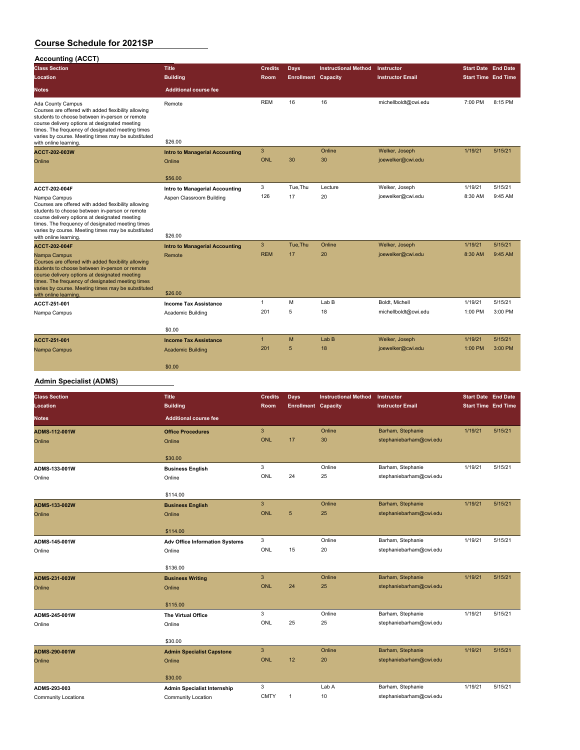# Course Schedule for 2021SP

## Accounting (ACCT)

| Class Section / Location / Notes | Title / Building / Additional course fee | Credits / Room | Days / Enrollment | Instructional Method / Capacity | Instructor / Instructor Email | Start Date / Start Time | End Date / End Time |
|---|---|---|---|---|---|---|---|
| Ada County Campus<br>Courses are offered with added flexibility allowing students to choose between in-person or remote course delivery options at designated meeting times. The frequency of designated meeting times varies by course. Meeting times may be substituted with online learning. | Remote<br>$26.00 | REM | 16 | 16 | michellboldt@cwi.edu | 7:00 PM | 8:15 PM |
| **ACCT-202-003W**<br>Online | **Intro to Managerial Accounting**<br>Online<br>$56.00 | 3<br>ONL | <br>30 | Online<br>30 | Welker, Joseph<br>joewelker@cwi.edu | 1/19/21 | 5/15/21 |
| **ACCT-202-004F**<br>Nampa Campus<br>Courses are offered with added flexibility allowing students to choose between in-person or remote course delivery options at designated meeting times. The frequency of designated meeting times varies by course. Meeting times may be substituted with online learning. | **Intro to Managerial Accounting**<br>Aspen Classroom Building<br>$26.00 | 3<br>126 | Tue,Thu<br>17 | Lecture<br>20 | Welker, Joseph<br>joewelker@cwi.edu | 1/19/21<br>8:30 AM | 5/15/21<br>9:45 AM |
| **ACCT-202-004F**<br>Nampa Campus<br>Courses are offered with added flexibility allowing students to choose between in-person or remote course delivery options at designated meeting times. The frequency of designated meeting times varies by course. Meeting times may be substituted with online learning. | **Intro to Managerial Accounting**<br>Remote<br>$26.00 | 3<br>REM | Tue,Thu<br>17 | Online<br>20 | Welker, Joseph<br>joewelker@cwi.edu | 1/19/21<br>8:30 AM | 5/15/21<br>9:45 AM |
| **ACCT-251-001**<br>Nampa Campus | **Income Tax Assistance**<br>Academic Building<br>$0.00 | 1<br>201 | M<br>5 | Lab B<br>18 | Boldt, Michell<br>michellboldt@cwi.edu | 1/19/21<br>1:00 PM | 5/15/21<br>3:00 PM |
| **ACCT-251-001**<br>Nampa Campus | **Income Tax Assistance**<br>Academic Building<br>$0.00 | 1<br>201 | M<br>5 | Lab B<br>18 | Welker, Joseph<br>joewelker@cwi.edu | 1/19/21<br>1:00 PM | 5/15/21<br>3:00 PM |

## Admin Specialist (ADMS)

| Class Section / Location / Notes | Title / Building / Additional course fee | Credits / Room | Days / Enrollment | Instructional Method / Capacity | Instructor / Instructor Email | Start Date / Start Time | End Date / End Time |
|---|---|---|---|---|---|---|---|
| **ADMS-112-001W**<br>Online | **Office Procedures**<br>Online<br>$30.00 | 3<br>ONL | <br>17 | Online<br>30 | Barham, Stephanie<br>stephaniebarham@cwi.edu | 1/19/21 | 5/15/21 |
| **ADMS-133-001W**<br>Online | **Business English**<br>Online<br>$114.00 | 3<br>ONL | <br>24 | Online<br>25 | Barham, Stephanie<br>stephaniebarham@cwi.edu | 1/19/21 | 5/15/21 |
| **ADMS-133-002W**<br>Online | **Business English**<br>Online<br>$114.00 | 3<br>ONL | <br>5 | Online<br>25 | Barham, Stephanie<br>stephaniebarham@cwi.edu | 1/19/21 | 5/15/21 |
| **ADMS-145-001W**<br>Online | **Adv Office Information Systems**<br>Online<br>$136.00 | 3<br>ONL | <br>15 | Online<br>20 | Barham, Stephanie<br>stephaniebarham@cwi.edu | 1/19/21 | 5/15/21 |
| **ADMS-231-003W**<br>Online | **Business Writing**<br>Online<br>$115.00 | 3<br>ONL | <br>24 | Online<br>25 | Barham, Stephanie<br>stephaniebarham@cwi.edu | 1/19/21 | 5/15/21 |
| **ADMS-245-001W**<br>Online | **The Virtual Office**<br>Online<br>$30.00 | 3<br>ONL | <br>25 | Online<br>25 | Barham, Stephanie<br>stephaniebarham@cwi.edu | 1/19/21 | 5/15/21 |
| **ADMS-290-001W**<br>Online | **Admin Specialist Capstone**<br>Online<br>$30.00 | 3<br>ONL | <br>12 | Online<br>20 | Barham, Stephanie<br>stephaniebarham@cwi.edu | 1/19/21 | 5/15/21 |
| **ADMS-293-003**<br>Community Locations | **Admin Specialist Internship**<br>Community Location | 3<br>CMTY | <br>1 | Lab A<br>10 | Barham, Stephanie<br>stephaniebarham@cwi.edu | 1/19/21 | 5/15/21 |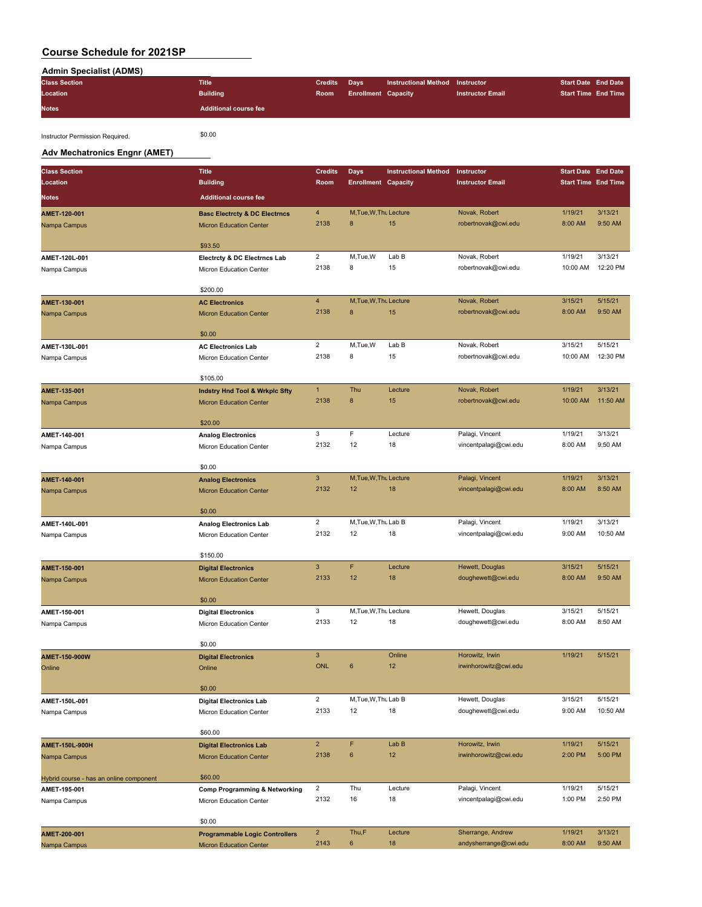# Course Schedule for 2021SP

## Admin Specialist (ADMS)

| Class Section / Location / Notes | Title / Building / Additional course fee | Credits / Room | Days / Enrollment | Instructional Method / Capacity | Instructor / Instructor Email | Start Date / Start Time | End Date / End Time |
|---|---|---|---|---|---|---|---|
| Instructor Permission Required. | $0.00 | | | | | | |

## Adv Mechatronics Engnr (AMET)

| Class Section / Location / Notes | Title / Building / Additional course fee | Credits / Room | Days / Enrollment | Instructional Method / Capacity | Instructor / Instructor Email | Start Date / Start Time | End Date / End Time |
|---|---|---|---|---|---|---|---|
| **AMET-120-001** | **Basc Electrcty & DC Electrncs** | 4 | M,Tue,W,Thu | Lecture | Novak, Robert | 1/19/21 | 3/13/21 |
| Nampa Campus | Micron Education Center | 2138 | 8 | 15 | robertnovak@cwi.edu | 8:00 AM | 9:50 AM |
| | $93.50 | | | | | | |
| **AMET-120L-001** | **Electrcty & DC Electrncs Lab** | 2 | M,Tue,W | Lab B | Novak, Robert | 1/19/21 | 3/13/21 |
| Nampa Campus | Micron Education Center | 2138 | 8 | 15 | robertnovak@cwi.edu | 10:00 AM | 12:20 PM |
| | $200.00 | | | | | | |
| **AMET-130-001** | **AC Electronics** | 4 | M,Tue,W,Thu | Lecture | Novak, Robert | 3/15/21 | 5/15/21 |
| Nampa Campus | Micron Education Center | 2138 | 8 | 15 | robertnovak@cwi.edu | 8:00 AM | 9:50 AM |
| | $0.00 | | | | | | |
| **AMET-130L-001** | **AC Electronics Lab** | 2 | M,Tue,W | Lab B | Novak, Robert | 3/15/21 | 5/15/21 |
| Nampa Campus | Micron Education Center | 2138 | 8 | 15 | robertnovak@cwi.edu | 10:00 AM | 12:30 PM |
| | $105.00 | | | | | | |
| **AMET-135-001** | **Indstry Hnd Tool & Wrkplc Sfty** | 1 | Thu | Lecture | Novak, Robert | 1/19/21 | 3/13/21 |
| Nampa Campus | Micron Education Center | 2138 | 8 | 15 | robertnovak@cwi.edu | 10:00 AM | 11:50 AM |
| | $20.00 | | | | | | |
| **AMET-140-001** | **Analog Electronics** | 3 | F | Lecture | Palagi, Vincent | 1/19/21 | 3/13/21 |
| Nampa Campus | Micron Education Center | 2132 | 12 | 18 | vincentpalagi@cwi.edu | 8:00 AM | 9:50 AM |
| | $0.00 | | | | | | |
| **AMET-140-001** | **Analog Electronics** | 3 | M,Tue,W,Thu | Lecture | Palagi, Vincent | 1/19/21 | 3/13/21 |
| Nampa Campus | Micron Education Center | 2132 | 12 | 18 | vincentpalagi@cwi.edu | 8:00 AM | 8:50 AM |
| | $0.00 | | | | | | |
| **AMET-140L-001** | **Analog Electronics Lab** | 2 | M,Tue,W,Thu | Lab B | Palagi, Vincent | 1/19/21 | 3/13/21 |
| Nampa Campus | Micron Education Center | 2132 | 12 | 18 | vincentpalagi@cwi.edu | 9:00 AM | 10:50 AM |
| | $150.00 | | | | | | |
| **AMET-150-001** | **Digital Electronics** | 3 | F | Lecture | Hewett, Douglas | 3/15/21 | 5/15/21 |
| Nampa Campus | Micron Education Center | 2133 | 12 | 18 | doughewett@cwi.edu | 8:00 AM | 9:50 AM |
| | $0.00 | | | | | | |
| **AMET-150-001** | **Digital Electronics** | 3 | M,Tue,W,Thu | Lecture | Hewett, Douglas | 3/15/21 | 5/15/21 |
| Nampa Campus | Micron Education Center | 2133 | 12 | 18 | doughewett@cwi.edu | 8:00 AM | 8:50 AM |
| | $0.00 | | | | | | |
| **AMET-150-900W** | **Digital Electronics** | 3 | | Online | Horowitz, Irwin | 1/19/21 | 5/15/21 |
| Online | Online | ONL | 6 | 12 | irwinhorowitz@cwi.edu | | |
| | $0.00 | | | | | | |
| **AMET-150L-001** | **Digital Electronics Lab** | 2 | M,Tue,W,Thu | Lab B | Hewett, Douglas | 3/15/21 | 5/15/21 |
| Nampa Campus | Micron Education Center | 2133 | 12 | 18 | doughewett@cwi.edu | 9:00 AM | 10:50 AM |
| | $60.00 | | | | | | |
| **AMET-150L-900H** | **Digital Electronics Lab** | 2 | F | Lab B | Horowitz, Irwin | 1/19/21 | 5/15/21 |
| Nampa Campus | Micron Education Center | 2138 | 6 | 12 | irwinhorowitz@cwi.edu | 2:00 PM | 5:00 PM |
| Hybrid course - has an online component | $60.00 | | | | | | |
| **AMET-195-001** | **Comp Programming & Networking** | 2 | Thu | Lecture | Palagi, Vincent | 1/19/21 | 5/15/21 |
| Nampa Campus | Micron Education Center | 2132 | 16 | 18 | vincentpalagi@cwi.edu | 1:00 PM | 2:50 PM |
| | $0.00 | | | | | | |
| **AMET-200-001** | **Programmable Logic Controllers** | 2 | Thu,F | Lecture | Sherrange, Andrew | 1/19/21 | 3/13/21 |
| Nampa Campus | Micron Education Center | 2143 | 6 | 18 | andysherrange@cwi.edu | 8:00 AM | 9:50 AM |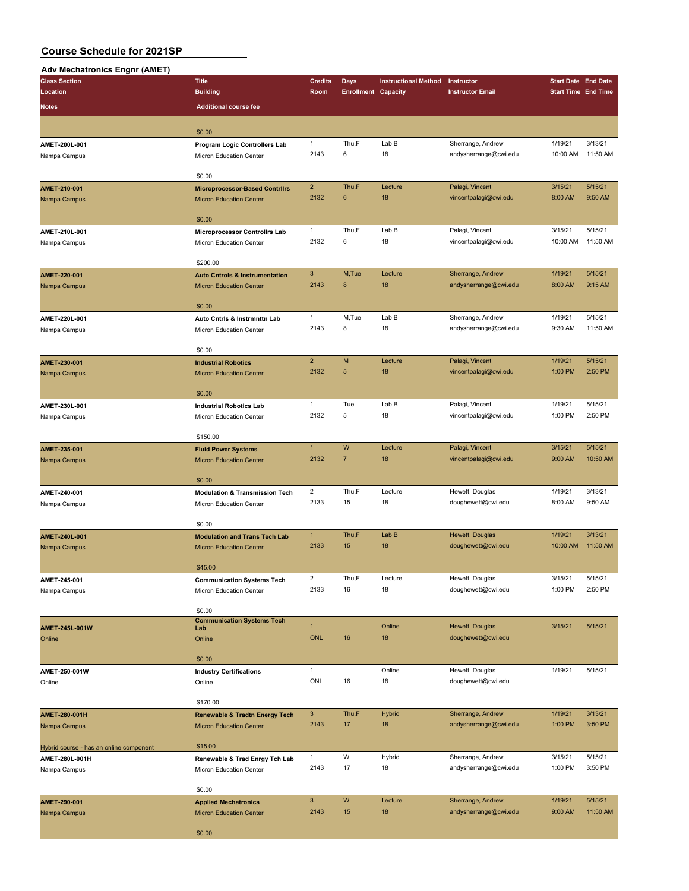# Course Schedule for 2021SP

## Adv Mechatronics Engnr (AMET)

| Class Section / Location / Notes | Title / Building / Additional course fee | Credits / Room | Days / Enrollment | Instructional Method / Capacity | Instructor / Instructor Email | Start Date / Start Time | End Date / End Time |
|---|---|---|---|---|---|---|---|
| | $0.00 | | | | | | |
| AMET-200L-001<br>Nampa Campus | Program Logic Controllers Lab<br>Micron Education Center<br>$0.00 | 1<br>2143 | Thu,F<br>6 | Lab B<br>18 | Sherrange, Andrew<br>andysherrange@cwi.edu | 1/19/21<br>10:00 AM | 3/13/21<br>11:50 AM |
| AMET-210-001<br>Nampa Campus | Microprocessor-Based Contrllrs<br>Micron Education Center<br>$0.00 | 2<br>2132 | Thu,F<br>6 | Lecture<br>18 | Palagi, Vincent<br>vincentpalagi@cwi.edu | 3/15/21<br>8:00 AM | 5/15/21<br>9:50 AM |
| AMET-210L-001<br>Nampa Campus | Microprocessor Controllrs Lab<br>Micron Education Center<br>$200.00 | 1<br>2132 | Thu,F<br>6 | Lab B<br>18 | Palagi, Vincent<br>vincentpalagi@cwi.edu | 3/15/21<br>10:00 AM | 5/15/21<br>11:50 AM |
| AMET-220-001<br>Nampa Campus | Auto Cntrols & Instrumentation<br>Micron Education Center<br>$0.00 | 3<br>2143 | M,Tue<br>8 | Lecture<br>18 | Sherrange, Andrew<br>andysherrange@cwi.edu | 1/19/21<br>8:00 AM | 5/15/21<br>9:15 AM |
| AMET-220L-001<br>Nampa Campus | Auto Cntrls & Instrmnttn Lab<br>Micron Education Center<br>$0.00 | 1<br>2143 | M,Tue<br>8 | Lab B<br>18 | Sherrange, Andrew<br>andysherrange@cwi.edu | 1/19/21<br>9:30 AM | 5/15/21<br>11:50 AM |
| AMET-230-001<br>Nampa Campus | Industrial Robotics<br>Micron Education Center<br>$0.00 | 2<br>2132 | M<br>5 | Lecture<br>18 | Palagi, Vincent<br>vincentpalagi@cwi.edu | 1/19/21<br>1:00 PM | 5/15/21<br>2:50 PM |
| AMET-230L-001<br>Nampa Campus | Industrial Robotics Lab<br>Micron Education Center<br>$150.00 | 1<br>2132 | Tue<br>5 | Lab B<br>18 | Palagi, Vincent<br>vincentpalagi@cwi.edu | 1/19/21<br>1:00 PM | 5/15/21<br>2:50 PM |
| AMET-235-001<br>Nampa Campus | Fluid Power Systems<br>Micron Education Center<br>$0.00 | 1<br>2132 | W<br>7 | Lecture<br>18 | Palagi, Vincent<br>vincentpalagi@cwi.edu | 3/15/21<br>9:00 AM | 5/15/21<br>10:50 AM |
| AMET-240-001<br>Nampa Campus | Modulation & Transmission Tech<br>Micron Education Center<br>$0.00 | 2<br>2133 | Thu,F<br>15 | Lecture<br>18 | Hewett, Douglas<br>doughewett@cwi.edu | 1/19/21<br>8:00 AM | 3/13/21<br>9:50 AM |
| AMET-240L-001<br>Nampa Campus | Modulation and Trans Tech Lab<br>Micron Education Center<br>$45.00 | 1<br>2133 | Thu,F<br>15 | Lab B<br>18 | Hewett, Douglas<br>doughewett@cwi.edu | 1/19/21<br>10:00 AM | 3/13/21<br>11:50 AM |
| AMET-245-001<br>Nampa Campus | Communication Systems Tech<br>Micron Education Center<br>$0.00 | 2<br>2133 | Thu,F<br>16 | Lecture<br>18 | Hewett, Douglas<br>doughewett@cwi.edu | 3/15/21<br>1:00 PM | 5/15/21<br>2:50 PM |
| AMET-245L-001W<br>Online | Communication Systems Tech Lab<br>Online<br>$0.00 | 1<br>ONL | <br>16 | Online<br>18 | Hewett, Douglas<br>doughewett@cwi.edu | 3/15/21 | 5/15/21 |
| AMET-250-001W<br>Online | Industry Certifications<br>Online<br>$170.00 | 1<br>ONL | <br>16 | Online<br>18 | Hewett, Douglas<br>doughewett@cwi.edu | 1/19/21 | 5/15/21 |
| AMET-280-001H<br>Nampa Campus<br>Hybrid course - has an online component | Renewable & Tradtn Energy Tech<br>Micron Education Center<br>$15.00 | 3<br>2143 | Thu,F<br>17 | Hybrid<br>18 | Sherrange, Andrew<br>andysherrange@cwi.edu | 1/19/21<br>1:00 PM | 3/13/21<br>3:50 PM |
| AMET-280L-001H<br>Nampa Campus | Renewable & Trad Enrgy Tch Lab<br>Micron Education Center<br>$0.00 | 1<br>2143 | W<br>17 | Hybrid<br>18 | Sherrange, Andrew<br>andysherrange@cwi.edu | 3/15/21<br>1:00 PM | 5/15/21<br>3:50 PM |
| AMET-290-001<br>Nampa Campus | Applied Mechatronics<br>Micron Education Center<br>$0.00 | 3<br>2143 | W<br>15 | Lecture<br>18 | Sherrange, Andrew<br>andysherrange@cwi.edu | 1/19/21<br>9:00 AM | 5/15/21<br>11:50 AM |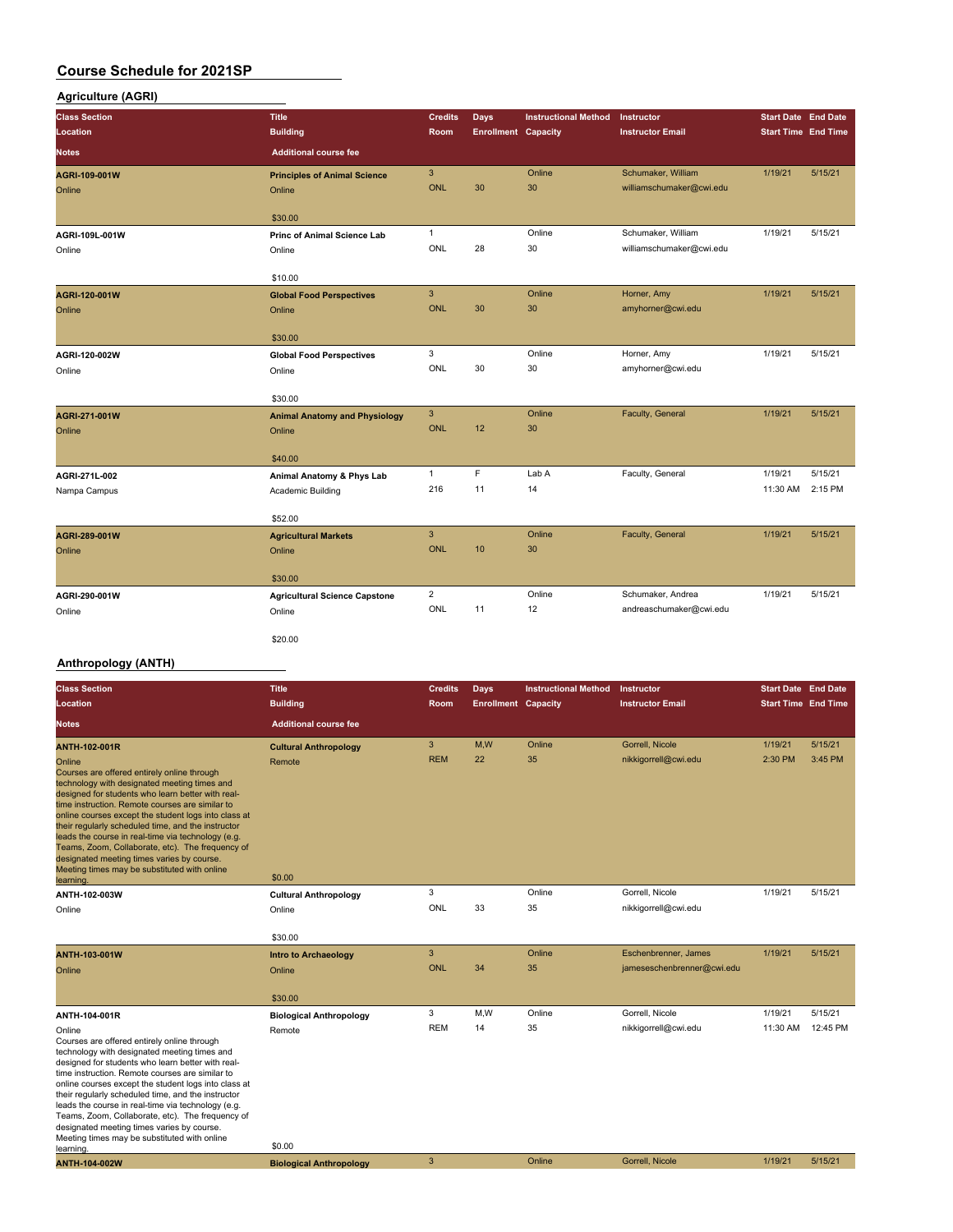# Course Schedule for 2021SP

## Agriculture (AGRI)

| Class Section / Location / Notes | Title / Building / Additional course fee | Credits / Room | Days / Enrollment | Instructional Method / Capacity | Instructor / Instructor Email | Start Date / Start Time | End Date / End Time |
|---|---|---|---|---|---|---|---|
| AGRI-109-001W<br>Online | **Principles of Animal Science**<br>Online<br>$30.00 | 3<br>ONL | <br>30 | Online<br>30 | Schumaker, William<br>williamschumaker@cwi.edu | 1/19/21 | 5/15/21 |
| AGRI-109L-001W<br>Online | **Princ of Animal Science Lab**<br>Online<br>$10.00 | 1<br>ONL | <br>28 | Online<br>30 | Schumaker, William<br>williamschumaker@cwi.edu | 1/19/21 | 5/15/21 |
| AGRI-120-001W<br>Online | **Global Food Perspectives**<br>Online<br>$30.00 | 3<br>ONL | <br>30 | Online<br>30 | Horner, Amy<br>amyhorner@cwi.edu | 1/19/21 | 5/15/21 |
| AGRI-120-002W<br>Online | **Global Food Perspectives**<br>Online<br>$30.00 | 3<br>ONL | <br>30 | Online<br>30 | Horner, Amy<br>amyhorner@cwi.edu | 1/19/21 | 5/15/21 |
| AGRI-271-001W<br>Online | **Animal Anatomy and Physiology**<br>Online<br>$40.00 | 3<br>ONL | <br>12 | Online<br>30 | Faculty, General | 1/19/21 | 5/15/21 |
| AGRI-271L-002<br>Nampa Campus | **Animal Anatomy & Phys Lab**<br>Academic Building<br>$52.00 | 1<br>216 | F<br>11 | Lab A<br>14 | Faculty, General | 1/19/21<br>11:30 AM | 5/15/21<br>2:15 PM |
| AGRI-289-001W<br>Online | **Agricultural Markets**<br>Online<br>$30.00 | 3<br>ONL | <br>10 | Online<br>30 | Faculty, General | 1/19/21 | 5/15/21 |
| AGRI-290-001W<br>Online | **Agricultural Science Capstone**<br>Online<br>$20.00 | 2<br>ONL | <br>11 | Online<br>12 | Schumaker, Andrea<br>andreaschumaker@cwi.edu | 1/19/21 | 5/15/21 |

## Anthropology (ANTH)

| Class Section / Location / Notes | Title / Building / Additional course fee | Credits / Room | Days / Enrollment | Instructional Method / Capacity | Instructor / Instructor Email | Start Date / Start Time | End Date / End Time |
|---|---|---|---|---|---|---|---|
| ANTH-102-001R<br>Online<br>Courses are offered entirely online through technology with designated meeting times and designed for students who learn better with real-time instruction. Remote courses are similar to online courses except the student logs into class at their regularly scheduled time, and the instructor leads the course in real-time via technology (e.g. Teams, Zoom, Collaborate, etc). The frequency of designated meeting times varies by course. Meeting times may be substituted with online learning. | **Cultural Anthropology**<br>Remote<br>$0.00 | 3<br>REM | M,W<br>22 | Online<br>35 | Gorrell, Nicole<br>nikkigorrell@cwi.edu | 1/19/21<br>2:30 PM | 5/15/21<br>3:45 PM |
| ANTH-102-003W<br>Online | **Cultural Anthropology**<br>Online<br>$30.00 | 3<br>ONL | <br>33 | Online<br>35 | Gorrell, Nicole<br>nikkigorrell@cwi.edu | 1/19/21 | 5/15/21 |
| ANTH-103-001W<br>Online | **Intro to Archaeology**<br>Online<br>$30.00 | 3<br>ONL | <br>34 | Online<br>35 | Eschenbrenner, James<br>jameseschenbrenner@cwi.edu | 1/19/21 | 5/15/21 |
| ANTH-104-001R<br>Online<br>Courses are offered entirely online through technology with designated meeting times and designed for students who learn better with real-time instruction. Remote courses are similar to online courses except the student logs into class at their regularly scheduled time, and the instructor leads the course in real-time via technology (e.g. Teams, Zoom, Collaborate, etc). The frequency of designated meeting times varies by course. Meeting times may be substituted with online learning. | **Biological Anthropology**<br>Remote<br>$0.00 | 3<br>REM | M,W<br>14 | Online<br>35 | Gorrell, Nicole<br>nikkigorrell@cwi.edu | 1/19/21<br>11:30 AM | 5/15/21<br>12:45 PM |
| ANTH-104-002W | **Biological Anthropology** | 3 | | Online | Gorrell, Nicole | 1/19/21 | 5/15/21 |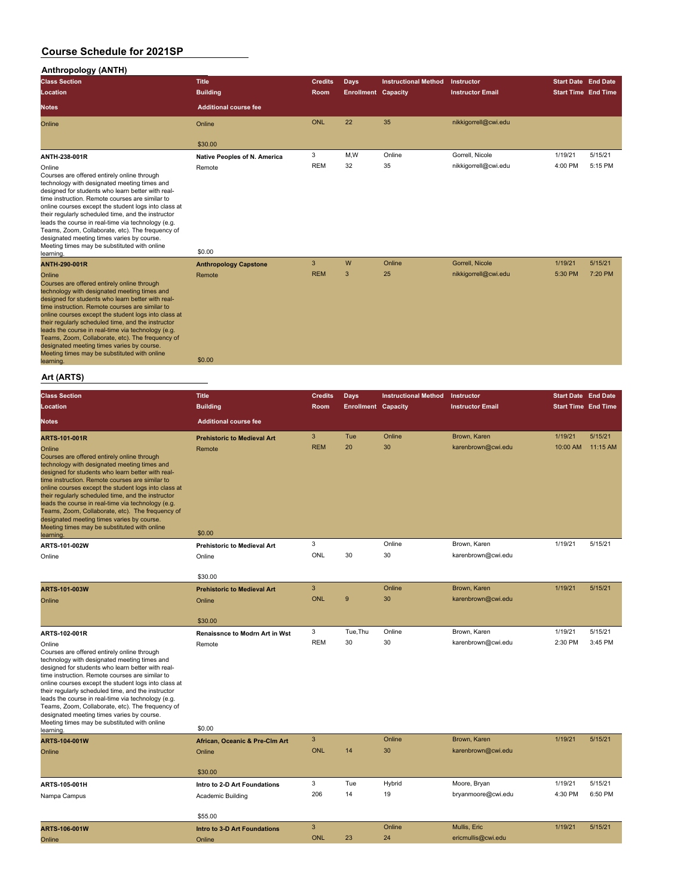# Course Schedule for 2021SP

## Anthropology (ANTH)

| Class Section / Location / Notes | Title / Building / Additional course fee | Credits / Room | Days / Enrollment | Instructional Method / Capacity | Instructor / Instructor Email | Start Date / Start Time | End Date / End Time |
|---|---|---|---|---|---|---|---|
| Online | Online<br>$30.00 | ONL | 22 | 35 | nikkigorrell@cwi.edu | | |
| **ANTH-238-001R**<br>Online<br>Courses are offered entirely online through technology with designated meeting times and designed for students who learn better with real-time instruction. Remote courses are similar to online courses except the student logs into class at their regularly scheduled time, and the instructor leads the course in real-time via technology (e.g. Teams, Zoom, Collaborate, etc). The frequency of designated meeting times varies by course. Meeting times may be substituted with online learning. | **Native Peoples of N. America**<br>Remote<br>$0.00 | 3<br>REM | M,W<br>32 | Online<br>35 | Gorrell, Nicole<br>nikkigorrell@cwi.edu | 1/19/21<br>4:00 PM | 5/15/21<br>5:15 PM |
| **ANTH-290-001R**<br>Online<br>Courses are offered entirely online through technology with designated meeting times and designed for students who learn better with real-time instruction. Remote courses are similar to online courses except the student logs into class at their regularly scheduled time, and the instructor leads the course in real-time via technology (e.g. Teams, Zoom, Collaborate, etc). The frequency of designated meeting times varies by course. Meeting times may be substituted with online learning. | **Anthropology Capstone**<br>Remote<br>$0.00 | 3<br>REM | W<br>3 | Online<br>25 | Gorrell, Nicole<br>nikkigorrell@cwi.edu | 1/19/21<br>5:30 PM | 5/15/21<br>7:20 PM |

## Art (ARTS)

| Class Section / Location / Notes | Title / Building / Additional course fee | Credits / Room | Days / Enrollment | Instructional Method / Capacity | Instructor / Instructor Email | Start Date / Start Time | End Date / End Time |
|---|---|---|---|---|---|---|---|
| **ARTS-101-001R**<br>Online<br>Courses are offered entirely online through technology with designated meeting times and designed for students who learn better with real-time instruction. Remote courses are similar to online courses except the student logs into class at their regularly scheduled time, and the instructor leads the course in real-time via technology (e.g. Teams, Zoom, Collaborate, etc). The frequency of designated meeting times varies by course. Meeting times may be substituted with online learning. | **Prehistoric to Medieval Art**<br>Remote<br>$0.00 | 3<br>REM | Tue<br>20 | Online<br>30 | Brown, Karen<br>karenbrown@cwi.edu | 1/19/21<br>10:00 AM | 5/15/21<br>11:15 AM |
| **ARTS-101-002W**<br>Online | **Prehistoric to Medieval Art**<br>Online<br>$30.00 | 3<br>ONL | <br>30 | Online<br>30 | Brown, Karen<br>karenbrown@cwi.edu | 1/19/21 | 5/15/21 |
| **ARTS-101-003W**<br>Online | **Prehistoric to Medieval Art**<br>Online<br>$30.00 | 3<br>ONL | <br>9 | Online<br>30 | Brown, Karen<br>karenbrown@cwi.edu | 1/19/21 | 5/15/21 |
| **ARTS-102-001R**<br>Online<br>Courses are offered entirely online through technology with designated meeting times and designed for students who learn better with real-time instruction. Remote courses are similar to online courses except the student logs into class at their regularly scheduled time, and the instructor leads the course in real-time via technology (e.g. Teams, Zoom, Collaborate, etc). The frequency of designated meeting times varies by course. Meeting times may be substituted with online learning. | **Renaissnce to Modrn Art in Wst**<br>Remote<br>$0.00 | 3<br>REM | Tue,Thu<br>30 | Online<br>30 | Brown, Karen<br>karenbrown@cwi.edu | 1/19/21<br>2:30 PM | 5/15/21<br>3:45 PM |
| **ARTS-104-001W**<br>Online | **African, Oceanic & Pre-Clm Art**<br>Online<br>$30.00 | 3<br>ONL | <br>14 | Online<br>30 | Brown, Karen<br>karenbrown@cwi.edu | 1/19/21 | 5/15/21 |
| **ARTS-105-001H**<br>Nampa Campus | **Intro to 2-D Art Foundations**<br>Academic Building<br>$55.00 | 3<br>206 | Tue<br>14 | Hybrid<br>19 | Moore, Bryan<br>bryanmoore@cwi.edu | 1/19/21<br>4:30 PM | 5/15/21<br>6:50 PM |
| **ARTS-106-001W**<br>Online | **Intro to 3-D Art Foundations**<br>Online | 3<br>ONL | <br>23 | Online<br>24 | Mullis, Eric<br>ericmullis@cwi.edu | 1/19/21 | 5/15/21 |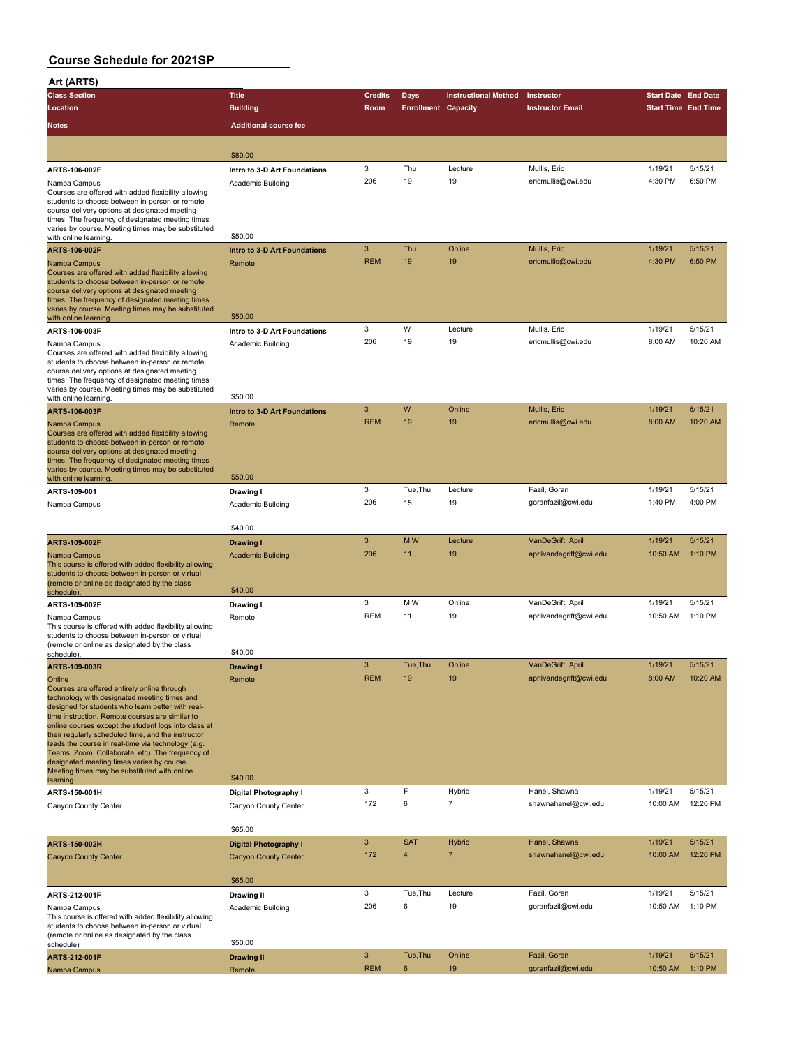# Course Schedule for 2021SP

## Art (ARTS)

| Class Section / Location / Notes | Title / Building / Additional course fee | Credits / Room | Days / Enrollment | Instructional Method / Capacity | Instructor / Instructor Email | Start Date / Start Time | End Date / End Time |
|---|---|---|---|---|---|---|---|
| | $80.00 | | | | | | |
| **ARTS-106-002F** | **Intro to 3-D Art Foundations** | 3 | Thu | Lecture | Mullis, Eric | 1/19/21 | 5/15/21 |
| Nampa Campus | Academic Building | 206 | 19 | 19 | ericmullis@cwi.edu | 4:30 PM | 6:50 PM |
| Courses are offered with added flexibility allowing students to choose between in-person or remote course delivery options at designated meeting times. The frequency of designated meeting times varies by course. Meeting times may be substituted with online learning. | $50.00 | | | | | | |
| **ARTS-106-002F** | **Intro to 3-D Art Foundations** | 3 | Thu | Online | Mullis, Eric | 1/19/21 | 5/15/21 |
| Nampa Campus | Remote | REM | 19 | 19 | ericmullis@cwi.edu | 4:30 PM | 6:50 PM |
| Courses are offered with added flexibility allowing students to choose between in-person or remote course delivery options at designated meeting times. The frequency of designated meeting times varies by course. Meeting times may be substituted with online learning. | $50.00 | | | | | | |
| **ARTS-106-003F** | **Intro to 3-D Art Foundations** | 3 | W | Lecture | Mullis, Eric | 1/19/21 | 5/15/21 |
| Nampa Campus | Academic Building | 206 | 19 | 19 | ericmullis@cwi.edu | 8:00 AM | 10:20 AM |
| Courses are offered with added flexibility allowing students to choose between in-person or remote course delivery options at designated meeting times. The frequency of designated meeting times varies by course. Meeting times may be substituted with online learning. | $50.00 | | | | | | |
| **ARTS-106-003F** | **Intro to 3-D Art Foundations** | 3 | W | Online | Mullis, Eric | 1/19/21 | 5/15/21 |
| Nampa Campus | Remote | REM | 19 | 19 | ericmullis@cwi.edu | 8:00 AM | 10:20 AM |
| Courses are offered with added flexibility allowing students to choose between in-person or remote course delivery options at designated meeting times. The frequency of designated meeting times varies by course. Meeting times may be substituted with online learning. | $50.00 | | | | | | |
| **ARTS-109-001** | **Drawing I** | 3 | Tue,Thu | Lecture | Fazil, Goran | 1/19/21 | 5/15/21 |
| Nampa Campus | Academic Building | 206 | 15 | 19 | goranfazil@cwi.edu | 1:40 PM | 4:00 PM |
| | $40.00 | | | | | | |
| **ARTS-109-002F** | **Drawing I** | 3 | M,W | Lecture | VanDeGrift, April | 1/19/21 | 5/15/21 |
| Nampa Campus | Academic Building | 206 | 11 | 19 | aprilvandegrift@cwi.edu | 10:50 AM | 1:10 PM |
| This course is offered with added flexibility allowing students to choose between in-person or virtual (remote or online as designated by the class schedule). | $40.00 | | | | | | |
| **ARTS-109-002F** | **Drawing I** | 3 | M,W | Online | VanDeGrift, April | 1/19/21 | 5/15/21 |
| Nampa Campus | Remote | REM | 11 | 19 | aprilvandegrift@cwi.edu | 10:50 AM | 1:10 PM |
| This course is offered with added flexibility allowing students to choose between in-person or virtual (remote or online as designated by the class schedule). | $40.00 | | | | | | |
| **ARTS-109-003R** | **Drawing I** | 3 | Tue,Thu | Online | VanDeGrift, April | 1/19/21 | 5/15/21 |
| Online | Remote | REM | 19 | 19 | aprilvandegrift@cwi.edu | 8:00 AM | 10:20 AM |
| Courses are offered entirely online through technology with designated meeting times and designed for students who learn better with real-time instruction. Remote courses are similar to online courses except the student logs into class at their regularly scheduled time, and the instructor leads the course in real-time via technology (e.g. Teams, Zoom, Collaborate, etc). The frequency of designated meeting times varies by course. Meeting times may be substituted with online learning. | $40.00 | | | | | | |
| **ARTS-150-001H** | **Digital Photography I** | 3 | F | Hybrid | Hanel, Shawna | 1/19/21 | 5/15/21 |
| Canyon County Center | Canyon County Center | 172 | 6 | 7 | shawnahanel@cwi.edu | 10:00 AM | 12:20 PM |
| | $65.00 | | | | | | |
| **ARTS-150-002H** | **Digital Photography I** | 3 | SAT | Hybrid | Hanel, Shawna | 1/19/21 | 5/15/21 |
| Canyon County Center | Canyon County Center | 172 | 4 | 7 | shawnahanel@cwi.edu | 10:00 AM | 12:20 PM |
| | $65.00 | | | | | | |
| **ARTS-212-001F** | **Drawing II** | 3 | Tue,Thu | Lecture | Fazil, Goran | 1/19/21 | 5/15/21 |
| Nampa Campus | Academic Building | 206 | 6 | 19 | goranfazil@cwi.edu | 10:50 AM | 1:10 PM |
| This course is offered with added flexibility allowing students to choose between in-person or virtual (remote or online as designated by the class schedule) | $50.00 | | | | | | |
| **ARTS-212-001F** | **Drawing II** | 3 | Tue,Thu | Online | Fazil, Goran | 1/19/21 | 5/15/21 |
| Nampa Campus | Remote | REM | 6 | 19 | goranfazil@cwi.edu | 10:50 AM | 1:10 PM |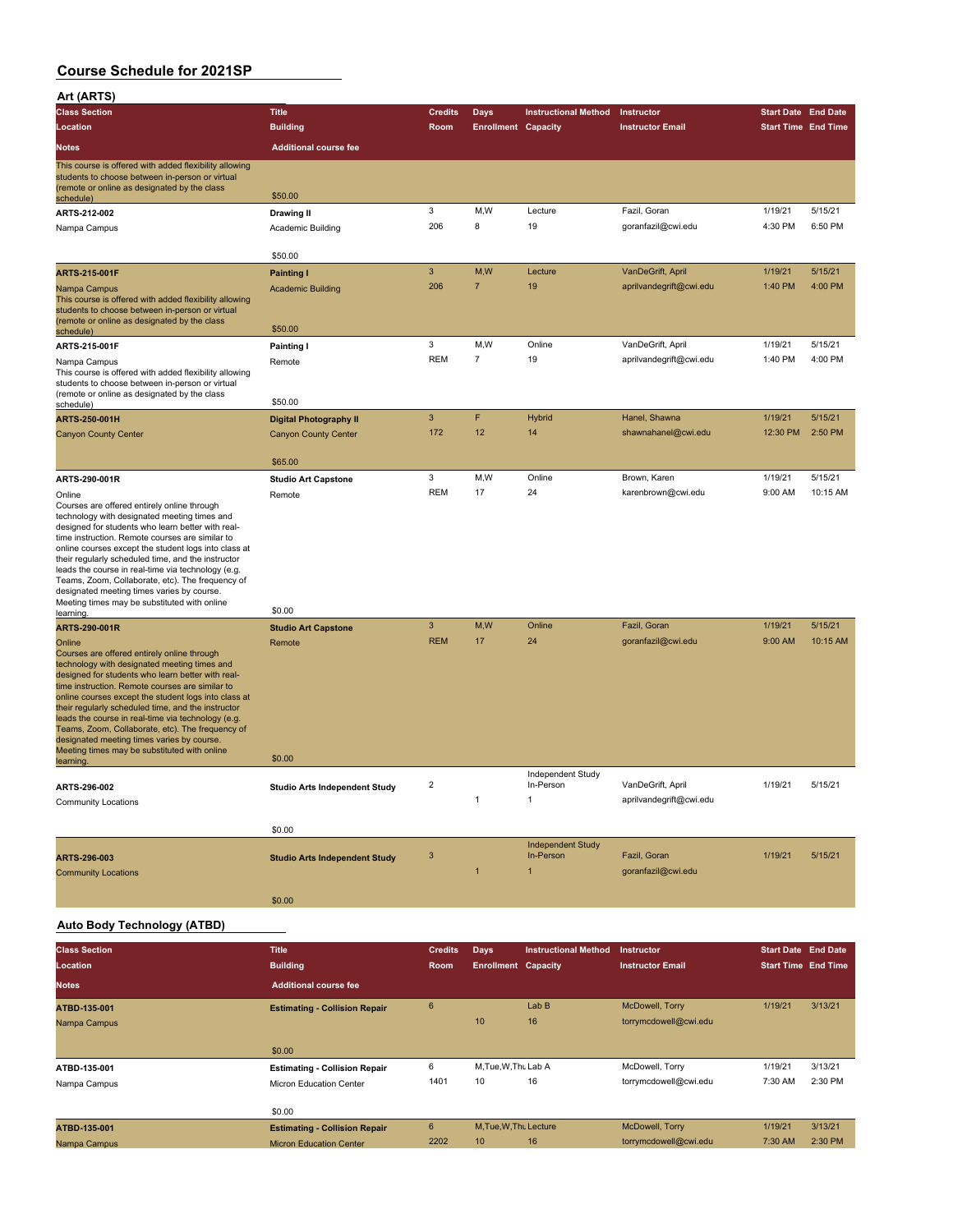# Course Schedule for 2021SP

## Art (ARTS)

| Class Section / Location / Notes | Title / Building / Additional course fee | Credits / Room | Days / Enrollment | Instructional Method / Capacity | Instructor / Instructor Email | Start Date / Start Time | End Date / End Time |
|---|---|---|---|---|---|---|---|
| This course is offered with added flexibility allowing students to choose between in-person or virtual (remote or online as designated by the class schedule) | $50.00 | | | | | | |
| ARTS-212-002 | Drawing II | 3 | M,W | Lecture | Fazil, Goran | 1/19/21 | 5/15/21 |
| Nampa Campus | Academic Building | 206 | 8 | 19 | goranfazil@cwi.edu | 4:30 PM | 6:50 PM |
| | $50.00 | | | | | | |
| ARTS-215-001F | Painting I | 3 | M,W | Lecture | VanDeGrift, April | 1/19/21 | 5/15/21 |
| Nampa Campus This course is offered with added flexibility allowing students to choose between in-person or virtual (remote or online as designated by the class schedule) | Academic Building | 206 | 7 | 19 | aprilvandegrift@cwi.edu | 1:40 PM | 4:00 PM |
| | $50.00 | | | | | | |
| ARTS-215-001F | Painting I | 3 | M,W | Online | VanDeGrift, April | 1/19/21 | 5/15/21 |
| Nampa Campus This course is offered with added flexibility allowing students to choose between in-person or virtual (remote or online as designated by the class schedule) | Remote | REM | 7 | 19 | aprilvandegrift@cwi.edu | 1:40 PM | 4:00 PM |
| | $50.00 | | | | | | |
| ARTS-250-001H | Digital Photography II | 3 | F | Hybrid | Hanel, Shawna | 1/19/21 | 5/15/21 |
| Canyon County Center | Canyon County Center | 172 | 12 | 14 | shawnahanel@cwi.edu | 12:30 PM | 2:50 PM |
| | $65.00 | | | | | | |
| ARTS-290-001R | Studio Art Capstone | 3 | M,W | Online | Brown, Karen | 1/19/21 | 5/15/21 |
| Online Courses are offered entirely online through technology with designated meeting times and designed for students who learn better with real-time instruction. Remote courses are similar to online courses except the student logs into class at their regularly scheduled time, and the instructor leads the course in real-time via technology (e.g. Teams, Zoom, Collaborate, etc). The frequency of designated meeting times varies by course. Meeting times may be substituted with online learning. | Remote | REM | 17 | 24 | karenbrown@cwi.edu | 9:00 AM | 10:15 AM |
| | $0.00 | | | | | | |
| ARTS-290-001R | Studio Art Capstone | 3 | M,W | Online | Fazil, Goran | 1/19/21 | 5/15/21 |
| Online Courses are offered entirely online through technology with designated meeting times and designed for students who learn better with real-time instruction. Remote courses are similar to online courses except the student logs into class at their regularly scheduled time, and the instructor leads the course in real-time via technology (e.g. Teams, Zoom, Collaborate, etc). The frequency of designated meeting times varies by course. Meeting times may be substituted with online learning. | Remote | REM | 17 | 24 | goranfazil@cwi.edu | 9:00 AM | 10:15 AM |
| | $0.00 | | | | | | |
| ARTS-296-002 | Studio Arts Independent Study | 2 | | Independent Study In-Person | VanDeGrift, April | 1/19/21 | 5/15/21 |
| Community Locations | | | 1 | 1 | aprilvandegrift@cwi.edu | | |
| | $0.00 | | | | | | |
| ARTS-296-003 | Studio Arts Independent Study | 3 | | Independent Study In-Person | Fazil, Goran | 1/19/21 | 5/15/21 |
| Community Locations | | | 1 | 1 | goranfazil@cwi.edu | | |
| | $0.00 | | | | | | |

## Auto Body Technology (ATBD)

| Class Section / Location / Notes | Title / Building / Additional course fee | Credits / Room | Days / Enrollment | Instructional Method / Capacity | Instructor / Instructor Email | Start Date / Start Time | End Date / End Time |
|---|---|---|---|---|---|---|---|
| ATBD-135-001 | Estimating - Collision Repair | 6 | | Lab B | McDowell, Torry | 1/19/21 | 3/13/21 |
| Nampa Campus | | | 10 | 16 | torrymcdowell@cwi.edu | | |
| | $0.00 | | | | | | |
| ATBD-135-001 | Estimating - Collision Repair | 6 | M,Tue,W,Thu | Lab A | McDowell, Torry | 1/19/21 | 3/13/21 |
| Nampa Campus | Micron Education Center | 1401 | 10 | 16 | torrymcdowell@cwi.edu | 7:30 AM | 2:30 PM |
| | $0.00 | | | | | | |
| ATBD-135-001 | Estimating - Collision Repair | 6 | M,Tue,W,Thu | Lecture | McDowell, Torry | 1/19/21 | 3/13/21 |
| Nampa Campus | Micron Education Center | 2202 | 10 | 16 | torrymcdowell@cwi.edu | 7:30 AM | 2:30 PM |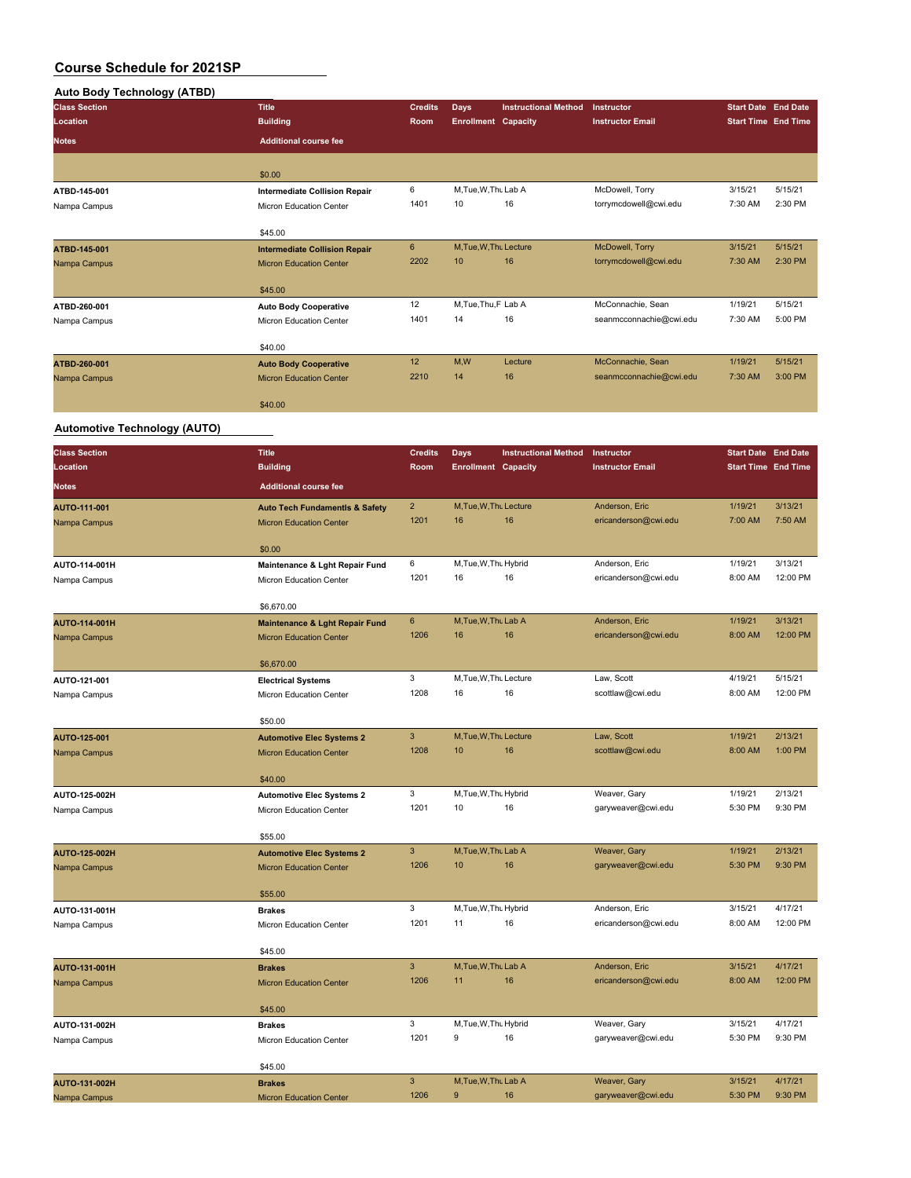# Course Schedule for 2021SP

## Auto Body Technology (ATBD)

| Class Section / Location / Notes | Title / Building / Additional course fee | Credits / Room | Days / Enrollment | Instructional Method / Capacity | Instructor / Instructor Email | Start Date / Start Time | End Date / End Time |
|---|---|---|---|---|---|---|---|
| | $0.00 | | | | | | |
| ATBD-145-001 | Intermediate Collision Repair | 6 | M,Tue,W,Thu | Lab A | McDowell, Torry | 3/15/21 | 5/15/21 |
| Nampa Campus | Micron Education Center | 1401 | 10 | 16 | torrymcdowell@cwi.edu | 7:30 AM | 2:30 PM |
| | $45.00 | | | | | | |
| ATBD-145-001 | Intermediate Collision Repair | 6 | M,Tue,W,Thu | Lecture | McDowell, Torry | 3/15/21 | 5/15/21 |
| Nampa Campus | Micron Education Center | 2202 | 10 | 16 | torrymcdowell@cwi.edu | 7:30 AM | 2:30 PM |
| | $45.00 | | | | | | |
| ATBD-260-001 | Auto Body Cooperative | 12 | M,Tue,Thu,F | Lab A | McConnachie, Sean | 1/19/21 | 5/15/21 |
| Nampa Campus | Micron Education Center | 1401 | 14 | 16 | seanmcconnachie@cwi.edu | 7:30 AM | 5:00 PM |
| | $40.00 | | | | | | |
| ATBD-260-001 | Auto Body Cooperative | 12 | M,W | Lecture | McConnachie, Sean | 1/19/21 | 5/15/21 |
| Nampa Campus | Micron Education Center | 2210 | 14 | 16 | seanmcconnachie@cwi.edu | 7:30 AM | 3:00 PM |
| | $40.00 | | | | | | |

## Automotive Technology (AUTO)

| Class Section / Location / Notes | Title / Building / Additional course fee | Credits / Room | Days / Enrollment | Instructional Method / Capacity | Instructor / Instructor Email | Start Date / Start Time | End Date / End Time |
|---|---|---|---|---|---|---|---|
| AUTO-111-001 | Auto Tech Fundamentls & Safety | 2 | M,Tue,W,Thu | Lecture | Anderson, Eric | 1/19/21 | 3/13/21 |
| Nampa Campus | Micron Education Center | 1201 | 16 | 16 | ericanderson@cwi.edu | 7:00 AM | 7:50 AM |
| | $0.00 | | | | | | |
| AUTO-114-001H | Maintenance & Lght Repair Fund | 6 | M,Tue,W,Thu | Hybrid | Anderson, Eric | 1/19/21 | 3/13/21 |
| Nampa Campus | Micron Education Center | 1201 | 16 | 16 | ericanderson@cwi.edu | 8:00 AM | 12:00 PM |
| | $6,670.00 | | | | | | |
| AUTO-114-001H | Maintenance & Lght Repair Fund | 6 | M,Tue,W,Thu | Lab A | Anderson, Eric | 1/19/21 | 3/13/21 |
| Nampa Campus | Micron Education Center | 1206 | 16 | 16 | ericanderson@cwi.edu | 8:00 AM | 12:00 PM |
| | $6,670.00 | | | | | | |
| AUTO-121-001 | Electrical Systems | 3 | M,Tue,W,Thu | Lecture | Law, Scott | 4/19/21 | 5/15/21 |
| Nampa Campus | Micron Education Center | 1208 | 16 | 16 | scottlaw@cwi.edu | 8:00 AM | 12:00 PM |
| | $50.00 | | | | | | |
| AUTO-125-001 | Automotive Elec Systems 2 | 3 | M,Tue,W,Thu | Lecture | Law, Scott | 1/19/21 | 2/13/21 |
| Nampa Campus | Micron Education Center | 1208 | 10 | 16 | scottlaw@cwi.edu | 8:00 AM | 1:00 PM |
| | $40.00 | | | | | | |
| AUTO-125-002H | Automotive Elec Systems 2 | 3 | M,Tue,W,Thu | Hybrid | Weaver, Gary | 1/19/21 | 2/13/21 |
| Nampa Campus | Micron Education Center | 1201 | 10 | 16 | garyweaver@cwi.edu | 5:30 PM | 9:30 PM |
| | $55.00 | | | | | | |
| AUTO-125-002H | Automotive Elec Systems 2 | 3 | M,Tue,W,Thu | Lab A | Weaver, Gary | 1/19/21 | 2/13/21 |
| Nampa Campus | Micron Education Center | 1206 | 10 | 16 | garyweaver@cwi.edu | 5:30 PM | 9:30 PM |
| | $55.00 | | | | | | |
| AUTO-131-001H | Brakes | 3 | M,Tue,W,Thu | Hybrid | Anderson, Eric | 3/15/21 | 4/17/21 |
| Nampa Campus | Micron Education Center | 1201 | 11 | 16 | ericanderson@cwi.edu | 8:00 AM | 12:00 PM |
| | $45.00 | | | | | | |
| AUTO-131-001H | Brakes | 3 | M,Tue,W,Thu | Lab A | Anderson, Eric | 3/15/21 | 4/17/21 |
| Nampa Campus | Micron Education Center | 1206 | 11 | 16 | ericanderson@cwi.edu | 8:00 AM | 12:00 PM |
| | $45.00 | | | | | | |
| AUTO-131-002H | Brakes | 3 | M,Tue,W,Thu | Hybrid | Weaver, Gary | 3/15/21 | 4/17/21 |
| Nampa Campus | Micron Education Center | 1201 | 9 | 16 | garyweaver@cwi.edu | 5:30 PM | 9:30 PM |
| | $45.00 | | | | | | |
| AUTO-131-002H | Brakes | 3 | M,Tue,W,Thu | Lab A | Weaver, Gary | 3/15/21 | 4/17/21 |
| Nampa Campus | Micron Education Center | 1206 | 9 | 16 | garyweaver@cwi.edu | 5:30 PM | 9:30 PM |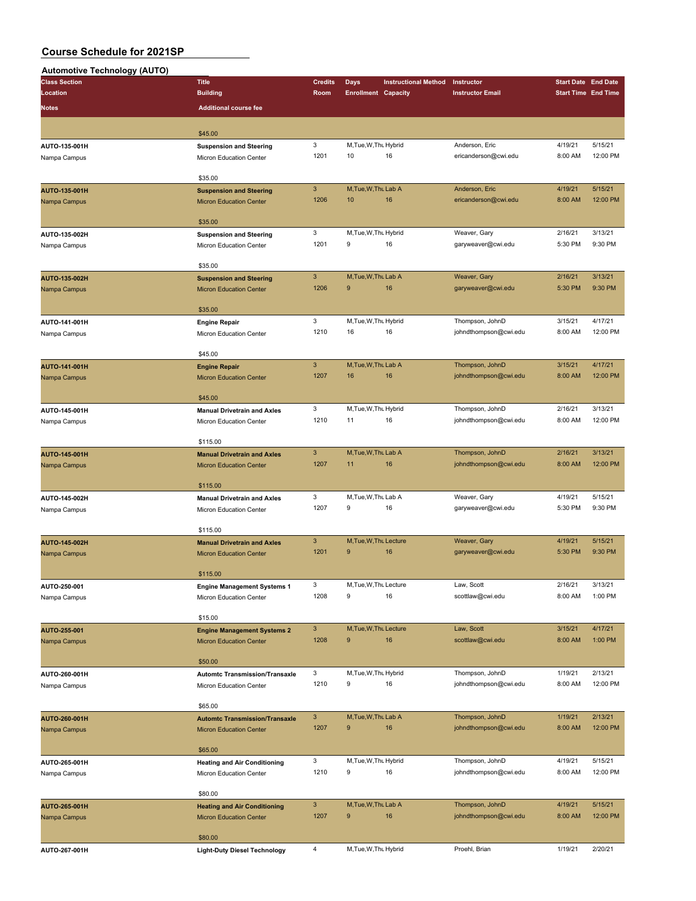# Course Schedule for 2021SP

## Automotive Technology (AUTO)

| Class Section / Location / Notes | Title / Building / Additional course fee | Credits / Room | Days / Enrollment | Instructional Method / Capacity | Instructor / Instructor Email | Start Date / Start Time | End Date / End Time |
|---|---|---|---|---|---|---|---|
| | $45.00 | | | | | | |
| AUTO-135-001H | Suspension and Steering | 3 | M,Tue,W,Thu | Hybrid | Anderson, Eric | 4/19/21 | 5/15/21 |
| Nampa Campus | Micron Education Center | 1201 | 10 | 16 | ericanderson@cwi.edu | 8:00 AM | 12:00 PM |
| | $35.00 | | | | | | |
| AUTO-135-001H | Suspension and Steering | 3 | M,Tue,W,Thu | Lab A | Anderson, Eric | 4/19/21 | 5/15/21 |
| Nampa Campus | Micron Education Center | 1206 | 10 | 16 | ericanderson@cwi.edu | 8:00 AM | 12:00 PM |
| | $35.00 | | | | | | |
| AUTO-135-002H | Suspension and Steering | 3 | M,Tue,W,Thu | Hybrid | Weaver, Gary | 2/16/21 | 3/13/21 |
| Nampa Campus | Micron Education Center | 1201 | 9 | 16 | garyweaver@cwi.edu | 5:30 PM | 9:30 PM |
| | $35.00 | | | | | | |
| AUTO-135-002H | Suspension and Steering | 3 | M,Tue,W,Thu | Lab A | Weaver, Gary | 2/16/21 | 3/13/21 |
| Nampa Campus | Micron Education Center | 1206 | 9 | 16 | garyweaver@cwi.edu | 5:30 PM | 9:30 PM |
| | $35.00 | | | | | | |
| AUTO-141-001H | Engine Repair | 3 | M,Tue,W,Thu | Hybrid | Thompson, JohnD | 3/15/21 | 4/17/21 |
| Nampa Campus | Micron Education Center | 1210 | 16 | 16 | johndthompson@cwi.edu | 8:00 AM | 12:00 PM |
| | $45.00 | | | | | | |
| AUTO-141-001H | Engine Repair | 3 | M,Tue,W,Thu | Lab A | Thompson, JohnD | 3/15/21 | 4/17/21 |
| Nampa Campus | Micron Education Center | 1207 | 16 | 16 | johndthompson@cwi.edu | 8:00 AM | 12:00 PM |
| | $45.00 | | | | | | |
| AUTO-145-001H | Manual Drivetrain and Axles | 3 | M,Tue,W,Thu | Hybrid | Thompson, JohnD | 2/16/21 | 3/13/21 |
| Nampa Campus | Micron Education Center | 1210 | 11 | 16 | johndthompson@cwi.edu | 8:00 AM | 12:00 PM |
| | $115.00 | | | | | | |
| AUTO-145-001H | Manual Drivetrain and Axles | 3 | M,Tue,W,Thu | Lab A | Thompson, JohnD | 2/16/21 | 3/13/21 |
| Nampa Campus | Micron Education Center | 1207 | 11 | 16 | johndthompson@cwi.edu | 8:00 AM | 12:00 PM |
| | $115.00 | | | | | | |
| AUTO-145-002H | Manual Drivetrain and Axles | 3 | M,Tue,W,Thu | Lab A | Weaver, Gary | 4/19/21 | 5/15/21 |
| Nampa Campus | Micron Education Center | 1207 | 9 | 16 | garyweaver@cwi.edu | 5:30 PM | 9:30 PM |
| | $115.00 | | | | | | |
| AUTO-145-002H | Manual Drivetrain and Axles | 3 | M,Tue,W,Thu | Lecture | Weaver, Gary | 4/19/21 | 5/15/21 |
| Nampa Campus | Micron Education Center | 1201 | 9 | 16 | garyweaver@cwi.edu | 5:30 PM | 9:30 PM |
| | $115.00 | | | | | | |
| AUTO-250-001 | Engine Management Systems 1 | 3 | M,Tue,W,Thu | Lecture | Law, Scott | 2/16/21 | 3/13/21 |
| Nampa Campus | Micron Education Center | 1208 | 9 | 16 | scottlaw@cwi.edu | 8:00 AM | 1:00 PM |
| | $15.00 | | | | | | |
| AUTO-255-001 | Engine Management Systems 2 | 3 | M,Tue,W,Thu | Lecture | Law, Scott | 3/15/21 | 4/17/21 |
| Nampa Campus | Micron Education Center | 1208 | 9 | 16 | scottlaw@cwi.edu | 8:00 AM | 1:00 PM |
| | $50.00 | | | | | | |
| AUTO-260-001H | Automtc Transmission/Transaxle | 3 | M,Tue,W,Thu | Hybrid | Thompson, JohnD | 1/19/21 | 2/13/21 |
| Nampa Campus | Micron Education Center | 1210 | 9 | 16 | johndthompson@cwi.edu | 8:00 AM | 12:00 PM |
| | $65.00 | | | | | | |
| AUTO-260-001H | Automtc Transmission/Transaxle | 3 | M,Tue,W,Thu | Lab A | Thompson, JohnD | 1/19/21 | 2/13/21 |
| Nampa Campus | Micron Education Center | 1207 | 9 | 16 | johndthompson@cwi.edu | 8:00 AM | 12:00 PM |
| | $65.00 | | | | | | |
| AUTO-265-001H | Heating and Air Conditioning | 3 | M,Tue,W,Thu | Hybrid | Thompson, JohnD | 4/19/21 | 5/15/21 |
| Nampa Campus | Micron Education Center | 1210 | 9 | 16 | johndthompson@cwi.edu | 8:00 AM | 12:00 PM |
| | $80.00 | | | | | | |
| AUTO-265-001H | Heating and Air Conditioning | 3 | M,Tue,W,Thu | Lab A | Thompson, JohnD | 4/19/21 | 5/15/21 |
| Nampa Campus | Micron Education Center | 1207 | 9 | 16 | johndthompson@cwi.edu | 8:00 AM | 12:00 PM |
| | $80.00 | | | | | | |
| AUTO-267-001H | Light-Duty Diesel Technology | 4 | M,Tue,W,Thu | Hybrid | Proehl, Brian | 1/19/21 | 2/20/21 |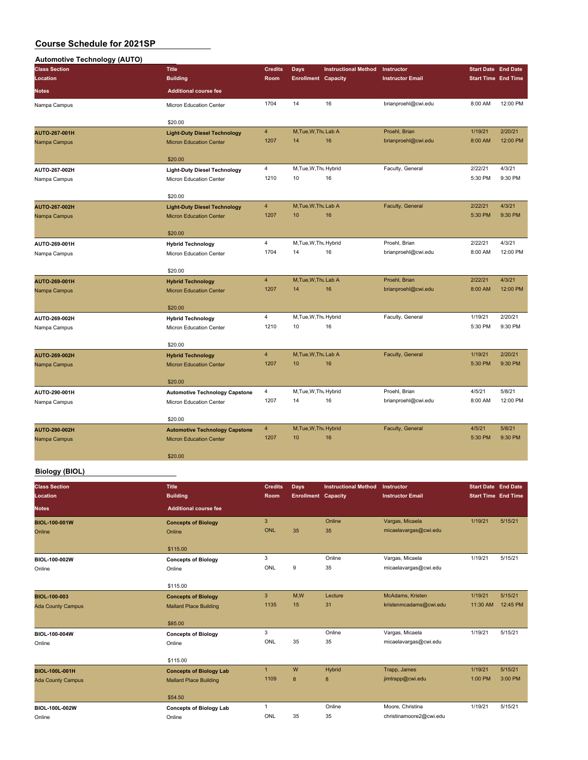# Course Schedule for 2021SP

## Automotive Technology (AUTO)

| Class Section / Location / Notes | Title / Building / Additional course fee | Credits / Room | Days / Enrollment | Instructional Method / Capacity | Instructor / Instructor Email | Start Date / Start Time | End Date / End Time |
|---|---|---|---|---|---|---|---|
| Nampa Campus | Micron Education Center | 1704 | 14 | 16 | brianproehl@cwi.edu | 8:00 AM | 12:00 PM |
| | $20.00 | | | | | | |
| AUTO-267-001H | Light-Duty Diesel Technology | 4 | M,Tue,W,Thu | Lab A | Proehl, Brian | 1/19/21 | 2/20/21 |
| Nampa Campus | Micron Education Center | 1207 | 14 | 16 | brianproehl@cwi.edu | 8:00 AM | 12:00 PM |
| | $20.00 | | | | | | |
| AUTO-267-002H | Light-Duty Diesel Technology | 4 | M,Tue,W,Thu | Hybrid | Faculty, General | 2/22/21 | 4/3/21 |
| Nampa Campus | Micron Education Center | 1210 | 10 | 16 | | 5:30 PM | 9:30 PM |
| | $20.00 | | | | | | |
| AUTO-267-002H | Light-Duty Diesel Technology | 4 | M,Tue,W,Thu | Lab A | Faculty, General | 2/22/21 | 4/3/21 |
| Nampa Campus | Micron Education Center | 1207 | 10 | 16 | | 5:30 PM | 9:30 PM |
| | $20.00 | | | | | | |
| AUTO-269-001H | Hybrid Technology | 4 | M,Tue,W,Thu | Hybrid | Proehl, Brian | 2/22/21 | 4/3/21 |
| Nampa Campus | Micron Education Center | 1704 | 14 | 16 | brianproehl@cwi.edu | 8:00 AM | 12:00 PM |
| | $20.00 | | | | | | |
| AUTO-269-001H | Hybrid Technology | 4 | M,Tue,W,Thu | Lab A | Proehl, Brian | 2/22/21 | 4/3/21 |
| Nampa Campus | Micron Education Center | 1207 | 14 | 16 | brianproehl@cwi.edu | 8:00 AM | 12:00 PM |
| | $20.00 | | | | | | |
| AUTO-269-002H | Hybrid Technology | 4 | M,Tue,W,Thu | Hybrid | Faculty, General | 1/19/21 | 2/20/21 |
| Nampa Campus | Micron Education Center | 1210 | 10 | 16 | | 5:30 PM | 9:30 PM |
| | $20.00 | | | | | | |
| AUTO-269-002H | Hybrid Technology | 4 | M,Tue,W,Thu | Lab A | Faculty, General | 1/19/21 | 2/20/21 |
| Nampa Campus | Micron Education Center | 1207 | 10 | 16 | | 5:30 PM | 9:30 PM |
| | $20.00 | | | | | | |
| AUTO-290-001H | Automotive Technology Capstone | 4 | M,Tue,W,Thu | Hybrid | Proehl, Brian | 4/5/21 | 5/8/21 |
| Nampa Campus | Micron Education Center | 1207 | 14 | 16 | brianproehl@cwi.edu | 8:00 AM | 12:00 PM |
| | $20.00 | | | | | | |
| AUTO-290-002H | Automotive Technology Capstone | 4 | M,Tue,W,Thu | Hybrid | Faculty, General | 4/5/21 | 5/8/21 |
| Nampa Campus | Micron Education Center | 1207 | 10 | 16 | | 5:30 PM | 9:30 PM |
| | $20.00 | | | | | | |

## Biology (BIOL)

| Class Section / Location / Notes | Title / Building / Additional course fee | Credits / Room | Days / Enrollment | Instructional Method / Capacity | Instructor / Instructor Email | Start Date / Start Time | End Date / End Time |
|---|---|---|---|---|---|---|---|
| BIOL-100-001W | Concepts of Biology | 3 | | Online | Vargas, Micaela | 1/19/21 | 5/15/21 |
| Online | Online | ONL | 35 | 35 | micaelavargas@cwi.edu | | |
| | $115.00 | | | | | | |
| BIOL-100-002W | Concepts of Biology | 3 | | Online | Vargas, Micaela | 1/19/21 | 5/15/21 |
| Online | Online | ONL | 9 | 35 | micaelavargas@cwi.edu | | |
| | $115.00 | | | | | | |
| BIOL-100-003 | Concepts of Biology | 3 | M,W | Lecture | McAdams, Kristen | 1/19/21 | 5/15/21 |
| Ada County Campus | Mallard Place Building | 1135 | 15 | 31 | kristenmcadams@cwi.edu | 11:30 AM | 12:45 PM |
| | $85.00 | | | | | | |
| BIOL-100-004W | Concepts of Biology | 3 | | Online | Vargas, Micaela | 1/19/21 | 5/15/21 |
| Online | Online | ONL | 35 | 35 | micaelavargas@cwi.edu | | |
| | $115.00 | | | | | | |
| BIOL-100L-001H | Concepts of Biology Lab | 1 | W | Hybrid | Trapp, James | 1/19/21 | 5/15/21 |
| Ada County Campus | Mallard Place Building | 1109 | 8 | 8 | jimtrapp@cwi.edu | 1:00 PM | 3:00 PM |
| | $54.50 | | | | | | |
| BIOL-100L-002W | Concepts of Biology Lab | 1 | | Online | Moore, Christina | 1/19/21 | 5/15/21 |
| Online | Online | ONL | 35 | 35 | christinamoore2@cwi.edu | | |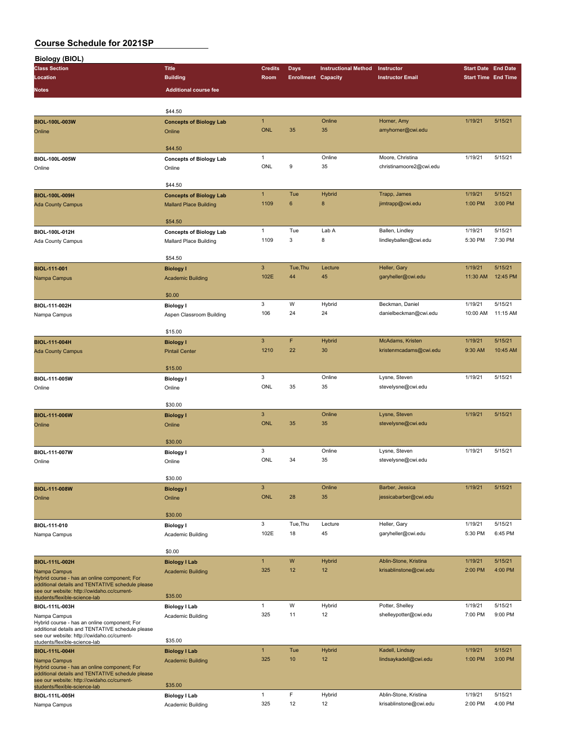# Course Schedule for 2021SP

## Biology (BIOL)

| Class Section / Location / Notes | Title / Building / Additional course fee | Credits / Room | Days / Enrollment | Instructional Method / Capacity | Instructor / Instructor Email | Start Date / Start Time | End Date / End Time |
|---|---|---|---|---|---|---|---|
| | $44.50 | | | | | | |
| BIOL-100L-003W | Concepts of Biology Lab | 1 | | Online | Horner, Amy | 1/19/21 | 5/15/21 |
| Online | Online | ONL | 35 | 35 | amyhorner@cwi.edu | | |
| | $44.50 | | | | | | |
| BIOL-100L-005W | Concepts of Biology Lab | 1 | | Online | Moore, Christina | 1/19/21 | 5/15/21 |
| Online | Online | ONL | 9 | 35 | christinamoore2@cwi.edu | | |
| | $44.50 | | | | | | |
| BIOL-100L-009H | Concepts of Biology Lab | 1 | Tue | Hybrid | Trapp, James | 1/19/21 | 5/15/21 |
| Ada County Campus | Mallard Place Building | 1109 | 6 | 8 | jimtrapp@cwi.edu | 1:00 PM | 3:00 PM |
| | $54.50 | | | | | | |
| BIOL-100L-012H | Concepts of Biology Lab | 1 | Tue | Lab A | Ballen, Lindley | 1/19/21 | 5/15/21 |
| Ada County Campus | Mallard Place Building | 1109 | 3 | 8 | lindleyballen@cwi.edu | 5:30 PM | 7:30 PM |
| | $54.50 | | | | | | |
| BIOL-111-001 | Biology I | 3 | Tue,Thu | Lecture | Heller, Gary | 1/19/21 | 5/15/21 |
| Nampa Campus | Academic Building | 102E | 44 | 45 | garyheller@cwi.edu | 11:30 AM | 12:45 PM |
| | $0.00 | | | | | | |
| BIOL-111-002H | Biology I | 3 | W | Hybrid | Beckman, Daniel | 1/19/21 | 5/15/21 |
| Nampa Campus | Aspen Classroom Building | 106 | 24 | 24 | danielbeckman@cwi.edu | 10:00 AM | 11:15 AM |
| | $15.00 | | | | | | |
| BIOL-111-004H | Biology I | 3 | F | Hybrid | McAdams, Kristen | 1/19/21 | 5/15/21 |
| Ada County Campus | Pintail Center | 1210 | 22 | 30 | kristenmcadams@cwi.edu | 9:30 AM | 10:45 AM |
| | $15.00 | | | | | | |
| BIOL-111-005W | Biology I | 3 | | Online | Lysne, Steven | 1/19/21 | 5/15/21 |
| Online | Online | ONL | 35 | 35 | stevelysne@cwi.edu | | |
| | $30.00 | | | | | | |
| BIOL-111-006W | Biology I | 3 | | Online | Lysne, Steven | 1/19/21 | 5/15/21 |
| Online | Online | ONL | 35 | 35 | stevelysne@cwi.edu | | |
| | $30.00 | | | | | | |
| BIOL-111-007W | Biology I | 3 | | Online | Lysne, Steven | 1/19/21 | 5/15/21 |
| Online | Online | ONL | 34 | 35 | stevelysne@cwi.edu | | |
| | $30.00 | | | | | | |
| BIOL-111-008W | Biology I | 3 | | Online | Barber, Jessica | 1/19/21 | 5/15/21 |
| Online | Online | ONL | 28 | 35 | jessicabarber@cwi.edu | | |
| | $30.00 | | | | | | |
| BIOL-111-010 | Biology I | 3 | Tue,Thu | Lecture | Heller, Gary | 1/19/21 | 5/15/21 |
| Nampa Campus | Academic Building | 102E | 18 | 45 | garyheller@cwi.edu | 5:30 PM | 6:45 PM |
| | $0.00 | | | | | | |
| BIOL-111L-002H | Biology I Lab | 1 | W | Hybrid | Ablin-Stone, Kristina | 1/19/21 | 5/15/21 |
| Nampa Campus | Academic Building | 325 | 12 | 12 | krisablinstone@cwi.edu | 2:00 PM | 4:00 PM |
| Hybrid course - has an online component; For additional details and TENTATIVE schedule please see our website: http://cwidaho.cc/current-students/flexible-science-lab | $35.00 | | | | | | |
| BIOL-111L-003H | Biology I Lab | 1 | W | Hybrid | Potter, Shelley | 1/19/21 | 5/15/21 |
| Nampa Campus | Academic Building | 325 | 11 | 12 | shelleypotter@cwi.edu | 7:00 PM | 9:00 PM |
| Hybrid course - has an online component; For additional details and TENTATIVE schedule please see our website: http://cwidaho.cc/current-students/flexible-science-lab | $35.00 | | | | | | |
| BIOL-111L-004H | Biology I Lab | 1 | Tue | Hybrid | Kadell, Lindsay | 1/19/21 | 5/15/21 |
| Nampa Campus | Academic Building | 325 | 10 | 12 | lindsaykadell@cwi.edu | 1:00 PM | 3:00 PM |
| Hybrid course - has an online component; For additional details and TENTATIVE schedule please see our website: http://cwidaho.cc/current-students/flexible-science-lab | $35.00 | | | | | | |
| BIOL-111L-005H | Biology I Lab | 1 | F | Hybrid | Ablin-Stone, Kristina | 1/19/21 | 5/15/21 |
| Nampa Campus | Academic Building | 325 | 12 | 12 | krisablinstone@cwi.edu | 2:00 PM | 4:00 PM |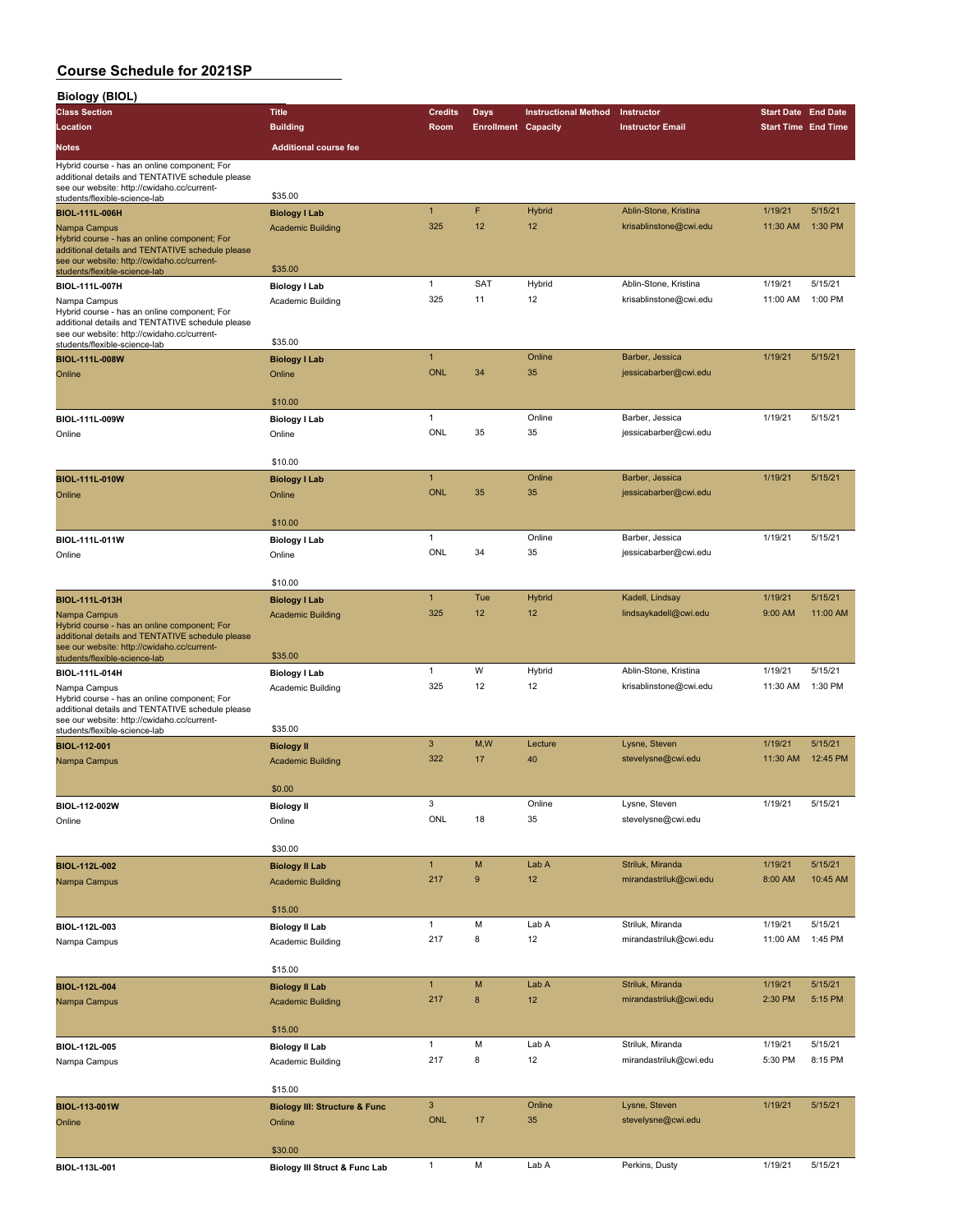# Course Schedule for 2021SP

## Biology (BIOL)

| Class Section / Location / Notes | Title / Building / Additional course fee | Credits / Room | Days / Enrollment | Instructional Method / Capacity | Instructor / Instructor Email | Start Date / Start Time | End Date / End Time |
|---|---|---|---|---|---|---|---|
| Hybrid course - has an online component; For additional details and TENTATIVE schedule please see our website: http://cwidaho.cc/current-students/flexible-science-lab | $35.00 | | | | | | |
| **BIOL-111L-006H** | **Biology I Lab** | 1 | F | Hybrid | Ablin-Stone, Kristina | 1/19/21 | 5/15/21 |
| Nampa Campus | Academic Building | 325 | 12 | 12 | krisablinstone@cwi.edu | 11:30 AM | 1:30 PM |
| Hybrid course - has an online component; For additional details and TENTATIVE schedule please see our website: http://cwidaho.cc/current-students/flexible-science-lab | $35.00 | | | | | | |
| **BIOL-111L-007H** | **Biology I Lab** | 1 | SAT | Hybrid | Ablin-Stone, Kristina | 1/19/21 | 5/15/21 |
| Nampa Campus | Academic Building | 325 | 11 | 12 | krisablinstone@cwi.edu | 11:00 AM | 1:00 PM |
| Hybrid course - has an online component; For additional details and TENTATIVE schedule please see our website: http://cwidaho.cc/current-students/flexible-science-lab | $35.00 | | | | | | |
| **BIOL-111L-008W** | **Biology I Lab** | 1 | | Online | Barber, Jessica | 1/19/21 | 5/15/21 |
| Online | Online | ONL | 34 | 35 | jessicabarber@cwi.edu | | |
| | $10.00 | | | | | | |
| **BIOL-111L-009W** | **Biology I Lab** | 1 | | Online | Barber, Jessica | 1/19/21 | 5/15/21 |
| Online | Online | ONL | 35 | 35 | jessicabarber@cwi.edu | | |
| | $10.00 | | | | | | |
| **BIOL-111L-010W** | **Biology I Lab** | 1 | | Online | Barber, Jessica | 1/19/21 | 5/15/21 |
| Online | Online | ONL | 35 | 35 | jessicabarber@cwi.edu | | |
| | $10.00 | | | | | | |
| **BIOL-111L-011W** | **Biology I Lab** | 1 | | Online | Barber, Jessica | 1/19/21 | 5/15/21 |
| Online | Online | ONL | 34 | 35 | jessicabarber@cwi.edu | | |
| | $10.00 | | | | | | |
| **BIOL-111L-013H** | **Biology I Lab** | 1 | Tue | Hybrid | Kadell, Lindsay | 1/19/21 | 5/15/21 |
| Nampa Campus | Academic Building | 325 | 12 | 12 | lindsaykadell@cwi.edu | 9:00 AM | 11:00 AM |
| Hybrid course - has an online component; For additional details and TENTATIVE schedule please see our website: http://cwidaho.cc/current-students/flexible-science-lab | $35.00 | | | | | | |
| **BIOL-111L-014H** | **Biology I Lab** | 1 | W | Hybrid | Ablin-Stone, Kristina | 1/19/21 | 5/15/21 |
| Nampa Campus | Academic Building | 325 | 12 | 12 | krisablinstone@cwi.edu | 11:30 AM | 1:30 PM |
| Hybrid course - has an online component; For additional details and TENTATIVE schedule please see our website: http://cwidaho.cc/current-students/flexible-science-lab | $35.00 | | | | | | |
| **BIOL-112-001** | **Biology II** | 3 | M,W | Lecture | Lysne, Steven | 1/19/21 | 5/15/21 |
| Nampa Campus | Academic Building | 322 | 17 | 40 | stevelysne@cwi.edu | 11:30 AM | 12:45 PM |
| | $0.00 | | | | | | |
| **BIOL-112-002W** | **Biology II** | 3 | | Online | Lysne, Steven | 1/19/21 | 5/15/21 |
| Online | Online | ONL | 18 | 35 | stevelysne@cwi.edu | | |
| | $30.00 | | | | | | |
| **BIOL-112L-002** | **Biology II Lab** | 1 | M | Lab A | Striluk, Miranda | 1/19/21 | 5/15/21 |
| Nampa Campus | Academic Building | 217 | 9 | 12 | mirandastriluk@cwi.edu | 8:00 AM | 10:45 AM |
| | $15.00 | | | | | | |
| **BIOL-112L-003** | **Biology II Lab** | 1 | M | Lab A | Striluk, Miranda | 1/19/21 | 5/15/21 |
| Nampa Campus | Academic Building | 217 | 8 | 12 | mirandastriluk@cwi.edu | 11:00 AM | 1:45 PM |
| | $15.00 | | | | | | |
| **BIOL-112L-004** | **Biology II Lab** | 1 | M | Lab A | Striluk, Miranda | 1/19/21 | 5/15/21 |
| Nampa Campus | Academic Building | 217 | 8 | 12 | mirandastriluk@cwi.edu | 2:30 PM | 5:15 PM |
| | $15.00 | | | | | | |
| **BIOL-112L-005** | **Biology II Lab** | 1 | M | Lab A | Striluk, Miranda | 1/19/21 | 5/15/21 |
| Nampa Campus | Academic Building | 217 | 8 | 12 | mirandastriluk@cwi.edu | 5:30 PM | 8:15 PM |
| | $15.00 | | | | | | |
| **BIOL-113-001W** | **Biology III: Structure & Func** | 3 | | Online | Lysne, Steven | 1/19/21 | 5/15/21 |
| Online | Online | ONL | 17 | 35 | stevelysne@cwi.edu | | |
| | $30.00 | | | | | | |
| **BIOL-113L-001** | **Biology III Struct & Func Lab** | 1 | M | Lab A | Perkins, Dusty | 1/19/21 | 5/15/21 |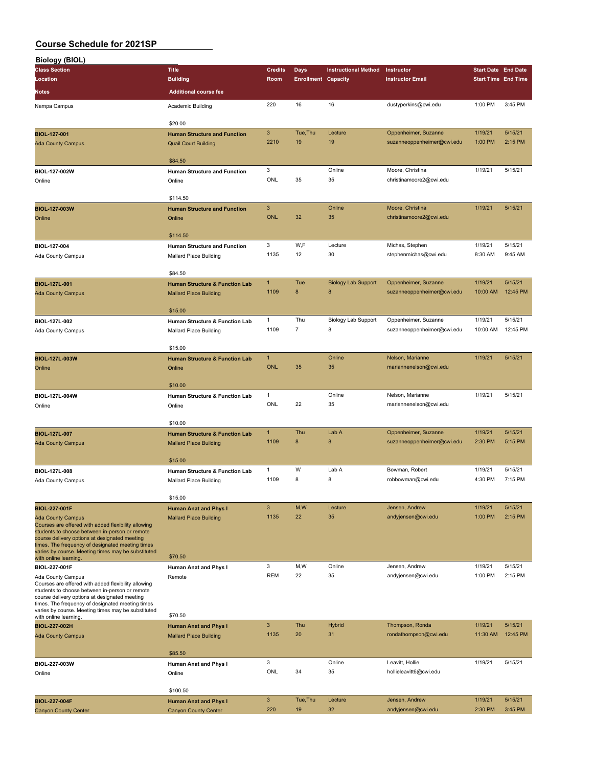# Course Schedule for 2021SP

## Biology (BIOL)

| Class Section / Location / Notes | Title / Building / Additional course fee | Credits / Room | Days / Enrollment | Instructional Method / Capacity | Instructor / Instructor Email | Start Date / Start Time | End Date / End Time |
|---|---|---|---|---|---|---|---|
| Nampa Campus | Academic Building<br>$20.00 | 220 | 16 | 16 | dustyperkins@cwi.edu | 1:00 PM | 3:45 PM |
| **BIOL-127-001**<br>Ada County Campus | **Human Structure and Function**<br>Quail Court Building<br>$84.50 | 3<br>2210 | Tue,Thu<br>19 | Lecture<br>19 | Oppenheimer, Suzanne<br>suzanneoppenheimer@cwi.edu | 1/19/21<br>1:00 PM | 5/15/21<br>2:15 PM |
| **BIOL-127-002W**<br>Online | **Human Structure and Function**<br>Online<br>$114.50 | 3<br>ONL | <br>35 | Online<br>35 | Moore, Christina<br>christinamoore2@cwi.edu | 1/19/21 | 5/15/21 |
| **BIOL-127-003W**<br>Online | **Human Structure and Function**<br>Online<br>$114.50 | 3<br>ONL | <br>32 | Online<br>35 | Moore, Christina<br>christinamoore2@cwi.edu | 1/19/21 | 5/15/21 |
| **BIOL-127-004**<br>Ada County Campus | **Human Structure and Function**<br>Mallard Place Building<br>$84.50 | 3<br>1135 | W,F<br>12 | Lecture<br>30 | Michas, Stephen<br>stephenmichas@cwi.edu | 1/19/21<br>8:30 AM | 5/15/21<br>9:45 AM |
| **BIOL-127L-001**<br>Ada County Campus | **Human Structure & Function Lab**<br>Mallard Place Building<br>$15.00 | 1<br>1109 | Tue<br>8 | Biology Lab Support<br>8 | Oppenheimer, Suzanne<br>suzanneoppenheimer@cwi.edu | 1/19/21<br>10:00 AM | 5/15/21<br>12:45 PM |
| **BIOL-127L-002**<br>Ada County Campus | **Human Structure & Function Lab**<br>Mallard Place Building<br>$15.00 | 1<br>1109 | Thu<br>7 | Biology Lab Support<br>8 | Oppenheimer, Suzanne<br>suzanneoppenheimer@cwi.edu | 1/19/21<br>10:00 AM | 5/15/21<br>12:45 PM |
| **BIOL-127L-003W**<br>Online | **Human Structure & Function Lab**<br>Online<br>$10.00 | 1<br>ONL | <br>35 | Online<br>35 | Nelson, Marianne<br>mariannenelson@cwi.edu | 1/19/21 | 5/15/21 |
| **BIOL-127L-004W**<br>Online | **Human Structure & Function Lab**<br>Online<br>$10.00 | 1<br>ONL | <br>22 | Online<br>35 | Nelson, Marianne<br>mariannenelson@cwi.edu | 1/19/21 | 5/15/21 |
| **BIOL-127L-007**<br>Ada County Campus | **Human Structure & Function Lab**<br>Mallard Place Building<br>$15.00 | 1<br>1109 | Thu<br>8 | Lab A<br>8 | Oppenheimer, Suzanne<br>suzanneoppenheimer@cwi.edu | 1/19/21<br>2:30 PM | 5/15/21<br>5:15 PM |
| **BIOL-127L-008**<br>Ada County Campus | **Human Structure & Function Lab**<br>Mallard Place Building<br>$15.00 | 1<br>1109 | W<br>8 | Lab A<br>8 | Bowman, Robert<br>robbowman@cwi.edu | 1/19/21<br>4:30 PM | 5/15/21<br>7:15 PM |
| **BIOL-227-001F**<br>Ada County Campus<br>Courses are offered with added flexibility allowing students to choose between in-person or remote course delivery options at designated meeting times. The frequency of designated meeting times varies by course. Meeting times may be substituted with online learning. | **Human Anat and Phys I**<br>Mallard Place Building<br>$70.50 | 3<br>1135 | M,W<br>22 | Lecture<br>35 | Jensen, Andrew<br>andyjensen@cwi.edu | 1/19/21<br>1:00 PM | 5/15/21<br>2:15 PM |
| **BIOL-227-001F**<br>Ada County Campus<br>Courses are offered with added flexibility allowing students to choose between in-person or remote course delivery options at designated meeting times. The frequency of designated meeting times varies by course. Meeting times may be substituted with online learning. | **Human Anat and Phys I**<br>Remote<br>$70.50 | 3<br>REM | M,W<br>22 | Online<br>35 | Jensen, Andrew<br>andyjensen@cwi.edu | 1/19/21<br>1:00 PM | 5/15/21<br>2:15 PM |
| **BIOL-227-002H**<br>Ada County Campus | **Human Anat and Phys I**<br>Mallard Place Building<br>$85.50 | 3<br>1135 | Thu<br>20 | Hybrid<br>31 | Thompson, Ronda<br>rondathompson@cwi.edu | 1/19/21<br>11:30 AM | 5/15/21<br>12:45 PM |
| **BIOL-227-003W**<br>Online | **Human Anat and Phys I**<br>Online<br>$100.50 | 3<br>ONL | <br>34 | Online<br>35 | Leavitt, Hollie<br>hollieleavitt6@cwi.edu | 1/19/21 | 5/15/21 |
| **BIOL-227-004F**<br>Canyon County Center | **Human Anat and Phys I**<br>Canyon County Center | 3<br>220 | Tue,Thu<br>19 | Lecture<br>32 | Jensen, Andrew<br>andyjensen@cwi.edu | 1/19/21<br>2:30 PM | 5/15/21<br>3:45 PM |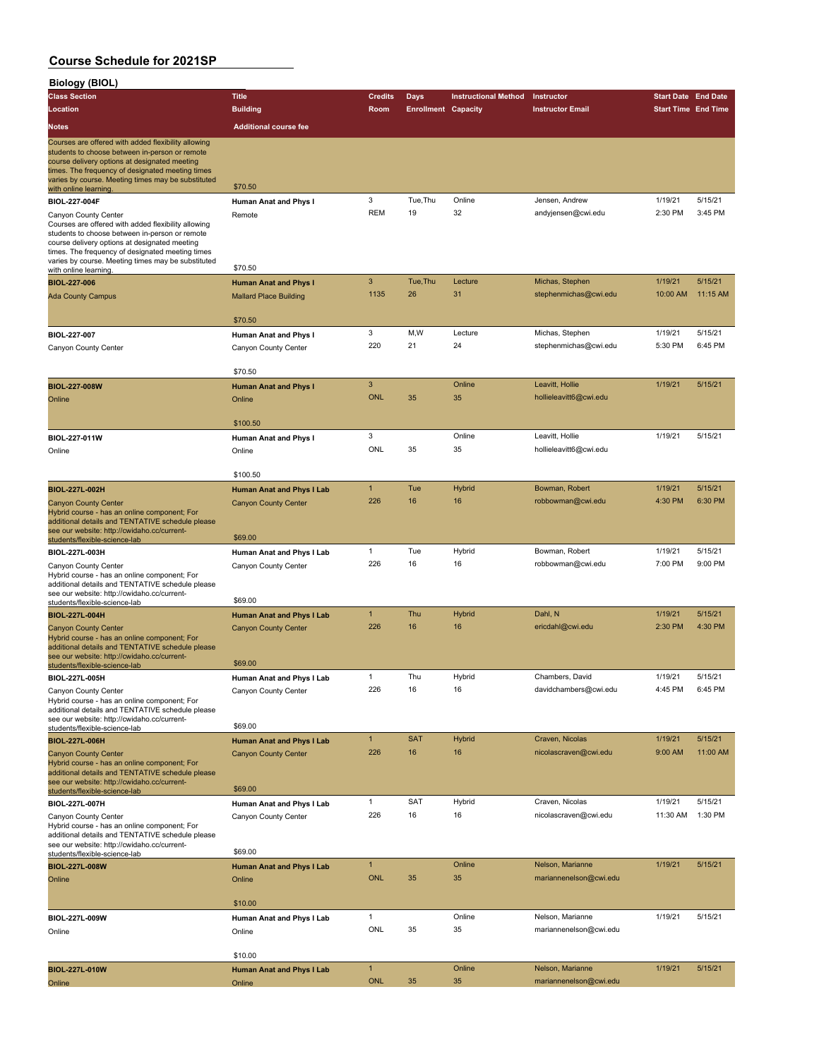# Course Schedule for 2021SP

## Biology (BIOL)

| Class Section / Location / Notes | Title / Building / Additional course fee | Credits / Room | Days / Enrollment | Instructional Method / Capacity | Instructor / Instructor Email | Start Date / Start Time | End Date / End Time |
|---|---|---|---|---|---|---|---|
| Courses are offered with added flexibility allowing students to choose between in-person or remote course delivery options at designated meeting times. The frequency of designated meeting times varies by course. Meeting times may be substituted with online learning. | $70.50 | | | | | | |
| **BIOL-227-004F** | **Human Anat and Phys I** | 3 | Tue,Thu | Online | Jensen, Andrew | 1/19/21 | 5/15/21 |
| Canyon County Center | Remote | REM | 19 | 32 | andyjensen@cwi.edu | 2:30 PM | 3:45 PM |
| Courses are offered with added flexibility allowing students to choose between in-person or remote course delivery options at designated meeting times. The frequency of designated meeting times varies by course. Meeting times may be substituted with online learning. | $70.50 | | | | | | |
| **BIOL-227-006** | **Human Anat and Phys I** | 3 | Tue,Thu | Lecture | Michas, Stephen | 1/19/21 | 5/15/21 |
| Ada County Campus | Mallard Place Building | 1135 | 26 | 31 | stephenmichas@cwi.edu | 10:00 AM | 11:15 AM |
| | $70.50 | | | | | | |
| **BIOL-227-007** | **Human Anat and Phys I** | 3 | M,W | Lecture | Michas, Stephen | 1/19/21 | 5/15/21 |
| Canyon County Center | Canyon County Center | 220 | 21 | 24 | stephenmichas@cwi.edu | 5:30 PM | 6:45 PM |
| | $70.50 | | | | | | |
| **BIOL-227-008W** | **Human Anat and Phys I** | 3 | | Online | Leavitt, Hollie | 1/19/21 | 5/15/21 |
| Online | Online | ONL | 35 | 35 | hollieleavitt6@cwi.edu | | |
| | $100.50 | | | | | | |
| **BIOL-227-011W** | **Human Anat and Phys I** | 3 | | Online | Leavitt, Hollie | 1/19/21 | 5/15/21 |
| Online | Online | ONL | 35 | 35 | hollieleavitt6@cwi.edu | | |
| | $100.50 | | | | | | |
| **BIOL-227L-002H** | **Human Anat and Phys I Lab** | 1 | Tue | Hybrid | Bowman, Robert | 1/19/21 | 5/15/21 |
| Canyon County Center | Canyon County Center | 226 | 16 | 16 | robbowman@cwi.edu | 4:30 PM | 6:30 PM |
| Hybrid course - has an online component; For additional details and TENTATIVE schedule please see our website: http://cwidaho.cc/current-students/flexible-science-lab | $69.00 | | | | | | |
| **BIOL-227L-003H** | **Human Anat and Phys I Lab** | 1 | Tue | Hybrid | Bowman, Robert | 1/19/21 | 5/15/21 |
| Canyon County Center | Canyon County Center | 226 | 16 | 16 | robbowman@cwi.edu | 7:00 PM | 9:00 PM |
| Hybrid course - has an online component; For additional details and TENTATIVE schedule please see our website: http://cwidaho.cc/current-students/flexible-science-lab | $69.00 | | | | | | |
| **BIOL-227L-004H** | **Human Anat and Phys I Lab** | 1 | Thu | Hybrid | Dahl, N | 1/19/21 | 5/15/21 |
| Canyon County Center | Canyon County Center | 226 | 16 | 16 | ericdahl@cwi.edu | 2:30 PM | 4:30 PM |
| Hybrid course - has an online component; For additional details and TENTATIVE schedule please see our website: http://cwidaho.cc/current-students/flexible-science-lab | $69.00 | | | | | | |
| **BIOL-227L-005H** | **Human Anat and Phys I Lab** | 1 | Thu | Hybrid | Chambers, David | 1/19/21 | 5/15/21 |
| Canyon County Center | Canyon County Center | 226 | 16 | 16 | davidchambers@cwi.edu | 4:45 PM | 6:45 PM |
| Hybrid course - has an online component; For additional details and TENTATIVE schedule please see our website: http://cwidaho.cc/current-students/flexible-science-lab | $69.00 | | | | | | |
| **BIOL-227L-006H** | **Human Anat and Phys I Lab** | 1 | SAT | Hybrid | Craven, Nicolas | 1/19/21 | 5/15/21 |
| Canyon County Center | Canyon County Center | 226 | 16 | 16 | nicolascraven@cwi.edu | 9:00 AM | 11:00 AM |
| Hybrid course - has an online component; For additional details and TENTATIVE schedule please see our website: http://cwidaho.cc/current-students/flexible-science-lab | $69.00 | | | | | | |
| **BIOL-227L-007H** | **Human Anat and Phys I Lab** | 1 | SAT | Hybrid | Craven, Nicolas | 1/19/21 | 5/15/21 |
| Canyon County Center | Canyon County Center | 226 | 16 | 16 | nicolascraven@cwi.edu | 11:30 AM | 1:30 PM |
| Hybrid course - has an online component; For additional details and TENTATIVE schedule please see our website: http://cwidaho.cc/current-students/flexible-science-lab | $69.00 | | | | | | |
| **BIOL-227L-008W** | **Human Anat and Phys I Lab** | 1 | | Online | Nelson, Marianne | 1/19/21 | 5/15/21 |
| Online | Online | ONL | 35 | 35 | mariannenelson@cwi.edu | | |
| | $10.00 | | | | | | |
| **BIOL-227L-009W** | **Human Anat and Phys I Lab** | 1 | | Online | Nelson, Marianne | 1/19/21 | 5/15/21 |
| Online | Online | ONL | 35 | 35 | mariannenelson@cwi.edu | | |
| | $10.00 | | | | | | |
| **BIOL-227L-010W** | **Human Anat and Phys I Lab** | 1 | | Online | Nelson, Marianne | 1/19/21 | 5/15/21 |
| Online | Online | ONL | 35 | 35 | mariannenelson@cwi.edu | | |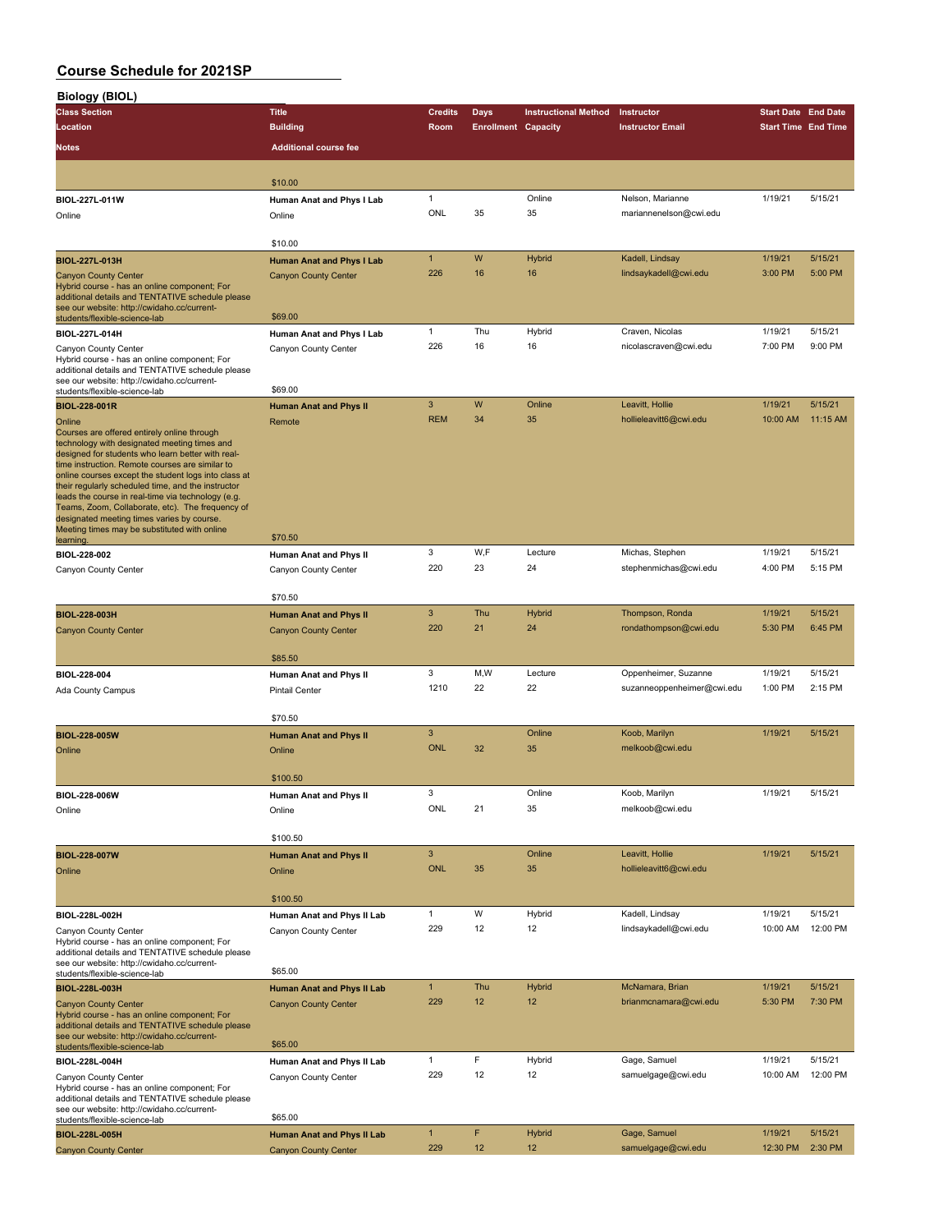# Course Schedule for 2021SP

## Biology (BIOL)

| Class Section / Location / Notes | Title / Building / Additional course fee | Credits / Room | Days / Enrollment | Instructional Method / Capacity | Instructor / Instructor Email | Start Date / Start Time | End Date / End Time |
|---|---|---|---|---|---|---|---|
| | $10.00 | | | | | | |
| BIOL-227L-011W<br>Online | Human Anat and Phys I Lab<br>Online<br>$10.00 | 1<br>ONL | <br>35 | Online<br>35 | Nelson, Marianne<br>mariannenelson@cwi.edu | 1/19/21 | 5/15/21 |
| BIOL-227L-013H<br>Canyon County Center<br>Hybrid course - has an online component; For additional details and TENTATIVE schedule please see our website: http://cwidaho.cc/current-students/flexible-science-lab | Human Anat and Phys I Lab<br>Canyon County Center<br>$69.00 | 1<br>226 | W<br>16 | Hybrid<br>16 | Kadell, Lindsay<br>lindsaykadell@cwi.edu | 1/19/21<br>3:00 PM | 5/15/21<br>5:00 PM |
| BIOL-227L-014H<br>Canyon County Center<br>Hybrid course - has an online component; For additional details and TENTATIVE schedule please see our website: http://cwidaho.cc/current-students/flexible-science-lab | Human Anat and Phys I Lab<br>Canyon County Center<br>$69.00 | 1<br>226 | Thu<br>16 | Hybrid<br>16 | Craven, Nicolas<br>nicolascraven@cwi.edu | 1/19/21<br>7:00 PM | 5/15/21<br>9:00 PM |
| BIOL-228-001R<br>Online<br>Courses are offered entirely online through technology with designated meeting times and designed for students who learn better with real-time instruction. Remote courses are similar to online courses except the student logs into class at their regularly scheduled time, and the instructor leads the course in real-time via technology (e.g. Teams, Zoom, Collaborate, etc). The frequency of designated meeting times varies by course. Meeting times may be substituted with online learning. | Human Anat and Phys II<br>Remote<br>$70.50 | 3<br>REM | W<br>34 | Online<br>35 | Leavitt, Hollie<br>hollieleavitt6@cwi.edu | 1/19/21<br>10:00 AM | 5/15/21<br>11:15 AM |
| BIOL-228-002<br>Canyon County Center | Human Anat and Phys II<br>Canyon County Center<br>$70.50 | 3<br>220 | W,F<br>23 | Lecture<br>24 | Michas, Stephen<br>stephenmichas@cwi.edu | 1/19/21<br>4:00 PM | 5/15/21<br>5:15 PM |
| BIOL-228-003H<br>Canyon County Center | Human Anat and Phys II<br>Canyon County Center<br>$85.50 | 3<br>220 | Thu<br>21 | Hybrid<br>24 | Thompson, Ronda<br>rondathompson@cwi.edu | 1/19/21<br>5:30 PM | 5/15/21<br>6:45 PM |
| BIOL-228-004<br>Ada County Campus | Human Anat and Phys II<br>Pintail Center<br>$70.50 | 3<br>1210 | M,W<br>22 | Lecture<br>22 | Oppenheimer, Suzanne<br>suzanneoppenheimer@cwi.edu | 1/19/21<br>1:00 PM | 5/15/21<br>2:15 PM |
| BIOL-228-005W<br>Online | Human Anat and Phys II<br>Online<br>$100.50 | 3<br>ONL | <br>32 | Online<br>35 | Koob, Marilyn<br>melkoob@cwi.edu | 1/19/21 | 5/15/21 |
| BIOL-228-006W<br>Online | Human Anat and Phys II<br>Online<br>$100.50 | 3<br>ONL | <br>21 | Online<br>35 | Koob, Marilyn<br>melkoob@cwi.edu | 1/19/21 | 5/15/21 |
| BIOL-228-007W<br>Online | Human Anat and Phys II<br>Online<br>$100.50 | 3<br>ONL | <br>35 | Online<br>35 | Leavitt, Hollie<br>hollieleavitt6@cwi.edu | 1/19/21 | 5/15/21 |
| BIOL-228L-002H<br>Canyon County Center<br>Hybrid course - has an online component; For additional details and TENTATIVE schedule please see our website: http://cwidaho.cc/current-students/flexible-science-lab | Human Anat and Phys II Lab<br>Canyon County Center<br>$65.00 | 1<br>229 | W<br>12 | Hybrid<br>12 | Kadell, Lindsay<br>lindsaykadell@cwi.edu | 1/19/21<br>10:00 AM | 5/15/21<br>12:00 PM |
| BIOL-228L-003H<br>Canyon County Center<br>Hybrid course - has an online component; For additional details and TENTATIVE schedule please see our website: http://cwidaho.cc/current-students/flexible-science-lab | Human Anat and Phys II Lab<br>Canyon County Center<br>$65.00 | 1<br>229 | Thu<br>12 | Hybrid<br>12 | McNamara, Brian<br>brianmcnamara@cwi.edu | 1/19/21<br>5:30 PM | 5/15/21<br>7:30 PM |
| BIOL-228L-004H<br>Canyon County Center<br>Hybrid course - has an online component; For additional details and TENTATIVE schedule please see our website: http://cwidaho.cc/current-students/flexible-science-lab | Human Anat and Phys II Lab<br>Canyon County Center<br>$65.00 | 1<br>229 | F<br>12 | Hybrid<br>12 | Gage, Samuel<br>samuelgage@cwi.edu | 1/19/21<br>10:00 AM | 5/15/21<br>12:00 PM |
| BIOL-228L-005H<br>Canyon County Center | Human Anat and Phys II Lab<br>Canyon County Center | 1<br>229 | F<br>12 | Hybrid<br>12 | Gage, Samuel<br>samuelgage@cwi.edu | 1/19/21<br>12:30 PM | 5/15/21<br>2:30 PM |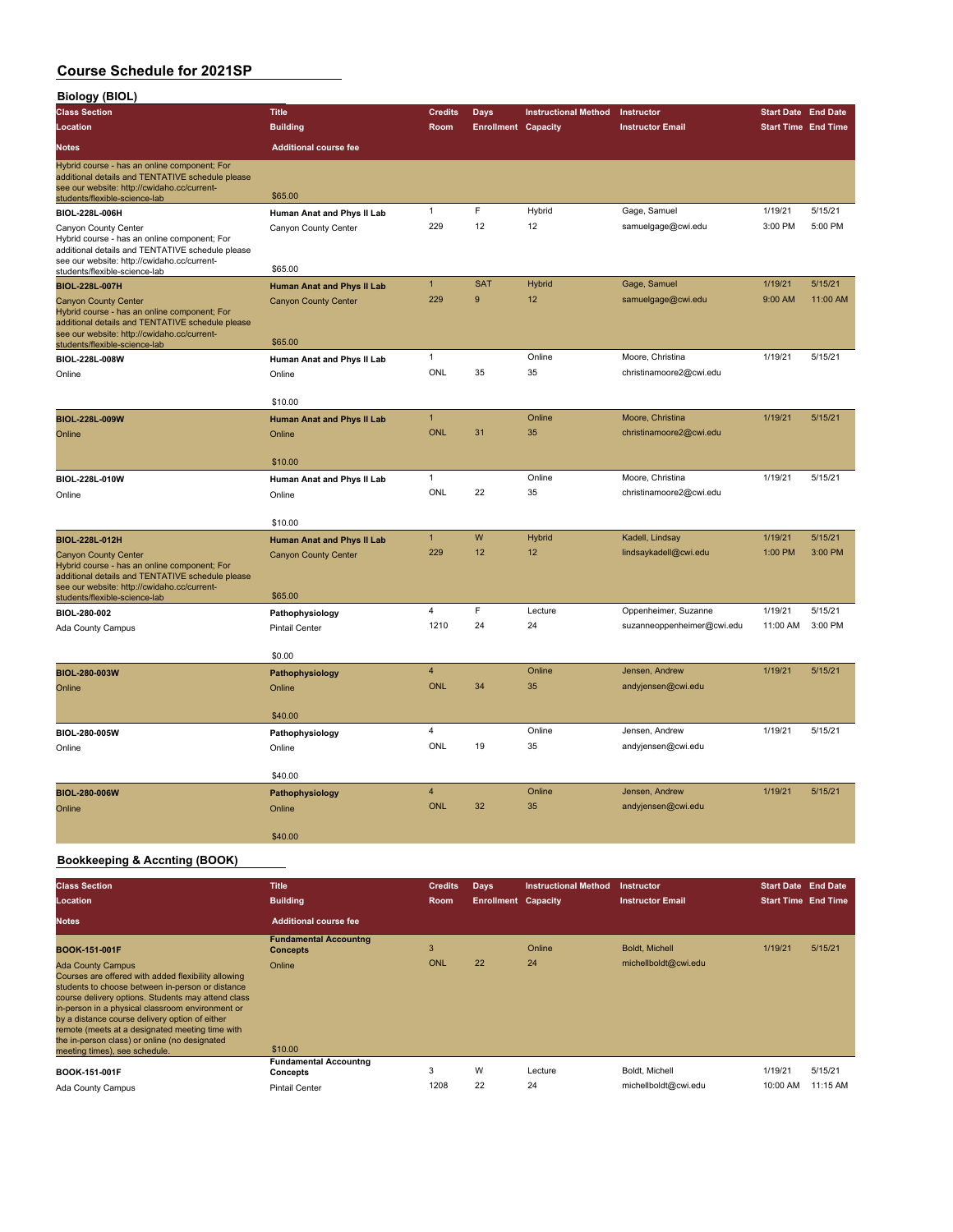# Course Schedule for 2021SP

## Biology (BIOL)

| Class Section / Location / Notes | Title / Building / Additional course fee | Credits / Room | Days / Enrollment | Instructional Method / Capacity | Instructor / Instructor Email | Start Date / Start Time | End Date / End Time |
|---|---|---|---|---|---|---|---|
| Hybrid course - has an online component; For additional details and TENTATIVE schedule please see our website: http://cwidaho.cc/current-students/flexible-science-lab | $65.00 | | | | | | |
| **BIOL-228L-006H** | **Human Anat and Phys II Lab** | 1 | F | Hybrid | Gage, Samuel | 1/19/21 | 5/15/21 |
| Canyon County Center | Canyon County Center | 229 | 12 | 12 | samuelgage@cwi.edu | 3:00 PM | 5:00 PM |
| Hybrid course - has an online component; For additional details and TENTATIVE schedule please see our website: http://cwidaho.cc/current-students/flexible-science-lab | $65.00 | | | | | | |
| **BIOL-228L-007H** | **Human Anat and Phys II Lab** | 1 | SAT | Hybrid | Gage, Samuel | 1/19/21 | 5/15/21 |
| Canyon County Center | Canyon County Center | 229 | 9 | 12 | samuelgage@cwi.edu | 9:00 AM | 11:00 AM |
| Hybrid course - has an online component; For additional details and TENTATIVE schedule please see our website: http://cwidaho.cc/current-students/flexible-science-lab | $65.00 | | | | | | |
| **BIOL-228L-008W** | **Human Anat and Phys II Lab** | 1 | | Online | Moore, Christina | 1/19/21 | 5/15/21 |
| Online | Online | ONL | 35 | 35 | christinamoore2@cwi.edu | | |
| | $10.00 | | | | | | |
| **BIOL-228L-009W** | **Human Anat and Phys II Lab** | 1 | | Online | Moore, Christina | 1/19/21 | 5/15/21 |
| Online | Online | ONL | 31 | 35 | christinamoore2@cwi.edu | | |
| | $10.00 | | | | | | |
| **BIOL-228L-010W** | **Human Anat and Phys II Lab** | 1 | | Online | Moore, Christina | 1/19/21 | 5/15/21 |
| Online | Online | ONL | 22 | 35 | christinamoore2@cwi.edu | | |
| | $10.00 | | | | | | |
| **BIOL-228L-012H** | **Human Anat and Phys II Lab** | 1 | W | Hybrid | Kadell, Lindsay | 1/19/21 | 5/15/21 |
| Canyon County Center | Canyon County Center | 229 | 12 | 12 | lindsaykadell@cwi.edu | 1:00 PM | 3:00 PM |
| Hybrid course - has an online component; For additional details and TENTATIVE schedule please see our website: http://cwidaho.cc/current-students/flexible-science-lab | $65.00 | | | | | | |
| **BIOL-280-002** | **Pathophysiology** | 4 | F | Lecture | Oppenheimer, Suzanne | 1/19/21 | 5/15/21 |
| Ada County Campus | Pintail Center | 1210 | 24 | 24 | suzanneoppenheimer@cwi.edu | 11:00 AM | 3:00 PM |
| | $0.00 | | | | | | |
| **BIOL-280-003W** | **Pathophysiology** | 4 | | Online | Jensen, Andrew | 1/19/21 | 5/15/21 |
| Online | Online | ONL | 34 | 35 | andyjensen@cwi.edu | | |
| | $40.00 | | | | | | |
| **BIOL-280-005W** | **Pathophysiology** | 4 | | Online | Jensen, Andrew | 1/19/21 | 5/15/21 |
| Online | Online | ONL | 19 | 35 | andyjensen@cwi.edu | | |
| | $40.00 | | | | | | |
| **BIOL-280-006W** | **Pathophysiology** | 4 | | Online | Jensen, Andrew | 1/19/21 | 5/15/21 |
| Online | Online | ONL | 32 | 35 | andyjensen@cwi.edu | | |
| | $40.00 | | | | | | |

## Bookkeeping & Accnting (BOOK)

| Class Section / Location / Notes | Title / Building / Additional course fee | Credits / Room | Days / Enrollment | Instructional Method / Capacity | Instructor / Instructor Email | Start Date / Start Time | End Date / End Time |
|---|---|---|---|---|---|---|---|
| **BOOK-151-001F** | **Fundamental Accountng Concepts** | 3 | | Online | Boldt, Michell | 1/19/21 | 5/15/21 |
| Ada County Campus | Online | ONL | 22 | 24 | michellboldt@cwi.edu | | |
| Courses are offered with added flexibility allowing students to choose between in-person or distance course delivery options. Students may attend class in-person in a physical classroom environment or by a distance course delivery option of either remote (meets at a designated meeting time with the in-person class) or online (no designated meeting times), see schedule. | $10.00 | | | | | | |
| **BOOK-151-001F** | **Fundamental Accountng Concepts** | 3 | W | Lecture | Boldt, Michell | 1/19/21 | 5/15/21 |
| Ada County Campus | Pintail Center | 1208 | 22 | 24 | michellboldt@cwi.edu | 10:00 AM | 11:15 AM |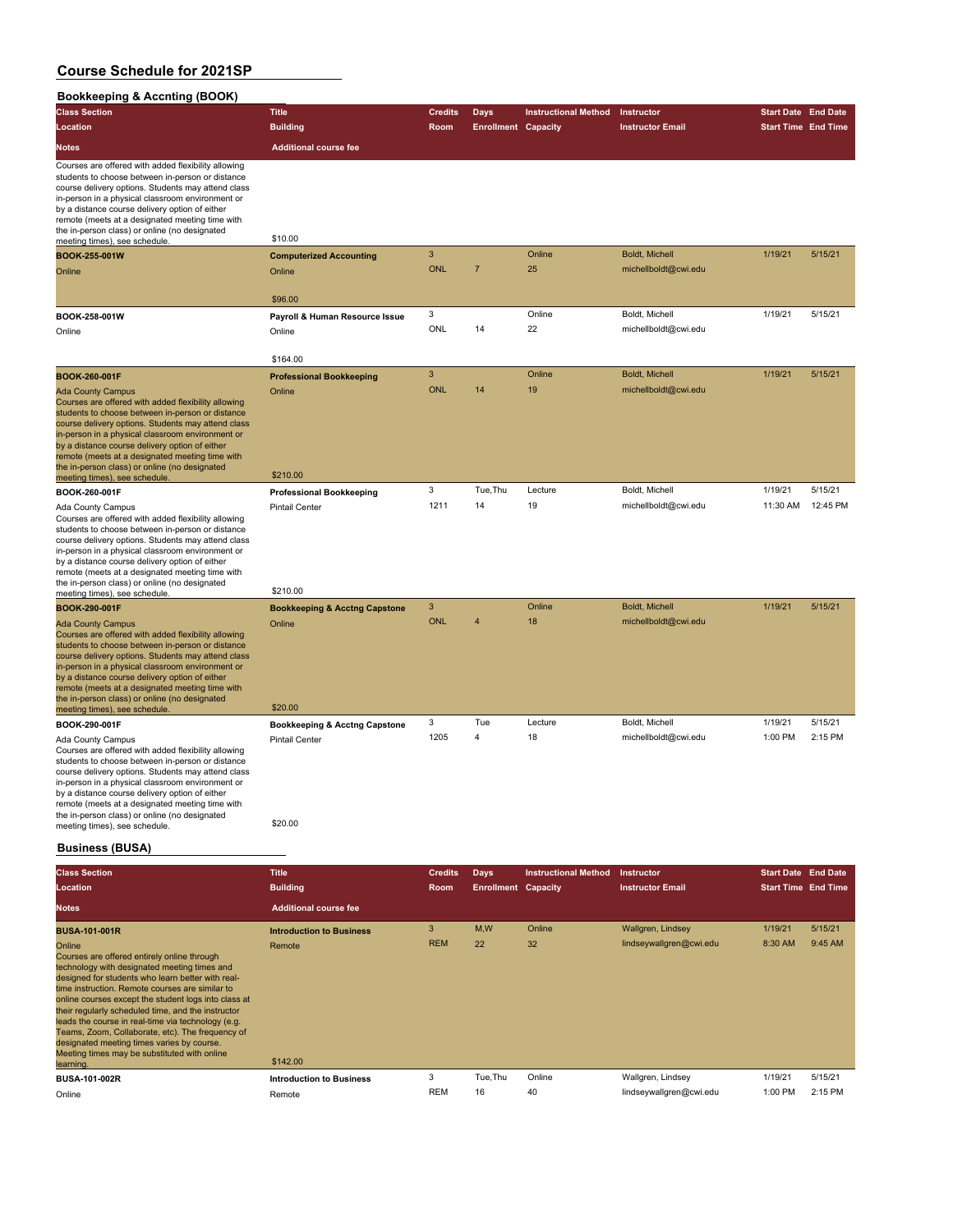# Course Schedule for 2021SP

## Bookkeeping & Accntng (BOOK)

| Class Section / Location / Notes | Title / Building / Additional course fee | Credits / Room | Days / Enrollment | Instructional Method / Capacity | Instructor / Instructor Email | Start Date / Start Time | End Date / End Time |
|---|---|---|---|---|---|---|---|
| Courses are offered with added flexibility allowing students to choose between in-person or distance course delivery options. Students may attend class in-person in a physical classroom environment or by a distance course delivery option of either remote (meets at a designated meeting time with the in-person class) or online (no designated meeting times), see schedule. | $10.00 | | | | | | |
| **BOOK-255-001W**<br>Online | **Computerized Accounting**<br>Online<br>$96.00 | 3<br>ONL | <br>7 | Online<br>25 | Boldt, Michell<br>michellboldt@cwi.edu | 1/19/21 | 5/15/21 |
| **BOOK-258-001W**<br>Online | **Payroll & Human Resource Issue**<br>Online<br>$164.00 | 3<br>ONL | <br>14 | Online<br>22 | Boldt, Michell<br>michellboldt@cwi.edu | 1/19/21 | 5/15/21 |
| **BOOK-260-001F**<br>Ada County Campus<br>Courses are offered with added flexibility allowing students to choose between in-person or distance course delivery options. Students may attend class in-person in a physical classroom environment or by a distance course delivery option of either remote (meets at a designated meeting time with the in-person class) or online (no designated meeting times), see schedule. | **Professional Bookkeeping**<br>Online<br>$210.00 | 3<br>ONL | <br>14 | Online<br>19 | Boldt, Michell<br>michellboldt@cwi.edu | 1/19/21 | 5/15/21 |
| **BOOK-260-001F**<br>Ada County Campus<br>Courses are offered with added flexibility allowing students to choose between in-person or distance course delivery options. Students may attend class in-person in a physical classroom environment or by a distance course delivery option of either remote (meets at a designated meeting time with the in-person class) or online (no designated meeting times), see schedule. | **Professional Bookkeeping**<br>Pintail Center<br>$210.00 | 3<br>1211 | Tue,Thu<br>14 | Lecture<br>19 | Boldt, Michell<br>michellboldt@cwi.edu | 1/19/21<br>11:30 AM | 5/15/21<br>12:45 PM |
| **BOOK-290-001F**<br>Ada County Campus<br>Courses are offered with added flexibility allowing students to choose between in-person or distance course delivery options. Students may attend class in-person in a physical classroom environment or by a distance course delivery option of either remote (meets at a designated meeting time with the in-person class) or online (no designated meeting times), see schedule. | **Bookkeeping & Acctng Capstone**<br>Online<br>$20.00 | 3<br>ONL | <br>4 | Online<br>18 | Boldt, Michell<br>michellboldt@cwi.edu | 1/19/21 | 5/15/21 |
| **BOOK-290-001F**<br>Ada County Campus<br>Courses are offered with added flexibility allowing students to choose between in-person or distance course delivery options. Students may attend class in-person in a physical classroom environment or by a distance course delivery option of either remote (meets at a designated meeting time with the in-person class) or online (no designated meeting times), see schedule. | **Bookkeeping & Acctng Capstone**<br>Pintail Center<br>$20.00 | 3<br>1205 | Tue<br>4 | Lecture<br>18 | Boldt, Michell<br>michellboldt@cwi.edu | 1/19/21<br>1:00 PM | 5/15/21<br>2:15 PM |

## Business (BUSA)

| Class Section / Location / Notes | Title / Building / Additional course fee | Credits / Room | Days / Enrollment | Instructional Method / Capacity | Instructor / Instructor Email | Start Date / Start Time | End Date / End Time |
|---|---|---|---|---|---|---|---|
| **BUSA-101-001R**<br>Online<br>Courses are offered entirely online through technology with designated meeting times and designed for students who learn better with real-time instruction. Remote courses are similar to online courses except the student logs into class at their regularly scheduled time, and the instructor leads the course in real-time via technology (e.g. Teams, Zoom, Collaborate, etc). The frequency of designated meeting times varies by course. Meeting times may be substituted with online learning. | **Introduction to Business**<br>Remote<br>$142.00 | 3<br>REM | M,W<br>22 | Online<br>32 | Wallgren, Lindsey<br>lindseywallgren@cwi.edu | 1/19/21<br>8:30 AM | 5/15/21<br>9:45 AM |
| **BUSA-101-002R**<br>Online | **Introduction to Business**<br>Remote | 3<br>REM | Tue,Thu<br>16 | Online<br>40 | Wallgren, Lindsey<br>lindseywallgren@cwi.edu | 1/19/21<br>1:00 PM | 5/15/21<br>2:15 PM |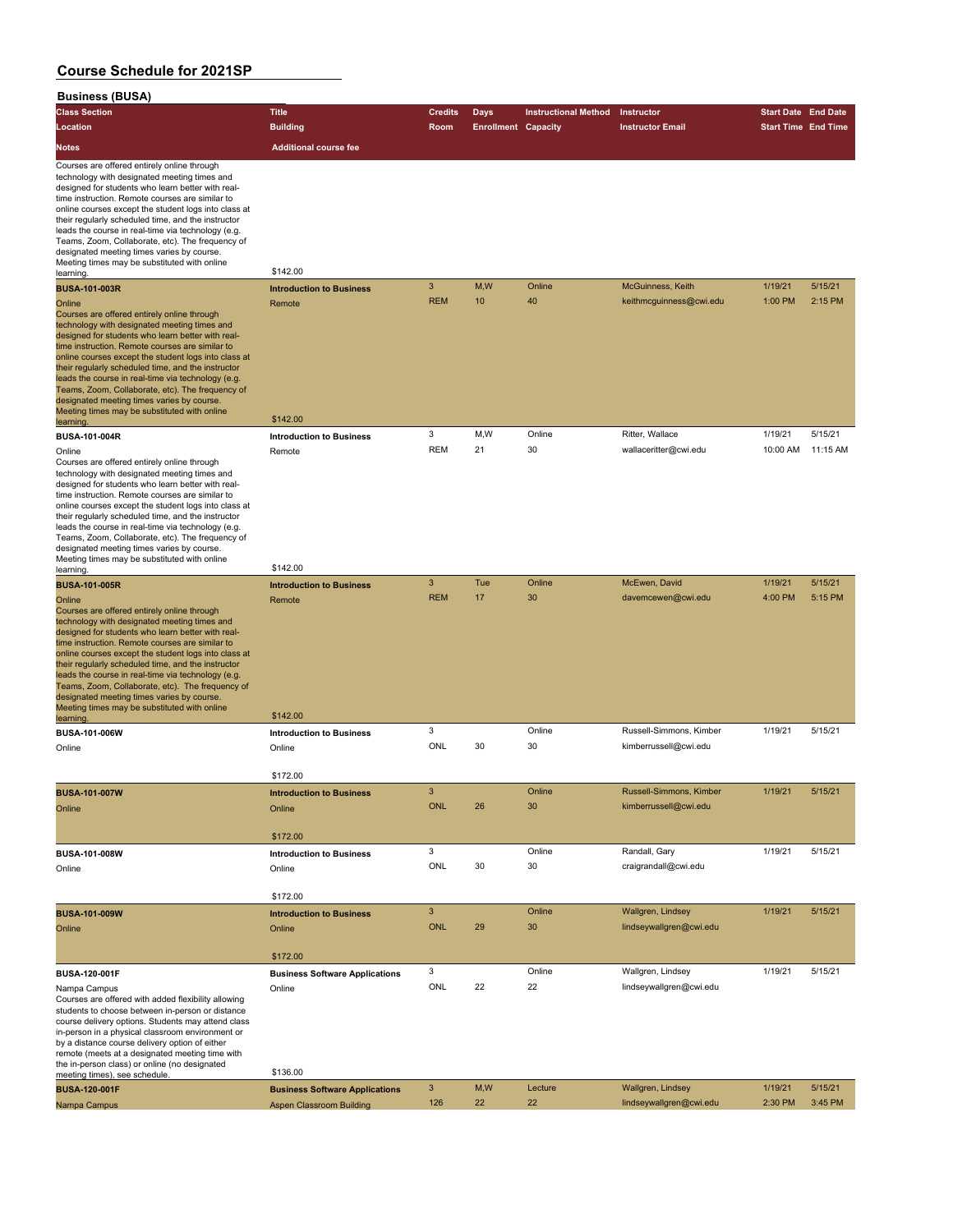# Course Schedule for 2021SP

## Business (BUSA)

| Class Section / Location / Notes | Title / Building / Additional course fee | Credits / Room | Days / Enrollment | Instructional Method / Capacity | Instructor / Instructor Email | Start Date / Start Time | End Date / End Time |
|---|---|---|---|---|---|---|---|
| Courses are offered entirely online through technology with designated meeting times and designed for students who learn better with real-time instruction. Remote courses are similar to online courses except the student logs into class at their regularly scheduled time, and the instructor leads the course in real-time via technology (e.g. Teams, Zoom, Collaborate, etc). The frequency of designated meeting times varies by course. Meeting times may be substituted with online learning. | $142.00 | | | | | | |
| **BUSA-101-003R** | **Introduction to Business** | 3 | M,W | Online | McGuinness, Keith | 1/19/21 | 5/15/21 |
| Online | Remote | REM | 10 | 40 | keithmcguinness@cwi.edu | 1:00 PM | 2:15 PM |
| Courses are offered entirely online through technology with designated meeting times and designed for students who learn better with real-time instruction. Remote courses are similar to online courses except the student logs into class at their regularly scheduled time, and the instructor leads the course in real-time via technology (e.g. Teams, Zoom, Collaborate, etc). The frequency of designated meeting times varies by course. Meeting times may be substituted with online learning. | $142.00 | | | | | | |
| **BUSA-101-004R** | **Introduction to Business** | 3 | M,W | Online | Ritter, Wallace | 1/19/21 | 5/15/21 |
| Online | Remote | REM | 21 | 30 | wallaceritter@cwi.edu | 10:00 AM | 11:15 AM |
| Courses are offered entirely online through technology with designated meeting times and designed for students who learn better with real-time instruction. Remote courses are similar to online courses except the student logs into class at their regularly scheduled time, and the instructor leads the course in real-time via technology (e.g. Teams, Zoom, Collaborate, etc). The frequency of designated meeting times varies by course. Meeting times may be substituted with online learning. | $142.00 | | | | | | |
| **BUSA-101-005R** | **Introduction to Business** | 3 | Tue | Online | McEwen, David | 1/19/21 | 5/15/21 |
| Online | Remote | REM | 17 | 30 | davemcewen@cwi.edu | 4:00 PM | 5:15 PM |
| Courses are offered entirely online through technology with designated meeting times and designed for students who learn better with real-time instruction. Remote courses are similar to online courses except the student logs into class at their regularly scheduled time, and the instructor leads the course in real-time via technology (e.g. Teams, Zoom, Collaborate, etc). The frequency of designated meeting times varies by course. Meeting times may be substituted with online learning. | $142.00 | | | | | | |
| **BUSA-101-006W** | **Introduction to Business** | 3 | | Online | Russell-Simmons, Kimber | 1/19/21 | 5/15/21 |
| Online | Online | ONL | 30 | 30 | kimberrussell@cwi.edu | | |
| | $172.00 | | | | | | |
| **BUSA-101-007W** | **Introduction to Business** | 3 | | Online | Russell-Simmons, Kimber | 1/19/21 | 5/15/21 |
| Online | Online | ONL | 26 | 30 | kimberrussell@cwi.edu | | |
| | $172.00 | | | | | | |
| **BUSA-101-008W** | **Introduction to Business** | 3 | | Online | Randall, Gary | 1/19/21 | 5/15/21 |
| Online | Online | ONL | 30 | 30 | craigrandall@cwi.edu | | |
| | $172.00 | | | | | | |
| **BUSA-101-009W** | **Introduction to Business** | 3 | | Online | Wallgren, Lindsey | 1/19/21 | 5/15/21 |
| Online | Online | ONL | 29 | 30 | lindseywallgren@cwi.edu | | |
| | $172.00 | | | | | | |
| **BUSA-120-001F** | **Business Software Applications** | 3 | | Online | Wallgren, Lindsey | 1/19/21 | 5/15/21 |
| Nampa Campus | Online | ONL | 22 | 22 | lindseywallgren@cwi.edu | | |
| Courses are offered with added flexibility allowing students to choose between in-person or distance course delivery options. Students may attend class in-person in a physical classroom environment or by a distance course delivery option of either remote (meets at a designated meeting time with the in-person class) or online (no designated meeting times), see schedule. | $136.00 | | | | | | |
| **BUSA-120-001F** | **Business Software Applications** | 3 | M,W | Lecture | Wallgren, Lindsey | 1/19/21 | 5/15/21 |
| Nampa Campus | Aspen Classroom Building | 126 | 22 | 22 | lindseywallgren@cwi.edu | 2:30 PM | 3:45 PM |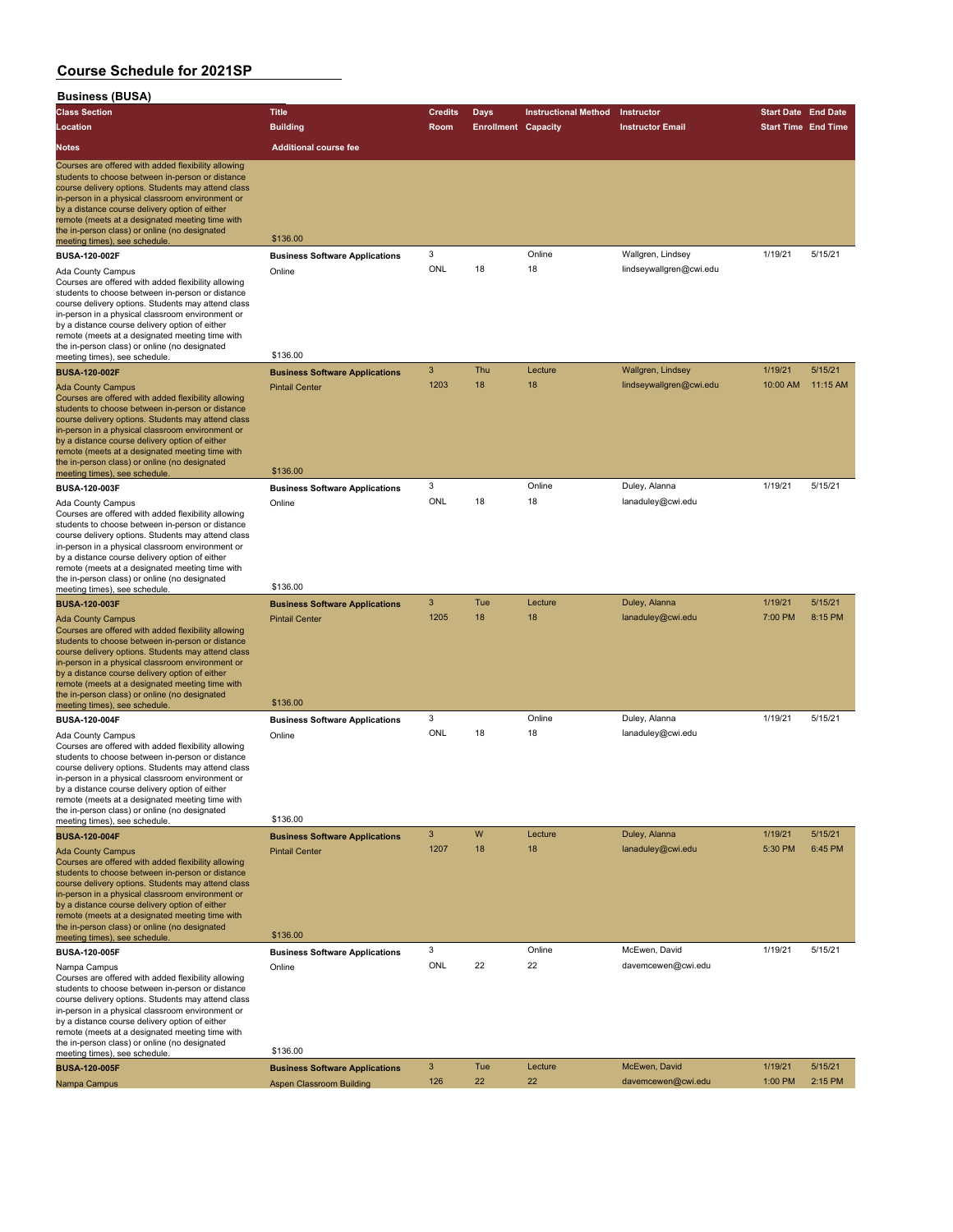# Course Schedule for 2021SP

## Business (BUSA)

| Class Section<br>Location<br>Notes | Title<br>Building<br>Additional course fee | Credits<br>Room | Days<br>Enrollment | Instructional Method<br>Capacity | Instructor<br>Instructor Email | Start Date<br>Start Time | End Date<br>End Time |
|---|---|---|---|---|---|---|---|
| Courses are offered with added flexibility allowing students to choose between in-person or distance course delivery options. Students may attend class in-person in a physical classroom environment or by a distance course delivery option of either remote (meets at a designated meeting time with the in-person class) or online (no designated meeting times), see schedule. | $136.00 | | | | | | |
| **BUSA-120-002F**<br>Ada County Campus<br>Courses are offered with added flexibility allowing students to choose between in-person or distance course delivery options. Students may attend class in-person in a physical classroom environment or by a distance course delivery option of either remote (meets at a designated meeting time with the in-person class) or online (no designated meeting times), see schedule. | **Business Software Applications**<br>Online<br>$136.00 | 3<br>ONL | <br>18 | Online<br>18 | Wallgren, Lindsey<br>lindseywallgren@cwi.edu | 1/19/21 | 5/15/21 |
| **BUSA-120-002F**<br>Ada County Campus<br>Courses are offered with added flexibility allowing students to choose between in-person or distance course delivery options. Students may attend class in-person in a physical classroom environment or by a distance course delivery option of either remote (meets at a designated meeting time with the in-person class) or online (no designated meeting times), see schedule. | **Business Software Applications**<br>Pintail Center<br>$136.00 | 3<br>1203 | Thu<br>18 | Lecture<br>18 | Wallgren, Lindsey<br>lindseywallgren@cwi.edu | 1/19/21<br>10:00 AM | 5/15/21<br>11:15 AM |
| **BUSA-120-003F**<br>Ada County Campus<br>Courses are offered with added flexibility allowing students to choose between in-person or distance course delivery options. Students may attend class in-person in a physical classroom environment or by a distance course delivery option of either remote (meets at a designated meeting time with the in-person class) or online (no designated meeting times), see schedule. | **Business Software Applications**<br>Online<br>$136.00 | 3<br>ONL | <br>18 | Online<br>18 | Duley, Alanna<br>lanaduley@cwi.edu | 1/19/21 | 5/15/21 |
| **BUSA-120-003F**<br>Ada County Campus<br>Courses are offered with added flexibility allowing students to choose between in-person or distance course delivery options. Students may attend class in-person in a physical classroom environment or by a distance course delivery option of either remote (meets at a designated meeting time with the in-person class) or online (no designated meeting times), see schedule. | **Business Software Applications**<br>Pintail Center<br>$136.00 | 3<br>1205 | Tue<br>18 | Lecture<br>18 | Duley, Alanna<br>lanaduley@cwi.edu | 1/19/21<br>7:00 PM | 5/15/21<br>8:15 PM |
| **BUSA-120-004F**<br>Ada County Campus<br>Courses are offered with added flexibility allowing students to choose between in-person or distance course delivery options. Students may attend class in-person in a physical classroom environment or by a distance course delivery option of either remote (meets at a designated meeting time with the in-person class) or online (no designated meeting times), see schedule. | **Business Software Applications**<br>Online<br>$136.00 | 3<br>ONL | <br>18 | Online<br>18 | Duley, Alanna<br>lanaduley@cwi.edu | 1/19/21 | 5/15/21 |
| **BUSA-120-004F**<br>Ada County Campus<br>Courses are offered with added flexibility allowing students to choose between in-person or distance course delivery options. Students may attend class in-person in a physical classroom environment or by a distance course delivery option of either remote (meets at a designated meeting time with the in-person class) or online (no designated meeting times), see schedule. | **Business Software Applications**<br>Pintail Center<br>$136.00 | 3<br>1207 | W<br>18 | Lecture<br>18 | Duley, Alanna<br>lanaduley@cwi.edu | 1/19/21<br>5:30 PM | 5/15/21<br>6:45 PM |
| **BUSA-120-005F**<br>Nampa Campus<br>Courses are offered with added flexibility allowing students to choose between in-person or distance course delivery options. Students may attend class in-person in a physical classroom environment or by a distance course delivery option of either remote (meets at a designated meeting time with the in-person class) or online (no designated meeting times), see schedule. | **Business Software Applications**<br>Online<br>$136.00 | 3<br>ONL | <br>22 | Online<br>22 | McEwen, David<br>davemcewen@cwi.edu | 1/19/21 | 5/15/21 |
| **BUSA-120-005F**<br>Nampa Campus | **Business Software Applications**<br>Aspen Classroom Building | 3<br>126 | Tue<br>22 | Lecture<br>22 | McEwen, David<br>davemcewen@cwi.edu | 1/19/21<br>1:00 PM | 5/15/21<br>2:15 PM |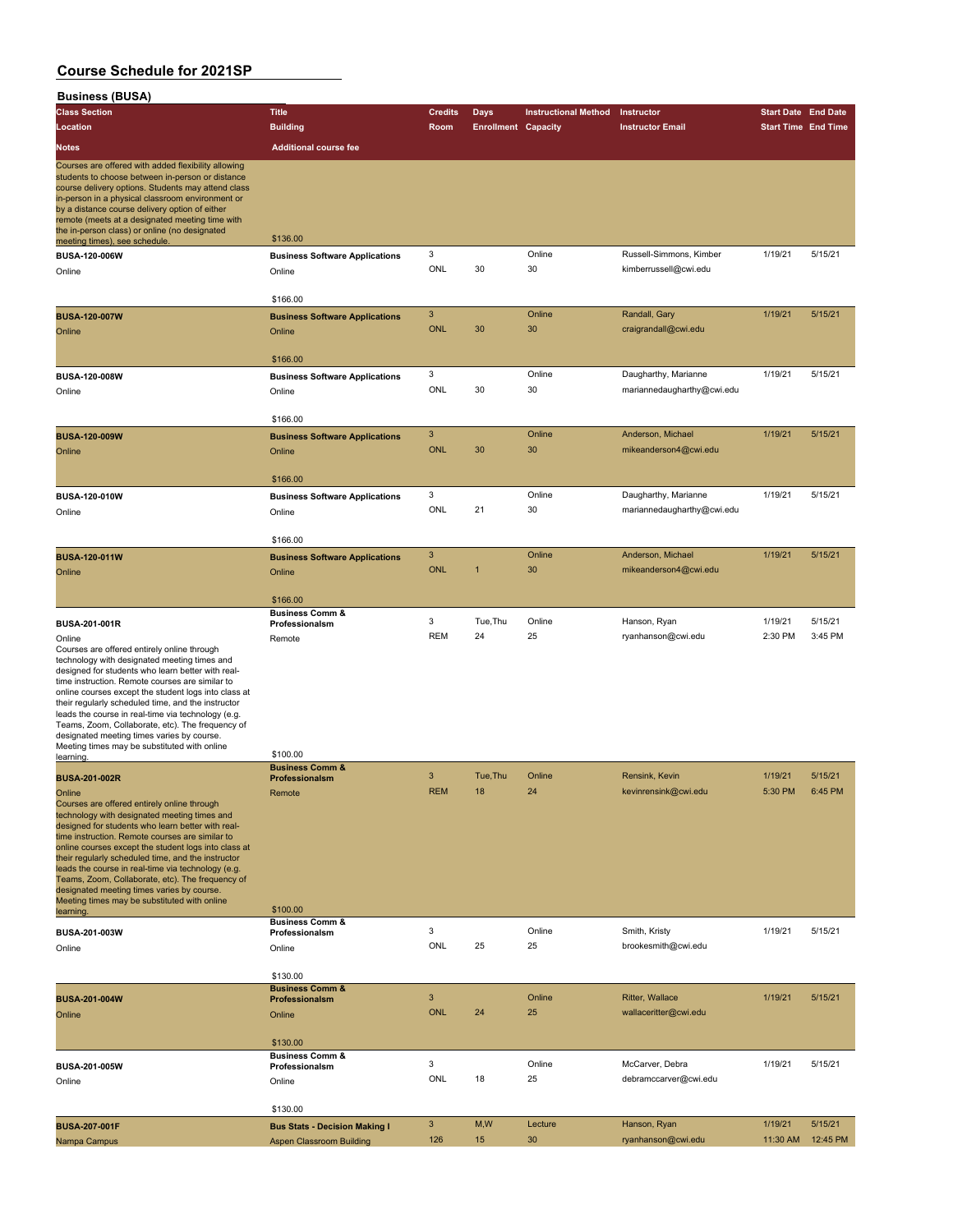# Course Schedule for 2021SP

## Business (BUSA)

| Class Section / Location / Notes | Title / Building / Additional course fee | Credits / Room | Days / Enrollment | Instructional Method / Capacity | Instructor / Instructor Email | Start Date / Start Time | End Date / End Time |
|---|---|---|---|---|---|---|---|
| Courses are offered with added flexibility allowing students to choose between in-person or distance course delivery options. Students may attend class in-person in a physical classroom environment or by a distance course delivery option of either remote (meets at a designated meeting time with the in-person class) or online (no designated meeting times), see schedule. | $136.00 | | | | | | |
| **BUSA-120-006W** | **Business Software Applications** | 3 | | Online | Russell-Simmons, Kimber | 1/19/21 | 5/15/21 |
| Online | Online | ONL | 30 | 30 | kimberrussell@cwi.edu | | |
| | $166.00 | | | | | | |
| **BUSA-120-007W** | **Business Software Applications** | 3 | | Online | Randall, Gary | 1/19/21 | 5/15/21 |
| Online | Online | ONL | 30 | 30 | craigrandall@cwi.edu | | |
| | $166.00 | | | | | | |
| **BUSA-120-008W** | **Business Software Applications** | 3 | | Online | Daugharthy, Marianne | 1/19/21 | 5/15/21 |
| Online | Online | ONL | 30 | 30 | mariannedaugharthy@cwi.edu | | |
| | $166.00 | | | | | | |
| **BUSA-120-009W** | **Business Software Applications** | 3 | | Online | Anderson, Michael | 1/19/21 | 5/15/21 |
| Online | Online | ONL | 30 | 30 | mikeanderson4@cwi.edu | | |
| | $166.00 | | | | | | |
| **BUSA-120-010W** | **Business Software Applications** | 3 | | Online | Daugharthy, Marianne | 1/19/21 | 5/15/21 |
| Online | Online | ONL | 21 | 30 | mariannedaugharthy@cwi.edu | | |
| | $166.00 | | | | | | |
| **BUSA-120-011W** | **Business Software Applications** | 3 | | Online | Anderson, Michael | 1/19/21 | 5/15/21 |
| Online | Online | ONL | 1 | 30 | mikeanderson4@cwi.edu | | |
| | $166.00 | | | | | | |
| **BUSA-201-001R** | **Business Comm & Professionalsm** | 3 | Tue,Thu | Online | Hanson, Ryan | 1/19/21 | 5/15/21 |
| Online | Remote | REM | 24 | 25 | ryanhanson@cwi.edu | 2:30 PM | 3:45 PM |
| Courses are offered entirely online through technology with designated meeting times and designed for students who learn better with real-time instruction. Remote courses are similar to online courses except the student logs into class at their regularly scheduled time, and the instructor leads the course in real-time via technology (e.g. Teams, Zoom, Collaborate, etc). The frequency of designated meeting times varies by course. Meeting times may be substituted with online learning. | $100.00 | | | | | | |
| **BUSA-201-002R** | **Business Comm & Professionalsm** | 3 | Tue,Thu | Online | Rensink, Kevin | 1/19/21 | 5/15/21 |
| Online | Remote | REM | 18 | 24 | kevinrensink@cwi.edu | 5:30 PM | 6:45 PM |
| Courses are offered entirely online through technology with designated meeting times and designed for students who learn better with real-time instruction. Remote courses are similar to online courses except the student logs into class at their regularly scheduled time, and the instructor leads the course in real-time via technology (e.g. Teams, Zoom, Collaborate, etc). The frequency of designated meeting times varies by course. Meeting times may be substituted with online learning. | $100.00 | | | | | | |
| **BUSA-201-003W** | **Business Comm & Professionalsm** | 3 | | Online | Smith, Kristy | 1/19/21 | 5/15/21 |
| Online | Online | ONL | 25 | 25 | brookesmith@cwi.edu | | |
| | $130.00 | | | | | | |
| **BUSA-201-004W** | **Business Comm & Professionalsm** | 3 | | Online | Ritter, Wallace | 1/19/21 | 5/15/21 |
| Online | Online | ONL | 24 | 25 | wallaceritter@cwi.edu | | |
| | $130.00 | | | | | | |
| **BUSA-201-005W** | **Business Comm & Professionalsm** | 3 | | Online | McCarver, Debra | 1/19/21 | 5/15/21 |
| Online | Online | ONL | 18 | 25 | debramccarver@cwi.edu | | |
| | $130.00 | | | | | | |
| **BUSA-207-001F** | **Bus Stats - Decision Making I** | 3 | M,W | Lecture | Hanson, Ryan | 1/19/21 | 5/15/21 |
| Nampa Campus | Aspen Classroom Building | 126 | 15 | 30 | ryanhanson@cwi.edu | 11:30 AM | 12:45 PM |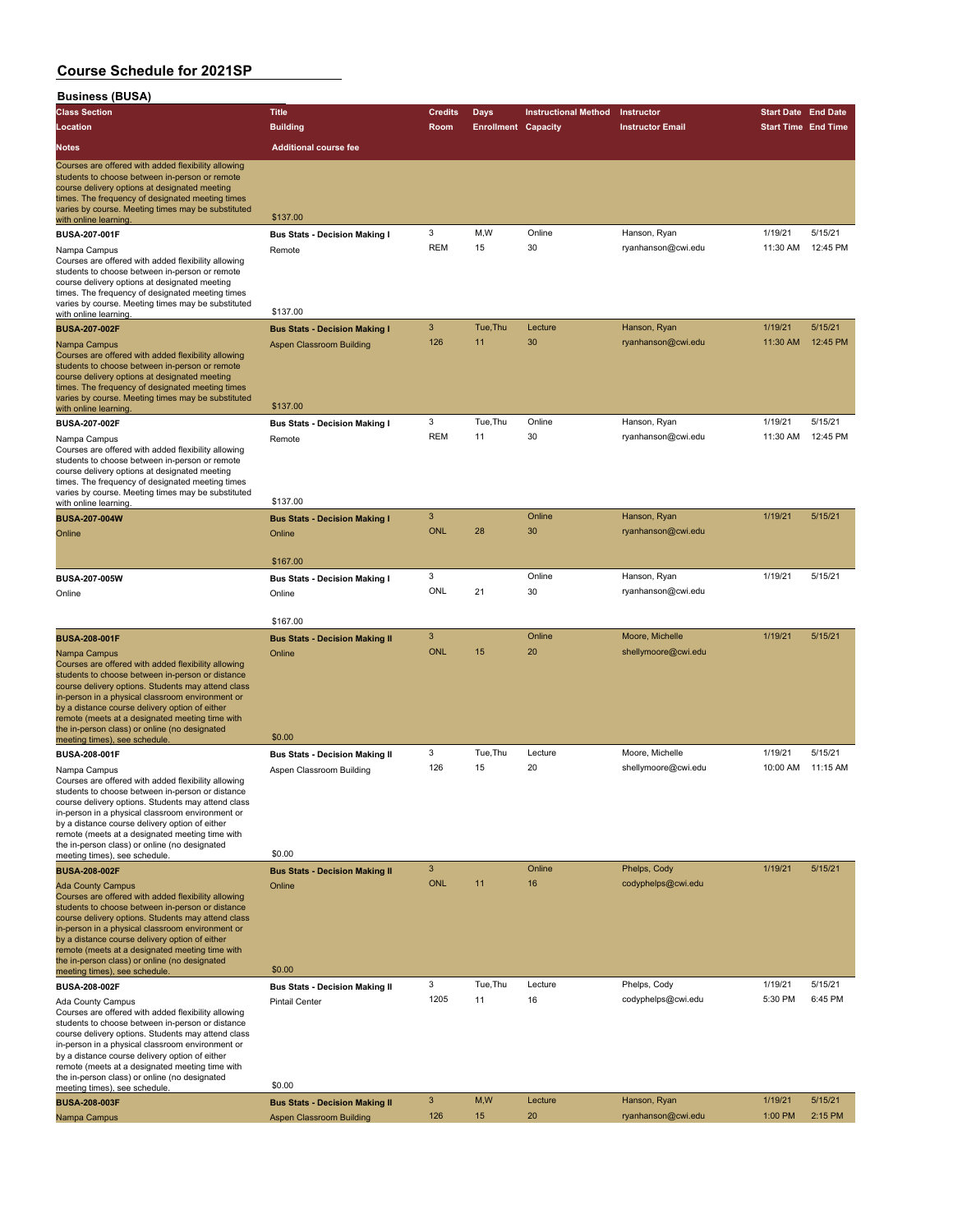# Course Schedule for 2021SP

## Business (BUSA)

| Class Section / Location / Notes | Title / Building / Additional course fee | Credits / Room | Days / Enrollment | Instructional Method / Capacity | Instructor / Instructor Email | Start Date / Start Time | End Date / End Time |
|---|---|---|---|---|---|---|---|
| Courses are offered with added flexibility allowing students to choose between in-person or remote course delivery options at designated meeting times. The frequency of designated meeting times varies by course. Meeting times may be substituted with online learning. | $137.00 | | | | | | |
| **BUSA-207-001F** | **Bus Stats - Decision Making I** | 3 | M,W | Online | Hanson, Ryan | 1/19/21 | 5/15/21 |
| Nampa Campus | Remote | REM | 15 | 30 | ryanhanson@cwi.edu | 11:30 AM | 12:45 PM |
| Courses are offered with added flexibility allowing students to choose between in-person or remote course delivery options at designated meeting times. The frequency of designated meeting times varies by course. Meeting times may be substituted with online learning. | $137.00 | | | | | | |
| **BUSA-207-002F** | **Bus Stats - Decision Making I** | 3 | Tue,Thu | Lecture | Hanson, Ryan | 1/19/21 | 5/15/21 |
| Nampa Campus | Aspen Classroom Building | 126 | 11 | 30 | ryanhanson@cwi.edu | 11:30 AM | 12:45 PM |
| Courses are offered with added flexibility allowing students to choose between in-person or remote course delivery options at designated meeting times. The frequency of designated meeting times varies by course. Meeting times may be substituted with online learning. | $137.00 | | | | | | |
| **BUSA-207-002F** | **Bus Stats - Decision Making I** | 3 | Tue,Thu | Online | Hanson, Ryan | 1/19/21 | 5/15/21 |
| Nampa Campus | Remote | REM | 11 | 30 | ryanhanson@cwi.edu | 11:30 AM | 12:45 PM |
| Courses are offered with added flexibility allowing students to choose between in-person or remote course delivery options at designated meeting times. The frequency of designated meeting times varies by course. Meeting times may be substituted with online learning. | $137.00 | | | | | | |
| **BUSA-207-004W** | **Bus Stats - Decision Making I** | 3 | | Online | Hanson, Ryan | 1/19/21 | 5/15/21 |
| Online | Online | ONL | 28 | 30 | ryanhanson@cwi.edu | | |
| | $167.00 | | | | | | |
| **BUSA-207-005W** | **Bus Stats - Decision Making I** | 3 | | Online | Hanson, Ryan | 1/19/21 | 5/15/21 |
| Online | Online | ONL | 21 | 30 | ryanhanson@cwi.edu | | |
| | $167.00 | | | | | | |
| **BUSA-208-001F** | **Bus Stats - Decision Making II** | 3 | | Online | Moore, Michelle | 1/19/21 | 5/15/21 |
| Nampa Campus | Online | ONL | 15 | 20 | shellymoore@cwi.edu | | |
| Courses are offered with added flexibility allowing students to choose between in-person or distance course delivery options. Students may attend class in-person in a physical classroom environment or by a distance course delivery option of either remote (meets at a designated meeting time with the in-person class) or online (no designated meeting times), see schedule. | $0.00 | | | | | | |
| **BUSA-208-001F** | **Bus Stats - Decision Making II** | 3 | Tue,Thu | Lecture | Moore, Michelle | 1/19/21 | 5/15/21 |
| Nampa Campus | Aspen Classroom Building | 126 | 15 | 20 | shellymoore@cwi.edu | 10:00 AM | 11:15 AM |
| Courses are offered with added flexibility allowing students to choose between in-person or distance course delivery options. Students may attend class in-person in a physical classroom environment or by a distance course delivery option of either remote (meets at a designated meeting time with the in-person class) or online (no designated meeting times), see schedule. | $0.00 | | | | | | |
| **BUSA-208-002F** | **Bus Stats - Decision Making II** | 3 | | Online | Phelps, Cody | 1/19/21 | 5/15/21 |
| Ada County Campus | Online | ONL | 11 | 16 | codyphelps@cwi.edu | | |
| Courses are offered with added flexibility allowing students to choose between in-person or distance course delivery options. Students may attend class in-person in a physical classroom environment or by a distance course delivery option of either remote (meets at a designated meeting time with the in-person class) or online (no designated meeting times), see schedule. | $0.00 | | | | | | |
| **BUSA-208-002F** | **Bus Stats - Decision Making II** | 3 | Tue,Thu | Lecture | Phelps, Cody | 1/19/21 | 5/15/21 |
| Ada County Campus | Pintail Center | 1205 | 11 | 16 | codyphelps@cwi.edu | 5:30 PM | 6:45 PM |
| Courses are offered with added flexibility allowing students to choose between in-person or distance course delivery options. Students may attend class in-person in a physical classroom environment or by a distance course delivery option of either remote (meets at a designated meeting time with the in-person class) or online (no designated meeting times), see schedule. | $0.00 | | | | | | |
| **BUSA-208-003F** | **Bus Stats - Decision Making II** | 3 | M,W | Lecture | Hanson, Ryan | 1/19/21 | 5/15/21 |
| Nampa Campus | Aspen Classroom Building | 126 | 15 | 20 | ryanhanson@cwi.edu | 1:00 PM | 2:15 PM |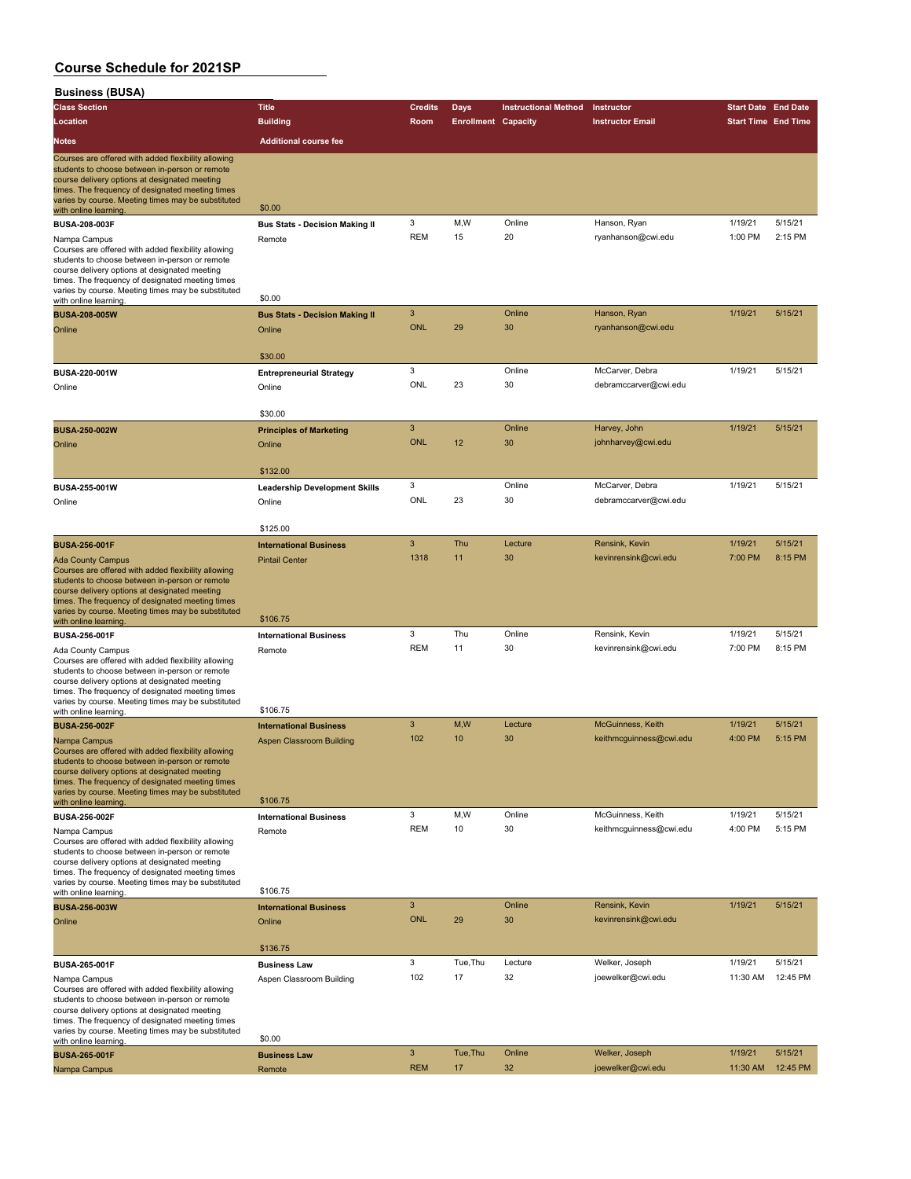# Course Schedule for 2021SP

## Business (BUSA)

| Class Section / Location / Notes | Title / Building / Additional course fee | Credits / Room | Days / Enrollment | Instructional Method / Capacity | Instructor / Instructor Email | Start Date / Start Time | End Date / End Time |
|---|---|---|---|---|---|---|---|
| Courses are offered with added flexibility allowing students to choose between in-person or remote course delivery options at designated meeting times. The frequency of designated meeting times varies by course. Meeting times may be substituted with online learning. | $0.00 | | | | | | |
| **BUSA-208-003F** | **Bus Stats - Decision Making II** | 3 | M,W | Online | Hanson, Ryan | 1/19/21 | 5/15/21 |
| Nampa Campus | Remote | REM | 15 | 20 | ryanhanson@cwi.edu | 1:00 PM | 2:15 PM |
| Courses are offered with added flexibility allowing students to choose between in-person or remote course delivery options at designated meeting times. The frequency of designated meeting times varies by course. Meeting times may be substituted with online learning. | $0.00 | | | | | | |
| **BUSA-208-005W** | **Bus Stats - Decision Making II** | 3 | | Online | Hanson, Ryan | 1/19/21 | 5/15/21 |
| Online | Online | ONL | 29 | 30 | ryanhanson@cwi.edu | | |
| | $30.00 | | | | | | |
| **BUSA-220-001W** | **Entrepreneurial Strategy** | 3 | | Online | McCarver, Debra | 1/19/21 | 5/15/21 |
| Online | Online | ONL | 23 | 30 | debramccarver@cwi.edu | | |
| | $30.00 | | | | | | |
| **BUSA-250-002W** | **Principles of Marketing** | 3 | | Online | Harvey, John | 1/19/21 | 5/15/21 |
| Online | Online | ONL | 12 | 30 | johnharvey@cwi.edu | | |
| | $132.00 | | | | | | |
| **BUSA-255-001W** | **Leadership Development Skills** | 3 | | Online | McCarver, Debra | 1/19/21 | 5/15/21 |
| Online | Online | ONL | 23 | 30 | debramccarver@cwi.edu | | |
| | $125.00 | | | | | | |
| **BUSA-256-001F** | **International Business** | 3 | Thu | Lecture | Rensink, Kevin | 1/19/21 | 5/15/21 |
| Ada County Campus | Pintail Center | 1318 | 11 | 30 | kevinrensink@cwi.edu | 7:00 PM | 8:15 PM |
| Courses are offered with added flexibility allowing students to choose between in-person or remote course delivery options at designated meeting times. The frequency of designated meeting times varies by course. Meeting times may be substituted with online learning. | $106.75 | | | | | | |
| **BUSA-256-001F** | **International Business** | 3 | Thu | Online | Rensink, Kevin | 1/19/21 | 5/15/21 |
| Ada County Campus | Remote | REM | 11 | 30 | kevinrensink@cwi.edu | 7:00 PM | 8:15 PM |
| Courses are offered with added flexibility allowing students to choose between in-person or remote course delivery options at designated meeting times. The frequency of designated meeting times varies by course. Meeting times may be substituted with online learning. | $106.75 | | | | | | |
| **BUSA-256-002F** | **International Business** | 3 | M,W | Lecture | McGuinness, Keith | 1/19/21 | 5/15/21 |
| Nampa Campus | Aspen Classroom Building | 102 | 10 | 30 | keithmcguinness@cwi.edu | 4:00 PM | 5:15 PM |
| Courses are offered with added flexibility allowing students to choose between in-person or remote course delivery options at designated meeting times. The frequency of designated meeting times varies by course. Meeting times may be substituted with online learning. | $106.75 | | | | | | |
| **BUSA-256-002F** | **International Business** | 3 | M,W | Online | McGuinness, Keith | 1/19/21 | 5/15/21 |
| Nampa Campus | Remote | REM | 10 | 30 | keithmcguinness@cwi.edu | 4:00 PM | 5:15 PM |
| Courses are offered with added flexibility allowing students to choose between in-person or remote course delivery options at designated meeting times. The frequency of designated meeting times varies by course. Meeting times may be substituted with online learning. | $106.75 | | | | | | |
| **BUSA-256-003W** | **International Business** | 3 | | Online | Rensink, Kevin | 1/19/21 | 5/15/21 |
| Online | Online | ONL | 29 | 30 | kevinrensink@cwi.edu | | |
| | $136.75 | | | | | | |
| **BUSA-265-001F** | **Business Law** | 3 | Tue,Thu | Lecture | Welker, Joseph | 1/19/21 | 5/15/21 |
| Nampa Campus | Aspen Classroom Building | 102 | 17 | 32 | joewelker@cwi.edu | 11:30 AM | 12:45 PM |
| Courses are offered with added flexibility allowing students to choose between in-person or remote course delivery options at designated meeting times. The frequency of designated meeting times varies by course. Meeting times may be substituted with online learning. | $0.00 | | | | | | |
| **BUSA-265-001F** | **Business Law** | 3 | Tue,Thu | Online | Welker, Joseph | 1/19/21 | 5/15/21 |
| Nampa Campus | Remote | REM | 17 | 32 | joewelker@cwi.edu | 11:30 AM | 12:45 PM |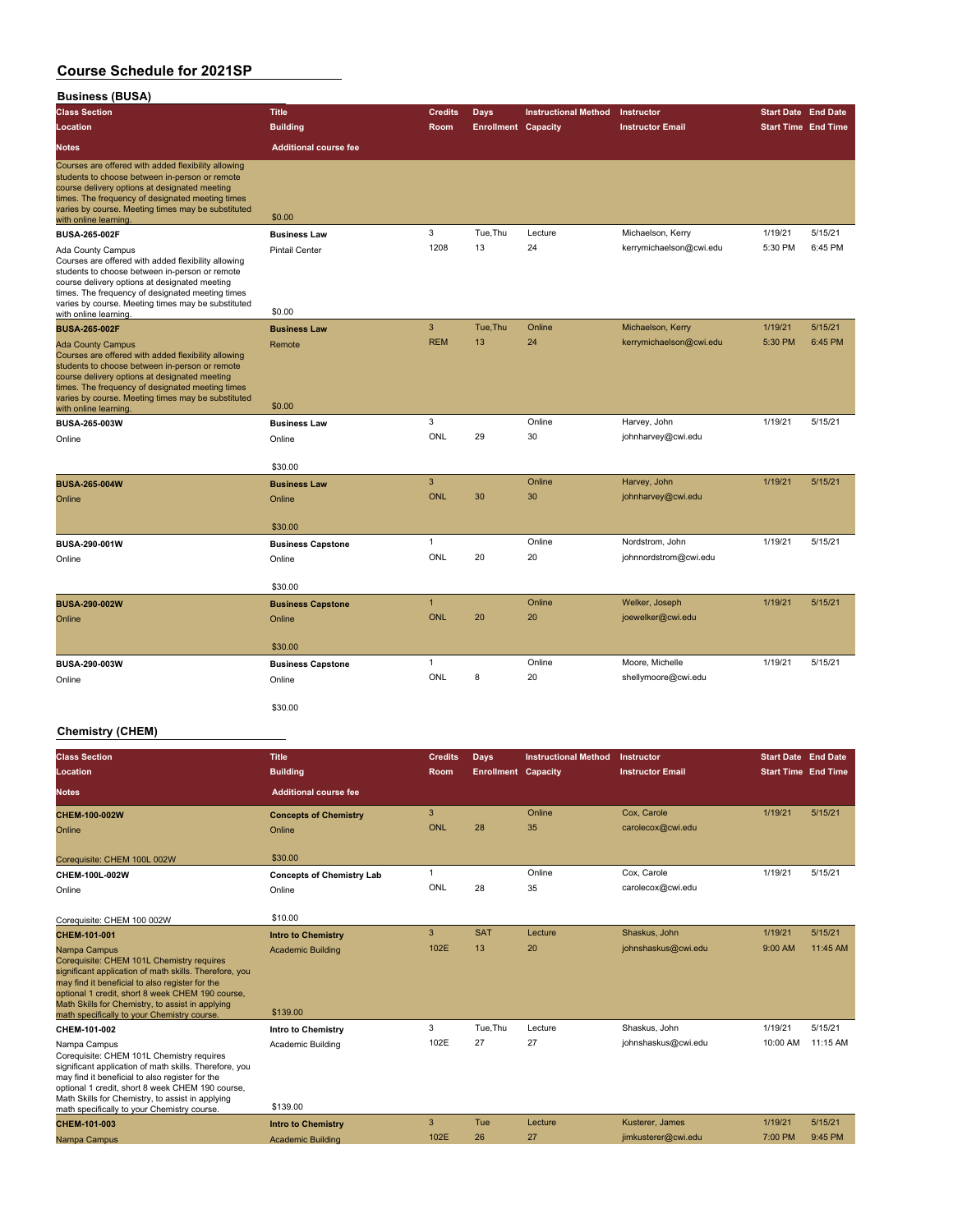# Course Schedule for 2021SP

## Business (BUSA)

| Class Section / Location / Notes | Title / Building / Additional course fee | Credits / Room | Days / Enrollment | Instructional Method / Capacity | Instructor / Instructor Email | Start Date / Start Time | End Date / End Time |
|---|---|---|---|---|---|---|---|
| Courses are offered with added flexibility allowing students to choose between in-person or remote course delivery options at designated meeting times. The frequency of designated meeting times varies by course. Meeting times may be substituted with online learning. | $0.00 | | | | | | |
| **BUSA-265-002F** | **Business Law** | 3 | Tue,Thu | Lecture | Michaelson, Kerry | 1/19/21 | 5/15/21 |
| Ada County Campus | Pintail Center | 1208 | 13 | 24 | kerrymichaelson@cwi.edu | 5:30 PM | 6:45 PM |
| Courses are offered with added flexibility allowing students to choose between in-person or remote course delivery options at designated meeting times. The frequency of designated meeting times varies by course. Meeting times may be substituted with online learning. | $0.00 | | | | | | |
| **BUSA-265-002F** | **Business Law** | 3 | Tue,Thu | Online | Michaelson, Kerry | 1/19/21 | 5/15/21 |
| Ada County Campus | Remote | REM | 13 | 24 | kerrymichaelson@cwi.edu | 5:30 PM | 6:45 PM |
| Courses are offered with added flexibility allowing students to choose between in-person or remote course delivery options at designated meeting times. The frequency of designated meeting times varies by course. Meeting times may be substituted with online learning. | $0.00 | | | | | | |
| **BUSA-265-003W** | **Business Law** | 3 | | Online | Harvey, John | 1/19/21 | 5/15/21 |
| Online | Online | ONL | 29 | 30 | johnharvey@cwi.edu | | |
| | $30.00 | | | | | | |
| **BUSA-265-004W** | **Business Law** | 3 | | Online | Harvey, John | 1/19/21 | 5/15/21 |
| Online | Online | ONL | 30 | 30 | johnharvey@cwi.edu | | |
| | $30.00 | | | | | | |
| **BUSA-290-001W** | **Business Capstone** | 1 | | Online | Nordstrom, John | 1/19/21 | 5/15/21 |
| Online | Online | ONL | 20 | 20 | johnnordstrom@cwi.edu | | |
| | $30.00 | | | | | | |
| **BUSA-290-002W** | **Business Capstone** | 1 | | Online | Welker, Joseph | 1/19/21 | 5/15/21 |
| Online | Online | ONL | 20 | 20 | joewelker@cwi.edu | | |
| | $30.00 | | | | | | |
| **BUSA-290-003W** | **Business Capstone** | 1 | | Online | Moore, Michelle | 1/19/21 | 5/15/21 |
| Online | Online | ONL | 8 | 20 | shellymoore@cwi.edu | | |
| | $30.00 | | | | | | |

## Chemistry (CHEM)

| Class Section / Location / Notes | Title / Building / Additional course fee | Credits / Room | Days / Enrollment | Instructional Method / Capacity | Instructor / Instructor Email | Start Date / Start Time | End Date / End Time |
|---|---|---|---|---|---|---|---|
| **CHEM-100-002W** | **Concepts of Chemistry** | 3 | | Online | Cox, Carole | 1/19/21 | 5/15/21 |
| Online | Online | ONL | 28 | 35 | carolecox@cwi.edu | | |
| Corequisite: CHEM 100L 002W | $30.00 | | | | | | |
| **CHEM-100L-002W** | **Concepts of Chemistry Lab** | 1 | | Online | Cox, Carole | 1/19/21 | 5/15/21 |
| Online | Online | ONL | 28 | 35 | carolecox@cwi.edu | | |
| Corequisite: CHEM 100 002W | $10.00 | | | | | | |
| **CHEM-101-001** | **Intro to Chemistry** | 3 | SAT | Lecture | Shaskus, John | 1/19/21 | 5/15/21 |
| Nampa Campus | Academic Building | 102E | 13 | 20 | johnshaskus@cwi.edu | 9:00 AM | 11:45 AM |
| Corequisite: CHEM 101L Chemistry requires significant application of math skills. Therefore, you may find it beneficial to also register for the optional 1 credit, short 8 week CHEM 190 course, Math Skills for Chemistry, to assist in applying math specifically to your Chemistry course. | $139.00 | | | | | | |
| **CHEM-101-002** | **Intro to Chemistry** | 3 | Tue,Thu | Lecture | Shaskus, John | 1/19/21 | 5/15/21 |
| Nampa Campus | Academic Building | 102E | 27 | 27 | johnshaskus@cwi.edu | 10:00 AM | 11:15 AM |
| Corequisite: CHEM 101L Chemistry requires significant application of math skills. Therefore, you may find it beneficial to also register for the optional 1 credit, short 8 week CHEM 190 course, Math Skills for Chemistry, to assist in applying math specifically to your Chemistry course. | $139.00 | | | | | | |
| **CHEM-101-003** | **Intro to Chemistry** | 3 | Tue | Lecture | Kusterer, James | 1/19/21 | 5/15/21 |
| Nampa Campus | Academic Building | 102E | 26 | 27 | jimkusterer@cwi.edu | 7:00 PM | 9:45 PM |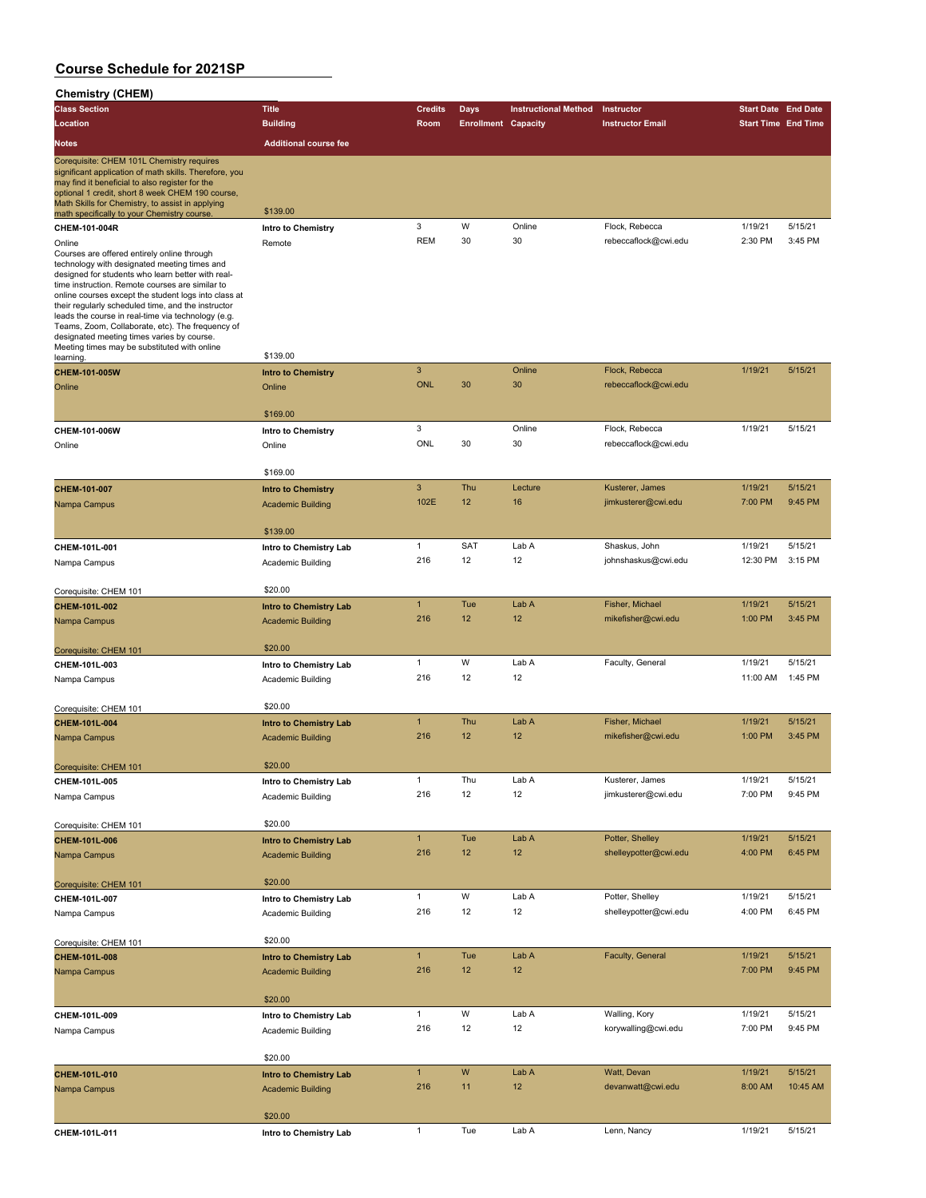# Course Schedule for 2021SP

## Chemistry (CHEM)

| Class Section / Location / Notes | Title / Building / Additional course fee | Credits / Room | Days / Enrollment | Instructional Method / Capacity | Instructor / Instructor Email | Start Date / Start Time | End Date / End Time |
|---|---|---|---|---|---|---|---|
| Corequisite: CHEM 101L Chemistry requires significant application of math skills. Therefore, you may find it beneficial to also register for the optional 1 credit, short 8 week CHEM 190 course, Math Skills for Chemistry, to assist in applying math specifically to your Chemistry course. | $139.00 | | | | | | |
| CHEM-101-004R | Intro to Chemistry | 3 | W | Online | Flock, Rebecca | 1/19/21 | 5/15/21 |
| Online | Remote | REM | 30 | 30 | rebeccaflock@cwi.edu | 2:30 PM | 3:45 PM |
| Courses are offered entirely online through technology with designated meeting times and designed for students who learn better with real-time instruction. Remote courses are similar to online courses except the student logs into class at their regularly scheduled time, and the instructor leads the course in real-time via technology (e.g. Teams, Zoom, Collaborate, etc). The frequency of designated meeting times varies by course. Meeting times may be substituted with online learning. | $139.00 | | | | | | |
| CHEM-101-005W | Intro to Chemistry | 3 | | Online | Flock, Rebecca | 1/19/21 | 5/15/21 |
| Online | Online | ONL | 30 | 30 | rebeccaflock@cwi.edu | | |
| | $169.00 | | | | | | |
| CHEM-101-006W | Intro to Chemistry | 3 | | Online | Flock, Rebecca | 1/19/21 | 5/15/21 |
| Online | Online | ONL | 30 | 30 | rebeccaflock@cwi.edu | | |
| | $169.00 | | | | | | |
| CHEM-101-007 | Intro to Chemistry | 3 | Thu | Lecture | Kusterer, James | 1/19/21 | 5/15/21 |
| Nampa Campus | Academic Building | 102E | 12 | 16 | jimkusterer@cwi.edu | 7:00 PM | 9:45 PM |
| | $139.00 | | | | | | |
| CHEM-101L-001 | Intro to Chemistry Lab | 1 | SAT | Lab A | Shaskus, John | 1/19/21 | 5/15/21 |
| Nampa Campus | Academic Building | 216 | 12 | 12 | johnshaskus@cwi.edu | 12:30 PM | 3:15 PM |
| Corequisite: CHEM 101 | $20.00 | | | | | | |
| CHEM-101L-002 | Intro to Chemistry Lab | 1 | Tue | Lab A | Fisher, Michael | 1/19/21 | 5/15/21 |
| Nampa Campus | Academic Building | 216 | 12 | 12 | mikefisher@cwi.edu | 1:00 PM | 3:45 PM |
| Corequisite: CHEM 101 | $20.00 | | | | | | |
| CHEM-101L-003 | Intro to Chemistry Lab | 1 | W | Lab A | Faculty, General | 1/19/21 | 5/15/21 |
| Nampa Campus | Academic Building | 216 | 12 | 12 | | 11:00 AM | 1:45 PM |
| Corequisite: CHEM 101 | $20.00 | | | | | | |
| CHEM-101L-004 | Intro to Chemistry Lab | 1 | Thu | Lab A | Fisher, Michael | 1/19/21 | 5/15/21 |
| Nampa Campus | Academic Building | 216 | 12 | 12 | mikefisher@cwi.edu | 1:00 PM | 3:45 PM |
| Corequisite: CHEM 101 | $20.00 | | | | | | |
| CHEM-101L-005 | Intro to Chemistry Lab | 1 | Thu | Lab A | Kusterer, James | 1/19/21 | 5/15/21 |
| Nampa Campus | Academic Building | 216 | 12 | 12 | jimkusterer@cwi.edu | 7:00 PM | 9:45 PM |
| Corequisite: CHEM 101 | $20.00 | | | | | | |
| CHEM-101L-006 | Intro to Chemistry Lab | 1 | Tue | Lab A | Potter, Shelley | 1/19/21 | 5/15/21 |
| Nampa Campus | Academic Building | 216 | 12 | 12 | shelleypotter@cwi.edu | 4:00 PM | 6:45 PM |
| Corequisite: CHEM 101 | $20.00 | | | | | | |
| CHEM-101L-007 | Intro to Chemistry Lab | 1 | W | Lab A | Potter, Shelley | 1/19/21 | 5/15/21 |
| Nampa Campus | Academic Building | 216 | 12 | 12 | shelleypotter@cwi.edu | 4:00 PM | 6:45 PM |
| Corequisite: CHEM 101 | $20.00 | | | | | | |
| CHEM-101L-008 | Intro to Chemistry Lab | 1 | Tue | Lab A | Faculty, General | 1/19/21 | 5/15/21 |
| Nampa Campus | Academic Building | 216 | 12 | 12 | | 7:00 PM | 9:45 PM |
| | $20.00 | | | | | | |
| CHEM-101L-009 | Intro to Chemistry Lab | 1 | W | Lab A | Walling, Kory | 1/19/21 | 5/15/21 |
| Nampa Campus | Academic Building | 216 | 12 | 12 | korywalling@cwi.edu | 7:00 PM | 9:45 PM |
| | $20.00 | | | | | | |
| CHEM-101L-010 | Intro to Chemistry Lab | 1 | W | Lab A | Watt, Devan | 1/19/21 | 5/15/21 |
| Nampa Campus | Academic Building | 216 | 11 | 12 | devanwatt@cwi.edu | 8:00 AM | 10:45 AM |
| | $20.00 | | | | | | |
| CHEM-101L-011 | Intro to Chemistry Lab | 1 | Tue | Lab A | Lenn, Nancy | 1/19/21 | 5/15/21 |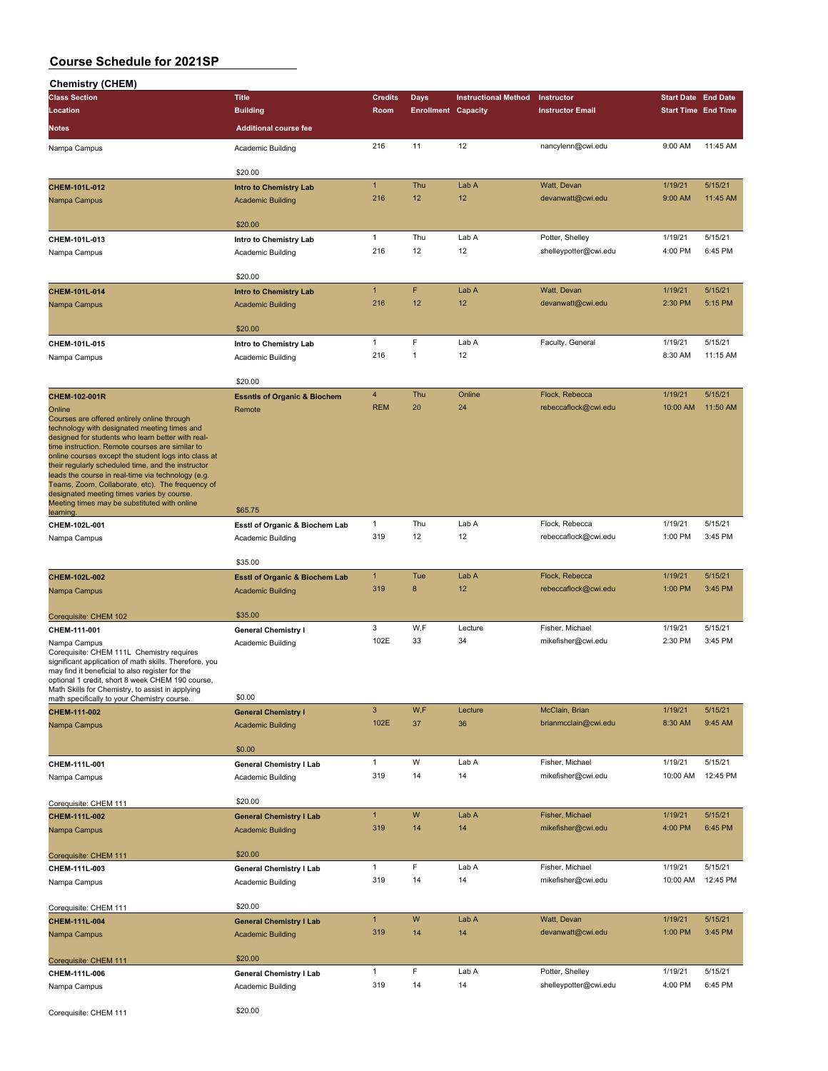# Course Schedule for 2021SP

## Chemistry (CHEM)

| Class Section / Location / Notes | Title / Building / Additional course fee | Credits / Room | Days / Enrollment | Instructional Method / Capacity | Instructor / Instructor Email | Start Date / Start Time | End Date / End Time |
|---|---|---|---|---|---|---|---|
| Nampa Campus | Academic Building<br>$20.00 | 216 | 11 | 12 | nancylenn@cwi.edu | 9:00 AM | 11:45 AM |
| **CHEM-101L-012**<br>Nampa Campus | **Intro to Chemistry Lab**<br>Academic Building<br>$20.00 | 1<br>216 | Thu<br>12 | Lab A<br>12 | Watt, Devan<br>devanwatt@cwi.edu | 1/19/21<br>9:00 AM | 5/15/21<br>11:45 AM |
| **CHEM-101L-013**<br>Nampa Campus | **Intro to Chemistry Lab**<br>Academic Building<br>$20.00 | 1<br>216 | Thu<br>12 | Lab A<br>12 | Potter, Shelley<br>shelleypotter@cwi.edu | 1/19/21<br>4:00 PM | 5/15/21<br>6:45 PM |
| **CHEM-101L-014**<br>Nampa Campus | **Intro to Chemistry Lab**<br>Academic Building<br>$20.00 | 1<br>216 | F<br>12 | Lab A<br>12 | Watt, Devan<br>devanwatt@cwi.edu | 1/19/21<br>2:30 PM | 5/15/21<br>5:15 PM |
| **CHEM-101L-015**<br>Nampa Campus | **Intro to Chemistry Lab**<br>Academic Building<br>$20.00 | 1<br>216 | F<br>1 | Lab A<br>12 | Faculty, General | 1/19/21<br>8:30 AM | 5/15/21<br>11:15 AM |
| **CHEM-102-001R**<br>Online<br>Courses are offered entirely online through technology with designated meeting times and designed for students who learn better with real-time instruction. Remote courses are similar to online courses except the student logs into class at their regularly scheduled time, and the instructor leads the course in real-time via technology (e.g. Teams, Zoom, Collaborate, etc). The frequency of designated meeting times varies by course. Meeting times may be substituted with online learning. | **Esstls of Organic & Biochem**<br>Remote<br>$65.75 | 4<br>REM | Thu<br>20 | Online<br>24 | Flock, Rebecca<br>rebeccaflock@cwi.edu | 1/19/21<br>10:00 AM | 5/15/21<br>11:50 AM |
| **CHEM-102L-001**<br>Nampa Campus | **Esstl of Organic & Biochem Lab**<br>Academic Building<br>$35.00 | 1<br>319 | Thu<br>12 | Lab A<br>12 | Flock, Rebecca<br>rebeccaflock@cwi.edu | 1/19/21<br>1:00 PM | 5/15/21<br>3:45 PM |
| **CHEM-102L-002**<br>Nampa Campus<br>Corequisite: CHEM 102 | **Esstl of Organic & Biochem Lab**<br>Academic Building<br>$35.00 | 1<br>319 | Tue<br>8 | Lab A<br>12 | Flock, Rebecca<br>rebeccaflock@cwi.edu | 1/19/21<br>1:00 PM | 5/15/21<br>3:45 PM |
| **CHEM-111-001**<br>Nampa Campus<br>Corequisite: CHEM 111L Chemistry requires significant application of math skills. Therefore, you may find it beneficial to also register for the optional 1 credit, short 8 week CHEM 190 course, Math Skills for Chemistry, to assist in applying math specifically to your Chemistry course. | **General Chemistry I**<br>Academic Building<br>$0.00 | 3<br>102E | W,F<br>33 | Lecture<br>34 | Fisher, Michael<br>mikefisher@cwi.edu | 1/19/21<br>2:30 PM | 5/15/21<br>3:45 PM |
| **CHEM-111-002**<br>Nampa Campus | **General Chemistry I**<br>Academic Building<br>$0.00 | 3<br>102E | W,F<br>37 | Lecture<br>36 | McClain, Brian<br>brianmcclain@cwi.edu | 1/19/21<br>8:30 AM | 5/15/21<br>9:45 AM |
| **CHEM-111L-001**<br>Nampa Campus<br>Corequisite: CHEM 111 | **General Chemistry I Lab**<br>Academic Building<br>$20.00 | 1<br>319 | W<br>14 | Lab A<br>14 | Fisher, Michael<br>mikefisher@cwi.edu | 1/19/21<br>10:00 AM | 5/15/21<br>12:45 PM |
| **CHEM-111L-002**<br>Nampa Campus<br>Corequisite: CHEM 111 | **General Chemistry I Lab**<br>Academic Building<br>$20.00 | 1<br>319 | W<br>14 | Lab A<br>14 | Fisher, Michael<br>mikefisher@cwi.edu | 1/19/21<br>4:00 PM | 5/15/21<br>6:45 PM |
| **CHEM-111L-003**<br>Nampa Campus<br>Corequisite: CHEM 111 | **General Chemistry I Lab**<br>Academic Building<br>$20.00 | 1<br>319 | F<br>14 | Lab A<br>14 | Fisher, Michael<br>mikefisher@cwi.edu | 1/19/21<br>10:00 AM | 5/15/21<br>12:45 PM |
| **CHEM-111L-004**<br>Nampa Campus<br>Corequisite: CHEM 111 | **General Chemistry I Lab**<br>Academic Building<br>$20.00 | 1<br>319 | W<br>14 | Lab A<br>14 | Watt, Devan<br>devanwatt@cwi.edu | 1/19/21<br>1:00 PM | 5/15/21<br>3:45 PM |
| **CHEM-111L-006**<br>Nampa Campus<br>Corequisite: CHEM 111 | **General Chemistry I Lab**<br>Academic Building<br>$20.00 | 1<br>319 | F<br>14 | Lab A<br>14 | Potter, Shelley<br>shelleypotter@cwi.edu | 1/19/21<br>4:00 PM | 5/15/21<br>6:45 PM |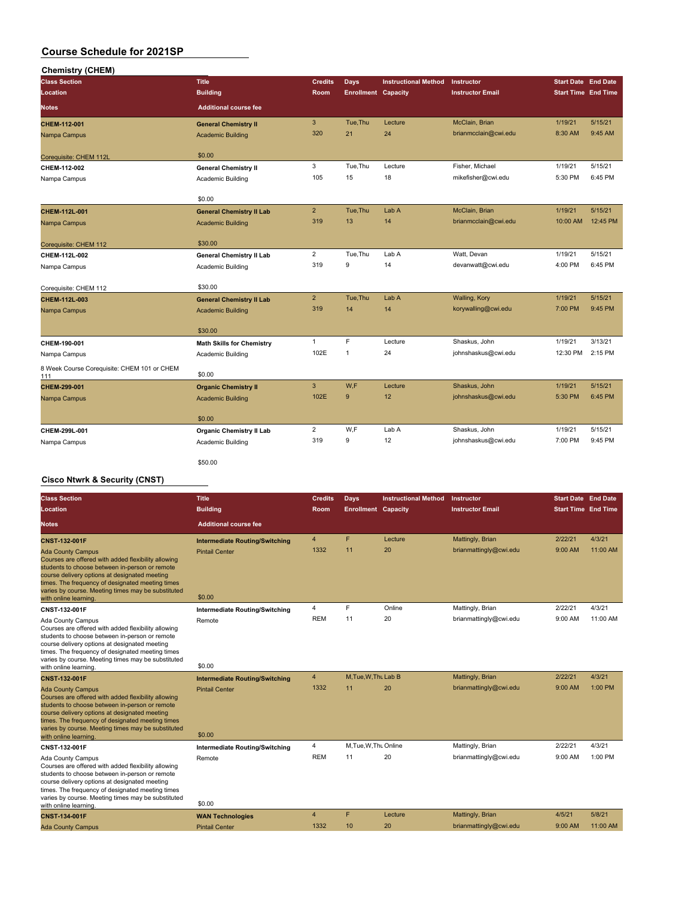# Course Schedule for 2021SP

## Chemistry (CHEM)

| Class Section<br>Location<br>Notes | Title<br>Building<br>Additional course fee | Credits<br>Room | Days<br>Enrollment | Instructional Method<br>Capacity | Instructor<br>Instructor Email | Start Date<br>Start Time | End Date<br>End Time |
|---|---|---|---|---|---|---|---|
| **CHEM-112-001**<br>Nampa Campus<br>Corequisite: CHEM 112L | **General Chemistry II**<br>Academic Building<br>$0.00 | 3<br>320 | Tue,Thu<br>21 | Lecture<br>24 | McClain, Brian<br>brianmcclain@cwi.edu | 1/19/21<br>8:30 AM | 5/15/21<br>9:45 AM |
| **CHEM-112-002**<br>Nampa Campus | **General Chemistry II**<br>Academic Building<br>$0.00 | 3<br>105 | Tue,Thu<br>15 | Lecture<br>18 | Fisher, Michael<br>mikefisher@cwi.edu | 1/19/21<br>5:30 PM | 5/15/21<br>6:45 PM |
| **CHEM-112L-001**<br>Nampa Campus<br>Corequisite: CHEM 112 | **General Chemistry II Lab**<br>Academic Building<br>$30.00 | 2<br>319 | Tue,Thu<br>13 | Lab A<br>14 | McClain, Brian<br>brianmcclain@cwi.edu | 1/19/21<br>10:00 AM | 5/15/21<br>12:45 PM |
| **CHEM-112L-002**<br>Nampa Campus<br>Corequisite: CHEM 112 | **General Chemistry II Lab**<br>Academic Building<br>$30.00 | 2<br>319 | Tue,Thu<br>9 | Lab A<br>14 | Watt, Devan<br>devanwatt@cwi.edu | 1/19/21<br>4:00 PM | 5/15/21<br>6:45 PM |
| **CHEM-112L-003**<br>Nampa Campus | **General Chemistry II Lab**<br>Academic Building<br>$30.00 | 2<br>319 | Tue,Thu<br>14 | Lab A<br>14 | Walling, Kory<br>korywalling@cwi.edu | 1/19/21<br>7:00 PM | 5/15/21<br>9:45 PM |
| **CHEM-190-001**<br>Nampa Campus<br>8 Week Course Corequisite: CHEM 101 or CHEM 111 | **Math Skills for Chemistry**<br>Academic Building<br>$0.00 | 1<br>102E | F<br>1 | Lecture<br>24 | Shaskus, John<br>johnshaskus@cwi.edu | 1/19/21<br>12:30 PM | 3/13/21<br>2:15 PM |
| **CHEM-299-001**<br>Nampa Campus | **Organic Chemistry II**<br>Academic Building<br>$0.00 | 3<br>102E | W,F<br>9 | Lecture<br>12 | Shaskus, John<br>johnshaskus@cwi.edu | 1/19/21<br>5:30 PM | 5/15/21<br>6:45 PM |
| **CHEM-299L-001**<br>Nampa Campus | **Organic Chemistry II Lab**<br>Academic Building<br>$50.00 | 2<br>319 | W,F<br>9 | Lab A<br>12 | Shaskus, John<br>johnshaskus@cwi.edu | 1/19/21<br>7:00 PM | 5/15/21<br>9:45 PM |

## Cisco Ntwrk & Security (CNST)

| Class Section<br>Location<br>Notes | Title<br>Building<br>Additional course fee | Credits<br>Room | Days<br>Enrollment | Instructional Method<br>Capacity | Instructor<br>Instructor Email | Start Date<br>Start Time | End Date<br>End Time |
|---|---|---|---|---|---|---|---|
| **CNST-132-001F**<br>Ada County Campus<br>Courses are offered with added flexibility allowing students to choose between in-person or remote course delivery options at designated meeting times. The frequency of designated meeting times varies by course. Meeting times may be substituted with online learning. | **Intermediate Routing/Switching**<br>Pintail Center<br>$0.00 | 4<br>1332 | F<br>11 | Lecture<br>20 | Mattingly, Brian<br>brianmattingly@cwi.edu | 2/22/21<br>9:00 AM | 4/3/21<br>11:00 AM |
| **CNST-132-001F**<br>Ada County Campus<br>Courses are offered with added flexibility allowing students to choose between in-person or remote course delivery options at designated meeting times. The frequency of designated meeting times varies by course. Meeting times may be substituted with online learning. | **Intermediate Routing/Switching**<br>Remote<br>$0.00 | 4<br>REM | F<br>11 | Online<br>20 | Mattingly, Brian<br>brianmattingly@cwi.edu | 2/22/21<br>9:00 AM | 4/3/21<br>11:00 AM |
| **CNST-132-001F**<br>Ada County Campus<br>Courses are offered with added flexibility allowing students to choose between in-person or remote course delivery options at designated meeting times. The frequency of designated meeting times varies by course. Meeting times may be substituted with online learning. | **Intermediate Routing/Switching**<br>Pintail Center<br>$0.00 | 4<br>1332 | M,Tue,W,Thu<br>11 | Lab B<br>20 | Mattingly, Brian<br>brianmattingly@cwi.edu | 2/22/21<br>9:00 AM | 4/3/21<br>1:00 PM |
| **CNST-132-001F**<br>Ada County Campus<br>Courses are offered with added flexibility allowing students to choose between in-person or remote course delivery options at designated meeting times. The frequency of designated meeting times varies by course. Meeting times may be substituted with online learning. | **Intermediate Routing/Switching**<br>Remote<br>$0.00 | 4<br>REM | M,Tue,W,Thu<br>11 | Online<br>20 | Mattingly, Brian<br>brianmattingly@cwi.edu | 2/22/21<br>9:00 AM | 4/3/21<br>1:00 PM |
| **CNST-134-001F**<br>Ada County Campus | **WAN Technologies**<br>Pintail Center | 4<br>1332 | F<br>10 | Lecture<br>20 | Mattingly, Brian<br>brianmattingly@cwi.edu | 4/5/21<br>9:00 AM | 5/8/21<br>11:00 AM |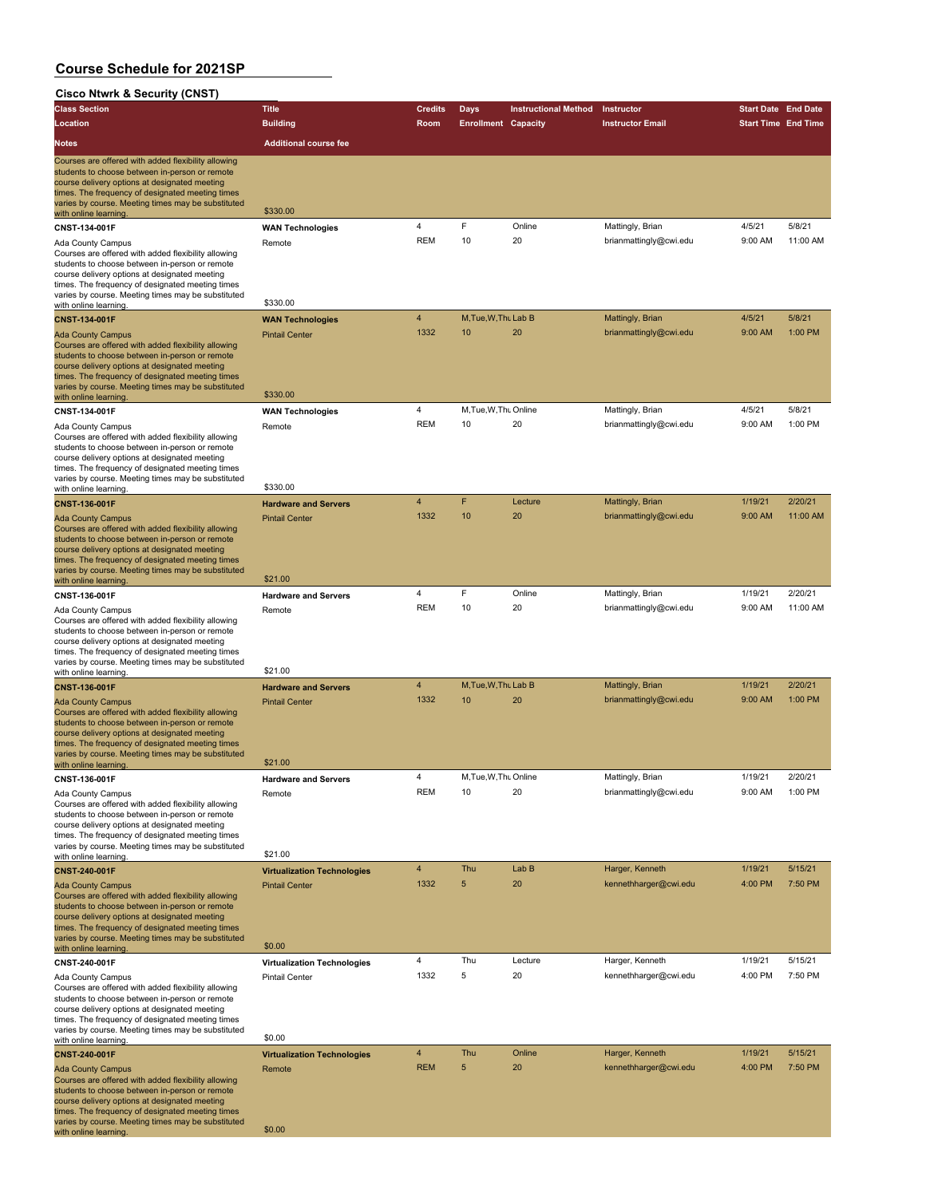# Course Schedule for 2021SP

## Cisco Ntwrk & Security (CNST)

| Class Section / Location / Notes | Title / Building / Additional course fee | Credits / Room | Days / Enrollment | Instructional Method / Capacity | Instructor / Instructor Email | Start Date / Start Time | End Date / End Time |
|---|---|---|---|---|---|---|---|
| Courses are offered with added flexibility allowing students to choose between in-person or remote course delivery options at designated meeting times. The frequency of designated meeting times varies by course. Meeting times may be substituted with online learning. | $330.00 | | | | | | |
| CNST-134-001F | WAN Technologies | 4 | F | Online | Mattingly, Brian | 4/5/21 | 5/8/21 |
| Ada County Campus | Remote | REM | 10 | 20 | brianmattingly@cwi.edu | 9:00 AM | 11:00 AM |
| Courses are offered with added flexibility allowing students to choose between in-person or remote course delivery options at designated meeting times. The frequency of designated meeting times varies by course. Meeting times may be substituted with online learning. | $330.00 | | | | | | |
| CNST-134-001F | WAN Technologies | 4 | M,Tue,W,Thu | Lab B | Mattingly, Brian | 4/5/21 | 5/8/21 |
| Ada County Campus | Pintail Center | 1332 | 10 | 20 | brianmattingly@cwi.edu | 9:00 AM | 1:00 PM |
| Courses are offered with added flexibility allowing students to choose between in-person or remote course delivery options at designated meeting times. The frequency of designated meeting times varies by course. Meeting times may be substituted with online learning. | $330.00 | | | | | | |
| CNST-134-001F | WAN Technologies | 4 | M,Tue,W,Thu | Online | Mattingly, Brian | 4/5/21 | 5/8/21 |
| Ada County Campus | Remote | REM | 10 | 20 | brianmattingly@cwi.edu | 9:00 AM | 1:00 PM |
| Courses are offered with added flexibility allowing students to choose between in-person or remote course delivery options at designated meeting times. The frequency of designated meeting times varies by course. Meeting times may be substituted with online learning. | $330.00 | | | | | | |
| CNST-136-001F | Hardware and Servers | 4 | F | Lecture | Mattingly, Brian | 1/19/21 | 2/20/21 |
| Ada County Campus | Pintail Center | 1332 | 10 | 20 | brianmattingly@cwi.edu | 9:00 AM | 11:00 AM |
| Courses are offered with added flexibility allowing students to choose between in-person or remote course delivery options at designated meeting times. The frequency of designated meeting times varies by course. Meeting times may be substituted with online learning. | $21.00 | | | | | | |
| CNST-136-001F | Hardware and Servers | 4 | F | Online | Mattingly, Brian | 1/19/21 | 2/20/21 |
| Ada County Campus | Remote | REM | 10 | 20 | brianmattingly@cwi.edu | 9:00 AM | 11:00 AM |
| Courses are offered with added flexibility allowing students to choose between in-person or remote course delivery options at designated meeting times. The frequency of designated meeting times varies by course. Meeting times may be substituted with online learning. | $21.00 | | | | | | |
| CNST-136-001F | Hardware and Servers | 4 | M,Tue,W,Thu | Lab B | Mattingly, Brian | 1/19/21 | 2/20/21 |
| Ada County Campus | Pintail Center | 1332 | 10 | 20 | brianmattingly@cwi.edu | 9:00 AM | 1:00 PM |
| Courses are offered with added flexibility allowing students to choose between in-person or remote course delivery options at designated meeting times. The frequency of designated meeting times varies by course. Meeting times may be substituted with online learning. | $21.00 | | | | | | |
| CNST-136-001F | Hardware and Servers | 4 | M,Tue,W,Thu | Online | Mattingly, Brian | 1/19/21 | 2/20/21 |
| Ada County Campus | Remote | REM | 10 | 20 | brianmattingly@cwi.edu | 9:00 AM | 1:00 PM |
| Courses are offered with added flexibility allowing students to choose between in-person or remote course delivery options at designated meeting times. The frequency of designated meeting times varies by course. Meeting times may be substituted with online learning. | $21.00 | | | | | | |
| CNST-240-001F | Virtualization Technologies | 4 | Thu | Lab B | Harger, Kenneth | 1/19/21 | 5/15/21 |
| Ada County Campus | Pintail Center | 1332 | 5 | 20 | kennethharger@cwi.edu | 4:00 PM | 7:50 PM |
| Courses are offered with added flexibility allowing students to choose between in-person or remote course delivery options at designated meeting times. The frequency of designated meeting times varies by course. Meeting times may be substituted with online learning. | $0.00 | | | | | | |
| CNST-240-001F | Virtualization Technologies | 4 | Thu | Lecture | Harger, Kenneth | 1/19/21 | 5/15/21 |
| Ada County Campus | Pintail Center | 1332 | 5 | 20 | kennethharger@cwi.edu | 4:00 PM | 7:50 PM |
| Courses are offered with added flexibility allowing students to choose between in-person or remote course delivery options at designated meeting times. The frequency of designated meeting times varies by course. Meeting times may be substituted with online learning. | $0.00 | | | | | | |
| CNST-240-001F | Virtualization Technologies | 4 | Thu | Online | Harger, Kenneth | 1/19/21 | 5/15/21 |
| Ada County Campus | Remote | REM | 5 | 20 | kennethharger@cwi.edu | 4:00 PM | 7:50 PM |
| Courses are offered with added flexibility allowing students to choose between in-person or remote course delivery options at designated meeting times. The frequency of designated meeting times varies by course. Meeting times may be substituted with online learning. | $0.00 | | | | | | |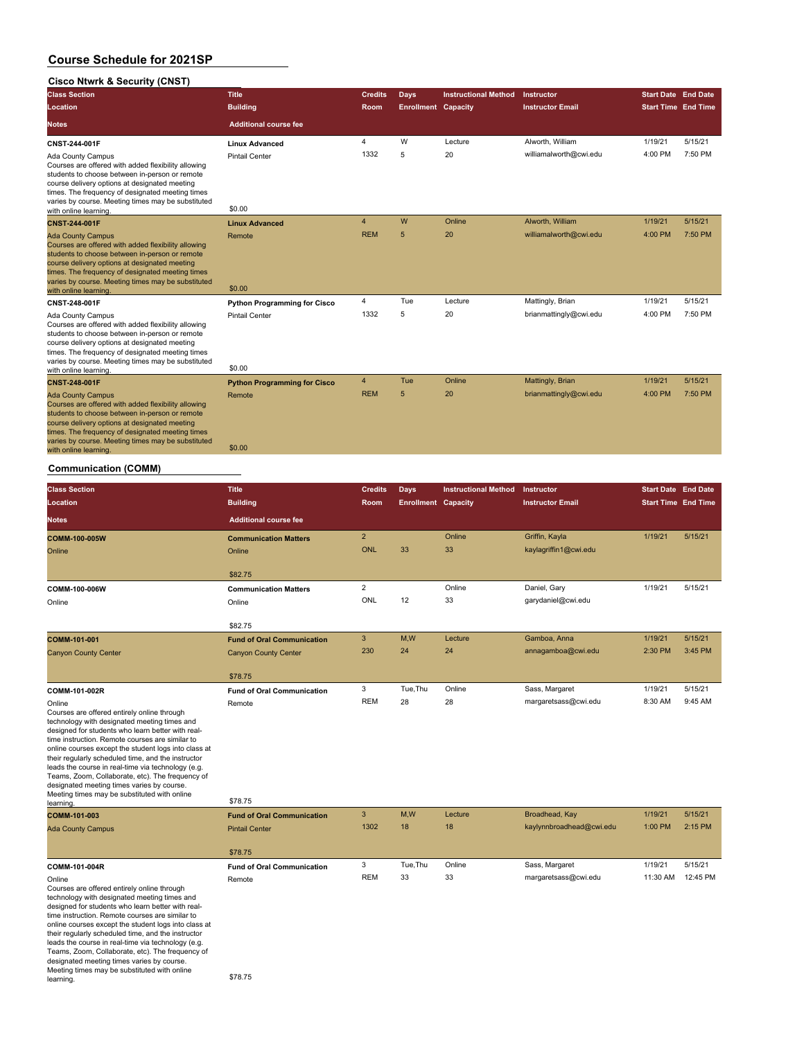# Course Schedule for 2021SP

## Cisco Ntwrk & Security (CNST)

| Class Section<br>Location<br>Notes | Title<br>Building<br>Additional course fee | Credits<br>Room | Days<br>Enrollment | Instructional Method<br>Capacity | Instructor<br>Instructor Email | Start Date<br>Start Time | End Date<br>End Time |
|---|---|---|---|---|---|---|---|
| **CNST-244-001F**<br>Ada County Campus<br>Courses are offered with added flexibility allowing students to choose between in-person or remote course delivery options at designated meeting times. The frequency of designated meeting times varies by course. Meeting times may be substituted with online learning. | **Linux Advanced**<br>Pintail Center<br>$0.00 | 4<br>1332 | W<br>5 | Lecture<br>20 | Alworth, William<br>williamalworth@cwi.edu | 1/19/21<br>4:00 PM | 5/15/21<br>7:50 PM |
| **CNST-244-001F**<br>Ada County Campus<br>Courses are offered with added flexibility allowing students to choose between in-person or remote course delivery options at designated meeting times. The frequency of designated meeting times varies by course. Meeting times may be substituted with online learning. | **Linux Advanced**<br>Remote<br>$0.00 | 4<br>REM | W<br>5 | Online<br>20 | Alworth, William<br>williamalworth@cwi.edu | 1/19/21<br>4:00 PM | 5/15/21<br>7:50 PM |
| **CNST-248-001F**<br>Ada County Campus<br>Courses are offered with added flexibility allowing students to choose between in-person or remote course delivery options at designated meeting times. The frequency of designated meeting times varies by course. Meeting times may be substituted with online learning. | **Python Programming for Cisco**<br>Pintail Center<br>$0.00 | 4<br>1332 | Tue<br>5 | Lecture<br>20 | Mattingly, Brian<br>brianmattingly@cwi.edu | 1/19/21<br>4:00 PM | 5/15/21<br>7:50 PM |
| **CNST-248-001F**<br>Ada County Campus<br>Courses are offered with added flexibility allowing students to choose between in-person or remote course delivery options at designated meeting times. The frequency of designated meeting times varies by course. Meeting times may be substituted with online learning. | **Python Programming for Cisco**<br>Remote<br>$0.00 | 4<br>REM | Tue<br>5 | Online<br>20 | Mattingly, Brian<br>brianmattingly@cwi.edu | 1/19/21<br>4:00 PM | 5/15/21<br>7:50 PM |

## Communication (COMM)

| Class Section<br>Location<br>Notes | Title<br>Building<br>Additional course fee | Credits<br>Room | Days<br>Enrollment | Instructional Method<br>Capacity | Instructor<br>Instructor Email | Start Date<br>Start Time | End Date<br>End Time |
|---|---|---|---|---|---|---|---|
| **COMM-100-005W**<br>Online | **Communication Matters**<br>Online<br>$82.75 | 2<br>ONL | <br>33 | Online<br>33 | Griffin, Kayla<br>kaylagriffin1@cwi.edu | 1/19/21 | 5/15/21 |
| **COMM-100-006W**<br>Online | **Communication Matters**<br>Online<br>$82.75 | 2<br>ONL | <br>12 | Online<br>33 | Daniel, Gary<br>garydaniel@cwi.edu | 1/19/21 | 5/15/21 |
| **COMM-101-001**<br>Canyon County Center | **Fund of Oral Communication**<br>Canyon County Center<br>$78.75 | 3<br>230 | M,W<br>24 | Lecture<br>24 | Gamboa, Anna<br>annagamboa@cwi.edu | 1/19/21<br>2:30 PM | 5/15/21<br>3:45 PM |
| **COMM-101-002R**<br>Online<br>Courses are offered entirely online through technology with designated meeting times and designed for students who learn better with real-time instruction. Remote courses are similar to online courses except the student logs into class at their regularly scheduled time, and the instructor leads the course in real-time via technology (e.g. Teams, Zoom, Collaborate, etc). The frequency of designated meeting times varies by course. Meeting times may be substituted with online learning. | **Fund of Oral Communication**<br>Remote<br>$78.75 | 3<br>REM | Tue,Thu<br>28 | Online<br>28 | Sass, Margaret<br>margaretsass@cwi.edu | 1/19/21<br>8:30 AM | 5/15/21<br>9:45 AM |
| **COMM-101-003**<br>Ada County Campus | **Fund of Oral Communication**<br>Pintail Center<br>$78.75 | 3<br>1302 | M,W<br>18 | Lecture<br>18 | Broadhead, Kay<br>kaylynnbroadhead@cwi.edu | 1/19/21<br>1:00 PM | 5/15/21<br>2:15 PM |
| **COMM-101-004R**<br>Online<br>Courses are offered entirely online through technology with designated meeting times and designed for students who learn better with real-time instruction. Remote courses are similar to online courses except the student logs into class at their regularly scheduled time, and the instructor leads the course in real-time via technology (e.g. Teams, Zoom, Collaborate, etc). The frequency of designated meeting times varies by course. Meeting times may be substituted with online learning. | **Fund of Oral Communication**<br>Remote<br>$78.75 | 3<br>REM | Tue,Thu<br>33 | Online<br>33 | Sass, Margaret<br>margaretsass@cwi.edu | 1/19/21<br>11:30 AM | 5/15/21<br>12:45 PM |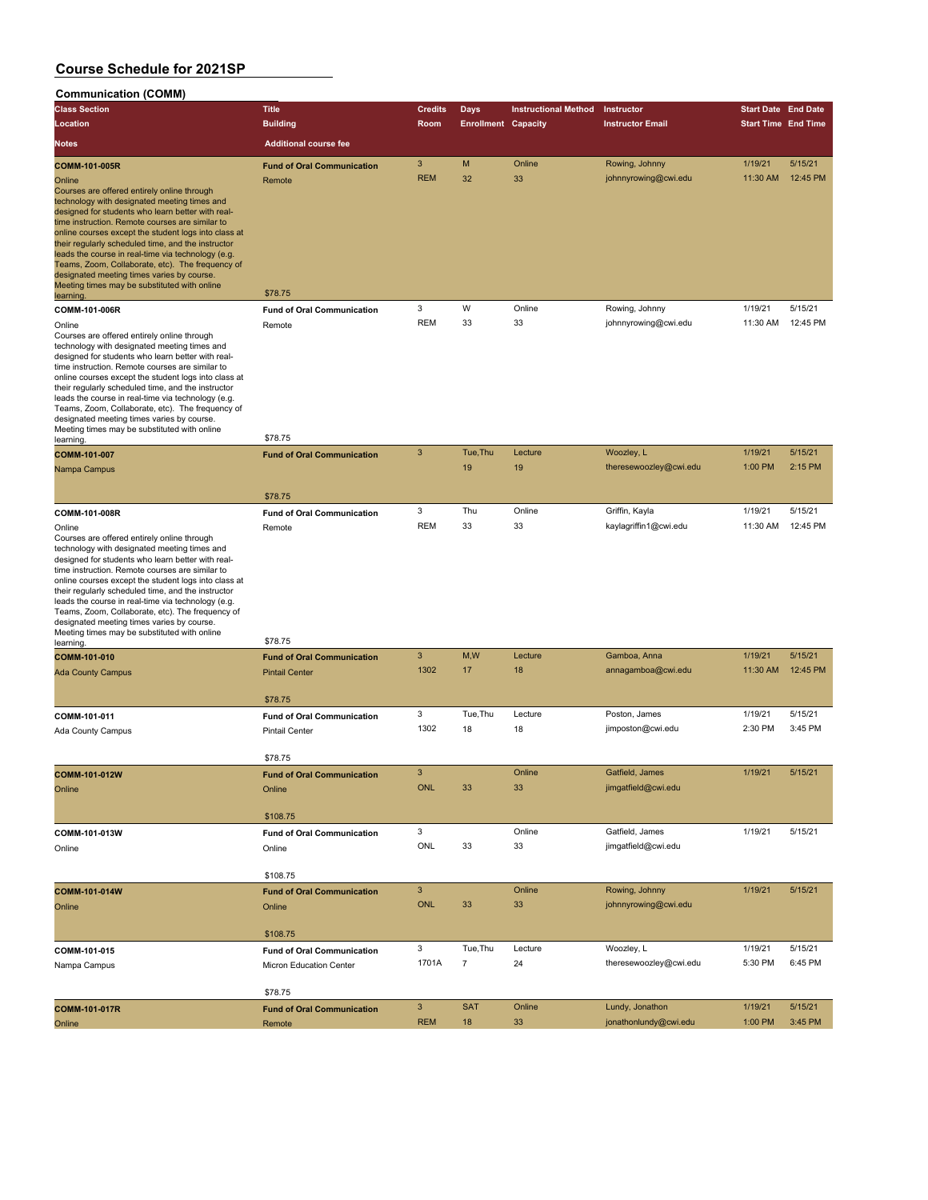# Course Schedule for 2021SP

## Communication (COMM)

| Class Section / Location / Notes | Title / Building / Additional course fee | Credits / Room | Days / Enrollment | Instructional Method / Capacity | Instructor / Instructor Email | Start Date / Start Time | End Date / End Time |
|---|---|---|---|---|---|---|---|
| **COMM-101-005R** | **Fund of Oral Communication** | 3 | M | Online | Rowing, Johnny | 1/19/21 | 5/15/21 |
| Online | Remote | REM | 32 | 33 | johnnyrowing@cwi.edu | 11:30 AM | 12:45 PM |
| Courses are offered entirely online through technology with designated meeting times and designed for students who learn better with real-time instruction. Remote courses are similar to online courses except the student logs into class at their regularly scheduled time, and the instructor leads the course in real-time via technology (e.g. Teams, Zoom, Collaborate, etc). The frequency of designated meeting times varies by course. Meeting times may be substituted with online learning. | $78.75 | | | | | | |
| **COMM-101-006R** | **Fund of Oral Communication** | 3 | W | Online | Rowing, Johnny | 1/19/21 | 5/15/21 |
| Online | Remote | REM | 33 | 33 | johnnyrowing@cwi.edu | 11:30 AM | 12:45 PM |
| Courses are offered entirely online through technology with designated meeting times and designed for students who learn better with real-time instruction. Remote courses are similar to online courses except the student logs into class at their regularly scheduled time, and the instructor leads the course in real-time via technology (e.g. Teams, Zoom, Collaborate, etc). The frequency of designated meeting times varies by course. Meeting times may be substituted with online learning. | $78.75 | | | | | | |
| **COMM-101-007** | **Fund of Oral Communication** | 3 | Tue,Thu | Lecture | Woozley, L | 1/19/21 | 5/15/21 |
| Nampa Campus | | | 19 | 19 | theresewoozley@cwi.edu | 1:00 PM | 2:15 PM |
| | $78.75 | | | | | | |
| **COMM-101-008R** | **Fund of Oral Communication** | 3 | Thu | Online | Griffin, Kayla | 1/19/21 | 5/15/21 |
| Online | Remote | REM | 33 | 33 | kaylagriffin1@cwi.edu | 11:30 AM | 12:45 PM |
| Courses are offered entirely online through technology with designated meeting times and designed for students who learn better with real-time instruction. Remote courses are similar to online courses except the student logs into class at their regularly scheduled time, and the instructor leads the course in real-time via technology (e.g. Teams, Zoom, Collaborate, etc). The frequency of designated meeting times varies by course. Meeting times may be substituted with online learning. | $78.75 | | | | | | |
| **COMM-101-010** | **Fund of Oral Communication** | 3 | M,W | Lecture | Gamboa, Anna | 1/19/21 | 5/15/21 |
| Ada County Campus | Pintail Center | 1302 | 17 | 18 | annagamboa@cwi.edu | 11:30 AM | 12:45 PM |
| | $78.75 | | | | | | |
| **COMM-101-011** | **Fund of Oral Communication** | 3 | Tue,Thu | Lecture | Poston, James | 1/19/21 | 5/15/21 |
| Ada County Campus | Pintail Center | 1302 | 18 | 18 | jimposton@cwi.edu | 2:30 PM | 3:45 PM |
| | $78.75 | | | | | | |
| **COMM-101-012W** | **Fund of Oral Communication** | 3 | | Online | Gatfield, James | 1/19/21 | 5/15/21 |
| Online | Online | ONL | 33 | 33 | jimgatfield@cwi.edu | | |
| | $108.75 | | | | | | |
| **COMM-101-013W** | **Fund of Oral Communication** | 3 | | Online | Gatfield, James | 1/19/21 | 5/15/21 |
| Online | Online | ONL | 33 | 33 | jimgatfield@cwi.edu | | |
| | $108.75 | | | | | | |
| **COMM-101-014W** | **Fund of Oral Communication** | 3 | | Online | Rowing, Johnny | 1/19/21 | 5/15/21 |
| Online | Online | ONL | 33 | 33 | johnnyrowing@cwi.edu | | |
| | $108.75 | | | | | | |
| **COMM-101-015** | **Fund of Oral Communication** | 3 | Tue,Thu | Lecture | Woozley, L | 1/19/21 | 5/15/21 |
| Nampa Campus | Micron Education Center | 1701A | 7 | 24 | theresewoozley@cwi.edu | 5:30 PM | 6:45 PM |
| | $78.75 | | | | | | |
| **COMM-101-017R** | **Fund of Oral Communication** | 3 | SAT | Online | Lundy, Jonathon | 1/19/21 | 5/15/21 |
| Online | Remote | REM | 18 | 33 | jonathonlundy@cwi.edu | 1:00 PM | 3:45 PM |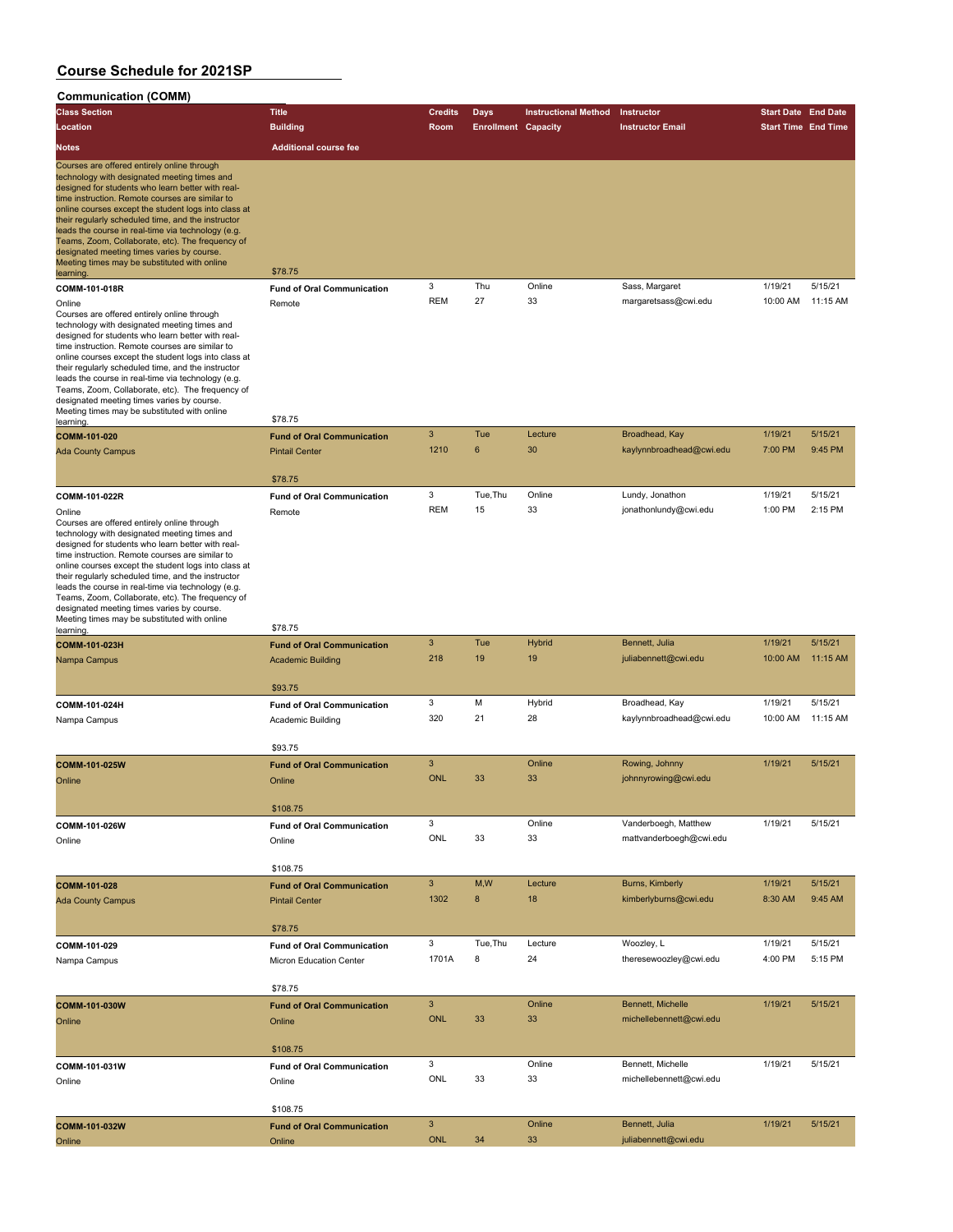# Course Schedule for 2021SP

## Communication (COMM)

| Class Section / Location / Notes | Title / Building / Additional course fee | Credits / Room | Days / Enrollment | Instructional Method / Capacity | Instructor / Instructor Email | Start Date / Start Time | End Date / End Time |
|---|---|---|---|---|---|---|---|
| Courses are offered entirely online through technology with designated meeting times and designed for students who learn better with real-time instruction. Remote courses are similar to online courses except the student logs into class at their regularly scheduled time, and the instructor leads the course in real-time via technology (e.g. Teams, Zoom, Collaborate, etc). The frequency of designated meeting times varies by course. Meeting times may be substituted with online learning. | $78.75 | | | | | | |
| **COMM-101-018R** | **Fund of Oral Communication** | 3 | Thu | Online | Sass, Margaret | 1/19/21 | 5/15/21 |
| Online | Remote | REM | 27 | 33 | margaretsass@cwi.edu | 10:00 AM | 11:15 AM |
| Courses are offered entirely online through technology with designated meeting times and designed for students who learn better with real-time instruction. Remote courses are similar to online courses except the student logs into class at their regularly scheduled time, and the instructor leads the course in real-time via technology (e.g. Teams, Zoom, Collaborate, etc). The frequency of designated meeting times varies by course. Meeting times may be substituted with online learning. | $78.75 | | | | | | |
| **COMM-101-020** | **Fund of Oral Communication** | 3 | Tue | Lecture | Broadhead, Kay | 1/19/21 | 5/15/21 |
| Ada County Campus | Pintail Center | 1210 | 6 | 30 | kaylynnbroadhead@cwi.edu | 7:00 PM | 9:45 PM |
| | $78.75 | | | | | | |
| **COMM-101-022R** | **Fund of Oral Communication** | 3 | Tue,Thu | Online | Lundy, Jonathon | 1/19/21 | 5/15/21 |
| Online | Remote | REM | 15 | 33 | jonathonlundy@cwi.edu | 1:00 PM | 2:15 PM |
| Courses are offered entirely online through technology with designated meeting times and designed for students who learn better with real-time instruction. Remote courses are similar to online courses except the student logs into class at their regularly scheduled time, and the instructor leads the course in real-time via technology (e.g. Teams, Zoom, Collaborate, etc). The frequency of designated meeting times varies by course. Meeting times may be substituted with online learning. | $78.75 | | | | | | |
| **COMM-101-023H** | **Fund of Oral Communication** | 3 | Tue | Hybrid | Bennett, Julia | 1/19/21 | 5/15/21 |
| Nampa Campus | Academic Building | 218 | 19 | 19 | juliabennett@cwi.edu | 10:00 AM | 11:15 AM |
| | $93.75 | | | | | | |
| **COMM-101-024H** | **Fund of Oral Communication** | 3 | M | Hybrid | Broadhead, Kay | 1/19/21 | 5/15/21 |
| Nampa Campus | Academic Building | 320 | 21 | 28 | kaylynnbroadhead@cwi.edu | 10:00 AM | 11:15 AM |
| | $93.75 | | | | | | |
| **COMM-101-025W** | **Fund of Oral Communication** | 3 | | Online | Rowing, Johnny | 1/19/21 | 5/15/21 |
| Online | Online | ONL | 33 | 33 | johnnyrowing@cwi.edu | | |
| | $108.75 | | | | | | |
| **COMM-101-026W** | **Fund of Oral Communication** | 3 | | Online | Vanderboegh, Matthew | 1/19/21 | 5/15/21 |
| Online | Online | ONL | 33 | 33 | mattvanderboegh@cwi.edu | | |
| | $108.75 | | | | | | |
| **COMM-101-028** | **Fund of Oral Communication** | 3 | M,W | Lecture | Burns, Kimberly | 1/19/21 | 5/15/21 |
| Ada County Campus | Pintail Center | 1302 | 8 | 18 | kimberlyburns@cwi.edu | 8:30 AM | 9:45 AM |
| | $78.75 | | | | | | |
| **COMM-101-029** | **Fund of Oral Communication** | 3 | Tue,Thu | Lecture | Woozley, L | 1/19/21 | 5/15/21 |
| Nampa Campus | Micron Education Center | 1701A | 8 | 24 | theresewoozley@cwi.edu | 4:00 PM | 5:15 PM |
| | $78.75 | | | | | | |
| **COMM-101-030W** | **Fund of Oral Communication** | 3 | | Online | Bennett, Michelle | 1/19/21 | 5/15/21 |
| Online | Online | ONL | 33 | 33 | michellebennett@cwi.edu | | |
| | $108.75 | | | | | | |
| **COMM-101-031W** | **Fund of Oral Communication** | 3 | | Online | Bennett, Michelle | 1/19/21 | 5/15/21 |
| Online | Online | ONL | 33 | 33 | michellebennett@cwi.edu | | |
| | $108.75 | | | | | | |
| **COMM-101-032W** | **Fund of Oral Communication** | 3 | | Online | Bennett, Julia | 1/19/21 | 5/15/21 |
| Online | Online | ONL | 34 | 33 | juliabennett@cwi.edu | | |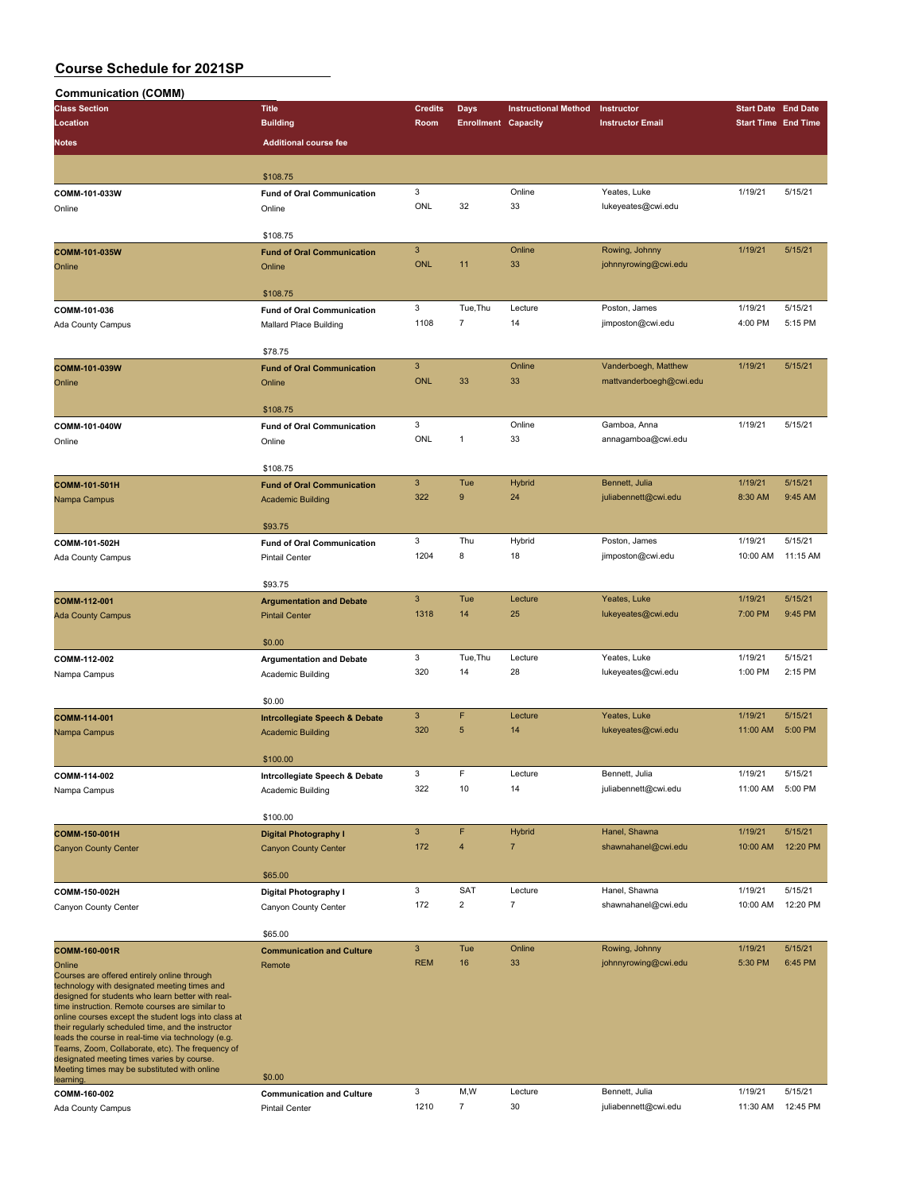# Course Schedule for 2021SP

## Communication (COMM)

| Class Section / Location / Notes | Title / Building / Additional course fee | Credits / Room | Days / Enrollment | Instructional Method / Capacity | Instructor / Instructor Email | Start Date / Start Time | End Date / End Time |
|---|---|---|---|---|---|---|---|
| | $108.75 | | | | | | |
| COMM-101-033W | Fund of Oral Communication | 3 | | Online | Yeates, Luke | 1/19/21 | 5/15/21 |
| Online | Online | ONL | 32 | 33 | lukeyeates@cwi.edu | | |
| | $108.75 | | | | | | |
| COMM-101-035W | Fund of Oral Communication | 3 | | Online | Rowing, Johnny | 1/19/21 | 5/15/21 |
| Online | Online | ONL | 11 | 33 | johnnyrowing@cwi.edu | | |
| | $108.75 | | | | | | |
| COMM-101-036 | Fund of Oral Communication | 3 | Tue,Thu | Lecture | Poston, James | 1/19/21 | 5/15/21 |
| Ada County Campus | Mallard Place Building | 1108 | 7 | 14 | jimposton@cwi.edu | 4:00 PM | 5:15 PM |
| | $78.75 | | | | | | |
| COMM-101-039W | Fund of Oral Communication | 3 | | Online | Vanderboegh, Matthew | 1/19/21 | 5/15/21 |
| Online | Online | ONL | 33 | 33 | mattvanderboegh@cwi.edu | | |
| | $108.75 | | | | | | |
| COMM-101-040W | Fund of Oral Communication | 3 | | Online | Gamboa, Anna | 1/19/21 | 5/15/21 |
| Online | Online | ONL | 1 | 33 | annagamboa@cwi.edu | | |
| | $108.75 | | | | | | |
| COMM-101-501H | Fund of Oral Communication | 3 | Tue | Hybrid | Bennett, Julia | 1/19/21 | 5/15/21 |
| Nampa Campus | Academic Building | 322 | 9 | 24 | juliabennett@cwi.edu | 8:30 AM | 9:45 AM |
| | $93.75 | | | | | | |
| COMM-101-502H | Fund of Oral Communication | 3 | Thu | Hybrid | Poston, James | 1/19/21 | 5/15/21 |
| Ada County Campus | Pintail Center | 1204 | 8 | 18 | jimposton@cwi.edu | 10:00 AM | 11:15 AM |
| | $93.75 | | | | | | |
| COMM-112-001 | Argumentation and Debate | 3 | Tue | Lecture | Yeates, Luke | 1/19/21 | 5/15/21 |
| Ada County Campus | Pintail Center | 1318 | 14 | 25 | lukeyeates@cwi.edu | 7:00 PM | 9:45 PM |
| | $0.00 | | | | | | |
| COMM-112-002 | Argumentation and Debate | 3 | Tue,Thu | Lecture | Yeates, Luke | 1/19/21 | 5/15/21 |
| Nampa Campus | Academic Building | 320 | 14 | 28 | lukeyeates@cwi.edu | 1:00 PM | 2:15 PM |
| | $0.00 | | | | | | |
| COMM-114-001 | Intrcollegiate Speech & Debate | 3 | F | Lecture | Yeates, Luke | 1/19/21 | 5/15/21 |
| Nampa Campus | Academic Building | 320 | 5 | 14 | lukeyeates@cwi.edu | 11:00 AM | 5:00 PM |
| | $100.00 | | | | | | |
| COMM-114-002 | Intrcollegiate Speech & Debate | 3 | F | Lecture | Bennett, Julia | 1/19/21 | 5/15/21 |
| Nampa Campus | Academic Building | 322 | 10 | 14 | juliabennett@cwi.edu | 11:00 AM | 5:00 PM |
| | $100.00 | | | | | | |
| COMM-150-001H | Digital Photography I | 3 | F | Hybrid | Hanel, Shawna | 1/19/21 | 5/15/21 |
| Canyon County Center | Canyon County Center | 172 | 4 | 7 | shawnahanel@cwi.edu | 10:00 AM | 12:20 PM |
| | $65.00 | | | | | | |
| COMM-150-002H | Digital Photography I | 3 | SAT | Lecture | Hanel, Shawna | 1/19/21 | 5/15/21 |
| Canyon County Center | Canyon County Center | 172 | 2 | 7 | shawnahanel@cwi.edu | 10:00 AM | 12:20 PM |
| | $65.00 | | | | | | |
| COMM-160-001R | Communication and Culture | 3 | Tue | Online | Rowing, Johnny | 1/19/21 | 5/15/21 |
| Online | Remote | REM | 16 | 33 | johnnyrowing@cwi.edu | 5:30 PM | 6:45 PM |
| Courses are offered entirely online through technology with designated meeting times and designed for students who learn better with real-time instruction. Remote courses are similar to online courses except the student logs into class at their regularly scheduled time, and the instructor leads the course in real-time via technology (e.g. Teams, Zoom, Collaborate, etc). The frequency of designated meeting times varies by course. Meeting times may be substituted with online learning. | $0.00 | | | | | | |
| COMM-160-002 | Communication and Culture | 3 | M,W | Lecture | Bennett, Julia | 1/19/21 | 5/15/21 |
| Ada County Campus | Pintail Center | 1210 | 7 | 30 | juliabennett@cwi.edu | 11:30 AM | 12:45 PM |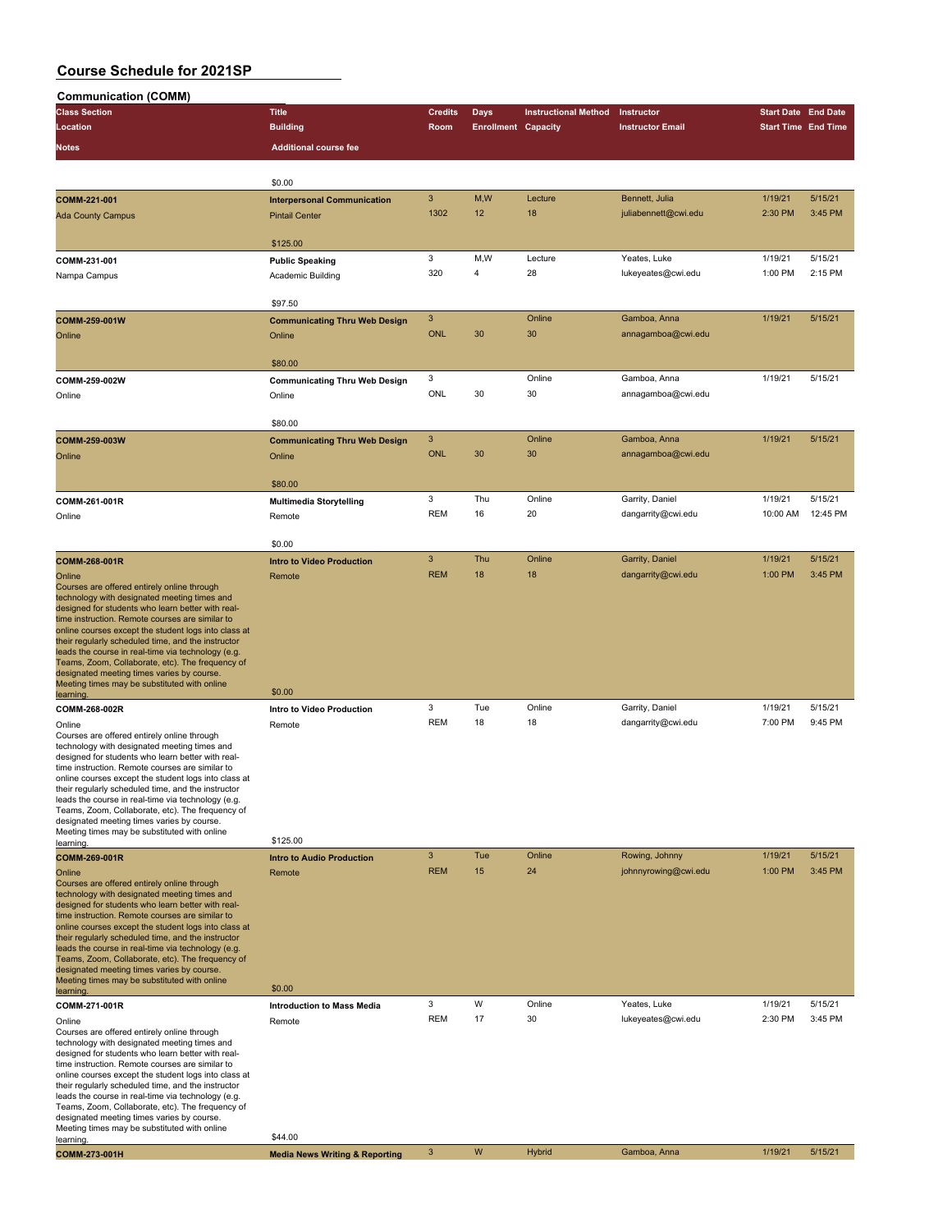## Communication (COMM)

| Class Section | Title | Credits | Days | Instructional Method | Instructor | Start Date | End Date | Location | Building | Room | Enrollment | Capacity | Instructor Email | Start Time | End Time | Notes | Additional course fee |
|---|---|---|---|---|---|---|---|---|---|---|---|---|---|---|---|---|---|
| | | | | | | | | | | | | | | | | | $0.00 |
| COMM-221-001 | Interpersonal Communication | 3 | M,W | Lecture | Bennett, Julia | 1/19/21 | 5/15/21 | Ada County Campus | Pintail Center | 1302 | 12 | 18 | juliabennett@cwi.edu | 2:30 PM | 3:45 PM | | $125.00 |
| COMM-231-001 | Public Speaking | 3 | M,W | Lecture | Yeates, Luke | 1/19/21 | 5/15/21 | Nampa Campus | Academic Building | 320 | 4 | 28 | lukeyeates@cwi.edu | 1:00 PM | 2:15 PM | | $97.50 |
| COMM-259-001W | Communicating Thru Web Design | 3 | | Online | Gamboa, Anna | 1/19/21 | 5/15/21 | Online | Online | ONL | 30 | 30 | annagamboa@cwi.edu | | | | $80.00 |
| COMM-259-002W | Communicating Thru Web Design | 3 | | Online | Gamboa, Anna | 1/19/21 | 5/15/21 | Online | Online | ONL | 30 | 30 | annagamboa@cwi.edu | | | | $80.00 |
| COMM-259-003W | Communicating Thru Web Design | 3 | | Online | Gamboa, Anna | 1/19/21 | 5/15/21 | Online | Online | ONL | 30 | 30 | annagamboa@cwi.edu | | | | $80.00 |
| COMM-261-001R | Multimedia Storytelling | 3 | Thu | Online | Garrity, Daniel | 1/19/21 | 5/15/21 | Online | Remote | REM | 16 | 20 | dangarrity@cwi.edu | 10:00 AM | 12:45 PM | | $0.00 |
| COMM-268-001R | Intro to Video Production | 3 | Thu | Online | Garrity, Daniel | 1/19/21 | 5/15/21 | Online | Remote | REM | 18 | 18 | dangarrity@cwi.edu | 1:00 PM | 3:45 PM | Courses are offered entirely online through technology with designated meeting times and designed for students who learn better with real-time instruction. Remote courses are similar to online courses except the student logs into class at their regularly scheduled time, and the instructor leads the course in real-time via technology (e.g. Teams, Zoom, Collaborate, etc). The frequency of designated meeting times varies by course. Meeting times may be substituted with online learning. | $0.00 |
| COMM-268-002R | Intro to Video Production | 3 | Tue | Online | Garrity, Daniel | 1/19/21 | 5/15/21 | Online | Remote | REM | 18 | 18 | dangarrity@cwi.edu | 7:00 PM | 9:45 PM | Courses are offered entirely online through technology with designated meeting times and designed for students who learn better with real-time instruction. Remote courses are similar to online courses except the student logs into class at their regularly scheduled time, and the instructor leads the course in real-time via technology (e.g. Teams, Zoom, Collaborate, etc). The frequency of designated meeting times varies by course. Meeting times may be substituted with online learning. | $125.00 |
| COMM-269-001R | Intro to Audio Production | 3 | Tue | Online | Rowing, Johnny | 1/19/21 | 5/15/21 | Online | Remote | REM | 15 | 24 | johnnyrowing@cwi.edu | 1:00 PM | 3:45 PM | Courses are offered entirely online through technology with designated meeting times and designed for students who learn better with real-time instruction. Remote courses are similar to online courses except the student logs into class at their regularly scheduled time, and the instructor leads the course in real-time via technology (e.g. Teams, Zoom, Collaborate, etc). The frequency of designated meeting times varies by course. Meeting times may be substituted with online learning. | $0.00 |
| COMM-271-001R | Introduction to Mass Media | 3 | W | Online | Yeates, Luke | 1/19/21 | 5/15/21 | Online | Remote | REM | 17 | 30 | lukeyeates@cwi.edu | 2:30 PM | 3:45 PM | Courses are offered entirely online through technology with designated meeting times and designed for students who learn better with real-time instruction. Remote courses are similar to online courses except the student logs into class at their regularly scheduled time, and the instructor leads the course in real-time via technology (e.g. Teams, Zoom, Collaborate, etc). The frequency of designated meeting times varies by course. Meeting times may be substituted with online learning. | $44.00 |
| COMM-273-001H | Media News Writing & Reporting | 3 | W | Hybrid | Gamboa, Anna | 1/19/21 | 5/15/21 | | | | | | | | | | |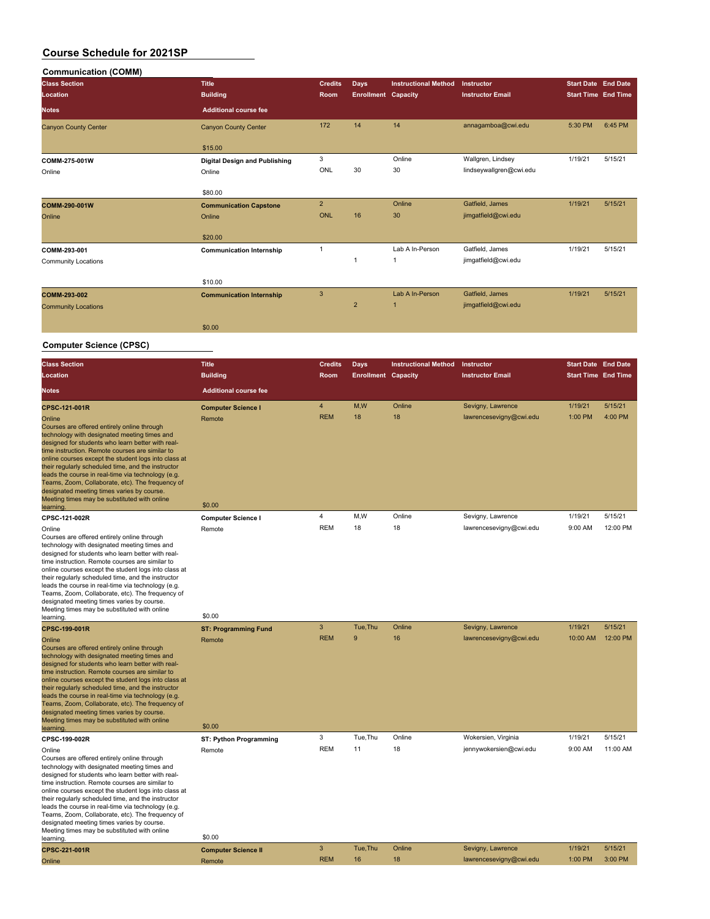# Course Schedule for 2021SP

## Communication (COMM)

| Class Section / Location / Notes | Title / Building / Additional course fee | Credits / Room | Days / Enrollment | Instructional Method / Capacity | Instructor / Instructor Email | Start Date / Start Time | End Date / End Time |
|---|---|---|---|---|---|---|---|
| Canyon County Center | Canyon County Center | 172 | 14 | 14 | annagamboa@cwi.edu | 5:30 PM | 6:45 PM |
| | $15.00 | | | | | | |
| **COMM-275-001W** | **Digital Design and Publishing** | 3 | | Online | Wallgren, Lindsey | 1/19/21 | 5/15/21 |
| Online | Online | ONL | 30 | 30 | lindseywallgren@cwi.edu | | |
| | $80.00 | | | | | | |
| **COMM-290-001W** | **Communication Capstone** | 2 | | Online | Gatfield, James | 1/19/21 | 5/15/21 |
| Online | Online | ONL | 16 | 30 | jimgatfield@cwi.edu | | |
| | $20.00 | | | | | | |
| **COMM-293-001** | **Communication Internship** | 1 | | Lab A In-Person | Gatfield, James | 1/19/21 | 5/15/21 |
| Community Locations | | | 1 | 1 | jimgatfield@cwi.edu | | |
| | $10.00 | | | | | | |
| **COMM-293-002** | **Communication Internship** | 3 | | Lab A In-Person | Gatfield, James | 1/19/21 | 5/15/21 |
| Community Locations | | | 2 | 1 | jimgatfield@cwi.edu | | |
| | $0.00 | | | | | | |

## Computer Science (CPSC)

| Class Section / Location / Notes | Title / Building / Additional course fee | Credits / Room | Days / Enrollment | Instructional Method / Capacity | Instructor / Instructor Email | Start Date / Start Time | End Date / End Time |
|---|---|---|---|---|---|---|---|
| **CPSC-121-001R** | **Computer Science I** | 4 | M,W | Online | Sevigny, Lawrence | 1/19/21 | 5/15/21 |
| Online | Remote | REM | 18 | 18 | lawrencesevigny@cwi.edu | 1:00 PM | 4:00 PM |
| Courses are offered entirely online through technology with designated meeting times and designed for students who learn better with real-time instruction. Remote courses are similar to online courses except the student logs into class at their regularly scheduled time, and the instructor leads the course in real-time via technology (e.g. Teams, Zoom, Collaborate, etc). The frequency of designated meeting times varies by course. Meeting times may be substituted with online learning. | $0.00 | | | | | | |
| **CPSC-121-002R** | **Computer Science I** | 4 | M,W | Online | Sevigny, Lawrence | 1/19/21 | 5/15/21 |
| Online | Remote | REM | 18 | 18 | lawrencesevigny@cwi.edu | 9:00 AM | 12:00 PM |
| Courses are offered entirely online through technology with designated meeting times and designed for students who learn better with real-time instruction. Remote courses are similar to online courses except the student logs into class at their regularly scheduled time, and the instructor leads the course in real-time via technology (e.g. Teams, Zoom, Collaborate, etc). The frequency of designated meeting times varies by course. Meeting times may be substituted with online learning. | $0.00 | | | | | | |
| **CPSC-199-001R** | **ST: Programming Fund** | 3 | Tue,Thu | Online | Sevigny, Lawrence | 1/19/21 | 5/15/21 |
| Online | Remote | REM | 9 | 16 | lawrencesevigny@cwi.edu | 10:00 AM | 12:00 PM |
| Courses are offered entirely online through technology with designated meeting times and designed for students who learn better with real-time instruction. Remote courses are similar to online courses except the student logs into class at their regularly scheduled time, and the instructor leads the course in real-time via technology (e.g. Teams, Zoom, Collaborate, etc). The frequency of designated meeting times varies by course. Meeting times may be substituted with online learning. | $0.00 | | | | | | |
| **CPSC-199-002R** | **ST: Python Programming** | 3 | Tue,Thu | Online | Wokersien, Virginia | 1/19/21 | 5/15/21 |
| Online | Remote | REM | 11 | 18 | jennywokersien@cwi.edu | 9:00 AM | 11:00 AM |
| Courses are offered entirely online through technology with designated meeting times and designed for students who learn better with real-time instruction. Remote courses are similar to online courses except the student logs into class at their regularly scheduled time, and the instructor leads the course in real-time via technology (e.g. Teams, Zoom, Collaborate, etc). The frequency of designated meeting times varies by course. Meeting times may be substituted with online learning. | $0.00 | | | | | | |
| **CPSC-221-001R** | **Computer Science II** | 3 | Tue,Thu | Online | Sevigny, Lawrence | 1/19/21 | 5/15/21 |
| Online | Remote | REM | 16 | 18 | lawrencesevigny@cwi.edu | 1:00 PM | 3:00 PM |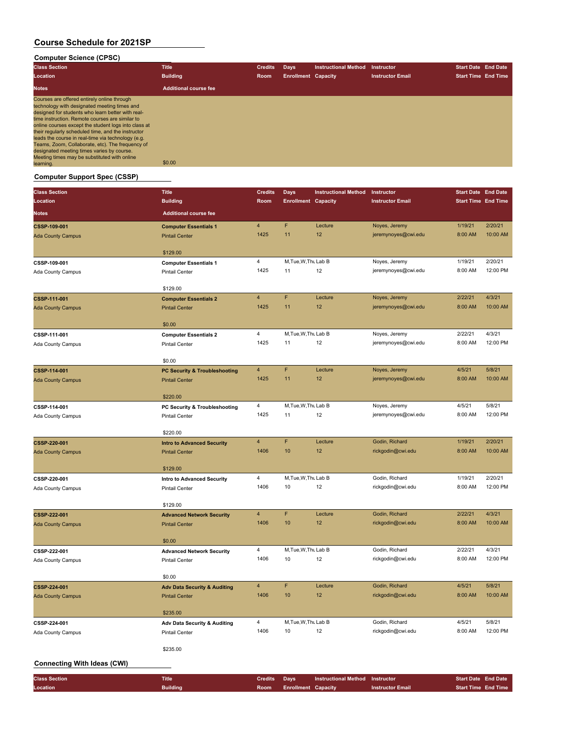# Course Schedule for 2021SP

## Computer Science (CPSC)

| Class Section / Location / Notes | Title / Building / Additional course fee | Credits / Room | Days / Enrollment | Instructional Method / Capacity | Instructor / Instructor Email | Start Date / Start Time | End Date / End Time |
|---|---|---|---|---|---|---|---|
| Courses are offered entirely online through technology with designated meeting times and designed for students who learn better with real-time instruction. Remote courses are similar to online courses except the student logs into class at their regularly scheduled time, and the instructor leads the course in real-time via technology (e.g. Teams, Zoom, Collaborate, etc). The frequency of designated meeting times varies by course. Meeting times may be substituted with online learning. | $0.00 | | | | | | |

## Computer Support Spec (CSSP)

| Class Section / Location / Notes | Title / Building / Additional course fee | Credits / Room | Days / Enrollment | Instructional Method / Capacity | Instructor / Instructor Email | Start Date / Start Time | End Date / End Time |
|---|---|---|---|---|---|---|---|
| **CSSP-109-001** | **Computer Essentials 1** | 4 | F | Lecture | Noyes, Jeremy | 1/19/21 | 2/20/21 |
| Ada County Campus | Pintail Center | 1425 | 11 | 12 | jeremynoyes@cwi.edu | 8:00 AM | 10:00 AM |
| | $129.00 | | | | | | |
| **CSSP-109-001** | **Computer Essentials 1** | 4 | M,Tue,W,Thu | Lab B | Noyes, Jeremy | 1/19/21 | 2/20/21 |
| Ada County Campus | Pintail Center | 1425 | 11 | 12 | jeremynoyes@cwi.edu | 8:00 AM | 12:00 PM |
| | $129.00 | | | | | | |
| **CSSP-111-001** | **Computer Essentials 2** | 4 | F | Lecture | Noyes, Jeremy | 2/22/21 | 4/3/21 |
| Ada County Campus | Pintail Center | 1425 | 11 | 12 | jeremynoyes@cwi.edu | 8:00 AM | 10:00 AM |
| | $0.00 | | | | | | |
| **CSSP-111-001** | **Computer Essentials 2** | 4 | M,Tue,W,Thu | Lab B | Noyes, Jeremy | 2/22/21 | 4/3/21 |
| Ada County Campus | Pintail Center | 1425 | 11 | 12 | jeremynoyes@cwi.edu | 8:00 AM | 12:00 PM |
| | $0.00 | | | | | | |
| **CSSP-114-001** | **PC Security & Troubleshooting** | 4 | F | Lecture | Noyes, Jeremy | 4/5/21 | 5/8/21 |
| Ada County Campus | Pintail Center | 1425 | 11 | 12 | jeremynoyes@cwi.edu | 8:00 AM | 10:00 AM |
| | $220.00 | | | | | | |
| **CSSP-114-001** | **PC Security & Troubleshooting** | 4 | M,Tue,W,Thu | Lab B | Noyes, Jeremy | 4/5/21 | 5/8/21 |
| Ada County Campus | Pintail Center | 1425 | 11 | 12 | jeremynoyes@cwi.edu | 8:00 AM | 12:00 PM |
| | $220.00 | | | | | | |
| **CSSP-220-001** | **Intro to Advanced Security** | 4 | F | Lecture | Godin, Richard | 1/19/21 | 2/20/21 |
| Ada County Campus | Pintail Center | 1406 | 10 | 12 | rickgodin@cwi.edu | 8:00 AM | 10:00 AM |
| | $129.00 | | | | | | |
| **CSSP-220-001** | **Intro to Advanced Security** | 4 | M,Tue,W,Thu | Lab B | Godin, Richard | 1/19/21 | 2/20/21 |
| Ada County Campus | Pintail Center | 1406 | 10 | 12 | rickgodin@cwi.edu | 8:00 AM | 12:00 PM |
| | $129.00 | | | | | | |
| **CSSP-222-001** | **Advanced Network Security** | 4 | F | Lecture | Godin, Richard | 2/22/21 | 4/3/21 |
| Ada County Campus | Pintail Center | 1406 | 10 | 12 | rickgodin@cwi.edu | 8:00 AM | 10:00 AM |
| | $0.00 | | | | | | |
| **CSSP-222-001** | **Advanced Network Security** | 4 | M,Tue,W,Thu | Lab B | Godin, Richard | 2/22/21 | 4/3/21 |
| Ada County Campus | Pintail Center | 1406 | 10 | 12 | rickgodin@cwi.edu | 8:00 AM | 12:00 PM |
| | $0.00 | | | | | | |
| **CSSP-224-001** | **Adv Data Security & Auditing** | 4 | F | Lecture | Godin, Richard | 4/5/21 | 5/8/21 |
| Ada County Campus | Pintail Center | 1406 | 10 | 12 | rickgodin@cwi.edu | 8:00 AM | 10:00 AM |
| | $235.00 | | | | | | |
| **CSSP-224-001** | **Adv Data Security & Auditing** | 4 | M,Tue,W,Thu | Lab B | Godin, Richard | 4/5/21 | 5/8/21 |
| Ada County Campus | Pintail Center | 1406 | 10 | 12 | rickgodin@cwi.edu | 8:00 AM | 12:00 PM |
| | $235.00 | | | | | | |

## Connecting With Ideas (CWI)

| Class Section / Location | Title / Building | Credits / Room | Days / Enrollment | Instructional Method / Capacity | Instructor / Instructor Email | Start Date / Start Time | End Date / End Time |
|---|---|---|---|---|---|---|---|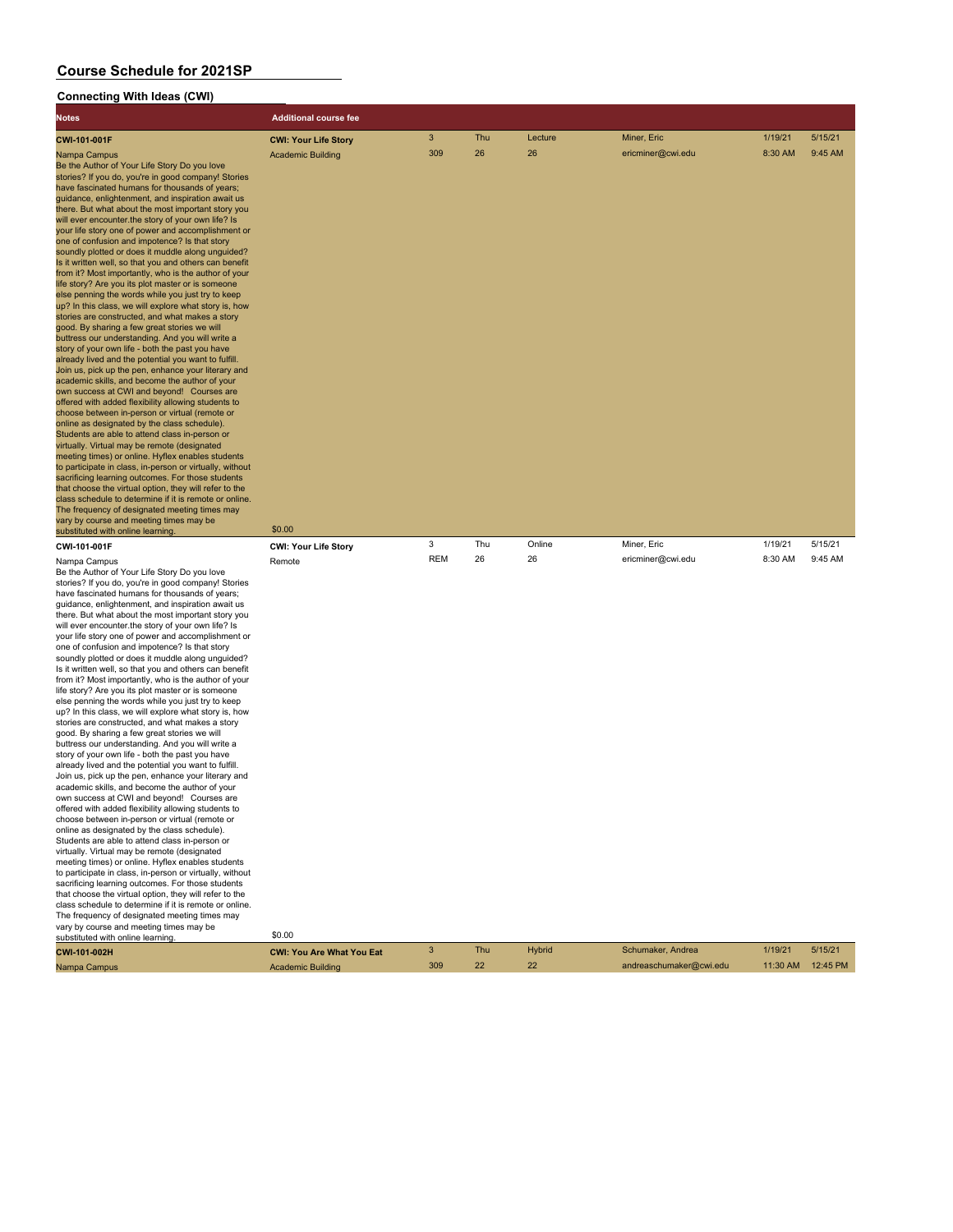# Course Schedule for 2021SP

## Connecting With Ideas (CWI)

| Notes | Additional course fee | | | | | | | |
|---|---|---|---|---|---|---|---|---|
| **CWI-101-001F** | **CWI: Your Life Story** | 3 | Thu | Lecture | Miner, Eric | 1/19/21 | 5/15/21 |
| Nampa Campus<br>Be the Author of Your Life Story Do you love stories? If you do, you're in good company! Stories have fascinated humans for thousands of years; guidance, enlightenment, and inspiration await us there. But what about the most important story you will ever encounter.the story of your own life? Is your life story one of power and accomplishment or one of confusion and impotence? Is that story soundly plotted or does it muddle along unguided? Is it written well, so that you and others can benefit from it? Most importantly, who is the author of your life story? Are you its plot master or is someone else penning the words while you just try to keep up? In this class, we will explore what story is, how stories are constructed, and what makes a story good. By sharing a few great stories we will buttress our understanding. And you will write a story of your own life - both the past you have already lived and the potential you want to fulfill. Join us, pick up the pen, enhance your literary and academic skills, and become the author of your own success at CWI and beyond! Courses are offered with added flexibility allowing students to choose between in-person or virtual (remote or online as designated by the class schedule). Students are able to attend class in-person or virtually. Virtual may be remote (designated meeting times) or online. Hyflex enables students to participate in class, in-person or virtually, without sacrificing learning outcomes. For those students that choose the virtual option, they will refer to the class schedule to determine if it is remote or online. The frequency of designated meeting times may vary by course and meeting times may be substituted with online learning. | Academic Building<br><br>$0.00 | 309 | 26 | 26 | ericminer@cwi.edu | 8:30 AM | 9:45 AM |
| **CWI-101-001F** | **CWI: Your Life Story** | 3 | Thu | Online | Miner, Eric | 1/19/21 | 5/15/21 |
| Nampa Campus<br>Be the Author of Your Life Story Do you love stories? If you do, you're in good company! Stories have fascinated humans for thousands of years; guidance, enlightenment, and inspiration await us there. But what about the most important story you will ever encounter.the story of your own life? Is your life story one of power and accomplishment or one of confusion and impotence? Is that story soundly plotted or does it muddle along unguided? Is it written well, so that you and others can benefit from it? Most importantly, who is the author of your life story? Are you its plot master or is someone else penning the words while you just try to keep up? In this class, we will explore what story is, how stories are constructed, and what makes a story good. By sharing a few great stories we will buttress our understanding. And you will write a story of your own life - both the past you have already lived and the potential you want to fulfill. Join us, pick up the pen, enhance your literary and academic skills, and become the author of your own success at CWI and beyond! Courses are offered with added flexibility allowing students to choose between in-person or virtual (remote or online as designated by the class schedule). Students are able to attend class in-person or virtually. Virtual may be remote (designated meeting times) or online. Hyflex enables students to participate in class, in-person or virtually, without sacrificing learning outcomes. For those students that choose the virtual option, they will refer to the class schedule to determine if it is remote or online. The frequency of designated meeting times may vary by course and meeting times may be substituted with online learning. | Remote<br><br>$0.00 | REM | 26 | 26 | ericminer@cwi.edu | 8:30 AM | 9:45 AM |
| **CWI-101-002H** | **CWI: You Are What You Eat** | 3 | Thu | Hybrid | Schumaker, Andrea | 1/19/21 | 5/15/21 |
| Nampa Campus | Academic Building | 309 | 22 | 22 | andreaschumaker@cwi.edu | 11:30 AM | 12:45 PM |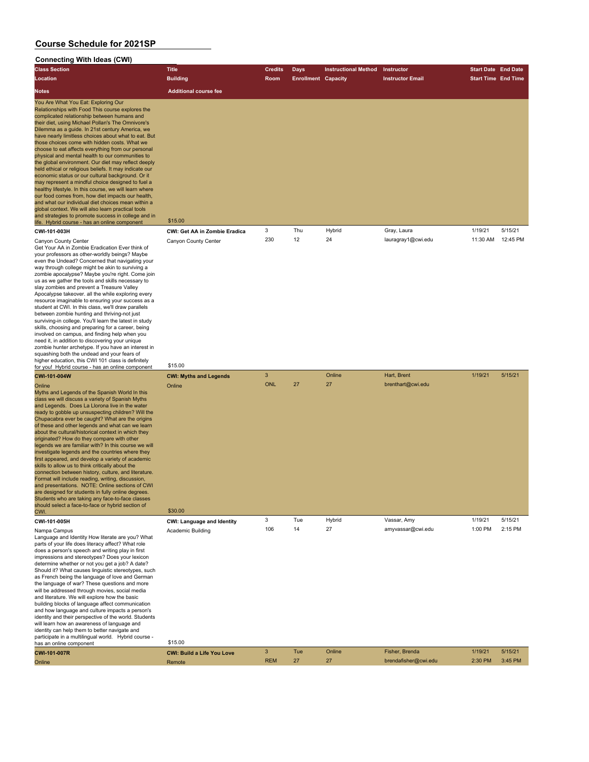# Course Schedule for 2021SP

## Connecting With Ideas (CWI)

| Class Section / Location / Notes | Title / Building / Additional course fee | Credits / Room | Days / Enrollment | Instructional Method / Capacity | Instructor / Instructor Email | Start Date / Start Time | End Date / End Time |
|---|---|---|---|---|---|---|---|
| You Are What You Eat: Exploring Our Relationships with Food This course explores the complicated relationship between humans and their diet, using Michael Pollan's The Omnivore's Dilemma as a guide. In 21st century America, we have nearly limitless choices about what to eat. But those choices come with hidden costs. What we choose to eat affects everything from our personal physical and mental health to our communities to the global environment. Our diet may reflect deeply held ethical or religious beliefs. It may indicate our economic status or our cultural background. Or it may represent a mindful choice designed to fuel a healthy lifestyle. In this course, we will learn where our food comes from, how diet impacts our health, and what our individual diet choices mean within a global context. We will also learn practical tools and strategies to promote success in college and in life. Hybrid course - has an online component | $15.00 | | | | | | |
| **CWI-101-003H** | **CWI: Get AA in Zombie Eradica** | 3 | Thu | Hybrid | Gray, Laura | 1/19/21 | 5/15/21 |
| Canyon County Center | Canyon County Center | 230 | 12 | 24 | lauragray1@cwi.edu | 11:30 AM | 12:45 PM |
| Get Your AA in Zombie Eradication Ever think of your professors as other-worldly beings? Maybe even the Undead? Concerned that navigating your way through college might be akin to surviving a zombie apocalypse? Maybe you're right. Come join us as we gather the tools and skills necessary to slay zombies and prevent a Treasure Valley Apocalypse takeover. all the while exploring every resource imaginable to ensuring your success as a student at CWI. In this class, we'll draw parallels between zombie hunting and thriving-not just surviving-in college. You'll learn the latest in study skills, choosing and preparing for a career, being involved on campus, and finding help when you need it, in addition to discovering your unique zombie hunter archetype. If you have an interest in squashing both the undead and your fears of higher education, this CWI 101 class is definitely for you! Hybrid course - has an online component | $15.00 | | | | | | |
| **CWI-101-004W** | **CWI: Myths and Legends** | 3 | | Online | Hart, Brent | 1/19/21 | 5/15/21 |
| Online | Online | ONL | 27 | 27 | brenthart@cwi.edu | | |
| Myths and Legends of the Spanish World In this class we will discuss a variety of Spanish Myths and Legends. Does La Llorona live in the water ready to gobble up unsuspecting children? Will the Chupacabra ever be caught? What are the origins of these and other legends and what can we learn about the cultural/historical context in which they originated? How do they compare with other legends we are familiar with? In this course we will investigate legends and the countries where they first appeared, and develop a variety of academic skills to allow us to think critically about the connection between history, culture, and literature. Format will include reading, writing, discussion, and presentations. NOTE: Online sections of CWI are designed for students in fully online degrees. Students who are taking any face-to-face classes should select a face-to-face or hybrid section of CWI. | $30.00 | | | | | | |
| **CWI-101-005H** | **CWI: Language and Identity** | 3 | Tue | Hybrid | Vassar, Amy | 1/19/21 | 5/15/21 |
| Nampa Campus | Academic Building | 106 | 14 | 27 | amyvassar@cwi.edu | 1:00 PM | 2:15 PM |
| Language and Identity How literate are you? What parts of your life does literacy affect? What role does a person's speech and writing play in first impressions and stereotypes? Does your lexicon determine whether or not you get a job? A date? Should it? What causes linguistic stereotypes, such as French being the language of love and German the language of war? These questions and more will be addressed through movies, social media and literature. We will explore how the basic building blocks of language affect communication and how language and culture impacts a person's identity and their perspective of the world. Students will learn how an awareness of language and identity can help them to better navigate and participate in a multilingual world. Hybrid course - has an online component | $15.00 | | | | | | |
| **CWI-101-007R** | **CWI: Build a Life You Love** | 3 | Tue | Online | Fisher, Brenda | 1/19/21 | 5/15/21 |
| Online | Remote | REM | 27 | 27 | brendafisher@cwi.edu | 2:30 PM | 3:45 PM |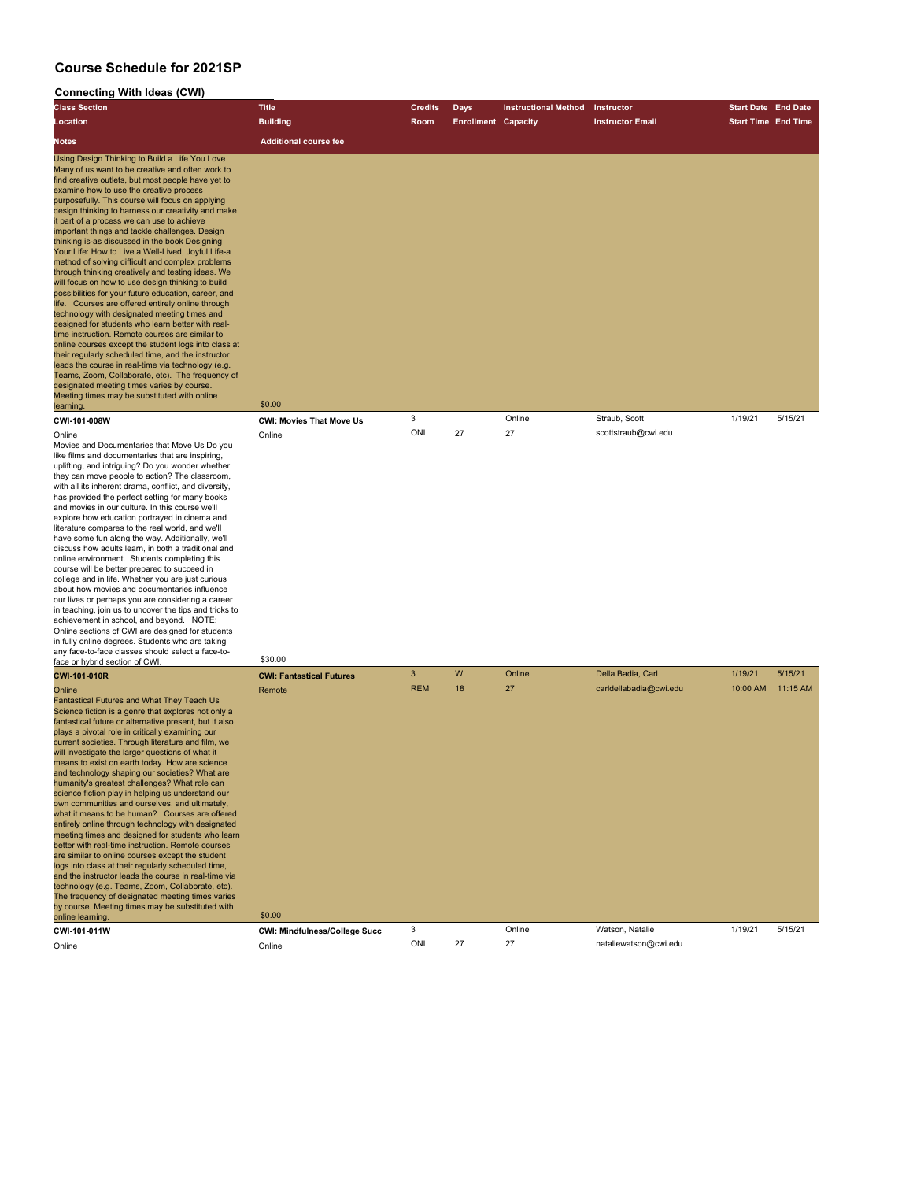# Course Schedule for 2021SP

## Connecting With Ideas (CWI)

| Class Section / Location / Notes | Title / Building / Additional course fee | Credits / Room | Days / Enrollment | Instructional Method / Capacity | Instructor / Instructor Email | Start Date / Start Time | End Date / End Time |
|---|---|---|---|---|---|---|---|
| Using Design Thinking to Build a Life You Love Many of us want to be creative and often work to find creative outlets, but most people have yet to examine how to use the creative process purposefully. This course will focus on applying design thinking to harness our creativity and make it part of a process we can use to achieve important things and tackle challenges. Design thinking is-as discussed in the book Designing Your Life: How to Live a Well-Lived, Joyful Life-a method of solving difficult and complex problems through thinking creatively and testing ideas. We will focus on how to use design thinking to build possibilities for your future education, career, and life. Courses are offered entirely online through technology with designated meeting times and designed for students who learn better with real-time instruction. Remote courses are similar to online courses except the student logs into class at their regularly scheduled time, and the instructor leads the course in real-time via technology (e.g. Teams, Zoom, Collaborate, etc). The frequency of designated meeting times varies by course. Meeting times may be substituted with online learning. | $0.00 | | | | | | |
| **CWI-101-008W** | **CWI: Movies That Move Us** | 3 | | Online | Straub, Scott | 1/19/21 | 5/15/21 |
| Online | Online | ONL | 27 | 27 | scottstraub@cwi.edu | | |
| Movies and Documentaries that Move Us Do you like films and documentaries that are inspiring, uplifting, and intriguing? Do you wonder whether they can move people to action? The classroom, with all its inherent drama, conflict, and diversity, has provided the perfect setting for many books and movies in our culture. In this course we'll explore how education portrayed in cinema and literature compares to the real world, and we'll have some fun along the way. Additionally, we'll discuss how adults learn, in both a traditional and online environment. Students completing this course will be better prepared to succeed in college and in life. Whether you are just curious about how movies and documentaries influence our lives or perhaps you are considering a career in teaching, join us to uncover the tips and tricks to achievement in school, and beyond. NOTE: Online sections of CWI are designed for students in fully online degrees. Students who are taking any face-to-face classes should select a face-to-face or hybrid section of CWI. | $30.00 | | | | | | |
| **CWI-101-010R** | **CWI: Fantastical Futures** | 3 | W | Online | Della Badia, Carl | 1/19/21 | 5/15/21 |
| Online | Remote | REM | 18 | 27 | carldellabadia@cwi.edu | 10:00 AM | 11:15 AM |
| Fantastical Futures and What They Teach Us Science fiction is a genre that explores not only a fantastical future or alternative present, but it also plays a pivotal role in critically examining our current societies. Through literature and film, we will investigate the larger questions of what it means to exist on earth today. How are science and technology shaping our societies? What are humanity's greatest challenges? What role can science fiction play in helping us understand our own communities and ourselves, and ultimately, what it means to be human? Courses are offered entirely online through technology with designated meeting times and designed for students who learn better with real-time instruction. Remote courses are similar to online courses except the student logs into class at their regularly scheduled time, and the instructor leads the course in real-time via technology (e.g. Teams, Zoom, Collaborate, etc). The frequency of designated meeting times varies by course. Meeting times may be substituted with online learning. | $0.00 | | | | | | |
| **CWI-101-011W** | **CWI: Mindfulness/College Succ** | 3 | | Online | Watson, Natalie | 1/19/21 | 5/15/21 |
| Online | Online | ONL | 27 | 27 | nataliewatson@cwi.edu | | |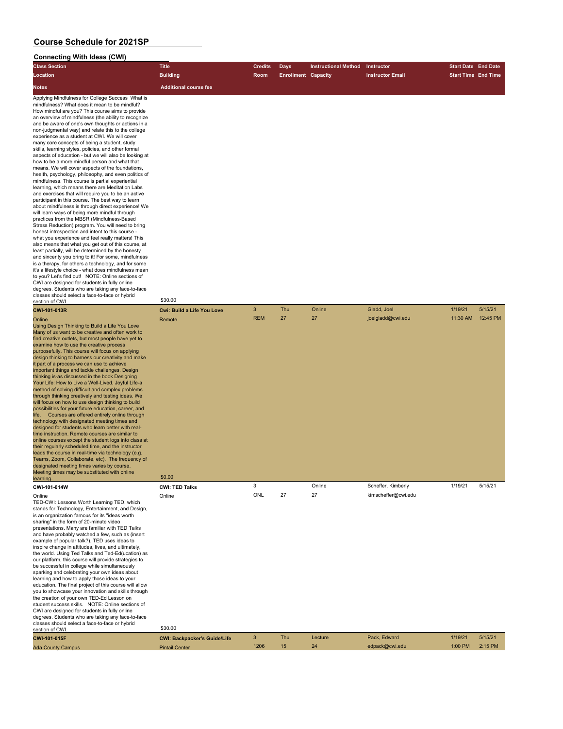# Course Schedule for 2021SP

## Connecting With Ideas (CWI)

| Class Section / Location / Notes | Title / Building / Additional course fee | Credits / Room | Days / Enrollment | Instructional Method / Capacity | Instructor / Instructor Email | Start Date / Start Time | End Date / End Time |
|---|---|---|---|---|---|---|---|
| Applying Mindfulness for College Success What is mindfulness? What does it mean to be mindful? How mindful are you? This course aims to provide an overview of mindfulness (the ability to recognize and be aware of one's own thoughts or actions in a non-judgmental way) and relate this to the college experience as a student at CWI. We will cover many core concepts of being a student, study skills, learning styles, policies, and other formal aspects of education - but we will also be looking at how to be a more mindful person and what that means. We will cover aspects of the foundations, health, psychology, philosophy, and even politics of mindfulness. This course is partial experiential learning, which means there are Meditation Labs and exercises that will require you to be an active participant in this course. The best way to learn about mindfulness is through direct experience! We will learn ways of being more mindful through practices from the MBSR (Mindfulness-Based Stress Reduction) program. You will need to bring honest introspection and intent to this course - what you experience and feel really matters! This also means that what you get out of this course, at least partially, will be determined by the honesty and sincerity you bring to it! For some, mindfulness is a therapy, for others a technology, and for some it's a lifestyle choice - what does mindfulness mean to you? Let's find out! NOTE: Online sections of CWI are designed for students in fully online degrees. Students who are taking any face-to-face classes should select a face-to-face or hybrid section of CWI. | $30.00 | | | | | | |
| **CWI-101-013R** | **Cwi: Build a Life You Love** | 3 | Thu | Online | Gladd, Joel | 1/19/21 | 5/15/21 |
| Online | Remote | REM | 27 | 27 | joelgladd@cwi.edu | 11:30 AM | 12:45 PM |
| Using Design Thinking to Build a Life You Love Many of us want to be creative and often work to find creative outlets, but most people have yet to examine how to use the creative process purposefully. This course will focus on applying design thinking to harness our creativity and make it part of a process we can use to achieve important things and tackle challenges. Design thinking is-as discussed in the book Designing Your Life: How to Live a Well-Lived, Joyful Life-a method of solving difficult and complex problems through thinking creatively and testing ideas. We will focus on how to use design thinking to build possibilities for your future education, career, and life. Courses are offered entirely online through technology with designated meeting times and designed for students who learn better with real-time instruction. Remote courses are similar to online courses except the student logs into class at their regularly scheduled time, and the instructor leads the course in real-time via technology (e.g. Teams, Zoom, Collaborate, etc). The frequency of designated meeting times varies by course. Meeting times may be substituted with online learning. | $0.00 | | | | | | |
| **CWI-101-014W** | **CWI: TED Talks** | 3 | | Online | Scheffer, Kimberly | 1/19/21 | 5/15/21 |
| Online | Online | ONL | 27 | 27 | kimscheffer@cwi.edu | | |
| TED-CWI: Lessons Worth Learning TED, which stands for Technology, Entertainment, and Design, is an organization famous for its "ideas worth sharing" in the form of 20-minute video presentations. Many are familiar with TED Talks and have probably watched a few, such as (insert example of popular talk?). TED uses ideas to inspire change in attitudes, lives, and ultimately, the world. Using Ted Talks and Ted-Ed(ucation) as our platform, this course will provide strategies to be successful in college while simultaneously sparking and celebrating your own ideas about learning and how to apply those ideas to your education. The final project of this course will allow you to showcase your innovation and skills through the creation of your own TED-Ed Lesson on student success skills. NOTE: Online sections of CWI are designed for students in fully online degrees. Students who are taking any face-to-face classes should select a face-to-face or hybrid section of CWI. | $30.00 | | | | | | |
| **CWI-101-015F** | **CWI: Backpacker's Guide/Life** | 3 | Thu | Lecture | Pack, Edward | 1/19/21 | 5/15/21 |
| Ada County Campus | Pintail Center | 1206 | 15 | 24 | edpack@cwi.edu | 1:00 PM | 2:15 PM |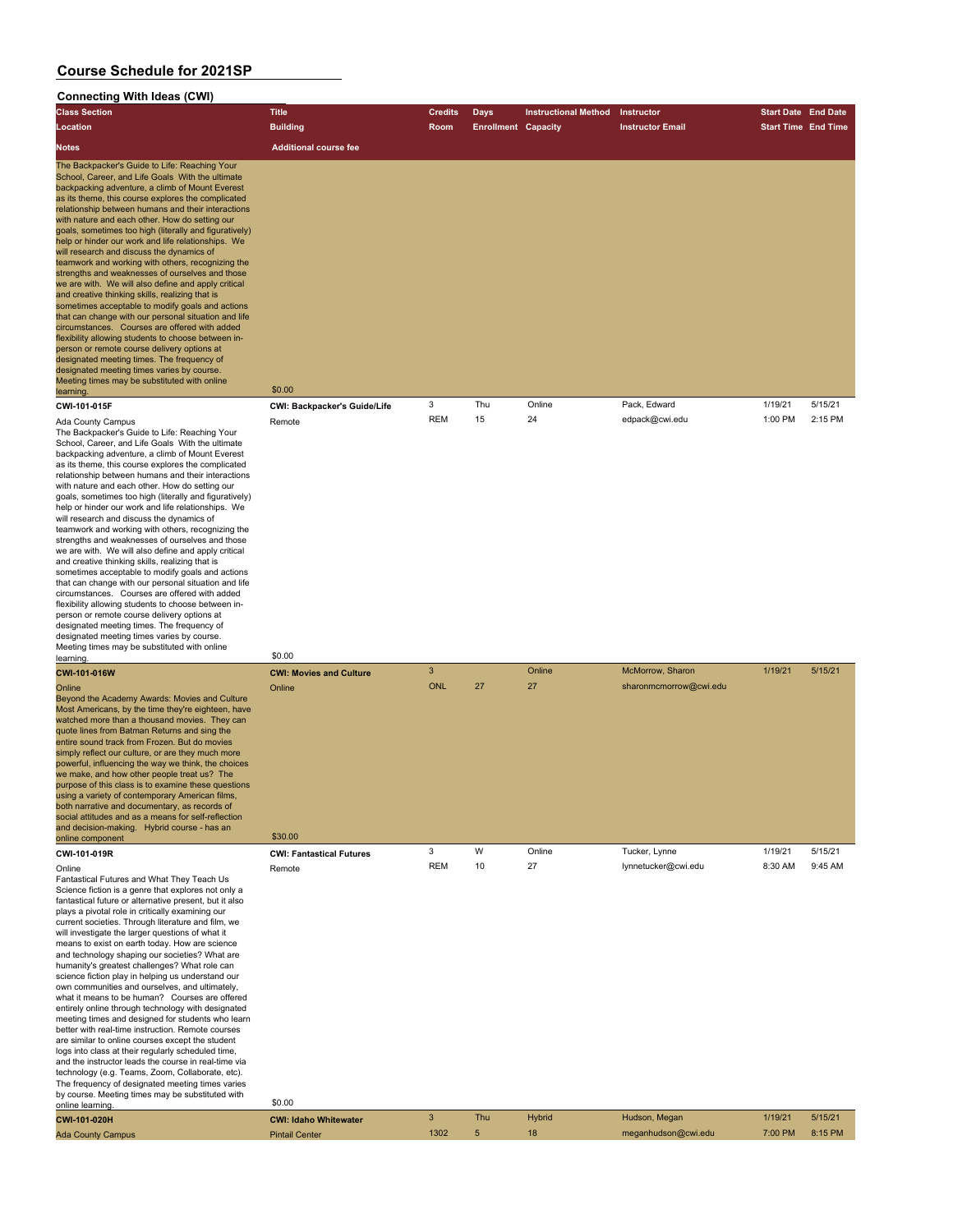# Course Schedule for 2021SP

## Connecting With Ideas (CWI)

| Class Section / Location / Notes | Title / Building / Additional course fee | Credits / Room | Days / Enrollment | Instructional Method / Capacity | Instructor / Instructor Email | Start Date / Start Time | End Date / End Time |
|---|---|---|---|---|---|---|---|
| The Backpacker's Guide to Life: Reaching Your School, Career, and Life Goals With the ultimate backpacking adventure, a climb of Mount Everest as its theme, this course explores the complicated relationship between humans and their interactions with nature and each other. How do setting our goals, sometimes too high (literally and figuratively) help or hinder our work and life relationships. We will research and discuss the dynamics of teamwork and working with others, recognizing the strengths and weaknesses of ourselves and those we are with. We will also define and apply critical and creative thinking skills, realizing that is sometimes acceptable to modify goals and actions that can change with our personal situation and life circumstances. Courses are offered with added flexibility allowing students to choose between in-person or remote course delivery options at designated meeting times. The frequency of designated meeting times varies by course. Meeting times may be substituted with online learning. | $0.00 | | | | | | |
| **CWI-101-015F** | **CWI: Backpacker's Guide/Life** | 3 | Thu | Online | Pack, Edward | 1/19/21 | 5/15/21 |
| Ada County Campus | Remote | REM | 15 | 24 | edpack@cwi.edu | 1:00 PM | 2:15 PM |
| The Backpacker's Guide to Life: Reaching Your School, Career, and Life Goals With the ultimate backpacking adventure, a climb of Mount Everest as its theme, this course explores the complicated relationship between humans and their interactions with nature and each other. How do setting our goals, sometimes too high (literally and figuratively) help or hinder our work and life relationships. We will research and discuss the dynamics of teamwork and working with others, recognizing the strengths and weaknesses of ourselves and those we are with. We will also define and apply critical and creative thinking skills, realizing that is sometimes acceptable to modify goals and actions that can change with our personal situation and life circumstances. Courses are offered with added flexibility allowing students to choose between in-person or remote course delivery options at designated meeting times. The frequency of designated meeting times varies by course. Meeting times may be substituted with online learning. | $0.00 | | | | | | |
| **CWI-101-016W** | **CWI: Movies and Culture** | 3 | | Online | McMorrow, Sharon | 1/19/21 | 5/15/21 |
| Online | Online | ONL | 27 | 27 | sharonmcmorrow@cwi.edu | | |
| Beyond the Academy Awards: Movies and Culture Most Americans, by the time they're eighteen, have watched more than a thousand movies. They can quote lines from Batman Returns and sing the entire sound track from Frozen. But do movies simply reflect our culture, or are they much more powerful, influencing the way we think, the choices we make, and how other people treat us? The purpose of this class is to examine these questions using a variety of contemporary American films, both narrative and documentary, as records of social attitudes and as a means for self-reflection and decision-making. Hybrid course - has an online component | $30.00 | | | | | | |
| **CWI-101-019R** | **CWI: Fantastical Futures** | 3 | W | Online | Tucker, Lynne | 1/19/21 | 5/15/21 |
| Online | Remote | REM | 10 | 27 | lynnetucker@cwi.edu | 8:30 AM | 9:45 AM |
| Fantastical Futures and What They Teach Us Science fiction is a genre that explores not only a fantastical future or alternative present, but it also plays a pivotal role in critically examining our current societies. Through literature and film, we will investigate the larger questions of what it means to exist on earth today. How are science and technology shaping our societies? What are humanity's greatest challenges? What role can science fiction play in helping us understand our own communities and ourselves, and ultimately, what it means to be human? Courses are offered entirely online through technology with designated meeting times and designed for students who learn better with real-time instruction. Remote courses are similar to online courses except the student logs into class at their regularly scheduled time, and the instructor leads the course in real-time via technology (e.g. Teams, Zoom, Collaborate, etc). The frequency of designated meeting times varies by course. Meeting times may be substituted with online learning. | $0.00 | | | | | | |
| **CWI-101-020H** | **CWI: Idaho Whitewater** | 3 | Thu | Hybrid | Hudson, Megan | 1/19/21 | 5/15/21 |
| Ada County Campus | Pintail Center | 1302 | 5 | 18 | meganhudson@cwi.edu | 7:00 PM | 8:15 PM |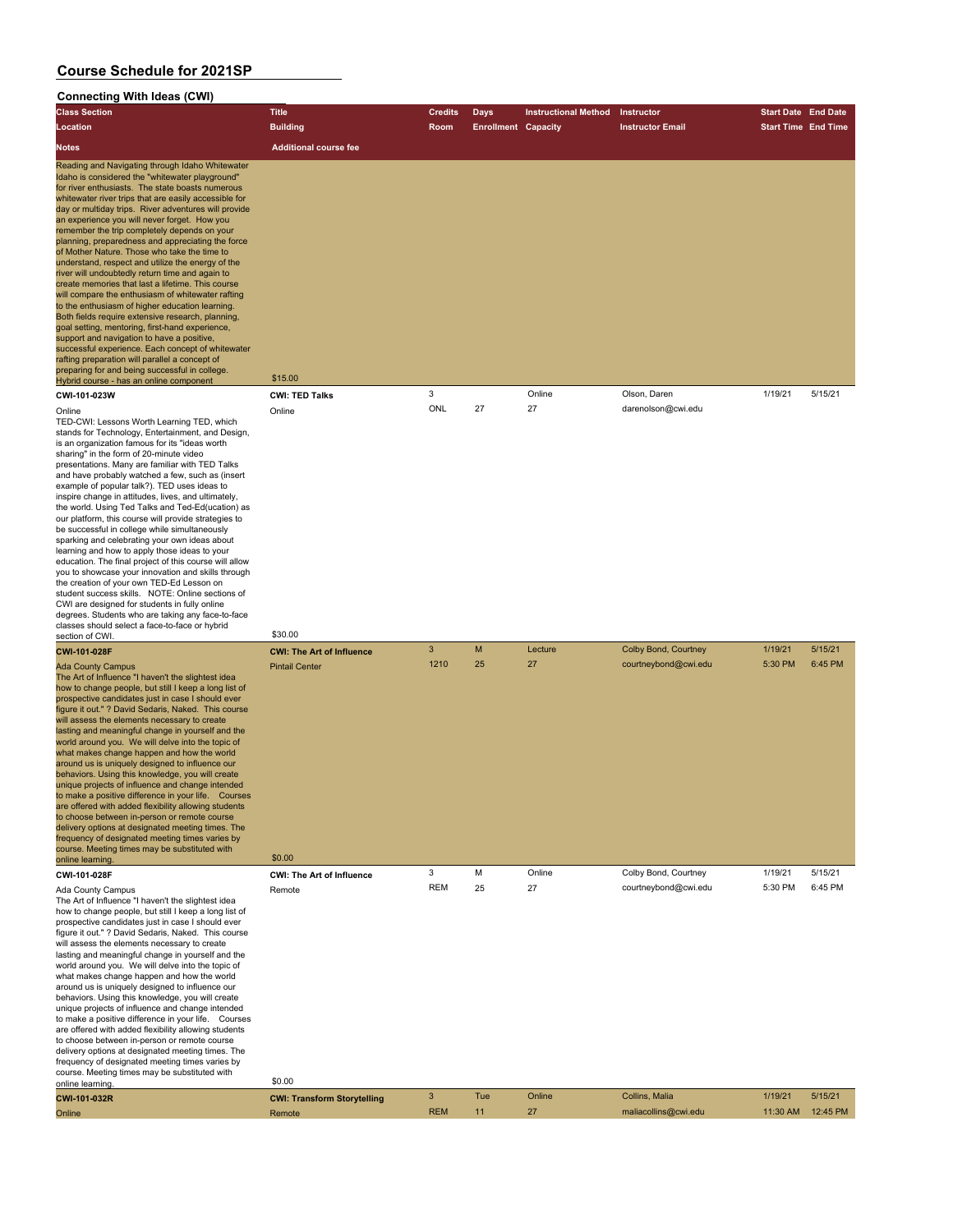# Course Schedule for 2021SP

## Connecting With Ideas (CWI)

| Class Section / Location / Notes | Title / Building / Additional course fee | Credits / Room | Days / Enrollment | Instructional Method / Capacity | Instructor / Instructor Email | Start Date / Start Time | End Date / End Time |
|---|---|---|---|---|---|---|---|
| Reading and Navigating through Idaho Whitewater Idaho is considered the "whitewater playground" for river enthusiasts. The state boasts numerous whitewater river trips that are easily accessible for day or multiday trips. River adventures will provide an experience you will never forget. How you remember the trip completely depends on your planning, preparedness and appreciating the force of Mother Nature. Those who take the time to understand, respect and utilize the energy of the river will undoubtedly return time and again to create memories that last a lifetime. This course will compare the enthusiasm of whitewater rafting to the enthusiasm of higher education learning. Both fields require extensive research, planning, goal setting, mentoring, first-hand experience, support and navigation to have a positive, successful experience. Each concept of whitewater rafting preparation will parallel a concept of preparing for and being successful in college. Hybrid course - has an online component | $15.00 | | | | | | |
| **CWI-101-023W** | **CWI: TED Talks** | 3 | | Online | Olson, Daren | 1/19/21 | 5/15/21 |
| Online | Online | ONL | 27 | 27 | darenolson@cwi.edu | | |
| TED-CWI: Lessons Worth Learning TED, which stands for Technology, Entertainment, and Design, is an organization famous for its "ideas worth sharing" in the form of 20-minute video presentations. Many are familiar with TED Talks and have probably watched a few, such as (insert example of popular talk?). TED uses ideas to inspire change in attitudes, lives, and ultimately, the world. Using Ted Talks and Ted-Ed(ucation) as our platform, this course will provide strategies to be successful in college while simultaneously sparking and celebrating your own ideas about learning and how to apply those ideas to your education. The final project of this course will allow you to showcase your innovation and skills through the creation of your own TED-Ed Lesson on student success skills. NOTE: Online sections of CWI are designed for students in fully online degrees. Students who are taking any face-to-face classes should select a face-to-face or hybrid section of CWI. | $30.00 | | | | | | |
| **CWI-101-028F** | **CWI: The Art of Influence** | 3 | M | Lecture | Colby Bond, Courtney | 1/19/21 | 5/15/21 |
| Ada County Campus | Pintail Center | 1210 | 25 | 27 | courtneybond@cwi.edu | 5:30 PM | 6:45 PM |
| The Art of Influence "I haven't the slightest idea how to change people, but still I keep a long list of prospective candidates just in case I should ever figure it out." ? David Sedaris, Naked. This course will assess the elements necessary to create lasting and meaningful change in yourself and the world around you. We will delve into the topic of what makes change happen and how the world around us is uniquely designed to influence our behaviors. Using this knowledge, you will create unique projects of influence and change intended to make a positive difference in your life. Courses are offered with added flexibility allowing students to choose between in-person or remote course delivery options at designated meeting times. The frequency of designated meeting times varies by course. Meeting times may be substituted with online learning. | $0.00 | | | | | | |
| **CWI-101-028F** | **CWI: The Art of Influence** | 3 | M | Online | Colby Bond, Courtney | 1/19/21 | 5/15/21 |
| Ada County Campus | Remote | REM | 25 | 27 | courtneybond@cwi.edu | 5:30 PM | 6:45 PM |
| The Art of Influence "I haven't the slightest idea how to change people, but still I keep a long list of prospective candidates just in case I should ever figure it out." ? David Sedaris, Naked. This course will assess the elements necessary to create lasting and meaningful change in yourself and the world around you. We will delve into the topic of what makes change happen and how the world around us is uniquely designed to influence our behaviors. Using this knowledge, you will create unique projects of influence and change intended to make a positive difference in your life. Courses are offered with added flexibility allowing students to choose between in-person or remote course delivery options at designated meeting times. The frequency of designated meeting times varies by course. Meeting times may be substituted with online learning. | $0.00 | | | | | | |
| **CWI-101-032R** | **CWI: Transform Storytelling** | 3 | Tue | Online | Collins, Malia | 1/19/21 | 5/15/21 |
| Online | Remote | REM | 11 | 27 | maliacollins@cwi.edu | 11:30 AM | 12:45 PM |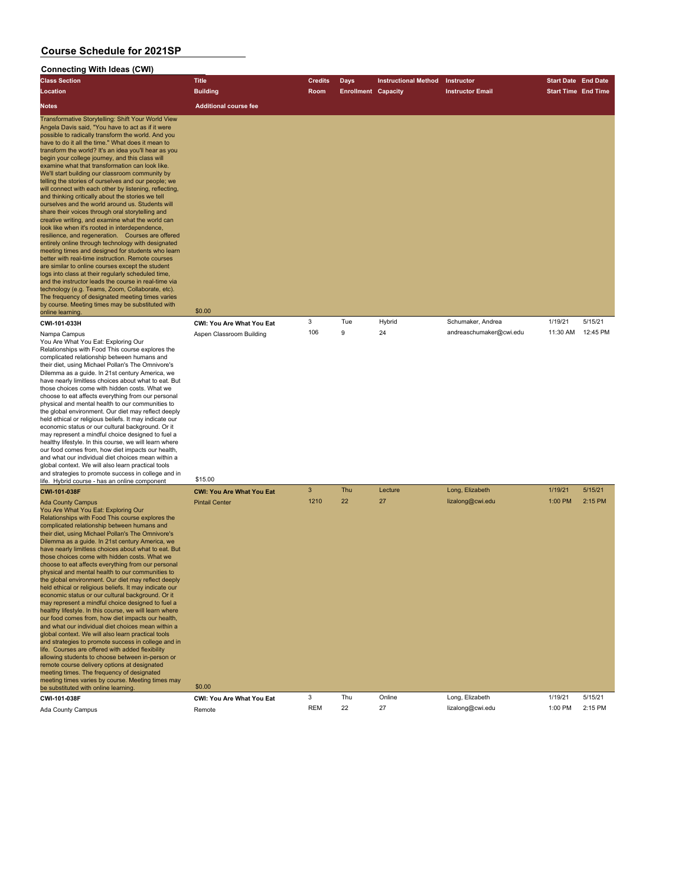# Course Schedule for 2021SP

## Connecting With Ideas (CWI)

| Class Section / Location / Notes | Title / Building / Additional course fee | Credits / Room | Days / Enrollment | Instructional Method / Capacity | Instructor / Instructor Email | Start Date / Start Time | End Date / End Time |
|---|---|---|---|---|---|---|---|
| Transformative Storytelling: Shift Your World View Angela Davis said, "You have to act as if it were possible to radically transform the world. And you have to do it all the time." What does it mean to transform the world? It's an idea you'll hear as you begin your college journey, and this class will examine what that transformation can look like. We'll start building our classroom community by telling the stories of ourselves and our people; we will connect with each other by listening, reflecting, and thinking critically about the stories we tell ourselves and the world around us. Students will share their voices through oral storytelling and creative writing, and examine what the world can look like when it's rooted in interdependence, resilience, and regeneration. Courses are offered entirely online through technology with designated meeting times and designed for students who learn better with real-time instruction. Remote courses are similar to online courses except the student logs into class at their regularly scheduled time, and the instructor leads the course in real-time via technology (e.g. Teams, Zoom, Collaborate, etc). The frequency of designated meeting times varies by course. Meeting times may be substituted with online learning. | $0.00 | | | | | | |
| **CWI-101-033H** | **CWI: You Are What You Eat** | 3 | Tue | Hybrid | Schumaker, Andrea | 1/19/21 | 5/15/21 |
| Nampa Campus | Aspen Classroom Building | 106 | 9 | 24 | andreaschumaker@cwi.edu | 11:30 AM | 12:45 PM |
| You Are What You Eat: Exploring Our Relationships with Food This course explores the complicated relationship between humans and their diet, using Michael Pollan's The Omnivore's Dilemma as a guide. In 21st century America, we have nearly limitless choices about what to eat. But those choices come with hidden costs. What we choose to eat affects everything from our personal physical and mental health to our communities to the global environment. Our diet may reflect deeply held ethical or religious beliefs. It may indicate our economic status or our cultural background. Or it may represent a mindful choice designed to fuel a healthy lifestyle. In this course, we will learn where our food comes from, how diet impacts our health, and what our individual diet choices mean within a global context. We will also learn practical tools and strategies to promote success in college and in life. Hybrid course - has an online component | $15.00 | | | | | | |
| **CWI-101-038F** | **CWI: You Are What You Eat** | 3 | Thu | Lecture | Long, Elizabeth | 1/19/21 | 5/15/21 |
| Ada County Campus | Pintail Center | 1210 | 22 | 27 | lizalong@cwi.edu | 1:00 PM | 2:15 PM |
| You Are What You Eat: Exploring Our Relationships with Food This course explores the complicated relationship between humans and their diet, using Michael Pollan's The Omnivore's Dilemma as a guide. In 21st century America, we have nearly limitless choices about what to eat. But those choices come with hidden costs. What we choose to eat affects everything from our personal physical and mental health to our communities to the global environment. Our diet may reflect deeply held ethical or religious beliefs. It may indicate our economic status or our cultural background. Or it may represent a mindful choice designed to fuel a healthy lifestyle. In this course, we will learn where our food comes from, how diet impacts our health, and what our individual diet choices mean within a global context. We will also learn practical tools and strategies to promote success in college and in life. Courses are offered with added flexibility allowing students to choose between in-person or remote course delivery options at designated meeting times. The frequency of designated meeting times varies by course. Meeting times may be substituted with online learning. | $0.00 | | | | | | |
| **CWI-101-038F** | **CWI: You Are What You Eat** | 3 | Thu | Online | Long, Elizabeth | 1/19/21 | 5/15/21 |
| Ada County Campus | Remote | REM | 22 | 27 | lizalong@cwi.edu | 1:00 PM | 2:15 PM |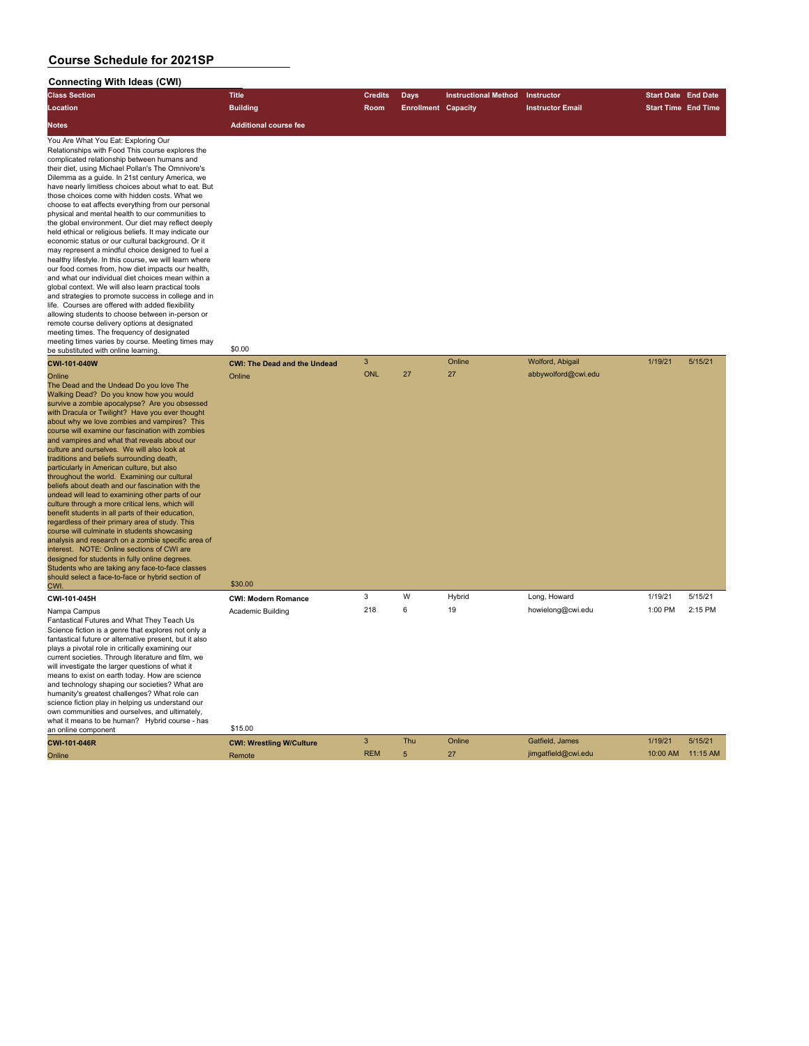# Course Schedule for 2021SP

## Connecting With Ideas (CWI)

| Class Section / Location / Notes | Title / Building / Additional course fee | Credits / Room | Days / Enrollment | Instructional Method / Capacity | Instructor / Instructor Email | Start Date / Start Time | End Date / End Time |
|---|---|---|---|---|---|---|---|
| You Are What You Eat: Exploring Our Relationships with Food This course explores the complicated relationship between humans and their diet, using Michael Pollan's The Omnivore's Dilemma as a guide. In 21st century America, we have nearly limitless choices about what to eat. But those choices come with hidden costs. What we choose to eat affects everything from our personal physical and mental health to our communities to the global environment. Our diet may reflect deeply held ethical or religious beliefs. It may indicate our economic status or our cultural background. Or it may represent a mindful choice designed to fuel a healthy lifestyle. In this course, we will learn where our food comes from, how diet impacts our health, and what our individual diet choices mean within a global context. We will also learn practical tools and strategies to promote success in college and in life. Courses are offered with added flexibility allowing students to choose between in-person or remote course delivery options at designated meeting times. The frequency of designated meeting times varies by course. Meeting times may be substituted with online learning. | $0.00 | | | | | | |
| **CWI-101-040W** | **CWI: The Dead and the Undead** | 3 | | Online | Wolford, Abigail | 1/19/21 | 5/15/21 |
| Online | Online | ONL | 27 | 27 | abbywolford@cwi.edu | | |
| The Dead and the Undead Do you love The Walking Dead? Do you know how you would survive a zombie apocalypse? Are you obsessed with Dracula or Twilight? Have you ever thought about why we love zombies and vampires? This course will examine our fascination with zombies and vampires and what that reveals about our culture and ourselves. We will also look at traditions and beliefs surrounding death, particularly in American culture, but also throughout the world. Examining our cultural beliefs about death and our fascination with the undead will lead to examining other parts of our culture through a more critical lens, which will benefit students in all parts of their education, regardless of their primary area of study. This course will culminate in students showcasing analysis and research on a zombie specific area of interest. NOTE: Online sections of CWI are designed for students in fully online degrees. Students who are taking any face-to-face classes should select a face-to-face or hybrid section of CWI. | $30.00 | | | | | | |
| **CWI-101-045H** | **CWI: Modern Romance** | 3 | W | Hybrid | Long, Howard | 1/19/21 | 5/15/21 |
| Nampa Campus | Academic Building | 218 | 6 | 19 | howielong@cwi.edu | 1:00 PM | 2:15 PM |
| Fantastical Futures and What They Teach Us Science fiction is a genre that explores not only a fantastical future or alternative present, but it also plays a pivotal role in critically examining our current societies. Through literature and film, we will investigate the larger questions of what it means to exist on earth today. How are science and technology shaping our societies? What are humanity's greatest challenges? What role can science fiction play in helping us understand our own communities and ourselves, and ultimately, what it means to be human? Hybrid course - has an online component | $15.00 | | | | | | |
| **CWI-101-046R** | **CWI: Wrestling W/Culture** | 3 | Thu | Online | Gatfield, James | 1/19/21 | 5/15/21 |
| Online | Remote | REM | 5 | 27 | jimgatfield@cwi.edu | 10:00 AM | 11:15 AM |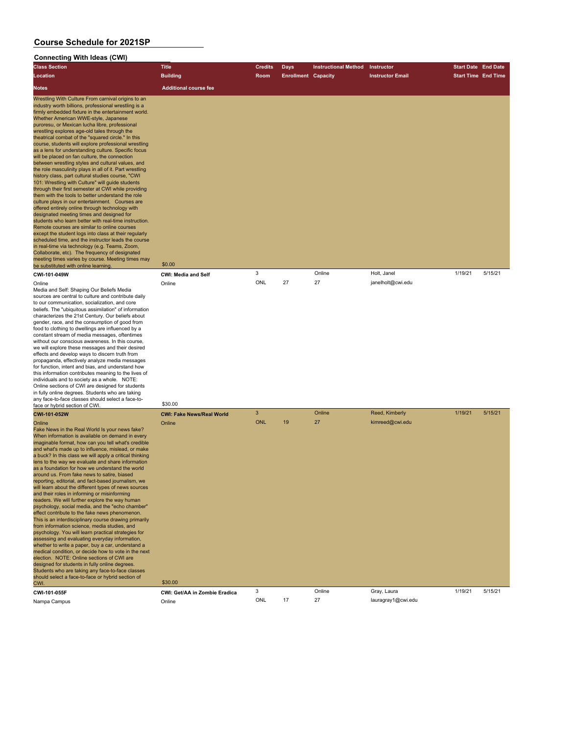# Course Schedule for 2021SP

## Connecting With Ideas (CWI)

| Class Section / Location / Notes | Title / Building / Additional course fee | Credits / Room | Days / Enrollment | Instructional Method / Capacity | Instructor / Instructor Email | Start Date / Start Time | End Date / End Time |
|---|---|---|---|---|---|---|---|
| Wrestling With Culture From carnival origins to an industry worth billions, professional wrestling is a firmly embedded fixture in the entertainment world. Whether American WWE-style, Japanese puroresu, or Mexican lucha libre, professional wrestling explores age-old tales through the theatrical combat of the "squared circle." In this course, students will explore professional wrestling as a lens for understanding culture. Specific focus will be placed on fan culture, the connection between wrestling styles and cultural values, and the role masculinity plays in all of it. Part wrestling history class, part cultural studies course, "CWI 101: Wrestling with Culture" will guide students through their first semester at CWI while providing them with the tools to better understand the role culture plays in our entertainment. Courses are offered entirely online through technology with designated meeting times and designed for students who learn better with real-time instruction. Remote courses are similar to online courses except the student logs into class at their regularly scheduled time, and the instructor leads the course in real-time via technology (e.g. Teams, Zoom, Collaborate, etc). The frequency of designated meeting times varies by course. Meeting times may be substituted with online learning. | $0.00 | | | | | | |
| **CWI-101-049W** | **CWI: Media and Self** | 3 | | Online | Holt, Janel | 1/19/21 | 5/15/21 |
| Online | Online | ONL | 27 | 27 | janelholt@cwi.edu | | |
| Media and Self: Shaping Our Beliefs Media sources are central to culture and contribute daily to our communication, socialization, and core beliefs. The "ubiquitous assimilation" of information characterizes the 21st Century. Our beliefs about gender, race, and the consumption of good from food to clothing to dwellings are influenced by a constant stream of media messages, oftentimes without our conscious awareness. In this course, we will explore these messages and their desired effects and develop ways to discern truth from propaganda, effectively analyze media messages for function, intent and bias, and understand how this information contributes meaning to the lives of individuals and to society as a whole. NOTE: Online sections of CWI are designed for students in fully online degrees. Students who are taking any face-to-face classes should select a face-to-face or hybrid section of CWI. | $30.00 | | | | | | |
| **CWI-101-052W** | **CWI: Fake News/Real World** | 3 | | Online | Reed, Kimberly | 1/19/21 | 5/15/21 |
| Online | Online | ONL | 19 | 27 | kimreed@cwi.edu | | |
| Fake News in the Real World Is your news fake? When information is available on demand in every imaginable format, how can you tell what's credible and what's made up to influence, mislead, or make a buck? In this class we will apply a critical thinking lens to the way we evaluate and share information as a foundation for how we understand the world around us. From fake news to satire, biased reporting, editorial, and fact-based journalism, we will learn about the different types of news sources and their roles in informing or misinforming readers. We will further explore the way human psychology, social media, and the "echo chamber" effect contribute to the fake news phenomenon. This is an interdisciplinary course drawing primarily from information science, media studies, and psychology. You will learn practical strategies for assessing and evaluating everyday information, whether to write a paper, buy a car, understand a medical condition, or decide how to vote in the next election. NOTE: Online sections of CWI are designed for students in fully online degrees. Students who are taking any face-to-face classes should select a face-to-face or hybrid section of CWI. | $30.00 | | | | | | |
| **CWI-101-055F** | **CWI: Get/AA in Zombie Eradica** | 3 | | Online | Gray, Laura | 1/19/21 | 5/15/21 |
| Nampa Campus | Online | ONL | 17 | 27 | lauragray1@cwi.edu | | |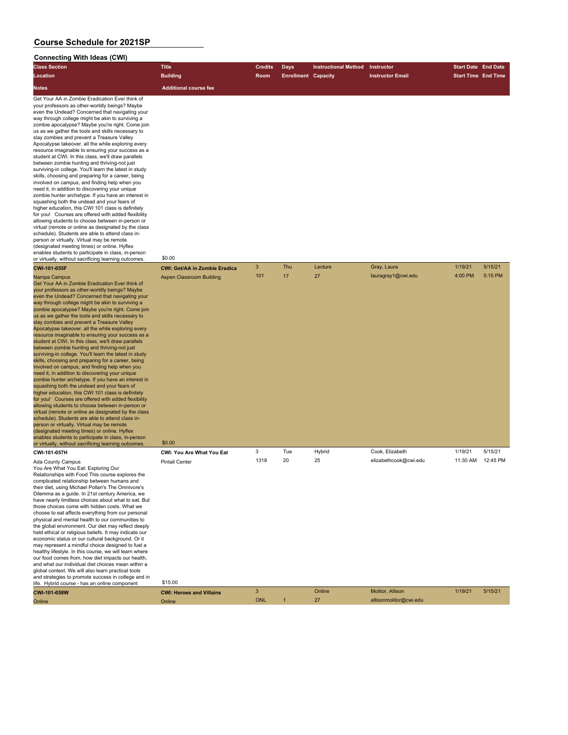## Course Schedule for 2021SP

### Connecting With Ideas (CWI)

| Class Section / Location / Notes | Title / Building / Additional course fee | Credits / Room | Days / Enrollment | Instructional Method / Capacity | Instructor / Instructor Email | Start Date / Start Time | End Date / End Time |
|---|---|---|---|---|---|---|---|
| Get Your AA in Zombie Eradication Ever think of your professors as other-worldly beings? Maybe even the Undead? Concerned that navigating your way through college might be akin to surviving a zombie apocalypse? Maybe you're right. Come join us as we gather the tools and skills necessary to slay zombies and prevent a Treasure Valley Apocalypse takeover. all the while exploring every resource imaginable to ensuring your success as a student at CWI. In this class, we'll draw parallels between zombie hunting and thriving-not just surviving-in college. You'll learn the latest in study skills, choosing and preparing for a career, being involved on campus, and finding help when you need it, in addition to discovering your unique zombie hunter archetype. If you have an interest in squashing both the undead and your fears of higher education, this CWI 101 class is definitely for you! Courses are offered with added flexibility allowing students to choose between in-person or virtual (remote or online as designated by the class schedule). Students are able to attend class in-person or virtually. Virtual may be remote (designated meeting times) or online. Hyflex enables students to participate in class, in-person or virtually, without sacrificing learning outcomes. | $0.00 | | | | | | |
| **CWI-101-055F** | **CWI: Get/AA in Zombie Eradica** | 3 | Thu | Lecture | Gray, Laura | 1/19/21 | 5/15/21 |
| Nampa Campus | Aspen Classroom Building | 101 | 17 | 27 | lauragray1@cwi.edu | 4:00 PM | 5:15 PM |
| Get Your AA in Zombie Eradication Ever think of your professors as other-worldly beings? Maybe even the Undead? Concerned that navigating your way through college might be akin to surviving a zombie apocalypse? Maybe you're right. Come join us as we gather the tools and skills necessary to slay zombies and prevent a Treasure Valley Apocalypse takeover. all the while exploring every resource imaginable to ensuring your success as a student at CWI. In this class, we'll draw parallels between zombie hunting and thriving-not just surviving-in college. You'll learn the latest in study skills, choosing and preparing for a career, being involved on campus, and finding help when you need it, in addition to discovering your unique zombie hunter archetype. If you have an interest in squashing both the undead and your fears of higher education, this CWI 101 class is definitely for you! Courses are offered with added flexibility allowing students to choose between in-person or virtual (remote or online as designated by the class schedule). Students are able to attend class in-person or virtually. Virtual may be remote (designated meeting times) or online. Hyflex enables students to participate in class, in-person or virtually, without sacrificing learning outcomes. | $0.00 | | | | | | |
| **CWI-101-057H** | **CWI: You Are What You Eat** | 3 | Tue | Hybrid | Cook, Elizabeth | 1/19/21 | 5/15/21 |
| Ada County Campus | Pintail Center | 1318 | 20 | 25 | elizabethcook@cwi.edu | 11:30 AM | 12:45 PM |
| You Are What You Eat: Exploring Our Relationships with Food This course explores the complicated relationship between humans and their diet, using Michael Pollan's The Omnivore's Dilemma as a guide. In 21st century America, we have nearly limitless choices about what to eat. But those choices come with hidden costs. What we choose to eat affects everything from our personal physical and mental health to our communities to the global environment. Our diet may reflect deeply held ethical or religious beliefs. It may indicate our economic status or our cultural background. Or it may represent a mindful choice designed to fuel a healthy lifestyle. In this course, we will learn where our food comes from, how diet impacts our health, and what our individual diet choices mean within a global context. We will also learn practical tools and strategies to promote success in college and in life. Hybrid course - has an online component | $15.00 | | | | | | |
| **CWI-101-058W** | **CWI: Heroes and Villains** | 3 | | Online | Molitor, Allison | 1/19/21 | 5/15/21 |
| Online | Online | ONL | 1 | 27 | allisonmolitor@cwi.edu | | |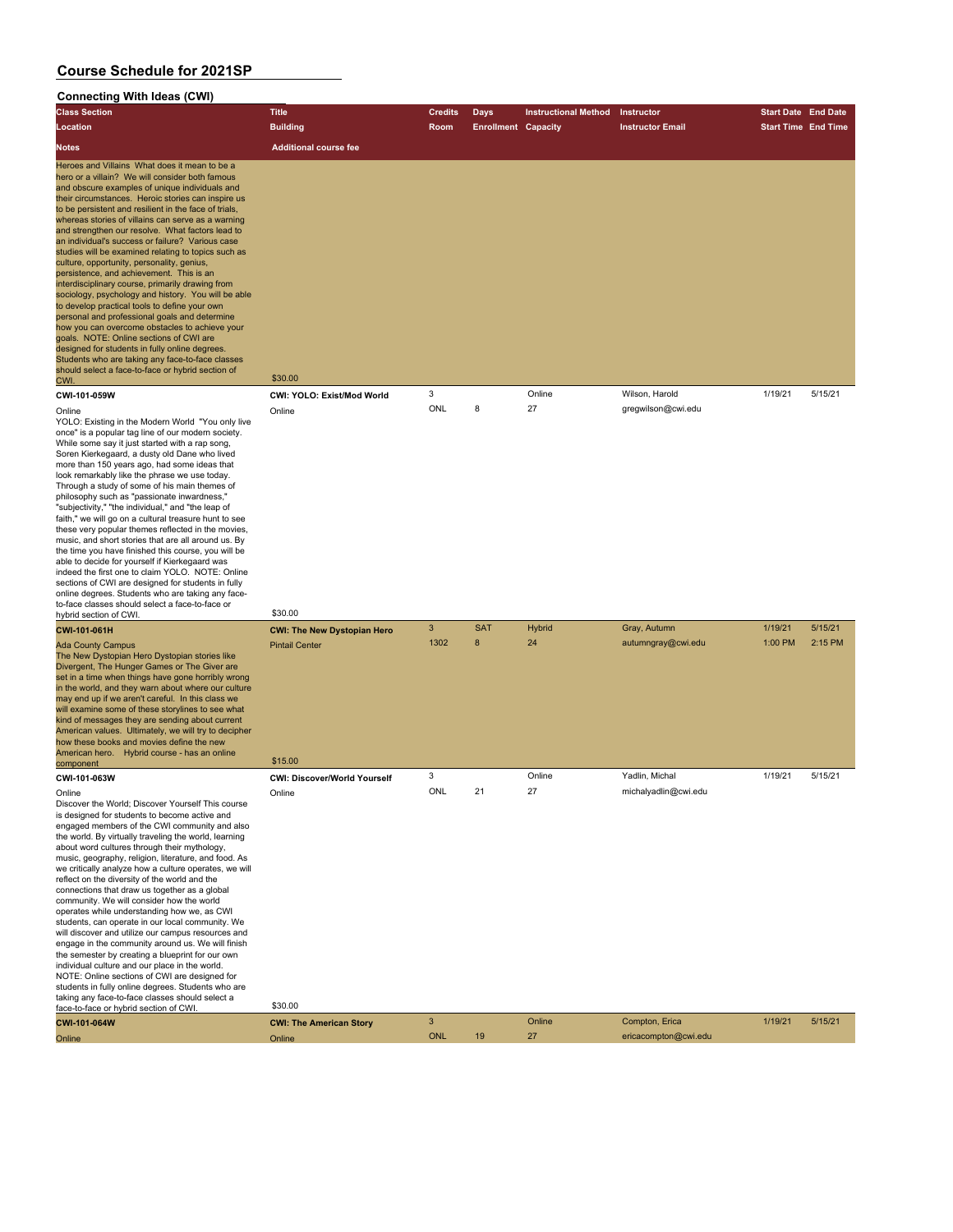# Course Schedule for 2021SP

## Connecting With Ideas (CWI)

| Class Section / Location / Notes | Title / Building / Additional course fee | Credits / Room | Days / Enrollment | Instructional Method / Capacity | Instructor / Instructor Email | Start Date / Start Time | End Date / End Time |
|---|---|---|---|---|---|---|---|
| Heroes and Villains What does it mean to be a hero or a villain? We will consider both famous and obscure examples of unique individuals and their circumstances. Heroic stories can inspire us to be persistent and resilient in the face of trials, whereas stories of villains can serve as a warning and strengthen our resolve. What factors lead to an individual's success or failure? Various case studies will be examined relating to topics such as culture, opportunity, personality, genius, persistence, and achievement. This is an interdisciplinary course, primarily drawing from sociology, psychology and history. You will be able to develop practical tools to define your own personal and professional goals and determine how you can overcome obstacles to achieve your goals. NOTE: Online sections of CWI are designed for students in fully online degrees. Students who are taking any face-to-face classes should select a face-to-face or hybrid section of CWI. | $30.00 | | | | | | |
| **CWI-101-059W** | **CWI: YOLO: Exist/Mod World** | 3 | | Online | Wilson, Harold | 1/19/21 | 5/15/21 |
| Online | Online | ONL | 8 | 27 | gregwilson@cwi.edu | | |
| YOLO: Existing in the Modern World "You only live once" is a popular tag line of our modern society. While some say it just started with a rap song, Soren Kierkegaard, a dusty old Dane who lived more than 150 years ago, had some ideas that look remarkably like the phrase we use today. Through a study of some of his main themes of philosophy such as "passionate inwardness," "subjectivity," "the individual," and "the leap of faith," we will go on a cultural treasure hunt to see these very popular themes reflected in the movies, music, and short stories that are all around us. By the time you have finished this course, you will be able to decide for yourself if Kierkegaard was indeed the first one to claim YOLO. NOTE: Online sections of CWI are designed for students in fully online degrees. Students who are taking any face-to-face classes should select a face-to-face or hybrid section of CWI. | $30.00 | | | | | | |
| **CWI-101-061H** | **CWI: The New Dystopian Hero** | 3 | SAT | Hybrid | Gray, Autumn | 1/19/21 | 5/15/21 |
| Ada County Campus | Pintail Center | 1302 | 8 | 24 | autumngray@cwi.edu | 1:00 PM | 2:15 PM |
| The New Dystopian Hero Dystopian stories like Divergent, The Hunger Games or The Giver are set in a time when things have gone horribly wrong in the world, and they warn about where our culture may end up if we aren't careful. In this class we will examine some of these storylines to see what kind of messages they are sending about current American values. Ultimately, we will try to decipher how these books and movies define the new American hero. Hybrid course - has an online component | $15.00 | | | | | | |
| **CWI-101-063W** | **CWI: Discover/World Yourself** | 3 | | Online | Yadlin, Michal | 1/19/21 | 5/15/21 |
| Online | Online | ONL | 21 | 27 | michalyadlin@cwi.edu | | |
| Discover the World; Discover Yourself This course is designed for students to become active and engaged members of the CWI community and also the world. By virtually traveling the world, learning about word cultures through their mythology, music, geography, religion, literature, and food. As we critically analyze how a culture operates, we will reflect on the diversity of the world and the connections that draw us together as a global community. We will consider how the world operates while understanding how we, as CWI students, can operate in our local community. We will discover and utilize our campus resources and engage in the community around us. We will finish the semester by creating a blueprint for our own individual culture and our place in the world. NOTE: Online sections of CWI are designed for students in fully online degrees. Students who are taking any face-to-face classes should select a face-to-face or hybrid section of CWI. | $30.00 | | | | | | |
| **CWI-101-064W** | **CWI: The American Story** | 3 | | Online | Compton, Erica | 1/19/21 | 5/15/21 |
| Online | Online | ONL | 19 | 27 | ericacompton@cwi.edu | | |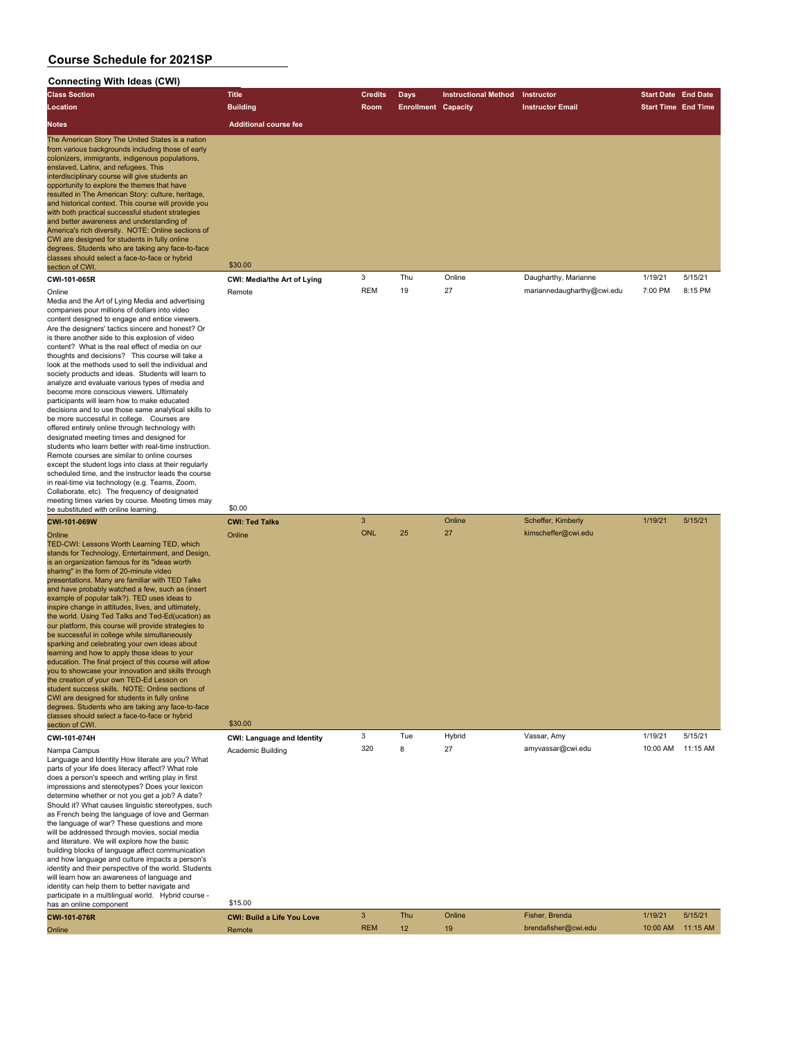# Course Schedule for 2021SP

## Connecting With Ideas (CWI)

| Class Section / Location / Notes | Title / Building / Additional course fee | Credits / Room | Days / Enrollment | Instructional Method / Capacity | Instructor / Instructor Email | Start Date / Start Time | End Date / End Time |
|---|---|---|---|---|---|---|---|
| The American Story The United States is a nation from various backgrounds including those of early colonizers, immigrants, indigenous populations, enslaved, Latinx, and refugees. This interdisciplinary course will give students an opportunity to explore the themes that have resulted in The American Story: culture, heritage, and historical context. This course will provide you with both practical successful student strategies and better awareness and understanding of America's rich diversity. NOTE: Online sections of CWI are designed for students in fully online degrees. Students who are taking any face-to-face classes should select a face-to-face or hybrid section of CWI. | $30.00 | | | | | | |
| **CWI-101-065R** | **CWI: Media/the Art of Lying** | 3 | Thu | Online | Daugharthy, Marianne | 1/19/21 | 5/15/21 |
| Online | Remote | REM | 19 | 27 | mariannedaugharthy@cwi.edu | 7:00 PM | 8:15 PM |
| Media and the Art of Lying Media and advertising companies pour millions of dollars into video content designed to engage and entice viewers. Are the designers' tactics sincere and honest? Or is there another side to this explosion of video content? What is the real effect of media on our thoughts and decisions? This course will take a look at the methods used to sell the individual and society products and ideas. Students will learn to analyze and evaluate various types of media and become more conscious viewers. Ultimately participants will learn how to make educated decisions and to use those same analytical skills to be more successful in college. Courses are offered entirely online through technology with designated meeting times and designed for students who learn better with real-time instruction. Remote courses are similar to online courses except the student logs into class at their regularly scheduled time, and the instructor leads the course in real-time via technology (e.g. Teams, Zoom, Collaborate, etc). The frequency of designated meeting times varies by course. Meeting times may be substituted with online learning. | $0.00 | | | | | | |
| **CWI-101-069W** | **CWI: Ted Talks** | 3 | | Online | Scheffer, Kimberly | 1/19/21 | 5/15/21 |
| Online | Online | ONL | 25 | 27 | kimscheffer@cwi.edu | | |
| TED-CWI: Lessons Worth Learning TED, which stands for Technology, Entertainment, and Design, is an organization famous for its "ideas worth sharing" in the form of 20-minute video presentations. Many are familiar with TED Talks and have probably watched a few, such as (insert example of popular talk?). TED uses ideas to inspire change in attitudes, lives, and ultimately, the world. Using Ted Talks and Ted-Ed(ucation) as our platform, this course will provide strategies to be successful in college while simultaneously sparking and celebrating your own ideas about learning and how to apply those ideas to your education. The final project of this course will allow you to showcase your innovation and skills through the creation of your own TED-Ed Lesson on student success skills. NOTE: Online sections of CWI are designed for students in fully online degrees. Students who are taking any face-to-face classes should select a face-to-face or hybrid section of CWI. | $30.00 | | | | | | |
| **CWI-101-074H** | **CWI: Language and Identity** | 3 | Tue | Hybrid | Vassar, Amy | 1/19/21 | 5/15/21 |
| Nampa Campus | Academic Building | 320 | 8 | 27 | amyvassar@cwi.edu | 10:00 AM | 11:15 AM |
| Language and Identity How literate are you? What parts of your life does literacy affect? What role does a person's speech and writing play in first impressions and stereotypes? Does your lexicon determine whether or not you get a job? A date? Should it? What causes linguistic stereotypes, such as French being the language of love and German the language of war? These questions and more will be addressed through movies, social media and literature. We will explore how the basic building blocks of language affect communication and how language and culture impacts a person's identity and their perspective of the world. Students will learn how an awareness of language and identity can help them to better navigate and participate in a multilingual world. Hybrid course - has an online component | $15.00 | | | | | | |
| **CWI-101-076R** | **CWI: Build a Life You Love** | 3 | Thu | Online | Fisher, Brenda | 1/19/21 | 5/15/21 |
| Online | Remote | REM | 12 | 19 | brendafisher@cwi.edu | 10:00 AM | 11:15 AM |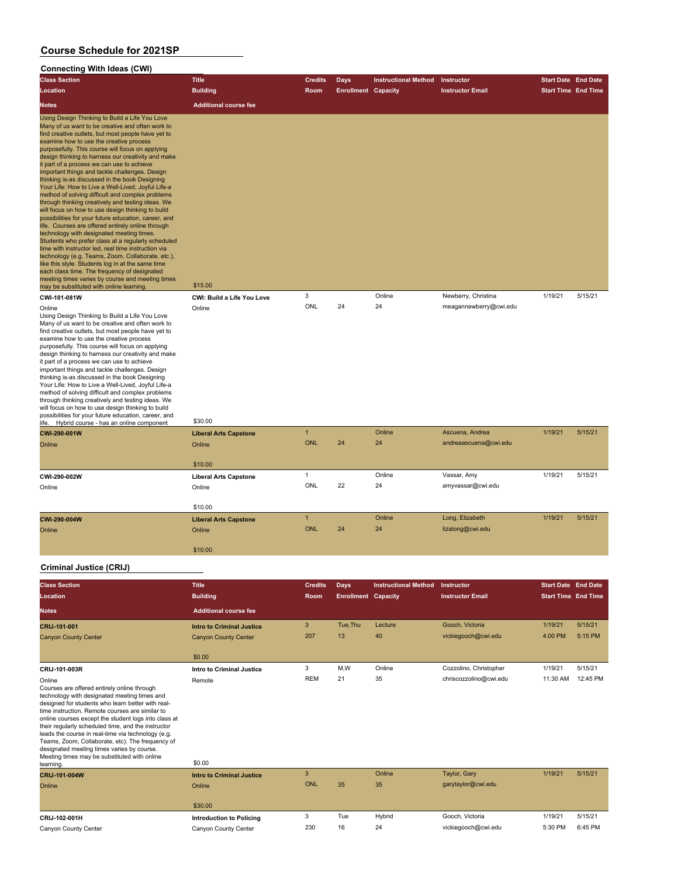# Course Schedule for 2021SP

## Connecting With Ideas (CWI)

| Class Section<br>Location<br>Notes | Title<br>Building<br>Additional course fee | Credits<br>Room | Days<br>Enrollment | Instructional Method<br>Capacity | Instructor<br>Instructor Email | Start Date<br>Start Time | End Date<br>End Time |
|---|---|---|---|---|---|---|---|
| Using Design Thinking to Build a Life You Love Many of us want to be creative and often work to find creative outlets, but most people have yet to examine how to use the creative process purposefully. This course will focus on applying design thinking to harness our creativity and make it part of a process we can use to achieve important things and tackle challenges. Design thinking is-as discussed in the book Designing Your Life: How to Live a Well-Lived, Joyful Life-a method of solving difficult and complex problems through thinking creatively and testing ideas. We will focus on how to use design thinking to build possibilities for your future education, career, and life. Courses are offered entirely online through technology with designated meeting times. Students who prefer class at a regularly scheduled time with instructor led, real time instruction via technology (e.g. Teams, Zoom, Collaborate, etc.), like this style. Students log in at the same time each class time. The frequency of designated meeting times varies by course and meeting times may be substituted with online learning. | $15.00 | | | | | | |
| **CWI-101-081W**<br>Online<br>Using Design Thinking to Build a Life You Love Many of us want to be creative and often work to find creative outlets, but most people have yet to examine how to use the creative process purposefully. This course will focus on applying design thinking to harness our creativity and make it part of a process we can use to achieve important things and tackle challenges. Design thinking is-as discussed in the book Designing Your Life: How to Live a Well-Lived, Joyful Life-a method of solving difficult and complex problems through thinking creatively and testing ideas. We will focus on how to use design thinking to build possibilities for your future education, career, and life. Hybrid course - has an online component | **CWI: Build a Life You Love**<br>Online<br>$30.00 | 3<br>ONL | <br>24 | Online<br>24 | Newberry, Christina<br>meagannewberry@cwi.edu | 1/19/21 | 5/15/21 |
| **CWI-290-001W**<br>Online | **Liberal Arts Capstone**<br>Online<br>$10.00 | 1<br>ONL | <br>24 | Online<br>24 | Ascuena, Andrea<br>andreaascuena@cwi.edu | 1/19/21 | 5/15/21 |
| **CWI-290-002W**<br>Online | **Liberal Arts Capstone**<br>Online<br>$10.00 | 1<br>ONL | <br>22 | Online<br>24 | Vassar, Amy<br>amyvassar@cwi.edu | 1/19/21 | 5/15/21 |
| **CWI-290-004W**<br>Online | **Liberal Arts Capstone**<br>Online<br>$10.00 | 1<br>ONL | <br>24 | Online<br>24 | Long, Elizabeth<br>lizalong@cwi.edu | 1/19/21 | 5/15/21 |

## Criminal Justice (CRIJ)

| Class Section<br>Location<br>Notes | Title<br>Building<br>Additional course fee | Credits<br>Room | Days<br>Enrollment | Instructional Method<br>Capacity | Instructor<br>Instructor Email | Start Date<br>Start Time | End Date<br>End Time |
|---|---|---|---|---|---|---|---|
| **CRIJ-101-001**<br>Canyon County Center | **Intro to Criminal Justice**<br>Canyon County Center<br>$0.00 | 3<br>207 | Tue,Thu<br>13 | Lecture<br>40 | Gooch, Victoria<br>vickiegooch@cwi.edu | 1/19/21<br>4:00 PM | 5/15/21<br>5:15 PM |
| **CRIJ-101-003R**<br>Online<br>Courses are offered entirely online through technology with designated meeting times and designed for students who learn better with real-time instruction. Remote courses are similar to online courses except the student logs into class at their regularly scheduled time, and the instructor leads the course in real-time via technology (e.g. Teams, Zoom, Collaborate, etc). The frequency of designated meeting times varies by course. Meeting times may be substituted with online learning. | **Intro to Criminal Justice**<br>Remote<br>$0.00 | 3<br>REM | M,W<br>21 | Online<br>35 | Cozzolino, Christopher<br>chriscozzolino@cwi.edu | 1/19/21<br>11:30 AM | 5/15/21<br>12:45 PM |
| **CRIJ-101-004W**<br>Online | **Intro to Criminal Justice**<br>Online<br>$30.00 | 3<br>ONL | <br>35 | Online<br>35 | Taylor, Gary<br>garytaylor@cwi.edu | 1/19/21 | 5/15/21 |
| **CRIJ-102-001H**<br>Canyon County Center | **Introduction to Policing**<br>Canyon County Center | 3<br>230 | Tue<br>16 | Hybrid<br>24 | Gooch, Victoria<br>vickiegooch@cwi.edu | 1/19/21<br>5:30 PM | 5/15/21<br>6:45 PM |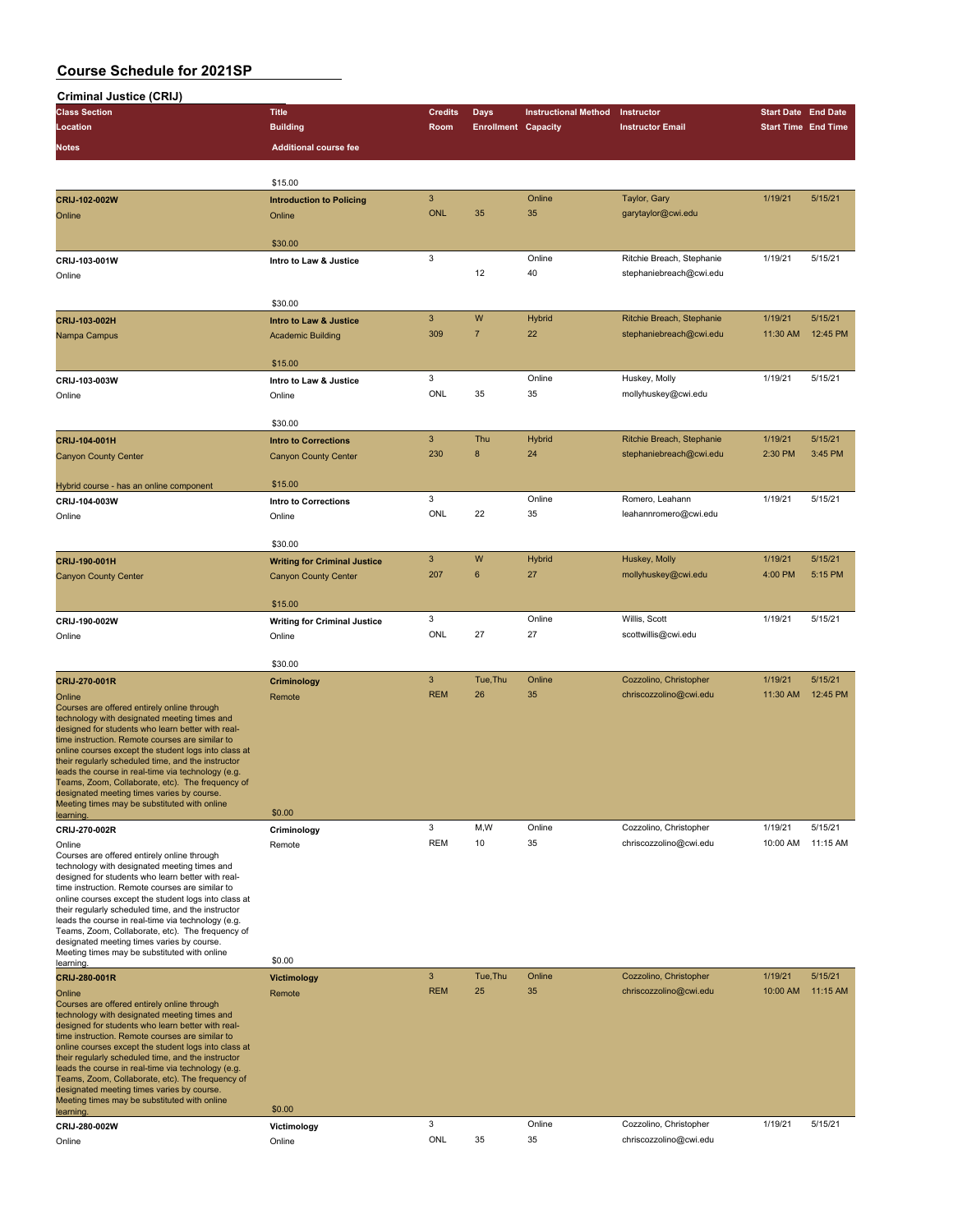# Course Schedule for 2021SP

## Criminal Justice (CRIJ)

| Class Section / Location / Notes | Title / Building / Additional course fee | Credits / Room | Days / Enrollment | Instructional Method / Capacity | Instructor / Instructor Email | Start Date / Start Time | End Date / End Time |
|---|---|---|---|---|---|---|---|
| | $15.00 | | | | | | |
| CRIJ-102-002W<br>Online | Introduction to Policing<br>Online<br>$30.00 | 3<br>ONL | <br>35 | Online<br>35 | Taylor, Gary<br>garytaylor@cwi.edu | 1/19/21 | 5/15/21 |
| CRIJ-103-001W<br>Online | Intro to Law & Justice<br><br>$30.00 | 3 | <br>12 | Online<br>40 | Ritchie Breach, Stephanie<br>stephaniebreach@cwi.edu | 1/19/21 | 5/15/21 |
| CRIJ-103-002H<br>Nampa Campus | Intro to Law & Justice<br>Academic Building<br>$15.00 | 3<br>309 | W<br>7 | Hybrid<br>22 | Ritchie Breach, Stephanie<br>stephaniebreach@cwi.edu | 1/19/21<br>11:30 AM | 5/15/21<br>12:45 PM |
| CRIJ-103-003W<br>Online | Intro to Law & Justice<br>Online<br>$30.00 | 3<br>ONL | <br>35 | Online<br>35 | Huskey, Molly<br>mollyhuskey@cwi.edu | 1/19/21 | 5/15/21 |
| CRIJ-104-001H<br>Canyon County Center<br>Hybrid course - has an online component | Intro to Corrections<br>Canyon County Center<br>$15.00 | 3<br>230 | Thu<br>8 | Hybrid<br>24 | Ritchie Breach, Stephanie<br>stephaniebreach@cwi.edu | 1/19/21<br>2:30 PM | 5/15/21<br>3:45 PM |
| CRIJ-104-003W<br>Online | Intro to Corrections<br>Online<br>$30.00 | 3<br>ONL | <br>22 | Online<br>35 | Romero, Leahann<br>leahannromero@cwi.edu | 1/19/21 | 5/15/21 |
| CRIJ-190-001H<br>Canyon County Center | Writing for Criminal Justice<br>Canyon County Center<br>$15.00 | 3<br>207 | W<br>6 | Hybrid<br>27 | Huskey, Molly<br>mollyhuskey@cwi.edu | 1/19/21<br>4:00 PM | 5/15/21<br>5:15 PM |
| CRIJ-190-002W<br>Online | Writing for Criminal Justice<br>Online<br>$30.00 | 3<br>ONL | <br>27 | Online<br>27 | Willis, Scott<br>scottwillis@cwi.edu | 1/19/21 | 5/15/21 |
| CRIJ-270-001R<br>Online<br>Courses are offered entirely online through technology with designated meeting times and designed for students who learn better with real-time instruction. Remote courses are similar to online courses except the student logs into class at their regularly scheduled time, and the instructor leads the course in real-time via technology (e.g. Teams, Zoom, Collaborate, etc). The frequency of designated meeting times varies by course. Meeting times may be substituted with online learning. | Criminology<br>Remote<br>$0.00 | 3<br>REM | Tue,Thu<br>26 | Online<br>35 | Cozzolino, Christopher<br>chriscozzolino@cwi.edu | 1/19/21<br>11:30 AM | 5/15/21<br>12:45 PM |
| CRIJ-270-002R<br>Online<br>Courses are offered entirely online through technology with designated meeting times and designed for students who learn better with real-time instruction. Remote courses are similar to online courses except the student logs into class at their regularly scheduled time, and the instructor leads the course in real-time via technology (e.g. Teams, Zoom, Collaborate, etc). The frequency of designated meeting times varies by course. Meeting times may be substituted with online learning. | Criminology<br>Remote<br>$0.00 | 3<br>REM | M,W<br>10 | Online<br>35 | Cozzolino, Christopher<br>chriscozzolino@cwi.edu | 1/19/21<br>10:00 AM | 5/15/21<br>11:15 AM |
| CRIJ-280-001R<br>Online<br>Courses are offered entirely online through technology with designated meeting times and designed for students who learn better with real-time instruction. Remote courses are similar to online courses except the student logs into class at their regularly scheduled time, and the instructor leads the course in real-time via technology (e.g. Teams, Zoom, Collaborate, etc). The frequency of designated meeting times varies by course. Meeting times may be substituted with online learning. | Victimology<br>Remote<br>$0.00 | 3<br>REM | Tue,Thu<br>25 | Online<br>35 | Cozzolino, Christopher<br>chriscozzolino@cwi.edu | 1/19/21<br>10:00 AM | 5/15/21<br>11:15 AM |
| CRIJ-280-002W<br>Online | Victimology<br>Online | 3<br>ONL | <br>35 | Online<br>35 | Cozzolino, Christopher<br>chriscozzolino@cwi.edu | 1/19/21 | 5/15/21 |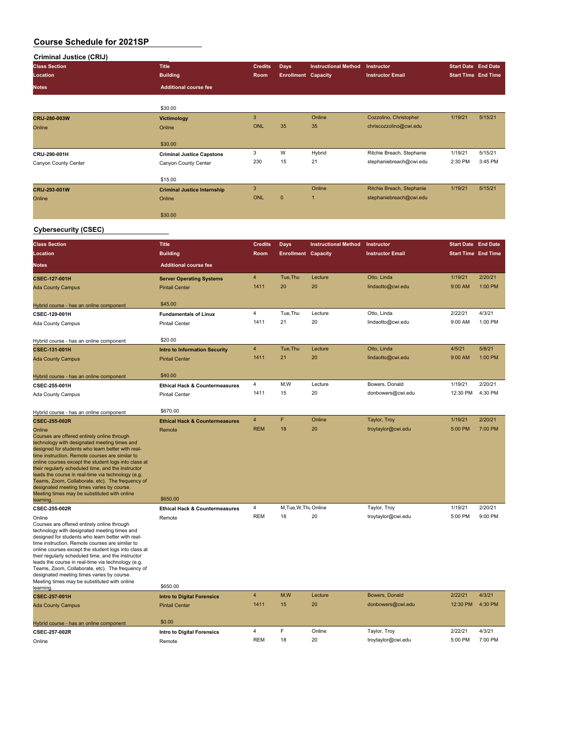# Course Schedule for 2021SP

## Criminal Justice (CRIJ)

| Class Section / Location / Notes | Title / Building / Additional course fee | Credits / Room | Days / Enrollment | Instructional Method / Capacity | Instructor / Instructor Email | Start Date / Start Time | End Date / End Time |
|---|---|---|---|---|---|---|---|
| | $30.00 | | | | | | |
| **CRIJ-280-003W** | **Victimology** | 3 | | Online | Cozzolino, Christopher | 1/19/21 | 5/15/21 |
| Online | Online | ONL | 35 | 35 | chriscozzolino@cwi.edu | | |
| | $30.00 | | | | | | |
| **CRIJ-290-001H** | **Criminal Justice Capstone** | 3 | W | Hybrid | Ritchie Breach, Stephanie | 1/19/21 | 5/15/21 |
| Canyon County Center | Canyon County Center | 230 | 15 | 21 | stephaniebreach@cwi.edu | 2:30 PM | 3:45 PM |
| | $15.00 | | | | | | |
| **CRIJ-293-001W** | **Criminal Justice Internship** | 3 | | Online | Ritchie Breach, Stephanie | 1/19/21 | 5/15/21 |
| Online | Online | ONL | 0 | 1 | stephaniebreach@cwi.edu | | |
| | $30.00 | | | | | | |

## Cybersecurity (CSEC)

| Class Section / Location / Notes | Title / Building / Additional course fee | Credits / Room | Days / Enrollment | Instructional Method / Capacity | Instructor / Instructor Email | Start Date / Start Time | End Date / End Time |
|---|---|---|---|---|---|---|---|
| **CSEC-127-001H** | **Server Operating Systems** | 4 | Tue,Thu | Lecture | Otto, Linda | 1/19/21 | 2/20/21 |
| Ada County Campus | Pintail Center | 1411 | 20 | 20 | lindaotto@cwi.edu | 9:00 AM | 1:00 PM |
| Hybrid course - has an online component | $45.00 | | | | | | |
| **CSEC-129-001H** | **Fundamentals of Linux** | 4 | Tue,Thu | Lecture | Otto, Linda | 2/22/21 | 4/3/21 |
| Ada County Campus | Pintail Center | 1411 | 21 | 20 | lindaotto@cwi.edu | 9:00 AM | 1:00 PM |
| Hybrid course - has an online component | $20.00 | | | | | | |
| **CSEC-131-001H** | **Intro to Information Security** | 4 | Tue,Thu | Lecture | Otto, Linda | 4/5/21 | 5/8/21 |
| Ada County Campus | Pintail Center | 1411 | 21 | 20 | lindaotto@cwi.edu | 9:00 AM | 1:00 PM |
| Hybrid course - has an online component | $40.00 | | | | | | |
| **CSEC-255-001H** | **Ethical Hack & Countermeasures** | 4 | M,W | Lecture | Bowers, Donald | 1/19/21 | 2/20/21 |
| Ada County Campus | Pintail Center | 1411 | 15 | 20 | donbowers@cwi.edu | 12:30 PM | 4:30 PM |
| Hybrid course - has an online component | $670.00 | | | | | | |
| **CSEC-255-002R** | **Ethical Hack & Countermeasures** | 4 | F | Online | Taylor, Troy | 1/19/21 | 2/20/21 |
| Online | Remote | REM | 18 | 20 | troytaylor@cwi.edu | 5:00 PM | 7:00 PM |
| Courses are offered entirely online through technology with designated meeting times and designed for students who learn better with real-time instruction. Remote courses are similar to online courses except the student logs into class at their regularly scheduled time, and the instructor leads the course in real-time via technology (e.g. Teams, Zoom, Collaborate, etc). The frequency of designated meeting times varies by course. Meeting times may be substituted with online learning. | $650.00 | | | | | | |
| **CSEC-255-002R** | **Ethical Hack & Countermeasures** | 4 | M,Tue,W,Thu | Online | Taylor, Troy | 1/19/21 | 2/20/21 |
| Online | Remote | REM | 18 | 20 | troytaylor@cwi.edu | 5:00 PM | 9:00 PM |
| Courses are offered entirely online through technology with designated meeting times and designed for students who learn better with real-time instruction. Remote courses are similar to online courses except the student logs into class at their regularly scheduled time, and the instructor leads the course in real-time via technology (e.g. Teams, Zoom, Collaborate, etc). The frequency of designated meeting times varies by course. Meeting times may be substituted with online learning. | $650.00 | | | | | | |
| **CSEC-257-001H** | **Intro to Digital Forensics** | 4 | M,W | Lecture | Bowers, Donald | 2/22/21 | 4/3/21 |
| Ada County Campus | Pintail Center | 1411 | 15 | 20 | donbowers@cwi.edu | 12:30 PM | 4:30 PM |
| Hybrid course - has an online component | $0.00 | | | | | | |
| **CSEC-257-002R** | **Intro to Digital Forensics** | 4 | F | Online | Taylor, Troy | 2/22/21 | 4/3/21 |
| Online | Remote | REM | 18 | 20 | troytaylor@cwi.edu | 5:00 PM | 7:00 PM |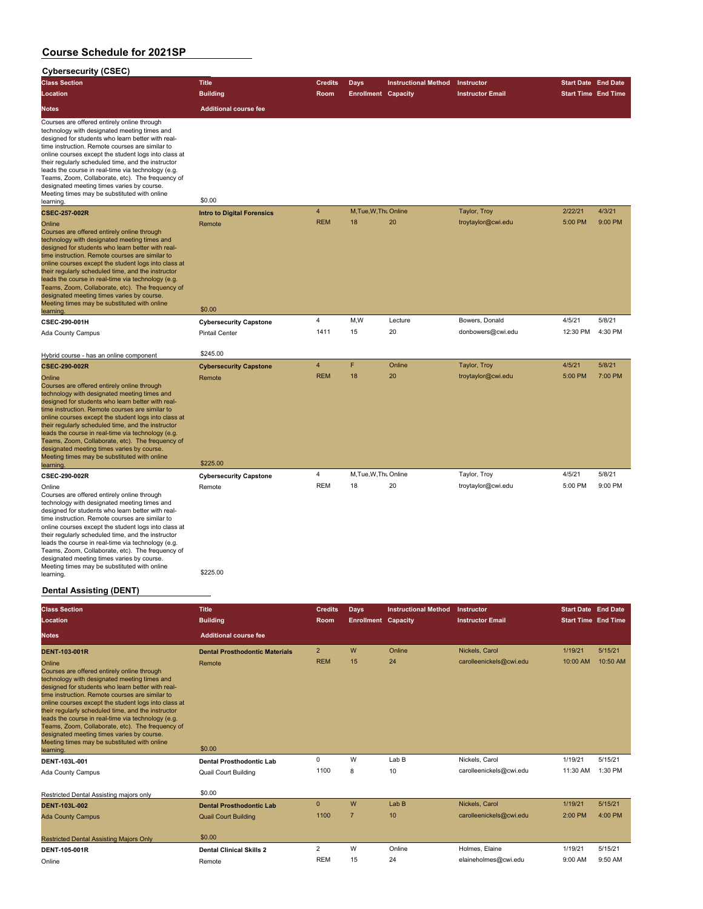# Course Schedule for 2021SP

## Cybersecurity (CSEC)

| Class Section / Location / Notes | Title / Building / Additional course fee | Credits / Room | Days / Enrollment | Instructional Method / Capacity | Instructor / Instructor Email | Start Date / Start Time | End Date / End Time |
|---|---|---|---|---|---|---|---|
| Courses are offered entirely online through technology with designated meeting times and designed for students who learn better with real-time instruction. Remote courses are similar to online courses except the student logs into class at their regularly scheduled time, and the instructor leads the course in real-time via technology (e.g. Teams, Zoom, Collaborate, etc). The frequency of designated meeting times varies by course. Meeting times may be substituted with online learning. | $0.00 | | | | | | |
| **CSEC-257-002R** | **Intro to Digital Forensics** | 4 | M,Tue,W,Thu | Online | Taylor, Troy | 2/22/21 | 4/3/21 |
| Online | Remote | REM | 18 | 20 | troytaylor@cwi.edu | 5:00 PM | 9:00 PM |
| Courses are offered entirely online through technology with designated meeting times and designed for students who learn better with real-time instruction. Remote courses are similar to online courses except the student logs into class at their regularly scheduled time, and the instructor leads the course in real-time via technology (e.g. Teams, Zoom, Collaborate, etc). The frequency of designated meeting times varies by course. Meeting times may be substituted with online learning. | $0.00 | | | | | | |
| **CSEC-290-001H** | **Cybersecurity Capstone** | 4 | M,W | Lecture | Bowers, Donald | 4/5/21 | 5/8/21 |
| Ada County Campus | Pintail Center | 1411 | 15 | 20 | donbowers@cwi.edu | 12:30 PM | 4:30 PM |
| Hybrid course - has an online component | $245.00 | | | | | | |
| **CSEC-290-002R** | **Cybersecurity Capstone** | 4 | F | Online | Taylor, Troy | 4/5/21 | 5/8/21 |
| Online | Remote | REM | 18 | 20 | troytaylor@cwi.edu | 5:00 PM | 7:00 PM |
| Courses are offered entirely online through technology with designated meeting times and designed for students who learn better with real-time instruction. Remote courses are similar to online courses except the student logs into class at their regularly scheduled time, and the instructor leads the course in real-time via technology (e.g. Teams, Zoom, Collaborate, etc). The frequency of designated meeting times varies by course. Meeting times may be substituted with online learning. | $225.00 | | | | | | |
| **CSEC-290-002R** | **Cybersecurity Capstone** | 4 | M,Tue,W,Thu | Online | Taylor, Troy | 4/5/21 | 5/8/21 |
| Online | Remote | REM | 18 | 20 | troytaylor@cwi.edu | 5:00 PM | 9:00 PM |
| Courses are offered entirely online through technology with designated meeting times and designed for students who learn better with real-time instruction. Remote courses are similar to online courses except the student logs into class at their regularly scheduled time, and the instructor leads the course in real-time via technology (e.g. Teams, Zoom, Collaborate, etc). The frequency of designated meeting times varies by course. Meeting times may be substituted with online learning. | $225.00 | | | | | | |

## Dental Assisting (DENT)

| Class Section / Location / Notes | Title / Building / Additional course fee | Credits / Room | Days / Enrollment | Instructional Method / Capacity | Instructor / Instructor Email | Start Date / Start Time | End Date / End Time |
|---|---|---|---|---|---|---|---|
| **DENT-103-001R** | **Dental Prosthodontic Materials** | 2 | W | Online | Nickels, Carol | 1/19/21 | 5/15/21 |
| Online | Remote | REM | 15 | 24 | carolleenickels@cwi.edu | 10:00 AM | 10:50 AM |
| Courses are offered entirely online through technology with designated meeting times and designed for students who learn better with real-time instruction. Remote courses are similar to online courses except the student logs into class at their regularly scheduled time, and the instructor leads the course in real-time via technology (e.g. Teams, Zoom, Collaborate, etc). The frequency of designated meeting times varies by course. Meeting times may be substituted with online learning. | $0.00 | | | | | | |
| **DENT-103L-001** | **Dental Prosthodontic Lab** | 0 | W | Lab B | Nickels, Carol | 1/19/21 | 5/15/21 |
| Ada County Campus | Quail Court Building | 1100 | 8 | 10 | carolleenickels@cwi.edu | 11:30 AM | 1:30 PM |
| Restricted Dental Assisting majors only | $0.00 | | | | | | |
| **DENT-103L-002** | **Dental Prosthodontic Lab** | 0 | W | Lab B | Nickels, Carol | 1/19/21 | 5/15/21 |
| Ada County Campus | Quail Court Building | 1100 | 7 | 10 | carolleenickels@cwi.edu | 2:00 PM | 4:00 PM |
| Restricted Dental Assisting Majors Only | $0.00 | | | | | | |
| **DENT-105-001R** | **Dental Clinical Skills 2** | 2 | W | Online | Holmes, Elaine | 1/19/21 | 5/15/21 |
| Online | Remote | REM | 15 | 24 | elaineholmes@cwi.edu | 9:00 AM | 9:50 AM |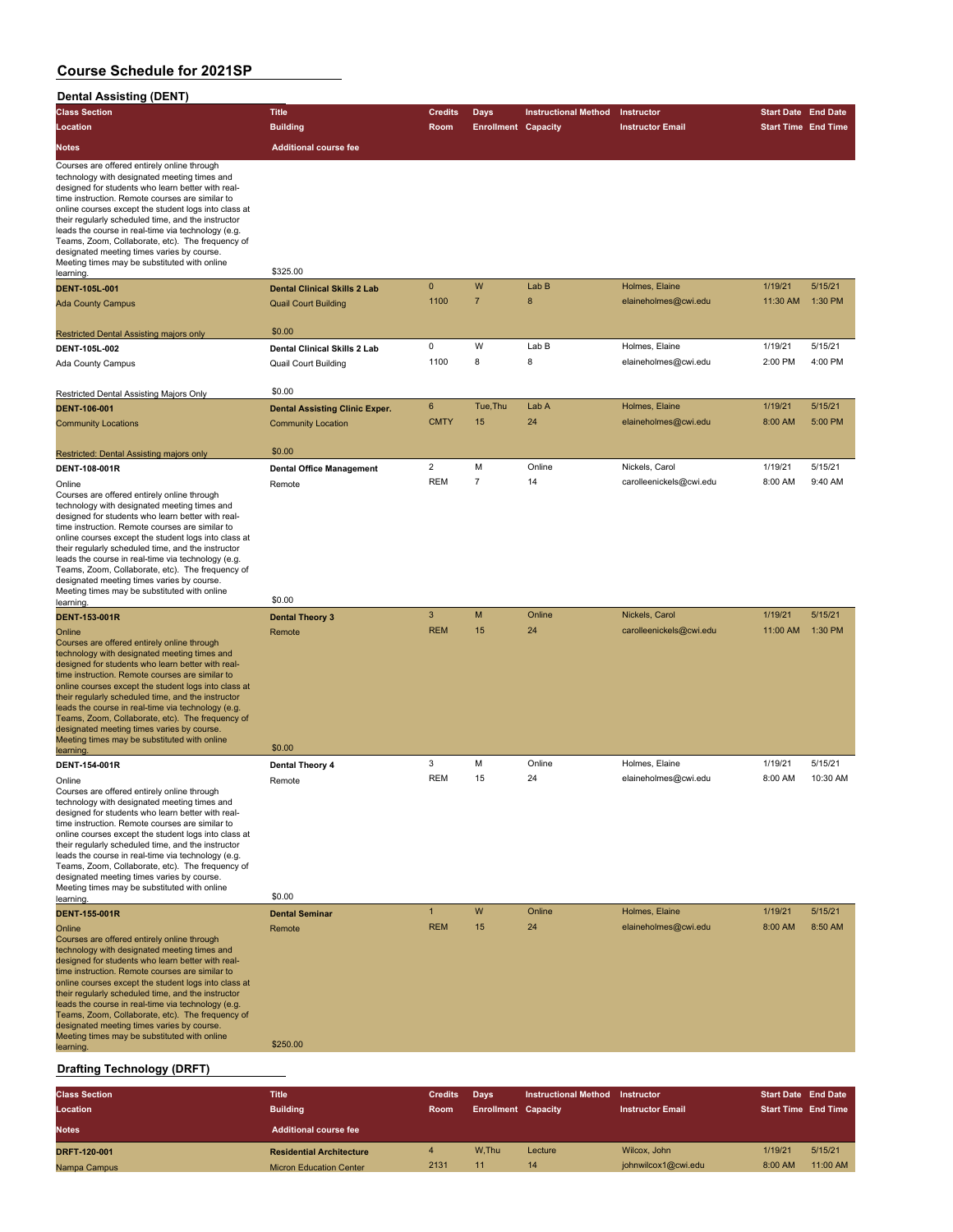# Course Schedule for 2021SP

## Dental Assisting (DENT)

| Class Section / Location / Notes | Title / Building / Additional course fee | Credits / Room | Days / Enrollment | Instructional Method / Capacity | Instructor / Instructor Email | Start Date / Start Time | End Date / End Time |
|---|---|---|---|---|---|---|---|
| Courses are offered entirely online through technology with designated meeting times and designed for students who learn better with real-time instruction. Remote courses are similar to online courses except the student logs into class at their regularly scheduled time, and the instructor leads the course in real-time via technology (e.g. Teams, Zoom, Collaborate, etc). The frequency of designated meeting times varies by course. Meeting times may be substituted with online learning. | $325.00 | | | | | | |
| **DENT-105L-001** | **Dental Clinical Skills 2 Lab** | 0 | W | Lab B | Holmes, Elaine | 1/19/21 | 5/15/21 |
| Ada County Campus | Quail Court Building | 1100 | 7 | 8 | elaineholmes@cwi.edu | 11:30 AM | 1:30 PM |
| Restricted Dental Assisting majors only | $0.00 | | | | | | |
| **DENT-105L-002** | **Dental Clinical Skills 2 Lab** | 0 | W | Lab B | Holmes, Elaine | 1/19/21 | 5/15/21 |
| Ada County Campus | Quail Court Building | 1100 | 8 | 8 | elaineholmes@cwi.edu | 2:00 PM | 4:00 PM |
| Restricted Dental Assisting Majors Only | $0.00 | | | | | | |
| **DENT-106-001** | **Dental Assisting Clinic Exper.** | 6 | Tue,Thu | Lab A | Holmes, Elaine | 1/19/21 | 5/15/21 |
| Community Locations | Community Location | CMTY | 15 | 24 | elaineholmes@cwi.edu | 8:00 AM | 5:00 PM |
| Restricted: Dental Assisting majors only | $0.00 | | | | | | |
| **DENT-108-001R** | **Dental Office Management** | 2 | M | Online | Nickels, Carol | 1/19/21 | 5/15/21 |
| Online | Remote | REM | 7 | 14 | carolleenickels@cwi.edu | 8:00 AM | 9:40 AM |
| Courses are offered entirely online through technology with designated meeting times and designed for students who learn better with real-time instruction. Remote courses are similar to online courses except the student logs into class at their regularly scheduled time, and the instructor leads the course in real-time via technology (e.g. Teams, Zoom, Collaborate, etc). The frequency of designated meeting times varies by course. Meeting times may be substituted with online learning. | $0.00 | | | | | | |
| **DENT-153-001R** | **Dental Theory 3** | 3 | M | Online | Nickels, Carol | 1/19/21 | 5/15/21 |
| Online | Remote | REM | 15 | 24 | carolleenickels@cwi.edu | 11:00 AM | 1:30 PM |
| Courses are offered entirely online through technology with designated meeting times and designed for students who learn better with real-time instruction. Remote courses are similar to online courses except the student logs into class at their regularly scheduled time, and the instructor leads the course in real-time via technology (e.g. Teams, Zoom, Collaborate, etc). The frequency of designated meeting times varies by course. Meeting times may be substituted with online learning. | $0.00 | | | | | | |
| **DENT-154-001R** | **Dental Theory 4** | 3 | M | Online | Holmes, Elaine | 1/19/21 | 5/15/21 |
| Online | Remote | REM | 15 | 24 | elaineholmes@cwi.edu | 8:00 AM | 10:30 AM |
| Courses are offered entirely online through technology with designated meeting times and designed for students who learn better with real-time instruction. Remote courses are similar to online courses except the student logs into class at their regularly scheduled time, and the instructor leads the course in real-time via technology (e.g. Teams, Zoom, Collaborate, etc). The frequency of designated meeting times varies by course. Meeting times may be substituted with online learning. | $0.00 | | | | | | |
| **DENT-155-001R** | **Dental Seminar** | 1 | W | Online | Holmes, Elaine | 1/19/21 | 5/15/21 |
| Online | Remote | REM | 15 | 24 | elaineholmes@cwi.edu | 8:00 AM | 8:50 AM |
| Courses are offered entirely online through technology with designated meeting times and designed for students who learn better with real-time instruction. Remote courses are similar to online courses except the student logs into class at their regularly scheduled time, and the instructor leads the course in real-time via technology (e.g. Teams, Zoom, Collaborate, etc). The frequency of designated meeting times varies by course. Meeting times may be substituted with online learning. | $250.00 | | | | | | |

## Drafting Technology (DRFT)

| Class Section / Location / Notes | Title / Building / Additional course fee | Credits / Room | Days / Enrollment | Instructional Method / Capacity | Instructor / Instructor Email | Start Date / Start Time | End Date / End Time |
|---|---|---|---|---|---|---|---|
| **DRFT-120-001** | **Residential Architecture** | 4 | W,Thu | Lecture | Wilcox, John | 1/19/21 | 5/15/21 |
| Nampa Campus | Micron Education Center | 2131 | 11 | 14 | johnwilcox1@cwi.edu | 8:00 AM | 11:00 AM |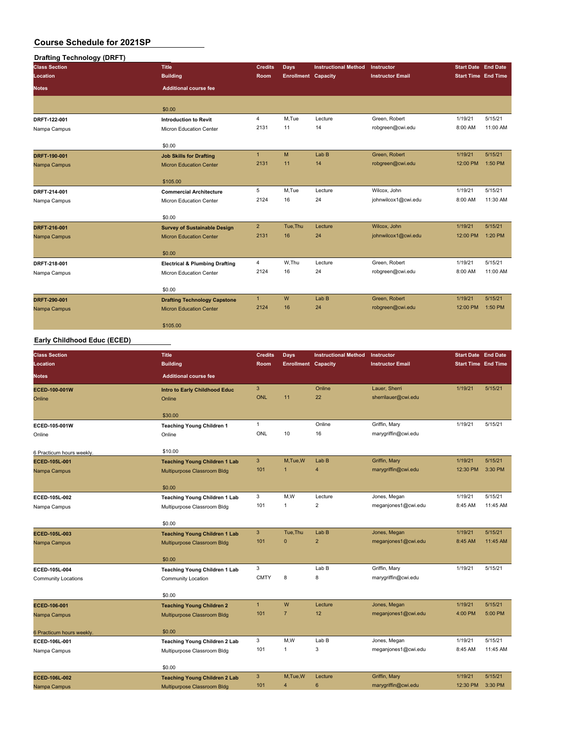# Course Schedule for 2021SP

## Drafting Technology (DRFT)

| Class Section / Location / Notes | Title / Building / Additional course fee | Credits / Room | Days / Enrollment | Instructional Method / Capacity | Instructor / Instructor Email | Start Date / Start Time | End Date / End Time |
|---|---|---|---|---|---|---|---|
| | $0.00 | | | | | | |
| DRFT-122-001<br>Nampa Campus | **Introduction to Revit**<br>Micron Education Center<br>$0.00 | 4<br>2131 | M,Tue<br>11 | Lecture<br>14 | Green, Robert<br>robgreen@cwi.edu | 1/19/21<br>8:00 AM | 5/15/21<br>11:00 AM |
| DRFT-190-001<br>Nampa Campus | **Job Skills for Drafting**<br>Micron Education Center<br>$105.00 | 1<br>2131 | M<br>11 | Lab B<br>14 | Green, Robert<br>robgreen@cwi.edu | 1/19/21<br>12:00 PM | 5/15/21<br>1:50 PM |
| DRFT-214-001<br>Nampa Campus | **Commercial Architecture**<br>Micron Education Center<br>$0.00 | 5<br>2124 | M,Tue<br>16 | Lecture<br>24 | Wilcox, John<br>johnwilcox1@cwi.edu | 1/19/21<br>8:00 AM | 5/15/21<br>11:30 AM |
| DRFT-216-001<br>Nampa Campus | **Survey of Sustainable Design**<br>Micron Education Center<br>$0.00 | 2<br>2131 | Tue,Thu<br>16 | Lecture<br>24 | Wilcox, John<br>johnwilcox1@cwi.edu | 1/19/21<br>12:00 PM | 5/15/21<br>1:20 PM |
| DRFT-218-001<br>Nampa Campus | **Electrical & Plumbing Drafting**<br>Micron Education Center<br>$0.00 | 4<br>2124 | W,Thu<br>16 | Lecture<br>24 | Green, Robert<br>robgreen@cwi.edu | 1/19/21<br>8:00 AM | 5/15/21<br>11:00 AM |
| DRFT-290-001<br>Nampa Campus | **Drafting Technology Capstone**<br>Micron Education Center<br>$105.00 | 1<br>2124 | W<br>16 | Lab B<br>24 | Green, Robert<br>robgreen@cwi.edu | 1/19/21<br>12:00 PM | 5/15/21<br>1:50 PM |

## Early Childhood Educ (ECED)

| Class Section / Location / Notes | Title / Building / Additional course fee | Credits / Room | Days / Enrollment | Instructional Method / Capacity | Instructor / Instructor Email | Start Date / Start Time | End Date / End Time |
|---|---|---|---|---|---|---|---|
| ECED-100-001W<br>Online | **Intro to Early Childhood Educ**<br>Online<br>$30.00 | 3<br>ONL | <br>11 | Online<br>22 | Lauer, Sherri<br>sherrilauer@cwi.edu | 1/19/21 | 5/15/21 |
| ECED-105-001W<br>Online<br>6 Practicum hours weekly. | **Teaching Young Children 1**<br>Online<br>$10.00 | 1<br>ONL | <br>10 | Online<br>16 | Griffin, Mary<br>marygriffin@cwi.edu | 1/19/21 | 5/15/21 |
| ECED-105L-001<br>Nampa Campus | **Teaching Young Children 1 Lab**<br>Multipurpose Classroom Bldg<br>$0.00 | 3<br>101 | M,Tue,W<br>1 | Lab B<br>4 | Griffin, Mary<br>marygriffin@cwi.edu | 1/19/21<br>12:30 PM | 5/15/21<br>3:30 PM |
| ECED-105L-002<br>Nampa Campus | **Teaching Young Children 1 Lab**<br>Multipurpose Classroom Bldg<br>$0.00 | 3<br>101 | M,W<br>1 | Lecture<br>2 | Jones, Megan<br>meganjones1@cwi.edu | 1/19/21<br>8:45 AM | 5/15/21<br>11:45 AM |
| ECED-105L-003<br>Nampa Campus | **Teaching Young Children 1 Lab**<br>Multipurpose Classroom Bldg<br>$0.00 | 3<br>101 | Tue,Thu<br>0 | Lab B<br>2 | Jones, Megan<br>meganjones1@cwi.edu | 1/19/21<br>8:45 AM | 5/15/21<br>11:45 AM |
| ECED-105L-004<br>Community Locations | **Teaching Young Children 1 Lab**<br>Community Location<br>$0.00 | 3<br>CMTY | <br>8 | Lab B<br>8 | Griffin, Mary<br>marygriffin@cwi.edu | 1/19/21 | 5/15/21 |
| ECED-106-001<br>Nampa Campus<br>6 Practicum hours weekly. | **Teaching Young Children 2**<br>Multipurpose Classroom Bldg<br>$0.00 | 1<br>101 | W<br>7 | Lecture<br>12 | Jones, Megan<br>meganjones1@cwi.edu | 1/19/21<br>4:00 PM | 5/15/21<br>5:00 PM |
| ECED-106L-001<br>Nampa Campus | **Teaching Young Children 2 Lab**<br>Multipurpose Classroom Bldg<br>$0.00 | 3<br>101 | M,W<br>1 | Lab B<br>3 | Jones, Megan<br>meganjones1@cwi.edu | 1/19/21<br>8:45 AM | 5/15/21<br>11:45 AM |
| ECED-106L-002<br>Nampa Campus | **Teaching Young Children 2 Lab**<br>Multipurpose Classroom Bldg | 3<br>101 | M,Tue,W<br>4 | Lecture<br>6 | Griffin, Mary<br>marygriffin@cwi.edu | 1/19/21<br>12:30 PM | 5/15/21<br>3:30 PM |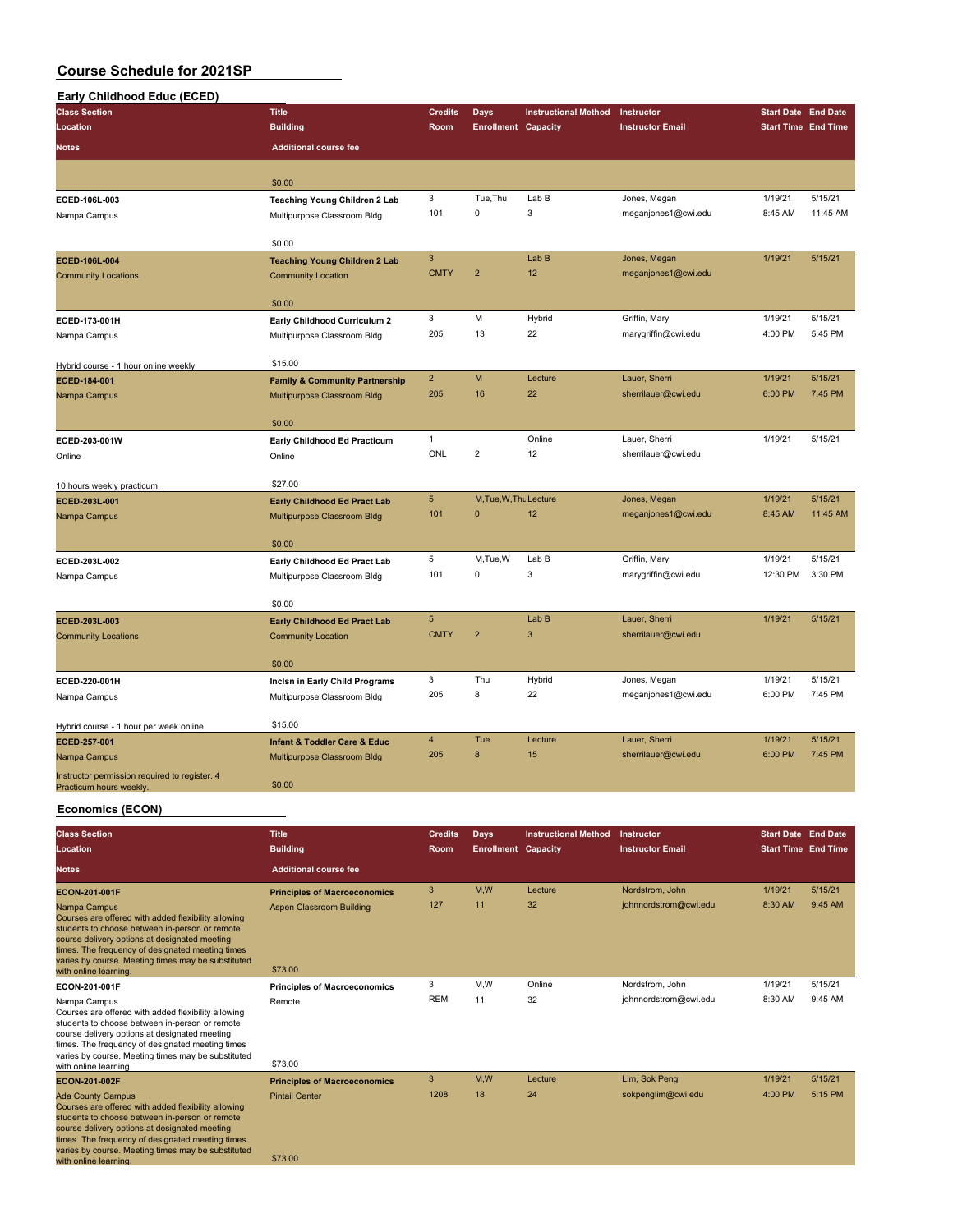# Course Schedule for 2021SP

## Early Childhood Educ (ECED)

| Class Section / Location / Notes | Title / Building / Additional course fee | Credits / Room | Days / Enrollment | Instructional Method / Capacity | Instructor / Instructor Email | Start Date / Start Time | End Date / End Time |
|---|---|---|---|---|---|---|---|
| | $0.00 | | | | | | |
| ECED-106L-003<br>Nampa Campus | Teaching Young Children 2 Lab<br>Multipurpose Classroom Bldg<br>$0.00 | 3<br>101 | Tue,Thu<br>0 | Lab B<br>3 | Jones, Megan<br>meganjones1@cwi.edu | 1/19/21<br>8:45 AM | 5/15/21<br>11:45 AM |
| ECED-106L-004<br>Community Locations | Teaching Young Children 2 Lab<br>Community Location<br>$0.00 | 3<br>CMTY | <br>2 | Lab B<br>12 | Jones, Megan<br>meganjones1@cwi.edu | 1/19/21 | 5/15/21 |
| ECED-173-001H<br>Nampa Campus<br>Hybrid course - 1 hour online weekly | Early Childhood Curriculum 2<br>Multipurpose Classroom Bldg<br>$15.00 | 3<br>205 | M<br>13 | Hybrid<br>22 | Griffin, Mary<br>marygriffin@cwi.edu | 1/19/21<br>4:00 PM | 5/15/21<br>5:45 PM |
| ECED-184-001<br>Nampa Campus | Family & Community Partnership<br>Multipurpose Classroom Bldg<br>$0.00 | 2<br>205 | M<br>16 | Lecture<br>22 | Lauer, Sherri<br>sherrilauer@cwi.edu | 1/19/21<br>6:00 PM | 5/15/21<br>7:45 PM |
| ECED-203-001W<br>Online<br>10 hours weekly practicum. | Early Childhood Ed Practicum<br>Online<br>$27.00 | 1<br>ONL | <br>2 | Online<br>12 | Lauer, Sherri<br>sherrilauer@cwi.edu | 1/19/21 | 5/15/21 |
| ECED-203L-001<br>Nampa Campus | Early Childhood Ed Pract Lab<br>Multipurpose Classroom Bldg<br>$0.00 | 5<br>101 | M,Tue,W,Thu<br>0 | Lecture<br>12 | Jones, Megan<br>meganjones1@cwi.edu | 1/19/21<br>8:45 AM | 5/15/21<br>11:45 AM |
| ECED-203L-002<br>Nampa Campus | Early Childhood Ed Pract Lab<br>Multipurpose Classroom Bldg<br>$0.00 | 5<br>101 | M,Tue,W<br>0 | Lab B<br>3 | Griffin, Mary<br>marygriffin@cwi.edu | 1/19/21<br>12:30 PM | 5/15/21<br>3:30 PM |
| ECED-203L-003<br>Community Locations | Early Childhood Ed Pract Lab<br>Community Location<br>$0.00 | 5<br>CMTY | <br>2 | Lab B<br>3 | Lauer, Sherri<br>sherrilauer@cwi.edu | 1/19/21 | 5/15/21 |
| ECED-220-001H<br>Nampa Campus<br>Hybrid course - 1 hour per week online | Inclsn in Early Child Programs<br>Multipurpose Classroom Bldg<br>$15.00 | 3<br>205 | Thu<br>8 | Hybrid<br>22 | Jones, Megan<br>meganjones1@cwi.edu | 1/19/21<br>6:00 PM | 5/15/21<br>7:45 PM |
| ECED-257-001<br>Nampa Campus<br>Instructor permission required to register. 4 Practicum hours weekly. | Infant & Toddler Care & Educ<br>Multipurpose Classroom Bldg<br>$0.00 | 4<br>205 | Tue<br>8 | Lecture<br>15 | Lauer, Sherri<br>sherrilauer@cwi.edu | 1/19/21<br>6:00 PM | 5/15/21<br>7:45 PM |

## Economics (ECON)

| Class Section / Location / Notes | Title / Building / Additional course fee | Credits / Room | Days / Enrollment | Instructional Method / Capacity | Instructor / Instructor Email | Start Date / Start Time | End Date / End Time |
|---|---|---|---|---|---|---|---|
| ECON-201-001F<br>Nampa Campus<br>Courses are offered with added flexibility allowing students to choose between in-person or remote course delivery options at designated meeting times. The frequency of designated meeting times varies by course. Meeting times may be substituted with online learning. | Principles of Macroeconomics<br>Aspen Classroom Building<br>$73.00 | 3<br>127 | M,W<br>11 | Lecture<br>32 | Nordstrom, John<br>johnnordstrom@cwi.edu | 1/19/21<br>8:30 AM | 5/15/21<br>9:45 AM |
| ECON-201-001F<br>Nampa Campus<br>Courses are offered with added flexibility allowing students to choose between in-person or remote course delivery options at designated meeting times. The frequency of designated meeting times varies by course. Meeting times may be substituted with online learning. | Principles of Macroeconomics<br>Remote<br>$73.00 | 3<br>REM | M,W<br>11 | Online<br>32 | Nordstrom, John<br>johnnordstrom@cwi.edu | 1/19/21<br>8:30 AM | 5/15/21<br>9:45 AM |
| ECON-201-002F<br>Ada County Campus<br>Courses are offered with added flexibility allowing students to choose between in-person or remote course delivery options at designated meeting times. The frequency of designated meeting times varies by course. Meeting times may be substituted with online learning. | Principles of Macroeconomics<br>Pintail Center<br>$73.00 | 3<br>1208 | M,W<br>18 | Lecture<br>24 | Lim, Sok Peng<br>sokpenglim@cwi.edu | 1/19/21<br>4:00 PM | 5/15/21<br>5:15 PM |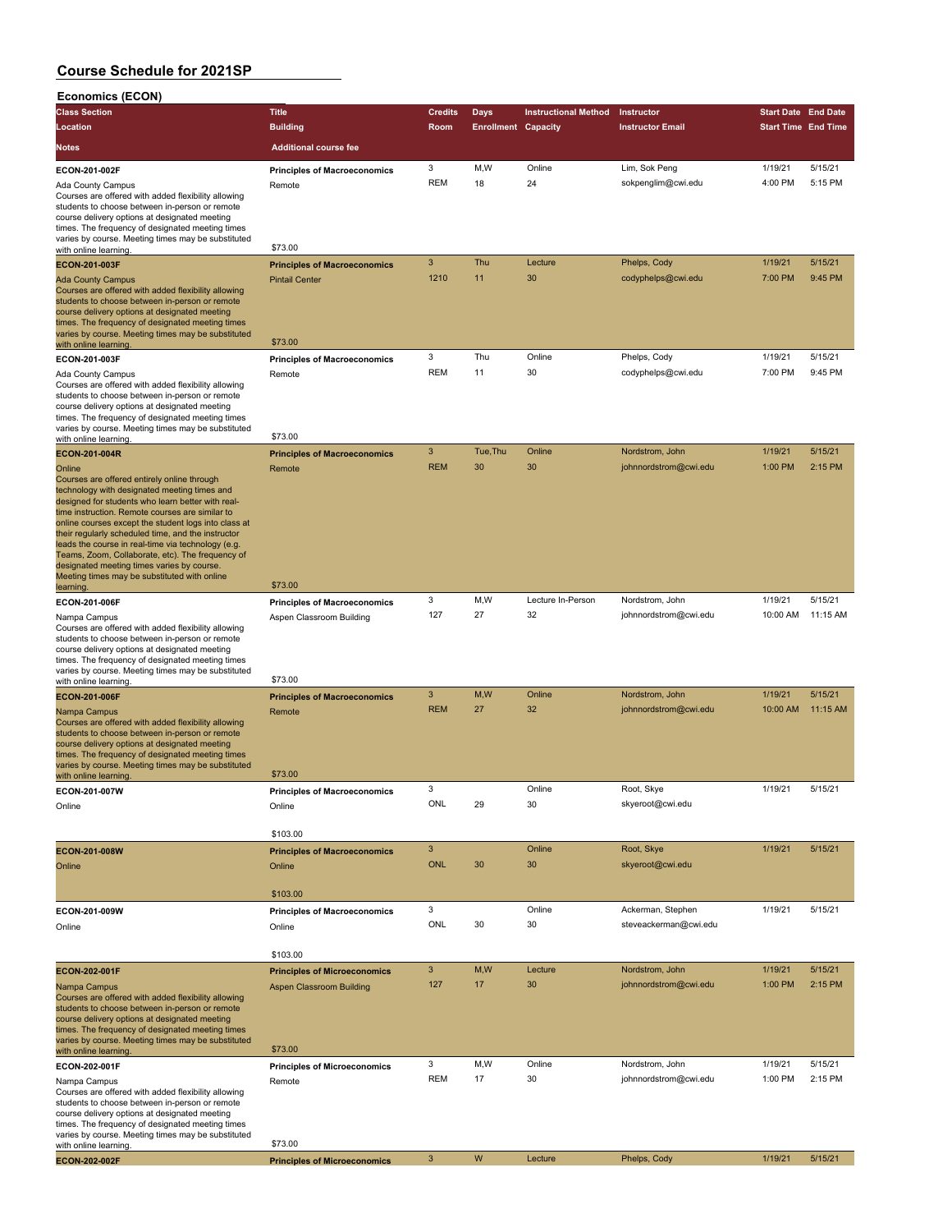# Course Schedule for 2021SP

## Economics (ECON)

| Class Section / Location / Notes | Title / Building / Additional course fee | Credits / Room | Days / Enrollment | Instructional Method / Capacity | Instructor / Instructor Email | Start Date / Start Time | End Date / End Time |
|---|---|---|---|---|---|---|---|
| **ECON-201-002F**<br>Ada County Campus<br>Courses are offered with added flexibility allowing students to choose between in-person or remote course delivery options at designated meeting times. The frequency of designated meeting times varies by course. Meeting times may be substituted with online learning. | **Principles of Macroeconomics**<br>Remote<br>$73.00 | 3<br>REM | M,W<br>18 | Online<br>24 | Lim, Sok Peng<br>sokpenglim@cwi.edu | 1/19/21<br>4:00 PM | 5/15/21<br>5:15 PM |
| **ECON-201-003F**<br>Ada County Campus<br>Courses are offered with added flexibility allowing students to choose between in-person or remote course delivery options at designated meeting times. The frequency of designated meeting times varies by course. Meeting times may be substituted with online learning. | **Principles of Macroeconomics**<br>Pintail Center<br>$73.00 | 3<br>1210 | Thu<br>11 | Lecture<br>30 | Phelps, Cody<br>codyphelps@cwi.edu | 1/19/21<br>7:00 PM | 5/15/21<br>9:45 PM |
| **ECON-201-003F**<br>Ada County Campus<br>Courses are offered with added flexibility allowing students to choose between in-person or remote course delivery options at designated meeting times. The frequency of designated meeting times varies by course. Meeting times may be substituted with online learning. | **Principles of Macroeconomics**<br>Remote<br>$73.00 | 3<br>REM | Thu<br>11 | Online<br>30 | Phelps, Cody<br>codyphelps@cwi.edu | 1/19/21<br>7:00 PM | 5/15/21<br>9:45 PM |
| **ECON-201-004R**<br>Online<br>Courses are offered entirely online through technology with designated meeting times and designed for students who learn better with real-time instruction. Remote courses are similar to online courses except the student logs into class at their regularly scheduled time, and the instructor leads the course in real-time via technology (e.g. Teams, Zoom, Collaborate, etc). The frequency of designated meeting times varies by course. Meeting times may be substituted with online learning. | **Principles of Macroeconomics**<br>Remote<br>$73.00 | 3<br>REM | Tue,Thu<br>30 | Online<br>30 | Nordstrom, John<br>johnnordstrom@cwi.edu | 1/19/21<br>1:00 PM | 5/15/21<br>2:15 PM |
| **ECON-201-006F**<br>Nampa Campus<br>Courses are offered with added flexibility allowing students to choose between in-person or remote course delivery options at designated meeting times. The frequency of designated meeting times varies by course. Meeting times may be substituted with online learning. | **Principles of Macroeconomics**<br>Aspen Classroom Building<br>$73.00 | 3<br>127 | M,W<br>27 | Lecture In-Person<br>32 | Nordstrom, John<br>johnnordstrom@cwi.edu | 1/19/21<br>10:00 AM | 5/15/21<br>11:15 AM |
| **ECON-201-006F**<br>Nampa Campus<br>Courses are offered with added flexibility allowing students to choose between in-person or remote course delivery options at designated meeting times. The frequency of designated meeting times varies by course. Meeting times may be substituted with online learning. | **Principles of Macroeconomics**<br>Remote<br>$73.00 | 3<br>REM | M,W<br>27 | Online<br>32 | Nordstrom, John<br>johnnordstrom@cwi.edu | 1/19/21<br>10:00 AM | 5/15/21<br>11:15 AM |
| **ECON-201-007W**<br>Online | **Principles of Macroeconomics**<br>Online<br>$103.00 | 3<br>ONL | <br>29 | Online<br>30 | Root, Skye<br>skyeroot@cwi.edu | 1/19/21 | 5/15/21 |
| **ECON-201-008W**<br>Online | **Principles of Macroeconomics**<br>Online<br>$103.00 | 3<br>ONL | <br>30 | Online<br>30 | Root, Skye<br>skyeroot@cwi.edu | 1/19/21 | 5/15/21 |
| **ECON-201-009W**<br>Online | **Principles of Macroeconomics**<br>Online<br>$103.00 | 3<br>ONL | <br>30 | Online<br>30 | Ackerman, Stephen<br>steveackerman@cwi.edu | 1/19/21 | 5/15/21 |
| **ECON-202-001F**<br>Nampa Campus<br>Courses are offered with added flexibility allowing students to choose between in-person or remote course delivery options at designated meeting times. The frequency of designated meeting times varies by course. Meeting times may be substituted with online learning. | **Principles of Microeconomics**<br>Aspen Classroom Building<br>$73.00 | 3<br>127 | M,W<br>17 | Lecture<br>30 | Nordstrom, John<br>johnnordstrom@cwi.edu | 1/19/21<br>1:00 PM | 5/15/21<br>2:15 PM |
| **ECON-202-001F**<br>Nampa Campus<br>Courses are offered with added flexibility allowing students to choose between in-person or remote course delivery options at designated meeting times. The frequency of designated meeting times varies by course. Meeting times may be substituted with online learning. | **Principles of Microeconomics**<br>Remote<br>$73.00 | 3<br>REM | M,W<br>17 | Online<br>30 | Nordstrom, John<br>johnnordstrom@cwi.edu | 1/19/21<br>1:00 PM | 5/15/21<br>2:15 PM |
| **ECON-202-002F** | **Principles of Microeconomics** | 3 | W | Lecture | Phelps, Cody | 1/19/21 | 5/15/21 |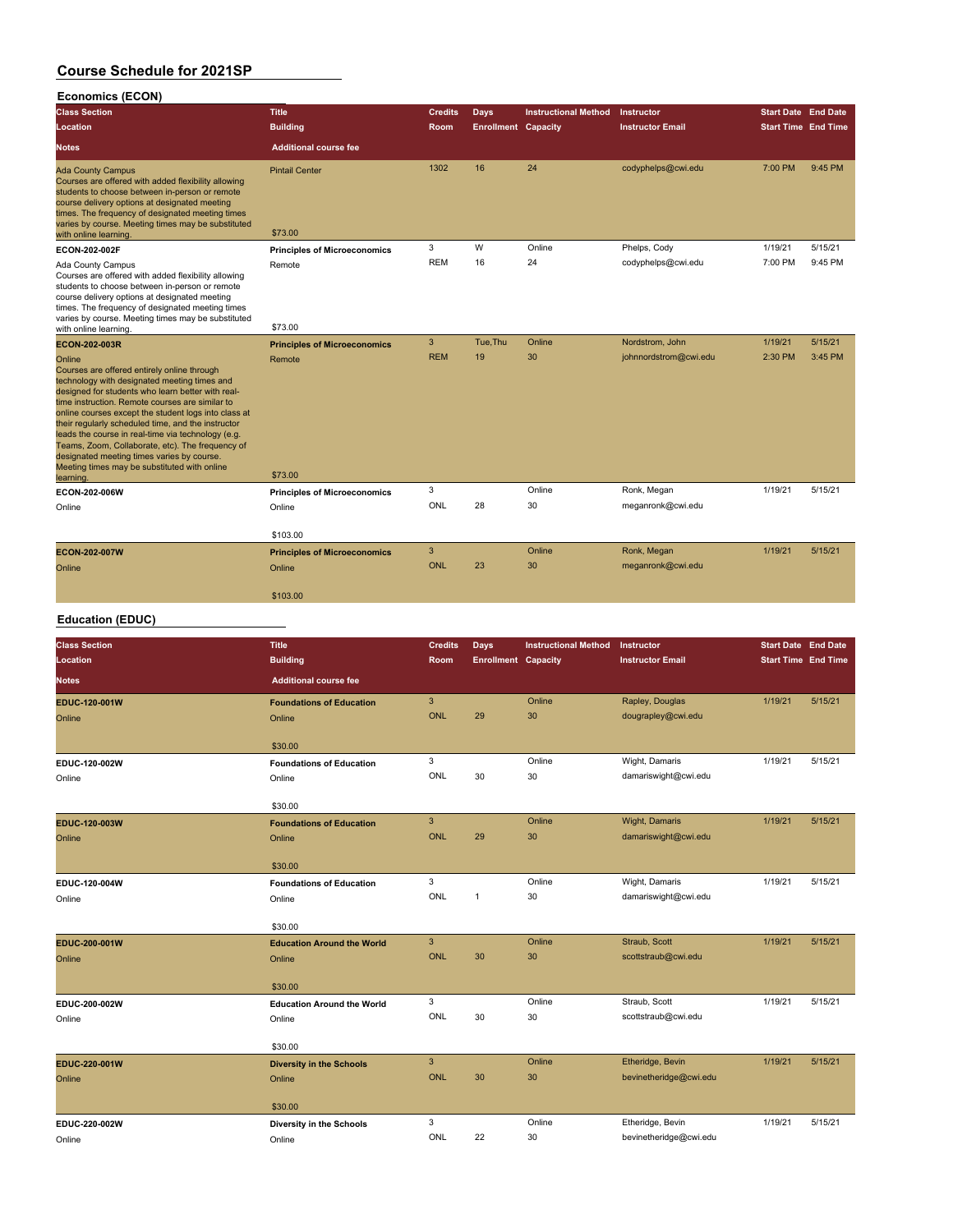# Course Schedule for 2021SP

## Economics (ECON)

| Class Section / Location / Notes | Title / Building / Additional course fee | Credits / Room | Days / Enrollment | Instructional Method / Capacity | Instructor / Instructor Email | Start Date / Start Time | End Date / End Time |
|---|---|---|---|---|---|---|---|
| Ada County Campus<br>Courses are offered with added flexibility allowing students to choose between in-person or remote course delivery options at designated meeting times. The frequency of designated meeting times varies by course. Meeting times may be substituted with online learning. | Pintail Center<br>$73.00 | 1302 | 16 | 24 | codyphelps@cwi.edu | 7:00 PM | 9:45 PM |
| **ECON-202-002F**<br>Ada County Campus<br>Courses are offered with added flexibility allowing students to choose between in-person or remote course delivery options at designated meeting times. The frequency of designated meeting times varies by course. Meeting times may be substituted with online learning. | **Principles of Microeconomics**<br>Remote<br>$73.00 | 3<br>REM | W<br>16 | Online<br>24 | Phelps, Cody<br>codyphelps@cwi.edu | 1/19/21<br>7:00 PM | 5/15/21<br>9:45 PM |
| **ECON-202-003R**<br>Online<br>Courses are offered entirely online through technology with designated meeting times and designed for students who learn better with real-time instruction. Remote courses are similar to online courses except the student logs into class at their regularly scheduled time, and the instructor leads the course in real-time via technology (e.g. Teams, Zoom, Collaborate, etc). The frequency of designated meeting times varies by course. Meeting times may be substituted with online learning. | **Principles of Microeconomics**<br>Remote<br>$73.00 | 3<br>REM | Tue,Thu<br>19 | Online<br>30 | Nordstrom, John<br>johnnordstrom@cwi.edu | 1/19/21<br>2:30 PM | 5/15/21<br>3:45 PM |
| **ECON-202-006W**<br>Online | **Principles of Microeconomics**<br>Online<br>$103.00 | 3<br>ONL | <br>28 | Online<br>30 | Ronk, Megan<br>meganronk@cwi.edu | 1/19/21 | 5/15/21 |
| **ECON-202-007W**<br>Online | **Principles of Microeconomics**<br>Online<br>$103.00 | 3<br>ONL | <br>23 | Online<br>30 | Ronk, Megan<br>meganronk@cwi.edu | 1/19/21 | 5/15/21 |

## Education (EDUC)

| Class Section / Location / Notes | Title / Building / Additional course fee | Credits / Room | Days / Enrollment | Instructional Method / Capacity | Instructor / Instructor Email | Start Date / Start Time | End Date / End Time |
|---|---|---|---|---|---|---|---|
| **EDUC-120-001W**<br>Online | **Foundations of Education**<br>Online<br>$30.00 | 3<br>ONL | <br>29 | Online<br>30 | Rapley, Douglas<br>dougrapley@cwi.edu | 1/19/21 | 5/15/21 |
| **EDUC-120-002W**<br>Online | **Foundations of Education**<br>Online<br>$30.00 | 3<br>ONL | <br>30 | Online<br>30 | Wight, Damaris<br>damariswight@cwi.edu | 1/19/21 | 5/15/21 |
| **EDUC-120-003W**<br>Online | **Foundations of Education**<br>Online<br>$30.00 | 3<br>ONL | <br>29 | Online<br>30 | Wight, Damaris<br>damariswight@cwi.edu | 1/19/21 | 5/15/21 |
| **EDUC-120-004W**<br>Online | **Foundations of Education**<br>Online<br>$30.00 | 3<br>ONL | <br>1 | Online<br>30 | Wight, Damaris<br>damariswight@cwi.edu | 1/19/21 | 5/15/21 |
| **EDUC-200-001W**<br>Online | **Education Around the World**<br>Online<br>$30.00 | 3<br>ONL | <br>30 | Online<br>30 | Straub, Scott<br>scottstraub@cwi.edu | 1/19/21 | 5/15/21 |
| **EDUC-200-002W**<br>Online | **Education Around the World**<br>Online<br>$30.00 | 3<br>ONL | <br>30 | Online<br>30 | Straub, Scott<br>scottstraub@cwi.edu | 1/19/21 | 5/15/21 |
| **EDUC-220-001W**<br>Online | **Diversity in the Schools**<br>Online<br>$30.00 | 3<br>ONL | <br>30 | Online<br>30 | Etheridge, Bevin<br>bevinetheridge@cwi.edu | 1/19/21 | 5/15/21 |
| **EDUC-220-002W**<br>Online | **Diversity in the Schools**<br>Online | 3<br>ONL | <br>22 | Online<br>30 | Etheridge, Bevin<br>bevinetheridge@cwi.edu | 1/19/21 | 5/15/21 |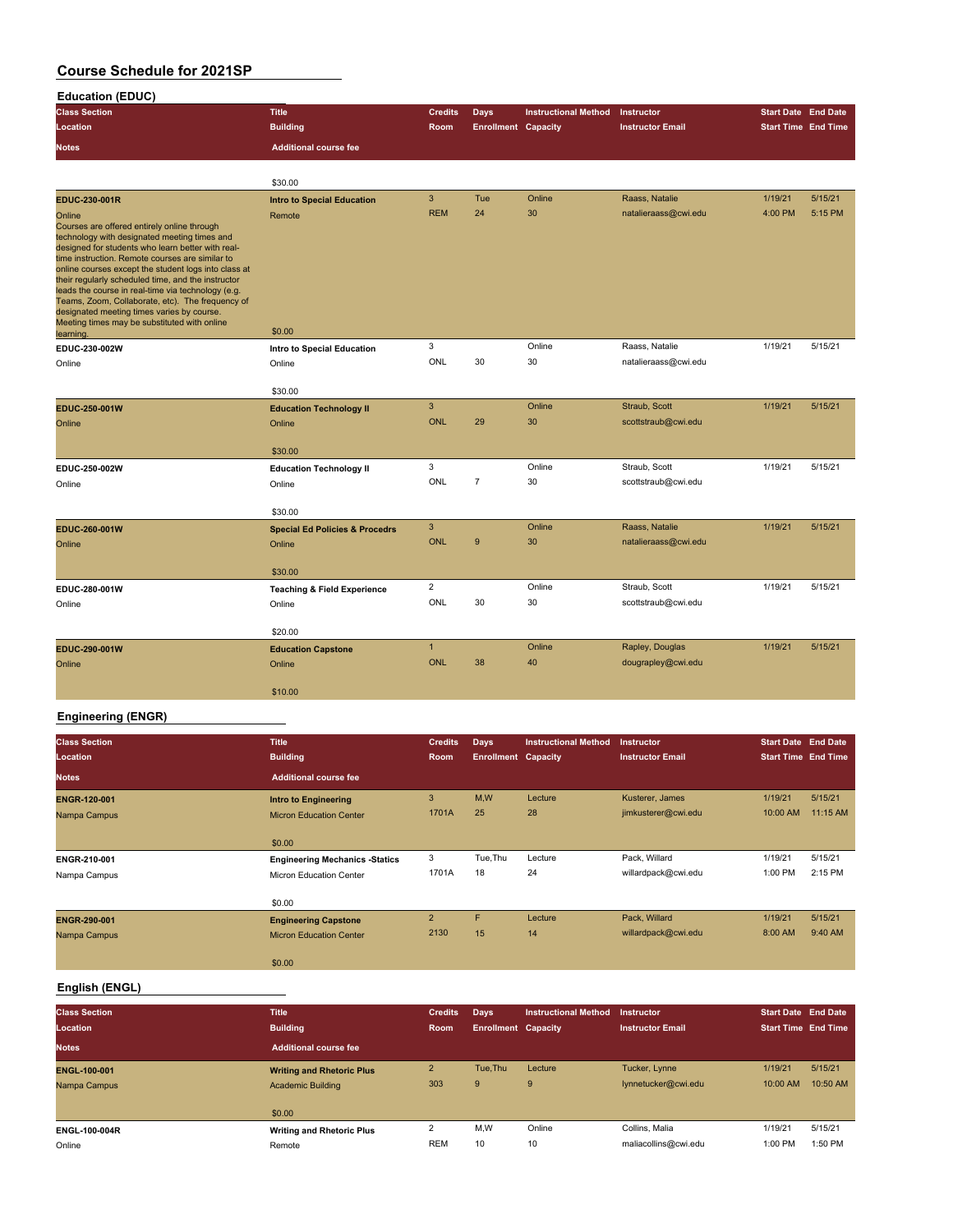# Course Schedule for 2021SP

## Education (EDUC)

| Class Section / Location / Notes | Title / Building / Additional course fee | Credits / Room | Days / Enrollment | Instructional Method / Capacity | Instructor / Instructor Email | Start Date / Start Time | End Date / End Time |
|---|---|---|---|---|---|---|---|
| | $30.00 | | | | | | |
| **EDUC-230-001R** | **Intro to Special Education** | 3 | Tue | Online | Raass, Natalie | 1/19/21 | 5/15/21 |
| Online | Remote | REM | 24 | 30 | natalieraass@cwi.edu | 4:00 PM | 5:15 PM |
| Courses are offered entirely online through technology with designated meeting times and designed for students who learn better with real-time instruction. Remote courses are similar to online courses except the student logs into class at their regularly scheduled time, and the instructor leads the course in real-time via technology (e.g. Teams, Zoom, Collaborate, etc). The frequency of designated meeting times varies by course. Meeting times may be substituted with online learning. | $0.00 | | | | | | |
| **EDUC-230-002W** | **Intro to Special Education** | 3 | | Online | Raass, Natalie | 1/19/21 | 5/15/21 |
| Online | Online | ONL | 30 | 30 | natalieraass@cwi.edu | | |
| | $30.00 | | | | | | |
| **EDUC-250-001W** | **Education Technology II** | 3 | | Online | Straub, Scott | 1/19/21 | 5/15/21 |
| Online | Online | ONL | 29 | 30 | scottstraub@cwi.edu | | |
| | $30.00 | | | | | | |
| **EDUC-250-002W** | **Education Technology II** | 3 | | Online | Straub, Scott | 1/19/21 | 5/15/21 |
| Online | Online | ONL | 7 | 30 | scottstraub@cwi.edu | | |
| | $30.00 | | | | | | |
| **EDUC-260-001W** | **Special Ed Policies & Procedrs** | 3 | | Online | Raass, Natalie | 1/19/21 | 5/15/21 |
| Online | Online | ONL | 9 | 30 | natalieraass@cwi.edu | | |
| | $30.00 | | | | | | |
| **EDUC-280-001W** | **Teaching & Field Experience** | 2 | | Online | Straub, Scott | 1/19/21 | 5/15/21 |
| Online | Online | ONL | 30 | 30 | scottstraub@cwi.edu | | |
| | $20.00 | | | | | | |
| **EDUC-290-001W** | **Education Capstone** | 1 | | Online | Rapley, Douglas | 1/19/21 | 5/15/21 |
| Online | Online | ONL | 38 | 40 | dougrapley@cwi.edu | | |
| | $10.00 | | | | | | |

## Engineering (ENGR)

| Class Section / Location / Notes | Title / Building / Additional course fee | Credits / Room | Days / Enrollment | Instructional Method / Capacity | Instructor / Instructor Email | Start Date / Start Time | End Date / End Time |
|---|---|---|---|---|---|---|---|
| **ENGR-120-001** | **Intro to Engineering** | 3 | M,W | Lecture | Kusterer, James | 1/19/21 | 5/15/21 |
| Nampa Campus | Micron Education Center | 1701A | 25 | 28 | jimkusterer@cwi.edu | 10:00 AM | 11:15 AM |
| | $0.00 | | | | | | |
| **ENGR-210-001** | **Engineering Mechanics -Statics** | 3 | Tue,Thu | Lecture | Pack, Willard | 1/19/21 | 5/15/21 |
| Nampa Campus | Micron Education Center | 1701A | 18 | 24 | willardpack@cwi.edu | 1:00 PM | 2:15 PM |
| | $0.00 | | | | | | |
| **ENGR-290-001** | **Engineering Capstone** | 2 | F | Lecture | Pack, Willard | 1/19/21 | 5/15/21 |
| Nampa Campus | Micron Education Center | 2130 | 15 | 14 | willardpack@cwi.edu | 8:00 AM | 9:40 AM |
| | $0.00 | | | | | | |

## English (ENGL)

| Class Section / Location / Notes | Title / Building / Additional course fee | Credits / Room | Days / Enrollment | Instructional Method / Capacity | Instructor / Instructor Email | Start Date / Start Time | End Date / End Time |
|---|---|---|---|---|---|---|---|
| **ENGL-100-001** | **Writing and Rhetoric Plus** | 2 | Tue,Thu | Lecture | Tucker, Lynne | 1/19/21 | 5/15/21 |
| Nampa Campus | Academic Building | 303 | 9 | 9 | lynnetucker@cwi.edu | 10:00 AM | 10:50 AM |
| | $0.00 | | | | | | |
| **ENGL-100-004R** | **Writing and Rhetoric Plus** | 2 | M,W | Online | Collins, Malia | 1/19/21 | 5/15/21 |
| Online | Remote | REM | 10 | 10 | maliacollins@cwi.edu | 1:00 PM | 1:50 PM |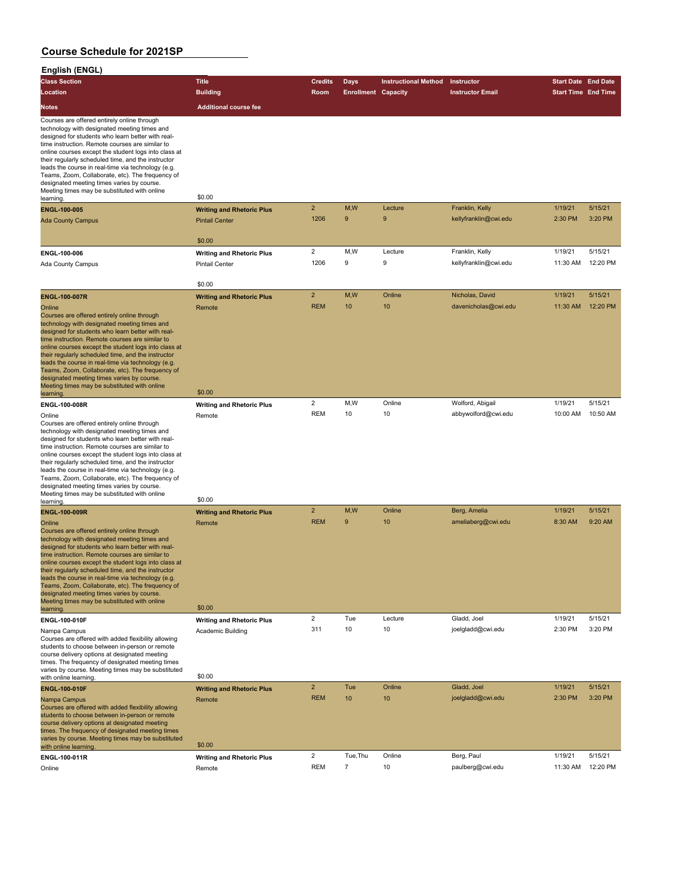# Course Schedule for 2021SP

## English (ENGL)

| Class Section / Location / Notes | Title / Building / Additional course fee | Credits / Room | Days / Enrollment | Instructional Method / Capacity | Instructor / Instructor Email | Start Date / Start Time | End Date / End Time |
|---|---|---|---|---|---|---|---|
| Courses are offered entirely online through technology with designated meeting times and designed for students who learn better with real-time instruction. Remote courses are similar to online courses except the student logs into class at their regularly scheduled time, and the instructor leads the course in real-time via technology (e.g. Teams, Zoom, Collaborate, etc). The frequency of designated meeting times varies by course. Meeting times may be substituted with online learning. | $0.00 | | | | | | |
| **ENGL-100-005** Ada County Campus | **Writing and Rhetoric Plus** Pintail Center $0.00 | 2 / 1206 | M,W / 9 | Lecture / 9 | Franklin, Kelly / kellyfranklin@cwi.edu | 1/19/21 / 2:30 PM | 5/15/21 / 3:20 PM |
| **ENGL-100-006** Ada County Campus | **Writing and Rhetoric Plus** Pintail Center $0.00 | 2 / 1206 | M,W / 9 | Lecture / 9 | Franklin, Kelly / kellyfranklin@cwi.edu | 1/19/21 / 11:30 AM | 5/15/21 / 12:20 PM |
| **ENGL-100-007R** Online Courses are offered entirely online through technology with designated meeting times and designed for students who learn better with real-time instruction. Remote courses are similar to online courses except the student logs into class at their regularly scheduled time, and the instructor leads the course in real-time via technology (e.g. Teams, Zoom, Collaborate, etc). The frequency of designated meeting times varies by course. Meeting times may be substituted with online learning. | **Writing and Rhetoric Plus** Remote $0.00 | 2 / REM | M,W / 10 | Online / 10 | Nicholas, David / davenicholas@cwi.edu | 1/19/21 / 11:30 AM | 5/15/21 / 12:20 PM |
| **ENGL-100-008R** Online Courses are offered entirely online through technology with designated meeting times and designed for students who learn better with real-time instruction. Remote courses are similar to online courses except the student logs into class at their regularly scheduled time, and the instructor leads the course in real-time via technology (e.g. Teams, Zoom, Collaborate, etc). The frequency of designated meeting times varies by course. Meeting times may be substituted with online learning. | **Writing and Rhetoric Plus** Remote $0.00 | 2 / REM | M,W / 10 | Online / 10 | Wolford, Abigail / abbywolford@cwi.edu | 1/19/21 / 10:00 AM | 5/15/21 / 10:50 AM |
| **ENGL-100-009R** Online Courses are offered entirely online through technology with designated meeting times and designed for students who learn better with real-time instruction. Remote courses are similar to online courses except the student logs into class at their regularly scheduled time, and the instructor leads the course in real-time via technology (e.g. Teams, Zoom, Collaborate, etc). The frequency of designated meeting times varies by course. Meeting times may be substituted with online learning. | **Writing and Rhetoric Plus** Remote $0.00 | 2 / REM | M,W / 9 | Online / 10 | Berg, Amelia / ameliaberg@cwi.edu | 1/19/21 / 8:30 AM | 5/15/21 / 9:20 AM |
| **ENGL-100-010F** Nampa Campus Courses are offered with added flexibility allowing students to choose between in-person or remote course delivery options at designated meeting times. The frequency of designated meeting times varies by course. Meeting times may be substituted with online learning. | **Writing and Rhetoric Plus** Academic Building $0.00 | 2 / 311 | Tue / 10 | Lecture / 10 | Gladd, Joel / joelgladd@cwi.edu | 1/19/21 / 2:30 PM | 5/15/21 / 3:20 PM |
| **ENGL-100-010F** Nampa Campus Courses are offered with added flexibility allowing students to choose between in-person or remote course delivery options at designated meeting times. The frequency of designated meeting times varies by course. Meeting times may be substituted with online learning. | **Writing and Rhetoric Plus** Remote $0.00 | 2 / REM | Tue / 10 | Online / 10 | Gladd, Joel / joelgladd@cwi.edu | 1/19/21 / 2:30 PM | 5/15/21 / 3:20 PM |
| **ENGL-100-011R** Online | **Writing and Rhetoric Plus** Remote | 2 / REM | Tue,Thu / 7 | Online / 10 | Berg, Paul / paulberg@cwi.edu | 1/19/21 / 11:30 AM | 5/15/21 / 12:20 PM |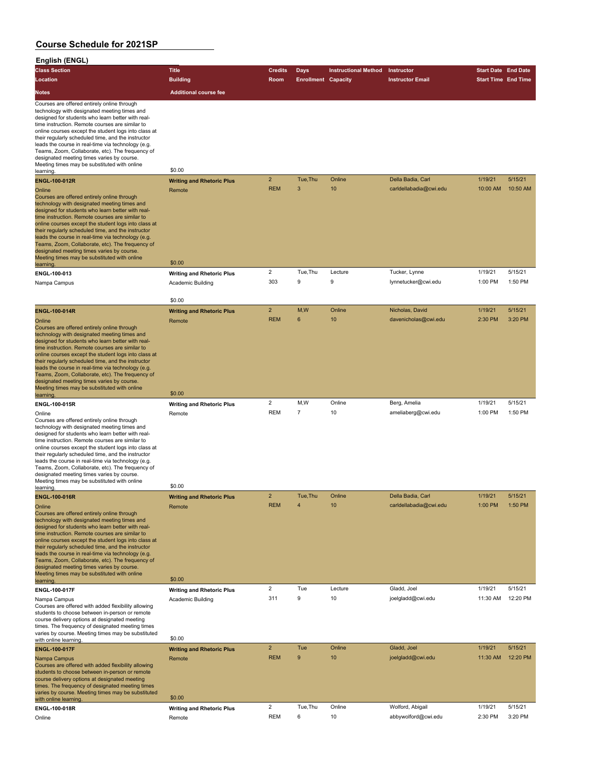# Course Schedule for 2021SP

## English (ENGL)

| Class Section / Location / Notes | Title / Building / Additional course fee | Credits / Room | Days / Enrollment | Instructional Method / Capacity | Instructor / Instructor Email | Start Date / Start Time | End Date / End Time |
|---|---|---|---|---|---|---|---|
| Courses are offered entirely online through technology with designated meeting times and designed for students who learn better with real-time instruction. Remote courses are similar to online courses except the student logs into class at their regularly scheduled time, and the instructor leads the course in real-time via technology (e.g. Teams, Zoom, Collaborate, etc). The frequency of designated meeting times varies by course. Meeting times may be substituted with online learning. | $0.00 | | | | | | |
| **ENGL-100-012R** Online Courses are offered entirely online through technology with designated meeting times and designed for students who learn better with real-time instruction. Remote courses are similar to online courses except the student logs into class at their regularly scheduled time, and the instructor leads the course in real-time via technology (e.g. Teams, Zoom, Collaborate, etc). The frequency of designated meeting times varies by course. Meeting times may be substituted with online learning. | **Writing and Rhetoric Plus** Remote $0.00 | 2 REM | Tue,Thu 3 | Online 10 | Della Badia, Carl carldellabadia@cwi.edu | 1/19/21 10:00 AM | 5/15/21 10:50 AM |
| **ENGL-100-013** Nampa Campus | **Writing and Rhetoric Plus** Academic Building $0.00 | 2 303 | Tue,Thu 9 | Lecture 9 | Tucker, Lynne lynnetucker@cwi.edu | 1/19/21 1:00 PM | 5/15/21 1:50 PM |
| **ENGL-100-014R** Online Courses are offered entirely online through technology with designated meeting times and designed for students who learn better with real-time instruction. Remote courses are similar to online courses except the student logs into class at their regularly scheduled time, and the instructor leads the course in real-time via technology (e.g. Teams, Zoom, Collaborate, etc). The frequency of designated meeting times varies by course. Meeting times may be substituted with online learning. | **Writing and Rhetoric Plus** Remote $0.00 | 2 REM | M,W 6 | Online 10 | Nicholas, David davenicholas@cwi.edu | 1/19/21 2:30 PM | 5/15/21 3:20 PM |
| **ENGL-100-015R** Online Courses are offered entirely online through technology with designated meeting times and designed for students who learn better with real-time instruction. Remote courses are similar to online courses except the student logs into class at their regularly scheduled time, and the instructor leads the course in real-time via technology (e.g. Teams, Zoom, Collaborate, etc). The frequency of designated meeting times varies by course. Meeting times may be substituted with online learning. | **Writing and Rhetoric Plus** Remote $0.00 | 2 REM | M,W 7 | Online 10 | Berg, Amelia ameliaberg@cwi.edu | 1/19/21 1:00 PM | 5/15/21 1:50 PM |
| **ENGL-100-016R** Online Courses are offered entirely online through technology with designated meeting times and designed for students who learn better with real-time instruction. Remote courses are similar to online courses except the student logs into class at their regularly scheduled time, and the instructor leads the course in real-time via technology (e.g. Teams, Zoom, Collaborate, etc). The frequency of designated meeting times varies by course. Meeting times may be substituted with online learning. | **Writing and Rhetoric Plus** Remote $0.00 | 2 REM | Tue,Thu 4 | Online 10 | Della Badia, Carl carldellabadia@cwi.edu | 1/19/21 1:00 PM | 5/15/21 1:50 PM |
| **ENGL-100-017F** Nampa Campus Courses are offered with added flexibility allowing students to choose between in-person or remote course delivery options at designated meeting times. The frequency of designated meeting times varies by course. Meeting times may be substituted with online learning. | **Writing and Rhetoric Plus** Academic Building $0.00 | 2 311 | Tue 9 | Lecture 10 | Gladd, Joel joelgladd@cwi.edu | 1/19/21 11:30 AM | 5/15/21 12:20 PM |
| **ENGL-100-017F** Nampa Campus Courses are offered with added flexibility allowing students to choose between in-person or remote course delivery options at designated meeting times. The frequency of designated meeting times varies by course. Meeting times may be substituted with online learning. | **Writing and Rhetoric Plus** Remote $0.00 | 2 REM | Tue 9 | Online 10 | Gladd, Joel joelgladd@cwi.edu | 1/19/21 11:30 AM | 5/15/21 12:20 PM |
| **ENGL-100-018R** Online | **Writing and Rhetoric Plus** Remote | 2 REM | Tue,Thu 6 | Online 10 | Wolford, Abigail abbywolford@cwi.edu | 1/19/21 2:30 PM | 5/15/21 3:20 PM |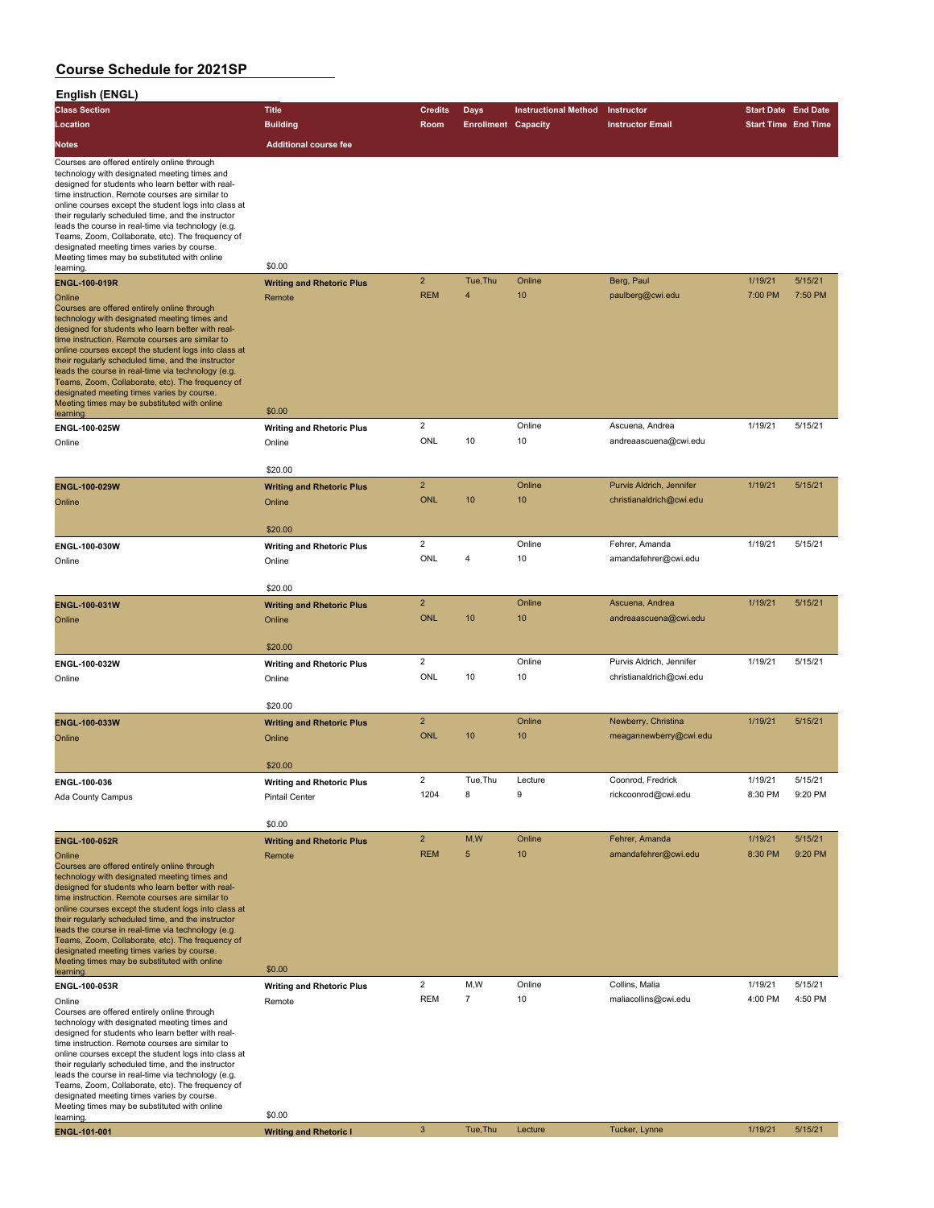# Course Schedule for 2021SP

## English (ENGL)

| Class Section / Location / Notes | Title / Building / Additional course fee | Credits / Room | Days / Enrollment | Instructional Method / Capacity | Instructor / Instructor Email | Start Date / Start Time | End Date / End Time |
|---|---|---|---|---|---|---|---|
| Courses are offered entirely online through technology with designated meeting times and designed for students who learn better with real-time instruction. Remote courses are similar to online courses except the student logs into class at their regularly scheduled time, and the instructor leads the course in real-time via technology (e.g. Teams, Zoom, Collaborate, etc). The frequency of designated meeting times varies by course. Meeting times may be substituted with online learning. | $0.00 | | | | | | |
| **ENGL-100-019R** | **Writing and Rhetoric Plus** | 2 | Tue,Thu | Online | Berg, Paul | 1/19/21 | 5/15/21 |
| Online | Remote | REM | 4 | 10 | paulberg@cwi.edu | 7:00 PM | 7:50 PM |
| Courses are offered entirely online through technology with designated meeting times and designed for students who learn better with real-time instruction. Remote courses are similar to online courses except the student logs into class at their regularly scheduled time, and the instructor leads the course in real-time via technology (e.g. Teams, Zoom, Collaborate, etc). The frequency of designated meeting times varies by course. Meeting times may be substituted with online learning. | $0.00 | | | | | | |
| **ENGL-100-025W** | **Writing and Rhetoric Plus** | 2 | | Online | Ascuena, Andrea | 1/19/21 | 5/15/21 |
| Online | Online | ONL | 10 | 10 | andreaascuena@cwi.edu | | |
| | $20.00 | | | | | | |
| **ENGL-100-029W** | **Writing and Rhetoric Plus** | 2 | | Online | Purvis Aldrich, Jennifer | 1/19/21 | 5/15/21 |
| Online | Online | ONL | 10 | 10 | christianaldrich@cwi.edu | | |
| | $20.00 | | | | | | |
| **ENGL-100-030W** | **Writing and Rhetoric Plus** | 2 | | Online | Fehrer, Amanda | 1/19/21 | 5/15/21 |
| Online | Online | ONL | 4 | 10 | amandafehrer@cwi.edu | | |
| | $20.00 | | | | | | |
| **ENGL-100-031W** | **Writing and Rhetoric Plus** | 2 | | Online | Ascuena, Andrea | 1/19/21 | 5/15/21 |
| Online | Online | ONL | 10 | 10 | andreaascuena@cwi.edu | | |
| | $20.00 | | | | | | |
| **ENGL-100-032W** | **Writing and Rhetoric Plus** | 2 | | Online | Purvis Aldrich, Jennifer | 1/19/21 | 5/15/21 |
| Online | Online | ONL | 10 | 10 | christianaldrich@cwi.edu | | |
| | $20.00 | | | | | | |
| **ENGL-100-033W** | **Writing and Rhetoric Plus** | 2 | | Online | Newberry, Christina | 1/19/21 | 5/15/21 |
| Online | Online | ONL | 10 | 10 | meagannewberry@cwi.edu | | |
| | $20.00 | | | | | | |
| **ENGL-100-036** | **Writing and Rhetoric Plus** | 2 | Tue,Thu | Lecture | Coonrod, Fredrick | 1/19/21 | 5/15/21 |
| Ada County Campus | Pintail Center | 1204 | 8 | 9 | rickcoonrod@cwi.edu | 8:30 PM | 9:20 PM |
| | $0.00 | | | | | | |
| **ENGL-100-052R** | **Writing and Rhetoric Plus** | 2 | M,W | Online | Fehrer, Amanda | 1/19/21 | 5/15/21 |
| Online | Remote | REM | 5 | 10 | amandafehrer@cwi.edu | 8:30 PM | 9:20 PM |
| Courses are offered entirely online through technology with designated meeting times and designed for students who learn better with real-time instruction. Remote courses are similar to online courses except the student logs into class at their regularly scheduled time, and the instructor leads the course in real-time via technology (e.g. Teams, Zoom, Collaborate, etc). The frequency of designated meeting times varies by course. Meeting times may be substituted with online learning. | $0.00 | | | | | | |
| **ENGL-100-053R** | **Writing and Rhetoric Plus** | 2 | M,W | Online | Collins, Malia | 1/19/21 | 5/15/21 |
| Online | Remote | REM | 7 | 10 | maliacollins@cwi.edu | 4:00 PM | 4:50 PM |
| Courses are offered entirely online through technology with designated meeting times and designed for students who learn better with real-time instruction. Remote courses are similar to online courses except the student logs into class at their regularly scheduled time, and the instructor leads the course in real-time via technology (e.g. Teams, Zoom, Collaborate, etc). The frequency of designated meeting times varies by course. Meeting times may be substituted with online learning. | $0.00 | | | | | | |
| **ENGL-101-001** | **Writing and Rhetoric I** | 3 | Tue,Thu | Lecture | Tucker, Lynne | 1/19/21 | 5/15/21 |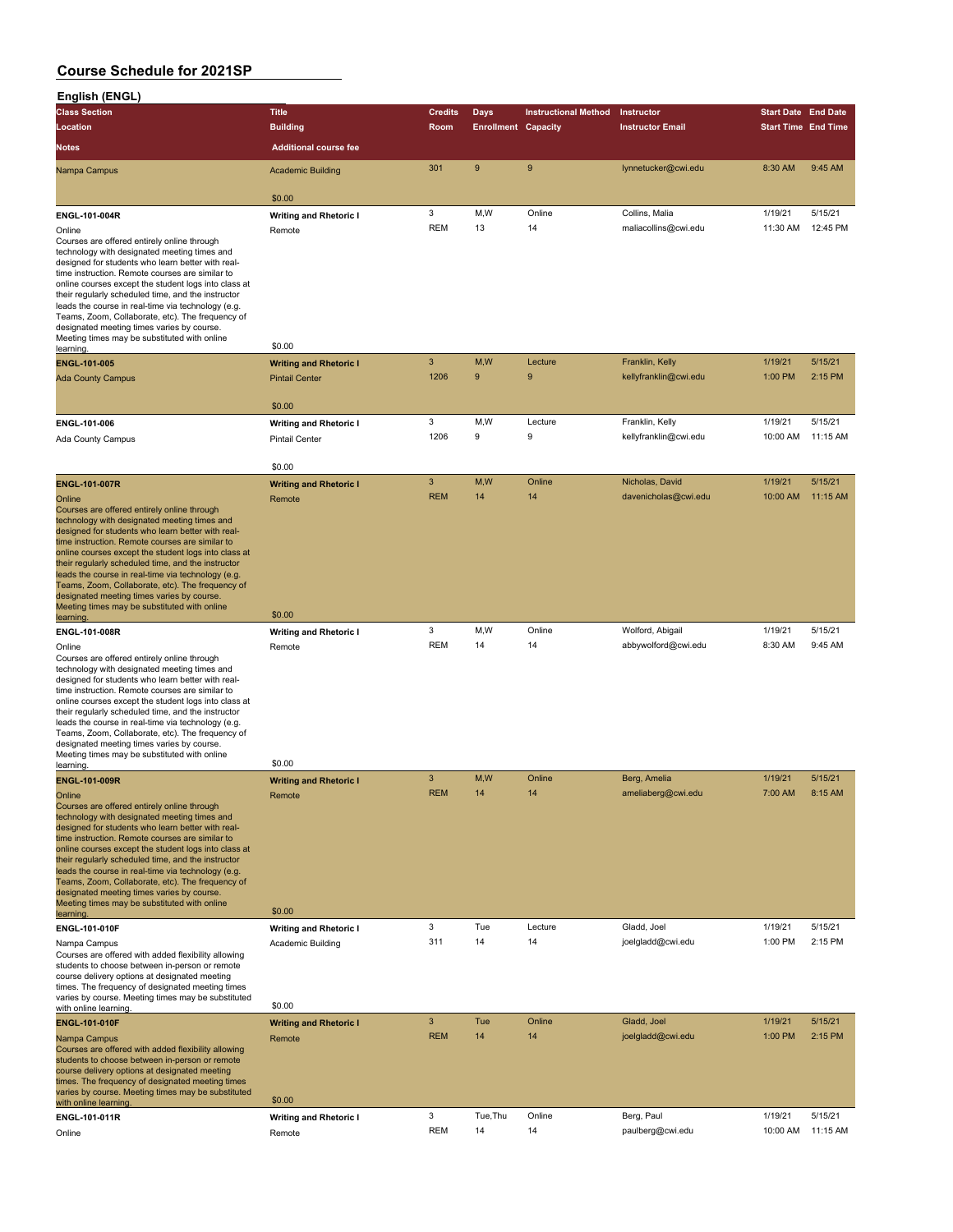# Course Schedule for 2021SP

## English (ENGL)

| Class Section / Location / Notes | Title / Building / Additional course fee | Credits / Room | Days / Enrollment | Instructional Method / Capacity | Instructor / Instructor Email | Start Date / Start Time | End Date / End Time |
|---|---|---|---|---|---|---|---|
| Nampa Campus | Academic Building<br>$0.00 | 301 | 9 | 9 | lynnetucker@cwi.edu | 8:30 AM | 9:45 AM |
| **ENGL-101-004R**<br>Online<br>Courses are offered entirely online through technology with designated meeting times and designed for students who learn better with real-time instruction. Remote courses are similar to online courses except the student logs into class at their regularly scheduled time, and the instructor leads the course in real-time via technology (e.g. Teams, Zoom, Collaborate, etc). The frequency of designated meeting times varies by course. Meeting times may be substituted with online learning. | **Writing and Rhetoric I**<br>Remote<br>$0.00 | 3<br>REM | M,W<br>13 | Online<br>14 | Collins, Malia<br>maliacollins@cwi.edu | 1/19/21<br>11:30 AM | 5/15/21<br>12:45 PM |
| **ENGL-101-005**<br>Ada County Campus | **Writing and Rhetoric I**<br>Pintail Center<br>$0.00 | 3<br>1206 | M,W<br>9 | Lecture<br>9 | Franklin, Kelly<br>kellyfranklin@cwi.edu | 1/19/21<br>1:00 PM | 5/15/21<br>2:15 PM |
| **ENGL-101-006**<br>Ada County Campus | **Writing and Rhetoric I**<br>Pintail Center<br>$0.00 | 3<br>1206 | M,W<br>9 | Lecture<br>9 | Franklin, Kelly<br>kellyfranklin@cwi.edu | 1/19/21<br>10:00 AM | 5/15/21<br>11:15 AM |
| **ENGL-101-007R**<br>Online<br>Courses are offered entirely online through technology with designated meeting times and designed for students who learn better with real-time instruction. Remote courses are similar to online courses except the student logs into class at their regularly scheduled time, and the instructor leads the course in real-time via technology (e.g. Teams, Zoom, Collaborate, etc). The frequency of designated meeting times varies by course. Meeting times may be substituted with online learning. | **Writing and Rhetoric I**<br>Remote<br>$0.00 | 3<br>REM | M,W<br>14 | Online<br>14 | Nicholas, David<br>davenicholas@cwi.edu | 1/19/21<br>10:00 AM | 5/15/21<br>11:15 AM |
| **ENGL-101-008R**<br>Online<br>Courses are offered entirely online through technology with designated meeting times and designed for students who learn better with real-time instruction. Remote courses are similar to online courses except the student logs into class at their regularly scheduled time, and the instructor leads the course in real-time via technology (e.g. Teams, Zoom, Collaborate, etc). The frequency of designated meeting times varies by course. Meeting times may be substituted with online learning. | **Writing and Rhetoric I**<br>Remote<br>$0.00 | 3<br>REM | M,W<br>14 | Online<br>14 | Wolford, Abigail<br>abbywolford@cwi.edu | 1/19/21<br>8:30 AM | 5/15/21<br>9:45 AM |
| **ENGL-101-009R**<br>Online<br>Courses are offered entirely online through technology with designated meeting times and designed for students who learn better with real-time instruction. Remote courses are similar to online courses except the student logs into class at their regularly scheduled time, and the instructor leads the course in real-time via technology (e.g. Teams, Zoom, Collaborate, etc). The frequency of designated meeting times varies by course. Meeting times may be substituted with online learning. | **Writing and Rhetoric I**<br>Remote<br>$0.00 | 3<br>REM | M,W<br>14 | Online<br>14 | Berg, Amelia<br>ameliaberg@cwi.edu | 1/19/21<br>7:00 AM | 5/15/21<br>8:15 AM |
| **ENGL-101-010F**<br>Nampa Campus<br>Courses are offered with added flexibility allowing students to choose between in-person or remote course delivery options at designated meeting times. The frequency of designated meeting times varies by course. Meeting times may be substituted with online learning. | **Writing and Rhetoric I**<br>Academic Building<br>$0.00 | 3<br>311 | Tue<br>14 | Lecture<br>14 | Gladd, Joel<br>joelgladd@cwi.edu | 1/19/21<br>1:00 PM | 5/15/21<br>2:15 PM |
| **ENGL-101-010F**<br>Nampa Campus<br>Courses are offered with added flexibility allowing students to choose between in-person or remote course delivery options at designated meeting times. The frequency of designated meeting times varies by course. Meeting times may be substituted with online learning. | **Writing and Rhetoric I**<br>Remote<br>$0.00 | 3<br>REM | Tue<br>14 | Online<br>14 | Gladd, Joel<br>joelgladd@cwi.edu | 1/19/21<br>1:00 PM | 5/15/21<br>2:15 PM |
| **ENGL-101-011R**<br>Online | **Writing and Rhetoric I**<br>Remote | 3<br>REM | Tue,Thu<br>14 | Online<br>14 | Berg, Paul<br>paulberg@cwi.edu | 1/19/21<br>10:00 AM | 5/15/21<br>11:15 AM |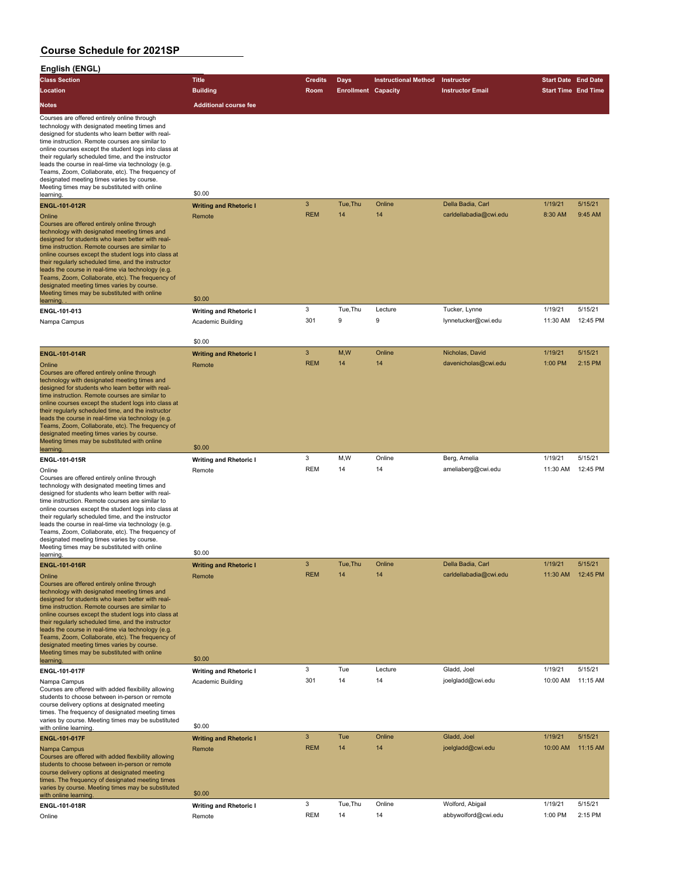# Course Schedule for 2021SP

## English (ENGL)

| Class Section / Location / Notes | Title / Building / Additional course fee | Credits / Room | Days / Enrollment | Instructional Method / Capacity | Instructor / Instructor Email | Start Date / Start Time | End Date / End Time |
|---|---|---|---|---|---|---|---|
| Courses are offered entirely online through technology with designated meeting times and designed for students who learn better with real-time instruction. Remote courses are similar to online courses except the student logs into class at their regularly scheduled time, and the instructor leads the course in real-time via technology (e.g. Teams, Zoom, Collaborate, etc). The frequency of designated meeting times varies by course. Meeting times may be substituted with online learning. | $0.00 | | | | | | |
| **ENGL-101-012R** | **Writing and Rhetoric I** | 3 | Tue,Thu | Online | Della Badia, Carl | 1/19/21 | 5/15/21 |
| Online | Remote | REM | 14 | 14 | carldellabadia@cwi.edu | 8:30 AM | 9:45 AM |
| Courses are offered entirely online through technology with designated meeting times and designed for students who learn better with real-time instruction. Remote courses are similar to online courses except the student logs into class at their regularly scheduled time, and the instructor leads the course in real-time via technology (e.g. Teams, Zoom, Collaborate, etc). The frequency of designated meeting times varies by course. Meeting times may be substituted with online learning. . | $0.00 | | | | | | |
| **ENGL-101-013** | **Writing and Rhetoric I** | 3 | Tue,Thu | Lecture | Tucker, Lynne | 1/19/21 | 5/15/21 |
| Nampa Campus | Academic Building | 301 | 9 | 9 | lynnetucker@cwi.edu | 11:30 AM | 12:45 PM |
| | $0.00 | | | | | | |
| **ENGL-101-014R** | **Writing and Rhetoric I** | 3 | M,W | Online | Nicholas, David | 1/19/21 | 5/15/21 |
| Online | Remote | REM | 14 | 14 | davenicholas@cwi.edu | 1:00 PM | 2:15 PM |
| Courses are offered entirely online through technology with designated meeting times and designed for students who learn better with real-time instruction. Remote courses are similar to online courses except the student logs into class at their regularly scheduled time, and the instructor leads the course in real-time via technology (e.g. Teams, Zoom, Collaborate, etc). The frequency of designated meeting times varies by course. Meeting times may be substituted with online learning. | $0.00 | | | | | | |
| **ENGL-101-015R** | **Writing and Rhetoric I** | 3 | M,W | Online | Berg, Amelia | 1/19/21 | 5/15/21 |
| Online | Remote | REM | 14 | 14 | ameliaberg@cwi.edu | 11:30 AM | 12:45 PM |
| Courses are offered entirely online through technology with designated meeting times and designed for students who learn better with real-time instruction. Remote courses are similar to online courses except the student logs into class at their regularly scheduled time, and the instructor leads the course in real-time via technology (e.g. Teams, Zoom, Collaborate, etc). The frequency of designated meeting times varies by course. Meeting times may be substituted with online learning. | $0.00 | | | | | | |
| **ENGL-101-016R** | **Writing and Rhetoric I** | 3 | Tue,Thu | Online | Della Badia, Carl | 1/19/21 | 5/15/21 |
| Online | Remote | REM | 14 | 14 | carldellabadia@cwi.edu | 11:30 AM | 12:45 PM |
| Courses are offered entirely online through technology with designated meeting times and designed for students who learn better with real-time instruction. Remote courses are similar to online courses except the student logs into class at their regularly scheduled time, and the instructor leads the course in real-time via technology (e.g. Teams, Zoom, Collaborate, etc). The frequency of designated meeting times varies by course. Meeting times may be substituted with online learning. | $0.00 | | | | | | |
| **ENGL-101-017F** | **Writing and Rhetoric I** | 3 | Tue | Lecture | Gladd, Joel | 1/19/21 | 5/15/21 |
| Nampa Campus | Academic Building | 301 | 14 | 14 | joelgladd@cwi.edu | 10:00 AM | 11:15 AM |
| Courses are offered with added flexibility allowing students to choose between in-person or remote course delivery options at designated meeting times. The frequency of designated meeting times varies by course. Meeting times may be substituted with online learning. | $0.00 | | | | | | |
| **ENGL-101-017F** | **Writing and Rhetoric I** | 3 | Tue | Online | Gladd, Joel | 1/19/21 | 5/15/21 |
| Nampa Campus | Remote | REM | 14 | 14 | joelgladd@cwi.edu | 10:00 AM | 11:15 AM |
| Courses are offered with added flexibility allowing students to choose between in-person or remote course delivery options at designated meeting times. The frequency of designated meeting times varies by course. Meeting times may be substituted with online learning. | $0.00 | | | | | | |
| **ENGL-101-018R** | **Writing and Rhetoric I** | 3 | Tue,Thu | Online | Wolford, Abigail | 1/19/21 | 5/15/21 |
| Online | Remote | REM | 14 | 14 | abbywolford@cwi.edu | 1:00 PM | 2:15 PM |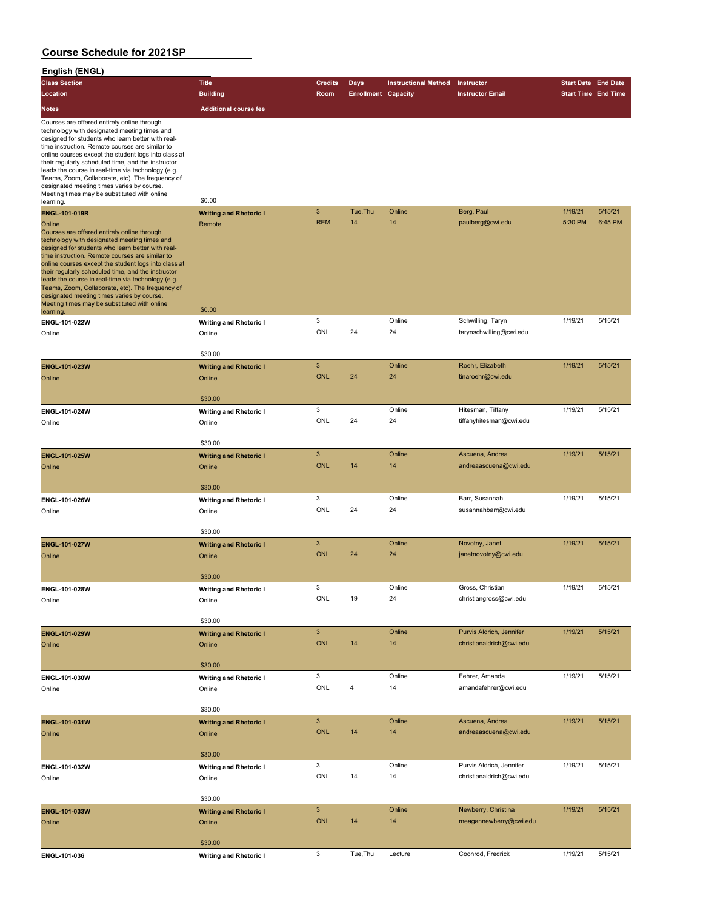# Course Schedule for 2021SP

## English (ENGL)

| Class Section / Location / Notes | Title / Building / Additional course fee | Credits / Room | Days / Enrollment | Instructional Method / Capacity | Instructor / Instructor Email | Start Date / Start Time | End Date / End Time |
|---|---|---|---|---|---|---|---|
| Courses are offered entirely online through technology with designated meeting times and designed for students who learn better with real-time instruction. Remote courses are similar to online courses except the student logs into class at their regularly scheduled time, and the instructor leads the course in real-time via technology (e.g. Teams, Zoom, Collaborate, etc). The frequency of designated meeting times varies by course. Meeting times may be substituted with online learning. | $0.00 | | | | | | |
| **ENGL-101-019R** | **Writing and Rhetoric I** | 3 | Tue,Thu | Online | Berg, Paul | 1/19/21 | 5/15/21 |
| Online | Remote | REM | 14 | 14 | paulberg@cwi.edu | 5:30 PM | 6:45 PM |
| Courses are offered entirely online through technology with designated meeting times and designed for students who learn better with real-time instruction. Remote courses are similar to online courses except the student logs into class at their regularly scheduled time, and the instructor leads the course in real-time via technology (e.g. Teams, Zoom, Collaborate, etc). The frequency of designated meeting times varies by course. Meeting times may be substituted with online learning. | $0.00 | | | | | | |
| **ENGL-101-022W** | **Writing and Rhetoric I** | 3 | | Online | Schwilling, Taryn | 1/19/21 | 5/15/21 |
| Online | Online | ONL | 24 | 24 | tarynschwilling@cwi.edu | | |
| | $30.00 | | | | | | |
| **ENGL-101-023W** | **Writing and Rhetoric I** | 3 | | Online | Roehr, Elizabeth | 1/19/21 | 5/15/21 |
| Online | Online | ONL | 24 | 24 | tinaroehr@cwi.edu | | |
| | $30.00 | | | | | | |
| **ENGL-101-024W** | **Writing and Rhetoric I** | 3 | | Online | Hitesman, Tiffany | 1/19/21 | 5/15/21 |
| Online | Online | ONL | 24 | 24 | tiffanyhitesman@cwi.edu | | |
| | $30.00 | | | | | | |
| **ENGL-101-025W** | **Writing and Rhetoric I** | 3 | | Online | Ascuena, Andrea | 1/19/21 | 5/15/21 |
| Online | Online | ONL | 14 | 14 | andreaascuena@cwi.edu | | |
| | $30.00 | | | | | | |
| **ENGL-101-026W** | **Writing and Rhetoric I** | 3 | | Online | Barr, Susannah | 1/19/21 | 5/15/21 |
| Online | Online | ONL | 24 | 24 | susannahbarr@cwi.edu | | |
| | $30.00 | | | | | | |
| **ENGL-101-027W** | **Writing and Rhetoric I** | 3 | | Online | Novotny, Janet | 1/19/21 | 5/15/21 |
| Online | Online | ONL | 24 | 24 | janetnovotny@cwi.edu | | |
| | $30.00 | | | | | | |
| **ENGL-101-028W** | **Writing and Rhetoric I** | 3 | | Online | Gross, Christian | 1/19/21 | 5/15/21 |
| Online | Online | ONL | 19 | 24 | christiangross@cwi.edu | | |
| | $30.00 | | | | | | |
| **ENGL-101-029W** | **Writing and Rhetoric I** | 3 | | Online | Purvis Aldrich, Jennifer | 1/19/21 | 5/15/21 |
| Online | Online | ONL | 14 | 14 | christianaldrich@cwi.edu | | |
| | $30.00 | | | | | | |
| **ENGL-101-030W** | **Writing and Rhetoric I** | 3 | | Online | Fehrer, Amanda | 1/19/21 | 5/15/21 |
| Online | Online | ONL | 4 | 14 | amandafehrer@cwi.edu | | |
| | $30.00 | | | | | | |
| **ENGL-101-031W** | **Writing and Rhetoric I** | 3 | | Online | Ascuena, Andrea | 1/19/21 | 5/15/21 |
| Online | Online | ONL | 14 | 14 | andreaascuena@cwi.edu | | |
| | $30.00 | | | | | | |
| **ENGL-101-032W** | **Writing and Rhetoric I** | 3 | | Online | Purvis Aldrich, Jennifer | 1/19/21 | 5/15/21 |
| Online | Online | ONL | 14 | 14 | christianaldrich@cwi.edu | | |
| | $30.00 | | | | | | |
| **ENGL-101-033W** | **Writing and Rhetoric I** | 3 | | Online | Newberry, Christina | 1/19/21 | 5/15/21 |
| Online | Online | ONL | 14 | 14 | meagannewberry@cwi.edu | | |
| | $30.00 | | | | | | |
| **ENGL-101-036** | **Writing and Rhetoric I** | 3 | Tue,Thu | Lecture | Coonrod, Fredrick | 1/19/21 | 5/15/21 |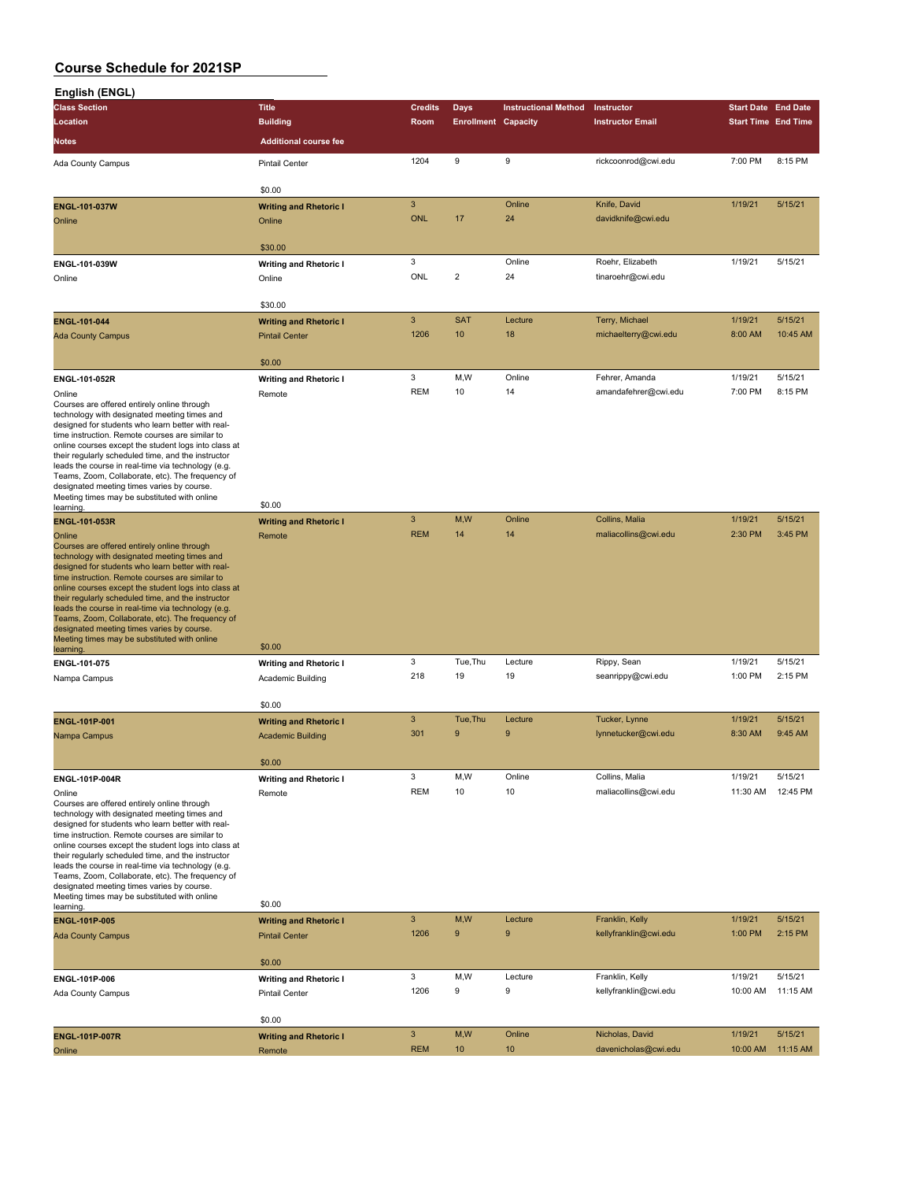# Course Schedule for 2021SP

## English (ENGL)

| Class Section / Location / Notes | Title / Building / Additional course fee | Credits / Room | Days / Enrollment | Instructional Method / Capacity | Instructor / Instructor Email | Start Date / Start Time | End Date / End Time |
|---|---|---|---|---|---|---|---|
| Ada County Campus | Pintail Center | 1204 | 9 | 9 | rickcoonrod@cwi.edu | 7:00 PM | 8:15 PM |
| | $0.00 | | | | | | |
| **ENGL-101-037W** | **Writing and Rhetoric I** | 3 | | Online | Knife, David | 1/19/21 | 5/15/21 |
| Online | Online | ONL | 17 | 24 | davidknife@cwi.edu | | |
| | $30.00 | | | | | | |
| **ENGL-101-039W** | **Writing and Rhetoric I** | 3 | | Online | Roehr, Elizabeth | 1/19/21 | 5/15/21 |
| Online | Online | ONL | 2 | 24 | tinaroehr@cwi.edu | | |
| | $30.00 | | | | | | |
| **ENGL-101-044** | **Writing and Rhetoric I** | 3 | SAT | Lecture | Terry, Michael | 1/19/21 | 5/15/21 |
| Ada County Campus | Pintail Center | 1206 | 10 | 18 | michaelterry@cwi.edu | 8:00 AM | 10:45 AM |
| | $0.00 | | | | | | |
| **ENGL-101-052R** | **Writing and Rhetoric I** | 3 | M,W | Online | Fehrer, Amanda | 1/19/21 | 5/15/21 |
| Online | Remote | REM | 10 | 14 | amandafehrer@cwi.edu | 7:00 PM | 8:15 PM |
| Courses are offered entirely online through technology with designated meeting times and designed for students who learn better with real-time instruction. Remote courses are similar to online courses except the student logs into class at their regularly scheduled time, and the instructor leads the course in real-time via technology (e.g. Teams, Zoom, Collaborate, etc). The frequency of designated meeting times varies by course. Meeting times may be substituted with online learning. | $0.00 | | | | | | |
| **ENGL-101-053R** | **Writing and Rhetoric I** | 3 | M,W | Online | Collins, Malia | 1/19/21 | 5/15/21 |
| Online | Remote | REM | 14 | 14 | maliacollins@cwi.edu | 2:30 PM | 3:45 PM |
| Courses are offered entirely online through technology with designated meeting times and designed for students who learn better with real-time instruction. Remote courses are similar to online courses except the student logs into class at their regularly scheduled time, and the instructor leads the course in real-time via technology (e.g. Teams, Zoom, Collaborate, etc). The frequency of designated meeting times varies by course. Meeting times may be substituted with online learning. | $0.00 | | | | | | |
| **ENGL-101-075** | **Writing and Rhetoric I** | 3 | Tue,Thu | Lecture | Rippy, Sean | 1/19/21 | 5/15/21 |
| Nampa Campus | Academic Building | 218 | 19 | 19 | seanrippy@cwi.edu | 1:00 PM | 2:15 PM |
| | $0.00 | | | | | | |
| **ENGL-101P-001** | **Writing and Rhetoric I** | 3 | Tue,Thu | Lecture | Tucker, Lynne | 1/19/21 | 5/15/21 |
| Nampa Campus | Academic Building | 301 | 9 | 9 | lynnetucker@cwi.edu | 8:30 AM | 9:45 AM |
| | $0.00 | | | | | | |
| **ENGL-101P-004R** | **Writing and Rhetoric I** | 3 | M,W | Online | Collins, Malia | 1/19/21 | 5/15/21 |
| Online | Remote | REM | 10 | 10 | maliacollins@cwi.edu | 11:30 AM | 12:45 PM |
| Courses are offered entirely online through technology with designated meeting times and designed for students who learn better with real-time instruction. Remote courses are similar to online courses except the student logs into class at their regularly scheduled time, and the instructor leads the course in real-time via technology (e.g. Teams, Zoom, Collaborate, etc). The frequency of designated meeting times varies by course. Meeting times may be substituted with online learning. | $0.00 | | | | | | |
| **ENGL-101P-005** | **Writing and Rhetoric I** | 3 | M,W | Lecture | Franklin, Kelly | 1/19/21 | 5/15/21 |
| Ada County Campus | Pintail Center | 1206 | 9 | 9 | kellyfranklin@cwi.edu | 1:00 PM | 2:15 PM |
| | $0.00 | | | | | | |
| **ENGL-101P-006** | **Writing and Rhetoric I** | 3 | M,W | Lecture | Franklin, Kelly | 1/19/21 | 5/15/21 |
| Ada County Campus | Pintail Center | 1206 | 9 | 9 | kellyfranklin@cwi.edu | 10:00 AM | 11:15 AM |
| | $0.00 | | | | | | |
| **ENGL-101P-007R** | **Writing and Rhetoric I** | 3 | M,W | Online | Nicholas, David | 1/19/21 | 5/15/21 |
| Online | Remote | REM | 10 | 10 | davenicholas@cwi.edu | 10:00 AM | 11:15 AM |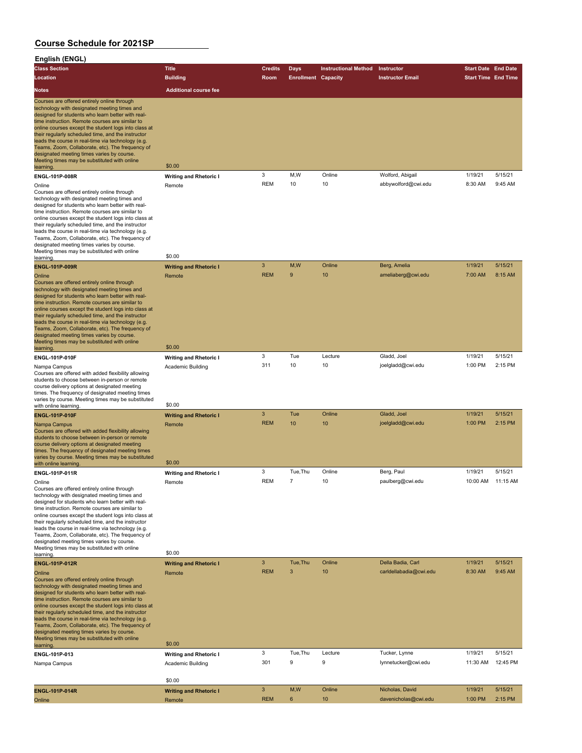# Course Schedule for 2021SP

## English (ENGL)

| Class Section / Location / Notes | Title / Building / Additional course fee | Credits / Room | Days / Enrollment | Instructional Method / Capacity | Instructor / Instructor Email | Start Date / Start Time | End Date / End Time |
|---|---|---|---|---|---|---|---|
| Courses are offered entirely online through technology with designated meeting times and designed for students who learn better with real-time instruction. Remote courses are similar to online courses except the student logs into class at their regularly scheduled time, and the instructor leads the course in real-time via technology (e.g. Teams, Zoom, Collaborate, etc). The frequency of designated meeting times varies by course. Meeting times may be substituted with online learning. | $0.00 | | | | | | |
| **ENGL-101P-008R** | **Writing and Rhetoric I** | 3 | M,W | Online | Wolford, Abigail | 1/19/21 | 5/15/21 |
| Online | Remote | REM | 10 | 10 | abbywolford@cwi.edu | 8:30 AM | 9:45 AM |
| Courses are offered entirely online through technology with designated meeting times and designed for students who learn better with real-time instruction. Remote courses are similar to online courses except the student logs into class at their regularly scheduled time, and the instructor leads the course in real-time via technology (e.g. Teams, Zoom, Collaborate, etc). The frequency of designated meeting times varies by course. Meeting times may be substituted with online learning. | $0.00 | | | | | | |
| **ENGL-101P-009R** | **Writing and Rhetoric I** | 3 | M,W | Online | Berg, Amelia | 1/19/21 | 5/15/21 |
| Online | Remote | REM | 9 | 10 | ameliaberg@cwi.edu | 7:00 AM | 8:15 AM |
| Courses are offered entirely online through technology with designated meeting times and designed for students who learn better with real-time instruction. Remote courses are similar to online courses except the student logs into class at their regularly scheduled time, and the instructor leads the course in real-time via technology (e.g. Teams, Zoom, Collaborate, etc). The frequency of designated meeting times varies by course. Meeting times may be substituted with online learning. | $0.00 | | | | | | |
| **ENGL-101P-010F** | **Writing and Rhetoric I** | 3 | Tue | Lecture | Gladd, Joel | 1/19/21 | 5/15/21 |
| Nampa Campus | Academic Building | 311 | 10 | 10 | joelgladd@cwi.edu | 1:00 PM | 2:15 PM |
| Courses are offered with added flexibility allowing students to choose between in-person or remote course delivery options at designated meeting times. The frequency of designated meeting times varies by course. Meeting times may be substituted with online learning. | $0.00 | | | | | | |
| **ENGL-101P-010F** | **Writing and Rhetoric I** | 3 | Tue | Online | Gladd, Joel | 1/19/21 | 5/15/21 |
| Nampa Campus | Remote | REM | 10 | 10 | joelgladd@cwi.edu | 1:00 PM | 2:15 PM |
| Courses are offered with added flexibility allowing students to choose between in-person or remote course delivery options at designated meeting times. The frequency of designated meeting times varies by course. Meeting times may be substituted with online learning. | $0.00 | | | | | | |
| **ENGL-101P-011R** | **Writing and Rhetoric I** | 3 | Tue,Thu | Online | Berg, Paul | 1/19/21 | 5/15/21 |
| Online | Remote | REM | 7 | 10 | paulberg@cwi.edu | 10:00 AM | 11:15 AM |
| Courses are offered entirely online through technology with designated meeting times and designed for students who learn better with real-time instruction. Remote courses are similar to online courses except the student logs into class at their regularly scheduled time, and the instructor leads the course in real-time via technology (e.g. Teams, Zoom, Collaborate, etc). The frequency of designated meeting times varies by course. Meeting times may be substituted with online learning. | $0.00 | | | | | | |
| **ENGL-101P-012R** | **Writing and Rhetoric I** | 3 | Tue,Thu | Online | Della Badia, Carl | 1/19/21 | 5/15/21 |
| Online | Remote | REM | 3 | 10 | carldellabadia@cwi.edu | 8:30 AM | 9:45 AM |
| Courses are offered entirely online through technology with designated meeting times and designed for students who learn better with real-time instruction. Remote courses are similar to online courses except the student logs into class at their regularly scheduled time, and the instructor leads the course in real-time via technology (e.g. Teams, Zoom, Collaborate, etc). The frequency of designated meeting times varies by course. Meeting times may be substituted with online learning. | $0.00 | | | | | | |
| **ENGL-101P-013** | **Writing and Rhetoric I** | 3 | Tue,Thu | Lecture | Tucker, Lynne | 1/19/21 | 5/15/21 |
| Nampa Campus | Academic Building | 301 | 9 | 9 | lynnetucker@cwi.edu | 11:30 AM | 12:45 PM |
| | $0.00 | | | | | | |
| **ENGL-101P-014R** | **Writing and Rhetoric I** | 3 | M,W | Online | Nicholas, David | 1/19/21 | 5/15/21 |
| Online | Remote | REM | 6 | 10 | davenicholas@cwi.edu | 1:00 PM | 2:15 PM |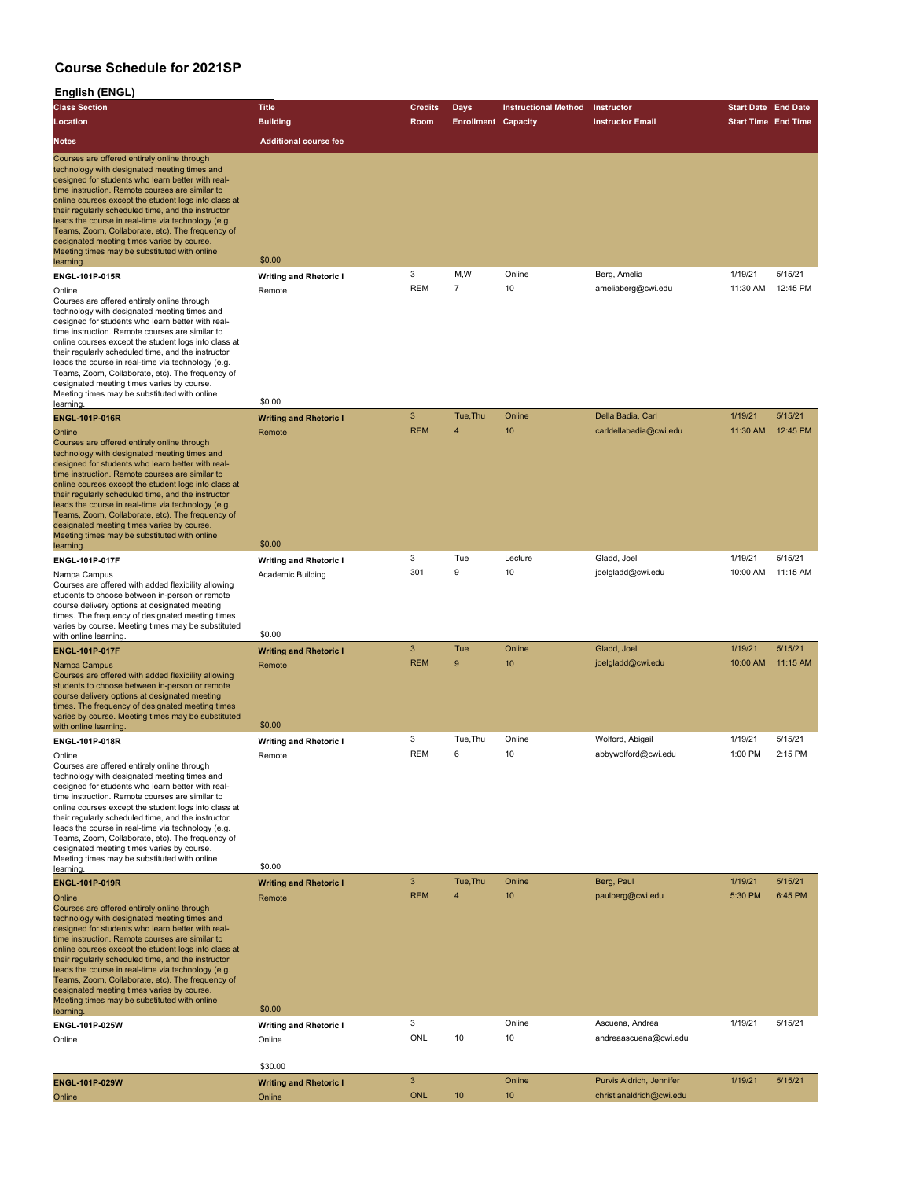# Course Schedule for 2021SP

## English (ENGL)

| Class Section / Location / Notes | Title / Building / Additional course fee | Credits / Room | Days / Enrollment | Instructional Method / Capacity | Instructor / Instructor Email | Start Date / Start Time | End Date / End Time |
|---|---|---|---|---|---|---|---|
| Courses are offered entirely online through technology with designated meeting times and designed for students who learn better with real-time instruction. Remote courses are similar to online courses except the student logs into class at their regularly scheduled time, and the instructor leads the course in real-time via technology (e.g. Teams, Zoom, Collaborate, etc). The frequency of designated meeting times varies by course. Meeting times may be substituted with online learning. | $0.00 | | | | | | |
| **ENGL-101P-015R** | **Writing and Rhetoric I** | 3 | M,W | Online | Berg, Amelia | 1/19/21 | 5/15/21 |
| Online | Remote | REM | 7 | 10 | ameliaberg@cwi.edu | 11:30 AM | 12:45 PM |
| Courses are offered entirely online through technology with designated meeting times and designed for students who learn better with real-time instruction. Remote courses are similar to online courses except the student logs into class at their regularly scheduled time, and the instructor leads the course in real-time via technology (e.g. Teams, Zoom, Collaborate, etc). The frequency of designated meeting times varies by course. Meeting times may be substituted with online learning. | $0.00 | | | | | | |
| **ENGL-101P-016R** | **Writing and Rhetoric I** | 3 | Tue,Thu | Online | Della Badia, Carl | 1/19/21 | 5/15/21 |
| Online | Remote | REM | 4 | 10 | carldellabadia@cwi.edu | 11:30 AM | 12:45 PM |
| Courses are offered entirely online through technology with designated meeting times and designed for students who learn better with real-time instruction. Remote courses are similar to online courses except the student logs into class at their regularly scheduled time, and the instructor leads the course in real-time via technology (e.g. Teams, Zoom, Collaborate, etc). The frequency of designated meeting times varies by course. Meeting times may be substituted with online learning. | $0.00 | | | | | | |
| **ENGL-101P-017F** | **Writing and Rhetoric I** | 3 | Tue | Lecture | Gladd, Joel | 1/19/21 | 5/15/21 |
| Nampa Campus | Academic Building | 301 | 9 | 10 | joelgladd@cwi.edu | 10:00 AM | 11:15 AM |
| Courses are offered with added flexibility allowing students to choose between in-person or remote course delivery options at designated meeting times. The frequency of designated meeting times varies by course. Meeting times may be substituted with online learning. | $0.00 | | | | | | |
| **ENGL-101P-017F** | **Writing and Rhetoric I** | 3 | Tue | Online | Gladd, Joel | 1/19/21 | 5/15/21 |
| Nampa Campus | Remote | REM | 9 | 10 | joelgladd@cwi.edu | 10:00 AM | 11:15 AM |
| Courses are offered with added flexibility allowing students to choose between in-person or remote course delivery options at designated meeting times. The frequency of designated meeting times varies by course. Meeting times may be substituted with online learning. | $0.00 | | | | | | |
| **ENGL-101P-018R** | **Writing and Rhetoric I** | 3 | Tue,Thu | Online | Wolford, Abigail | 1/19/21 | 5/15/21 |
| Online | Remote | REM | 6 | 10 | abbywolford@cwi.edu | 1:00 PM | 2:15 PM |
| Courses are offered entirely online through technology with designated meeting times and designed for students who learn better with real-time instruction. Remote courses are similar to online courses except the student logs into class at their regularly scheduled time, and the instructor leads the course in real-time via technology (e.g. Teams, Zoom, Collaborate, etc). The frequency of designated meeting times varies by course. Meeting times may be substituted with online learning. | $0.00 | | | | | | |
| **ENGL-101P-019R** | **Writing and Rhetoric I** | 3 | Tue,Thu | Online | Berg, Paul | 1/19/21 | 5/15/21 |
| Online | Remote | REM | 4 | 10 | paulberg@cwi.edu | 5:30 PM | 6:45 PM |
| Courses are offered entirely online through technology with designated meeting times and designed for students who learn better with real-time instruction. Remote courses are similar to online courses except the student logs into class at their regularly scheduled time, and the instructor leads the course in real-time via technology (e.g. Teams, Zoom, Collaborate, etc). The frequency of designated meeting times varies by course. Meeting times may be substituted with online learning. | $0.00 | | | | | | |
| **ENGL-101P-025W** | **Writing and Rhetoric I** | 3 | | Online | Ascuena, Andrea | 1/19/21 | 5/15/21 |
| Online | Online | ONL | 10 | 10 | andreaascuena@cwi.edu | | |
| | $30.00 | | | | | | |
| **ENGL-101P-029W** | **Writing and Rhetoric I** | 3 | | Online | Purvis Aldrich, Jennifer | 1/19/21 | 5/15/21 |
| Online | Online | ONL | 10 | 10 | christianaldrich@cwi.edu | | |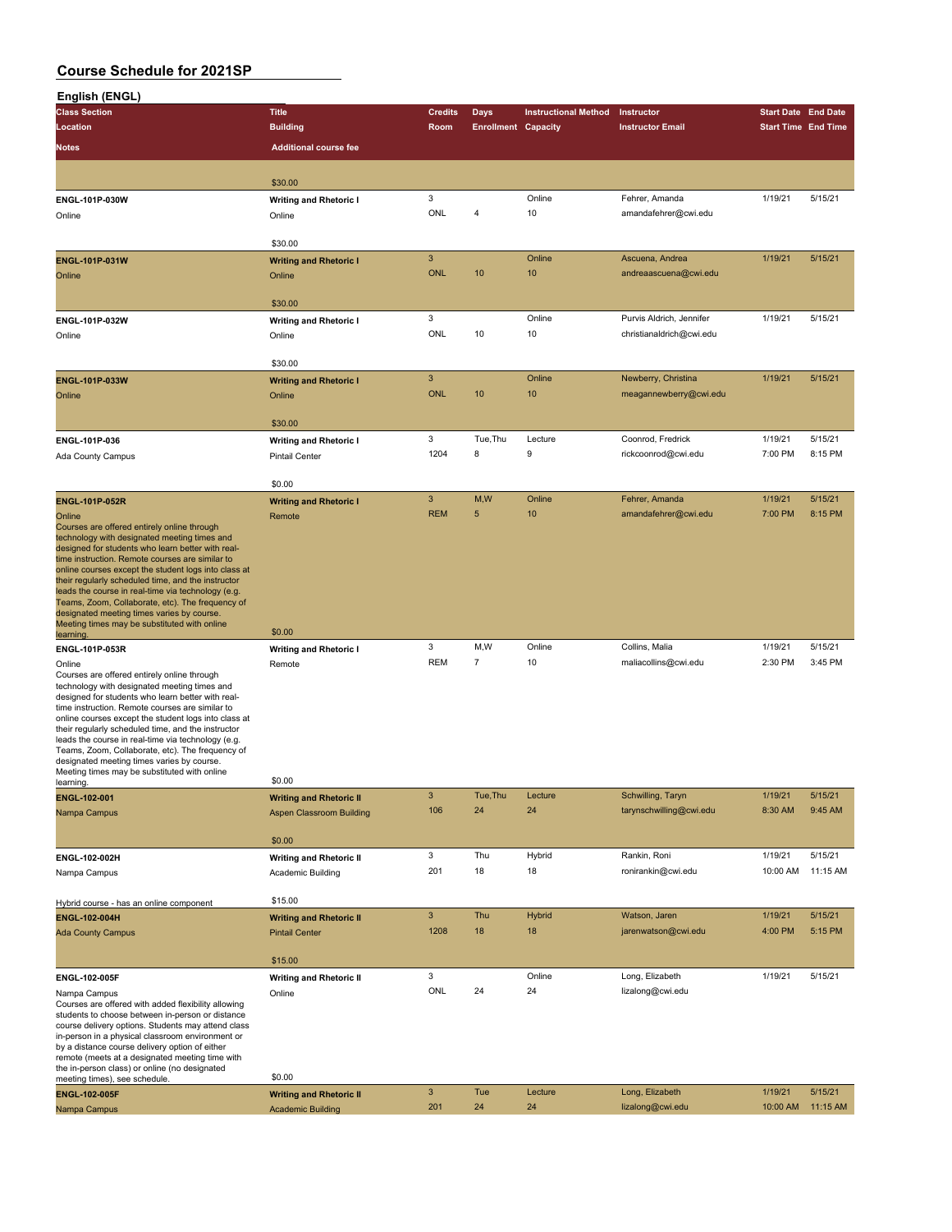# Course Schedule for 2021SP

## English (ENGL)

| Class Section / Location / Notes | Title / Building / Additional course fee | Credits / Room | Days / Enrollment | Instructional Method / Capacity | Instructor / Instructor Email | Start Date / Start Time | End Date / End Time |
|---|---|---|---|---|---|---|---|
| | $30.00 | | | | | | |
| ENGL-101P-030W | Writing and Rhetoric I | 3 | | Online | Fehrer, Amanda | 1/19/21 | 5/15/21 |
| Online | Online | ONL | 4 | 10 | amandafehrer@cwi.edu | | |
| | $30.00 | | | | | | |
| ENGL-101P-031W | Writing and Rhetoric I | 3 | | Online | Ascuena, Andrea | 1/19/21 | 5/15/21 |
| Online | Online | ONL | 10 | 10 | andreaascuena@cwi.edu | | |
| | $30.00 | | | | | | |
| ENGL-101P-032W | Writing and Rhetoric I | 3 | | Online | Purvis Aldrich, Jennifer | 1/19/21 | 5/15/21 |
| Online | Online | ONL | 10 | 10 | christianaldrich@cwi.edu | | |
| | $30.00 | | | | | | |
| ENGL-101P-033W | Writing and Rhetoric I | 3 | | Online | Newberry, Christina | 1/19/21 | 5/15/21 |
| Online | Online | ONL | 10 | 10 | meagannewberry@cwi.edu | | |
| | $30.00 | | | | | | |
| ENGL-101P-036 | Writing and Rhetoric I | 3 | Tue,Thu | Lecture | Coonrod, Fredrick | 1/19/21 | 5/15/21 |
| Ada County Campus | Pintail Center | 1204 | 8 | 9 | rickcoonrod@cwi.edu | 7:00 PM | 8:15 PM |
| | $0.00 | | | | | | |
| ENGL-101P-052R | Writing and Rhetoric I | 3 | M,W | Online | Fehrer, Amanda | 1/19/21 | 5/15/21 |
| Online | Remote | REM | 5 | 10 | amandafehrer@cwi.edu | 7:00 PM | 8:15 PM |
| Courses are offered entirely online through technology with designated meeting times and designed for students who learn better with real-time instruction. Remote courses are similar to online courses except the student logs into class at their regularly scheduled time, and the instructor leads the course in real-time via technology (e.g. Teams, Zoom, Collaborate, etc). The frequency of designated meeting times varies by course. Meeting times may be substituted with online learning. | $0.00 | | | | | | |
| ENGL-101P-053R | Writing and Rhetoric I | 3 | M,W | Online | Collins, Malia | 1/19/21 | 5/15/21 |
| Online | Remote | REM | 7 | 10 | maliacollins@cwi.edu | 2:30 PM | 3:45 PM |
| Courses are offered entirely online through technology with designated meeting times and designed for students who learn better with real-time instruction. Remote courses are similar to online courses except the student logs into class at their regularly scheduled time, and the instructor leads the course in real-time via technology (e.g. Teams, Zoom, Collaborate, etc). The frequency of designated meeting times varies by course. Meeting times may be substituted with online learning. | $0.00 | | | | | | |
| ENGL-102-001 | Writing and Rhetoric II | 3 | Tue,Thu | Lecture | Schwilling, Taryn | 1/19/21 | 5/15/21 |
| Nampa Campus | Aspen Classroom Building | 106 | 24 | 24 | tarynschwilling@cwi.edu | 8:30 AM | 9:45 AM |
| | $0.00 | | | | | | |
| ENGL-102-002H | Writing and Rhetoric II | 3 | Thu | Hybrid | Rankin, Roni | 1/19/21 | 5/15/21 |
| Nampa Campus | Academic Building | 201 | 18 | 18 | ronirankin@cwi.edu | 10:00 AM | 11:15 AM |
| Hybrid course - has an online component | $15.00 | | | | | | |
| ENGL-102-004H | Writing and Rhetoric II | 3 | Thu | Hybrid | Watson, Jaren | 1/19/21 | 5/15/21 |
| Ada County Campus | Pintail Center | 1208 | 18 | 18 | jarenwatson@cwi.edu | 4:00 PM | 5:15 PM |
| | $15.00 | | | | | | |
| ENGL-102-005F | Writing and Rhetoric II | 3 | | Online | Long, Elizabeth | 1/19/21 | 5/15/21 |
| Nampa Campus | Online | ONL | 24 | 24 | lizalong@cwi.edu | | |
| Courses are offered with added flexibility allowing students to choose between in-person or distance course delivery options. Students may attend class in-person in a physical classroom environment or by a distance course delivery option of either remote (meets at a designated meeting time with the in-person class) or online (no designated meeting times), see schedule. | $0.00 | | | | | | |
| ENGL-102-005F | Writing and Rhetoric II | 3 | Tue | Lecture | Long, Elizabeth | 1/19/21 | 5/15/21 |
| Nampa Campus | Academic Building | 201 | 24 | 24 | lizalong@cwi.edu | 10:00 AM | 11:15 AM |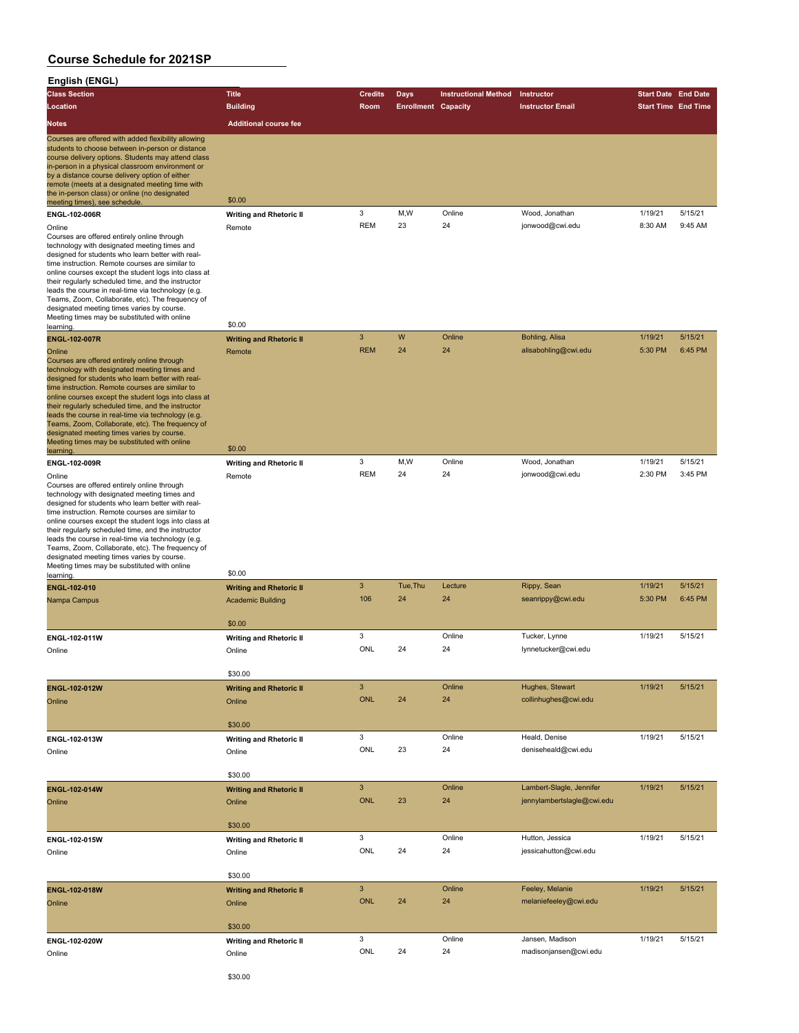# Course Schedule for 2021SP

## English (ENGL)

| Class Section | Title | Credits | Days | Instructional Method | Instructor | Start Date | End Date |
|---|---|---|---|---|---|---|---|
| Location | Building | Room | Enrollment | Capacity | Instructor Email | Start Time | End Time |
| Notes | Additional course fee | | | | | | |
| Courses are offered with added flexibility allowing students to choose between in-person or distance course delivery options. Students may attend class in-person in a physical classroom environment or by a distance course delivery option of either remote (meets at a designated meeting time with the in-person class) or online (no designated meeting times), see schedule. | $0.00 | | | | | | |
| ENGL-102-006R | Writing and Rhetoric II | 3 | M,W | Online | Wood, Jonathan | 1/19/21 | 5/15/21 |
| Online | Remote | REM | 23 | 24 | jonwood@cwi.edu | 8:30 AM | 9:45 AM |
| Courses are offered entirely online through technology with designated meeting times and designed for students who learn better with real-time instruction. Remote courses are similar to online courses except the student logs into class at their regularly scheduled time, and the instructor leads the course in real-time via technology (e.g. Teams, Zoom, Collaborate, etc). The frequency of designated meeting times varies by course. Meeting times may be substituted with online learning. | $0.00 | | | | | | |
| ENGL-102-007R | Writing and Rhetoric II | 3 | W | Online | Bohling, Alisa | 1/19/21 | 5/15/21 |
| Online | Remote | REM | 24 | 24 | alisabohling@cwi.edu | 5:30 PM | 6:45 PM |
| Courses are offered entirely online through technology with designated meeting times and designed for students who learn better with real-time instruction. Remote courses are similar to online courses except the student logs into class at their regularly scheduled time, and the instructor leads the course in real-time via technology (e.g. Teams, Zoom, Collaborate, etc). The frequency of designated meeting times varies by course. Meeting times may be substituted with online learning. | $0.00 | | | | | | |
| ENGL-102-009R | Writing and Rhetoric II | 3 | M,W | Online | Wood, Jonathan | 1/19/21 | 5/15/21 |
| Online | Remote | REM | 24 | 24 | jonwood@cwi.edu | 2:30 PM | 3:45 PM |
| Courses are offered entirely online through technology with designated meeting times and designed for students who learn better with real-time instruction. Remote courses are similar to online courses except the student logs into class at their regularly scheduled time, and the instructor leads the course in real-time via technology (e.g. Teams, Zoom, Collaborate, etc). The frequency of designated meeting times varies by course. Meeting times may be substituted with online learning. | $0.00 | | | | | | |
| ENGL-102-010 | Writing and Rhetoric II | 3 | Tue,Thu | Lecture | Rippy, Sean | 1/19/21 | 5/15/21 |
| Nampa Campus | Academic Building | 106 | 24 | 24 | seanrippy@cwi.edu | 5:30 PM | 6:45 PM |
| | $0.00 | | | | | | |
| ENGL-102-011W | Writing and Rhetoric II | 3 | | Online | Tucker, Lynne | 1/19/21 | 5/15/21 |
| Online | Online | ONL | 24 | 24 | lynnetucker@cwi.edu | | |
| | $30.00 | | | | | | |
| ENGL-102-012W | Writing and Rhetoric II | 3 | | Online | Hughes, Stewart | 1/19/21 | 5/15/21 |
| Online | Online | ONL | 24 | 24 | collinhughes@cwi.edu | | |
| | $30.00 | | | | | | |
| ENGL-102-013W | Writing and Rhetoric II | 3 | | Online | Heald, Denise | 1/19/21 | 5/15/21 |
| Online | Online | ONL | 23 | 24 | deniseheald@cwi.edu | | |
| | $30.00 | | | | | | |
| ENGL-102-014W | Writing and Rhetoric II | 3 | | Online | Lambert-Slagle, Jennifer | 1/19/21 | 5/15/21 |
| Online | Online | ONL | 23 | 24 | jennylambertslagle@cwi.edu | | |
| | $30.00 | | | | | | |
| ENGL-102-015W | Writing and Rhetoric II | 3 | | Online | Hutton, Jessica | 1/19/21 | 5/15/21 |
| Online | Online | ONL | 24 | 24 | jessicahutton@cwi.edu | | |
| | $30.00 | | | | | | |
| ENGL-102-018W | Writing and Rhetoric II | 3 | | Online | Feeley, Melanie | 1/19/21 | 5/15/21 |
| Online | Online | ONL | 24 | 24 | melaniefeeley@cwi.edu | | |
| | $30.00 | | | | | | |
| ENGL-102-020W | Writing and Rhetoric II | 3 | | Online | Jansen, Madison | 1/19/21 | 5/15/21 |
| Online | Online | ONL | 24 | 24 | madisonjansen@cwi.edu | | |
| | $30.00 | | | | | | |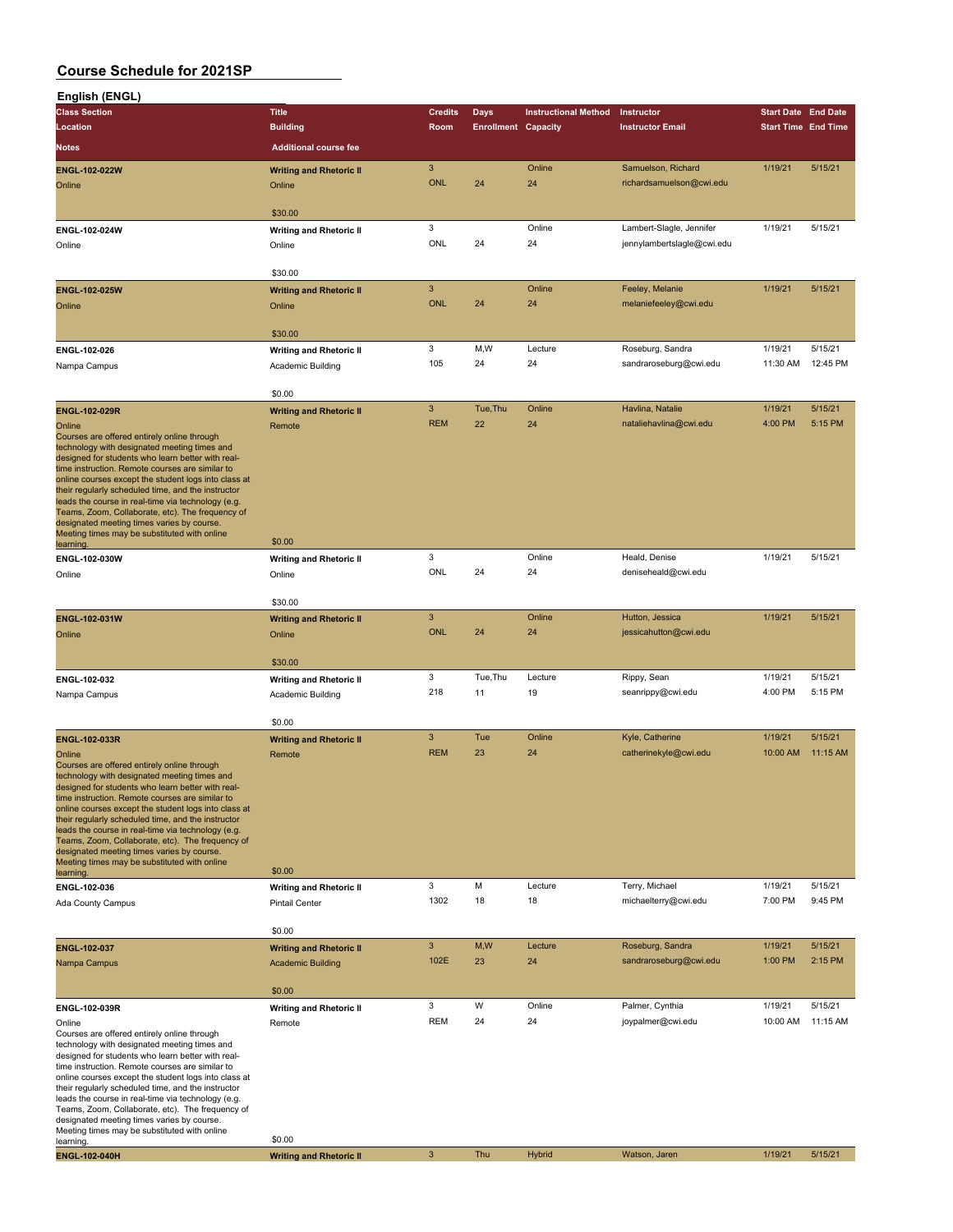# Course Schedule for 2021SP

## English (ENGL)

| Class Section / Location / Notes | Title / Building / Additional course fee | Credits / Room | Days / Enrollment | Instructional Method / Capacity | Instructor / Instructor Email | Start Date / Start Time | End Date / End Time |
|---|---|---|---|---|---|---|---|
| ENGL-102-022W | Writing and Rhetoric II | 3 | | Online | Samuelson, Richard | 1/19/21 | 5/15/21 |
| Online | Online | ONL | 24 | 24 | richardsamuelson@cwi.edu | | |
| | $30.00 | | | | | | |
| ENGL-102-024W | Writing and Rhetoric II | 3 | | Online | Lambert-Slagle, Jennifer | 1/19/21 | 5/15/21 |
| Online | Online | ONL | 24 | 24 | jennylambertslagle@cwi.edu | | |
| | $30.00 | | | | | | |
| ENGL-102-025W | Writing and Rhetoric II | 3 | | Online | Feeley, Melanie | 1/19/21 | 5/15/21 |
| Online | Online | ONL | 24 | 24 | melaniefeeley@cwi.edu | | |
| | $30.00 | | | | | | |
| ENGL-102-026 | Writing and Rhetoric II | 3 | M,W | Lecture | Roseburg, Sandra | 1/19/21 | 5/15/21 |
| Nampa Campus | Academic Building | 105 | 24 | 24 | sandraroseburg@cwi.edu | 11:30 AM | 12:45 PM |
| | $0.00 | | | | | | |
| ENGL-102-029R | Writing and Rhetoric II | 3 | Tue,Thu | Online | Havlina, Natalie | 1/19/21 | 5/15/21 |
| Online | Remote | REM | 22 | 24 | nataliehavlina@cwi.edu | 4:00 PM | 5:15 PM |
| Courses are offered entirely online through technology with designated meeting times and designed for students who learn better with real-time instruction. Remote courses are similar to online courses except the student logs into class at their regularly scheduled time, and the instructor leads the course in real-time via technology (e.g. Teams, Zoom, Collaborate, etc). The frequency of designated meeting times varies by course. Meeting times may be substituted with online learning. | $0.00 | | | | | | |
| ENGL-102-030W | Writing and Rhetoric II | 3 | | Online | Heald, Denise | 1/19/21 | 5/15/21 |
| Online | Online | ONL | 24 | 24 | deniseheald@cwi.edu | | |
| | $30.00 | | | | | | |
| ENGL-102-031W | Writing and Rhetoric II | 3 | | Online | Hutton, Jessica | 1/19/21 | 5/15/21 |
| Online | Online | ONL | 24 | 24 | jessicahutton@cwi.edu | | |
| | $30.00 | | | | | | |
| ENGL-102-032 | Writing and Rhetoric II | 3 | Tue,Thu | Lecture | Rippy, Sean | 1/19/21 | 5/15/21 |
| Nampa Campus | Academic Building | 218 | 11 | 19 | seanrippy@cwi.edu | 4:00 PM | 5:15 PM |
| | $0.00 | | | | | | |
| ENGL-102-033R | Writing and Rhetoric II | 3 | Tue | Online | Kyle, Catherine | 1/19/21 | 5/15/21 |
| Online | Remote | REM | 23 | 24 | catherinekyle@cwi.edu | 10:00 AM | 11:15 AM |
| Courses are offered entirely online through technology with designated meeting times and designed for students who learn better with real-time instruction. Remote courses are similar to online courses except the student logs into class at their regularly scheduled time, and the instructor leads the course in real-time via technology (e.g. Teams, Zoom, Collaborate, etc). The frequency of designated meeting times varies by course. Meeting times may be substituted with online learning. | $0.00 | | | | | | |
| ENGL-102-036 | Writing and Rhetoric II | 3 | M | Lecture | Terry, Michael | 1/19/21 | 5/15/21 |
| Ada County Campus | Pintail Center | 1302 | 18 | 18 | michaelterry@cwi.edu | 7:00 PM | 9:45 PM |
| | $0.00 | | | | | | |
| ENGL-102-037 | Writing and Rhetoric II | 3 | M,W | Lecture | Roseburg, Sandra | 1/19/21 | 5/15/21 |
| Nampa Campus | Academic Building | 102E | 23 | 24 | sandraroseburg@cwi.edu | 1:00 PM | 2:15 PM |
| | $0.00 | | | | | | |
| ENGL-102-039R | Writing and Rhetoric II | 3 | W | Online | Palmer, Cynthia | 1/19/21 | 5/15/21 |
| Online | Remote | REM | 24 | 24 | joypalmer@cwi.edu | 10:00 AM | 11:15 AM |
| Courses are offered entirely online through technology with designated meeting times and designed for students who learn better with real-time instruction. Remote courses are similar to online courses except the student logs into class at their regularly scheduled time, and the instructor leads the course in real-time via technology (e.g. Teams, Zoom, Collaborate, etc). The frequency of designated meeting times varies by course. Meeting times may be substituted with online learning. | $0.00 | | | | | | |
| ENGL-102-040H | Writing and Rhetoric II | 3 | Thu | Hybrid | Watson, Jaren | 1/19/21 | 5/15/21 |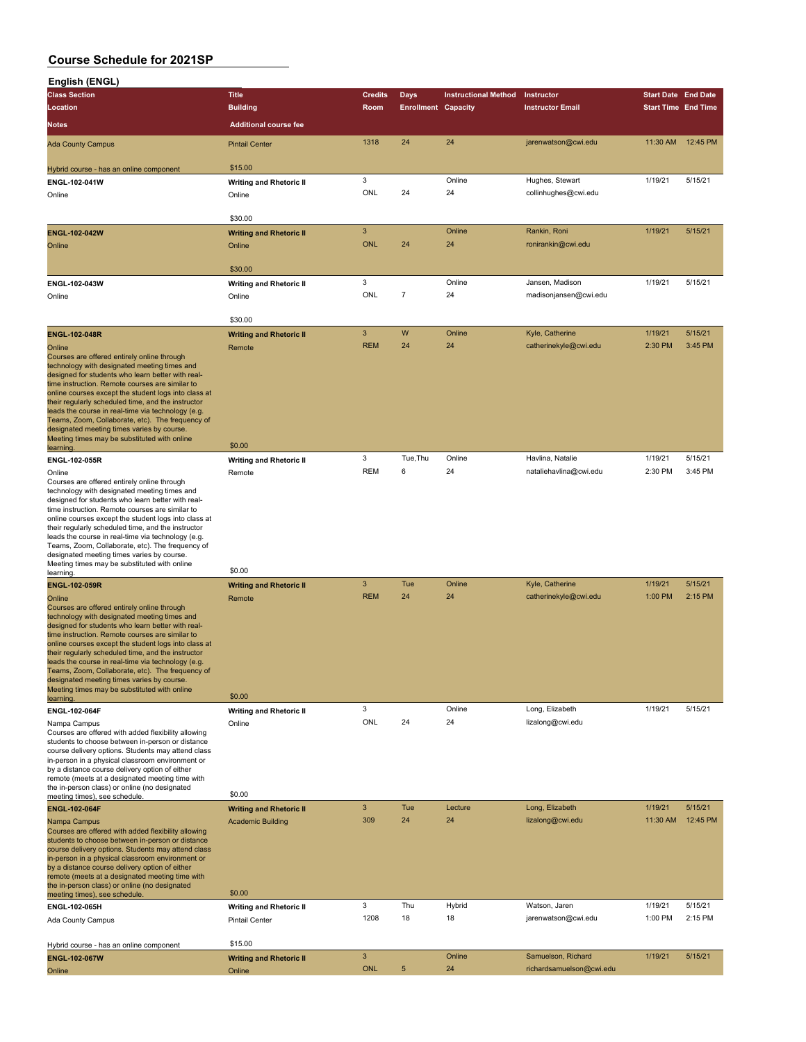# Course Schedule for 2021SP

## English (ENGL)

| Class Section / Location / Notes | Title / Building / Additional course fee | Credits / Room | Days / Enrollment | Instructional Method / Capacity | Instructor / Instructor Email | Start Date / Start Time | End Date / End Time |
|---|---|---|---|---|---|---|---|
| Ada County Campus | Pintail Center | 1318 | 24 | 24 | jarenwatson@cwi.edu | 11:30 AM | 12:45 PM |
| Hybrid course - has an online component | $15.00 | | | | | | |
| **ENGL-102-041W** | **Writing and Rhetoric II** | 3 | | Online | Hughes, Stewart | 1/19/21 | 5/15/21 |
| Online | Online | ONL | 24 | 24 | collinhughes@cwi.edu | | |
| | $30.00 | | | | | | |
| **ENGL-102-042W** | **Writing and Rhetoric II** | 3 | | Online | Rankin, Roni | 1/19/21 | 5/15/21 |
| Online | Online | ONL | 24 | 24 | ronirankin@cwi.edu | | |
| | $30.00 | | | | | | |
| **ENGL-102-043W** | **Writing and Rhetoric II** | 3 | | Online | Jansen, Madison | 1/19/21 | 5/15/21 |
| Online | Online | ONL | 7 | 24 | madisonjansen@cwi.edu | | |
| | $30.00 | | | | | | |
| **ENGL-102-048R** | **Writing and Rhetoric II** | 3 | W | Online | Kyle, Catherine | 1/19/21 | 5/15/21 |
| Online | Remote | REM | 24 | 24 | catherinekyle@cwi.edu | 2:30 PM | 3:45 PM |
| Courses are offered entirely online through technology with designated meeting times and designed for students who learn better with real-time instruction. Remote courses are similar to online courses except the student logs into class at their regularly scheduled time, and the instructor leads the course in real-time via technology (e.g. Teams, Zoom, Collaborate, etc). The frequency of designated meeting times varies by course. Meeting times may be substituted with online learning. | $0.00 | | | | | | |
| **ENGL-102-055R** | **Writing and Rhetoric II** | 3 | Tue,Thu | Online | Havlina, Natalie | 1/19/21 | 5/15/21 |
| Online | Remote | REM | 6 | 24 | nataliehavlina@cwi.edu | 2:30 PM | 3:45 PM |
| Courses are offered entirely online through technology with designated meeting times and designed for students who learn better with real-time instruction. Remote courses are similar to online courses except the student logs into class at their regularly scheduled time, and the instructor leads the course in real-time via technology (e.g. Teams, Zoom, Collaborate, etc). The frequency of designated meeting times varies by course. Meeting times may be substituted with online learning. | $0.00 | | | | | | |
| **ENGL-102-059R** | **Writing and Rhetoric II** | 3 | Tue | Online | Kyle, Catherine | 1/19/21 | 5/15/21 |
| Online | Remote | REM | 24 | 24 | catherinekyle@cwi.edu | 1:00 PM | 2:15 PM |
| Courses are offered entirely online through technology with designated meeting times and designed for students who learn better with real-time instruction. Remote courses are similar to online courses except the student logs into class at their regularly scheduled time, and the instructor leads the course in real-time via technology (e.g. Teams, Zoom, Collaborate, etc). The frequency of designated meeting times varies by course. Meeting times may be substituted with online learning. | $0.00 | | | | | | |
| **ENGL-102-064F** | **Writing and Rhetoric II** | 3 | | Online | Long, Elizabeth | 1/19/21 | 5/15/21 |
| Nampa Campus | Online | ONL | 24 | 24 | lizalong@cwi.edu | | |
| Courses are offered with added flexibility allowing students to choose between in-person or distance course delivery options. Students may attend class in-person in a physical classroom environment or by a distance course delivery option of either remote (meets at a designated meeting time with the in-person class) or online (no designated meeting times), see schedule. | $0.00 | | | | | | |
| **ENGL-102-064F** | **Writing and Rhetoric II** | 3 | Tue | Lecture | Long, Elizabeth | 1/19/21 | 5/15/21 |
| Nampa Campus | Academic Building | 309 | 24 | 24 | lizalong@cwi.edu | 11:30 AM | 12:45 PM |
| Courses are offered with added flexibility allowing students to choose between in-person or distance course delivery options. Students may attend class in-person in a physical classroom environment or by a distance course delivery option of either remote (meets at a designated meeting time with the in-person class) or online (no designated meeting times), see schedule. | $0.00 | | | | | | |
| **ENGL-102-065H** | **Writing and Rhetoric II** | 3 | Thu | Hybrid | Watson, Jaren | 1/19/21 | 5/15/21 |
| Ada County Campus | Pintail Center | 1208 | 18 | 18 | jarenwatson@cwi.edu | 1:00 PM | 2:15 PM |
| Hybrid course - has an online component | $15.00 | | | | | | |
| **ENGL-102-067W** | **Writing and Rhetoric II** | 3 | | Online | Samuelson, Richard | 1/19/21 | 5/15/21 |
| Online | Online | ONL | 5 | 24 | richardsamuelson@cwi.edu | | |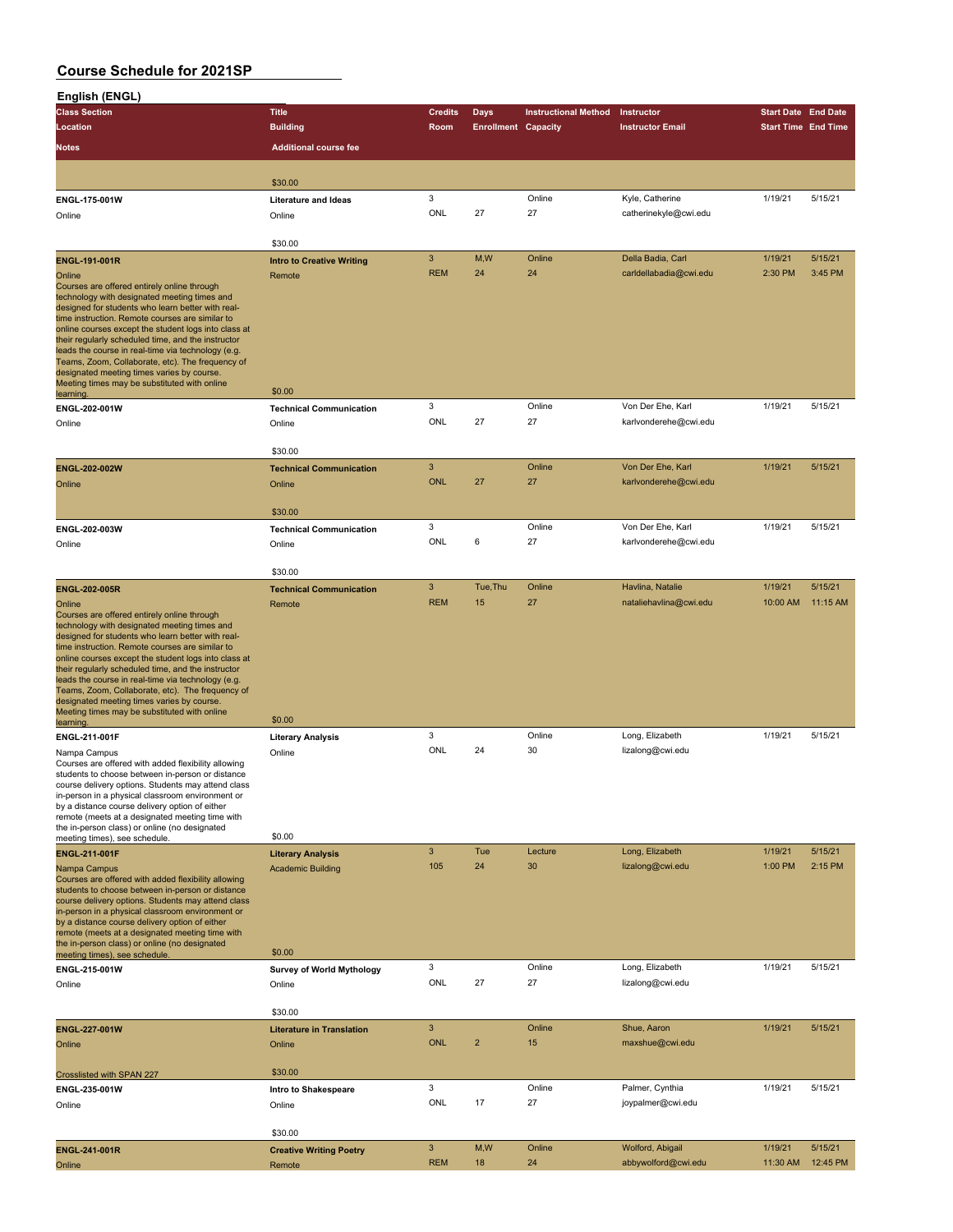# Course Schedule for 2021SP

## English (ENGL)

| Class Section / Location / Notes | Title / Building / Additional course fee | Credits / Room | Days / Enrollment | Instructional Method / Capacity | Instructor / Instructor Email | Start Date / Start Time | End Date / End Time |
|---|---|---|---|---|---|---|---|
| | $30.00 | | | | | | |
| **ENGL-175-001W** | **Literature and Ideas** | 3 | | Online | Kyle, Catherine | 1/19/21 | 5/15/21 |
| Online | Online | ONL | 27 | 27 | catherinekyle@cwi.edu | | |
| | $30.00 | | | | | | |
| **ENGL-191-001R** | **Intro to Creative Writing** | 3 | M,W | Online | Della Badia, Carl | 1/19/21 | 5/15/21 |
| Online<br>Courses are offered entirely online through technology with designated meeting times and designed for students who learn better with real-time instruction. Remote courses are similar to online courses except the student logs into class at their regularly scheduled time, and the instructor leads the course in real-time via technology (e.g. Teams, Zoom, Collaborate, etc). The frequency of designated meeting times varies by course. Meeting times may be substituted with online learning. | Remote<br>$0.00 | REM | 24 | 24 | carldellabadia@cwi.edu | 2:30 PM | 3:45 PM |
| **ENGL-202-001W** | **Technical Communication** | 3 | | Online | Von Der Ehe, Karl | 1/19/21 | 5/15/21 |
| Online | Online | ONL | 27 | 27 | karlvonderehe@cwi.edu | | |
| | $30.00 | | | | | | |
| **ENGL-202-002W** | **Technical Communication** | 3 | | Online | Von Der Ehe, Karl | 1/19/21 | 5/15/21 |
| Online | Online | ONL | 27 | 27 | karlvonderehe@cwi.edu | | |
| | $30.00 | | | | | | |
| **ENGL-202-003W** | **Technical Communication** | 3 | | Online | Von Der Ehe, Karl | 1/19/21 | 5/15/21 |
| Online | Online | ONL | 6 | 27 | karlvonderehe@cwi.edu | | |
| | $30.00 | | | | | | |
| **ENGL-202-005R** | **Technical Communication** | 3 | Tue,Thu | Online | Havlina, Natalie | 1/19/21 | 5/15/21 |
| Online<br>Courses are offered entirely online through technology with designated meeting times and designed for students who learn better with real-time instruction. Remote courses are similar to online courses except the student logs into class at their regularly scheduled time, and the instructor leads the course in real-time via technology (e.g. Teams, Zoom, Collaborate, etc). The frequency of designated meeting times varies by course. Meeting times may be substituted with online learning. | Remote<br>$0.00 | REM | 15 | 27 | nataliehavlina@cwi.edu | 10:00 AM | 11:15 AM |
| **ENGL-211-001F** | **Literary Analysis** | 3 | | Online | Long, Elizabeth | 1/19/21 | 5/15/21 |
| Nampa Campus<br>Courses are offered with added flexibility allowing students to choose between in-person or distance course delivery options. Students may attend class in-person in a physical classroom environment or by a distance course delivery option of either remote (meets at a designated meeting time with the in-person class) or online (no designated meeting times), see schedule. | Online<br>$0.00 | ONL | 24 | 30 | lizalong@cwi.edu | | |
| **ENGL-211-001F** | **Literary Analysis** | 3 | Tue | Lecture | Long, Elizabeth | 1/19/21 | 5/15/21 |
| Nampa Campus<br>Courses are offered with added flexibility allowing students to choose between in-person or distance course delivery options. Students may attend class in-person in a physical classroom environment or by a distance course delivery option of either remote (meets at a designated meeting time with the in-person class) or online (no designated meeting times), see schedule. | Academic Building<br>$0.00 | 105 | 24 | 30 | lizalong@cwi.edu | 1:00 PM | 2:15 PM |
| **ENGL-215-001W** | **Survey of World Mythology** | 3 | | Online | Long, Elizabeth | 1/19/21 | 5/15/21 |
| Online | Online | ONL | 27 | 27 | lizalong@cwi.edu | | |
| | $30.00 | | | | | | |
| **ENGL-227-001W** | **Literature in Translation** | 3 | | Online | Shue, Aaron | 1/19/21 | 5/15/21 |
| Online | Online | ONL | 2 | 15 | maxshue@cwi.edu | | |
| Crosslisted with SPAN 227 | $30.00 | | | | | | |
| **ENGL-235-001W** | **Intro to Shakespeare** | 3 | | Online | Palmer, Cynthia | 1/19/21 | 5/15/21 |
| Online | Online | ONL | 17 | 27 | joypalmer@cwi.edu | | |
| | $30.00 | | | | | | |
| **ENGL-241-001R** | **Creative Writing Poetry** | 3 | M,W | Online | Wolford, Abigail | 1/19/21 | 5/15/21 |
| Online | Remote | REM | 18 | 24 | abbywolford@cwi.edu | 11:30 AM | 12:45 PM |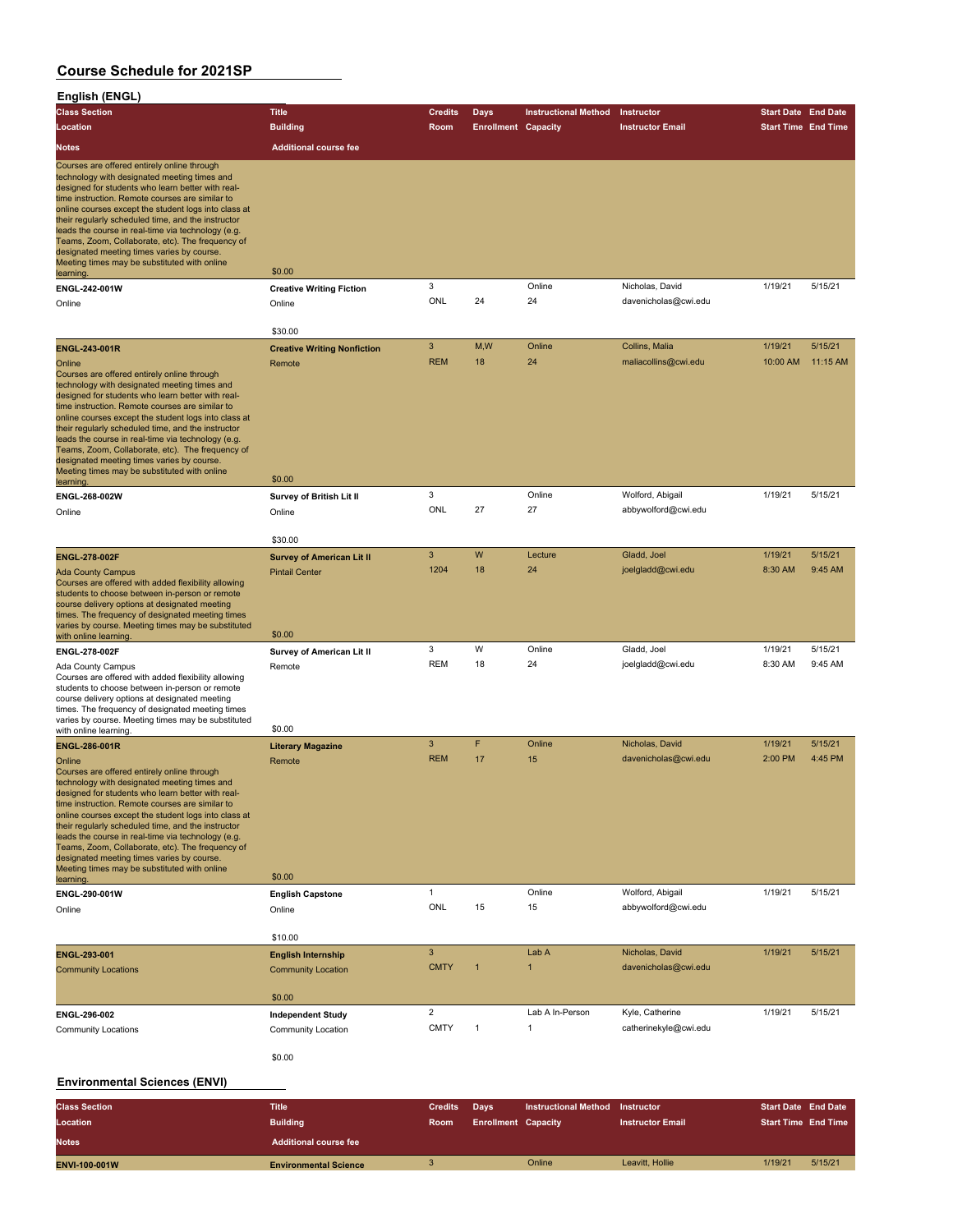# Course Schedule for 2021SP

## English (ENGL)

| Class Section / Location / Notes | Title / Building / Additional course fee | Credits / Room | Days / Enrollment | Instructional Method / Capacity | Instructor / Instructor Email | Start Date / Start Time | End Date / End Time |
|---|---|---|---|---|---|---|---|
| Courses are offered entirely online through technology with designated meeting times and designed for students who learn better with real-time instruction. Remote courses are similar to online courses except the student logs into class at their regularly scheduled time, and the instructor leads the course in real-time via technology (e.g. Teams, Zoom, Collaborate, etc). The frequency of designated meeting times varies by course. Meeting times may be substituted with online learning. | $0.00 | | | | | | |
| ENGL-242-001W | Creative Writing Fiction | 3 | | Online | Nicholas, David | 1/19/21 | 5/15/21 |
| Online | Online | ONL | 24 | 24 | davenicholas@cwi.edu | | |
| | $30.00 | | | | | | |
| ENGL-243-001R | Creative Writing Nonfiction | 3 | M,W | Online | Collins, Malia | 1/19/21 | 5/15/21 |
| Online | Remote | REM | 18 | 24 | maliacollins@cwi.edu | 10:00 AM | 11:15 AM |
| Courses are offered entirely online through technology with designated meeting times and designed for students who learn better with real-time instruction. Remote courses are similar to online courses except the student logs into class at their regularly scheduled time, and the instructor leads the course in real-time via technology (e.g. Teams, Zoom, Collaborate, etc). The frequency of designated meeting times varies by course. Meeting times may be substituted with online learning. | $0.00 | | | | | | |
| ENGL-268-002W | Survey of British Lit II | 3 | | Online | Wolford, Abigail | 1/19/21 | 5/15/21 |
| Online | Online | ONL | 27 | 27 | abbywolford@cwi.edu | | |
| | $30.00 | | | | | | |
| ENGL-278-002F | Survey of American Lit II | 3 | W | Lecture | Gladd, Joel | 1/19/21 | 5/15/21 |
| Ada County Campus | Pintail Center | 1204 | 18 | 24 | joelgladd@cwi.edu | 8:30 AM | 9:45 AM |
| Courses are offered with added flexibility allowing students to choose between in-person or remote course delivery options at designated meeting times. The frequency of designated meeting times varies by course. Meeting times may be substituted with online learning. | $0.00 | | | | | | |
| ENGL-278-002F | Survey of American Lit II | 3 | W | Online | Gladd, Joel | 1/19/21 | 5/15/21 |
| Ada County Campus | Remote | REM | 18 | 24 | joelgladd@cwi.edu | 8:30 AM | 9:45 AM |
| Courses are offered with added flexibility allowing students to choose between in-person or remote course delivery options at designated meeting times. The frequency of designated meeting times varies by course. Meeting times may be substituted with online learning. | $0.00 | | | | | | |
| ENGL-286-001R | Literary Magazine | 3 | F | Online | Nicholas, David | 1/19/21 | 5/15/21 |
| Online | Remote | REM | 17 | 15 | davenicholas@cwi.edu | 2:00 PM | 4:45 PM |
| Courses are offered entirely online through technology with designated meeting times and designed for students who learn better with real-time instruction. Remote courses are similar to online courses except the student logs into class at their regularly scheduled time, and the instructor leads the course in real-time via technology (e.g. Teams, Zoom, Collaborate, etc). The frequency of designated meeting times varies by course. Meeting times may be substituted with online learning. | $0.00 | | | | | | |
| ENGL-290-001W | English Capstone | 1 | | Online | Wolford, Abigail | 1/19/21 | 5/15/21 |
| Online | Online | ONL | 15 | 15 | abbywolford@cwi.edu | | |
| | $10.00 | | | | | | |
| ENGL-293-001 | English Internship | 3 | | Lab A | Nicholas, David | 1/19/21 | 5/15/21 |
| Community Locations | Community Location | CMTY | 1 | 1 | davenicholas@cwi.edu | | |
| | $0.00 | | | | | | |
| ENGL-296-002 | Independent Study | 2 | | Lab A In-Person | Kyle, Catherine | 1/19/21 | 5/15/21 |
| Community Locations | Community Location | CMTY | 1 | 1 | catherinekyle@cwi.edu | | |
| | $0.00 | | | | | | |

## Environmental Sciences (ENVI)

| Class Section / Location / Notes | Title / Building / Additional course fee | Credits / Room | Days / Enrollment | Instructional Method / Capacity | Instructor / Instructor Email | Start Date / Start Time | End Date / End Time |
|---|---|---|---|---|---|---|---|
| ENVI-100-001W | Environmental Science | 3 | | Online | Leavitt, Hollie | 1/19/21 | 5/15/21 |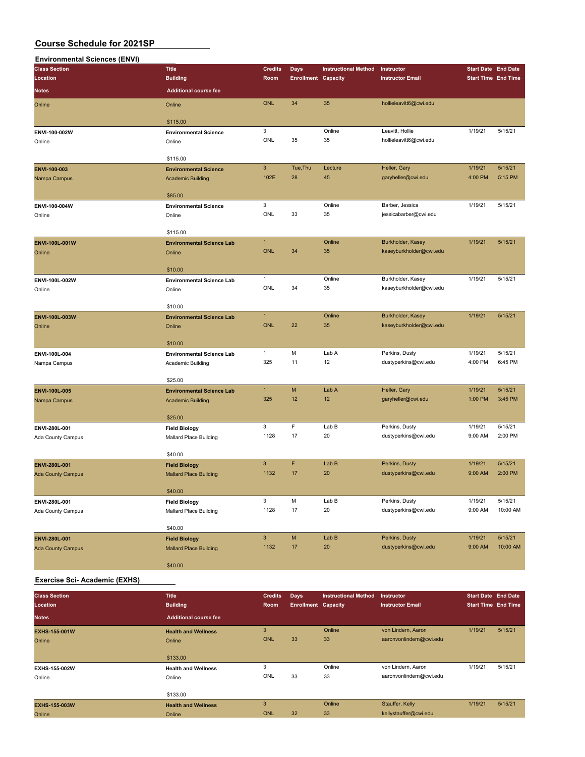# Course Schedule for 2021SP

## Environmental Sciences (ENVI)

| Class Section / Location / Notes | Title / Building / Additional course fee | Credits / Room | Days / Enrollment | Instructional Method / Capacity | Instructor / Instructor Email | Start Date / Start Time | End Date / End Time |
|---|---|---|---|---|---|---|---|
| Online | Online | ONL | 34 | 35 | hollieleavitt6@cwi.edu | | |
| | $115.00 | | | | | | |
| ENVI-100-002W | Environmental Science | 3 | | Online | Leavitt, Hollie | 1/19/21 | 5/15/21 |
| Online | Online | ONL | 35 | 35 | hollieleavitt6@cwi.edu | | |
| | $115.00 | | | | | | |
| ENVI-100-003 | Environmental Science | 3 | Tue,Thu | Lecture | Heller, Gary | 1/19/21 | 5/15/21 |
| Nampa Campus | Academic Building | 102E | 28 | 45 | garyheller@cwi.edu | 4:00 PM | 5:15 PM |
| | $85.00 | | | | | | |
| ENVI-100-004W | Environmental Science | 3 | | Online | Barber, Jessica | 1/19/21 | 5/15/21 |
| Online | Online | ONL | 33 | 35 | jessicabarber@cwi.edu | | |
| | $115.00 | | | | | | |
| ENVI-100L-001W | Environmental Science Lab | 1 | | Online | Burkholder, Kasey | 1/19/21 | 5/15/21 |
| Online | Online | ONL | 34 | 35 | kaseyburkholder@cwi.edu | | |
| | $10.00 | | | | | | |
| ENVI-100L-002W | Environmental Science Lab | 1 | | Online | Burkholder, Kasey | 1/19/21 | 5/15/21 |
| Online | Online | ONL | 34 | 35 | kaseyburkholder@cwi.edu | | |
| | $10.00 | | | | | | |
| ENVI-100L-003W | Environmental Science Lab | 1 | | Online | Burkholder, Kasey | 1/19/21 | 5/15/21 |
| Online | Online | ONL | 22 | 35 | kaseyburkholder@cwi.edu | | |
| | $10.00 | | | | | | |
| ENVI-100L-004 | Environmental Science Lab | 1 | M | Lab A | Perkins, Dusty | 1/19/21 | 5/15/21 |
| Nampa Campus | Academic Building | 325 | 11 | 12 | dustyperkins@cwi.edu | 4:00 PM | 6:45 PM |
| | $25.00 | | | | | | |
| ENVI-100L-005 | Environmental Science Lab | 1 | M | Lab A | Heller, Gary | 1/19/21 | 5/15/21 |
| Nampa Campus | Academic Building | 325 | 12 | 12 | garyheller@cwi.edu | 1:00 PM | 3:45 PM |
| | $25.00 | | | | | | |
| ENVI-280L-001 | Field Biology | 3 | F | Lab B | Perkins, Dusty | 1/19/21 | 5/15/21 |
| Ada County Campus | Mallard Place Building | 1128 | 17 | 20 | dustyperkins@cwi.edu | 9:00 AM | 2:00 PM |
| | $40.00 | | | | | | |
| ENVI-280L-001 | Field Biology | 3 | F | Lab B | Perkins, Dusty | 1/19/21 | 5/15/21 |
| Ada County Campus | Mallard Place Building | 1132 | 17 | 20 | dustyperkins@cwi.edu | 9:00 AM | 2:00 PM |
| | $40.00 | | | | | | |
| ENVI-280L-001 | Field Biology | 3 | M | Lab B | Perkins, Dusty | 1/19/21 | 5/15/21 |
| Ada County Campus | Mallard Place Building | 1128 | 17 | 20 | dustyperkins@cwi.edu | 9:00 AM | 10:00 AM |
| | $40.00 | | | | | | |
| ENVI-280L-001 | Field Biology | 3 | M | Lab B | Perkins, Dusty | 1/19/21 | 5/15/21 |
| Ada County Campus | Mallard Place Building | 1132 | 17 | 20 | dustyperkins@cwi.edu | 9:00 AM | 10:00 AM |
| | $40.00 | | | | | | |

## Exercise Sci- Academic (EXHS)

| Class Section / Location / Notes | Title / Building / Additional course fee | Credits / Room | Days / Enrollment | Instructional Method / Capacity | Instructor / Instructor Email | Start Date / Start Time | End Date / End Time |
|---|---|---|---|---|---|---|---|
| EXHS-155-001W | Health and Wellness | 3 | | Online | von Lindern, Aaron | 1/19/21 | 5/15/21 |
| Online | Online | ONL | 33 | 33 | aaronvonlindern@cwi.edu | | |
| | $133.00 | | | | | | |
| EXHS-155-002W | Health and Wellness | 3 | | Online | von Lindern, Aaron | 1/19/21 | 5/15/21 |
| Online | Online | ONL | 33 | 33 | aaronvonlindern@cwi.edu | | |
| | $133.00 | | | | | | |
| EXHS-155-003W | Health and Wellness | 3 | | Online | Stauffer, Kelly | 1/19/21 | 5/15/21 |
| Online | Online | ONL | 32 | 33 | kellystauffer@cwi.edu | | |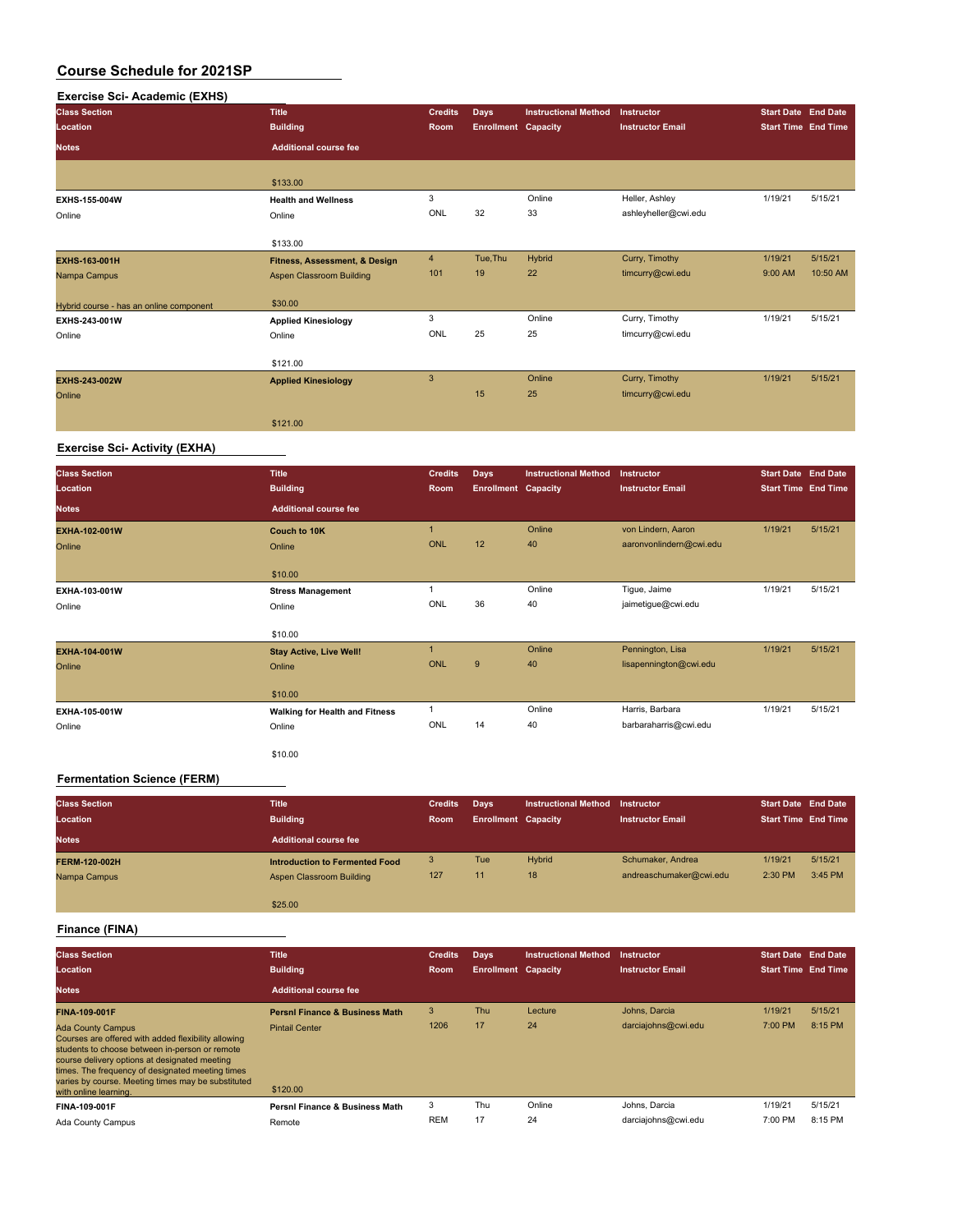# Course Schedule for 2021SP

## Exercise Sci- Academic (EXHS)

| Class Section / Location / Notes | Title / Building / Additional course fee | Credits / Room | Days / Enrollment | Instructional Method / Capacity | Instructor / Instructor Email | Start Date / Start Time | End Date / End Time |
|---|---|---|---|---|---|---|---|
| | $133.00 | | | | | | |
| EXHS-155-004W<br>Online | **Health and Wellness**<br>Online<br>$133.00 | 3<br>ONL | <br>32 | Online<br>33 | Heller, Ashley<br>ashleyheller@cwi.edu | 1/19/21 | 5/15/21 |
| **EXHS-163-001H**<br>Nampa Campus<br>Hybrid course - has an online component | **Fitness, Assessment, & Design**<br>Aspen Classroom Building<br>$30.00 | 4<br>101 | Tue,Thu<br>19 | Hybrid<br>22 | Curry, Timothy<br>timcurry@cwi.edu | 1/19/21<br>9:00 AM | 5/15/21<br>10:50 AM |
| EXHS-243-001W<br>Online | **Applied Kinesiology**<br>Online<br>$121.00 | 3<br>ONL | <br>25 | Online<br>25 | Curry, Timothy<br>timcurry@cwi.edu | 1/19/21 | 5/15/21 |
| **EXHS-243-002W**<br>Online | **Applied Kinesiology**<br><br>$121.00 | 3 | <br>15 | Online<br>25 | Curry, Timothy<br>timcurry@cwi.edu | 1/19/21 | 5/15/21 |

## Exercise Sci- Activity (EXHA)

| Class Section / Location / Notes | Title / Building / Additional course fee | Credits / Room | Days / Enrollment | Instructional Method / Capacity | Instructor / Instructor Email | Start Date / Start Time | End Date / End Time |
|---|---|---|---|---|---|---|---|
| **EXHA-102-001W**<br>Online | **Couch to 10K**<br>Online<br>$10.00 | 1<br>ONL | <br>12 | Online<br>40 | von Lindern, Aaron<br>aaronvonlindern@cwi.edu | 1/19/21 | 5/15/21 |
| EXHA-103-001W<br>Online | **Stress Management**<br>Online<br>$10.00 | 1<br>ONL | <br>36 | Online<br>40 | Tigue, Jaime<br>jaimetigue@cwi.edu | 1/19/21 | 5/15/21 |
| **EXHA-104-001W**<br>Online | **Stay Active, Live Well!**<br>Online<br>$10.00 | 1<br>ONL | <br>9 | Online<br>40 | Pennington, Lisa<br>lisapennington@cwi.edu | 1/19/21 | 5/15/21 |
| EXHA-105-001W<br>Online | **Walking for Health and Fitness**<br>Online<br>$10.00 | 1<br>ONL | <br>14 | Online<br>40 | Harris, Barbara<br>barbaraharris@cwi.edu | 1/19/21 | 5/15/21 |

## Fermentation Science (FERM)

| Class Section / Location / Notes | Title / Building / Additional course fee | Credits / Room | Days / Enrollment | Instructional Method / Capacity | Instructor / Instructor Email | Start Date / Start Time | End Date / End Time |
|---|---|---|---|---|---|---|---|
| **FERM-120-002H**<br>Nampa Campus | **Introduction to Fermented Food**<br>Aspen Classroom Building<br>$25.00 | 3<br>127 | Tue<br>11 | Hybrid<br>18 | Schumaker, Andrea<br>andreaschumaker@cwi.edu | 1/19/21<br>2:30 PM | 5/15/21<br>3:45 PM |

## Finance (FINA)

| Class Section / Location / Notes | Title / Building / Additional course fee | Credits / Room | Days / Enrollment | Instructional Method / Capacity | Instructor / Instructor Email | Start Date / Start Time | End Date / End Time |
|---|---|---|---|---|---|---|---|
| **FINA-109-001F**<br>Ada County Campus<br>Courses are offered with added flexibility allowing students to choose between in-person or remote course delivery options at designated meeting times. The frequency of designated meeting times varies by course. Meeting times may be substituted with online learning. | **Persnl Finance & Business Math**<br>Pintail Center<br>$120.00 | 3<br>1206 | Thu<br>17 | Lecture<br>24 | Johns, Darcia<br>darciajohns@cwi.edu | 1/19/21<br>7:00 PM | 5/15/21<br>8:15 PM |
| FINA-109-001F<br>Ada County Campus | **Persnl Finance & Business Math**<br>Remote | 3<br>REM | Thu<br>17 | Online<br>24 | Johns, Darcia<br>darciajohns@cwi.edu | 1/19/21<br>7:00 PM | 5/15/21<br>8:15 PM |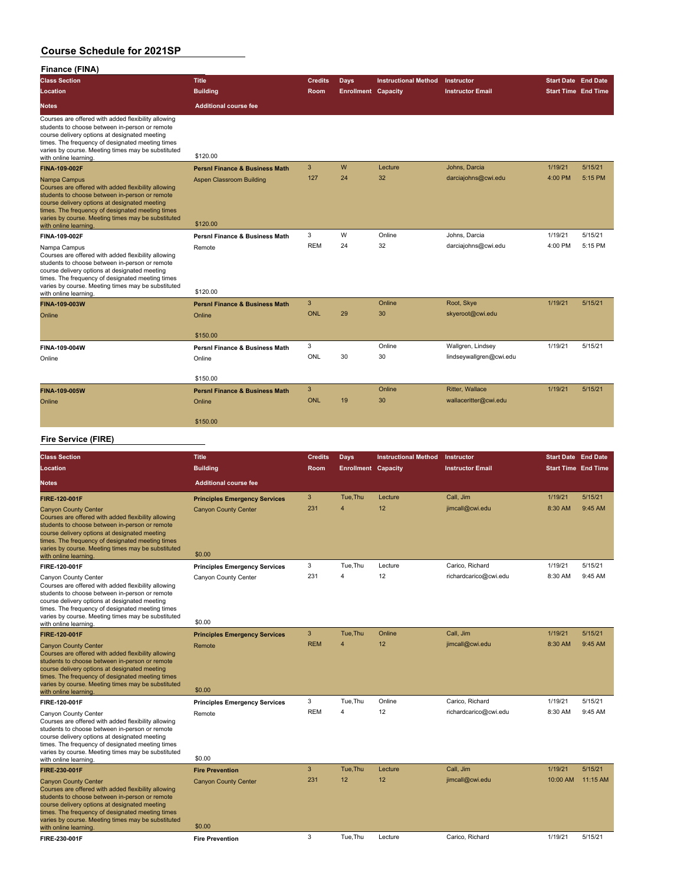# Course Schedule for 2021SP

## Finance (FINA)

| Class Section / Location / Notes | Title / Building / Additional course fee | Credits / Room | Days / Enrollment | Instructional Method / Capacity | Instructor / Instructor Email | Start Date / Start Time | End Date / End Time |
|---|---|---|---|---|---|---|---|
| Courses are offered with added flexibility allowing students to choose between in-person or remote course delivery options at designated meeting times. The frequency of designated meeting times varies by course. Meeting times may be substituted with online learning. | $120.00 | | | | | | |
| FINA-109-002F | Persnl Finance & Business Math | 3 | W | Lecture | Johns, Darcia | 1/19/21 | 5/15/21 |
| Nampa Campus | Aspen Classroom Building | 127 | 24 | 32 | darciajohns@cwi.edu | 4:00 PM | 5:15 PM |
| Courses are offered with added flexibility allowing students to choose between in-person or remote course delivery options at designated meeting times. The frequency of designated meeting times varies by course. Meeting times may be substituted with online learning. | $120.00 | | | | | | |
| FINA-109-002F | Persnl Finance & Business Math | 3 | W | Online | Johns, Darcia | 1/19/21 | 5/15/21 |
| Nampa Campus | Remote | REM | 24 | 32 | darciajohns@cwi.edu | 4:00 PM | 5:15 PM |
| Courses are offered with added flexibility allowing students to choose between in-person or remote course delivery options at designated meeting times. The frequency of designated meeting times varies by course. Meeting times may be substituted with online learning. | $120.00 | | | | | | |
| FINA-109-003W | Persnl Finance & Business Math | 3 | | Online | Root, Skye | 1/19/21 | 5/15/21 |
| Online | Online | ONL | 29 | 30 | skyeroot@cwi.edu | | |
| | $150.00 | | | | | | |
| FINA-109-004W | Persnl Finance & Business Math | 3 | | Online | Wallgren, Lindsey | 1/19/21 | 5/15/21 |
| Online | Online | ONL | 30 | 30 | lindseywallgren@cwi.edu | | |
| | $150.00 | | | | | | |
| FINA-109-005W | Persnl Finance & Business Math | 3 | | Online | Ritter, Wallace | 1/19/21 | 5/15/21 |
| Online | Online | ONL | 19 | 30 | wallaceritter@cwi.edu | | |
| | $150.00 | | | | | | |

## Fire Service (FIRE)

| Class Section / Location / Notes | Title / Building / Additional course fee | Credits / Room | Days / Enrollment | Instructional Method / Capacity | Instructor / Instructor Email | Start Date / Start Time | End Date / End Time |
|---|---|---|---|---|---|---|---|
| FIRE-120-001F | Principles Emergency Services | 3 | Tue,Thu | Lecture | Call, Jim | 1/19/21 | 5/15/21 |
| Canyon County Center | Canyon County Center | 231 | 4 | 12 | jimcall@cwi.edu | 8:30 AM | 9:45 AM |
| Courses are offered with added flexibility allowing students to choose between in-person or remote course delivery options at designated meeting times. The frequency of designated meeting times varies by course. Meeting times may be substituted with online learning. | $0.00 | | | | | | |
| FIRE-120-001F | Principles Emergency Services | 3 | Tue,Thu | Lecture | Carico, Richard | 1/19/21 | 5/15/21 |
| Canyon County Center | Canyon County Center | 231 | 4 | 12 | richardcarico@cwi.edu | 8:30 AM | 9:45 AM |
| Courses are offered with added flexibility allowing students to choose between in-person or remote course delivery options at designated meeting times. The frequency of designated meeting times varies by course. Meeting times may be substituted with online learning. | $0.00 | | | | | | |
| FIRE-120-001F | Principles Emergency Services | 3 | Tue,Thu | Online | Call, Jim | 1/19/21 | 5/15/21 |
| Canyon County Center | Remote | REM | 4 | 12 | jimcall@cwi.edu | 8:30 AM | 9:45 AM |
| Courses are offered with added flexibility allowing students to choose between in-person or remote course delivery options at designated meeting times. The frequency of designated meeting times varies by course. Meeting times may be substituted with online learning. | $0.00 | | | | | | |
| FIRE-120-001F | Principles Emergency Services | 3 | Tue,Thu | Online | Carico, Richard | 1/19/21 | 5/15/21 |
| Canyon County Center | Remote | REM | 4 | 12 | richardcarico@cwi.edu | 8:30 AM | 9:45 AM |
| Courses are offered with added flexibility allowing students to choose between in-person or remote course delivery options at designated meeting times. The frequency of designated meeting times varies by course. Meeting times may be substituted with online learning. | $0.00 | | | | | | |
| FIRE-230-001F | Fire Prevention | 3 | Tue,Thu | Lecture | Call, Jim | 1/19/21 | 5/15/21 |
| Canyon County Center | Canyon County Center | 231 | 12 | 12 | jimcall@cwi.edu | 10:00 AM | 11:15 AM |
| Courses are offered with added flexibility allowing students to choose between in-person or remote course delivery options at designated meeting times. The frequency of designated meeting times varies by course. Meeting times may be substituted with online learning. | $0.00 | | | | | | |
| FIRE-230-001F | Fire Prevention | 3 | Tue,Thu | Lecture | Carico, Richard | 1/19/21 | 5/15/21 |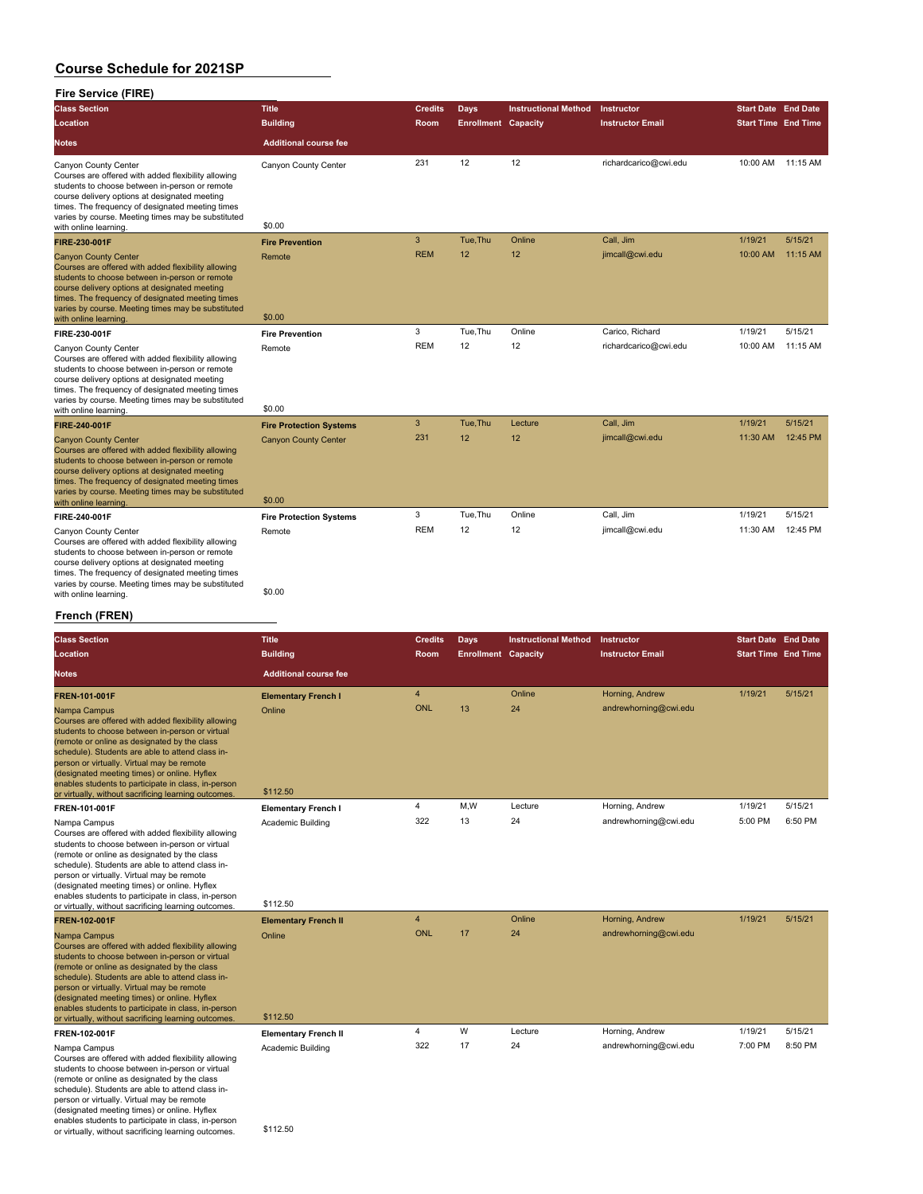# Course Schedule for 2021SP

## Fire Service (FIRE)

| Class Section / Location / Notes | Title / Building / Additional course fee | Credits / Room | Days / Enrollment | Instructional Method / Capacity | Instructor / Instructor Email | Start Date / Start Time | End Date / End Time |
|---|---|---|---|---|---|---|---|
| Canyon County Center<br>Courses are offered with added flexibility allowing students to choose between in-person or remote course delivery options at designated meeting times. The frequency of designated meeting times varies by course. Meeting times may be substituted with online learning. | Canyon County Center<br>$0.00 | 231 | 12 | 12 | richardcarico@cwi.edu | 10:00 AM | 11:15 AM |
| **FIRE-230-001F**<br>Canyon County Center<br>Courses are offered with added flexibility allowing students to choose between in-person or remote course delivery options at designated meeting times. The frequency of designated meeting times varies by course. Meeting times may be substituted with online learning. | **Fire Prevention**<br>Remote<br>$0.00 | 3<br>REM | Tue,Thu<br>12 | Online<br>12 | Call, Jim<br>jimcall@cwi.edu | 1/19/21<br>10:00 AM | 5/15/21<br>11:15 AM |
| **FIRE-230-001F**<br>Canyon County Center<br>Courses are offered with added flexibility allowing students to choose between in-person or remote course delivery options at designated meeting times. The frequency of designated meeting times varies by course. Meeting times may be substituted with online learning. | **Fire Prevention**<br>Remote<br>$0.00 | 3<br>REM | Tue,Thu<br>12 | Online<br>12 | Carico, Richard<br>richardcarico@cwi.edu | 1/19/21<br>10:00 AM | 5/15/21<br>11:15 AM |
| **FIRE-240-001F**<br>Canyon County Center<br>Courses are offered with added flexibility allowing students to choose between in-person or remote course delivery options at designated meeting times. The frequency of designated meeting times varies by course. Meeting times may be substituted with online learning. | **Fire Protection Systems**<br>Canyon County Center<br>$0.00 | 3<br>231 | Tue,Thu<br>12 | Lecture<br>12 | Call, Jim<br>jimcall@cwi.edu | 1/19/21<br>11:30 AM | 5/15/21<br>12:45 PM |
| **FIRE-240-001F**<br>Canyon County Center<br>Courses are offered with added flexibility allowing students to choose between in-person or remote course delivery options at designated meeting times. The frequency of designated meeting times varies by course. Meeting times may be substituted with online learning. | **Fire Protection Systems**<br>Remote<br>$0.00 | 3<br>REM | Tue,Thu<br>12 | Online<br>12 | Call, Jim<br>jimcall@cwi.edu | 1/19/21<br>11:30 AM | 5/15/21<br>12:45 PM |

## French (FREN)

| Class Section / Location / Notes | Title / Building / Additional course fee | Credits / Room | Days / Enrollment | Instructional Method / Capacity | Instructor / Instructor Email | Start Date / Start Time | End Date / End Time |
|---|---|---|---|---|---|---|---|
| **FREN-101-001F**<br>Nampa Campus<br>Courses are offered with added flexibility allowing students to choose between in-person or virtual (remote or online as designated by the class schedule). Students are able to attend class in-person or virtually. Virtual may be remote (designated meeting times) or online. Hyflex enables students to participate in class, in-person or virtually, without sacrificing learning outcomes. | **Elementary French I**<br>Online<br>$112.50 | 4<br>ONL | <br>13 | Online<br>24 | Horning, Andrew<br>andrewhorning@cwi.edu | 1/19/21 | 5/15/21 |
| **FREN-101-001F**<br>Nampa Campus<br>Courses are offered with added flexibility allowing students to choose between in-person or virtual (remote or online as designated by the class schedule). Students are able to attend class in-person or virtually. Virtual may be remote (designated meeting times) or online. Hyflex enables students to participate in class, in-person or virtually, without sacrificing learning outcomes. | **Elementary French I**<br>Academic Building<br>$112.50 | 4<br>322 | M,W<br>13 | Lecture<br>24 | Horning, Andrew<br>andrewhorning@cwi.edu | 1/19/21<br>5:00 PM | 5/15/21<br>6:50 PM |
| **FREN-102-001F**<br>Nampa Campus<br>Courses are offered with added flexibility allowing students to choose between in-person or virtual (remote or online as designated by the class schedule). Students are able to attend class in-person or virtually. Virtual may be remote (designated meeting times) or online. Hyflex enables students to participate in class, in-person or virtually, without sacrificing learning outcomes. | **Elementary French II**<br>Online<br>$112.50 | 4<br>ONL | <br>17 | Online<br>24 | Horning, Andrew<br>andrewhorning@cwi.edu | 1/19/21 | 5/15/21 |
| **FREN-102-001F**<br>Nampa Campus<br>Courses are offered with added flexibility allowing students to choose between in-person or virtual (remote or online as designated by the class schedule). Students are able to attend class in-person or virtually. Virtual may be remote (designated meeting times) or online. Hyflex enables students to participate in class, in-person or virtually, without sacrificing learning outcomes. | **Elementary French II**<br>Academic Building<br>$112.50 | 4<br>322 | W<br>17 | Lecture<br>24 | Horning, Andrew<br>andrewhorning@cwi.edu | 1/19/21<br>7:00 PM | 5/15/21<br>8:50 PM |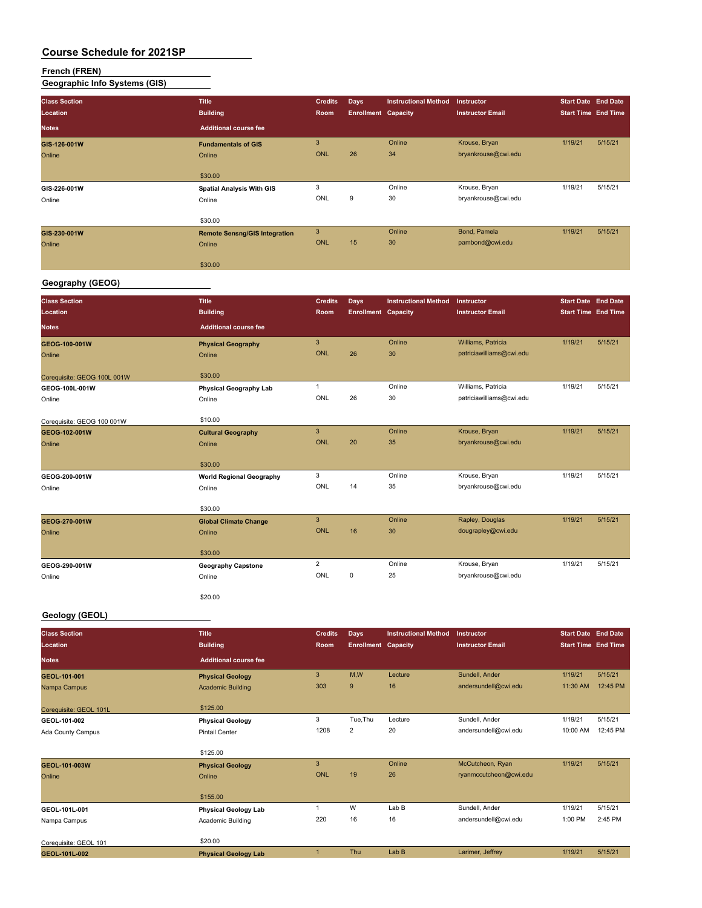# Course Schedule for 2021SP

## French (FREN)

## Geographic Info Systems (GIS)

| Class Section / Location / Notes | Title / Building / Additional course fee | Credits / Room | Days / Enrollment | Instructional Method / Capacity | Instructor / Instructor Email | Start Date / Start Time | End Date / End Time |
|---|---|---|---|---|---|---|---|
| **GIS-126-001W** | **Fundamentals of GIS** | 3 | | Online | Krouse, Bryan | 1/19/21 | 5/15/21 |
| Online | Online | ONL | 26 | 34 | bryankrouse@cwi.edu | | |
| | $30.00 | | | | | | |
| **GIS-226-001W** | **Spatial Analysis With GIS** | 3 | | Online | Krouse, Bryan | 1/19/21 | 5/15/21 |
| Online | Online | ONL | 9 | 30 | bryankrouse@cwi.edu | | |
| | $30.00 | | | | | | |
| **GIS-230-001W** | **Remote Sensng/GIS Integration** | 3 | | Online | Bond, Pamela | 1/19/21 | 5/15/21 |
| Online | Online | ONL | 15 | 30 | pambond@cwi.edu | | |
| | $30.00 | | | | | | |

## Geography (GEOG)

| Class Section / Location / Notes | Title / Building / Additional course fee | Credits / Room | Days / Enrollment | Instructional Method / Capacity | Instructor / Instructor Email | Start Date / Start Time | End Date / End Time |
|---|---|---|---|---|---|---|---|
| **GEOG-100-001W** | **Physical Geography** | 3 | | Online | Williams, Patricia | 1/19/21 | 5/15/21 |
| Online | Online | ONL | 26 | 30 | patriciawilliams@cwi.edu | | |
| Corequisite: GEOG 100L 001W | $30.00 | | | | | | |
| **GEOG-100L-001W** | **Physical Geography Lab** | 1 | | Online | Williams, Patricia | 1/19/21 | 5/15/21 |
| Online | Online | ONL | 26 | 30 | patriciawilliams@cwi.edu | | |
| Corequisite: GEOG 100 001W | $10.00 | | | | | | |
| **GEOG-102-001W** | **Cultural Geography** | 3 | | Online | Krouse, Bryan | 1/19/21 | 5/15/21 |
| Online | Online | ONL | 20 | 35 | bryankrouse@cwi.edu | | |
| | $30.00 | | | | | | |
| **GEOG-200-001W** | **World Regional Geography** | 3 | | Online | Krouse, Bryan | 1/19/21 | 5/15/21 |
| Online | Online | ONL | 14 | 35 | bryankrouse@cwi.edu | | |
| | $30.00 | | | | | | |
| **GEOG-270-001W** | **Global Climate Change** | 3 | | Online | Rapley, Douglas | 1/19/21 | 5/15/21 |
| Online | Online | ONL | 16 | 30 | dougrapley@cwi.edu | | |
| | $30.00 | | | | | | |
| **GEOG-290-001W** | **Geography Capstone** | 2 | | Online | Krouse, Bryan | 1/19/21 | 5/15/21 |
| Online | Online | ONL | 0 | 25 | bryankrouse@cwi.edu | | |
| | $20.00 | | | | | | |

## Geology (GEOL)

| Class Section / Location / Notes | Title / Building / Additional course fee | Credits / Room | Days / Enrollment | Instructional Method / Capacity | Instructor / Instructor Email | Start Date / Start Time | End Date / End Time |
|---|---|---|---|---|---|---|---|
| **GEOL-101-001** | **Physical Geology** | 3 | M,W | Lecture | Sundell, Ander | 1/19/21 | 5/15/21 |
| Nampa Campus | Academic Building | 303 | 9 | 16 | andersundell@cwi.edu | 11:30 AM | 12:45 PM |
| Corequisite: GEOL 101L | $125.00 | | | | | | |
| **GEOL-101-002** | **Physical Geology** | 3 | Tue,Thu | Lecture | Sundell, Ander | 1/19/21 | 5/15/21 |
| Ada County Campus | Pintail Center | 1208 | 2 | 20 | andersundell@cwi.edu | 10:00 AM | 12:45 PM |
| | $125.00 | | | | | | |
| **GEOL-101-003W** | **Physical Geology** | 3 | | Online | McCutcheon, Ryan | 1/19/21 | 5/15/21 |
| Online | Online | ONL | 19 | 26 | ryanmccutcheon@cwi.edu | | |
| | $155.00 | | | | | | |
| **GEOL-101L-001** | **Physical Geology Lab** | 1 | W | Lab B | Sundell, Ander | 1/19/21 | 5/15/21 |
| Nampa Campus | Academic Building | 220 | 16 | 16 | andersundell@cwi.edu | 1:00 PM | 2:45 PM |
| Corequisite: GEOL 101 | $20.00 | | | | | | |
| **GEOL-101L-002** | **Physical Geology Lab** | 1 | Thu | Lab B | Larimer, Jeffrey | 1/19/21 | 5/15/21 |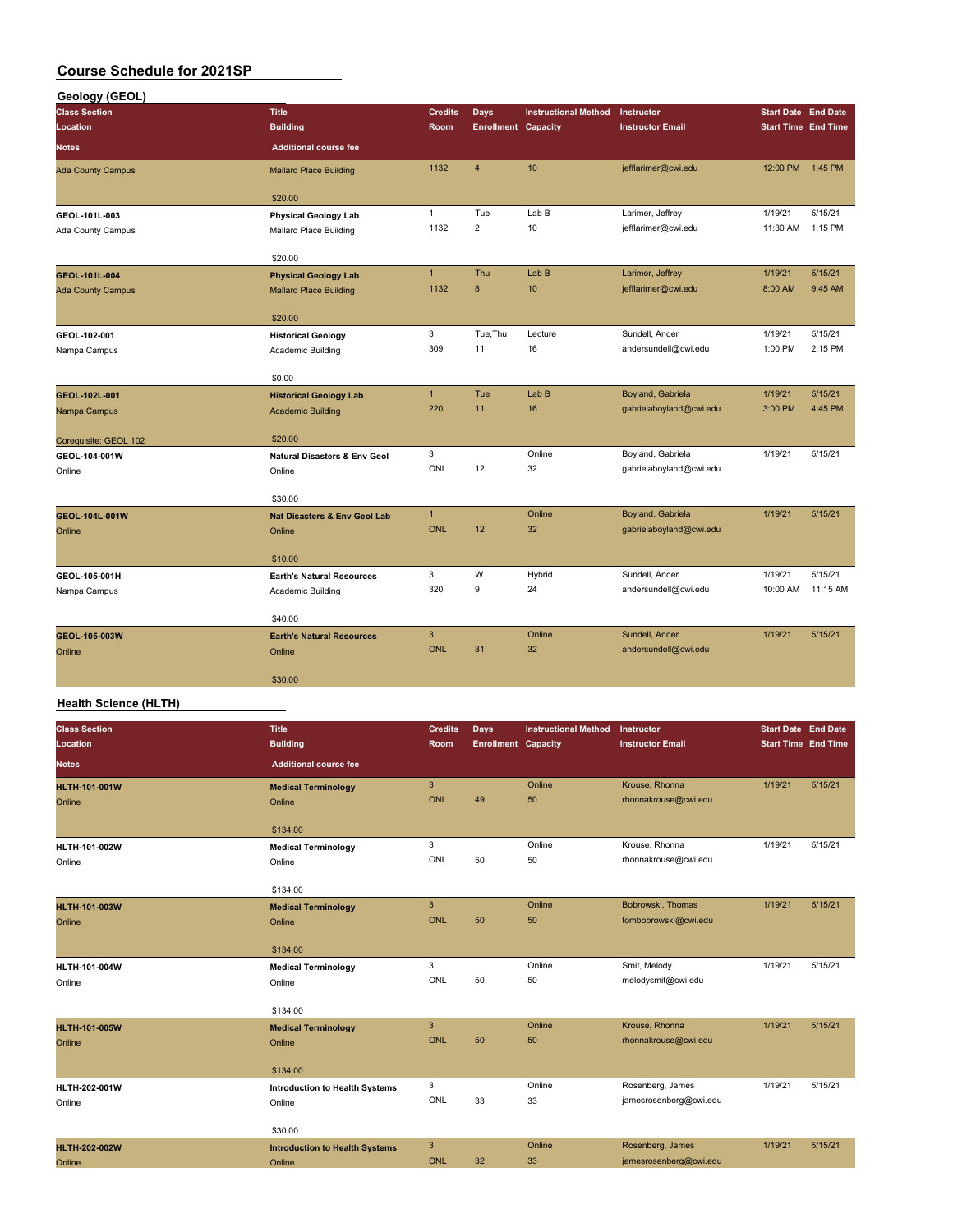# Course Schedule for 2021SP

## Geology (GEOL)

| Class Section / Location / Notes | Title / Building / Additional course fee | Credits / Room | Days / Enrollment | Instructional Method / Capacity | Instructor / Instructor Email | Start Date / Start Time | End Date / End Time |
|---|---|---|---|---|---|---|---|
| Ada County Campus | Mallard Place Building<br>$20.00 | 1132 | 4 | 10 | jefflarimer@cwi.edu | 12:00 PM | 1:45 PM |
| GEOL-101L-003<br>Ada County Campus | Physical Geology Lab<br>Mallard Place Building<br>$20.00 | 1<br>1132 | Tue<br>2 | Lab B<br>10 | Larimer, Jeffrey<br>jefflarimer@cwi.edu | 1/19/21<br>11:30 AM | 5/15/21<br>1:15 PM |
| GEOL-101L-004<br>Ada County Campus | Physical Geology Lab<br>Mallard Place Building<br>$20.00 | 1<br>1132 | Thu<br>8 | Lab B<br>10 | Larimer, Jeffrey<br>jefflarimer@cwi.edu | 1/19/21<br>8:00 AM | 5/15/21<br>9:45 AM |
| GEOL-102-001<br>Nampa Campus | Historical Geology<br>Academic Building<br>$0.00 | 3<br>309 | Tue,Thu<br>11 | Lecture<br>16 | Sundell, Ander<br>andersundell@cwi.edu | 1/19/21<br>1:00 PM | 5/15/21<br>2:15 PM |
| GEOL-102L-001<br>Nampa Campus<br>Corequisite: GEOL 102 | Historical Geology Lab<br>Academic Building<br>$20.00 | 1<br>220 | Tue<br>11 | Lab B<br>16 | Boyland, Gabriela<br>gabrielaboyland@cwi.edu | 1/19/21<br>3:00 PM | 5/15/21<br>4:45 PM |
| GEOL-104-001W<br>Online | Natural Disasters & Env Geol<br>Online<br>$30.00 | 3<br>ONL | <br>12 | Online<br>32 | Boyland, Gabriela<br>gabrielaboyland@cwi.edu | 1/19/21 | 5/15/21 |
| GEOL-104L-001W<br>Online | Nat Disasters & Env Geol Lab<br>Online<br>$10.00 | 1<br>ONL | <br>12 | Online<br>32 | Boyland, Gabriela<br>gabrielaboyland@cwi.edu | 1/19/21 | 5/15/21 |
| GEOL-105-001H<br>Nampa Campus | Earth's Natural Resources<br>Academic Building<br>$40.00 | 3<br>320 | W<br>9 | Hybrid<br>24 | Sundell, Ander<br>andersundell@cwi.edu | 1/19/21<br>10:00 AM | 5/15/21<br>11:15 AM |
| GEOL-105-003W<br>Online | Earth's Natural Resources<br>Online<br>$30.00 | 3<br>ONL | <br>31 | Online<br>32 | Sundell, Ander<br>andersundell@cwi.edu | 1/19/21 | 5/15/21 |

## Health Science (HLTH)

| Class Section / Location / Notes | Title / Building / Additional course fee | Credits / Room | Days / Enrollment | Instructional Method / Capacity | Instructor / Instructor Email | Start Date / Start Time | End Date / End Time |
|---|---|---|---|---|---|---|---|
| HLTH-101-001W<br>Online | Medical Terminology<br>Online<br>$134.00 | 3<br>ONL | <br>49 | Online<br>50 | Krouse, Rhonna<br>rhonnakrouse@cwi.edu | 1/19/21 | 5/15/21 |
| HLTH-101-002W<br>Online | Medical Terminology<br>Online<br>$134.00 | 3<br>ONL | <br>50 | Online<br>50 | Krouse, Rhonna<br>rhonnakrouse@cwi.edu | 1/19/21 | 5/15/21 |
| HLTH-101-003W<br>Online | Medical Terminology<br>Online<br>$134.00 | 3<br>ONL | <br>50 | Online<br>50 | Bobrowski, Thomas<br>tombobrowski@cwi.edu | 1/19/21 | 5/15/21 |
| HLTH-101-004W<br>Online | Medical Terminology<br>Online<br>$134.00 | 3<br>ONL | <br>50 | Online<br>50 | Smit, Melody<br>melodysmit@cwi.edu | 1/19/21 | 5/15/21 |
| HLTH-101-005W<br>Online | Medical Terminology<br>Online<br>$134.00 | 3<br>ONL | <br>50 | Online<br>50 | Krouse, Rhonna<br>rhonnakrouse@cwi.edu | 1/19/21 | 5/15/21 |
| HLTH-202-001W<br>Online | Introduction to Health Systems<br>Online<br>$30.00 | 3<br>ONL | <br>33 | Online<br>33 | Rosenberg, James<br>jamesrosenberg@cwi.edu | 1/19/21 | 5/15/21 |
| HLTH-202-002W<br>Online | Introduction to Health Systems<br>Online | 3<br>ONL | <br>32 | Online<br>33 | Rosenberg, James<br>jamesrosenberg@cwi.edu | 1/19/21 | 5/15/21 |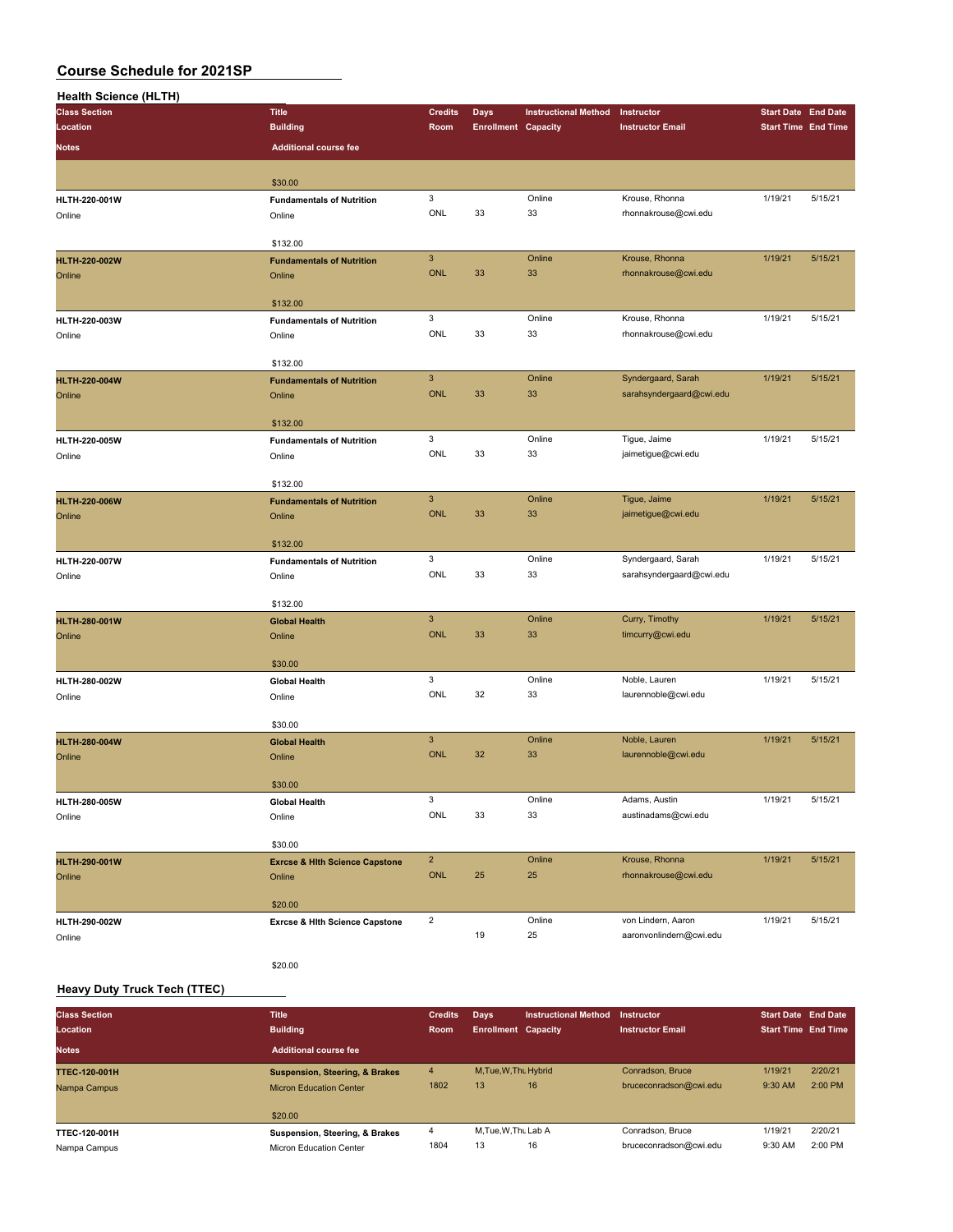# Course Schedule for 2021SP

## Health Science (HLTH)

| Class Section / Location / Notes | Title / Building / Additional course fee | Credits / Room | Days / Enrollment | Instructional Method / Capacity | Instructor / Instructor Email | Start Date / Start Time | End Date / End Time |
|---|---|---|---|---|---|---|---|
| | $30.00 | | | | | | |
| HLTH-220-001W<br>Online | Fundamentals of Nutrition<br>Online<br>$132.00 | 3<br>ONL | <br>33 | Online<br>33 | Krouse, Rhonna<br>rhonnakrouse@cwi.edu | 1/19/21 | 5/15/21 |
| HLTH-220-002W<br>Online | Fundamentals of Nutrition<br>Online<br>$132.00 | 3<br>ONL | <br>33 | Online<br>33 | Krouse, Rhonna<br>rhonnakrouse@cwi.edu | 1/19/21 | 5/15/21 |
| HLTH-220-003W<br>Online | Fundamentals of Nutrition<br>Online<br>$132.00 | 3<br>ONL | <br>33 | Online<br>33 | Krouse, Rhonna<br>rhonnakrouse@cwi.edu | 1/19/21 | 5/15/21 |
| HLTH-220-004W<br>Online | Fundamentals of Nutrition<br>Online<br>$132.00 | 3<br>ONL | <br>33 | Online<br>33 | Syndergaard, Sarah<br>sarahsyndergaard@cwi.edu | 1/19/21 | 5/15/21 |
| HLTH-220-005W<br>Online | Fundamentals of Nutrition<br>Online<br>$132.00 | 3<br>ONL | <br>33 | Online<br>33 | Tigue, Jaime<br>jaimetigue@cwi.edu | 1/19/21 | 5/15/21 |
| HLTH-220-006W<br>Online | Fundamentals of Nutrition<br>Online<br>$132.00 | 3<br>ONL | <br>33 | Online<br>33 | Tigue, Jaime<br>jaimetigue@cwi.edu | 1/19/21 | 5/15/21 |
| HLTH-220-007W<br>Online | Fundamentals of Nutrition<br>Online<br>$132.00 | 3<br>ONL | <br>33 | Online<br>33 | Syndergaard, Sarah<br>sarahsyndergaard@cwi.edu | 1/19/21 | 5/15/21 |
| HLTH-280-001W<br>Online | Global Health<br>Online<br>$30.00 | 3<br>ONL | <br>33 | Online<br>33 | Curry, Timothy<br>timcurry@cwi.edu | 1/19/21 | 5/15/21 |
| HLTH-280-002W<br>Online | Global Health<br>Online<br>$30.00 | 3<br>ONL | <br>32 | Online<br>33 | Noble, Lauren<br>laurennoble@cwi.edu | 1/19/21 | 5/15/21 |
| HLTH-280-004W<br>Online | Global Health<br>Online<br>$30.00 | 3<br>ONL | <br>32 | Online<br>33 | Noble, Lauren<br>laurennoble@cwi.edu | 1/19/21 | 5/15/21 |
| HLTH-280-005W<br>Online | Global Health<br>Online<br>$30.00 | 3<br>ONL | <br>33 | Online<br>33 | Adams, Austin<br>austinadams@cwi.edu | 1/19/21 | 5/15/21 |
| HLTH-290-001W<br>Online | Exrcse & Hlth Science Capstone<br>Online<br>$20.00 | 2<br>ONL | <br>25 | Online<br>25 | Krouse, Rhonna<br>rhonnakrouse@cwi.edu | 1/19/21 | 5/15/21 |
| HLTH-290-002W<br>Online | Exrcse & Hlth Science Capstone<br><br>$20.00 | 2 | <br>19 | Online<br>25 | von Lindern, Aaron<br>aaronvonlindern@cwi.edu | 1/19/21 | 5/15/21 |

## Heavy Duty Truck Tech (TTEC)

| Class Section / Location / Notes | Title / Building / Additional course fee | Credits / Room | Days / Enrollment | Instructional Method / Capacity | Instructor / Instructor Email | Start Date / Start Time | End Date / End Time |
|---|---|---|---|---|---|---|---|
| TTEC-120-001H<br>Nampa Campus | Suspension, Steering, & Brakes<br>Micron Education Center<br>$20.00 | 4<br>1802 | M,Tue,W,Thu<br>13 | Hybrid<br>16 | Conradson, Bruce<br>bruceconradson@cwi.edu | 1/19/21<br>9:30 AM | 2/20/21<br>2:00 PM |
| TTEC-120-001H<br>Nampa Campus | Suspension, Steering, & Brakes<br>Micron Education Center | 4<br>1804 | M,Tue,W,Thu<br>13 | Lab A<br>16 | Conradson, Bruce<br>bruceconradson@cwi.edu | 1/19/21<br>9:30 AM | 2/20/21<br>2:00 PM |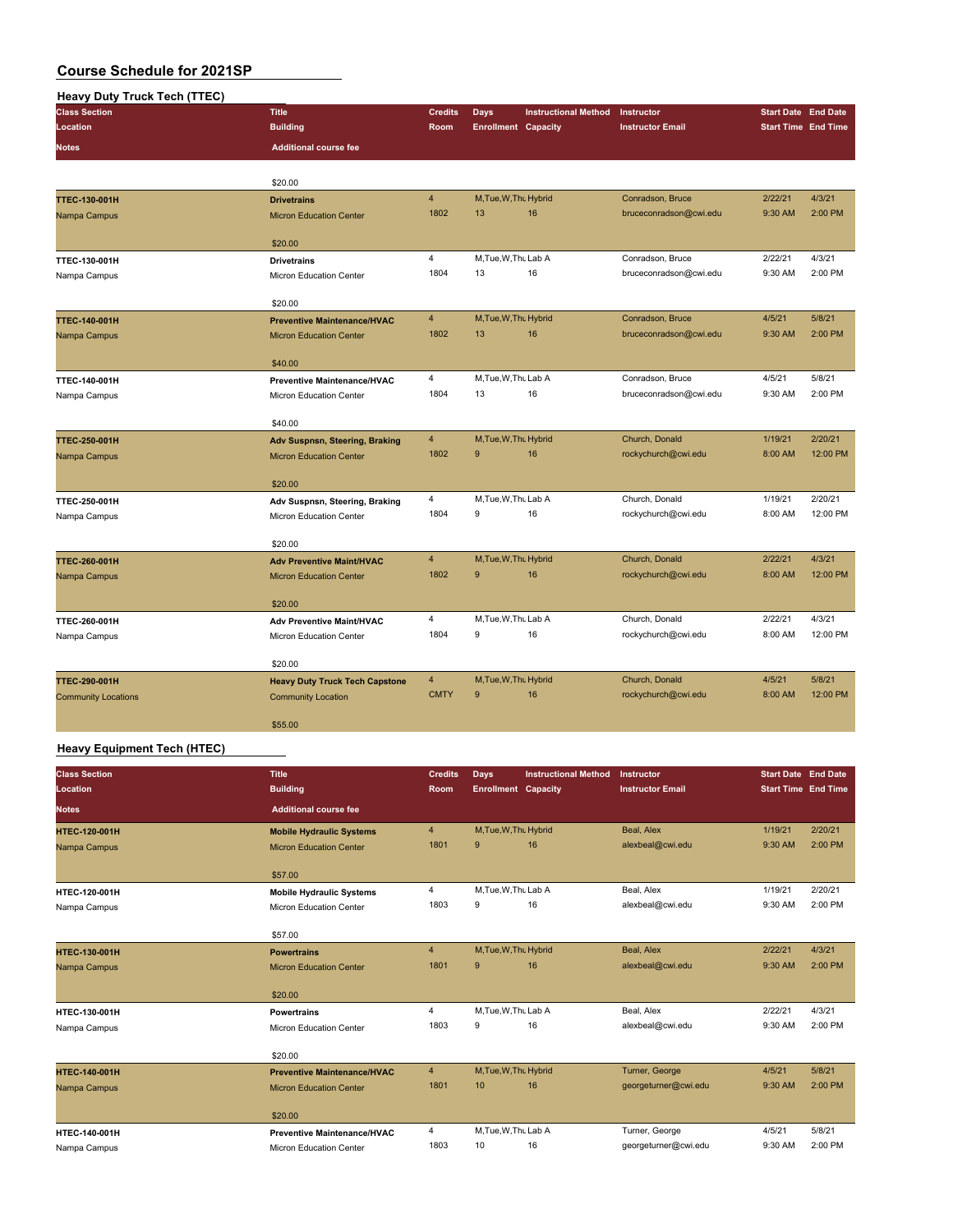## Course Schedule for 2021SP

### Heavy Duty Truck Tech (TTEC)

| Class Section / Location / Notes | Title / Building / Additional course fee | Credits / Room | Days / Enrollment | Instructional Method / Capacity | Instructor / Instructor Email | Start Date / Start Time | End Date / End Time |
|---|---|---|---|---|---|---|---|
| | $20.00 | | | | | | |
| TTEC-130-001H<br>Nampa Campus | Drivetrains<br>Micron Education Center<br>$20.00 | 4<br>1802 | M,Tue,W,Thu<br>13 | Hybrid<br>16 | Conradson, Bruce<br>bruceconradson@cwi.edu | 2/22/21<br>9:30 AM | 4/3/21<br>2:00 PM |
| TTEC-130-001H<br>Nampa Campus | Drivetrains<br>Micron Education Center<br>$20.00 | 4<br>1804 | M,Tue,W,Thu<br>13 | Lab A<br>16 | Conradson, Bruce<br>bruceconradson@cwi.edu | 2/22/21<br>9:30 AM | 4/3/21<br>2:00 PM |
| TTEC-140-001H<br>Nampa Campus | Preventive Maintenance/HVAC<br>Micron Education Center<br>$40.00 | 4<br>1802 | M,Tue,W,Thu<br>13 | Hybrid<br>16 | Conradson, Bruce<br>bruceconradson@cwi.edu | 4/5/21<br>9:30 AM | 5/8/21<br>2:00 PM |
| TTEC-140-001H<br>Nampa Campus | Preventive Maintenance/HVAC<br>Micron Education Center<br>$40.00 | 4<br>1804 | M,Tue,W,Thu<br>13 | Lab A<br>16 | Conradson, Bruce<br>bruceconradson@cwi.edu | 4/5/21<br>9:30 AM | 5/8/21<br>2:00 PM |
| TTEC-250-001H<br>Nampa Campus | Adv Suspnsn, Steering, Braking<br>Micron Education Center<br>$20.00 | 4<br>1802 | M,Tue,W,Thu<br>9 | Hybrid<br>16 | Church, Donald<br>rockychurch@cwi.edu | 1/19/21<br>8:00 AM | 2/20/21<br>12:00 PM |
| TTEC-250-001H<br>Nampa Campus | Adv Suspnsn, Steering, Braking<br>Micron Education Center<br>$20.00 | 4<br>1804 | M,Tue,W,Thu<br>9 | Lab A<br>16 | Church, Donald<br>rockychurch@cwi.edu | 1/19/21<br>8:00 AM | 2/20/21<br>12:00 PM |
| TTEC-260-001H<br>Nampa Campus | Adv Preventive Maint/HVAC<br>Micron Education Center<br>$20.00 | 4<br>1802 | M,Tue,W,Thu<br>9 | Hybrid<br>16 | Church, Donald<br>rockychurch@cwi.edu | 2/22/21<br>8:00 AM | 4/3/21<br>12:00 PM |
| TTEC-260-001H<br>Nampa Campus | Adv Preventive Maint/HVAC<br>Micron Education Center<br>$20.00 | 4<br>1804 | M,Tue,W,Thu<br>9 | Lab A<br>16 | Church, Donald<br>rockychurch@cwi.edu | 2/22/21<br>8:00 AM | 4/3/21<br>12:00 PM |
| TTEC-290-001H<br>Community Locations | Heavy Duty Truck Tech Capstone<br>Community Location<br>$55.00 | 4<br>CMTY | M,Tue,W,Thu<br>9 | Hybrid<br>16 | Church, Donald<br>rockychurch@cwi.edu | 4/5/21<br>8:00 AM | 5/8/21<br>12:00 PM |

### Heavy Equipment Tech (HTEC)

| Class Section / Location / Notes | Title / Building / Additional course fee | Credits / Room | Days / Enrollment | Instructional Method / Capacity | Instructor / Instructor Email | Start Date / Start Time | End Date / End Time |
|---|---|---|---|---|---|---|---|
| HTEC-120-001H<br>Nampa Campus | Mobile Hydraulic Systems<br>Micron Education Center<br>$57.00 | 4<br>1801 | M,Tue,W,Thu<br>9 | Hybrid<br>16 | Beal, Alex<br>alexbeal@cwi.edu | 1/19/21<br>9:30 AM | 2/20/21<br>2:00 PM |
| HTEC-120-001H<br>Nampa Campus | Mobile Hydraulic Systems<br>Micron Education Center<br>$57.00 | 4<br>1803 | M,Tue,W,Thu<br>9 | Lab A<br>16 | Beal, Alex<br>alexbeal@cwi.edu | 1/19/21<br>9:30 AM | 2/20/21<br>2:00 PM |
| HTEC-130-001H<br>Nampa Campus | Powertrains<br>Micron Education Center<br>$20.00 | 4<br>1801 | M,Tue,W,Thu<br>9 | Hybrid<br>16 | Beal, Alex<br>alexbeal@cwi.edu | 2/22/21<br>9:30 AM | 4/3/21<br>2:00 PM |
| HTEC-130-001H<br>Nampa Campus | Powertrains<br>Micron Education Center<br>$20.00 | 4<br>1803 | M,Tue,W,Thu<br>9 | Lab A<br>16 | Beal, Alex<br>alexbeal@cwi.edu | 2/22/21<br>9:30 AM | 4/3/21<br>2:00 PM |
| HTEC-140-001H<br>Nampa Campus | Preventive Maintenance/HVAC<br>Micron Education Center<br>$20.00 | 4<br>1801 | M,Tue,W,Thu<br>10 | Hybrid<br>16 | Turner, George<br>georgeturner@cwi.edu | 4/5/21<br>9:30 AM | 5/8/21<br>2:00 PM |
| HTEC-140-001H<br>Nampa Campus | Preventive Maintenance/HVAC<br>Micron Education Center | 4<br>1803 | M,Tue,W,Thu<br>10 | Lab A<br>16 | Turner, George<br>georgeturner@cwi.edu | 4/5/21<br>9:30 AM | 5/8/21<br>2:00 PM |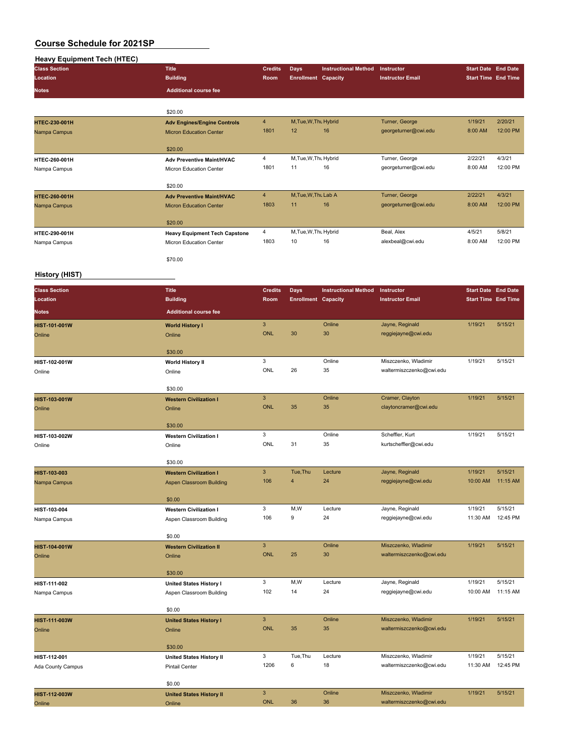# Course Schedule for 2021SP

## Heavy Equipment Tech (HTEC)

| Class Section / Location / Notes | Title / Building / Additional course fee | Credits / Room | Days / Enrollment | Instructional Method / Capacity | Instructor / Instructor Email | Start Date / Start Time | End Date / End Time |
|---|---|---|---|---|---|---|---|
| | $20.00 | | | | | | |
| HTEC-230-001H | Adv Engines/Engine Controls | 4 | M,Tue,W,Thu | Hybrid | Turner, George | 1/19/21 | 2/20/21 |
| Nampa Campus | Micron Education Center | 1801 | 12 | 16 | georgeturner@cwi.edu | 8:00 AM | 12:00 PM |
| | $20.00 | | | | | | |
| HTEC-260-001H | Adv Preventive Maint/HVAC | 4 | M,Tue,W,Thu | Hybrid | Turner, George | 2/22/21 | 4/3/21 |
| Nampa Campus | Micron Education Center | 1801 | 11 | 16 | georgeturner@cwi.edu | 8:00 AM | 12:00 PM |
| | $20.00 | | | | | | |
| HTEC-260-001H | Adv Preventive Maint/HVAC | 4 | M,Tue,W,Thu | Lab A | Turner, George | 2/22/21 | 4/3/21 |
| Nampa Campus | Micron Education Center | 1803 | 11 | 16 | georgeturner@cwi.edu | 8:00 AM | 12:00 PM |
| | $20.00 | | | | | | |
| HTEC-290-001H | Heavy Equipment Tech Capstone | 4 | M,Tue,W,Thu | Hybrid | Beal, Alex | 4/5/21 | 5/8/21 |
| Nampa Campus | Micron Education Center | 1803 | 10 | 16 | alexbeal@cwi.edu | 8:00 AM | 12:00 PM |
| | $70.00 | | | | | | |

## History (HIST)

| Class Section / Location / Notes | Title / Building / Additional course fee | Credits / Room | Days / Enrollment | Instructional Method / Capacity | Instructor / Instructor Email | Start Date / Start Time | End Date / End Time |
|---|---|---|---|---|---|---|---|
| HIST-101-001W | World History I | 3 | | Online | Jayne, Reginald | 1/19/21 | 5/15/21 |
| Online | Online | ONL | 30 | 30 | reggiejayne@cwi.edu | | |
| | $30.00 | | | | | | |
| HIST-102-001W | World History II | 3 | | Online | Miszczenko, Wladimir | 1/19/21 | 5/15/21 |
| Online | Online | ONL | 26 | 35 | waltermiszczenko@cwi.edu | | |
| | $30.00 | | | | | | |
| HIST-103-001W | Western Civilization I | 3 | | Online | Cramer, Clayton | 1/19/21 | 5/15/21 |
| Online | Online | ONL | 35 | 35 | claytoncramer@cwi.edu | | |
| | $30.00 | | | | | | |
| HIST-103-002W | Western Civilization I | 3 | | Online | Scheffler, Kurt | 1/19/21 | 5/15/21 |
| Online | Online | ONL | 31 | 35 | kurtscheffler@cwi.edu | | |
| | $30.00 | | | | | | |
| HIST-103-003 | Western Civilization I | 3 | Tue,Thu | Lecture | Jayne, Reginald | 1/19/21 | 5/15/21 |
| Nampa Campus | Aspen Classroom Building | 106 | 4 | 24 | reggiejayne@cwi.edu | 10:00 AM | 11:15 AM |
| | $0.00 | | | | | | |
| HIST-103-004 | Western Civilization I | 3 | M,W | Lecture | Jayne, Reginald | 1/19/21 | 5/15/21 |
| Nampa Campus | Aspen Classroom Building | 106 | 9 | 24 | reggiejayne@cwi.edu | 11:30 AM | 12:45 PM |
| | $0.00 | | | | | | |
| HIST-104-001W | Western Civilization II | 3 | | Online | Miszczenko, Wladimir | 1/19/21 | 5/15/21 |
| Online | Online | ONL | 25 | 30 | waltermiszczenko@cwi.edu | | |
| | $30.00 | | | | | | |
| HIST-111-002 | United States History I | 3 | M,W | Lecture | Jayne, Reginald | 1/19/21 | 5/15/21 |
| Nampa Campus | Aspen Classroom Building | 102 | 14 | 24 | reggiejayne@cwi.edu | 10:00 AM | 11:15 AM |
| | $0.00 | | | | | | |
| HIST-111-003W | United States History I | 3 | | Online | Miszczenko, Wladimir | 1/19/21 | 5/15/21 |
| Online | Online | ONL | 35 | 35 | waltermiszczenko@cwi.edu | | |
| | $30.00 | | | | | | |
| HIST-112-001 | United States History II | 3 | Tue,Thu | Lecture | Miszczenko, Wladimir | 1/19/21 | 5/15/21 |
| Ada County Campus | Pintail Center | 1206 | 6 | 18 | waltermiszczenko@cwi.edu | 11:30 AM | 12:45 PM |
| | $0.00 | | | | | | |
| HIST-112-003W | United States History II | 3 | | Online | Miszczenko, Wladimir | 1/19/21 | 5/15/21 |
| Online | Online | ONL | 36 | 36 | waltermiszczenko@cwi.edu | | |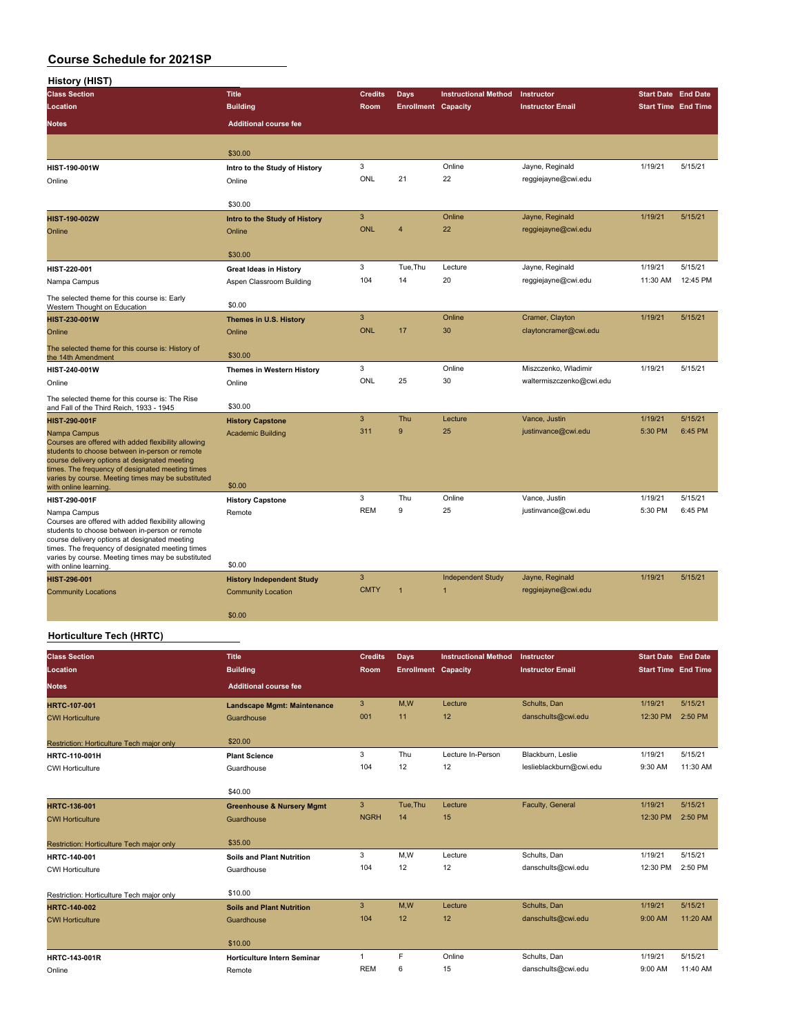# Course Schedule for 2021SP

## History (HIST)

| Class Section / Location / Notes | Title / Building / Additional course fee | Credits / Room | Days / Enrollment | Instructional Method / Capacity | Instructor / Instructor Email | Start Date / Start Time | End Date / End Time |
|---|---|---|---|---|---|---|---|
| | $30.00 | | | | | | |
| HIST-190-001W<br>Online | Intro to the Study of History<br>Online<br>$30.00 | 3<br>ONL | <br>21 | Online<br>22 | Jayne, Reginald<br>reggiejayne@cwi.edu | 1/19/21 | 5/15/21 |
| HIST-190-002W<br>Online | Intro to the Study of History<br>Online<br>$30.00 | 3<br>ONL | <br>4 | Online<br>22 | Jayne, Reginald<br>reggiejayne@cwi.edu | 1/19/21 | 5/15/21 |
| HIST-220-001<br>Nampa Campus<br>The selected theme for this course is: Early Western Thought on Education | Great Ideas in History<br>Aspen Classroom Building<br>$0.00 | 3<br>104 | Tue,Thu<br>14 | Lecture<br>20 | Jayne, Reginald<br>reggiejayne@cwi.edu | 1/19/21<br>11:30 AM | 5/15/21<br>12:45 PM |
| HIST-230-001W<br>Online<br>The selected theme for this course is: History of the 14th Amendment | Themes in U.S. History<br>Online<br>$30.00 | 3<br>ONL | <br>17 | Online<br>30 | Cramer, Clayton<br>claytoncramer@cwi.edu | 1/19/21 | 5/15/21 |
| HIST-240-001W<br>Online<br>The selected theme for this course is: The Rise and Fall of the Third Reich, 1933 - 1945 | Themes in Western History<br>Online<br>$30.00 | 3<br>ONL | <br>25 | Online<br>30 | Miszczenko, Wladimir<br>waltermiszczenko@cwi.edu | 1/19/21 | 5/15/21 |
| HIST-290-001F<br>Nampa Campus<br>Courses are offered with added flexibility allowing students to choose between in-person or remote course delivery options at designated meeting times. The frequency of designated meeting times varies by course. Meeting times may be substituted with online learning. | History Capstone<br>Academic Building<br>$0.00 | 3<br>311 | Thu<br>9 | Lecture<br>25 | Vance, Justin<br>justinvance@cwi.edu | 1/19/21<br>5:30 PM | 5/15/21<br>6:45 PM |
| HIST-290-001F<br>Nampa Campus<br>Courses are offered with added flexibility allowing students to choose between in-person or remote course delivery options at designated meeting times. The frequency of designated meeting times varies by course. Meeting times may be substituted with online learning. | History Capstone<br>Remote<br>$0.00 | 3<br>REM | Thu<br>9 | Online<br>25 | Vance, Justin<br>justinvance@cwi.edu | 1/19/21<br>5:30 PM | 5/15/21<br>6:45 PM |
| HIST-296-001<br>Community Locations | History Independent Study<br>Community Location<br>$0.00 | 3<br>CMTY | <br>1 | Independent Study<br>1 | Jayne, Reginald<br>reggiejayne@cwi.edu | 1/19/21 | 5/15/21 |

## Horticulture Tech (HRTC)

| Class Section / Location / Notes | Title / Building / Additional course fee | Credits / Room | Days / Enrollment | Instructional Method / Capacity | Instructor / Instructor Email | Start Date / Start Time | End Date / End Time |
|---|---|---|---|---|---|---|---|
| HRTC-107-001<br>CWI Horticulture<br>Restriction: Horticulture Tech major only | Landscape Mgmt: Maintenance<br>Guardhouse<br>$20.00 | 3<br>001 | M,W<br>11 | Lecture<br>12 | Schults, Dan<br>danschults@cwi.edu | 1/19/21<br>12:30 PM | 5/15/21<br>2:50 PM |
| HRTC-110-001H<br>CWI Horticulture | Plant Science<br>Guardhouse<br>$40.00 | 3<br>104 | Thu<br>12 | Lecture In-Person<br>12 | Blackburn, Leslie<br>leslieblackburn@cwi.edu | 1/19/21<br>9:30 AM | 5/15/21<br>11:30 AM |
| HRTC-136-001<br>CWI Horticulture<br>Restriction: Horticulture Tech major only | Greenhouse & Nursery Mgmt<br>Guardhouse<br>$35.00 | 3<br>NGRH | Tue,Thu<br>14 | Lecture<br>15 | Faculty, General | 1/19/21<br>12:30 PM | 5/15/21<br>2:50 PM |
| HRTC-140-001<br>CWI Horticulture<br>Restriction: Horticulture Tech major only | Soils and Plant Nutrition<br>Guardhouse<br>$10.00 | 3<br>104 | M,W<br>12 | Lecture<br>12 | Schults, Dan<br>danschults@cwi.edu | 1/19/21<br>12:30 PM | 5/15/21<br>2:50 PM |
| HRTC-140-002<br>CWI Horticulture | Soils and Plant Nutrition<br>Guardhouse<br>$10.00 | 3<br>104 | M,W<br>12 | Lecture<br>12 | Schults, Dan<br>danschults@cwi.edu | 1/19/21<br>9:00 AM | 5/15/21<br>11:20 AM |
| HRTC-143-001R<br>Online | Horticulture Intern Seminar<br>Remote | 1<br>REM | F<br>6 | Online<br>15 | Schults, Dan<br>danschults@cwi.edu | 1/19/21<br>9:00 AM | 5/15/21<br>11:40 AM |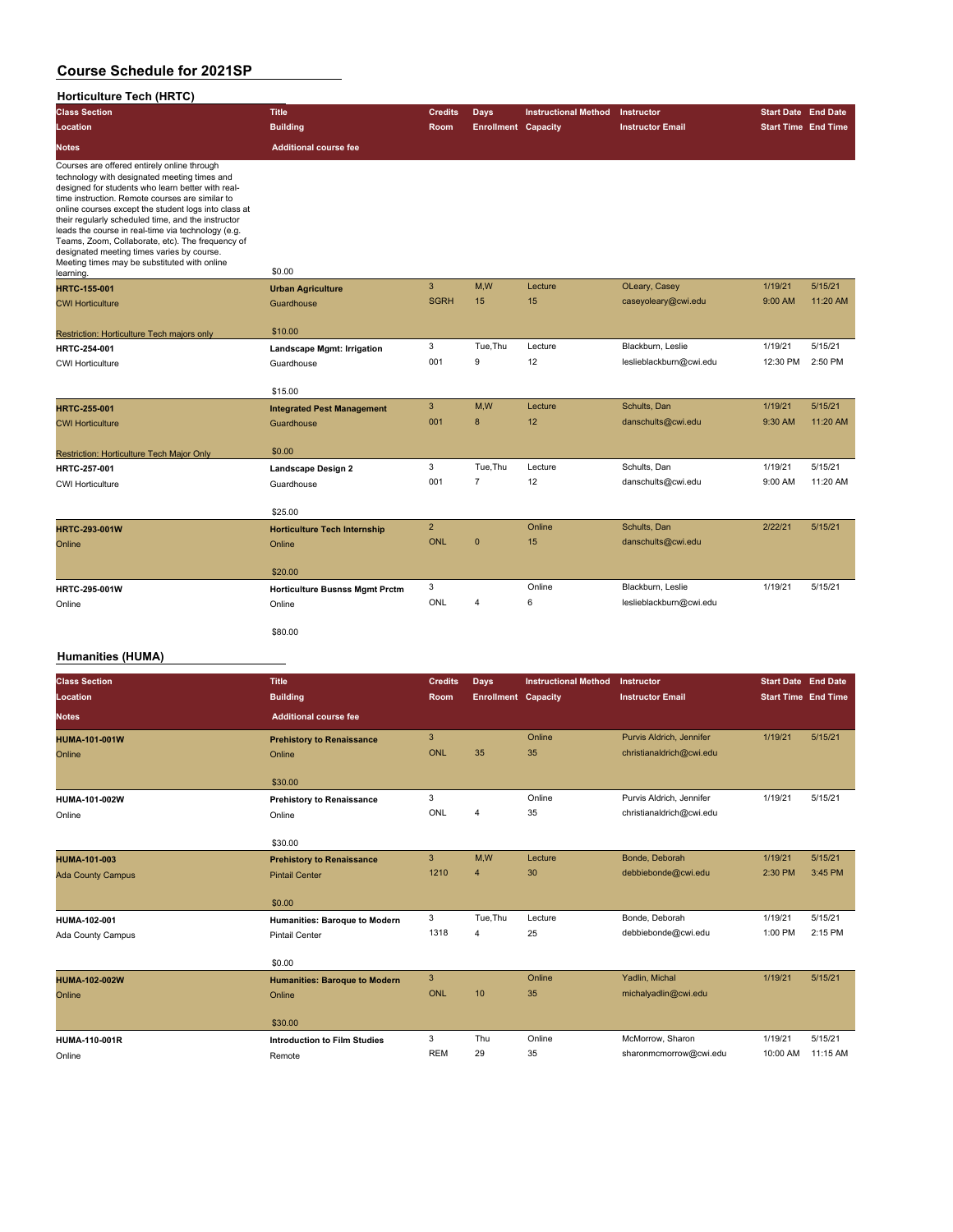# Course Schedule for 2021SP

## Horticulture Tech (HRTC)

| Class Section / Location / Notes | Title / Building / Additional course fee | Credits / Room | Days / Enrollment | Instructional Method / Capacity | Instructor / Instructor Email | Start Date / Start Time | End Date / End Time |
|---|---|---|---|---|---|---|---|
| Courses are offered entirely online through technology with designated meeting times and designed for students who learn better with real-time instruction. Remote courses are similar to online courses except the student logs into class at their regularly scheduled time, and the instructor leads the course in real-time via technology (e.g. Teams, Zoom, Collaborate, etc). The frequency of designated meeting times varies by course. Meeting times may be substituted with online learning. | $0.00 | | | | | | |
| **HRTC-155-001** / CWI Horticulture / Restriction: Horticulture Tech majors only | **Urban Agriculture** / Guardhouse / $10.00 | 3 / SGRH | M,W / 15 | Lecture / 15 | OLeary, Casey / caseyoleary@cwi.edu | 1/19/21 / 9:00 AM | 5/15/21 / 11:20 AM |
| **HRTC-254-001** / CWI Horticulture | **Landscape Mgmt: Irrigation** / Guardhouse / $15.00 | 3 / 001 | Tue,Thu / 9 | Lecture / 12 | Blackburn, Leslie / leslieblackburn@cwi.edu | 1/19/21 / 12:30 PM | 5/15/21 / 2:50 PM |
| **HRTC-255-001** / CWI Horticulture / Restriction: Horticulture Tech Major Only | **Integrated Pest Management** / Guardhouse / $0.00 | 3 / 001 | M,W / 8 | Lecture / 12 | Schults, Dan / danschults@cwi.edu | 1/19/21 / 9:30 AM | 5/15/21 / 11:20 AM |
| **HRTC-257-001** / CWI Horticulture | **Landscape Design 2** / Guardhouse / $25.00 | 3 / 001 | Tue,Thu / 7 | Lecture / 12 | Schults, Dan / danschults@cwi.edu | 1/19/21 / 9:00 AM | 5/15/21 / 11:20 AM |
| **HRTC-293-001W** / Online | **Horticulture Tech Internship** / Online / $20.00 | 2 / ONL | 0 | Online / 15 | Schults, Dan / danschults@cwi.edu | 2/22/21 | 5/15/21 |
| **HRTC-295-001W** / Online | **Horticulture Busnss Mgmt Prctm** / Online / $80.00 | 3 / ONL | 4 | Online / 6 | Blackburn, Leslie / leslieblackburn@cwi.edu | 1/19/21 | 5/15/21 |

## Humanities (HUMA)

| Class Section / Location / Notes | Title / Building / Additional course fee | Credits / Room | Days / Enrollment | Instructional Method / Capacity | Instructor / Instructor Email | Start Date / Start Time | End Date / End Time |
|---|---|---|---|---|---|---|---|
| **HUMA-101-001W** / Online | **Prehistory to Renaissance** / Online / $30.00 | 3 / ONL | 35 | Online / 35 | Purvis Aldrich, Jennifer / christianaldrich@cwi.edu | 1/19/21 | 5/15/21 |
| **HUMA-101-002W** / Online | **Prehistory to Renaissance** / Online / $30.00 | 3 / ONL | 4 | Online / 35 | Purvis Aldrich, Jennifer / christianaldrich@cwi.edu | 1/19/21 | 5/15/21 |
| **HUMA-101-003** / Ada County Campus | **Prehistory to Renaissance** / Pintail Center / $0.00 | 3 / 1210 | M,W / 4 | Lecture / 30 | Bonde, Deborah / debbiebonde@cwi.edu | 1/19/21 / 2:30 PM | 5/15/21 / 3:45 PM |
| **HUMA-102-001** / Ada County Campus | **Humanities: Baroque to Modern** / Pintail Center / $0.00 | 3 / 1318 | Tue,Thu / 4 | Lecture / 25 | Bonde, Deborah / debbiebonde@cwi.edu | 1/19/21 / 1:00 PM | 5/15/21 / 2:15 PM |
| **HUMA-102-002W** / Online | **Humanities: Baroque to Modern** / Online / $30.00 | 3 / ONL | 10 | Online / 35 | Yadlin, Michal / michalyadlin@cwi.edu | 1/19/21 | 5/15/21 |
| **HUMA-110-001R** / Online | **Introduction to Film Studies** / Remote | 3 / REM | Thu / 29 | Online / 35 | McMorrow, Sharon / sharonmcmorrow@cwi.edu | 1/19/21 / 10:00 AM | 5/15/21 / 11:15 AM |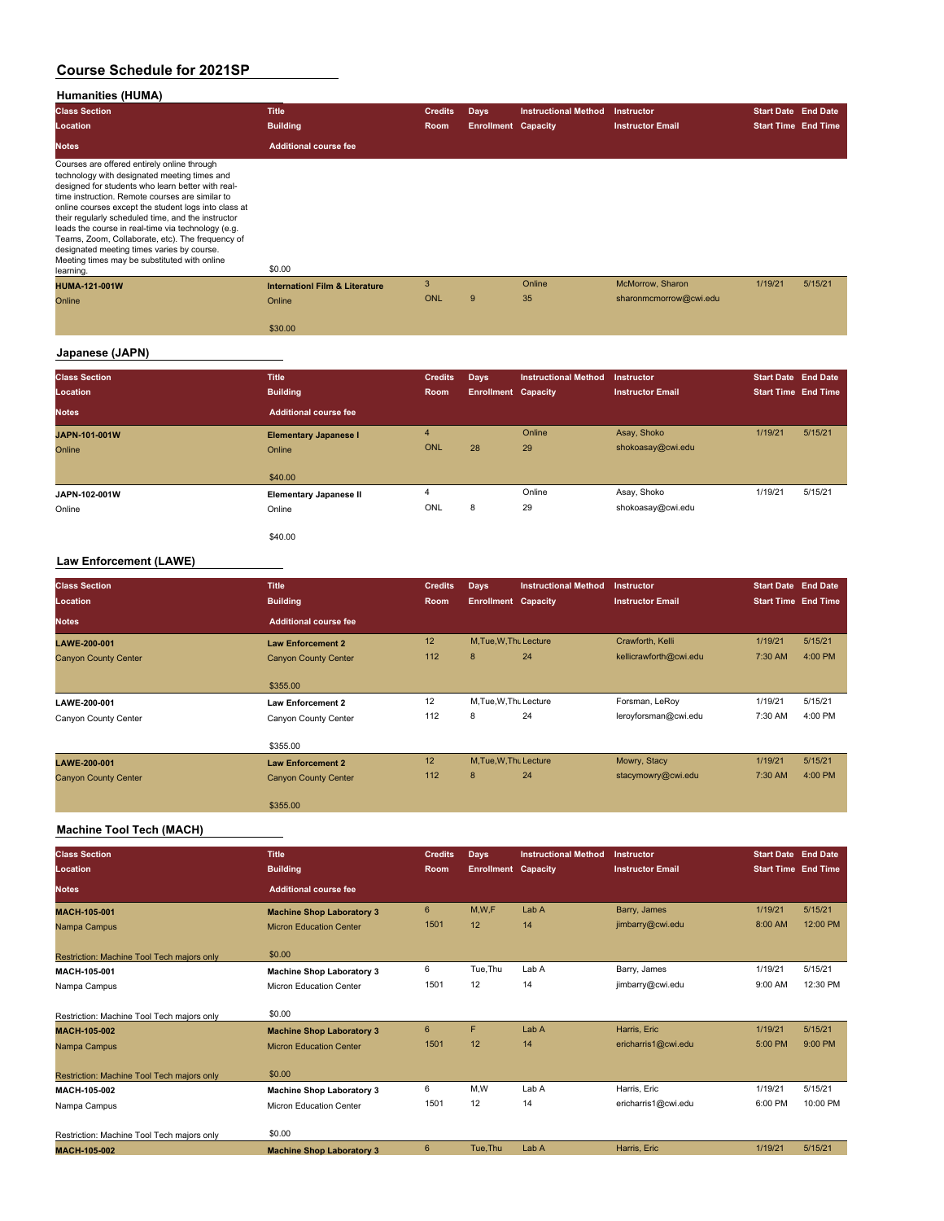# Course Schedule for 2021SP

## Humanities (HUMA)

| Class Section / Location / Notes | Title / Building / Additional course fee | Credits / Room | Days / Enrollment | Instructional Method / Capacity | Instructor / Instructor Email | Start Date / Start Time | End Date / End Time |
|---|---|---|---|---|---|---|---|
| Courses are offered entirely online through technology with designated meeting times and designed for students who learn better with real-time instruction. Remote courses are similar to online courses except the student logs into class at their regularly scheduled time, and the instructor leads the course in real-time via technology (e.g. Teams, Zoom, Collaborate, etc). The frequency of designated meeting times varies by course. Meeting times may be substituted with online learning. | $0.00 | | | | | | |
| **HUMA-121-001W** Online | **Internationl Film & Literature** Online $30.00 | 3 ONL | 9 | Online 35 | McMorrow, Sharon sharonmcmorrow@cwi.edu | 1/19/21 | 5/15/21 |

## Japanese (JAPN)

| Class Section / Location / Notes | Title / Building / Additional course fee | Credits / Room | Days / Enrollment | Instructional Method / Capacity | Instructor / Instructor Email | Start Date / Start Time | End Date / End Time |
|---|---|---|---|---|---|---|---|
| **JAPN-101-001W** Online | **Elementary Japanese I** Online $40.00 | 4 ONL | 28 | Online 29 | Asay, Shoko shokoasay@cwi.edu | 1/19/21 | 5/15/21 |
| **JAPN-102-001W** Online | **Elementary Japanese II** Online $40.00 | 4 ONL | 8 | Online 29 | Asay, Shoko shokoasay@cwi.edu | 1/19/21 | 5/15/21 |

## Law Enforcement (LAWE)

| Class Section / Location / Notes | Title / Building / Additional course fee | Credits / Room | Days / Enrollment | Instructional Method / Capacity | Instructor / Instructor Email | Start Date / Start Time | End Date / End Time |
|---|---|---|---|---|---|---|---|
| **LAWE-200-001** Canyon County Center | **Law Enforcement 2** Canyon County Center $355.00 | 12 112 | M,Tue,W,Thu 8 | Lecture 24 | Crawforth, Kelli kellicrawforth@cwi.edu | 1/19/21 7:30 AM | 5/15/21 4:00 PM |
| **LAWE-200-001** Canyon County Center | **Law Enforcement 2** Canyon County Center $355.00 | 12 112 | M,Tue,W,Thu 8 | Lecture 24 | Forsman, LeRoy leroyforsman@cwi.edu | 1/19/21 7:30 AM | 5/15/21 4:00 PM |
| **LAWE-200-001** Canyon County Center | **Law Enforcement 2** Canyon County Center $355.00 | 12 112 | M,Tue,W,Thu 8 | Lecture 24 | Mowry, Stacy stacymowry@cwi.edu | 1/19/21 7:30 AM | 5/15/21 4:00 PM |

## Machine Tool Tech (MACH)

| Class Section / Location / Notes | Title / Building / Additional course fee | Credits / Room | Days / Enrollment | Instructional Method / Capacity | Instructor / Instructor Email | Start Date / Start Time | End Date / End Time |
|---|---|---|---|---|---|---|---|
| **MACH-105-001** Nampa Campus Restriction: Machine Tool Tech majors only | **Machine Shop Laboratory 3** Micron Education Center $0.00 | 6 1501 | M,W,F 12 | Lab A 14 | Barry, James jimbarry@cwi.edu | 1/19/21 8:00 AM | 5/15/21 12:00 PM |
| **MACH-105-001** Nampa Campus Restriction: Machine Tool Tech majors only | **Machine Shop Laboratory 3** Micron Education Center $0.00 | 6 1501 | Tue,Thu 12 | Lab A 14 | Barry, James jimbarry@cwi.edu | 1/19/21 9:00 AM | 5/15/21 12:30 PM |
| **MACH-105-002** Nampa Campus Restriction: Machine Tool Tech majors only | **Machine Shop Laboratory 3** Micron Education Center $0.00 | 6 1501 | F 12 | Lab A 14 | Harris, Eric ericharris1@cwi.edu | 1/19/21 5:00 PM | 5/15/21 9:00 PM |
| **MACH-105-002** Nampa Campus Restriction: Machine Tool Tech majors only | **Machine Shop Laboratory 3** Micron Education Center $0.00 | 6 1501 | M,W 12 | Lab A 14 | Harris, Eric ericharris1@cwi.edu | 1/19/21 6:00 PM | 5/15/21 10:00 PM |
| **MACH-105-002** | **Machine Shop Laboratory 3** | 6 | Tue,Thu | Lab A | Harris, Eric | 1/19/21 | 5/15/21 |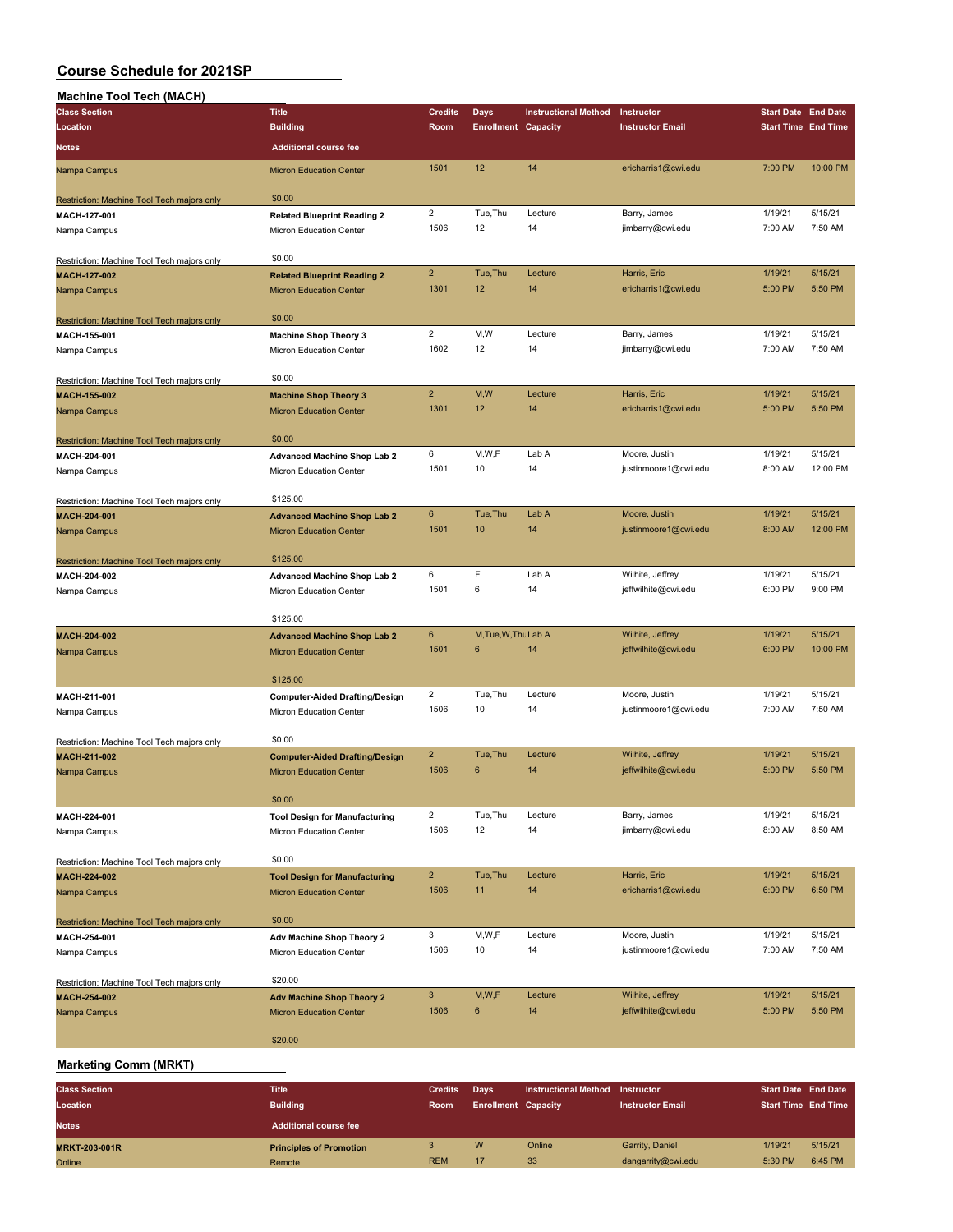# Course Schedule for 2021SP

## Machine Tool Tech (MACH)

| Class Section / Location / Notes | Title / Building / Additional course fee | Credits / Room | Days / Enrollment | Instructional Method / Capacity | Instructor / Instructor Email | Start Date / Start Time | End Date / End Time |
|---|---|---|---|---|---|---|---|
| Nampa Campus | Micron Education Center | 1501 | 12 | 14 | ericharris1@cwi.edu | 7:00 PM | 10:00 PM |
| Restriction: Machine Tool Tech majors only | $0.00 | | | | | | |
| MACH-127-001 | Related Blueprint Reading 2 | 2 | Tue,Thu | Lecture | Barry, James | 1/19/21 | 5/15/21 |
| Nampa Campus | Micron Education Center | 1506 | 12 | 14 | jimbarry@cwi.edu | 7:00 AM | 7:50 AM |
| Restriction: Machine Tool Tech majors only | $0.00 | | | | | | |
| MACH-127-002 | Related Blueprint Reading 2 | 2 | Tue,Thu | Lecture | Harris, Eric | 1/19/21 | 5/15/21 |
| Nampa Campus | Micron Education Center | 1301 | 12 | 14 | ericharris1@cwi.edu | 5:00 PM | 5:50 PM |
| Restriction: Machine Tool Tech majors only | $0.00 | | | | | | |
| MACH-155-001 | Machine Shop Theory 3 | 2 | M,W | Lecture | Barry, James | 1/19/21 | 5/15/21 |
| Nampa Campus | Micron Education Center | 1602 | 12 | 14 | jimbarry@cwi.edu | 7:00 AM | 7:50 AM |
| Restriction: Machine Tool Tech majors only | $0.00 | | | | | | |
| MACH-155-002 | Machine Shop Theory 3 | 2 | M,W | Lecture | Harris, Eric | 1/19/21 | 5/15/21 |
| Nampa Campus | Micron Education Center | 1301 | 12 | 14 | ericharris1@cwi.edu | 5:00 PM | 5:50 PM |
| Restriction: Machine Tool Tech majors only | $0.00 | | | | | | |
| MACH-204-001 | Advanced Machine Shop Lab 2 | 6 | M,W,F | Lab A | Moore, Justin | 1/19/21 | 5/15/21 |
| Nampa Campus | Micron Education Center | 1501 | 10 | 14 | justinmoore1@cwi.edu | 8:00 AM | 12:00 PM |
| Restriction: Machine Tool Tech majors only | $125.00 | | | | | | |
| MACH-204-001 | Advanced Machine Shop Lab 2 | 6 | Tue,Thu | Lab A | Moore, Justin | 1/19/21 | 5/15/21 |
| Nampa Campus | Micron Education Center | 1501 | 10 | 14 | justinmoore1@cwi.edu | 8:00 AM | 12:00 PM |
| Restriction: Machine Tool Tech majors only | $125.00 | | | | | | |
| MACH-204-002 | Advanced Machine Shop Lab 2 | 6 | F | Lab A | Wilhite, Jeffrey | 1/19/21 | 5/15/21 |
| Nampa Campus | Micron Education Center | 1501 | 6 | 14 | jeffwilhite@cwi.edu | 6:00 PM | 9:00 PM |
| | $125.00 | | | | | | |
| MACH-204-002 | Advanced Machine Shop Lab 2 | 6 | M,Tue,W,Thu | Lab A | Wilhite, Jeffrey | 1/19/21 | 5/15/21 |
| Nampa Campus | Micron Education Center | 1501 | 6 | 14 | jeffwilhite@cwi.edu | 6:00 PM | 10:00 PM |
| | $125.00 | | | | | | |
| MACH-211-001 | Computer-Aided Drafting/Design | 2 | Tue,Thu | Lecture | Moore, Justin | 1/19/21 | 5/15/21 |
| Nampa Campus | Micron Education Center | 1506 | 10 | 14 | justinmoore1@cwi.edu | 7:00 AM | 7:50 AM |
| Restriction: Machine Tool Tech majors only | $0.00 | | | | | | |
| MACH-211-002 | Computer-Aided Drafting/Design | 2 | Tue,Thu | Lecture | Wilhite, Jeffrey | 1/19/21 | 5/15/21 |
| Nampa Campus | Micron Education Center | 1506 | 6 | 14 | jeffwilhite@cwi.edu | 5:00 PM | 5:50 PM |
| | $0.00 | | | | | | |
| MACH-224-001 | Tool Design for Manufacturing | 2 | Tue,Thu | Lecture | Barry, James | 1/19/21 | 5/15/21 |
| Nampa Campus | Micron Education Center | 1506 | 12 | 14 | jimbarry@cwi.edu | 8:00 AM | 8:50 AM |
| Restriction: Machine Tool Tech majors only | $0.00 | | | | | | |
| MACH-224-002 | Tool Design for Manufacturing | 2 | Tue,Thu | Lecture | Harris, Eric | 1/19/21 | 5/15/21 |
| Nampa Campus | Micron Education Center | 1506 | 11 | 14 | ericharris1@cwi.edu | 6:00 PM | 6:50 PM |
| Restriction: Machine Tool Tech majors only | $0.00 | | | | | | |
| MACH-254-001 | Adv Machine Shop Theory 2 | 3 | M,W,F | Lecture | Moore, Justin | 1/19/21 | 5/15/21 |
| Nampa Campus | Micron Education Center | 1506 | 10 | 14 | justinmoore1@cwi.edu | 7:00 AM | 7:50 AM |
| Restriction: Machine Tool Tech majors only | $20.00 | | | | | | |
| MACH-254-002 | Adv Machine Shop Theory 2 | 3 | M,W,F | Lecture | Wilhite, Jeffrey | 1/19/21 | 5/15/21 |
| Nampa Campus | Micron Education Center | 1506 | 6 | 14 | jeffwilhite@cwi.edu | 5:00 PM | 5:50 PM |
| | $20.00 | | | | | | |

## Marketing Comm (MRKT)

| Class Section / Location / Notes | Title / Building / Additional course fee | Credits / Room | Days / Enrollment | Instructional Method / Capacity | Instructor / Instructor Email | Start Date / Start Time | End Date / End Time |
|---|---|---|---|---|---|---|---|
| MRKT-203-001R | Principles of Promotion | 3 | W | Online | Garrity, Daniel | 1/19/21 | 5/15/21 |
| Online | Remote | REM | 17 | 33 | dangarrity@cwi.edu | 5:30 PM | 6:45 PM |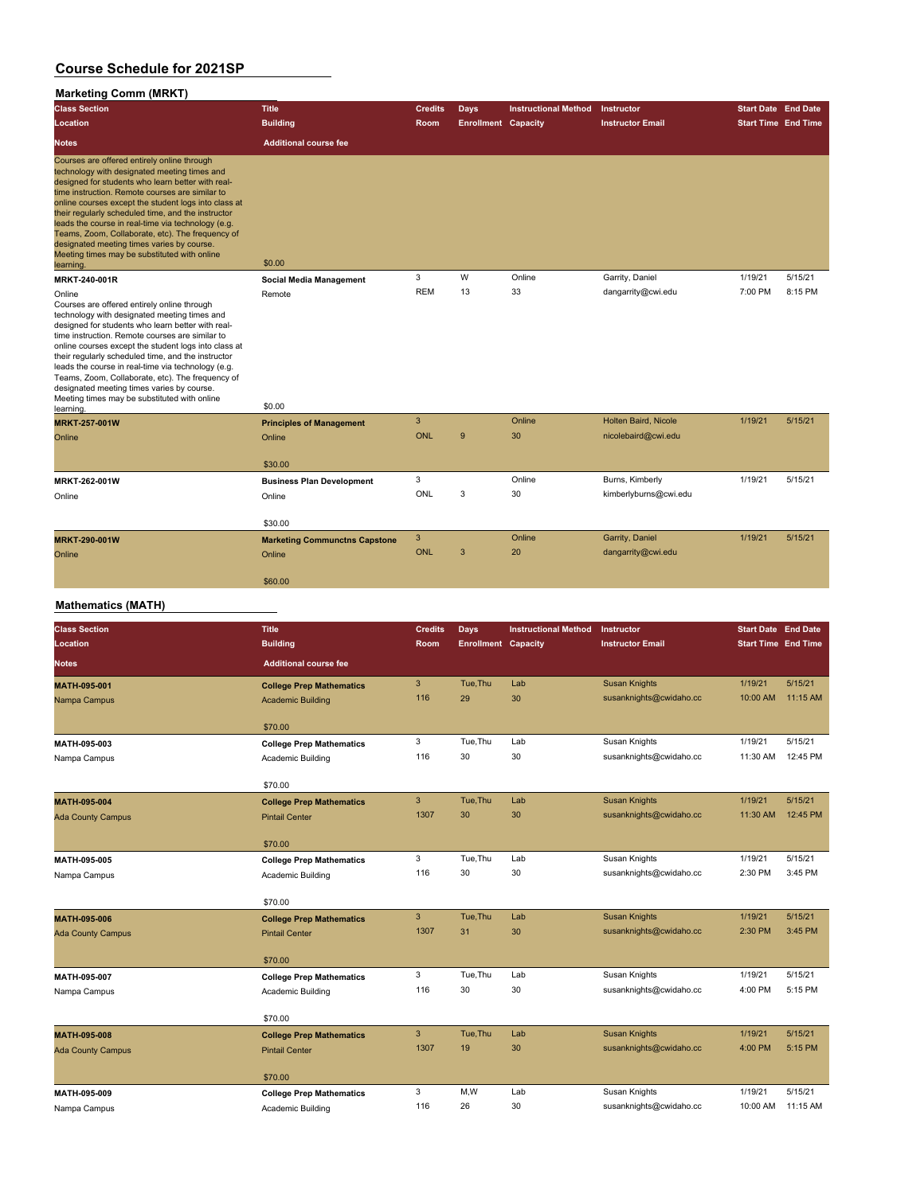# Course Schedule for 2021SP

## Marketing Comm (MRKT)

| Class Section / Location / Notes | Title / Building / Additional course fee | Credits / Room | Days / Enrollment | Instructional Method / Capacity | Instructor / Instructor Email | Start Date / Start Time | End Date / End Time |
|---|---|---|---|---|---|---|---|
| Courses are offered entirely online through technology with designated meeting times and designed for students who learn better with real-time instruction. Remote courses are similar to online courses except the student logs into class at their regularly scheduled time, and the instructor leads the course in real-time via technology (e.g. Teams, Zoom, Collaborate, etc). The frequency of designated meeting times varies by course. Meeting times may be substituted with online learning. | $0.00 | | | | | | |
| **MRKT-240-001R** | **Social Media Management** | 3 | W | Online | Garrity, Daniel | 1/19/21 | 5/15/21 |
| Online | Remote | REM | 13 | 33 | dangarrity@cwi.edu | 7:00 PM | 8:15 PM |
| Courses are offered entirely online through technology with designated meeting times and designed for students who learn better with real-time instruction. Remote courses are similar to online courses except the student logs into class at their regularly scheduled time, and the instructor leads the course in real-time via technology (e.g. Teams, Zoom, Collaborate, etc). The frequency of designated meeting times varies by course. Meeting times may be substituted with online learning. | $0.00 | | | | | | |
| **MRKT-257-001W** | **Principles of Management** | 3 | | Online | Holten Baird, Nicole | 1/19/21 | 5/15/21 |
| Online | Online | ONL | 9 | 30 | nicolebaird@cwi.edu | | |
| | $30.00 | | | | | | |
| **MRKT-262-001W** | **Business Plan Development** | 3 | | Online | Burns, Kimberly | 1/19/21 | 5/15/21 |
| Online | Online | ONL | 3 | 30 | kimberlyburns@cwi.edu | | |
| | $30.00 | | | | | | |
| **MRKT-290-001W** | **Marketing Communctns Capstone** | 3 | | Online | Garrity, Daniel | 1/19/21 | 5/15/21 |
| Online | Online | ONL | 3 | 20 | dangarrity@cwi.edu | | |
| | $60.00 | | | | | | |

## Mathematics (MATH)

| Class Section / Location / Notes | Title / Building / Additional course fee | Credits / Room | Days / Enrollment | Instructional Method / Capacity | Instructor / Instructor Email | Start Date / Start Time | End Date / End Time |
|---|---|---|---|---|---|---|---|
| **MATH-095-001** | **College Prep Mathematics** | 3 | Tue,Thu | Lab | Susan Knights | 1/19/21 | 5/15/21 |
| Nampa Campus | Academic Building | 116 | 29 | 30 | susanknights@cwidaho.cc | 10:00 AM | 11:15 AM |
| | $70.00 | | | | | | |
| **MATH-095-003** | **College Prep Mathematics** | 3 | Tue,Thu | Lab | Susan Knights | 1/19/21 | 5/15/21 |
| Nampa Campus | Academic Building | 116 | 30 | 30 | susanknights@cwidaho.cc | 11:30 AM | 12:45 PM |
| | $70.00 | | | | | | |
| **MATH-095-004** | **College Prep Mathematics** | 3 | Tue,Thu | Lab | Susan Knights | 1/19/21 | 5/15/21 |
| Ada County Campus | Pintail Center | 1307 | 30 | 30 | susanknights@cwidaho.cc | 11:30 AM | 12:45 PM |
| | $70.00 | | | | | | |
| **MATH-095-005** | **College Prep Mathematics** | 3 | Tue,Thu | Lab | Susan Knights | 1/19/21 | 5/15/21 |
| Nampa Campus | Academic Building | 116 | 30 | 30 | susanknights@cwidaho.cc | 2:30 PM | 3:45 PM |
| | $70.00 | | | | | | |
| **MATH-095-006** | **College Prep Mathematics** | 3 | Tue,Thu | Lab | Susan Knights | 1/19/21 | 5/15/21 |
| Ada County Campus | Pintail Center | 1307 | 31 | 30 | susanknights@cwidaho.cc | 2:30 PM | 3:45 PM |
| | $70.00 | | | | | | |
| **MATH-095-007** | **College Prep Mathematics** | 3 | Tue,Thu | Lab | Susan Knights | 1/19/21 | 5/15/21 |
| Nampa Campus | Academic Building | 116 | 30 | 30 | susanknights@cwidaho.cc | 4:00 PM | 5:15 PM |
| | $70.00 | | | | | | |
| **MATH-095-008** | **College Prep Mathematics** | 3 | Tue,Thu | Lab | Susan Knights | 1/19/21 | 5/15/21 |
| Ada County Campus | Pintail Center | 1307 | 19 | 30 | susanknights@cwidaho.cc | 4:00 PM | 5:15 PM |
| | $70.00 | | | | | | |
| **MATH-095-009** | **College Prep Mathematics** | 3 | M,W | Lab | Susan Knights | 1/19/21 | 5/15/21 |
| Nampa Campus | Academic Building | 116 | 26 | 30 | susanknights@cwidaho.cc | 10:00 AM | 11:15 AM |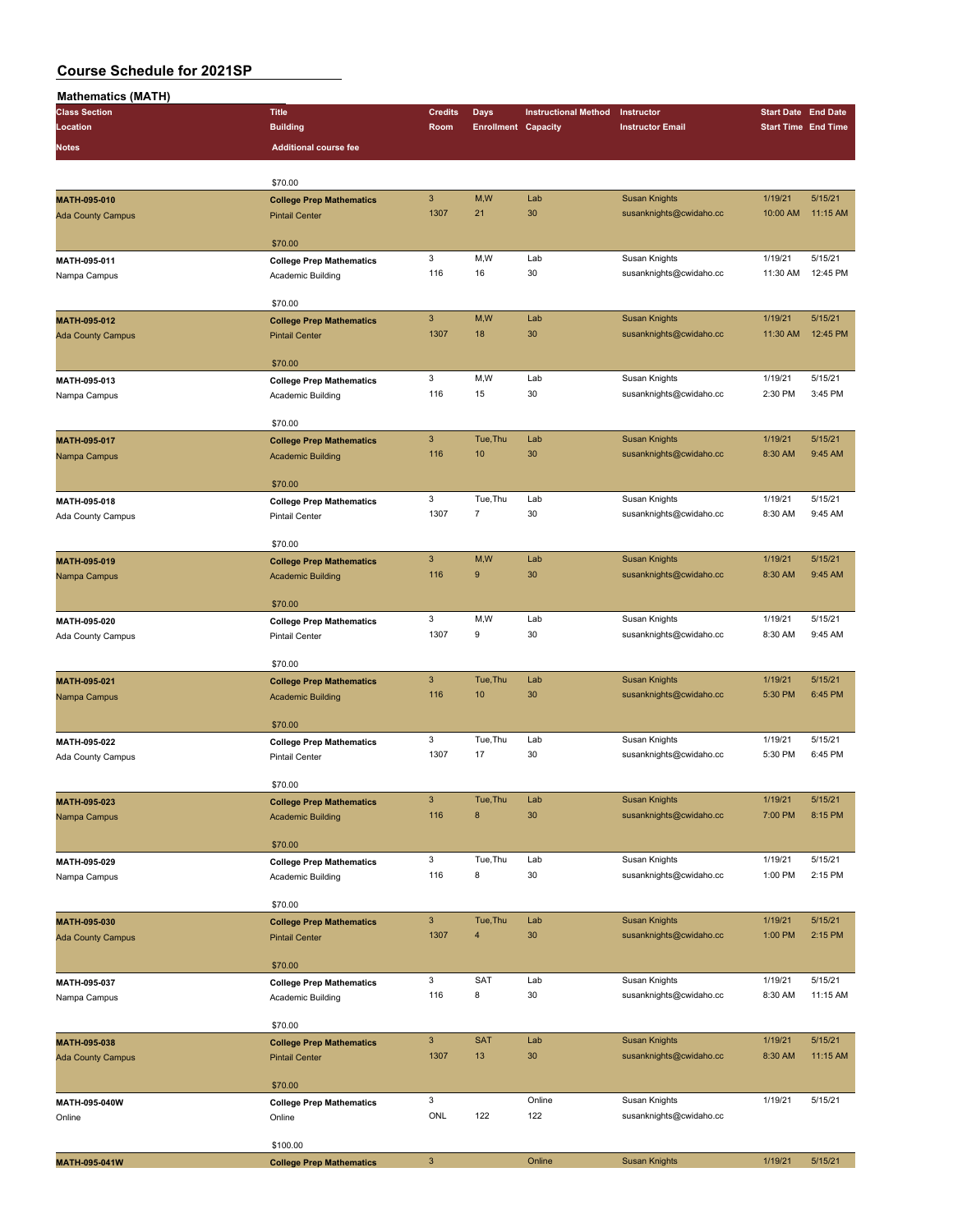## Course Schedule for 2021SP

### Mathematics (MATH)

| Class Section / Location / Notes | Title / Building / Additional course fee | Credits / Room | Days / Enrollment | Instructional Method / Capacity | Instructor / Instructor Email | Start Date / Start Time | End Date / End Time |
|---|---|---|---|---|---|---|---|
| | $70.00 | | | | | | |
| MATH-095-010 / Ada County Campus | College Prep Mathematics / Pintail Center / $70.00 | 3 / 1307 | M,W / 21 | Lab / 30 | Susan Knights / susanknights@cwidaho.cc | 1/19/21 / 10:00 AM | 5/15/21 / 11:15 AM |
| MATH-095-011 / Nampa Campus | College Prep Mathematics / Academic Building / $70.00 | 3 / 116 | M,W / 16 | Lab / 30 | Susan Knights / susanknights@cwidaho.cc | 1/19/21 / 11:30 AM | 5/15/21 / 12:45 PM |
| MATH-095-012 / Ada County Campus | College Prep Mathematics / Pintail Center / $70.00 | 3 / 1307 | M,W / 18 | Lab / 30 | Susan Knights / susanknights@cwidaho.cc | 1/19/21 / 11:30 AM | 5/15/21 / 12:45 PM |
| MATH-095-013 / Nampa Campus | College Prep Mathematics / Academic Building / $70.00 | 3 / 116 | M,W / 15 | Lab / 30 | Susan Knights / susanknights@cwidaho.cc | 1/19/21 / 2:30 PM | 5/15/21 / 3:45 PM |
| MATH-095-017 / Nampa Campus | College Prep Mathematics / Academic Building / $70.00 | 3 / 116 | Tue,Thu / 10 | Lab / 30 | Susan Knights / susanknights@cwidaho.cc | 1/19/21 / 8:30 AM | 5/15/21 / 9:45 AM |
| MATH-095-018 / Ada County Campus | College Prep Mathematics / Pintail Center / $70.00 | 3 / 1307 | Tue,Thu / 7 | Lab / 30 | Susan Knights / susanknights@cwidaho.cc | 1/19/21 / 8:30 AM | 5/15/21 / 9:45 AM |
| MATH-095-019 / Nampa Campus | College Prep Mathematics / Academic Building / $70.00 | 3 / 116 | M,W / 9 | Lab / 30 | Susan Knights / susanknights@cwidaho.cc | 1/19/21 / 8:30 AM | 5/15/21 / 9:45 AM |
| MATH-095-020 / Ada County Campus | College Prep Mathematics / Pintail Center / $70.00 | 3 / 1307 | M,W / 9 | Lab / 30 | Susan Knights / susanknights@cwidaho.cc | 1/19/21 / 8:30 AM | 5/15/21 / 9:45 AM |
| MATH-095-021 / Nampa Campus | College Prep Mathematics / Academic Building / $70.00 | 3 / 116 | Tue,Thu / 10 | Lab / 30 | Susan Knights / susanknights@cwidaho.cc | 1/19/21 / 5:30 PM | 5/15/21 / 6:45 PM |
| MATH-095-022 / Ada County Campus | College Prep Mathematics / Pintail Center / $70.00 | 3 / 1307 | Tue,Thu / 17 | Lab / 30 | Susan Knights / susanknights@cwidaho.cc | 1/19/21 / 5:30 PM | 5/15/21 / 6:45 PM |
| MATH-095-023 / Nampa Campus | College Prep Mathematics / Academic Building / $70.00 | 3 / 116 | Tue,Thu / 8 | Lab / 30 | Susan Knights / susanknights@cwidaho.cc | 1/19/21 / 7:00 PM | 5/15/21 / 8:15 PM |
| MATH-095-029 / Nampa Campus | College Prep Mathematics / Academic Building / $70.00 | 3 / 116 | Tue,Thu / 8 | Lab / 30 | Susan Knights / susanknights@cwidaho.cc | 1/19/21 / 1:00 PM | 5/15/21 / 2:15 PM |
| MATH-095-030 / Ada County Campus | College Prep Mathematics / Pintail Center / $70.00 | 3 / 1307 | Tue,Thu / 4 | Lab / 30 | Susan Knights / susanknights@cwidaho.cc | 1/19/21 / 1:00 PM | 5/15/21 / 2:15 PM |
| MATH-095-037 / Nampa Campus | College Prep Mathematics / Academic Building / $70.00 | 3 / 116 | SAT / 8 | Lab / 30 | Susan Knights / susanknights@cwidaho.cc | 1/19/21 / 8:30 AM | 5/15/21 / 11:15 AM |
| MATH-095-038 / Ada County Campus | College Prep Mathematics / Pintail Center / $70.00 | 3 / 1307 | SAT / 13 | Lab / 30 | Susan Knights / susanknights@cwidaho.cc | 1/19/21 / 8:30 AM | 5/15/21 / 11:15 AM |
| MATH-095-040W / Online | College Prep Mathematics / Online / $100.00 | 3 / ONL | 122 | Online / 122 | Susan Knights / susanknights@cwidaho.cc | 1/19/21 | 5/15/21 |
| MATH-095-041W | College Prep Mathematics | 3 | | Online | Susan Knights | 1/19/21 | 5/15/21 |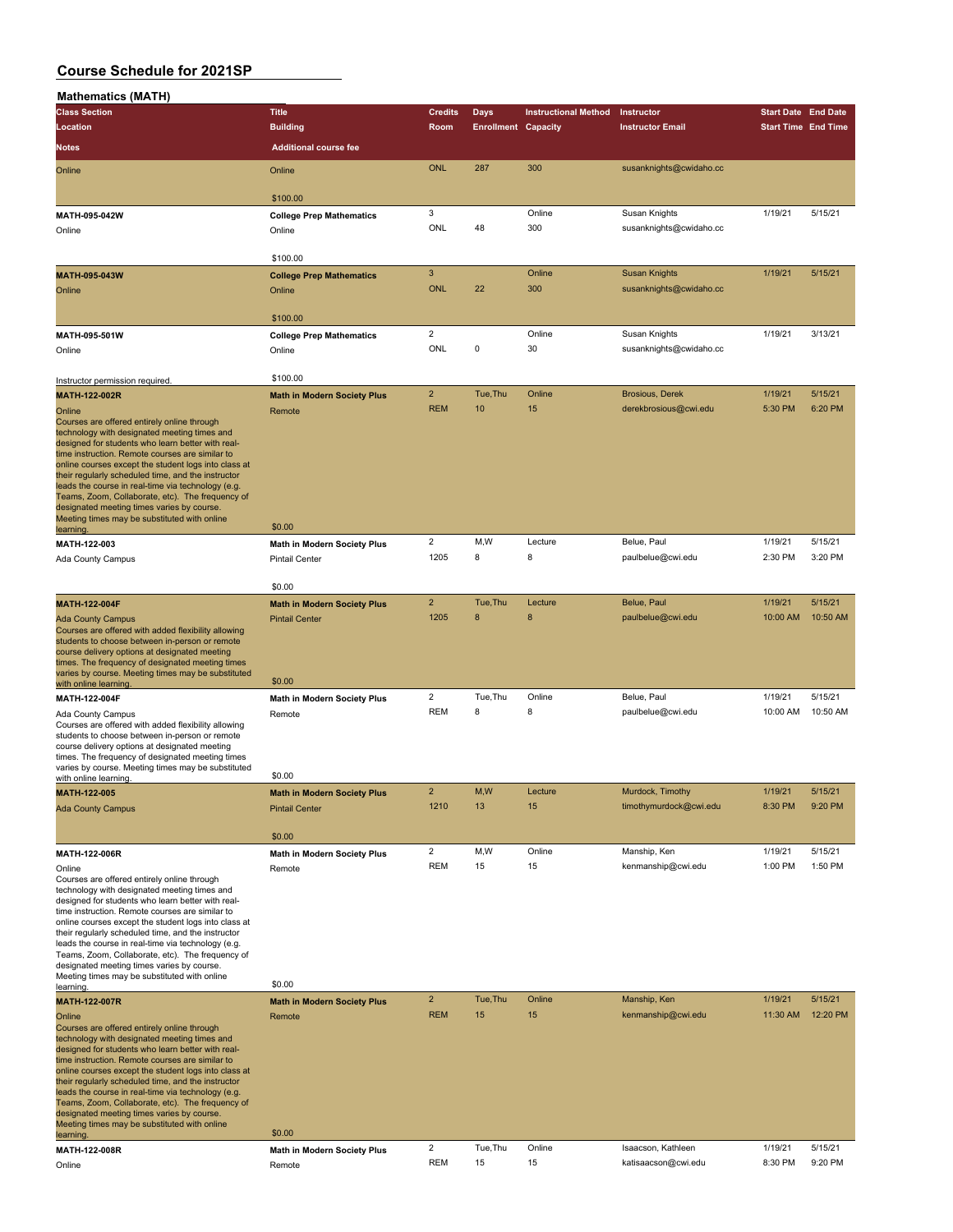# Course Schedule for 2021SP

## Mathematics (MATH)

| Class Section / Location / Notes | Title / Building / Additional course fee | Credits / Room | Days / Enrollment | Instructional Method / Capacity | Instructor / Instructor Email | Start Date / Start Time | End Date / End Time |
|---|---|---|---|---|---|---|---|
| Online | Online / $100.00 | ONL | 287 | 300 | susanknights@cwidaho.cc | | |
| MATH-095-042W / Online | College Prep Mathematics / Online / $100.00 | 3 / ONL | 48 | Online / 300 | Susan Knights / susanknights@cwidaho.cc | 1/19/21 | 5/15/21 |
| MATH-095-043W / Online | College Prep Mathematics / Online / $100.00 | 3 / ONL | 22 | Online / 300 | Susan Knights / susanknights@cwidaho.cc | 1/19/21 | 5/15/21 |
| MATH-095-501W / Online / Instructor permission required. | College Prep Mathematics / Online / $100.00 | 2 / ONL | 0 | Online / 30 | Susan Knights / susanknights@cwidaho.cc | 1/19/21 | 3/13/21 |
| MATH-122-002R / Online / Courses are offered entirely online through technology with designated meeting times and designed for students who learn better with real-time instruction. Remote courses are similar to online courses except the student logs into class at their regularly scheduled time, and the instructor leads the course in real-time via technology (e.g. Teams, Zoom, Collaborate, etc). The frequency of designated meeting times varies by course. Meeting times may be substituted with online learning. | Math in Modern Society Plus / Remote / $0.00 | 2 / REM | Tue,Thu / 10 | Online / 15 | Brosious, Derek / derekbrosious@cwi.edu | 1/19/21 / 5:30 PM | 5/15/21 / 6:20 PM |
| MATH-122-003 / Ada County Campus | Math in Modern Society Plus / Pintail Center / $0.00 | 2 / 1205 | M,W / 8 | Lecture / 8 | Belue, Paul / paulbelue@cwi.edu | 1/19/21 / 2:30 PM | 5/15/21 / 3:20 PM |
| MATH-122-004F / Ada County Campus / Courses are offered with added flexibility allowing students to choose between in-person or remote course delivery options at designated meeting times. The frequency of designated meeting times varies by course. Meeting times may be substituted with online learning. | Math in Modern Society Plus / Pintail Center / $0.00 | 2 / 1205 | Tue,Thu / 8 | Lecture / 8 | Belue, Paul / paulbelue@cwi.edu | 1/19/21 / 10:00 AM | 5/15/21 / 10:50 AM |
| MATH-122-004F / Ada County Campus / Courses are offered with added flexibility allowing students to choose between in-person or remote course delivery options at designated meeting times. The frequency of designated meeting times varies by course. Meeting times may be substituted with online learning. | Math in Modern Society Plus / Remote / $0.00 | 2 / REM | Tue,Thu / 8 | Online / 8 | Belue, Paul / paulbelue@cwi.edu | 1/19/21 / 10:00 AM | 5/15/21 / 10:50 AM |
| MATH-122-005 / Ada County Campus | Math in Modern Society Plus / Pintail Center / $0.00 | 2 / 1210 | M,W / 13 | Lecture / 15 | Murdock, Timothy / timothymurdock@cwi.edu | 1/19/21 / 8:30 PM | 5/15/21 / 9:20 PM |
| MATH-122-006R / Online / Courses are offered entirely online through technology with designated meeting times and designed for students who learn better with real-time instruction. Remote courses are similar to online courses except the student logs into class at their regularly scheduled time, and the instructor leads the course in real-time via technology (e.g. Teams, Zoom, Collaborate, etc). The frequency of designated meeting times varies by course. Meeting times may be substituted with online learning. | Math in Modern Society Plus / Remote / $0.00 | 2 / REM | M,W / 15 | Online / 15 | Manship, Ken / kenmanship@cwi.edu | 1/19/21 / 1:00 PM | 5/15/21 / 1:50 PM |
| MATH-122-007R / Online / Courses are offered entirely online through technology with designated meeting times and designed for students who learn better with real-time instruction. Remote courses are similar to online courses except the student logs into class at their regularly scheduled time, and the instructor leads the course in real-time via technology (e.g. Teams, Zoom, Collaborate, etc). The frequency of designated meeting times varies by course. Meeting times may be substituted with online learning. | Math in Modern Society Plus / Remote / $0.00 | 2 / REM | Tue,Thu / 15 | Online / 15 | Manship, Ken / kenmanship@cwi.edu | 1/19/21 / 11:30 AM | 5/15/21 / 12:20 PM |
| MATH-122-008R / Online | Math in Modern Society Plus / Remote | 2 / REM | Tue,Thu / 15 | Online / 15 | Isaacson, Kathleen / katisaacson@cwi.edu | 1/19/21 / 8:30 PM | 5/15/21 / 9:20 PM |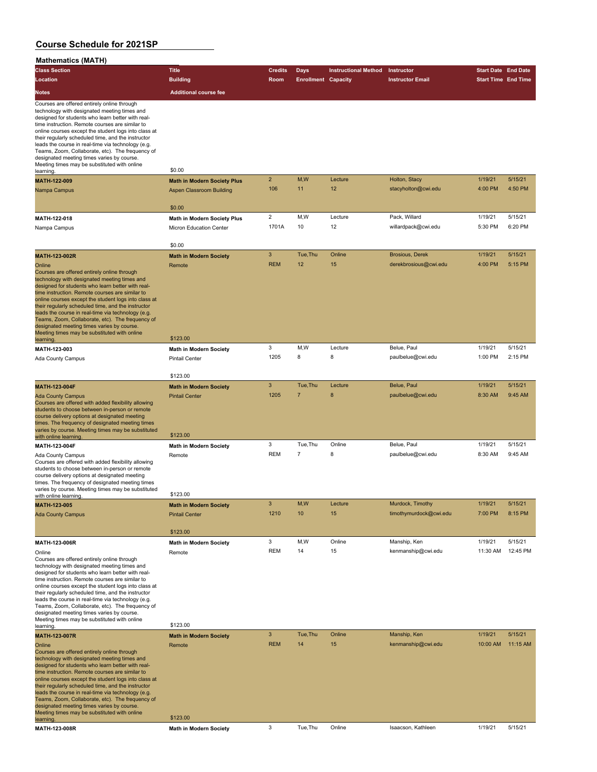# Course Schedule for 2021SP

## Mathematics (MATH)

| Class Section / Location / Notes | Title / Building / Additional course fee | Credits / Room | Days / Enrollment | Instructional Method / Capacity | Instructor / Instructor Email | Start Date / Start Time | End Date / End Time |
|---|---|---|---|---|---|---|---|
| Courses are offered entirely online through technology with designated meeting times and designed for students who learn better with real-time instruction. Remote courses are similar to online courses except the student logs into class at their regularly scheduled time, and the instructor leads the course in real-time via technology (e.g. Teams, Zoom, Collaborate, etc). The frequency of designated meeting times varies by course. Meeting times may be substituted with online learning. | $0.00 | | | | | | |
| **MATH-122-009** Nampa Campus | **Math in Modern Society Plus** Aspen Classroom Building $0.00 | 2 / 106 | M,W / 11 | Lecture / 12 | Holton, Stacy / stacyholton@cwi.edu | 1/19/21 / 4:00 PM | 5/15/21 / 4:50 PM |
| **MATH-122-018** Nampa Campus | **Math in Modern Society Plus** Micron Education Center $0.00 | 2 / 1701A | M,W / 10 | Lecture / 12 | Pack, Willard / willardpack@cwi.edu | 1/19/21 / 5:30 PM | 5/15/21 / 6:20 PM |
| **MATH-123-002R** Online Courses are offered entirely online through technology with designated meeting times and designed for students who learn better with real-time instruction. Remote courses are similar to online courses except the student logs into class at their regularly scheduled time, and the instructor leads the course in real-time via technology (e.g. Teams, Zoom, Collaborate, etc). The frequency of designated meeting times varies by course. Meeting times may be substituted with online learning. | **Math in Modern Society** Remote $123.00 | 3 / REM | Tue,Thu / 12 | Online / 15 | Brosious, Derek / derekbrosious@cwi.edu | 1/19/21 / 4:00 PM | 5/15/21 / 5:15 PM |
| **MATH-123-003** Ada County Campus | **Math in Modern Society** Pintail Center $123.00 | 3 / 1205 | M,W / 8 | Lecture / 8 | Belue, Paul / paulbelue@cwi.edu | 1/19/21 / 1:00 PM | 5/15/21 / 2:15 PM |
| **MATH-123-004F** Ada County Campus Courses are offered with added flexibility allowing students to choose between in-person or remote course delivery options at designated meeting times. The frequency of designated meeting times varies by course. Meeting times may be substituted with online learning. | **Math in Modern Society** Pintail Center $123.00 | 3 / 1205 | Tue,Thu / 7 | Lecture / 8 | Belue, Paul / paulbelue@cwi.edu | 1/19/21 / 8:30 AM | 5/15/21 / 9:45 AM |
| **MATH-123-004F** Ada County Campus Courses are offered with added flexibility allowing students to choose between in-person or remote course delivery options at designated meeting times. The frequency of designated meeting times varies by course. Meeting times may be substituted with online learning. | **Math in Modern Society** Remote $123.00 | 3 / REM | Tue,Thu / 7 | Online / 8 | Belue, Paul / paulbelue@cwi.edu | 1/19/21 / 8:30 AM | 5/15/21 / 9:45 AM |
| **MATH-123-005** Ada County Campus | **Math in Modern Society** Pintail Center $123.00 | 3 / 1210 | M,W / 10 | Lecture / 15 | Murdock, Timothy / timothymurdock@cwi.edu | 1/19/21 / 7:00 PM | 5/15/21 / 8:15 PM |
| **MATH-123-006R** Online Courses are offered entirely online through technology with designated meeting times and designed for students who learn better with real-time instruction. Remote courses are similar to online courses except the student logs into class at their regularly scheduled time, and the instructor leads the course in real-time via technology (e.g. Teams, Zoom, Collaborate, etc). The frequency of designated meeting times varies by course. Meeting times may be substituted with online learning. | **Math in Modern Society** Remote $123.00 | 3 / REM | M,W / 14 | Online / 15 | Manship, Ken / kenmanship@cwi.edu | 1/19/21 / 11:30 AM | 5/15/21 / 12:45 PM |
| **MATH-123-007R** Online Courses are offered entirely online through technology with designated meeting times and designed for students who learn better with real-time instruction. Remote courses are similar to online courses except the student logs into class at their regularly scheduled time, and the instructor leads the course in real-time via technology (e.g. Teams, Zoom, Collaborate, etc). The frequency of designated meeting times varies by course. Meeting times may be substituted with online learning. | **Math in Modern Society** Remote $123.00 | 3 / REM | Tue,Thu / 14 | Online / 15 | Manship, Ken / kenmanship@cwi.edu | 1/19/21 / 10:00 AM | 5/15/21 / 11:15 AM |
| **MATH-123-008R** | **Math in Modern Society** | 3 | Tue,Thu | Online | Isaacson, Kathleen | 1/19/21 | 5/15/21 |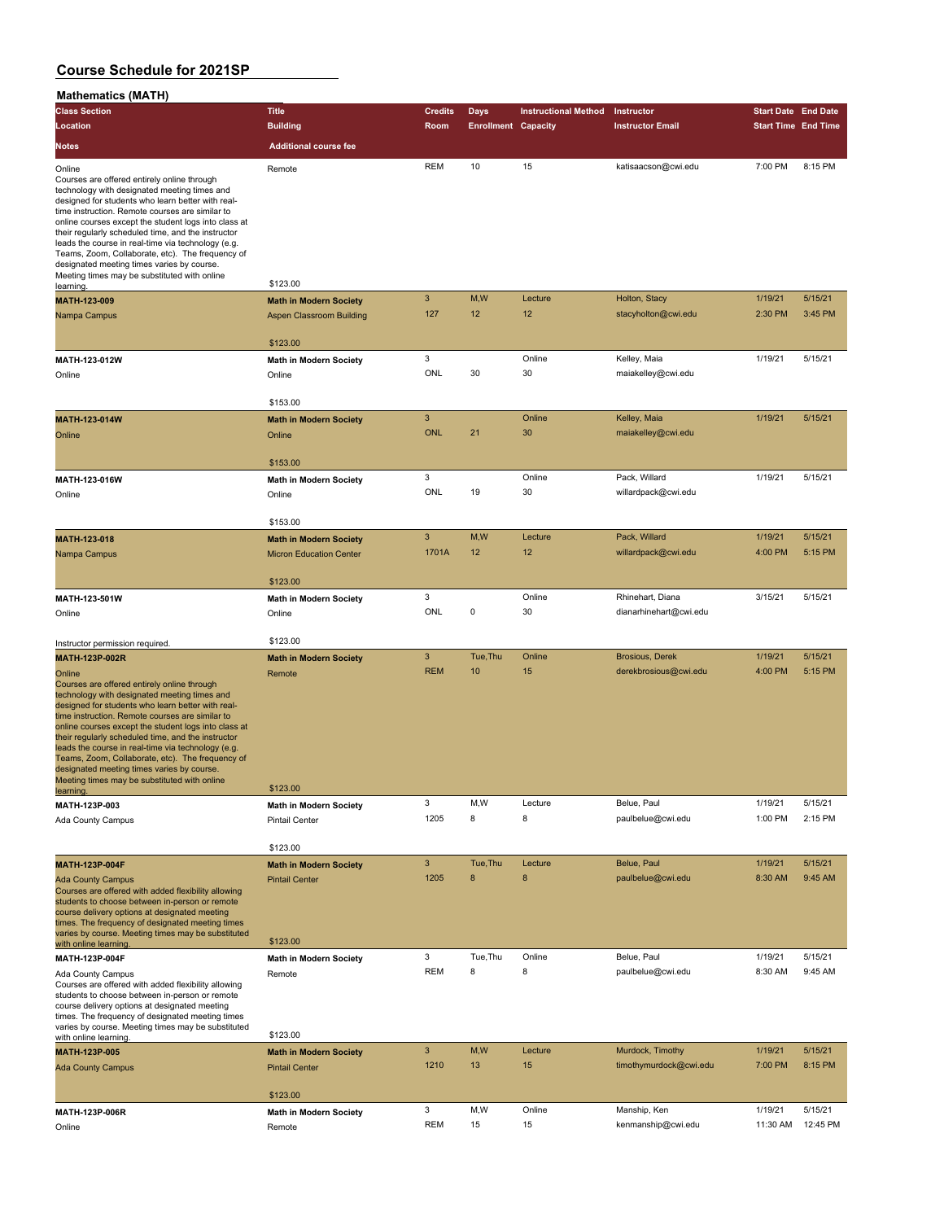# Course Schedule for 2021SP

## Mathematics (MATH)

| Class Section / Location / Notes | Title / Building / Additional course fee | Credits / Room | Days / Enrollment | Instructional Method / Capacity | Instructor / Instructor Email | Start Date / Start Time | End Date / End Time |
|---|---|---|---|---|---|---|---|
| Online<br>Courses are offered entirely online through technology with designated meeting times and designed for students who learn better with real-time instruction. Remote courses are similar to online courses except the student logs into class at their regularly scheduled time, and the instructor leads the course in real-time via technology (e.g. Teams, Zoom, Collaborate, etc). The frequency of designated meeting times varies by course. Meeting times may be substituted with online learning. | Remote<br>$123.00 | REM | 10 | 15 | katisaacson@cwi.edu | 7:00 PM | 8:15 PM |
| **MATH-123-009**<br>Nampa Campus | **Math in Modern Society**<br>Aspen Classroom Building<br>$123.00 | 3<br>127 | M,W<br>12 | Lecture<br>12 | Holton, Stacy<br>stacyholton@cwi.edu | 1/19/21<br>2:30 PM | 5/15/21<br>3:45 PM |
| **MATH-123-012W**<br>Online | **Math in Modern Society**<br>Online<br>$153.00 | 3<br>ONL | 30 | Online<br>30 | Kelley, Maia<br>maiakelley@cwi.edu | 1/19/21 | 5/15/21 |
| **MATH-123-014W**<br>Online | **Math in Modern Society**<br>Online<br>$153.00 | 3<br>ONL | 21 | Online<br>30 | Kelley, Maia<br>maiakelley@cwi.edu | 1/19/21 | 5/15/21 |
| **MATH-123-016W**<br>Online | **Math in Modern Society**<br>Online<br>$153.00 | 3<br>ONL | 19 | Online<br>30 | Pack, Willard<br>willardpack@cwi.edu | 1/19/21 | 5/15/21 |
| **MATH-123-018**<br>Nampa Campus | **Math in Modern Society**<br>Micron Education Center<br>$123.00 | 3<br>1701A | M,W<br>12 | Lecture<br>12 | Pack, Willard<br>willardpack@cwi.edu | 1/19/21<br>4:00 PM | 5/15/21<br>5:15 PM |
| **MATH-123-501W**<br>Online<br>Instructor permission required. | **Math in Modern Society**<br>Online<br>$123.00 | 3<br>ONL | 0 | Online<br>30 | Rhinehart, Diana<br>dianarhinehart@cwi.edu | 3/15/21 | 5/15/21 |
| **MATH-123P-002R**<br>Online<br>Courses are offered entirely online through technology with designated meeting times and designed for students who learn better with real-time instruction. Remote courses are similar to online courses except the student logs into class at their regularly scheduled time, and the instructor leads the course in real-time via technology (e.g. Teams, Zoom, Collaborate, etc). The frequency of designated meeting times varies by course. Meeting times may be substituted with online learning. | **Math in Modern Society**<br>Remote<br>$123.00 | 3<br>REM | Tue,Thu<br>10 | Online<br>15 | Brosious, Derek<br>derekbrosious@cwi.edu | 1/19/21<br>4:00 PM | 5/15/21<br>5:15 PM |
| **MATH-123P-003**<br>Ada County Campus | **Math in Modern Society**<br>Pintail Center<br>$123.00 | 3<br>1205 | M,W<br>8 | Lecture<br>8 | Belue, Paul<br>paulbelue@cwi.edu | 1/19/21<br>1:00 PM | 5/15/21<br>2:15 PM |
| **MATH-123P-004F**<br>Ada County Campus<br>Courses are offered with added flexibility allowing students to choose between in-person or remote course delivery options at designated meeting times. The frequency of designated meeting times varies by course. Meeting times may be substituted with online learning. | **Math in Modern Society**<br>Pintail Center<br>$123.00 | 3<br>1205 | Tue,Thu<br>8 | Lecture<br>8 | Belue, Paul<br>paulbelue@cwi.edu | 1/19/21<br>8:30 AM | 5/15/21<br>9:45 AM |
| **MATH-123P-004F**<br>Ada County Campus<br>Courses are offered with added flexibility allowing students to choose between in-person or remote course delivery options at designated meeting times. The frequency of designated meeting times varies by course. Meeting times may be substituted with online learning. | **Math in Modern Society**<br>Remote<br>$123.00 | 3<br>REM | Tue,Thu<br>8 | Online<br>8 | Belue, Paul<br>paulbelue@cwi.edu | 1/19/21<br>8:30 AM | 5/15/21<br>9:45 AM |
| **MATH-123P-005**<br>Ada County Campus | **Math in Modern Society**<br>Pintail Center<br>$123.00 | 3<br>1210 | M,W<br>13 | Lecture<br>15 | Murdock, Timothy<br>timothymurdock@cwi.edu | 1/19/21<br>7:00 PM | 5/15/21<br>8:15 PM |
| **MATH-123P-006R**<br>Online | **Math in Modern Society**<br>Remote | 3<br>REM | M,W<br>15 | Online<br>15 | Manship, Ken<br>kenmanship@cwi.edu | 1/19/21<br>11:30 AM | 5/15/21<br>12:45 PM |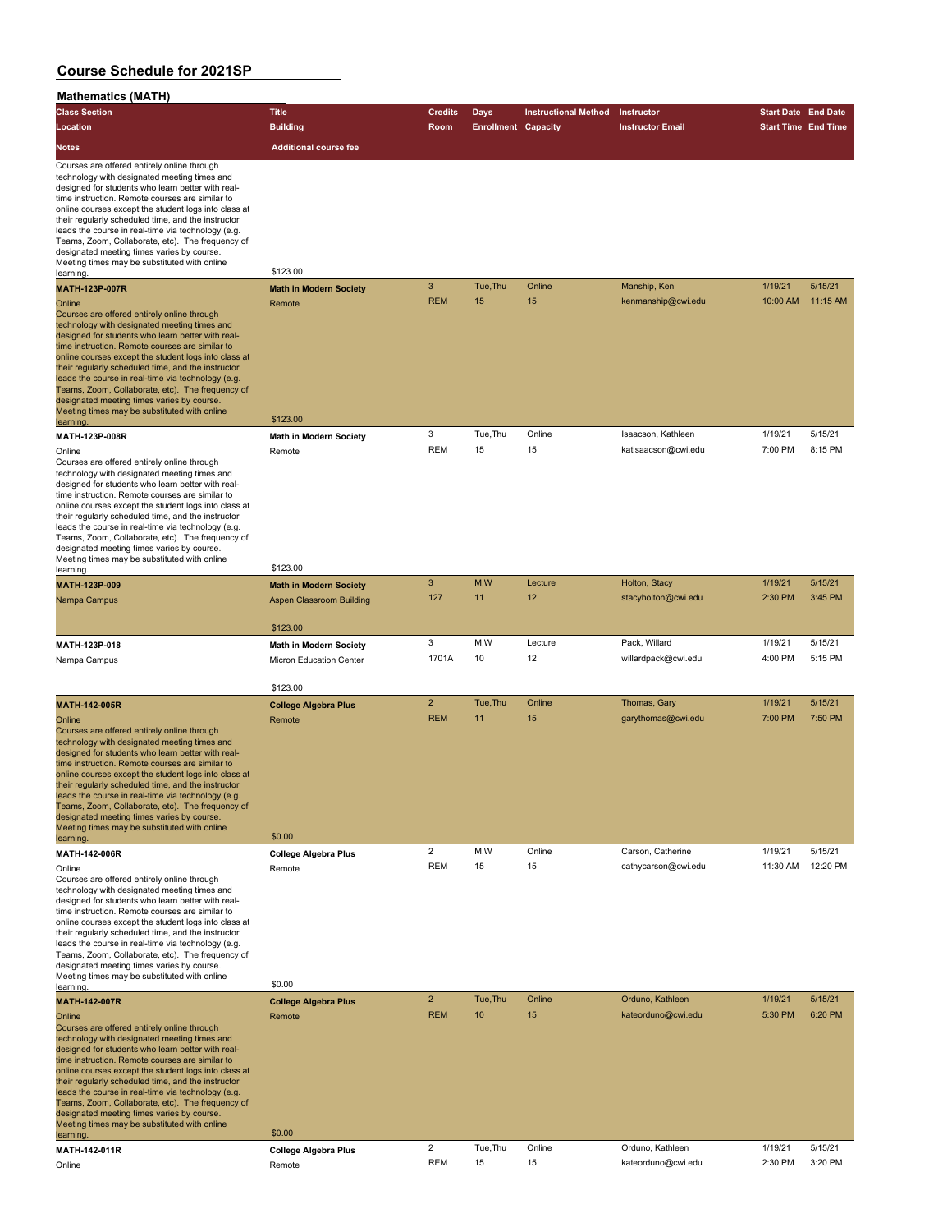# Course Schedule for 2021SP

## Mathematics (MATH)

| Class Section / Location / Notes | Title / Building / Additional course fee | Credits / Room | Days / Enrollment | Instructional Method / Capacity | Instructor / Instructor Email | Start Date / Start Time | End Date / End Time |
|---|---|---|---|---|---|---|---|
| Courses are offered entirely online through technology with designated meeting times and designed for students who learn better with real-time instruction. Remote courses are similar to online courses except the student logs into class at their regularly scheduled time, and the instructor leads the course in real-time via technology (e.g. Teams, Zoom, Collaborate, etc). The frequency of designated meeting times varies by course. Meeting times may be substituted with online learning. | $123.00 | | | | | | |
| **MATH-123P-007R** | **Math in Modern Society** | 3 | Tue,Thu | Online | Manship, Ken | 1/19/21 | 5/15/21 |
| Online | Remote | REM | 15 | 15 | kenmanship@cwi.edu | 10:00 AM | 11:15 AM |
| Courses are offered entirely online through technology with designated meeting times and designed for students who learn better with real-time instruction. Remote courses are similar to online courses except the student logs into class at their regularly scheduled time, and the instructor leads the course in real-time via technology (e.g. Teams, Zoom, Collaborate, etc). The frequency of designated meeting times varies by course. Meeting times may be substituted with online learning. | $123.00 | | | | | | |
| **MATH-123P-008R** | **Math in Modern Society** | 3 | Tue,Thu | Online | Isaacson, Kathleen | 1/19/21 | 5/15/21 |
| Online | Remote | REM | 15 | 15 | katisaacson@cwi.edu | 7:00 PM | 8:15 PM |
| Courses are offered entirely online through technology with designated meeting times and designed for students who learn better with real-time instruction. Remote courses are similar to online courses except the student logs into class at their regularly scheduled time, and the instructor leads the course in real-time via technology (e.g. Teams, Zoom, Collaborate, etc). The frequency of designated meeting times varies by course. Meeting times may be substituted with online learning. | $123.00 | | | | | | |
| **MATH-123P-009** | **Math in Modern Society** | 3 | M,W | Lecture | Holton, Stacy | 1/19/21 | 5/15/21 |
| Nampa Campus | Aspen Classroom Building | 127 | 11 | 12 | stacyholton@cwi.edu | 2:30 PM | 3:45 PM |
| | $123.00 | | | | | | |
| **MATH-123P-018** | **Math in Modern Society** | 3 | M,W | Lecture | Pack, Willard | 1/19/21 | 5/15/21 |
| Nampa Campus | Micron Education Center | 1701A | 10 | 12 | willardpack@cwi.edu | 4:00 PM | 5:15 PM |
| | $123.00 | | | | | | |
| **MATH-142-005R** | **College Algebra Plus** | 2 | Tue,Thu | Online | Thomas, Gary | 1/19/21 | 5/15/21 |
| Online | Remote | REM | 11 | 15 | garythomas@cwi.edu | 7:00 PM | 7:50 PM |
| Courses are offered entirely online through technology with designated meeting times and designed for students who learn better with real-time instruction. Remote courses are similar to online courses except the student logs into class at their regularly scheduled time, and the instructor leads the course in real-time via technology (e.g. Teams, Zoom, Collaborate, etc). The frequency of designated meeting times varies by course. Meeting times may be substituted with online learning. | $0.00 | | | | | | |
| **MATH-142-006R** | **College Algebra Plus** | 2 | M,W | Online | Carson, Catherine | 1/19/21 | 5/15/21 |
| Online | Remote | REM | 15 | 15 | cathycarson@cwi.edu | 11:30 AM | 12:20 PM |
| Courses are offered entirely online through technology with designated meeting times and designed for students who learn better with real-time instruction. Remote courses are similar to online courses except the student logs into class at their regularly scheduled time, and the instructor leads the course in real-time via technology (e.g. Teams, Zoom, Collaborate, etc). The frequency of designated meeting times varies by course. Meeting times may be substituted with online learning. | $0.00 | | | | | | |
| **MATH-142-007R** | **College Algebra Plus** | 2 | Tue,Thu | Online | Orduno, Kathleen | 1/19/21 | 5/15/21 |
| Online | Remote | REM | 10 | 15 | kateorduno@cwi.edu | 5:30 PM | 6:20 PM |
| Courses are offered entirely online through technology with designated meeting times and designed for students who learn better with real-time instruction. Remote courses are similar to online courses except the student logs into class at their regularly scheduled time, and the instructor leads the course in real-time via technology (e.g. Teams, Zoom, Collaborate, etc). The frequency of designated meeting times varies by course. Meeting times may be substituted with online learning. | $0.00 | | | | | | |
| **MATH-142-011R** | **College Algebra Plus** | 2 | Tue,Thu | Online | Orduno, Kathleen | 1/19/21 | 5/15/21 |
| Online | Remote | REM | 15 | 15 | kateorduno@cwi.edu | 2:30 PM | 3:20 PM |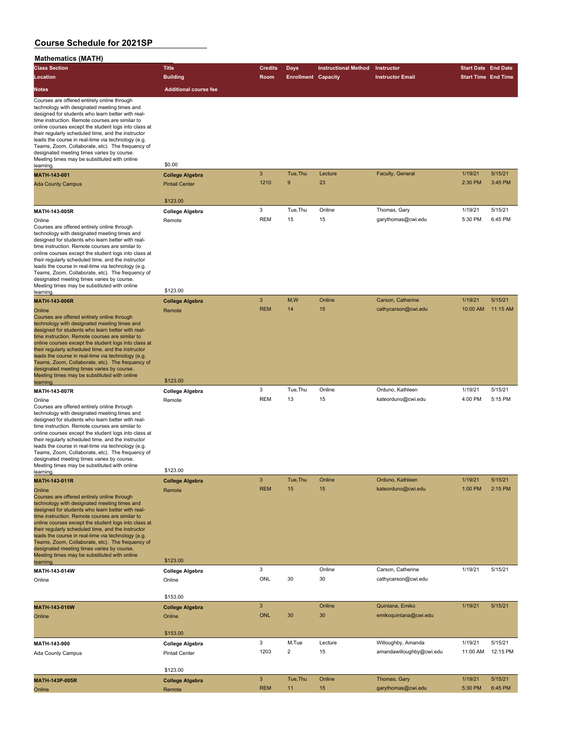# Course Schedule for 2021SP

## Mathematics (MATH)

| Class Section / Location / Notes | Title / Building / Additional course fee | Credits / Room | Days / Enrollment | Instructional Method / Capacity | Instructor / Instructor Email | Start Date / Start Time | End Date / End Time |
|---|---|---|---|---|---|---|---|
| Courses are offered entirely online through technology with designated meeting times and designed for students who learn better with real-time instruction. Remote courses are similar to online courses except the student logs into class at their regularly scheduled time, and the instructor leads the course in real-time via technology (e.g. Teams, Zoom, Collaborate, etc). The frequency of designated meeting times varies by course. Meeting times may be substituted with online learning. | $0.00 | | | | | | |
| **MATH-143-001** | **College Algebra** | 3 | Tue,Thu | Lecture | Faculty, General | 1/19/21 | 5/15/21 |
| Ada County Campus | Pintail Center | 1210 | 9 | 23 | | 2:30 PM | 3:45 PM |
| | $123.00 | | | | | | |
| **MATH-143-005R** | **College Algebra** | 3 | Tue,Thu | Online | Thomas, Gary | 1/19/21 | 5/15/21 |
| Online | Remote | REM | 15 | 15 | garythomas@cwi.edu | 5:30 PM | 6:45 PM |
| Courses are offered entirely online through technology with designated meeting times and designed for students who learn better with real-time instruction. Remote courses are similar to online courses except the student logs into class at their regularly scheduled time, and the instructor leads the course in real-time via technology (e.g. Teams, Zoom, Collaborate, etc). The frequency of designated meeting times varies by course. Meeting times may be substituted with online learning. | $123.00 | | | | | | |
| **MATH-143-006R** | **College Algebra** | 3 | M,W | Online | Carson, Catherine | 1/19/21 | 5/15/21 |
| Online | Remote | REM | 14 | 15 | cathycarson@cwi.edu | 10:00 AM | 11:15 AM |
| Courses are offered entirely online through technology with designated meeting times and designed for students who learn better with real-time instruction. Remote courses are similar to online courses except the student logs into class at their regularly scheduled time, and the instructor leads the course in real-time via technology (e.g. Teams, Zoom, Collaborate, etc). The frequency of designated meeting times varies by course. Meeting times may be substituted with online learning. | $123.00 | | | | | | |
| **MATH-143-007R** | **College Algebra** | 3 | Tue,Thu | Online | Orduno, Kathleen | 1/19/21 | 5/15/21 |
| Online | Remote | REM | 13 | 15 | kateorduno@cwi.edu | 4:00 PM | 5:15 PM |
| Courses are offered entirely online through technology with designated meeting times and designed for students who learn better with real-time instruction. Remote courses are similar to online courses except the student logs into class at their regularly scheduled time, and the instructor leads the course in real-time via technology (e.g. Teams, Zoom, Collaborate, etc). The frequency of designated meeting times varies by course. Meeting times may be substituted with online learning. | $123.00 | | | | | | |
| **MATH-143-011R** | **College Algebra** | 3 | Tue,Thu | Online | Orduno, Kathleen | 1/19/21 | 5/15/21 |
| Online | Remote | REM | 15 | 15 | kateorduno@cwi.edu | 1:00 PM | 2:15 PM |
| Courses are offered entirely online through technology with designated meeting times and designed for students who learn better with real-time instruction. Remote courses are similar to online courses except the student logs into class at their regularly scheduled time, and the instructor leads the course in real-time via technology (e.g. Teams, Zoom, Collaborate, etc). The frequency of designated meeting times varies by course. Meeting times may be substituted with online learning. | $123.00 | | | | | | |
| **MATH-143-014W** | **College Algebra** | 3 | | Online | Carson, Catherine | 1/19/21 | 5/15/21 |
| Online | Online | ONL | 30 | 30 | cathycarson@cwi.edu | | |
| | $153.00 | | | | | | |
| **MATH-143-016W** | **College Algebra** | 3 | | Online | Quintana, Emiko | 1/19/21 | 5/15/21 |
| Online | Online | ONL | 30 | 30 | emikoquintana@cwi.edu | | |
| | $153.00 | | | | | | |
| **MATH-143-900** | **College Algebra** | 3 | M,Tue | Lecture | Willoughby, Amanda | 1/19/21 | 5/15/21 |
| Ada County Campus | Pintail Center | 1203 | 2 | 15 | amandawilloughby@cwi.edu | 11:00 AM | 12:15 PM |
| | $123.00 | | | | | | |
| **MATH-143P-005R** | **College Algebra** | 3 | Tue,Thu | Online | Thomas, Gary | 1/19/21 | 5/15/21 |
| Online | Remote | REM | 11 | 15 | garythomas@cwi.edu | 5:30 PM | 6:45 PM |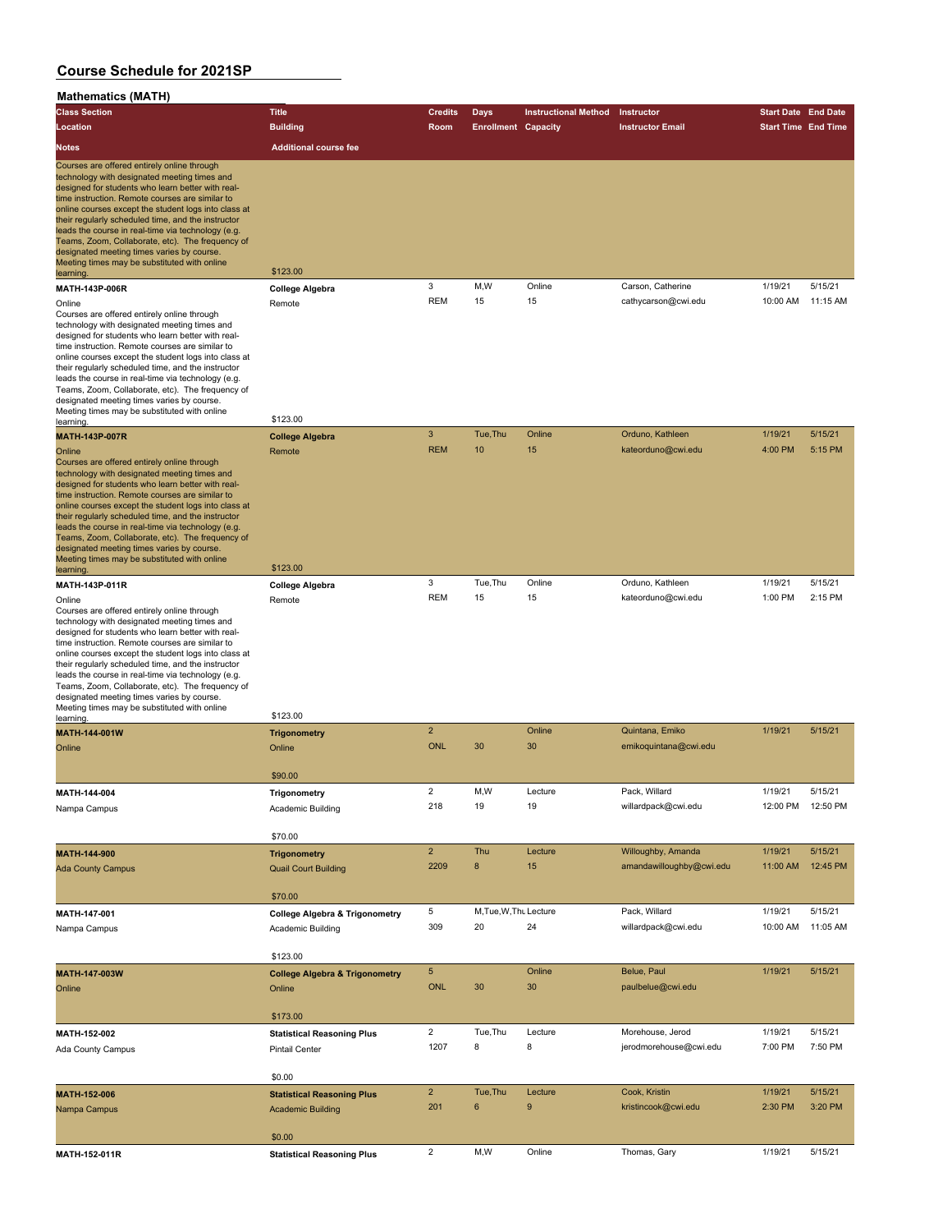# Course Schedule for 2021SP

## Mathematics (MATH)

| Class Section / Location / Notes | Title / Building / Additional course fee | Credits / Room | Days / Enrollment | Instructional Method / Capacity | Instructor / Instructor Email | Start Date / Start Time | End Date / End Time |
|---|---|---|---|---|---|---|---|
| Courses are offered entirely online through technology with designated meeting times and designed for students who learn better with real-time instruction. Remote courses are similar to online courses except the student logs into class at their regularly scheduled time, and the instructor leads the course in real-time via technology (e.g. Teams, Zoom, Collaborate, etc). The frequency of designated meeting times varies by course. Meeting times may be substituted with online learning. | $123.00 | | | | | | |
| **MATH-143P-006R** | **College Algebra** | 3 | M,W | Online | Carson, Catherine | 1/19/21 | 5/15/21 |
| Online | Remote | REM | 15 | 15 | cathycarson@cwi.edu | 10:00 AM | 11:15 AM |
| Courses are offered entirely online through technology with designated meeting times and designed for students who learn better with real-time instruction. Remote courses are similar to online courses except the student logs into class at their regularly scheduled time, and the instructor leads the course in real-time via technology (e.g. Teams, Zoom, Collaborate, etc). The frequency of designated meeting times varies by course. Meeting times may be substituted with online learning. | $123.00 | | | | | | |
| **MATH-143P-007R** | **College Algebra** | 3 | Tue,Thu | Online | Orduno, Kathleen | 1/19/21 | 5/15/21 |
| Online | Remote | REM | 10 | 15 | kateorduno@cwi.edu | 4:00 PM | 5:15 PM |
| Courses are offered entirely online through technology with designated meeting times and designed for students who learn better with real-time instruction. Remote courses are similar to online courses except the student logs into class at their regularly scheduled time, and the instructor leads the course in real-time via technology (e.g. Teams, Zoom, Collaborate, etc). The frequency of designated meeting times varies by course. Meeting times may be substituted with online learning. | $123.00 | | | | | | |
| **MATH-143P-011R** | **College Algebra** | 3 | Tue,Thu | Online | Orduno, Kathleen | 1/19/21 | 5/15/21 |
| Online | Remote | REM | 15 | 15 | kateorduno@cwi.edu | 1:00 PM | 2:15 PM |
| Courses are offered entirely online through technology with designated meeting times and designed for students who learn better with real-time instruction. Remote courses are similar to online courses except the student logs into class at their regularly scheduled time, and the instructor leads the course in real-time via technology (e.g. Teams, Zoom, Collaborate, etc). The frequency of designated meeting times varies by course. Meeting times may be substituted with online learning. | $123.00 | | | | | | |
| **MATH-144-001W** | **Trigonometry** | 2 | | Online | Quintana, Emiko | 1/19/21 | 5/15/21 |
| Online | Online | ONL | 30 | 30 | emikoquintana@cwi.edu | | |
| | $90.00 | | | | | | |
| **MATH-144-004** | **Trigonometry** | 2 | M,W | Lecture | Pack, Willard | 1/19/21 | 5/15/21 |
| Nampa Campus | Academic Building | 218 | 19 | 19 | willardpack@cwi.edu | 12:00 PM | 12:50 PM |
| | $70.00 | | | | | | |
| **MATH-144-900** | **Trigonometry** | 2 | Thu | Lecture | Willoughby, Amanda | 1/19/21 | 5/15/21 |
| Ada County Campus | Quail Court Building | 2209 | 8 | 15 | amandawilloughby@cwi.edu | 11:00 AM | 12:45 PM |
| | $70.00 | | | | | | |
| **MATH-147-001** | **College Algebra & Trigonometry** | 5 | M,Tue,W,Thu | Lecture | Pack, Willard | 1/19/21 | 5/15/21 |
| Nampa Campus | Academic Building | 309 | 20 | 24 | willardpack@cwi.edu | 10:00 AM | 11:05 AM |
| | $123.00 | | | | | | |
| **MATH-147-003W** | **College Algebra & Trigonometry** | 5 | | Online | Belue, Paul | 1/19/21 | 5/15/21 |
| Online | Online | ONL | 30 | 30 | paulbelue@cwi.edu | | |
| | $173.00 | | | | | | |
| **MATH-152-002** | **Statistical Reasoning Plus** | 2 | Tue,Thu | Lecture | Morehouse, Jerod | 1/19/21 | 5/15/21 |
| Ada County Campus | Pintail Center | 1207 | 8 | 8 | jerodmorehouse@cwi.edu | 7:00 PM | 7:50 PM |
| | $0.00 | | | | | | |
| **MATH-152-006** | **Statistical Reasoning Plus** | 2 | Tue,Thu | Lecture | Cook, Kristin | 1/19/21 | 5/15/21 |
| Nampa Campus | Academic Building | 201 | 6 | 9 | kristincook@cwi.edu | 2:30 PM | 3:20 PM |
| | $0.00 | | | | | | |
| **MATH-152-011R** | **Statistical Reasoning Plus** | 2 | M,W | Online | Thomas, Gary | 1/19/21 | 5/15/21 |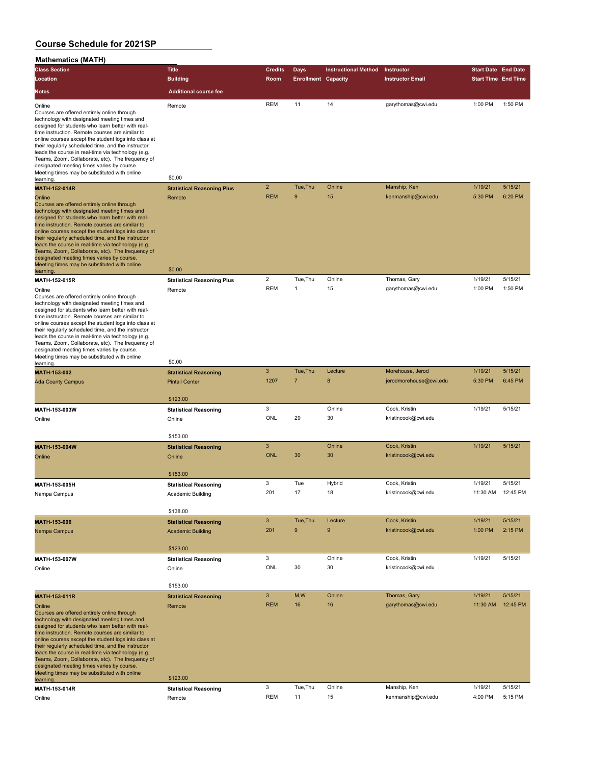## Course Schedule for 2021SP

### Mathematics (MATH)

| Class Section / Location / Notes | Title / Building / Additional course fee | Credits / Room | Days / Enrollment | Instructional Method / Capacity | Instructor / Instructor Email | Start Date / Start Time | End Date / End Time |
|---|---|---|---|---|---|---|---|
| Online<br>Courses are offered entirely online through technology with designated meeting times and designed for students who learn better with real-time instruction. Remote courses are similar to online courses except the student logs into class at their regularly scheduled time, and the instructor leads the course in real-time via technology (e.g. Teams, Zoom, Collaborate, etc). The frequency of designated meeting times varies by course. Meeting times may be substituted with online learning. | Remote<br>$0.00 | REM | 11 | 14 | garythomas@cwi.edu | 1:00 PM | 1:50 PM |
| **MATH-152-014R**<br>Online<br>Courses are offered entirely online through technology with designated meeting times and designed for students who learn better with real-time instruction. Remote courses are similar to online courses except the student logs into class at their regularly scheduled time, and the instructor leads the course in real-time via technology (e.g. Teams, Zoom, Collaborate, etc). The frequency of designated meeting times varies by course. Meeting times may be substituted with online learning. | **Statistical Reasoning Plus**<br>Remote<br>$0.00 | 2<br>REM | Tue,Thu<br>9 | Online<br>15 | Manship, Ken<br>kenmanship@cwi.edu | 1/19/21<br>5:30 PM | 5/15/21<br>6:20 PM |
| **MATH-152-015R**<br>Online<br>Courses are offered entirely online through technology with designated meeting times and designed for students who learn better with real-time instruction. Remote courses are similar to online courses except the student logs into class at their regularly scheduled time, and the instructor leads the course in real-time via technology (e.g. Teams, Zoom, Collaborate, etc). The frequency of designated meeting times varies by course. Meeting times may be substituted with online learning. | **Statistical Reasoning Plus**<br>Remote<br>$0.00 | 2<br>REM | Tue,Thu<br>1 | Online<br>15 | Thomas, Gary<br>garythomas@cwi.edu | 1/19/21<br>1:00 PM | 5/15/21<br>1:50 PM |
| **MATH-153-002**<br>Ada County Campus | **Statistical Reasoning**<br>Pintail Center<br>$123.00 | 3<br>1207 | Tue,Thu<br>7 | Lecture<br>8 | Morehouse, Jerod<br>jerodmorehouse@cwi.edu | 1/19/21<br>5:30 PM | 5/15/21<br>6:45 PM |
| **MATH-153-003W**<br>Online | **Statistical Reasoning**<br>Online<br>$153.00 | 3<br>ONL | <br>29 | Online<br>30 | Cook, Kristin<br>kristincook@cwi.edu | 1/19/21 | 5/15/21 |
| **MATH-153-004W**<br>Online | **Statistical Reasoning**<br>Online<br>$153.00 | 3<br>ONL | <br>30 | Online<br>30 | Cook, Kristin<br>kristincook@cwi.edu | 1/19/21 | 5/15/21 |
| **MATH-153-005H**<br>Nampa Campus | **Statistical Reasoning**<br>Academic Building<br>$138.00 | 3<br>201 | Tue<br>17 | Hybrid<br>18 | Cook, Kristin<br>kristincook@cwi.edu | 1/19/21<br>11:30 AM | 5/15/21<br>12:45 PM |
| **MATH-153-006**<br>Nampa Campus | **Statistical Reasoning**<br>Academic Building<br>$123.00 | 3<br>201 | Tue,Thu<br>9 | Lecture<br>9 | Cook, Kristin<br>kristincook@cwi.edu | 1/19/21<br>1:00 PM | 5/15/21<br>2:15 PM |
| **MATH-153-007W**<br>Online | **Statistical Reasoning**<br>Online<br>$153.00 | 3<br>ONL | <br>30 | Online<br>30 | Cook, Kristin<br>kristincook@cwi.edu | 1/19/21 | 5/15/21 |
| **MATH-153-011R**<br>Online<br>Courses are offered entirely online through technology with designated meeting times and designed for students who learn better with real-time instruction. Remote courses are similar to online courses except the student logs into class at their regularly scheduled time, and the instructor leads the course in real-time via technology (e.g. Teams, Zoom, Collaborate, etc). The frequency of designated meeting times varies by course. Meeting times may be substituted with online learning. | **Statistical Reasoning**<br>Remote<br>$123.00 | 3<br>REM | M,W<br>16 | Online<br>16 | Thomas, Gary<br>garythomas@cwi.edu | 1/19/21<br>11:30 AM | 5/15/21<br>12:45 PM |
| **MATH-153-014R**<br>Online | **Statistical Reasoning**<br>Remote | 3<br>REM | Tue,Thu<br>11 | Online<br>15 | Manship, Ken<br>kenmanship@cwi.edu | 1/19/21<br>4:00 PM | 5/15/21<br>5:15 PM |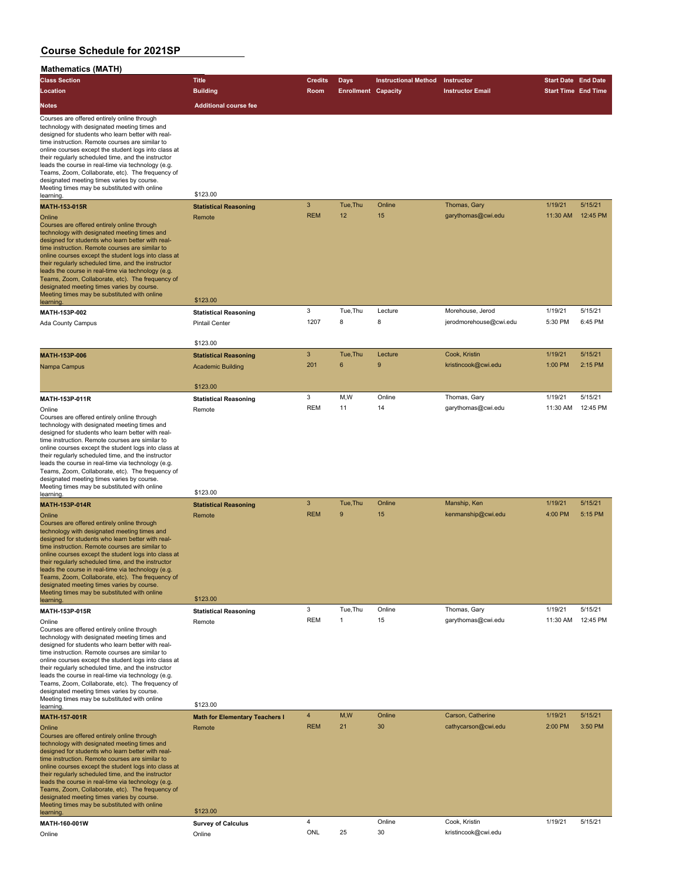# Course Schedule for 2021SP

## Mathematics (MATH)

| Class Section / Location / Notes | Title / Building / Additional course fee | Credits / Room | Days / Enrollment | Instructional Method / Capacity | Instructor / Instructor Email | Start Date / Start Time | End Date / End Time |
|---|---|---|---|---|---|---|---|
| Courses are offered entirely online through technology with designated meeting times and designed for students who learn better with real-time instruction. Remote courses are similar to online courses except the student logs into class at their regularly scheduled time, and the instructor leads the course in real-time via technology (e.g. Teams, Zoom, Collaborate, etc). The frequency of designated meeting times varies by course. Meeting times may be substituted with online learning. | $123.00 | | | | | | |
| **MATH-153-015R** | **Statistical Reasoning** | 3 | Tue,Thu | Online | Thomas, Gary | 1/19/21 | 5/15/21 |
| Online | Remote | REM | 12 | 15 | garythomas@cwi.edu | 11:30 AM | 12:45 PM |
| Courses are offered entirely online through technology with designated meeting times and designed for students who learn better with real-time instruction. Remote courses are similar to online courses except the student logs into class at their regularly scheduled time, and the instructor leads the course in real-time via technology (e.g. Teams, Zoom, Collaborate, etc). The frequency of designated meeting times varies by course. Meeting times may be substituted with online learning. | $123.00 | | | | | | |
| **MATH-153P-002** | **Statistical Reasoning** | 3 | Tue,Thu | Lecture | Morehouse, Jerod | 1/19/21 | 5/15/21 |
| Ada County Campus | Pintail Center | 1207 | 8 | 8 | jerodmorehouse@cwi.edu | 5:30 PM | 6:45 PM |
| | $123.00 | | | | | | |
| **MATH-153P-006** | **Statistical Reasoning** | 3 | Tue,Thu | Lecture | Cook, Kristin | 1/19/21 | 5/15/21 |
| Nampa Campus | Academic Building | 201 | 6 | 9 | kristincook@cwi.edu | 1:00 PM | 2:15 PM |
| | $123.00 | | | | | | |
| **MATH-153P-011R** | **Statistical Reasoning** | 3 | M,W | Online | Thomas, Gary | 1/19/21 | 5/15/21 |
| Online | Remote | REM | 11 | 14 | garythomas@cwi.edu | 11:30 AM | 12:45 PM |
| Courses are offered entirely online through technology with designated meeting times and designed for students who learn better with real-time instruction. Remote courses are similar to online courses except the student logs into class at their regularly scheduled time, and the instructor leads the course in real-time via technology (e.g. Teams, Zoom, Collaborate, etc). The frequency of designated meeting times varies by course. Meeting times may be substituted with online learning. | $123.00 | | | | | | |
| **MATH-153P-014R** | **Statistical Reasoning** | 3 | Tue,Thu | Online | Manship, Ken | 1/19/21 | 5/15/21 |
| Online | Remote | REM | 9 | 15 | kenmanship@cwi.edu | 4:00 PM | 5:15 PM |
| Courses are offered entirely online through technology with designated meeting times and designed for students who learn better with real-time instruction. Remote courses are similar to online courses except the student logs into class at their regularly scheduled time, and the instructor leads the course in real-time via technology (e.g. Teams, Zoom, Collaborate, etc). The frequency of designated meeting times varies by course. Meeting times may be substituted with online learning. | $123.00 | | | | | | |
| **MATH-153P-015R** | **Statistical Reasoning** | 3 | Tue,Thu | Online | Thomas, Gary | 1/19/21 | 5/15/21 |
| Online | Remote | REM | 1 | 15 | garythomas@cwi.edu | 11:30 AM | 12:45 PM |
| Courses are offered entirely online through technology with designated meeting times and designed for students who learn better with real-time instruction. Remote courses are similar to online courses except the student logs into class at their regularly scheduled time, and the instructor leads the course in real-time via technology (e.g. Teams, Zoom, Collaborate, etc). The frequency of designated meeting times varies by course. Meeting times may be substituted with online learning. | $123.00 | | | | | | |
| **MATH-157-001R** | **Math for Elementary Teachers I** | 4 | M,W | Online | Carson, Catherine | 1/19/21 | 5/15/21 |
| Online | Remote | REM | 21 | 30 | cathycarson@cwi.edu | 2:00 PM | 3:50 PM |
| Courses are offered entirely online through technology with designated meeting times and designed for students who learn better with real-time instruction. Remote courses are similar to online courses except the student logs into class at their regularly scheduled time, and the instructor leads the course in real-time via technology (e.g. Teams, Zoom, Collaborate, etc). The frequency of designated meeting times varies by course. Meeting times may be substituted with online learning. | $123.00 | | | | | | |
| **MATH-160-001W** | **Survey of Calculus** | 4 | | Online | Cook, Kristin | 1/19/21 | 5/15/21 |
| Online | Online | ONL | 25 | 30 | kristincook@cwi.edu | | |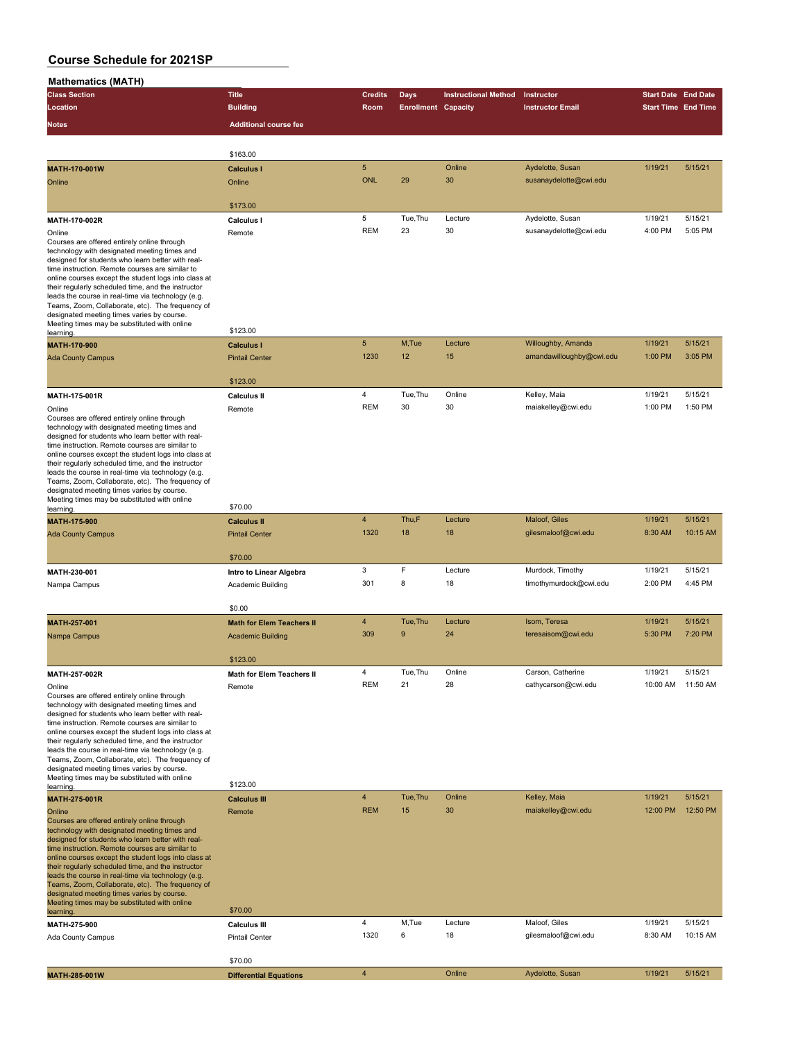# Course Schedule for 2021SP

## Mathematics (MATH)

| Class Section / Location / Notes | Title / Building / Additional course fee | Credits / Room | Days / Enrollment | Instructional Method / Capacity | Instructor / Instructor Email | Start Date / Start Time | End Date / End Time |
|---|---|---|---|---|---|---|---|
| | $163.00 | | | | | | |
| MATH-170-001W | Calculus I | 5 | | Online | Aydelotte, Susan | 1/19/21 | 5/15/21 |
| Online | Online | ONL | 29 | 30 | susanaydelotte@cwi.edu | | |
| | $173.00 | | | | | | |
| MATH-170-002R | Calculus I | 5 | Tue,Thu | Lecture | Aydelotte, Susan | 1/19/21 | 5/15/21 |
| Online<br>Courses are offered entirely online through technology with designated meeting times and designed for students who learn better with real-time instruction. Remote courses are similar to online courses except the student logs into class at their regularly scheduled time, and the instructor leads the course in real-time via technology (e.g. Teams, Zoom, Collaborate, etc). The frequency of designated meeting times varies by course. Meeting times may be substituted with online learning. | Remote | REM | 23 | 30 | susanaydelotte@cwi.edu | 4:00 PM | 5:05 PM |
| | $123.00 | | | | | | |
| MATH-170-900 | Calculus I | 5 | M,Tue | Lecture | Willoughby, Amanda | 1/19/21 | 5/15/21 |
| Ada County Campus | Pintail Center | 1230 | 12 | 15 | amandawilloughby@cwi.edu | 1:00 PM | 3:05 PM |
| | $123.00 | | | | | | |
| MATH-175-001R | Calculus II | 4 | Tue,Thu | Online | Kelley, Maia | 1/19/21 | 5/15/21 |
| Online<br>Courses are offered entirely online through technology with designated meeting times and designed for students who learn better with real-time instruction. Remote courses are similar to online courses except the student logs into class at their regularly scheduled time, and the instructor leads the course in real-time via technology (e.g. Teams, Zoom, Collaborate, etc). The frequency of designated meeting times varies by course. Meeting times may be substituted with online learning. | Remote | REM | 30 | 30 | maiakelley@cwi.edu | 1:00 PM | 1:50 PM |
| | $70.00 | | | | | | |
| MATH-175-900 | Calculus II | 4 | Thu,F | Lecture | Maloof, Giles | 1/19/21 | 5/15/21 |
| Ada County Campus | Pintail Center | 1320 | 18 | 18 | gilesmaloof@cwi.edu | 8:30 AM | 10:15 AM |
| | $70.00 | | | | | | |
| MATH-230-001 | Intro to Linear Algebra | 3 | F | Lecture | Murdock, Timothy | 1/19/21 | 5/15/21 |
| Nampa Campus | Academic Building | 301 | 8 | 18 | timothymurdock@cwi.edu | 2:00 PM | 4:45 PM |
| | $0.00 | | | | | | |
| MATH-257-001 | Math for Elem Teachers II | 4 | Tue,Thu | Lecture | Isom, Teresa | 1/19/21 | 5/15/21 |
| Nampa Campus | Academic Building | 309 | 9 | 24 | teresaisom@cwi.edu | 5:30 PM | 7:20 PM |
| | $123.00 | | | | | | |
| MATH-257-002R | Math for Elem Teachers II | 4 | Tue,Thu | Online | Carson, Catherine | 1/19/21 | 5/15/21 |
| Online<br>Courses are offered entirely online through technology with designated meeting times and designed for students who learn better with real-time instruction. Remote courses are similar to online courses except the student logs into class at their regularly scheduled time, and the instructor leads the course in real-time via technology (e.g. Teams, Zoom, Collaborate, etc). The frequency of designated meeting times varies by course. Meeting times may be substituted with online learning. | Remote | REM | 21 | 28 | cathycarson@cwi.edu | 10:00 AM | 11:50 AM |
| | $123.00 | | | | | | |
| MATH-275-001R | Calculus III | 4 | Tue,Thu | Online | Kelley, Maia | 1/19/21 | 5/15/21 |
| Online<br>Courses are offered entirely online through technology with designated meeting times and designed for students who learn better with real-time instruction. Remote courses are similar to online courses except the student logs into class at their regularly scheduled time, and the instructor leads the course in real-time via technology (e.g. Teams, Zoom, Collaborate, etc). The frequency of designated meeting times varies by course. Meeting times may be substituted with online learning. | Remote | REM | 15 | 30 | maiakelley@cwi.edu | 12:00 PM | 12:50 PM |
| | $70.00 | | | | | | |
| MATH-275-900 | Calculus III | 4 | M,Tue | Lecture | Maloof, Giles | 1/19/21 | 5/15/21 |
| Ada County Campus | Pintail Center | 1320 | 6 | 18 | gilesmaloof@cwi.edu | 8:30 AM | 10:15 AM |
| | $70.00 | | | | | | |
| MATH-285-001W | Differential Equations | 4 | | Online | Aydelotte, Susan | 1/19/21 | 5/15/21 |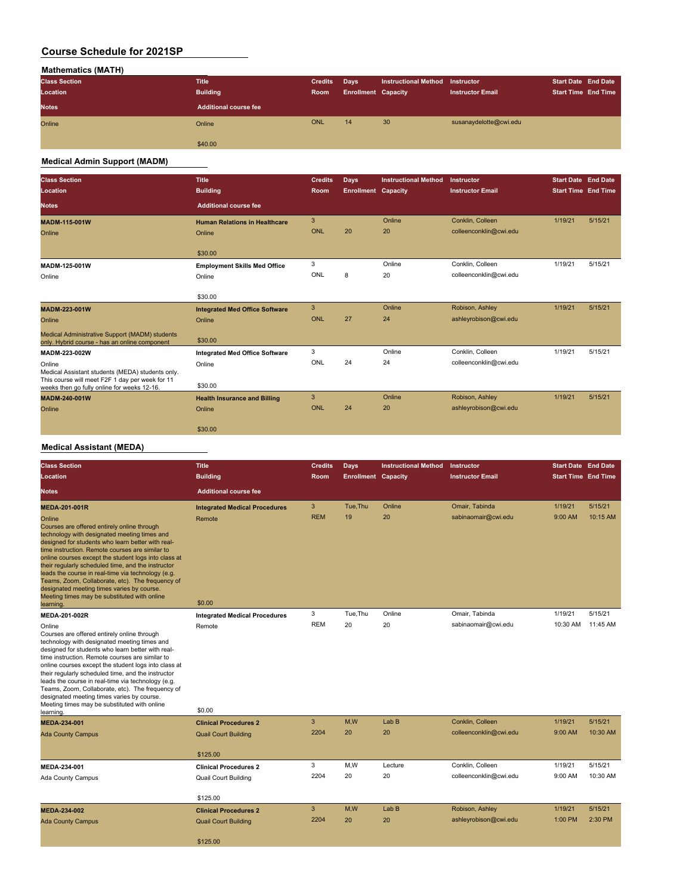# Course Schedule for 2021SP

## Mathematics (MATH)

| Class Section / Location / Notes | Title / Building / Additional course fee | Credits / Room | Days / Enrollment | Instructional Method / Capacity | Instructor / Instructor Email | Start Date / Start Time | End Date / End Time |
|---|---|---|---|---|---|---|---|
| Online | Online<br>$40.00 | ONL | 14 | 30 | susanaydelotte@cwi.edu | | |

## Medical Admin Support (MADM)

| Class Section / Location / Notes | Title / Building / Additional course fee | Credits / Room | Days / Enrollment | Instructional Method / Capacity | Instructor / Instructor Email | Start Date / Start Time | End Date / End Time |
|---|---|---|---|---|---|---|---|
| **MADM-115-001W**<br>Online | **Human Relations in Healthcare**<br>Online<br>$30.00 | 3<br>ONL | <br>20 | Online<br>20 | Conklin, Colleen<br>colleenconklin@cwi.edu | 1/19/21 | 5/15/21 |
| **MADM-125-001W**<br>Online | **Employment Skills Med Office**<br>Online<br>$30.00 | 3<br>ONL | <br>8 | Online<br>20 | Conklin, Colleen<br>colleenconklin@cwi.edu | 1/19/21 | 5/15/21 |
| **MADM-223-001W**<br>Online<br>Medical Administrative Support (MADM) students only. Hybrid course - has an online component | **Integrated Med Office Software**<br>Online<br>$30.00 | 3<br>ONL | <br>27 | Online<br>24 | Robison, Ashley<br>ashleyrobison@cwi.edu | 1/19/21 | 5/15/21 |
| **MADM-223-002W**<br>Online<br>Medical Assistant students (MEDA) students only. This course will meet F2F 1 day per week for 11 weeks then go fully online for weeks 12-16. | **Integrated Med Office Software**<br>Online<br>$30.00 | 3<br>ONL | <br>24 | Online<br>24 | Conklin, Colleen<br>colleenconklin@cwi.edu | 1/19/21 | 5/15/21 |
| **MADM-240-001W**<br>Online | **Health Insurance and Billing**<br>Online<br>$30.00 | 3<br>ONL | <br>24 | Online<br>20 | Robison, Ashley<br>ashleyrobison@cwi.edu | 1/19/21 | 5/15/21 |

## Medical Assistant (MEDA)

| Class Section / Location / Notes | Title / Building / Additional course fee | Credits / Room | Days / Enrollment | Instructional Method / Capacity | Instructor / Instructor Email | Start Date / Start Time | End Date / End Time |
|---|---|---|---|---|---|---|---|
| **MEDA-201-001R**<br>Online<br>Courses are offered entirely online through technology with designated meeting times and designed for students who learn better with real-time instruction. Remote courses are similar to online courses except the student logs into class at their regularly scheduled time, and the instructor leads the course in real-time via technology (e.g. Teams, Zoom, Collaborate, etc). The frequency of designated meeting times varies by course. Meeting times may be substituted with online learning. | **Integrated Medical Procedures**<br>Remote<br>$0.00 | 3<br>REM | Tue,Thu<br>19 | Online<br>20 | Omair, Tabinda<br>sabinaomair@cwi.edu | 1/19/21<br>9:00 AM | 5/15/21<br>10:15 AM |
| **MEDA-201-002R**<br>Online<br>Courses are offered entirely online through technology with designated meeting times and designed for students who learn better with real-time instruction. Remote courses are similar to online courses except the student logs into class at their regularly scheduled time, and the instructor leads the course in real-time via technology (e.g. Teams, Zoom, Collaborate, etc). The frequency of designated meeting times varies by course. Meeting times may be substituted with online learning. | **Integrated Medical Procedures**<br>Remote<br>$0.00 | 3<br>REM | Tue,Thu<br>20 | Online<br>20 | Omair, Tabinda<br>sabinaomair@cwi.edu | 1/19/21<br>10:30 AM | 5/15/21<br>11:45 AM |
| **MEDA-234-001**<br>Ada County Campus | **Clinical Procedures 2**<br>Quail Court Building<br>$125.00 | 3<br>2204 | M,W<br>20 | Lab B<br>20 | Conklin, Colleen<br>colleenconklin@cwi.edu | 1/19/21<br>9:00 AM | 5/15/21<br>10:30 AM |
| **MEDA-234-001**<br>Ada County Campus | **Clinical Procedures 2**<br>Quail Court Building<br>$125.00 | 3<br>2204 | M,W<br>20 | Lecture<br>20 | Conklin, Colleen<br>colleenconklin@cwi.edu | 1/19/21<br>9:00 AM | 5/15/21<br>10:30 AM |
| **MEDA-234-002**<br>Ada County Campus | **Clinical Procedures 2**<br>Quail Court Building<br>$125.00 | 3<br>2204 | M,W<br>20 | Lab B<br>20 | Robison, Ashley<br>ashleyrobison@cwi.edu | 1/19/21<br>1:00 PM | 5/15/21<br>2:30 PM |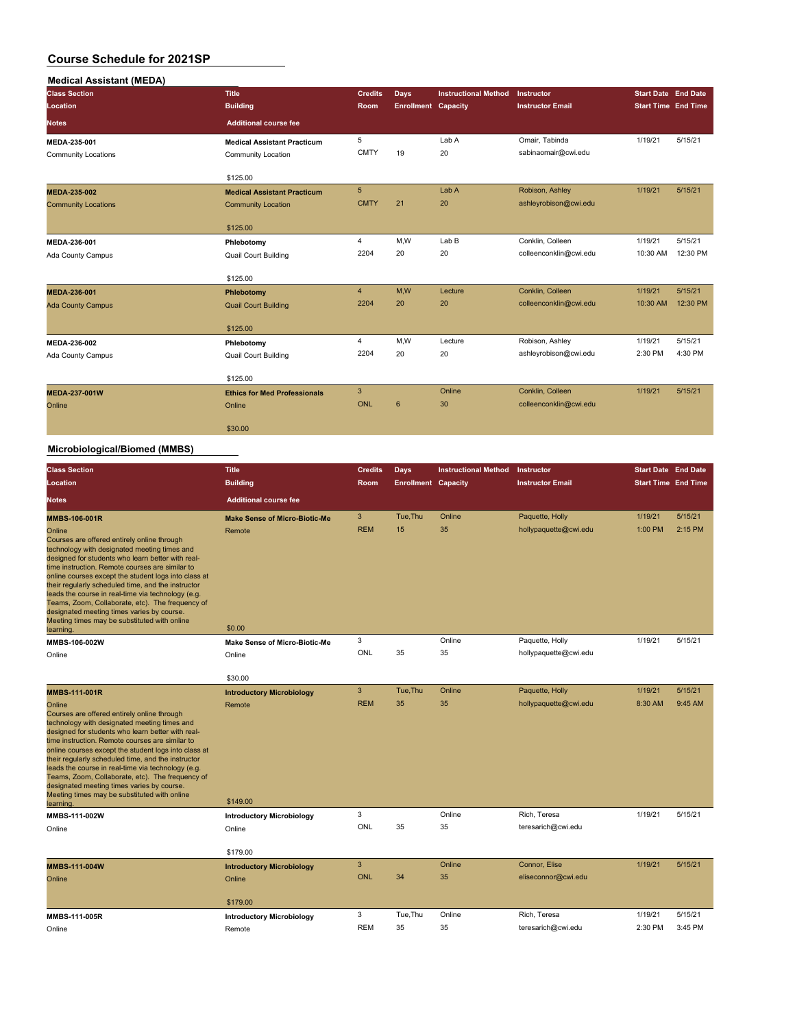# Course Schedule for 2021SP

## Medical Assistant (MEDA)

| Class Section / Location / Notes | Title / Building / Additional course fee | Credits / Room | Days / Enrollment | Instructional Method / Capacity | Instructor / Instructor Email | Start Date / Start Time | End Date / End Time |
|---|---|---|---|---|---|---|---|
| MEDA-235-001 | Medical Assistant Practicum | 5 | | Lab A | Omair, Tabinda | 1/19/21 | 5/15/21 |
| Community Locations | Community Location | CMTY | 19 | 20 | sabinaomair@cwi.edu | | |
| | $125.00 | | | | | | |
| MEDA-235-002 | Medical Assistant Practicum | 5 | | Lab A | Robison, Ashley | 1/19/21 | 5/15/21 |
| Community Locations | Community Location | CMTY | 21 | 20 | ashleyrobison@cwi.edu | | |
| | $125.00 | | | | | | |
| MEDA-236-001 | Phlebotomy | 4 | M,W | Lab B | Conklin, Colleen | 1/19/21 | 5/15/21 |
| Ada County Campus | Quail Court Building | 2204 | 20 | 20 | colleenconklin@cwi.edu | 10:30 AM | 12:30 PM |
| | $125.00 | | | | | | |
| MEDA-236-001 | Phlebotomy | 4 | M,W | Lecture | Conklin, Colleen | 1/19/21 | 5/15/21 |
| Ada County Campus | Quail Court Building | 2204 | 20 | 20 | colleenconklin@cwi.edu | 10:30 AM | 12:30 PM |
| | $125.00 | | | | | | |
| MEDA-236-002 | Phlebotomy | 4 | M,W | Lecture | Robison, Ashley | 1/19/21 | 5/15/21 |
| Ada County Campus | Quail Court Building | 2204 | 20 | 20 | ashleyrobison@cwi.edu | 2:30 PM | 4:30 PM |
| | $125.00 | | | | | | |
| MEDA-237-001W | Ethics for Med Professionals | 3 | | Online | Conklin, Colleen | 1/19/21 | 5/15/21 |
| Online | Online | ONL | 6 | 30 | colleenconklin@cwi.edu | | |
| | $30.00 | | | | | | |

## Microbiological/Biomed (MMBS)

| Class Section / Location / Notes | Title / Building / Additional course fee | Credits / Room | Days / Enrollment | Instructional Method / Capacity | Instructor / Instructor Email | Start Date / Start Time | End Date / End Time |
|---|---|---|---|---|---|---|---|
| MMBS-106-001R | Make Sense of Micro-Biotic-Me | 3 | Tue,Thu | Online | Paquette, Holly | 1/19/21 | 5/15/21 |
| Online | Remote | REM | 15 | 35 | hollypaquette@cwi.edu | 1:00 PM | 2:15 PM |
| Courses are offered entirely online through technology with designated meeting times and designed for students who learn better with real-time instruction. Remote courses are similar to online courses except the student logs into class at their regularly scheduled time, and the instructor leads the course in real-time via technology (e.g. Teams, Zoom, Collaborate, etc). The frequency of designated meeting times varies by course. Meeting times may be substituted with online learning. | $0.00 | | | | | | |
| MMBS-106-002W | Make Sense of Micro-Biotic-Me | 3 | | Online | Paquette, Holly | 1/19/21 | 5/15/21 |
| Online | Online | ONL | 35 | 35 | hollypaquette@cwi.edu | | |
| | $30.00 | | | | | | |
| MMBS-111-001R | Introductory Microbiology | 3 | Tue,Thu | Online | Paquette, Holly | 1/19/21 | 5/15/21 |
| Online | Remote | REM | 35 | 35 | hollypaquette@cwi.edu | 8:30 AM | 9:45 AM |
| Courses are offered entirely online through technology with designated meeting times and designed for students who learn better with real-time instruction. Remote courses are similar to online courses except the student logs into class at their regularly scheduled time, and the instructor leads the course in real-time via technology (e.g. Teams, Zoom, Collaborate, etc). The frequency of designated meeting times varies by course. Meeting times may be substituted with online learning. | $149.00 | | | | | | |
| MMBS-111-002W | Introductory Microbiology | 3 | | Online | Rich, Teresa | 1/19/21 | 5/15/21 |
| Online | Online | ONL | 35 | 35 | teresarich@cwi.edu | | |
| | $179.00 | | | | | | |
| MMBS-111-004W | Introductory Microbiology | 3 | | Online | Connor, Elise | 1/19/21 | 5/15/21 |
| Online | Online | ONL | 34 | 35 | eliseconnor@cwi.edu | | |
| | $179.00 | | | | | | |
| MMBS-111-005R | Introductory Microbiology | 3 | Tue,Thu | Online | Rich, Teresa | 1/19/21 | 5/15/21 |
| Online | Remote | REM | 35 | 35 | teresarich@cwi.edu | 2:30 PM | 3:45 PM |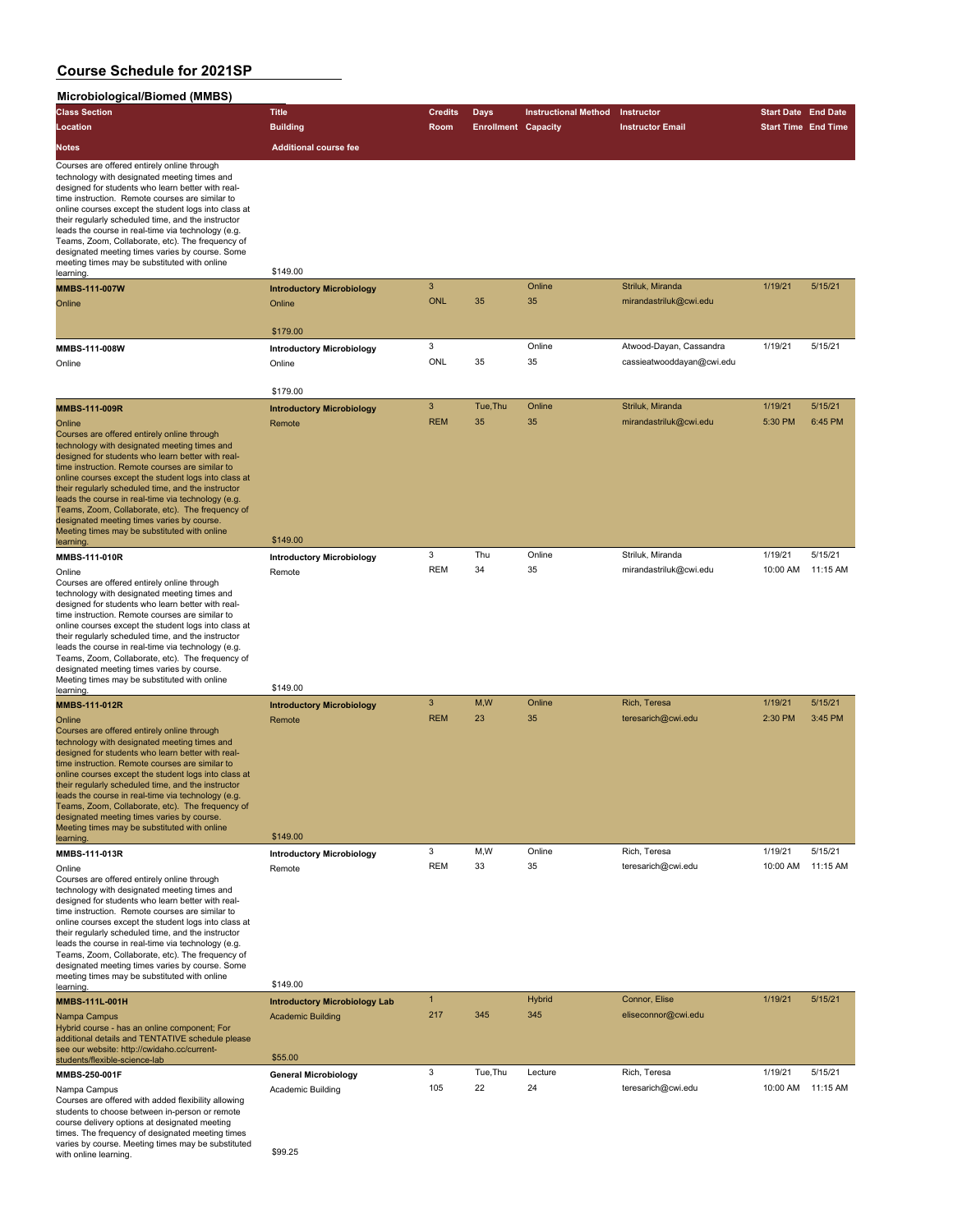# Course Schedule for 2021SP

## Microbiological/Biomed (MMBS)

| Class Section / Location / Notes | Title / Building / Additional course fee | Credits / Room | Days / Enrollment | Instructional Method / Capacity | Instructor / Instructor Email | Start Date / Start Time | End Date / End Time |
|---|---|---|---|---|---|---|---|
| Courses are offered entirely online through technology with designated meeting times and designed for students who learn better with real-time instruction. Remote courses are similar to online courses except the student logs into class at their regularly scheduled time, and the instructor leads the course in real-time via technology (e.g. Teams, Zoom, Collaborate, etc). The frequency of designated meeting times varies by course. Some meeting times may be substituted with online learning. | $149.00 | | | | | | |
| **MMBS-111-007W** | **Introductory Microbiology** | 3 | | Online | Striluk, Miranda | 1/19/21 | 5/15/21 |
| Online | Online | ONL | 35 | 35 | mirandastriluk@cwi.edu | | |
| | $179.00 | | | | | | |
| **MMBS-111-008W** | **Introductory Microbiology** | 3 | | Online | Atwood-Dayan, Cassandra | 1/19/21 | 5/15/21 |
| Online | Online | ONL | 35 | 35 | cassieatwooddayan@cwi.edu | | |
| | $179.00 | | | | | | |
| **MMBS-111-009R** | **Introductory Microbiology** | 3 | Tue,Thu | Online | Striluk, Miranda | 1/19/21 | 5/15/21 |
| Online | Remote | REM | 35 | 35 | mirandastriluk@cwi.edu | 5:30 PM | 6:45 PM |
| Courses are offered entirely online through technology with designated meeting times and designed for students who learn better with real-time instruction. Remote courses are similar to online courses except the student logs into class at their regularly scheduled time, and the instructor leads the course in real-time via technology (e.g. Teams, Zoom, Collaborate, etc). The frequency of designated meeting times varies by course. Meeting times may be substituted with online learning. | $149.00 | | | | | | |
| **MMBS-111-010R** | **Introductory Microbiology** | 3 | Thu | Online | Striluk, Miranda | 1/19/21 | 5/15/21 |
| Online | Remote | REM | 34 | 35 | mirandastriluk@cwi.edu | 10:00 AM | 11:15 AM |
| Courses are offered entirely online through technology with designated meeting times and designed for students who learn better with real-time instruction. Remote courses are similar to online courses except the student logs into class at their regularly scheduled time, and the instructor leads the course in real-time via technology (e.g. Teams, Zoom, Collaborate, etc). The frequency of designated meeting times varies by course. Meeting times may be substituted with online learning. | $149.00 | | | | | | |
| **MMBS-111-012R** | **Introductory Microbiology** | 3 | M,W | Online | Rich, Teresa | 1/19/21 | 5/15/21 |
| Online | Remote | REM | 23 | 35 | teresarich@cwi.edu | 2:30 PM | 3:45 PM |
| Courses are offered entirely online through technology with designated meeting times and designed for students who learn better with real-time instruction. Remote courses are similar to online courses except the student logs into class at their regularly scheduled time, and the instructor leads the course in real-time via technology (e.g. Teams, Zoom, Collaborate, etc). The frequency of designated meeting times varies by course. Meeting times may be substituted with online learning. | $149.00 | | | | | | |
| **MMBS-111-013R** | **Introductory Microbiology** | 3 | M,W | Online | Rich, Teresa | 1/19/21 | 5/15/21 |
| Online | Remote | REM | 33 | 35 | teresarich@cwi.edu | 10:00 AM | 11:15 AM |
| Courses are offered entirely online through technology with designated meeting times and designed for students who learn better with real-time instruction. Remote courses are similar to online courses except the student logs into class at their regularly scheduled time, and the instructor leads the course in real-time via technology (e.g. Teams, Zoom, Collaborate, etc). The frequency of designated meeting times varies by course. Some meeting times may be substituted with online learning. | $149.00 | | | | | | |
| **MMBS-111L-001H** | **Introductory Microbiology Lab** | 1 | | Hybrid | Connor, Elise | 1/19/21 | 5/15/21 |
| Nampa Campus | Academic Building | 217 | 345 | 345 | eliseconnor@cwi.edu | | |
| Hybrid course - has an online component; For additional details and TENTATIVE schedule please see our website: http://cwidaho.cc/current-students/flexible-science-lab | $55.00 | | | | | | |
| **MMBS-250-001F** | **General Microbiology** | 3 | Tue,Thu | Lecture | Rich, Teresa | 1/19/21 | 5/15/21 |
| Nampa Campus | Academic Building | 105 | 22 | 24 | teresarich@cwi.edu | 10:00 AM | 11:15 AM |
| Courses are offered with added flexibility allowing students to choose between in-person or remote course delivery options at designated meeting times. The frequency of designated meeting times varies by course. Meeting times may be substituted with online learning. | $99.25 | | | | | | |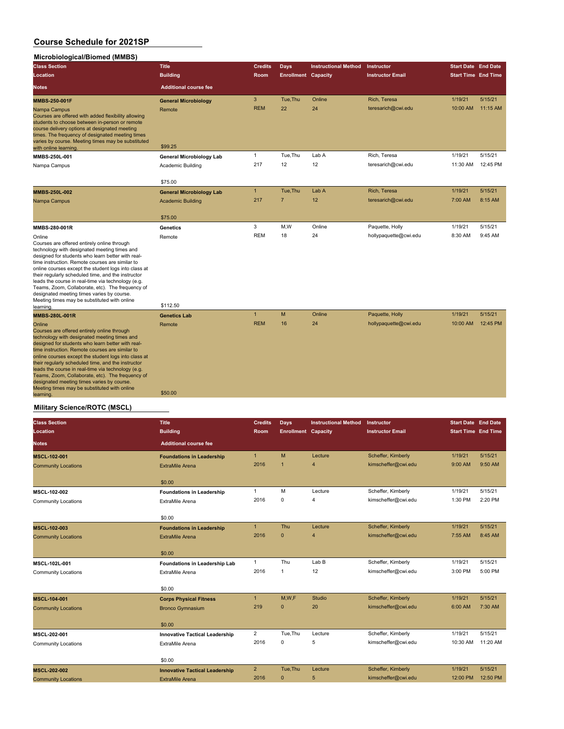# Course Schedule for 2021SP

## Microbiological/Biomed (MMBS)

| Class Section / Location / Notes | Title / Building / Additional course fee | Credits / Room | Days / Enrollment | Instructional Method / Capacity | Instructor / Instructor Email | Start Date / Start Time | End Date / End Time |
|---|---|---|---|---|---|---|---|
| **MMBS-250-001F**<br>Nampa Campus<br>Courses are offered with added flexibility allowing students to choose between in-person or remote course delivery options at designated meeting times. The frequency of designated meeting times varies by course. Meeting times may be substituted with online learning. | **General Microbiology**<br>Remote<br>$99.25 | 3<br>REM | Tue,Thu<br>22 | Online<br>24 | Rich, Teresa<br>teresarich@cwi.edu | 1/19/21<br>10:00 AM | 5/15/21<br>11:15 AM |
| **MMBS-250L-001**<br>Nampa Campus | **General Microbiology Lab**<br>Academic Building<br>$75.00 | 1<br>217 | Tue,Thu<br>12 | Lab A<br>12 | Rich, Teresa<br>teresarich@cwi.edu | 1/19/21<br>11:30 AM | 5/15/21<br>12:45 PM |
| **MMBS-250L-002**<br>Nampa Campus | **General Microbiology Lab**<br>Academic Building<br>$75.00 | 1<br>217 | Tue,Thu<br>7 | Lab A<br>12 | Rich, Teresa<br>teresarich@cwi.edu | 1/19/21<br>7:00 AM | 5/15/21<br>8:15 AM |
| **MMBS-280-001R**<br>Online<br>Courses are offered entirely online through technology with designated meeting times and designed for students who learn better with real-time instruction. Remote courses are similar to online courses except the student logs into class at their regularly scheduled time, and the instructor leads the course in real-time via technology (e.g. Teams, Zoom, Collaborate, etc). The frequency of designated meeting times varies by course. Meeting times may be substituted with online learning. | **Genetics**<br>Remote<br>$112.50 | 3<br>REM | M,W<br>18 | Online<br>24 | Paquette, Holly<br>hollypaquette@cwi.edu | 1/19/21<br>8:30 AM | 5/15/21<br>9:45 AM |
| **MMBS-280L-001R**<br>Online<br>Courses are offered entirely online through technology with designated meeting times and designed for students who learn better with real-time instruction. Remote courses are similar to online courses except the student logs into class at their regularly scheduled time, and the instructor leads the course in real-time via technology (e.g. Teams, Zoom, Collaborate, etc). The frequency of designated meeting times varies by course. Meeting times may be substituted with online learning. | **Genetics Lab**<br>Remote<br>$50.00 | 1<br>REM | M<br>16 | Online<br>24 | Paquette, Holly<br>hollypaquette@cwi.edu | 1/19/21<br>10:00 AM | 5/15/21<br>12:45 PM |

## Military Science/ROTC (MSCL)

| Class Section / Location / Notes | Title / Building / Additional course fee | Credits / Room | Days / Enrollment | Instructional Method / Capacity | Instructor / Instructor Email | Start Date / Start Time | End Date / End Time |
|---|---|---|---|---|---|---|---|
| **MSCL-102-001**<br>Community Locations | **Foundations in Leadership**<br>ExtraMile Arena<br>$0.00 | 1<br>2016 | M<br>1 | Lecture<br>4 | Scheffer, Kimberly<br>kimscheffer@cwi.edu | 1/19/21<br>9:00 AM | 5/15/21<br>9:50 AM |
| **MSCL-102-002**<br>Community Locations | **Foundations in Leadership**<br>ExtraMile Arena<br>$0.00 | 1<br>2016 | M<br>0 | Lecture<br>4 | Scheffer, Kimberly<br>kimscheffer@cwi.edu | 1/19/21<br>1:30 PM | 5/15/21<br>2:20 PM |
| **MSCL-102-003**<br>Community Locations | **Foundations in Leadership**<br>ExtraMile Arena<br>$0.00 | 1<br>2016 | Thu<br>0 | Lecture<br>4 | Scheffer, Kimberly<br>kimscheffer@cwi.edu | 1/19/21<br>7:55 AM | 5/15/21<br>8:45 AM |
| **MSCL-102L-001**<br>Community Locations | **Foundations in Leadership Lab**<br>ExtraMile Arena<br>$0.00 | 1<br>2016 | Thu<br>1 | Lab B<br>12 | Scheffer, Kimberly<br>kimscheffer@cwi.edu | 1/19/21<br>3:00 PM | 5/15/21<br>5:00 PM |
| **MSCL-104-001**<br>Community Locations | **Corps Physical Fitness**<br>Bronco Gymnasium<br>$0.00 | 1<br>219 | M,W,F<br>0 | Studio<br>20 | Scheffer, Kimberly<br>kimscheffer@cwi.edu | 1/19/21<br>6:00 AM | 5/15/21<br>7:30 AM |
| **MSCL-202-001**<br>Community Locations | **Innovative Tactical Leadership**<br>ExtraMile Arena<br>$0.00 | 2<br>2016 | Tue,Thu<br>0 | Lecture<br>5 | Scheffer, Kimberly<br>kimscheffer@cwi.edu | 1/19/21<br>10:30 AM | 5/15/21<br>11:20 AM |
| **MSCL-202-002**<br>Community Locations | **Innovative Tactical Leadership**<br>ExtraMile Arena | 2<br>2016 | Tue,Thu<br>0 | Lecture<br>5 | Scheffer, Kimberly<br>kimscheffer@cwi.edu | 1/19/21<br>12:00 PM | 5/15/21<br>12:50 PM |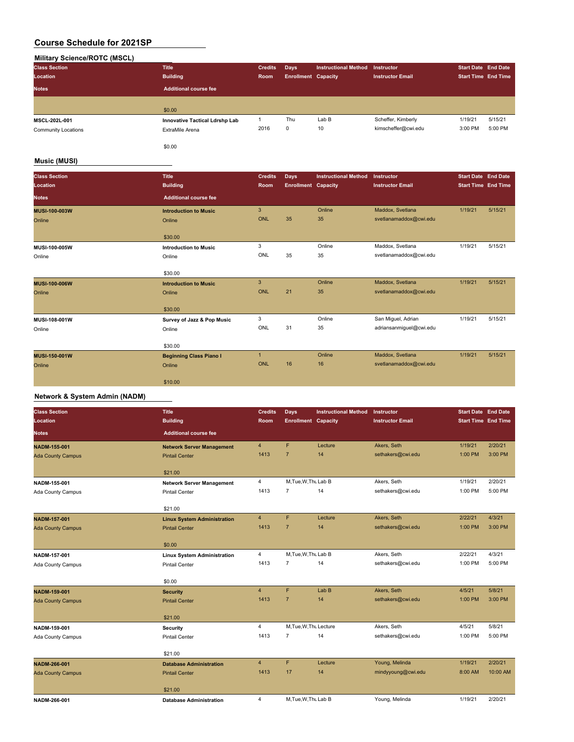# Course Schedule for 2021SP

## Military Science/ROTC (MSCL)

| Class Section / Location / Notes | Title / Building / Additional course fee | Credits / Room | Days / Enrollment | Instructional Method / Capacity | Instructor / Instructor Email | Start Date / Start Time | End Date / End Time |
|---|---|---|---|---|---|---|---|
| | $0.00 | | | | | | |
| MSCL-202L-001 | Innovative Tactical Ldrshp Lab | 1 | Thu | Lab B | Scheffer, Kimberly | 1/19/21 | 5/15/21 |
| Community Locations | ExtraMile Arena | 2016 | 0 | 10 | kimscheffer@cwi.edu | 3:00 PM | 5:00 PM |
| | $0.00 | | | | | | |

## Music (MUSI)

| Class Section / Location / Notes | Title / Building / Additional course fee | Credits / Room | Days / Enrollment | Instructional Method / Capacity | Instructor / Instructor Email | Start Date / Start Time | End Date / End Time |
|---|---|---|---|---|---|---|---|
| MUSI-100-003W | Introduction to Music | 3 | | Online | Maddox, Svetlana | 1/19/21 | 5/15/21 |
| Online | Online | ONL | 35 | 35 | svetlanamaddox@cwi.edu | | |
| | $30.00 | | | | | | |
| MUSI-100-005W | Introduction to Music | 3 | | Online | Maddox, Svetlana | 1/19/21 | 5/15/21 |
| Online | Online | ONL | 35 | 35 | svetlanamaddox@cwi.edu | | |
| | $30.00 | | | | | | |
| MUSI-100-006W | Introduction to Music | 3 | | Online | Maddox, Svetlana | 1/19/21 | 5/15/21 |
| Online | Online | ONL | 21 | 35 | svetlanamaddox@cwi.edu | | |
| | $30.00 | | | | | | |
| MUSI-108-001W | Survey of Jazz & Pop Music | 3 | | Online | San Miguel, Adrian | 1/19/21 | 5/15/21 |
| Online | Online | ONL | 31 | 35 | adriansanmiguel@cwi.edu | | |
| | $30.00 | | | | | | |
| MUSI-150-001W | Beginning Class Piano I | 1 | | Online | Maddox, Svetlana | 1/19/21 | 5/15/21 |
| Online | Online | ONL | 16 | 16 | svetlanamaddox@cwi.edu | | |
| | $10.00 | | | | | | |

## Network & System Admin (NADM)

| Class Section / Location / Notes | Title / Building / Additional course fee | Credits / Room | Days / Enrollment | Instructional Method / Capacity | Instructor / Instructor Email | Start Date / Start Time | End Date / End Time |
|---|---|---|---|---|---|---|---|
| NADM-155-001 | Network Server Management | 4 | F | Lecture | Akers, Seth | 1/19/21 | 2/20/21 |
| Ada County Campus | Pintail Center | 1413 | 7 | 14 | sethakers@cwi.edu | 1:00 PM | 3:00 PM |
| | $21.00 | | | | | | |
| NADM-155-001 | Network Server Management | 4 | M,Tue,W,Thu | Lab B | Akers, Seth | 1/19/21 | 2/20/21 |
| Ada County Campus | Pintail Center | 1413 | 7 | 14 | sethakers@cwi.edu | 1:00 PM | 5:00 PM |
| | $21.00 | | | | | | |
| NADM-157-001 | Linux System Administration | 4 | F | Lecture | Akers, Seth | 2/22/21 | 4/3/21 |
| Ada County Campus | Pintail Center | 1413 | 7 | 14 | sethakers@cwi.edu | 1:00 PM | 3:00 PM |
| | $0.00 | | | | | | |
| NADM-157-001 | Linux System Administration | 4 | M,Tue,W,Thu | Lab B | Akers, Seth | 2/22/21 | 4/3/21 |
| Ada County Campus | Pintail Center | 1413 | 7 | 14 | sethakers@cwi.edu | 1:00 PM | 5:00 PM |
| | $0.00 | | | | | | |
| NADM-159-001 | Security | 4 | F | Lab B | Akers, Seth | 4/5/21 | 5/8/21 |
| Ada County Campus | Pintail Center | 1413 | 7 | 14 | sethakers@cwi.edu | 1:00 PM | 3:00 PM |
| | $21.00 | | | | | | |
| NADM-159-001 | Security | 4 | M,Tue,W,Thu | Lecture | Akers, Seth | 4/5/21 | 5/8/21 |
| Ada County Campus | Pintail Center | 1413 | 7 | 14 | sethakers@cwi.edu | 1:00 PM | 5:00 PM |
| | $21.00 | | | | | | |
| NADM-266-001 | Database Administration | 4 | F | Lecture | Young, Melinda | 1/19/21 | 2/20/21 |
| Ada County Campus | Pintail Center | 1413 | 17 | 14 | mindyyoung@cwi.edu | 8:00 AM | 10:00 AM |
| | $21.00 | | | | | | |
| NADM-266-001 | Database Administration | 4 | M,Tue,W,Thu | Lab B | Young, Melinda | 1/19/21 | 2/20/21 |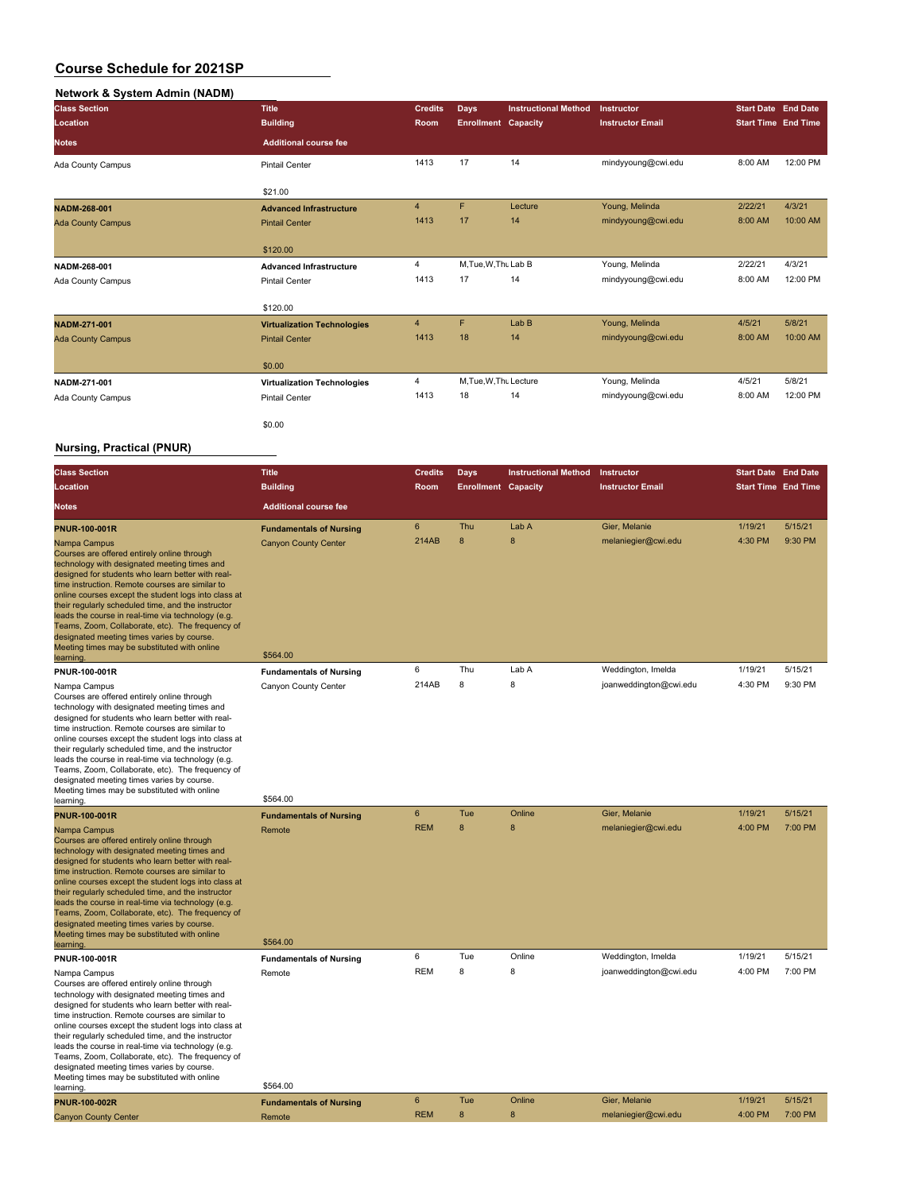# Course Schedule for 2021SP

## Network & System Admin (NADM)

| Class Section / Location / Notes | Title / Building / Additional course fee | Credits / Room | Days / Enrollment | Instructional Method / Capacity | Instructor / Instructor Email | Start Date / Start Time | End Date / End Time |
|---|---|---|---|---|---|---|---|
| Ada County Campus | Pintail Center<br>$21.00 | 1413 | 17 | 14 | mindyyoung@cwi.edu | 8:00 AM | 12:00 PM |
| **NADM-268-001**<br>Ada County Campus | **Advanced Infrastructure**<br>Pintail Center<br>$120.00 | 4<br>1413 | F<br>17 | Lecture<br>14 | Young, Melinda<br>mindyyoung@cwi.edu | 2/22/21<br>8:00 AM | 4/3/21<br>10:00 AM |
| **NADM-268-001**<br>Ada County Campus | **Advanced Infrastructure**<br>Pintail Center<br>$120.00 | 4<br>1413 | M,Tue,W,Thu<br>17 | Lab B<br>14 | Young, Melinda<br>mindyyoung@cwi.edu | 2/22/21<br>8:00 AM | 4/3/21<br>12:00 PM |
| **NADM-271-001**<br>Ada County Campus | **Virtualization Technologies**<br>Pintail Center<br>$0.00 | 4<br>1413 | F<br>18 | Lab B<br>14 | Young, Melinda<br>mindyyoung@cwi.edu | 4/5/21<br>8:00 AM | 5/8/21<br>10:00 AM |
| **NADM-271-001**<br>Ada County Campus | **Virtualization Technologies**<br>Pintail Center<br>$0.00 | 4<br>1413 | M,Tue,W,Thu<br>18 | Lecture<br>14 | Young, Melinda<br>mindyyoung@cwi.edu | 4/5/21<br>8:00 AM | 5/8/21<br>12:00 PM |

## Nursing, Practical (PNUR)

| Class Section / Location / Notes | Title / Building / Additional course fee | Credits / Room | Days / Enrollment | Instructional Method / Capacity | Instructor / Instructor Email | Start Date / Start Time | End Date / End Time |
|---|---|---|---|---|---|---|---|
| **PNUR-100-001R**<br>Nampa Campus<br>Courses are offered entirely online through technology with designated meeting times and designed for students who learn better with real-time instruction. Remote courses are similar to online courses except the student logs into class at their regularly scheduled time, and the instructor leads the course in real-time via technology (e.g. Teams, Zoom, Collaborate, etc). The frequency of designated meeting times varies by course. Meeting times may be substituted with online learning. | **Fundamentals of Nursing**<br>Canyon County Center<br>$564.00 | 6<br>214AB | Thu<br>8 | Lab A<br>8 | Gier, Melanie<br>melaniegier@cwi.edu | 1/19/21<br>4:30 PM | 5/15/21<br>9:30 PM |
| **PNUR-100-001R**<br>Nampa Campus<br>Courses are offered entirely online through technology with designated meeting times and designed for students who learn better with real-time instruction. Remote courses are similar to online courses except the student logs into class at their regularly scheduled time, and the instructor leads the course in real-time via technology (e.g. Teams, Zoom, Collaborate, etc). The frequency of designated meeting times varies by course. Meeting times may be substituted with online learning. | **Fundamentals of Nursing**<br>Canyon County Center<br>$564.00 | 6<br>214AB | Thu<br>8 | Lab A<br>8 | Weddington, Imelda<br>joanweddington@cwi.edu | 1/19/21<br>4:30 PM | 5/15/21<br>9:30 PM |
| **PNUR-100-001R**<br>Nampa Campus<br>Courses are offered entirely online through technology with designated meeting times and designed for students who learn better with real-time instruction. Remote courses are similar to online courses except the student logs into class at their regularly scheduled time, and the instructor leads the course in real-time via technology (e.g. Teams, Zoom, Collaborate, etc). The frequency of designated meeting times varies by course. Meeting times may be substituted with online learning. | **Fundamentals of Nursing**<br>Remote<br>$564.00 | 6<br>REM | Tue<br>8 | Online<br>8 | Gier, Melanie<br>melaniegier@cwi.edu | 1/19/21<br>4:00 PM | 5/15/21<br>7:00 PM |
| **PNUR-100-001R**<br>Nampa Campus<br>Courses are offered entirely online through technology with designated meeting times and designed for students who learn better with real-time instruction. Remote courses are similar to online courses except the student logs into class at their regularly scheduled time, and the instructor leads the course in real-time via technology (e.g. Teams, Zoom, Collaborate, etc). The frequency of designated meeting times varies by course. Meeting times may be substituted with online learning. | **Fundamentals of Nursing**<br>Remote<br>$564.00 | 6<br>REM | Tue<br>8 | Online<br>8 | Weddington, Imelda<br>joanweddington@cwi.edu | 1/19/21<br>4:00 PM | 5/15/21<br>7:00 PM |
| **PNUR-100-002R**<br>Canyon County Center | **Fundamentals of Nursing**<br>Remote | 6<br>REM | Tue<br>8 | Online<br>8 | Gier, Melanie<br>melaniegier@cwi.edu | 1/19/21<br>4:00 PM | 5/15/21<br>7:00 PM |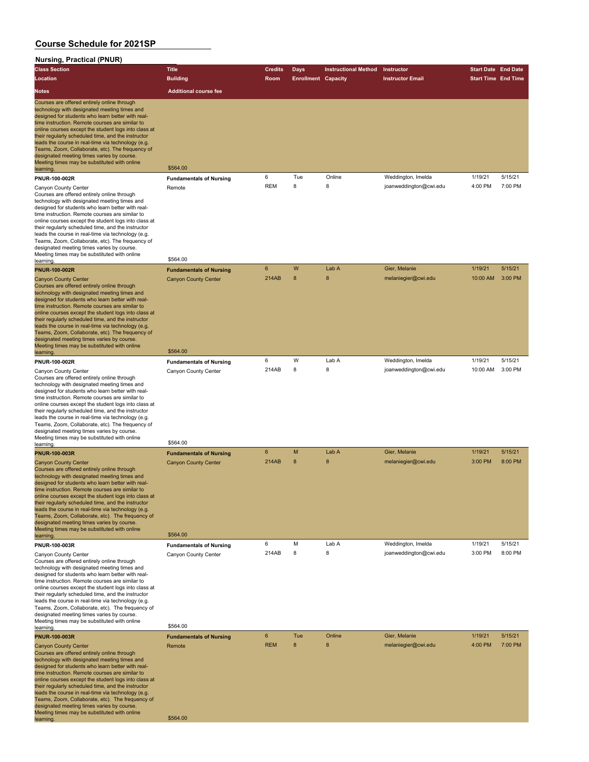# Course Schedule for 2021SP

## Nursing, Practical (PNUR)

| Class Section / Location / Notes | Title / Building / Additional course fee | Credits / Room | Days / Enrollment | Instructional Method / Capacity | Instructor / Instructor Email | Start Date / Start Time | End Date / End Time |
|---|---|---|---|---|---|---|---|
| Courses are offered entirely online through technology with designated meeting times and designed for students who learn better with real-time instruction. Remote courses are similar to online courses except the student logs into class at their regularly scheduled time, and the instructor leads the course in real-time via technology (e.g. Teams, Zoom, Collaborate, etc). The frequency of designated meeting times varies by course. Meeting times may be substituted with online learning. | $564.00 | | | | | | |
| **PNUR-100-002R** | **Fundamentals of Nursing** | 6 | Tue | Online | Weddington, Imelda | 1/19/21 | 5/15/21 |
| Canyon County Center | Remote | REM | 8 | 8 | joanweddington@cwi.edu | 4:00 PM | 7:00 PM |
| Courses are offered entirely online through technology with designated meeting times and designed for students who learn better with real-time instruction. Remote courses are similar to online courses except the student logs into class at their regularly scheduled time, and the instructor leads the course in real-time via technology (e.g. Teams, Zoom, Collaborate, etc). The frequency of designated meeting times varies by course. Meeting times may be substituted with online learning. | $564.00 | | | | | | |
| **PNUR-100-002R** | **Fundamentals of Nursing** | 6 | W | Lab A | Gier, Melanie | 1/19/21 | 5/15/21 |
| Canyon County Center | Canyon County Center | 214AB | 8 | 8 | melaniegier@cwi.edu | 10:00 AM | 3:00 PM |
| Courses are offered entirely online through technology with designated meeting times and designed for students who learn better with real-time instruction. Remote courses are similar to online courses except the student logs into class at their regularly scheduled time, and the instructor leads the course in real-time via technology (e.g. Teams, Zoom, Collaborate, etc). The frequency of designated meeting times varies by course. Meeting times may be substituted with online learning. | $564.00 | | | | | | |
| **PNUR-100-002R** | **Fundamentals of Nursing** | 6 | W | Lab A | Weddington, Imelda | 1/19/21 | 5/15/21 |
| Canyon County Center | Canyon County Center | 214AB | 8 | 8 | joanweddington@cwi.edu | 10:00 AM | 3:00 PM |
| Courses are offered entirely online through technology with designated meeting times and designed for students who learn better with real-time instruction. Remote courses are similar to online courses except the student logs into class at their regularly scheduled time, and the instructor leads the course in real-time via technology (e.g. Teams, Zoom, Collaborate, etc). The frequency of designated meeting times varies by course. Meeting times may be substituted with online learning. | $564.00 | | | | | | |
| **PNUR-100-003R** | **Fundamentals of Nursing** | 6 | M | Lab A | Gier, Melanie | 1/19/21 | 5/15/21 |
| Canyon County Center | Canyon County Center | 214AB | 8 | 8 | melaniegier@cwi.edu | 3:00 PM | 8:00 PM |
| Courses are offered entirely online through technology with designated meeting times and designed for students who learn better with real-time instruction. Remote courses are similar to online courses except the student logs into class at their regularly scheduled time, and the instructor leads the course in real-time via technology (e.g. Teams, Zoom, Collaborate, etc). The frequency of designated meeting times varies by course. Meeting times may be substituted with online learning. | $564.00 | | | | | | |
| **PNUR-100-003R** | **Fundamentals of Nursing** | 6 | M | Lab A | Weddington, Imelda | 1/19/21 | 5/15/21 |
| Canyon County Center | Canyon County Center | 214AB | 8 | 8 | joanweddington@cwi.edu | 3:00 PM | 8:00 PM |
| Courses are offered entirely online through technology with designated meeting times and designed for students who learn better with real-time instruction. Remote courses are similar to online courses except the student logs into class at their regularly scheduled time, and the instructor leads the course in real-time via technology (e.g. Teams, Zoom, Collaborate, etc). The frequency of designated meeting times varies by course. Meeting times may be substituted with online learning. | $564.00 | | | | | | |
| **PNUR-100-003R** | **Fundamentals of Nursing** | 6 | Tue | Online | Gier, Melanie | 1/19/21 | 5/15/21 |
| Canyon County Center | Remote | REM | 8 | 8 | melaniegier@cwi.edu | 4:00 PM | 7:00 PM |
| Courses are offered entirely online through technology with designated meeting times and designed for students who learn better with real-time instruction. Remote courses are similar to online courses except the student logs into class at their regularly scheduled time, and the instructor leads the course in real-time via technology (e.g. Teams, Zoom, Collaborate, etc). The frequency of designated meeting times varies by course. Meeting times may be substituted with online learning. | $564.00 | | | | | | |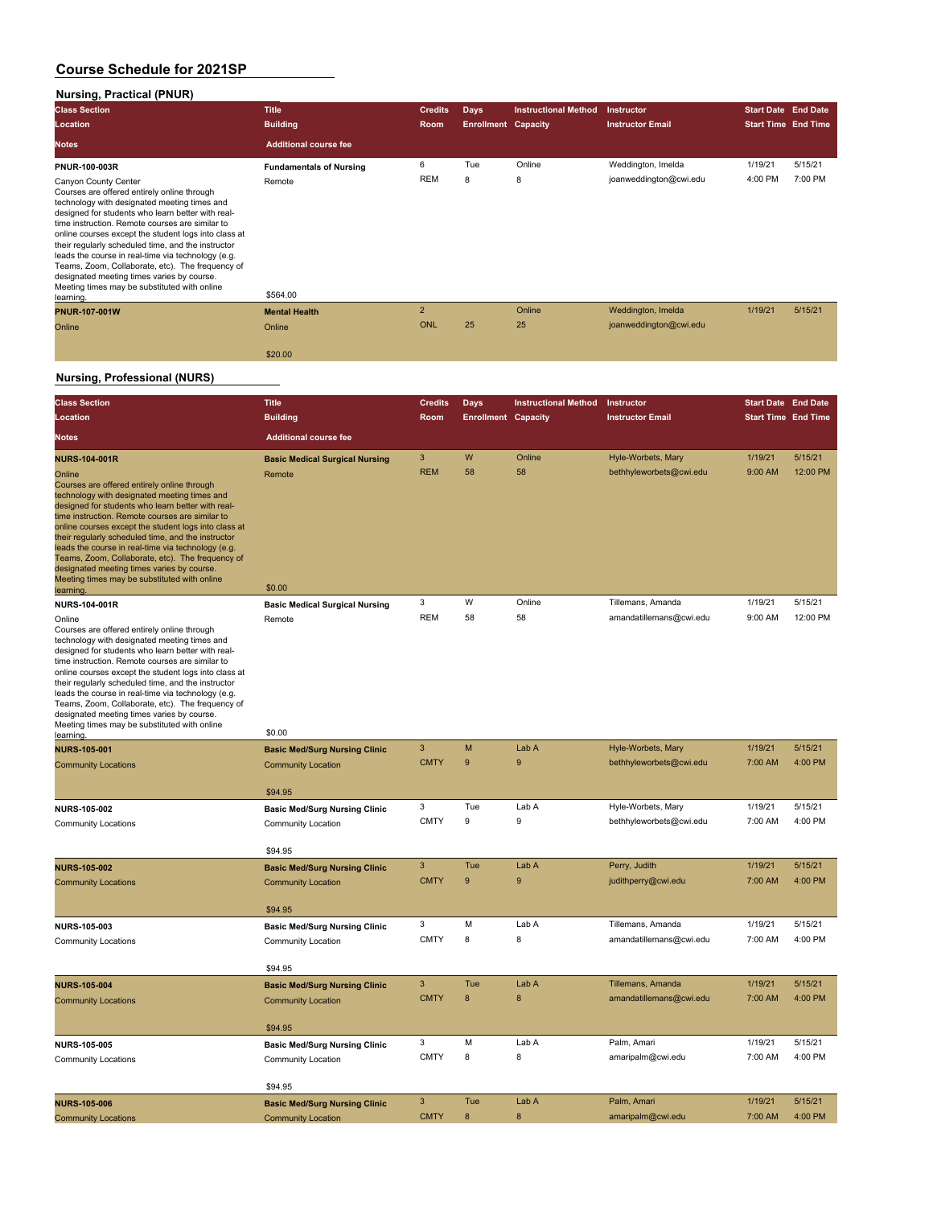# Course Schedule for 2021SP

## Nursing, Practical (PNUR)

| Class Section / Location / Notes | Title / Building / Additional course fee | Credits / Room | Days / Enrollment | Instructional Method / Capacity | Instructor / Instructor Email | Start Date / Start Time | End Date / End Time |
|---|---|---|---|---|---|---|---|
| **PNUR-100-003R** | **Fundamentals of Nursing** | 6 | Tue | Online | Weddington, Imelda | 1/19/21 | 5/15/21 |
| Canyon County Center | Remote | REM | 8 | 8 | joanweddington@cwi.edu | 4:00 PM | 7:00 PM |
| Courses are offered entirely online through technology with designated meeting times and designed for students who learn better with real-time instruction. Remote courses are similar to online courses except the student logs into class at their regularly scheduled time, and the instructor leads the course in real-time via technology (e.g. Teams, Zoom, Collaborate, etc). The frequency of designated meeting times varies by course. Meeting times may be substituted with online learning. | $564.00 | | | | | | |
| **PNUR-107-001W** | **Mental Health** | 2 | | Online | Weddington, Imelda | 1/19/21 | 5/15/21 |
| Online | Online | ONL | 25 | 25 | joanweddington@cwi.edu | | |
| | $20.00 | | | | | | |

## Nursing, Professional (NURS)

| Class Section / Location / Notes | Title / Building / Additional course fee | Credits / Room | Days / Enrollment | Instructional Method / Capacity | Instructor / Instructor Email | Start Date / Start Time | End Date / End Time |
|---|---|---|---|---|---|---|---|
| **NURS-104-001R** | **Basic Medical Surgical Nursing** | 3 | W | Online | Hyle-Worbets, Mary | 1/19/21 | 5/15/21 |
| Online | Remote | REM | 58 | 58 | bethhyleworbets@cwi.edu | 9:00 AM | 12:00 PM |
| Courses are offered entirely online through technology with designated meeting times and designed for students who learn better with real-time instruction. Remote courses are similar to online courses except the student logs into class at their regularly scheduled time, and the instructor leads the course in real-time via technology (e.g. Teams, Zoom, Collaborate, etc). The frequency of designated meeting times varies by course. Meeting times may be substituted with online learning. | $0.00 | | | | | | |
| **NURS-104-001R** | **Basic Medical Surgical Nursing** | 3 | W | Online | Tillemans, Amanda | 1/19/21 | 5/15/21 |
| Online | Remote | REM | 58 | 58 | amandatillemans@cwi.edu | 9:00 AM | 12:00 PM |
| Courses are offered entirely online through technology with designated meeting times and designed for students who learn better with real-time instruction. Remote courses are similar to online courses except the student logs into class at their regularly scheduled time, and the instructor leads the course in real-time via technology (e.g. Teams, Zoom, Collaborate, etc). The frequency of designated meeting times varies by course. Meeting times may be substituted with online learning. | $0.00 | | | | | | |
| **NURS-105-001** | **Basic Med/Surg Nursing Clinic** | 3 | M | Lab A | Hyle-Worbets, Mary | 1/19/21 | 5/15/21 |
| Community Locations | Community Location | CMTY | 9 | 9 | bethhyleworbets@cwi.edu | 7:00 AM | 4:00 PM |
| | $94.95 | | | | | | |
| **NURS-105-002** | **Basic Med/Surg Nursing Clinic** | 3 | Tue | Lab A | Hyle-Worbets, Mary | 1/19/21 | 5/15/21 |
| Community Locations | Community Location | CMTY | 9 | 9 | bethhyleworbets@cwi.edu | 7:00 AM | 4:00 PM |
| | $94.95 | | | | | | |
| **NURS-105-002** | **Basic Med/Surg Nursing Clinic** | 3 | Tue | Lab A | Perry, Judith | 1/19/21 | 5/15/21 |
| Community Locations | Community Location | CMTY | 9 | 9 | judithperry@cwi.edu | 7:00 AM | 4:00 PM |
| | $94.95 | | | | | | |
| **NURS-105-003** | **Basic Med/Surg Nursing Clinic** | 3 | M | Lab A | Tillemans, Amanda | 1/19/21 | 5/15/21 |
| Community Locations | Community Location | CMTY | 8 | 8 | amandatillemans@cwi.edu | 7:00 AM | 4:00 PM |
| | $94.95 | | | | | | |
| **NURS-105-004** | **Basic Med/Surg Nursing Clinic** | 3 | Tue | Lab A | Tillemans, Amanda | 1/19/21 | 5/15/21 |
| Community Locations | Community Location | CMTY | 8 | 8 | amandatillemans@cwi.edu | 7:00 AM | 4:00 PM |
| | $94.95 | | | | | | |
| **NURS-105-005** | **Basic Med/Surg Nursing Clinic** | 3 | M | Lab A | Palm, Amari | 1/19/21 | 5/15/21 |
| Community Locations | Community Location | CMTY | 8 | 8 | amaripalm@cwi.edu | 7:00 AM | 4:00 PM |
| | $94.95 | | | | | | |
| **NURS-105-006** | **Basic Med/Surg Nursing Clinic** | 3 | Tue | Lab A | Palm, Amari | 1/19/21 | 5/15/21 |
| Community Locations | Community Location | CMTY | 8 | 8 | amaripalm@cwi.edu | 7:00 AM | 4:00 PM |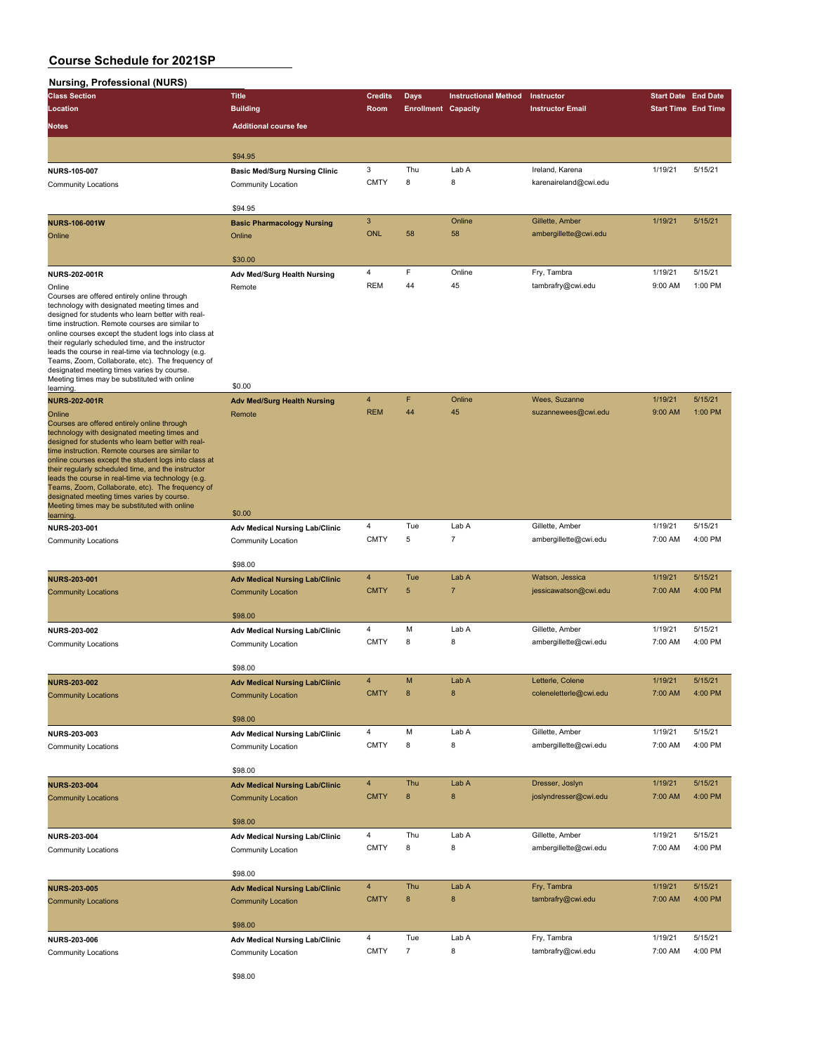# Course Schedule for 2021SP

## Nursing, Professional (NURS)

| Class Section / Location / Notes | Title / Building / Additional course fee | Credits / Room | Days / Enrollment | Instructional Method / Capacity | Instructor / Instructor Email | Start Date / Start Time | End Date / End Time |
|---|---|---|---|---|---|---|---|
| | $94.95 | | | | | | |
| NURS-105-007<br>Community Locations | Basic Med/Surg Nursing Clinic<br>Community Location<br>$94.95 | 3<br>CMTY | Thu<br>8 | Lab A<br>8 | Ireland, Karena<br>karenaireland@cwi.edu | 1/19/21 | 5/15/21 |
| NURS-106-001W<br>Online | Basic Pharmacology Nursing<br>Online<br>$30.00 | 3<br>ONL | 58 | Online<br>58 | Gillette, Amber<br>ambergillette@cwi.edu | 1/19/21 | 5/15/21 |
| NURS-202-001R<br>Online<br>Courses are offered entirely online through technology with designated meeting times and designed for students who learn better with real-time instruction. Remote courses are similar to online courses except the student logs into class at their regularly scheduled time, and the instructor leads the course in real-time via technology (e.g. Teams, Zoom, Collaborate, etc). The frequency of designated meeting times varies by course. Meeting times may be substituted with online learning. | Adv Med/Surg Health Nursing<br>Remote<br>$0.00 | 4<br>REM | F<br>44 | Online<br>45 | Fry, Tambra<br>tambrafry@cwi.edu | 1/19/21<br>9:00 AM | 5/15/21<br>1:00 PM |
| NURS-202-001R<br>Online<br>Courses are offered entirely online through technology with designated meeting times and designed for students who learn better with real-time instruction. Remote courses are similar to online courses except the student logs into class at their regularly scheduled time, and the instructor leads the course in real-time via technology (e.g. Teams, Zoom, Collaborate, etc). The frequency of designated meeting times varies by course. Meeting times may be substituted with online learning. | Adv Med/Surg Health Nursing<br>Remote<br>$0.00 | 4<br>REM | F<br>44 | Online<br>45 | Wees, Suzanne<br>suzannewees@cwi.edu | 1/19/21<br>9:00 AM | 5/15/21<br>1:00 PM |
| NURS-203-001<br>Community Locations | Adv Medical Nursing Lab/Clinic<br>Community Location<br>$98.00 | 4<br>CMTY | Tue<br>5 | Lab A<br>7 | Gillette, Amber<br>ambergillette@cwi.edu | 1/19/21<br>7:00 AM | 5/15/21<br>4:00 PM |
| NURS-203-001<br>Community Locations | Adv Medical Nursing Lab/Clinic<br>Community Location<br>$98.00 | 4<br>CMTY | Tue<br>5 | Lab A<br>7 | Watson, Jessica<br>jessicawatson@cwi.edu | 1/19/21<br>7:00 AM | 5/15/21<br>4:00 PM |
| NURS-203-002<br>Community Locations | Adv Medical Nursing Lab/Clinic<br>Community Location<br>$98.00 | 4<br>CMTY | M<br>8 | Lab A<br>8 | Gillette, Amber<br>ambergillette@cwi.edu | 1/19/21<br>7:00 AM | 5/15/21<br>4:00 PM |
| NURS-203-002<br>Community Locations | Adv Medical Nursing Lab/Clinic<br>Community Location<br>$98.00 | 4<br>CMTY | M<br>8 | Lab A<br>8 | Letterle, Colene<br>coleneletterle@cwi.edu | 1/19/21<br>7:00 AM | 5/15/21<br>4:00 PM |
| NURS-203-003<br>Community Locations | Adv Medical Nursing Lab/Clinic<br>Community Location<br>$98.00 | 4<br>CMTY | M<br>8 | Lab A<br>8 | Gillette, Amber<br>ambergillette@cwi.edu | 1/19/21<br>7:00 AM | 5/15/21<br>4:00 PM |
| NURS-203-004<br>Community Locations | Adv Medical Nursing Lab/Clinic<br>Community Location<br>$98.00 | 4<br>CMTY | Thu<br>8 | Lab A<br>8 | Dresser, Joslyn<br>joslyndresser@cwi.edu | 1/19/21<br>7:00 AM | 5/15/21<br>4:00 PM |
| NURS-203-004<br>Community Locations | Adv Medical Nursing Lab/Clinic<br>Community Location<br>$98.00 | 4<br>CMTY | Thu<br>8 | Lab A<br>8 | Gillette, Amber<br>ambergillette@cwi.edu | 1/19/21<br>7:00 AM | 5/15/21<br>4:00 PM |
| NURS-203-005<br>Community Locations | Adv Medical Nursing Lab/Clinic<br>Community Location<br>$98.00 | 4<br>CMTY | Thu<br>8 | Lab A<br>8 | Fry, Tambra<br>tambrafry@cwi.edu | 1/19/21<br>7:00 AM | 5/15/21<br>4:00 PM |
| NURS-203-006<br>Community Locations | Adv Medical Nursing Lab/Clinic<br>Community Location<br>$98.00 | 4<br>CMTY | Tue<br>7 | Lab A<br>8 | Fry, Tambra<br>tambrafry@cwi.edu | 1/19/21<br>7:00 AM | 5/15/21<br>4:00 PM |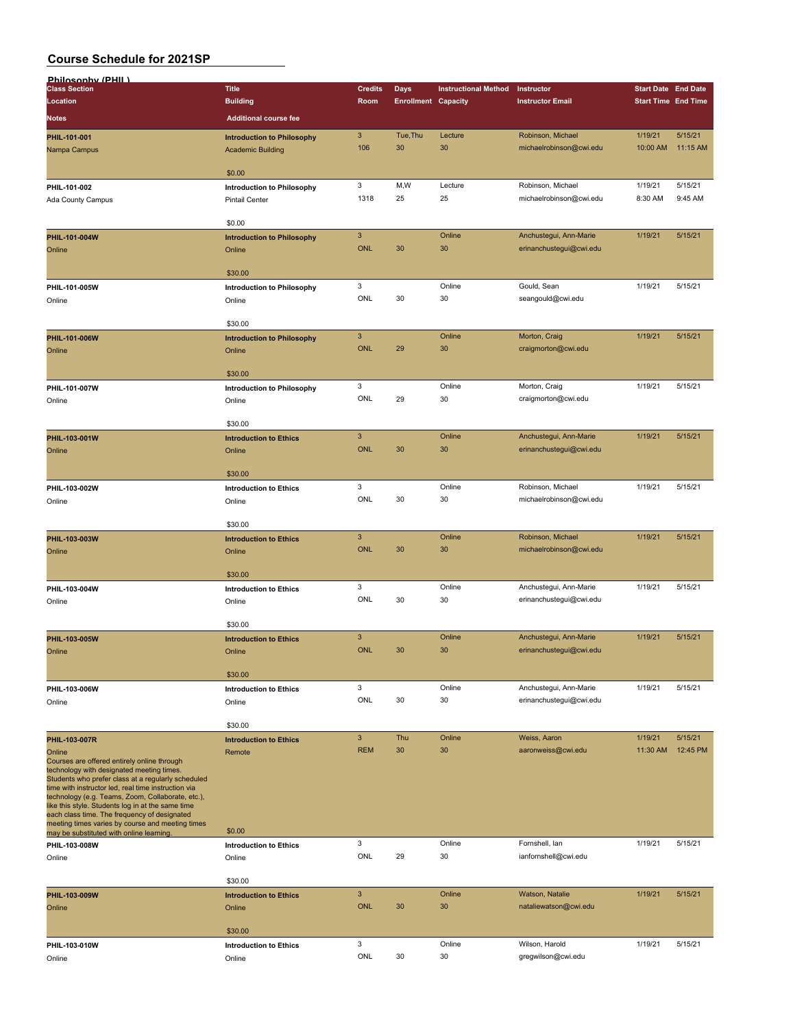# Course Schedule for 2021SP

## Philosophy (PHIL)

| Class Section / Location / Notes | Title / Building / Additional course fee | Credits / Room | Days / Enrollment | Instructional Method / Capacity | Instructor / Instructor Email | Start Date / Start Time | End Date / End Time |
|---|---|---|---|---|---|---|---|
| PHIL-101-001 | **Introduction to Philosophy** | 3 | Tue,Thu | Lecture | Robinson, Michael | 1/19/21 | 5/15/21 |
| Nampa Campus | Academic Building | 106 | 30 | 30 | michaelrobinson@cwi.edu | 10:00 AM | 11:15 AM |
| | $0.00 | | | | | | |
| PHIL-101-002 | **Introduction to Philosophy** | 3 | M,W | Lecture | Robinson, Michael | 1/19/21 | 5/15/21 |
| Ada County Campus | Pintail Center | 1318 | 25 | 25 | michaelrobinson@cwi.edu | 8:30 AM | 9:45 AM |
| | $0.00 | | | | | | |
| PHIL-101-004W | **Introduction to Philosophy** | 3 | | Online | Anchustegui, Ann-Marie | 1/19/21 | 5/15/21 |
| Online | Online | ONL | 30 | 30 | erinanchustegui@cwi.edu | | |
| | $30.00 | | | | | | |
| PHIL-101-005W | **Introduction to Philosophy** | 3 | | Online | Gould, Sean | 1/19/21 | 5/15/21 |
| Online | Online | ONL | 30 | 30 | seangould@cwi.edu | | |
| | $30.00 | | | | | | |
| PHIL-101-006W | **Introduction to Philosophy** | 3 | | Online | Morton, Craig | 1/19/21 | 5/15/21 |
| Online | Online | ONL | 29 | 30 | craigmorton@cwi.edu | | |
| | $30.00 | | | | | | |
| PHIL-101-007W | **Introduction to Philosophy** | 3 | | Online | Morton, Craig | 1/19/21 | 5/15/21 |
| Online | Online | ONL | 29 | 30 | craigmorton@cwi.edu | | |
| | $30.00 | | | | | | |
| PHIL-103-001W | **Introduction to Ethics** | 3 | | Online | Anchustegui, Ann-Marie | 1/19/21 | 5/15/21 |
| Online | Online | ONL | 30 | 30 | erinanchustegui@cwi.edu | | |
| | $30.00 | | | | | | |
| PHIL-103-002W | **Introduction to Ethics** | 3 | | Online | Robinson, Michael | 1/19/21 | 5/15/21 |
| Online | Online | ONL | 30 | 30 | michaelrobinson@cwi.edu | | |
| | $30.00 | | | | | | |
| PHIL-103-003W | **Introduction to Ethics** | 3 | | Online | Robinson, Michael | 1/19/21 | 5/15/21 |
| Online | Online | ONL | 30 | 30 | michaelrobinson@cwi.edu | | |
| | $30.00 | | | | | | |
| PHIL-103-004W | **Introduction to Ethics** | 3 | | Online | Anchustegui, Ann-Marie | 1/19/21 | 5/15/21 |
| Online | Online | ONL | 30 | 30 | erinanchustegui@cwi.edu | | |
| | $30.00 | | | | | | |
| PHIL-103-005W | **Introduction to Ethics** | 3 | | Online | Anchustegui, Ann-Marie | 1/19/21 | 5/15/21 |
| Online | Online | ONL | 30 | 30 | erinanchustegui@cwi.edu | | |
| | $30.00 | | | | | | |
| PHIL-103-006W | **Introduction to Ethics** | 3 | | Online | Anchustegui, Ann-Marie | 1/19/21 | 5/15/21 |
| Online | Online | ONL | 30 | 30 | erinanchustegui@cwi.edu | | |
| | $30.00 | | | | | | |
| PHIL-103-007R | **Introduction to Ethics** | 3 | Thu | Online | Weiss, Aaron | 1/19/21 | 5/15/21 |
| Online | Remote | REM | 30 | 30 | aaronweiss@cwi.edu | 11:30 AM | 12:45 PM |
| Courses are offered entirely online through technology with designated meeting times. Students who prefer class at a regularly scheduled time with instructor led, real time instruction via technology (e.g. Teams, Zoom, Collaborate, etc.), like this style. Students log in at the same time each class time. The frequency of designated meeting times varies by course and meeting times may be substituted with online learning. | $0.00 | | | | | | |
| PHIL-103-008W | **Introduction to Ethics** | 3 | | Online | Fornshell, Ian | 1/19/21 | 5/15/21 |
| Online | Online | ONL | 29 | 30 | ianfornshell@cwi.edu | | |
| | $30.00 | | | | | | |
| PHIL-103-009W | **Introduction to Ethics** | 3 | | Online | Watson, Natalie | 1/19/21 | 5/15/21 |
| Online | Online | ONL | 30 | 30 | nataliewatson@cwi.edu | | |
| | $30.00 | | | | | | |
| PHIL-103-010W | **Introduction to Ethics** | 3 | | Online | Wilson, Harold | 1/19/21 | 5/15/21 |
| Online | Online | ONL | 30 | 30 | gregwilson@cwi.edu | | |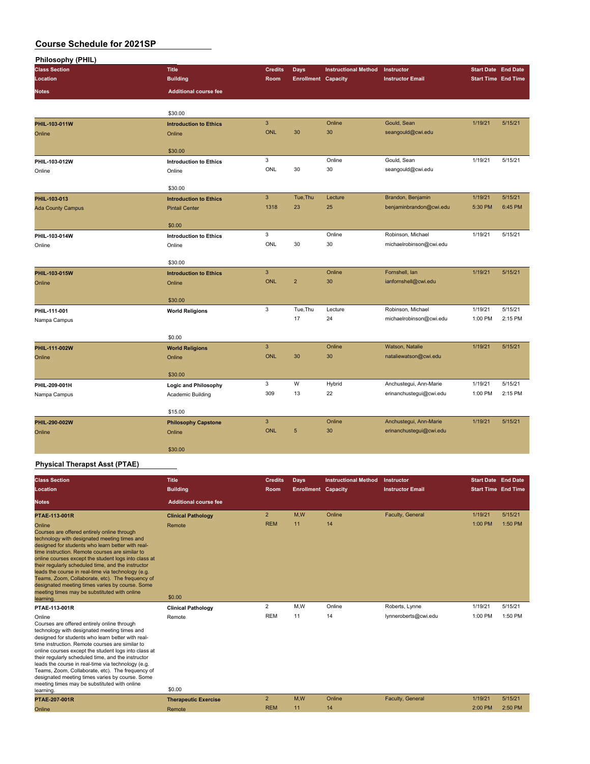# Course Schedule for 2021SP

## Philosophy (PHIL)

| Class Section / Location / Notes | Title / Building / Additional course fee | Credits / Room | Days / Enrollment | Instructional Method / Capacity | Instructor / Instructor Email | Start Date / Start Time | End Date / End Time |
|---|---|---|---|---|---|---|---|
| | $30.00 | | | | | | |
| PHIL-103-011W<br>Online | Introduction to Ethics<br>Online<br>$30.00 | 3<br>ONL | <br>30 | Online<br>30 | Gould, Sean<br>seangould@cwi.edu | 1/19/21 | 5/15/21 |
| PHIL-103-012W<br>Online | Introduction to Ethics<br>Online<br>$30.00 | 3<br>ONL | <br>30 | Online<br>30 | Gould, Sean<br>seangould@cwi.edu | 1/19/21 | 5/15/21 |
| PHIL-103-013<br>Ada County Campus | Introduction to Ethics<br>Pintail Center<br>$0.00 | 3<br>1318 | Tue,Thu<br>23 | Lecture<br>25 | Brandon, Benjamin<br>benjaminbrandon@cwi.edu | 1/19/21<br>5:30 PM | 5/15/21<br>6:45 PM |
| PHIL-103-014W<br>Online | Introduction to Ethics<br>Online<br>$30.00 | 3<br>ONL | <br>30 | Online<br>30 | Robinson, Michael<br>michaelrobinson@cwi.edu | 1/19/21 | 5/15/21 |
| PHIL-103-015W<br>Online | Introduction to Ethics<br>Online<br>$30.00 | 3<br>ONL | <br>2 | Online<br>30 | Fornshell, Ian<br>ianfornshell@cwi.edu | 1/19/21 | 5/15/21 |
| PHIL-111-001<br>Nampa Campus | World Religions<br><br>$0.00 | 3 | Tue,Thu<br>17 | Lecture<br>24 | Robinson, Michael<br>michaelrobinson@cwi.edu | 1/19/21<br>1:00 PM | 5/15/21<br>2:15 PM |
| PHIL-111-002W<br>Online | World Religions<br>Online<br>$30.00 | 3<br>ONL | <br>30 | Online<br>30 | Watson, Natalie<br>nataliewatson@cwi.edu | 1/19/21 | 5/15/21 |
| PHIL-209-001H<br>Nampa Campus | Logic and Philosophy<br>Academic Building<br>$15.00 | 3<br>309 | W<br>13 | Hybrid<br>22 | Anchustegui, Ann-Marie<br>erinanchustegui@cwi.edu | 1/19/21<br>1:00 PM | 5/15/21<br>2:15 PM |
| PHIL-290-002W<br>Online | Philosophy Capstone<br>Online<br>$30.00 | 3<br>ONL | <br>5 | Online<br>30 | Anchustegui, Ann-Marie<br>erinanchustegui@cwi.edu | 1/19/21 | 5/15/21 |

## Physical Therapist Asst (PTAE)

| Class Section / Location / Notes | Title / Building / Additional course fee | Credits / Room | Days / Enrollment | Instructional Method / Capacity | Instructor / Instructor Email | Start Date / Start Time | End Date / End Time |
|---|---|---|---|---|---|---|---|
| PTAE-113-001R<br>Online<br>Courses are offered entirely online through technology with designated meeting times and designed for students who learn better with real-time instruction. Remote courses are similar to online courses except the student logs into class at their regularly scheduled time, and the instructor leads the course in real-time via technology (e.g. Teams, Zoom, Collaborate, etc). The frequency of designated meeting times varies by course. Some meeting times may be substituted with online learning. | Clinical Pathology<br>Remote<br>$0.00 | 2<br>REM | M,W<br>11 | Online<br>14 | Faculty, General | 1/19/21<br>1:00 PM | 5/15/21<br>1:50 PM |
| PTAE-113-001R<br>Online<br>Courses are offered entirely online through technology with designated meeting times and designed for students who learn better with real-time instruction. Remote courses are similar to online courses except the student logs into class at their regularly scheduled time, and the instructor leads the course in real-time via technology (e.g. Teams, Zoom, Collaborate, etc). The frequency of designated meeting times varies by course. Some meeting times may be substituted with online learning. | Clinical Pathology<br>Remote<br>$0.00 | 2<br>REM | M,W<br>11 | Online<br>14 | Roberts, Lynne<br>lynneroberts@cwi.edu | 1/19/21<br>1:00 PM | 5/15/21<br>1:50 PM |
| PTAE-207-001R<br>Online | Therapeutic Exercise<br>Remote | 2<br>REM | M,W<br>11 | Online<br>14 | Faculty, General | 1/19/21<br>2:00 PM | 5/15/21<br>2:50 PM |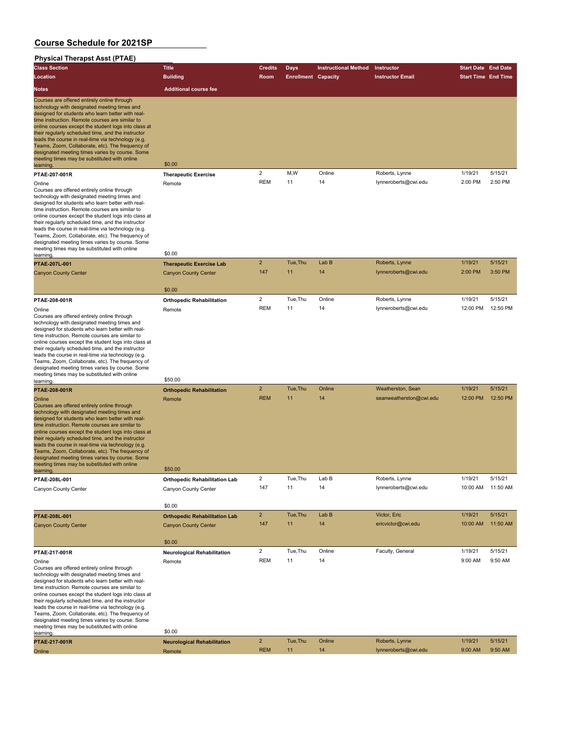# Course Schedule for 2021SP

## Physical Therapst Asst (PTAE)

| Class Section / Location / Notes | Title / Building / Additional course fee | Credits / Room | Days / Enrollment | Instructional Method / Capacity | Instructor / Instructor Email | Start Date / Start Time | End Date / End Time |
|---|---|---|---|---|---|---|---|
| Courses are offered entirely online through technology with designated meeting times and designed for students who learn better with real-time instruction. Remote courses are similar to online courses except the student logs into class at their regularly scheduled time, and the instructor leads the course in real-time via technology (e.g. Teams, Zoom, Collaborate, etc). The frequency of designated meeting times varies by course. Some meeting times may be substituted with online learning. | $0.00 | | | | | | |
| **PTAE-207-001R** | **Therapeutic Exercise** | 2 | M,W | Online | Roberts, Lynne | 1/19/21 | 5/15/21 |
| Online | Remote | REM | 11 | 14 | lynneroberts@cwi.edu | 2:00 PM | 2:50 PM |
| Courses are offered entirely online through technology with designated meeting times and designed for students who learn better with real-time instruction. Remote courses are similar to online courses except the student logs into class at their regularly scheduled time, and the instructor leads the course in real-time via technology (e.g. Teams, Zoom, Collaborate, etc). The frequency of designated meeting times varies by course. Some meeting times may be substituted with online learning. | $0.00 | | | | | | |
| **PTAE-207L-001** | **Therapeutic Exercise Lab** | 2 | Tue,Thu | Lab B | Roberts, Lynne | 1/19/21 | 5/15/21 |
| Canyon County Center | Canyon County Center | 147 | 11 | 14 | lynneroberts@cwi.edu | 2:00 PM | 3:50 PM |
| | $0.00 | | | | | | |
| **PTAE-208-001R** | **Orthopedic Rehabilitation** | 2 | Tue,Thu | Online | Roberts, Lynne | 1/19/21 | 5/15/21 |
| Online | Remote | REM | 11 | 14 | lynneroberts@cwi.edu | 12:00 PM | 12:50 PM |
| Courses are offered entirely online through technology with designated meeting times and designed for students who learn better with real-time instruction. Remote courses are similar to online courses except the student logs into class at their regularly scheduled time, and the instructor leads the course in real-time via technology (e.g. Teams, Zoom, Collaborate, etc). The frequency of designated meeting times varies by course. Some meeting times may be substituted with online learning. | $50.00 | | | | | | |
| **PTAE-208-001R** | **Orthopedic Rehabilitation** | 2 | Tue,Thu | Online | Weatherston, Sean | 1/19/21 | 5/15/21 |
| Online | Remote | REM | 11 | 14 | seanweatherston@cwi.edu | 12:00 PM | 12:50 PM |
| Courses are offered entirely online through technology with designated meeting times and designed for students who learn better with real-time instruction. Remote courses are similar to online courses except the student logs into class at their regularly scheduled time, and the instructor leads the course in real-time via technology (e.g. Teams, Zoom, Collaborate, etc). The frequency of designated meeting times varies by course. Some meeting times may be substituted with online learning. | $50.00 | | | | | | |
| **PTAE-208L-001** | **Orthopedic Rehabilitation Lab** | 2 | Tue,Thu | Lab B | Roberts, Lynne | 1/19/21 | 5/15/21 |
| Canyon County Center | Canyon County Center | 147 | 11 | 14 | lynneroberts@cwi.edu | 10:00 AM | 11:50 AM |
| | $0.00 | | | | | | |
| **PTAE-208L-001** | **Orthopedic Rehabilitation Lab** | 2 | Tue,Thu | Lab B | Victor, Eric | 1/19/21 | 5/15/21 |
| Canyon County Center | Canyon County Center | 147 | 11 | 14 | ericvictor@cwi.edu | 10:00 AM | 11:50 AM |
| | $0.00 | | | | | | |
| **PTAE-217-001R** | **Neurological Rehabilitation** | 2 | Tue,Thu | Online | Faculty, General | 1/19/21 | 5/15/21 |
| Online | Remote | REM | 11 | 14 | | 9:00 AM | 9:50 AM |
| Courses are offered entirely online through technology with designated meeting times and designed for students who learn better with real-time instruction. Remote courses are similar to online courses except the student logs into class at their regularly scheduled time, and the instructor leads the course in real-time via technology (e.g. Teams, Zoom, Collaborate, etc). The frequency of designated meeting times varies by course. Some meeting times may be substituted with online learning. | $0.00 | | | | | | |
| **PTAE-217-001R** | **Neurological Rehabilitation** | 2 | Tue,Thu | Online | Roberts, Lynne | 1/19/21 | 5/15/21 |
| Online | Remote | REM | 11 | 14 | lynneroberts@cwi.edu | 9:00 AM | 9:50 AM |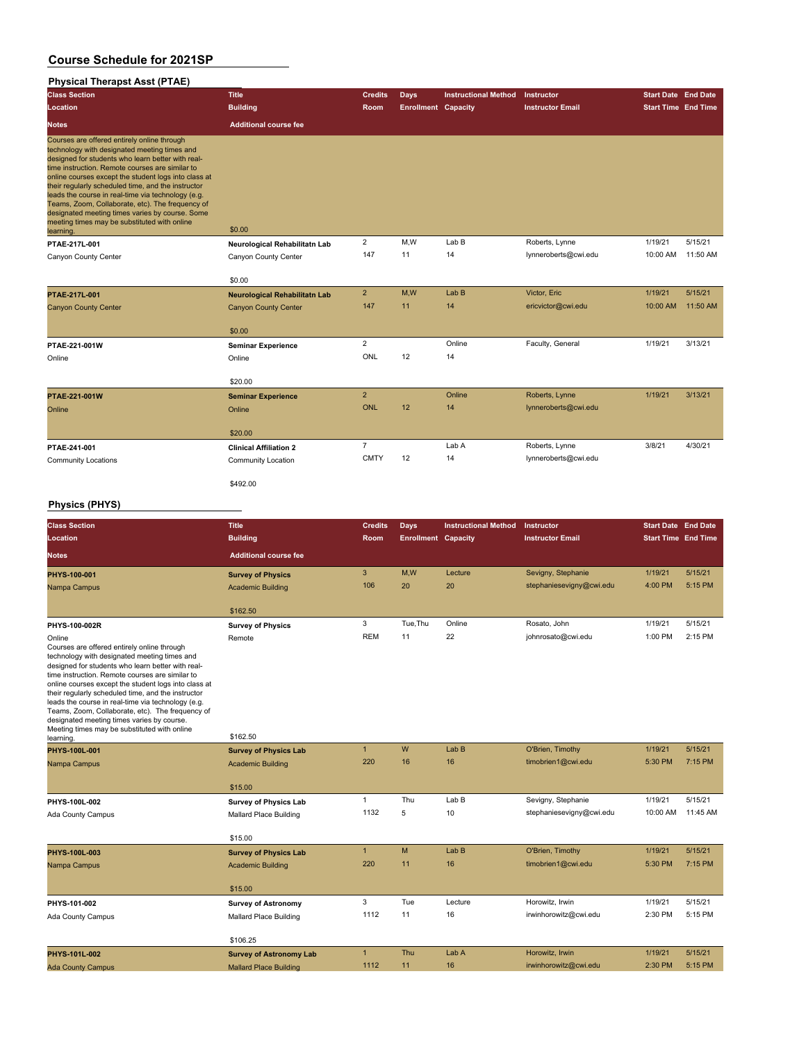# Course Schedule for 2021SP

## Physical Therapst Asst (PTAE)

| Class Section / Location / Notes | Title / Building / Additional course fee | Credits / Room | Days / Enrollment | Instructional Method / Capacity | Instructor / Instructor Email | Start Date / Start Time | End Date / End Time |
|---|---|---|---|---|---|---|---|
| Courses are offered entirely online through technology with designated meeting times and designed for students who learn better with real-time instruction. Remote courses are similar to online courses except the student logs into class at their regularly scheduled time, and the instructor leads the course in real-time via technology (e.g. Teams, Zoom, Collaborate, etc). The frequency of designated meeting times varies by course. Some meeting times may be substituted with online learning. | $0.00 | | | | | | |
| PTAE-217L-001 | Neurological Rehabilitatn Lab | 2 | M,W | Lab B | Roberts, Lynne | 1/19/21 | 5/15/21 |
| Canyon County Center | Canyon County Center | 147 | 11 | 14 | lynneroberts@cwi.edu | 10:00 AM | 11:50 AM |
| | $0.00 | | | | | | |
| PTAE-217L-001 | Neurological Rehabilitatn Lab | 2 | M,W | Lab B | Victor, Eric | 1/19/21 | 5/15/21 |
| Canyon County Center | Canyon County Center | 147 | 11 | 14 | ericvictor@cwi.edu | 10:00 AM | 11:50 AM |
| | $0.00 | | | | | | |
| PTAE-221-001W | Seminar Experience | 2 | | Online | Faculty, General | 1/19/21 | 3/13/21 |
| Online | Online | ONL | 12 | 14 | | | |
| | $20.00 | | | | | | |
| PTAE-221-001W | Seminar Experience | 2 | | Online | Roberts, Lynne | 1/19/21 | 3/13/21 |
| Online | Online | ONL | 12 | 14 | lynneroberts@cwi.edu | | |
| | $20.00 | | | | | | |
| PTAE-241-001 | Clinical Affiliation 2 | 7 | | Lab A | Roberts, Lynne | 3/8/21 | 4/30/21 |
| Community Locations | Community Location | CMTY | 12 | 14 | lynneroberts@cwi.edu | | |
| | $492.00 | | | | | | |

## Physics (PHYS)

| Class Section / Location / Notes | Title / Building / Additional course fee | Credits / Room | Days / Enrollment | Instructional Method / Capacity | Instructor / Instructor Email | Start Date / Start Time | End Date / End Time |
|---|---|---|---|---|---|---|---|
| PHYS-100-001 | Survey of Physics | 3 | M,W | Lecture | Sevigny, Stephanie | 1/19/21 | 5/15/21 |
| Nampa Campus | Academic Building | 106 | 20 | 20 | stephaniesevigny@cwi.edu | 4:00 PM | 5:15 PM |
| | $162.50 | | | | | | |
| PHYS-100-002R | Survey of Physics | 3 | Tue,Thu | Online | Rosato, John | 1/19/21 | 5/15/21 |
| Online | Remote | REM | 11 | 22 | johnrosato@cwi.edu | 1:00 PM | 2:15 PM |
| Courses are offered entirely online through technology with designated meeting times and designed for students who learn better with real-time instruction. Remote courses are similar to online courses except the student logs into class at their regularly scheduled time, and the instructor leads the course in real-time via technology (e.g. Teams, Zoom, Collaborate, etc). The frequency of designated meeting times varies by course. Meeting times may be substituted with online learning. | $162.50 | | | | | | |
| PHYS-100L-001 | Survey of Physics Lab | 1 | W | Lab B | O'Brien, Timothy | 1/19/21 | 5/15/21 |
| Nampa Campus | Academic Building | 220 | 16 | 16 | timobrien1@cwi.edu | 5:30 PM | 7:15 PM |
| | $15.00 | | | | | | |
| PHYS-100L-002 | Survey of Physics Lab | 1 | Thu | Lab B | Sevigny, Stephanie | 1/19/21 | 5/15/21 |
| Ada County Campus | Mallard Place Building | 1132 | 5 | 10 | stephaniesevigny@cwi.edu | 10:00 AM | 11:45 AM |
| | $15.00 | | | | | | |
| PHYS-100L-003 | Survey of Physics Lab | 1 | M | Lab B | O'Brien, Timothy | 1/19/21 | 5/15/21 |
| Nampa Campus | Academic Building | 220 | 11 | 16 | timobrien1@cwi.edu | 5:30 PM | 7:15 PM |
| | $15.00 | | | | | | |
| PHYS-101-002 | Survey of Astronomy | 3 | Tue | Lecture | Horowitz, Irwin | 1/19/21 | 5/15/21 |
| Ada County Campus | Mallard Place Building | 1112 | 11 | 16 | irwinhorowitz@cwi.edu | 2:30 PM | 5:15 PM |
| | $106.25 | | | | | | |
| PHYS-101L-002 | Survey of Astronomy Lab | 1 | Thu | Lab A | Horowitz, Irwin | 1/19/21 | 5/15/21 |
| Ada County Campus | Mallard Place Building | 1112 | 11 | 16 | irwinhorowitz@cwi.edu | 2:30 PM | 5:15 PM |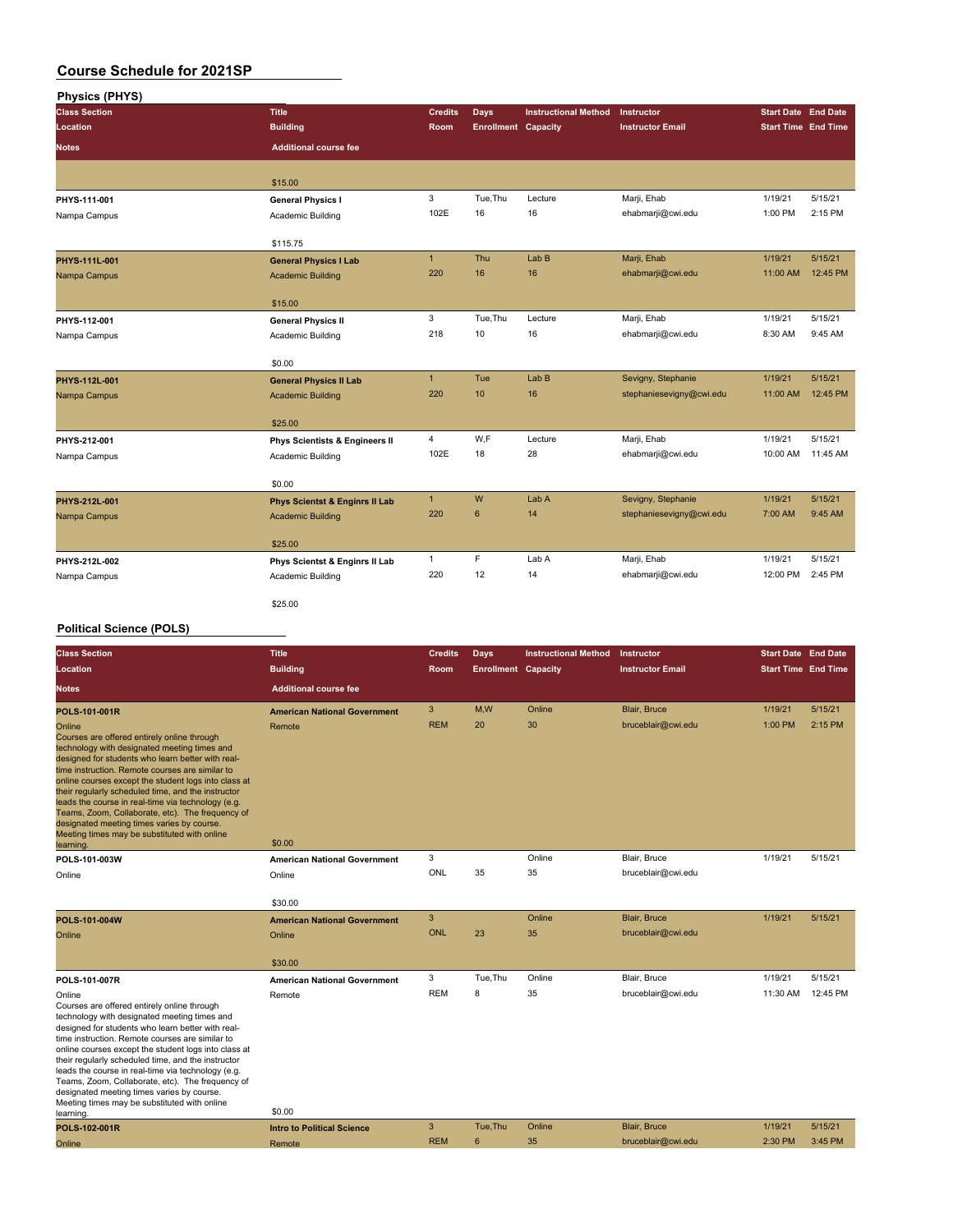# Course Schedule for 2021SP

## Physics (PHYS)

| Class Section / Location / Notes | Title / Building / Additional course fee | Credits / Room | Days / Enrollment | Instructional Method / Capacity | Instructor / Instructor Email | Start Date / Start Time | End Date / End Time |
|---|---|---|---|---|---|---|---|
| | $15.00 | | | | | | |
| PHYS-111-001<br>Nampa Campus | General Physics I<br>Academic Building<br>$115.75 | 3<br>102E | Tue,Thu<br>16 | Lecture<br>16 | Marji, Ehab<br>ehabmarji@cwi.edu | 1/19/21<br>1:00 PM | 5/15/21<br>2:15 PM |
| PHYS-111L-001<br>Nampa Campus | General Physics I Lab<br>Academic Building<br>$15.00 | 1<br>220 | Thu<br>16 | Lab B<br>16 | Marji, Ehab<br>ehabmarji@cwi.edu | 1/19/21<br>11:00 AM | 5/15/21<br>12:45 PM |
| PHYS-112-001<br>Nampa Campus | General Physics II<br>Academic Building<br>$0.00 | 3<br>218 | Tue,Thu<br>10 | Lecture<br>16 | Marji, Ehab<br>ehabmarji@cwi.edu | 1/19/21<br>8:30 AM | 5/15/21<br>9:45 AM |
| PHYS-112L-001<br>Nampa Campus | General Physics II Lab<br>Academic Building<br>$25.00 | 1<br>220 | Tue<br>10 | Lab B<br>16 | Sevigny, Stephanie<br>stephaniesevigny@cwi.edu | 1/19/21<br>11:00 AM | 5/15/21<br>12:45 PM |
| PHYS-212-001<br>Nampa Campus | Phys Scientists & Engineers II<br>Academic Building<br>$0.00 | 4<br>102E | W,F<br>18 | Lecture<br>28 | Marji, Ehab<br>ehabmarji@cwi.edu | 1/19/21<br>10:00 AM | 5/15/21<br>11:45 AM |
| PHYS-212L-001<br>Nampa Campus | Phys Scientst & Enginrs II Lab<br>Academic Building<br>$25.00 | 1<br>220 | W<br>6 | Lab A<br>14 | Sevigny, Stephanie<br>stephaniesevigny@cwi.edu | 1/19/21<br>7:00 AM | 5/15/21<br>9:45 AM |
| PHYS-212L-002<br>Nampa Campus | Phys Scientst & Enginrs II Lab<br>Academic Building<br>$25.00 | 1<br>220 | F<br>12 | Lab A<br>14 | Marji, Ehab<br>ehabmarji@cwi.edu | 1/19/21<br>12:00 PM | 5/15/21<br>2:45 PM |

## Political Science (POLS)

| Class Section / Location / Notes | Title / Building / Additional course fee | Credits / Room | Days / Enrollment | Instructional Method / Capacity | Instructor / Instructor Email | Start Date / Start Time | End Date / End Time |
|---|---|---|---|---|---|---|---|
| POLS-101-001R<br>Online<br>Courses are offered entirely online through technology with designated meeting times and designed for students who learn better with real-time instruction. Remote courses are similar to online courses except the student logs into class at their regularly scheduled time, and the instructor leads the course in real-time via technology (e.g. Teams, Zoom, Collaborate, etc). The frequency of designated meeting times varies by course. Meeting times may be substituted with online learning. | American National Government<br>Remote<br>$0.00 | 3<br>REM | M,W<br>20 | Online<br>30 | Blair, Bruce<br>bruceblair@cwi.edu | 1/19/21<br>1:00 PM | 5/15/21<br>2:15 PM |
| POLS-101-003W<br>Online | American National Government<br>Online<br>$30.00 | 3<br>ONL | <br>35 | Online<br>35 | Blair, Bruce<br>bruceblair@cwi.edu | 1/19/21 | 5/15/21 |
| POLS-101-004W<br>Online | American National Government<br>Online<br>$30.00 | 3<br>ONL | <br>23 | Online<br>35 | Blair, Bruce<br>bruceblair@cwi.edu | 1/19/21 | 5/15/21 |
| POLS-101-007R<br>Online<br>Courses are offered entirely online through technology with designated meeting times and designed for students who learn better with real-time instruction. Remote courses are similar to online courses except the student logs into class at their regularly scheduled time, and the instructor leads the course in real-time via technology (e.g. Teams, Zoom, Collaborate, etc). The frequency of designated meeting times varies by course. Meeting times may be substituted with online learning. | American National Government<br>Remote<br>$0.00 | 3<br>REM | Tue,Thu<br>8 | Online<br>35 | Blair, Bruce<br>bruceblair@cwi.edu | 1/19/21<br>11:30 AM | 5/15/21<br>12:45 PM |
| POLS-102-001R<br>Online | Intro to Political Science<br>Remote | 3<br>REM | Tue,Thu<br>6 | Online<br>35 | Blair, Bruce<br>bruceblair@cwi.edu | 1/19/21<br>2:30 PM | 5/15/21<br>3:45 PM |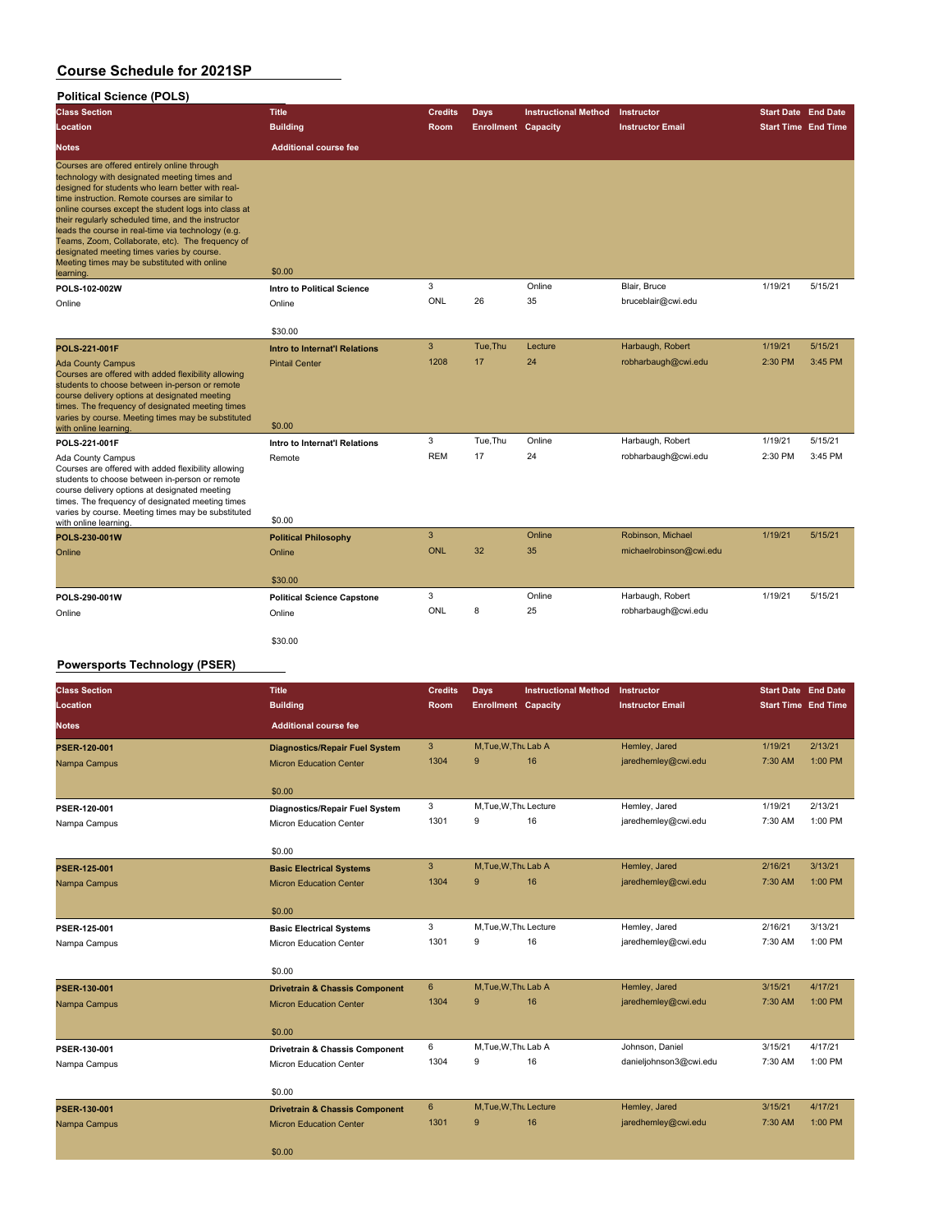# Course Schedule for 2021SP

## Political Science (POLS)

| Class Section<br>Location<br>Notes | Title<br>Building<br>Additional course fee | Credits<br>Room | Days<br>Enrollment | Instructional Method<br>Capacity | Instructor<br>Instructor Email | Start Date<br>Start Time | End Date<br>End Time |
|---|---|---|---|---|---|---|---|
| Courses are offered entirely online through technology with designated meeting times and designed for students who learn better with real-time instruction. Remote courses are similar to online courses except the student logs into class at their regularly scheduled time, and the instructor leads the course in real-time via technology (e.g. Teams, Zoom, Collaborate, etc). The frequency of designated meeting times varies by course. Meeting times may be substituted with online learning. | $0.00 | | | | | | |
| **POLS-102-002W**<br>Online | **Intro to Political Science**<br>Online<br>$30.00 | 3<br>ONL | <br>26 | Online<br>35 | Blair, Bruce<br>bruceblair@cwi.edu | 1/19/21 | 5/15/21 |
| **POLS-221-001F**<br>Ada County Campus<br>Courses are offered with added flexibility allowing students to choose between in-person or remote course delivery options at designated meeting times. The frequency of designated meeting times varies by course. Meeting times may be substituted with online learning. | **Intro to Internat'l Relations**<br>Pintail Center<br>$0.00 | 3<br>1208 | Tue,Thu<br>17 | Lecture<br>24 | Harbaugh, Robert<br>robharbaugh@cwi.edu | 1/19/21<br>2:30 PM | 5/15/21<br>3:45 PM |
| **POLS-221-001F**<br>Ada County Campus<br>Courses are offered with added flexibility allowing students to choose between in-person or remote course delivery options at designated meeting times. The frequency of designated meeting times varies by course. Meeting times may be substituted with online learning. | **Intro to Internat'l Relations**<br>Remote<br>$0.00 | 3<br>REM | Tue,Thu<br>17 | Online<br>24 | Harbaugh, Robert<br>robharbaugh@cwi.edu | 1/19/21<br>2:30 PM | 5/15/21<br>3:45 PM |
| **POLS-230-001W**<br>Online | **Political Philosophy**<br>Online<br>$30.00 | 3<br>ONL | <br>32 | Online<br>35 | Robinson, Michael<br>michaelrobinson@cwi.edu | 1/19/21 | 5/15/21 |
| **POLS-290-001W**<br>Online | **Political Science Capstone**<br>Online<br>$30.00 | 3<br>ONL | <br>8 | Online<br>25 | Harbaugh, Robert<br>robharbaugh@cwi.edu | 1/19/21 | 5/15/21 |

## Powersports Technology (PSER)

| Class Section<br>Location<br>Notes | Title<br>Building<br>Additional course fee | Credits<br>Room | Days<br>Enrollment | Instructional Method<br>Capacity | Instructor<br>Instructor Email | Start Date<br>Start Time | End Date<br>End Time |
|---|---|---|---|---|---|---|---|
| **PSER-120-001**<br>Nampa Campus | **Diagnostics/Repair Fuel System**<br>Micron Education Center<br>$0.00 | 3<br>1304 | M,Tue,W,Thu<br>9 | Lab A<br>16 | Hemley, Jared<br>jaredhemley@cwi.edu | 1/19/21<br>7:30 AM | 2/13/21<br>1:00 PM |
| **PSER-120-001**<br>Nampa Campus | **Diagnostics/Repair Fuel System**<br>Micron Education Center<br>$0.00 | 3<br>1301 | M,Tue,W,Thu<br>9 | Lecture<br>16 | Hemley, Jared<br>jaredhemley@cwi.edu | 1/19/21<br>7:30 AM | 2/13/21<br>1:00 PM |
| **PSER-125-001**<br>Nampa Campus | **Basic Electrical Systems**<br>Micron Education Center<br>$0.00 | 3<br>1304 | M,Tue,W,Thu<br>9 | Lab A<br>16 | Hemley, Jared<br>jaredhemley@cwi.edu | 2/16/21<br>7:30 AM | 3/13/21<br>1:00 PM |
| **PSER-125-001**<br>Nampa Campus | **Basic Electrical Systems**<br>Micron Education Center<br>$0.00 | 3<br>1301 | M,Tue,W,Thu<br>9 | Lecture<br>16 | Hemley, Jared<br>jaredhemley@cwi.edu | 2/16/21<br>7:30 AM | 3/13/21<br>1:00 PM |
| **PSER-130-001**<br>Nampa Campus | **Drivetrain & Chassis Component**<br>Micron Education Center<br>$0.00 | 6<br>1304 | M,Tue,W,Thu<br>9 | Lab A<br>16 | Hemley, Jared<br>jaredhemley@cwi.edu | 3/15/21<br>7:30 AM | 4/17/21<br>1:00 PM |
| **PSER-130-001**<br>Nampa Campus | **Drivetrain & Chassis Component**<br>Micron Education Center<br>$0.00 | 6<br>1304 | M,Tue,W,Thu<br>9 | Lab A<br>16 | Johnson, Daniel<br>danieljohnson3@cwi.edu | 3/15/21<br>7:30 AM | 4/17/21<br>1:00 PM |
| **PSER-130-001**<br>Nampa Campus | **Drivetrain & Chassis Component**<br>Micron Education Center<br>$0.00 | 6<br>1301 | M,Tue,W,Thu<br>9 | Lecture<br>16 | Hemley, Jared<br>jaredhemley@cwi.edu | 3/15/21<br>7:30 AM | 4/17/21<br>1:00 PM |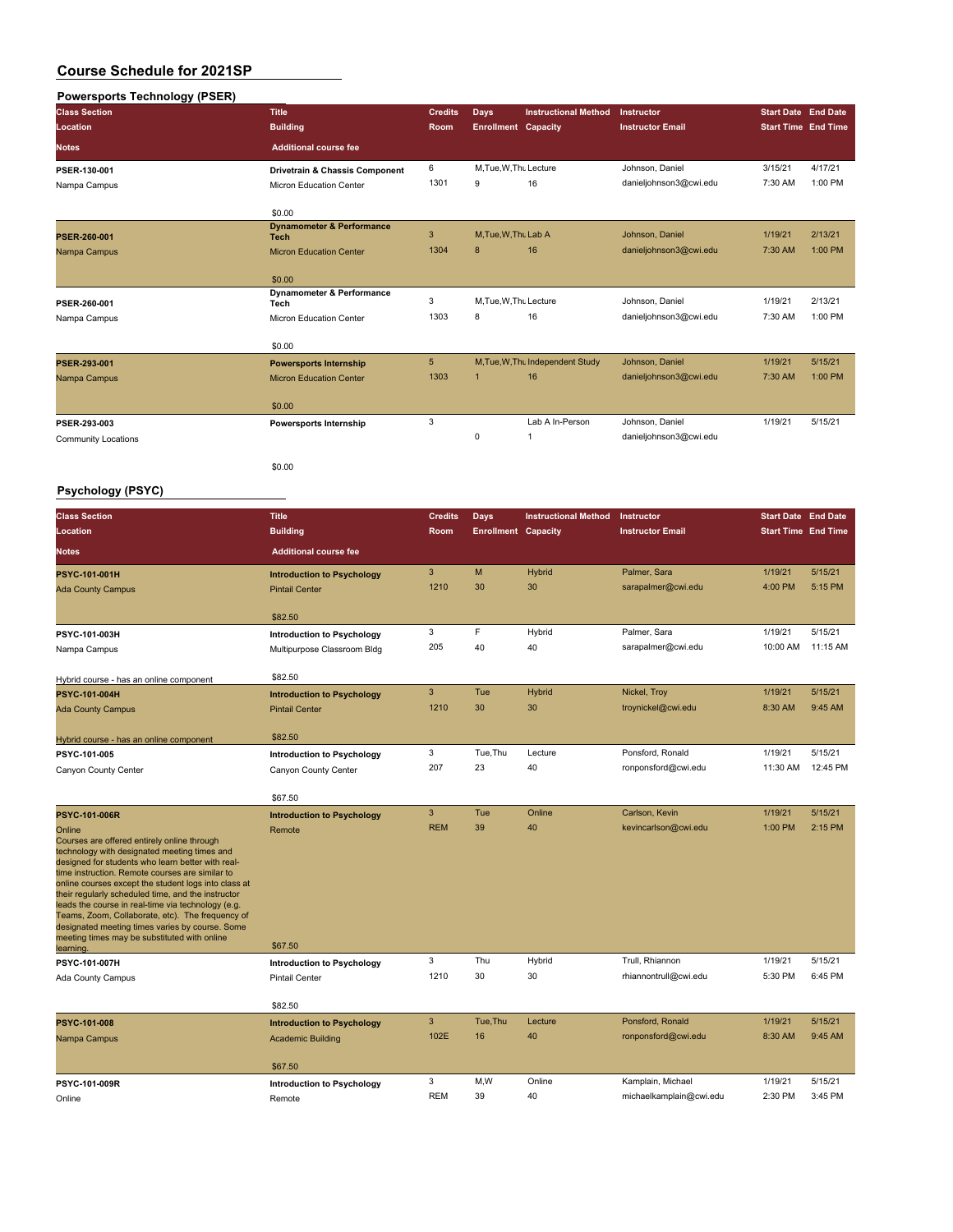# Course Schedule for 2021SP

## Powersports Technology (PSER)

| Class Section / Location / Notes | Title / Building / Additional course fee | Credits / Room | Days / Enrollment | Instructional Method / Capacity | Instructor / Instructor Email | Start Date / Start Time | End Date / End Time |
|---|---|---|---|---|---|---|---|
| PSER-130-001<br>Nampa Campus | Drivetrain & Chassis Component<br>Micron Education Center<br>$0.00 | 6<br>1301 | M,Tue,W,Thu<br>9 | Lecture<br>16 | Johnson, Daniel<br>danieljohnson3@cwi.edu | 3/15/21<br>7:30 AM | 4/17/21<br>1:00 PM |
| PSER-260-001<br>Nampa Campus | Dynamometer & Performance Tech<br>Micron Education Center<br>$0.00 | 3<br>1304 | M,Tue,W,Thu<br>8 | Lab A<br>16 | Johnson, Daniel<br>danieljohnson3@cwi.edu | 1/19/21<br>7:30 AM | 2/13/21<br>1:00 PM |
| PSER-260-001<br>Nampa Campus | Dynamometer & Performance Tech<br>Micron Education Center<br>$0.00 | 3<br>1303 | M,Tue,W,Thu<br>8 | Lecture<br>16 | Johnson, Daniel<br>danieljohnson3@cwi.edu | 1/19/21<br>7:30 AM | 2/13/21<br>1:00 PM |
| PSER-293-001<br>Nampa Campus | Powersports Internship<br>Micron Education Center<br>$0.00 | 5<br>1303 | M,Tue,W,Thu<br>1 | Independent Study<br>16 | Johnson, Daniel<br>danieljohnson3@cwi.edu | 1/19/21<br>7:30 AM | 5/15/21<br>1:00 PM |
| PSER-293-003<br>Community Locations | Powersports Internship<br>$0.00 | 3 | <br>0 | Lab A In-Person<br>1 | Johnson, Daniel<br>danieljohnson3@cwi.edu | 1/19/21 | 5/15/21 |

## Psychology (PSYC)

| Class Section / Location / Notes | Title / Building / Additional course fee | Credits / Room | Days / Enrollment | Instructional Method / Capacity | Instructor / Instructor Email | Start Date / Start Time | End Date / End Time |
|---|---|---|---|---|---|---|---|
| PSYC-101-001H<br>Ada County Campus | Introduction to Psychology<br>Pintail Center<br>$82.50 | 3<br>1210 | M<br>30 | Hybrid<br>30 | Palmer, Sara<br>sarapalmer@cwi.edu | 1/19/21<br>4:00 PM | 5/15/21<br>5:15 PM |
| PSYC-101-003H<br>Nampa Campus<br>Hybrid course - has an online component | Introduction to Psychology<br>Multipurpose Classroom Bldg<br>$82.50 | 3<br>205 | F<br>40 | Hybrid<br>40 | Palmer, Sara<br>sarapalmer@cwi.edu | 1/19/21<br>10:00 AM | 5/15/21<br>11:15 AM |
| PSYC-101-004H<br>Ada County Campus<br>Hybrid course - has an online component | Introduction to Psychology<br>Pintail Center<br>$82.50 | 3<br>1210 | Tue<br>30 | Hybrid<br>30 | Nickel, Troy<br>troynickel@cwi.edu | 1/19/21<br>8:30 AM | 5/15/21<br>9:45 AM |
| PSYC-101-005<br>Canyon County Center | Introduction to Psychology<br>Canyon County Center<br>$67.50 | 3<br>207 | Tue,Thu<br>23 | Lecture<br>40 | Ponsford, Ronald<br>ronponsford@cwi.edu | 1/19/21<br>11:30 AM | 5/15/21<br>12:45 PM |
| PSYC-101-006R<br>Online<br>Courses are offered entirely online through technology with designated meeting times and designed for students who learn better with real-time instruction. Remote courses are similar to online courses except the student logs into class at their regularly scheduled time, and the instructor leads the course in real-time via technology (e.g. Teams, Zoom, Collaborate, etc). The frequency of designated meeting times varies by course. Some meeting times may be substituted with online learning. | Introduction to Psychology<br>Remote<br>$67.50 | 3<br>REM | Tue<br>39 | Online<br>40 | Carlson, Kevin<br>kevincarlson@cwi.edu | 1/19/21<br>1:00 PM | 5/15/21<br>2:15 PM |
| PSYC-101-007H<br>Ada County Campus | Introduction to Psychology<br>Pintail Center<br>$82.50 | 3<br>1210 | Thu<br>30 | Hybrid<br>30 | Trull, Rhiannon<br>rhiannontrull@cwi.edu | 1/19/21<br>5:30 PM | 5/15/21<br>6:45 PM |
| PSYC-101-008<br>Nampa Campus | Introduction to Psychology<br>Academic Building<br>$67.50 | 3<br>102E | Tue,Thu<br>16 | Lecture<br>40 | Ponsford, Ronald<br>ronponsford@cwi.edu | 1/19/21<br>8:30 AM | 5/15/21<br>9:45 AM |
| PSYC-101-009R<br>Online | Introduction to Psychology<br>Remote | 3<br>REM | M,W<br>39 | Online<br>40 | Kamplain, Michael<br>michaelkamplain@cwi.edu | 1/19/21<br>2:30 PM | 5/15/21<br>3:45 PM |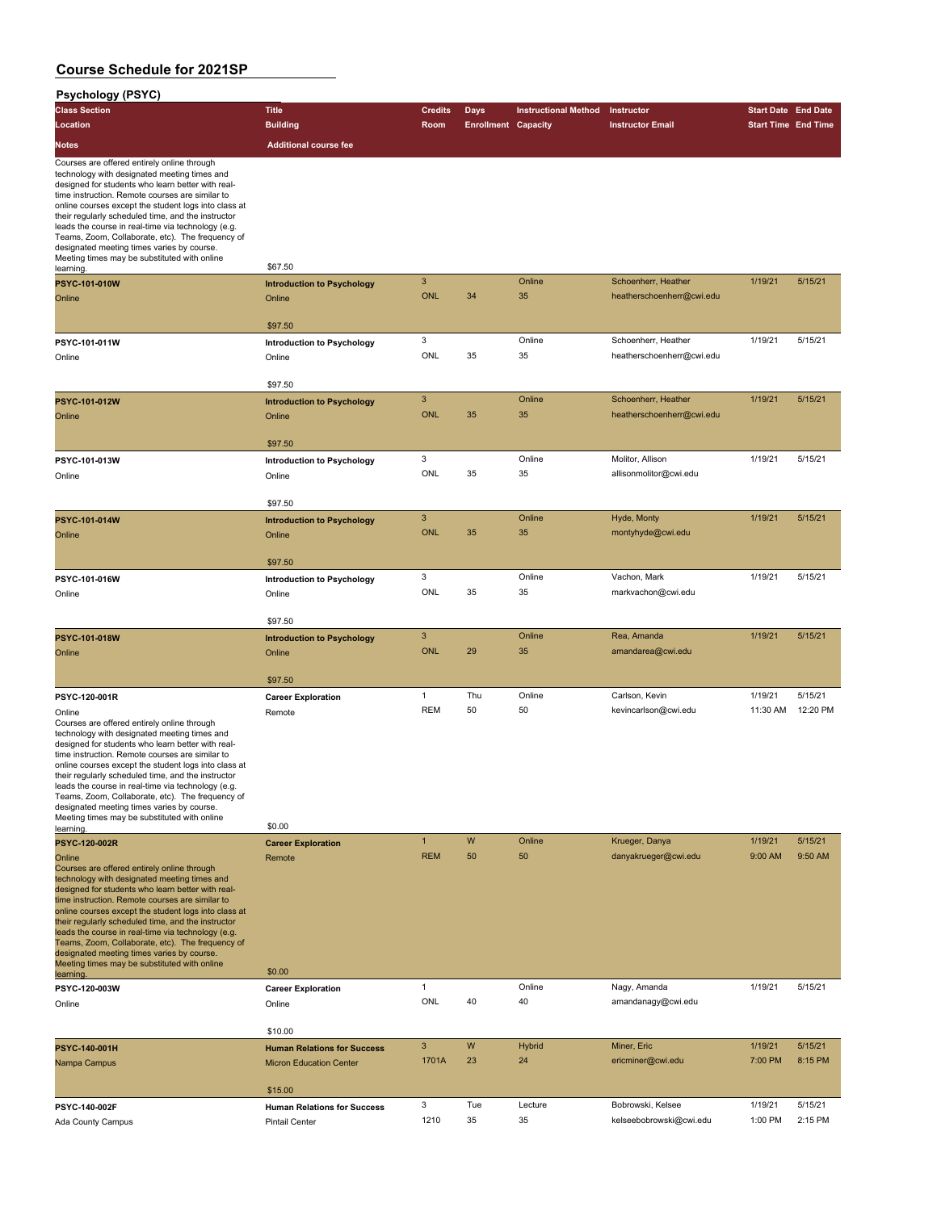# Course Schedule for 2021SP

## Psychology (PSYC)

| Class Section / Location / Notes | Title / Building / Additional course fee | Credits / Room | Days / Enrollment | Instructional Method / Capacity | Instructor / Instructor Email | Start Date / Start Time | End Date / End Time |
|---|---|---|---|---|---|---|---|
| Courses are offered entirely online through technology with designated meeting times and designed for students who learn better with real-time instruction. Remote courses are similar to online courses except the student logs into class at their regularly scheduled time, and the instructor leads the course in real-time via technology (e.g. Teams, Zoom, Collaborate, etc). The frequency of designated meeting times varies by course. Meeting times may be substituted with online learning. | $67.50 | | | | | | |
| **PSYC-101-010W** Online | **Introduction to Psychology** Online $97.50 | 3 ONL | 34 | Online 35 | Schoenherr, Heather heatherschoenherr@cwi.edu | 1/19/21 | 5/15/21 |
| **PSYC-101-011W** Online | **Introduction to Psychology** Online $97.50 | 3 ONL | 35 | Online 35 | Schoenherr, Heather heatherschoenherr@cwi.edu | 1/19/21 | 5/15/21 |
| **PSYC-101-012W** Online | **Introduction to Psychology** Online $97.50 | 3 ONL | 35 | Online 35 | Schoenherr, Heather heatherschoenherr@cwi.edu | 1/19/21 | 5/15/21 |
| **PSYC-101-013W** Online | **Introduction to Psychology** Online $97.50 | 3 ONL | 35 | Online 35 | Molitor, Allison allisonmolitor@cwi.edu | 1/19/21 | 5/15/21 |
| **PSYC-101-014W** Online | **Introduction to Psychology** Online $97.50 | 3 ONL | 35 | Online 35 | Hyde, Monty montyhyde@cwi.edu | 1/19/21 | 5/15/21 |
| **PSYC-101-016W** Online | **Introduction to Psychology** Online $97.50 | 3 ONL | 35 | Online 35 | Vachon, Mark markvachon@cwi.edu | 1/19/21 | 5/15/21 |
| **PSYC-101-018W** Online | **Introduction to Psychology** Online $97.50 | 3 ONL | 29 | Online 35 | Rea, Amanda amandarea@cwi.edu | 1/19/21 | 5/15/21 |
| **PSYC-120-001R** Online Courses are offered entirely online through technology with designated meeting times and designed for students who learn better with real-time instruction. Remote courses are similar to online courses except the student logs into class at their regularly scheduled time, and the instructor leads the course in real-time via technology (e.g. Teams, Zoom, Collaborate, etc). The frequency of designated meeting times varies by course. Meeting times may be substituted with online learning. | **Career Exploration** Remote $0.00 | 1 REM | Thu 50 | Online 50 | Carlson, Kevin kevincarlson@cwi.edu | 1/19/21 11:30 AM | 5/15/21 12:20 PM |
| **PSYC-120-002R** Online Courses are offered entirely online through technology with designated meeting times and designed for students who learn better with real-time instruction. Remote courses are similar to online courses except the student logs into class at their regularly scheduled time, and the instructor leads the course in real-time via technology (e.g. Teams, Zoom, Collaborate, etc). The frequency of designated meeting times varies by course. Meeting times may be substituted with online learning. | **Career Exploration** Remote $0.00 | 1 REM | W 50 | Online 50 | Krueger, Danya danyakrueger@cwi.edu | 1/19/21 9:00 AM | 5/15/21 9:50 AM |
| **PSYC-120-003W** Online | **Career Exploration** Online $10.00 | 1 ONL | 40 | Online 40 | Nagy, Amanda amandanagy@cwi.edu | 1/19/21 | 5/15/21 |
| **PSYC-140-001H** Nampa Campus | **Human Relations for Success** Micron Education Center $15.00 | 3 1701A | W 23 | Hybrid 24 | Miner, Eric ericminer@cwi.edu | 1/19/21 7:00 PM | 5/15/21 8:15 PM |
| **PSYC-140-002F** Ada County Campus | **Human Relations for Success** Pintail Center | 3 1210 | Tue 35 | Lecture 35 | Bobrowski, Kelsee kelseebobrowski@cwi.edu | 1/19/21 1:00 PM | 5/15/21 2:15 PM |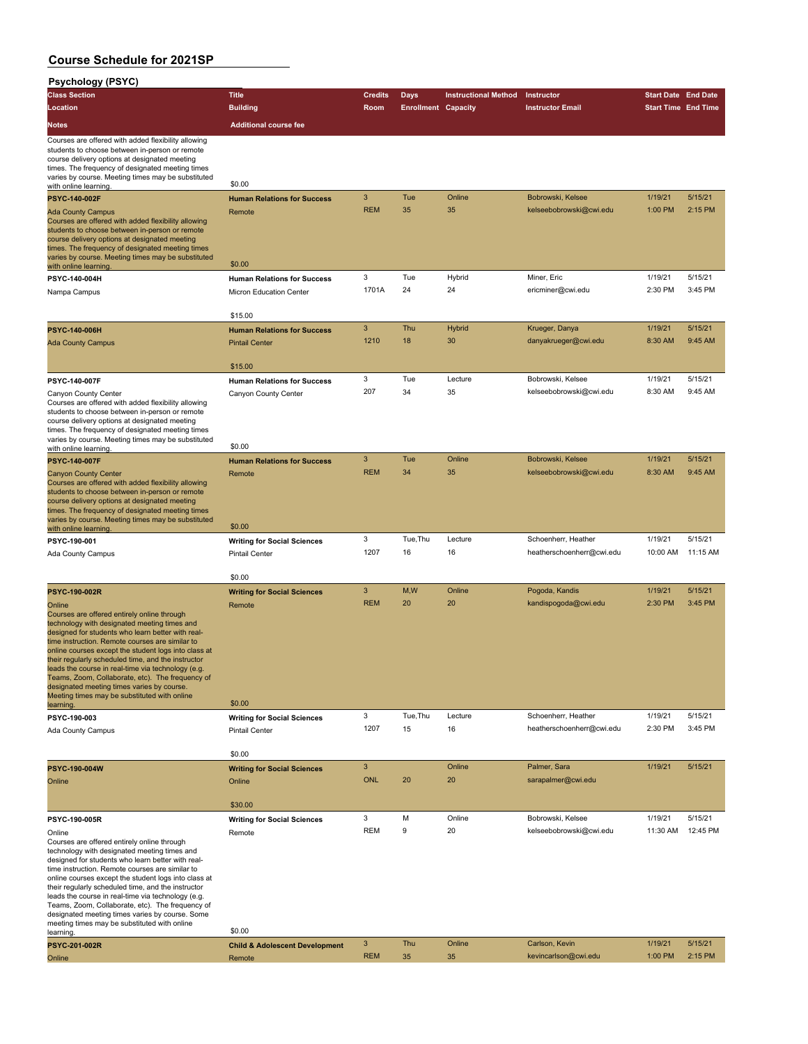# Course Schedule for 2021SP

## Psychology (PSYC)

| Class Section / Location / Notes | Title / Building / Additional course fee | Credits / Room | Days / Enrollment | Instructional Method / Capacity | Instructor / Instructor Email | Start Date / Start Time | End Date / End Time |
|---|---|---|---|---|---|---|---|
| Courses are offered with added flexibility allowing students to choose between in-person or remote course delivery options at designated meeting times. The frequency of designated meeting times varies by course. Meeting times may be substituted with online learning. | $0.00 | | | | | | |
| **PSYC-140-002F** | **Human Relations for Success** | 3 | Tue | Online | Bobrowski, Kelsee | 1/19/21 | 5/15/21 |
| Ada County Campus | Remote | REM | 35 | 35 | kelseebobrowski@cwi.edu | 1:00 PM | 2:15 PM |
| Courses are offered with added flexibility allowing students to choose between in-person or remote course delivery options at designated meeting times. The frequency of designated meeting times varies by course. Meeting times may be substituted with online learning. | $0.00 | | | | | | |
| **PSYC-140-004H** | **Human Relations for Success** | 3 | Tue | Hybrid | Miner, Eric | 1/19/21 | 5/15/21 |
| Nampa Campus | Micron Education Center | 1701A | 24 | 24 | ericminer@cwi.edu | 2:30 PM | 3:45 PM |
| | $15.00 | | | | | | |
| **PSYC-140-006H** | **Human Relations for Success** | 3 | Thu | Hybrid | Krueger, Danya | 1/19/21 | 5/15/21 |
| Ada County Campus | Pintail Center | 1210 | 18 | 30 | danyakrueger@cwi.edu | 8:30 AM | 9:45 AM |
| | $15.00 | | | | | | |
| **PSYC-140-007F** | **Human Relations for Success** | 3 | Tue | Lecture | Bobrowski, Kelsee | 1/19/21 | 5/15/21 |
| Canyon County Center | Canyon County Center | 207 | 34 | 35 | kelseebobrowski@cwi.edu | 8:30 AM | 9:45 AM |
| Courses are offered with added flexibility allowing students to choose between in-person or remote course delivery options at designated meeting times. The frequency of designated meeting times varies by course. Meeting times may be substituted with online learning. | $0.00 | | | | | | |
| **PSYC-140-007F** | **Human Relations for Success** | 3 | Tue | Online | Bobrowski, Kelsee | 1/19/21 | 5/15/21 |
| Canyon County Center | Remote | REM | 34 | 35 | kelseebobrowski@cwi.edu | 8:30 AM | 9:45 AM |
| Courses are offered with added flexibility allowing students to choose between in-person or remote course delivery options at designated meeting times. The frequency of designated meeting times varies by course. Meeting times may be substituted with online learning. | $0.00 | | | | | | |
| **PSYC-190-001** | **Writing for Social Sciences** | 3 | Tue,Thu | Lecture | Schoenherr, Heather | 1/19/21 | 5/15/21 |
| Ada County Campus | Pintail Center | 1207 | 16 | 16 | heatherschoenherr@cwi.edu | 10:00 AM | 11:15 AM |
| | $0.00 | | | | | | |
| **PSYC-190-002R** | **Writing for Social Sciences** | 3 | M,W | Online | Pogoda, Kandis | 1/19/21 | 5/15/21 |
| Online | Remote | REM | 20 | 20 | kandispogoda@cwi.edu | 2:30 PM | 3:45 PM |
| Courses are offered entirely online through technology with designated meeting times and designed for students who learn better with real-time instruction. Remote courses are similar to online courses except the student logs into class at their regularly scheduled time, and the instructor leads the course in real-time via technology (e.g. Teams, Zoom, Collaborate, etc). The frequency of designated meeting times varies by course. Meeting times may be substituted with online learning. | $0.00 | | | | | | |
| **PSYC-190-003** | **Writing for Social Sciences** | 3 | Tue,Thu | Lecture | Schoenherr, Heather | 1/19/21 | 5/15/21 |
| Ada County Campus | Pintail Center | 1207 | 15 | 16 | heatherschoenherr@cwi.edu | 2:30 PM | 3:45 PM |
| | $0.00 | | | | | | |
| **PSYC-190-004W** | **Writing for Social Sciences** | 3 | | Online | Palmer, Sara | 1/19/21 | 5/15/21 |
| Online | Online | ONL | 20 | 20 | sarapalmer@cwi.edu | | |
| | $30.00 | | | | | | |
| **PSYC-190-005R** | **Writing for Social Sciences** | 3 | M | Online | Bobrowski, Kelsee | 1/19/21 | 5/15/21 |
| Online | Remote | REM | 9 | 20 | kelseebobrowski@cwi.edu | 11:30 AM | 12:45 PM |
| Courses are offered entirely online through technology with designated meeting times and designed for students who learn better with real-time instruction. Remote courses are similar to online courses except the student logs into class at their regularly scheduled time, and the instructor leads the course in real-time via technology (e.g. Teams, Zoom, Collaborate, etc). The frequency of designated meeting times varies by course. Some meeting times may be substituted with online learning. | $0.00 | | | | | | |
| **PSYC-201-002R** | **Child & Adolescent Development** | 3 | Thu | Online | Carlson, Kevin | 1/19/21 | 5/15/21 |
| Online | Remote | REM | 35 | 35 | kevincarlson@cwi.edu | 1:00 PM | 2:15 PM |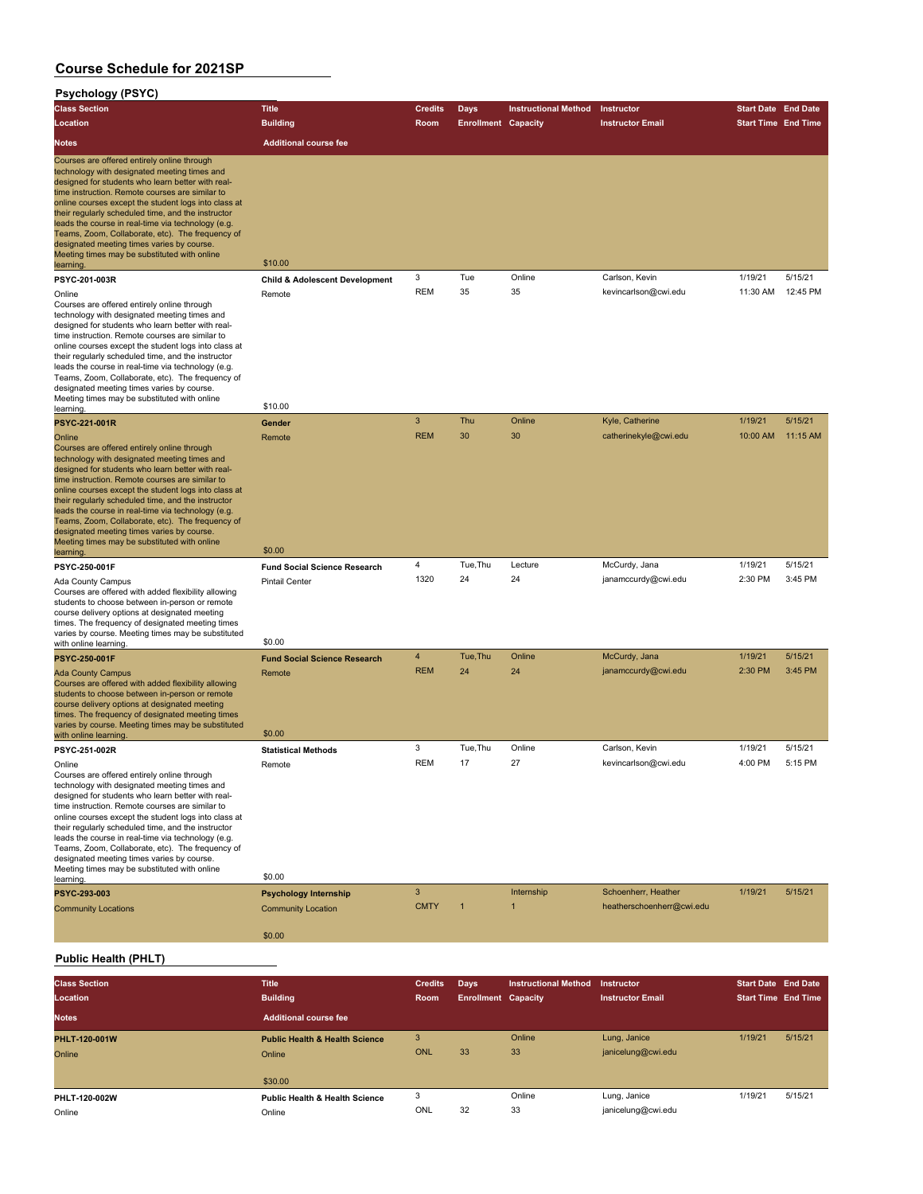# Course Schedule for 2021SP

## Psychology (PSYC)

| Class Section / Location / Notes | Title / Building / Additional course fee | Credits / Room | Days / Enrollment | Instructional Method / Capacity | Instructor / Instructor Email | Start Date / Start Time | End Date / End Time |
|---|---|---|---|---|---|---|---|
| Courses are offered entirely online through technology with designated meeting times and designed for students who learn better with real-time instruction. Remote courses are similar to online courses except the student logs into class at their regularly scheduled time, and the instructor leads the course in real-time via technology (e.g. Teams, Zoom, Collaborate, etc). The frequency of designated meeting times varies by course. Meeting times may be substituted with online learning. | $10.00 | | | | | | |
| **PSYC-201-003R** | **Child & Adolescent Development** | 3 | Tue | Online | Carlson, Kevin | 1/19/21 | 5/15/21 |
| Online | Remote | REM | 35 | 35 | kevincarlson@cwi.edu | 11:30 AM | 12:45 PM |
| Courses are offered entirely online through technology with designated meeting times and designed for students who learn better with real-time instruction. Remote courses are similar to online courses except the student logs into class at their regularly scheduled time, and the instructor leads the course in real-time via technology (e.g. Teams, Zoom, Collaborate, etc). The frequency of designated meeting times varies by course. Meeting times may be substituted with online learning. | $10.00 | | | | | | |
| **PSYC-221-001R** | **Gender** | 3 | Thu | Online | Kyle, Catherine | 1/19/21 | 5/15/21 |
| Online | Remote | REM | 30 | 30 | catherinekyle@cwi.edu | 10:00 AM | 11:15 AM |
| Courses are offered entirely online through technology with designated meeting times and designed for students who learn better with real-time instruction. Remote courses are similar to online courses except the student logs into class at their regularly scheduled time, and the instructor leads the course in real-time via technology (e.g. Teams, Zoom, Collaborate, etc). The frequency of designated meeting times varies by course. Meeting times may be substituted with online learning. | $0.00 | | | | | | |
| **PSYC-250-001F** | **Fund Social Science Research** | 4 | Tue,Thu | Lecture | McCurdy, Jana | 1/19/21 | 5/15/21 |
| Ada County Campus | Pintail Center | 1320 | 24 | 24 | janamccurdy@cwi.edu | 2:30 PM | 3:45 PM |
| Courses are offered with added flexibility allowing students to choose between in-person or remote course delivery options at designated meeting times. The frequency of designated meeting times varies by course. Meeting times may be substituted with online learning. | $0.00 | | | | | | |
| **PSYC-250-001F** | **Fund Social Science Research** | 4 | Tue,Thu | Online | McCurdy, Jana | 1/19/21 | 5/15/21 |
| Ada County Campus | Remote | REM | 24 | 24 | janamccurdy@cwi.edu | 2:30 PM | 3:45 PM |
| Courses are offered with added flexibility allowing students to choose between in-person or remote course delivery options at designated meeting times. The frequency of designated meeting times varies by course. Meeting times may be substituted with online learning. | $0.00 | | | | | | |
| **PSYC-251-002R** | **Statistical Methods** | 3 | Tue,Thu | Online | Carlson, Kevin | 1/19/21 | 5/15/21 |
| Online | Remote | REM | 17 | 27 | kevincarlson@cwi.edu | 4:00 PM | 5:15 PM |
| Courses are offered entirely online through technology with designated meeting times and designed for students who learn better with real-time instruction. Remote courses are similar to online courses except the student logs into class at their regularly scheduled time, and the instructor leads the course in real-time via technology (e.g. Teams, Zoom, Collaborate, etc). The frequency of designated meeting times varies by course. Meeting times may be substituted with online learning. | $0.00 | | | | | | |
| **PSYC-293-003** | **Psychology Internship** | 3 | | Internship | Schoenherr, Heather | 1/19/21 | 5/15/21 |
| Community Locations | Community Location | CMTY | 1 | 1 | heatherschoenherr@cwi.edu | | |
| | $0.00 | | | | | | |

## Public Health (PHLT)

| Class Section / Location / Notes | Title / Building / Additional course fee | Credits / Room | Days / Enrollment | Instructional Method / Capacity | Instructor / Instructor Email | Start Date / Start Time | End Date / End Time |
|---|---|---|---|---|---|---|---|
| **PHLT-120-001W** | **Public Health & Health Science** | 3 | | Online | Lung, Janice | 1/19/21 | 5/15/21 |
| Online | Online | ONL | 33 | 33 | janicelung@cwi.edu | | |
| | $30.00 | | | | | | |
| **PHLT-120-002W** | **Public Health & Health Science** | 3 | | Online | Lung, Janice | 1/19/21 | 5/15/21 |
| Online | Online | ONL | 32 | 33 | janicelung@cwi.edu | | |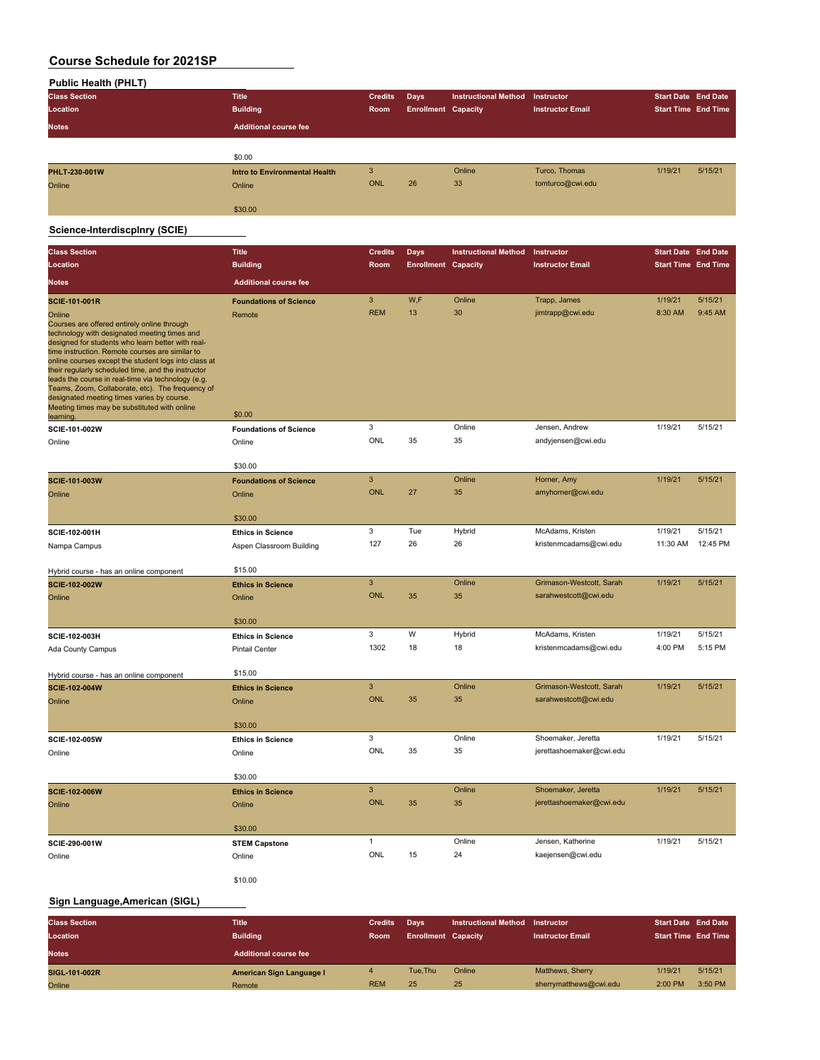# Course Schedule for 2021SP

## Public Health (PHLT)

| Class Section / Location / Notes | Title / Building / Additional course fee | Credits / Room | Days / Enrollment | Instructional Method / Capacity | Instructor / Instructor Email | Start Date / Start Time | End Date / End Time |
|---|---|---|---|---|---|---|---|
| | $0.00 | | | | | | |
| **PHLT-230-001W** | **Intro to Environmental Health** | 3 | | Online | Turco, Thomas | 1/19/21 | 5/15/21 |
| Online | Online | ONL | 26 | 33 | tomturco@cwi.edu | | |
| | $30.00 | | | | | | |

## Science-Interdiscplnry (SCIE)

| Class Section / Location / Notes | Title / Building / Additional course fee | Credits / Room | Days / Enrollment | Instructional Method / Capacity | Instructor / Instructor Email | Start Date / Start Time | End Date / End Time |
|---|---|---|---|---|---|---|---|
| **SCIE-101-001R** | **Foundations of Science** | 3 | W,F | Online | Trapp, James | 1/19/21 | 5/15/21 |
| Online | Remote | REM | 13 | 30 | jimtrapp@cwi.edu | 8:30 AM | 9:45 AM |
| Courses are offered entirely online through technology with designated meeting times and designed for students who learn better with real-time instruction. Remote courses are similar to online courses except the student logs into class at their regularly scheduled time, and the instructor leads the course in real-time via technology (e.g. Teams, Zoom, Collaborate, etc). The frequency of designated meeting times varies by course. Meeting times may be substituted with online learning. | $0.00 | | | | | | |
| **SCIE-101-002W** | **Foundations of Science** | 3 | | Online | Jensen, Andrew | 1/19/21 | 5/15/21 |
| Online | Online | ONL | 35 | 35 | andyjensen@cwi.edu | | |
| | $30.00 | | | | | | |
| **SCIE-101-003W** | **Foundations of Science** | 3 | | Online | Horner, Amy | 1/19/21 | 5/15/21 |
| Online | Online | ONL | 27 | 35 | amyhorner@cwi.edu | | |
| | $30.00 | | | | | | |
| **SCIE-102-001H** | **Ethics in Science** | 3 | Tue | Hybrid | McAdams, Kristen | 1/19/21 | 5/15/21 |
| Nampa Campus | Aspen Classroom Building | 127 | 26 | 26 | kristenmcadams@cwi.edu | 11:30 AM | 12:45 PM |
| Hybrid course - has an online component | $15.00 | | | | | | |
| **SCIE-102-002W** | **Ethics in Science** | 3 | | Online | Grimason-Westcott, Sarah | 1/19/21 | 5/15/21 |
| Online | Online | ONL | 35 | 35 | sarahwestcott@cwi.edu | | |
| | $30.00 | | | | | | |
| **SCIE-102-003H** | **Ethics in Science** | 3 | W | Hybrid | McAdams, Kristen | 1/19/21 | 5/15/21 |
| Ada County Campus | Pintail Center | 1302 | 18 | 18 | kristenmcadams@cwi.edu | 4:00 PM | 5:15 PM |
| Hybrid course - has an online component | $15.00 | | | | | | |
| **SCIE-102-004W** | **Ethics in Science** | 3 | | Online | Grimason-Westcott, Sarah | 1/19/21 | 5/15/21 |
| Online | Online | ONL | 35 | 35 | sarahwestcott@cwi.edu | | |
| | $30.00 | | | | | | |
| **SCIE-102-005W** | **Ethics in Science** | 3 | | Online | Shoemaker, Jeretta | 1/19/21 | 5/15/21 |
| Online | Online | ONL | 35 | 35 | jerettashoemaker@cwi.edu | | |
| | $30.00 | | | | | | |
| **SCIE-102-006W** | **Ethics in Science** | 3 | | Online | Shoemaker, Jeretta | 1/19/21 | 5/15/21 |
| Online | Online | ONL | 35 | 35 | jerettashoemaker@cwi.edu | | |
| | $30.00 | | | | | | |
| **SCIE-290-001W** | **STEM Capstone** | 1 | | Online | Jensen, Katherine | 1/19/21 | 5/15/21 |
| Online | Online | ONL | 15 | 24 | kaejensen@cwi.edu | | |
| | $10.00 | | | | | | |

## Sign Language,American (SIGL)

| Class Section / Location / Notes | Title / Building / Additional course fee | Credits / Room | Days / Enrollment | Instructional Method / Capacity | Instructor / Instructor Email | Start Date / Start Time | End Date / End Time |
|---|---|---|---|---|---|---|---|
| **SIGL-101-002R** | **American Sign Language I** | 4 | Tue,Thu | Online | Matthews, Sherry | 1/19/21 | 5/15/21 |
| Online | Remote | REM | 25 | 25 | sherrymatthews@cwi.edu | 2:00 PM | 3:50 PM |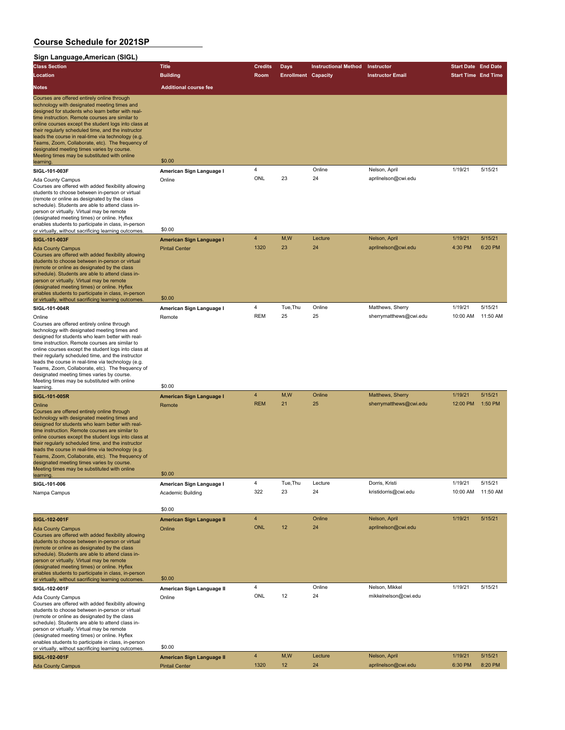# Course Schedule for 2021SP

## Sign Language,American (SIGL)

| Class Section / Location / Notes | Title / Building / Additional course fee | Credits / Room | Days / Enrollment | Instructional Method / Capacity | Instructor / Instructor Email | Start Date / Start Time | End Date / End Time |
|---|---|---|---|---|---|---|---|
| Courses are offered entirely online through technology with designated meeting times and designed for students who learn better with real-time instruction. Remote courses are similar to online courses except the student logs into class at their regularly scheduled time, and the instructor leads the course in real-time via technology (e.g. Teams, Zoom, Collaborate, etc). The frequency of designated meeting times varies by course. Meeting times may be substituted with online learning. | $0.00 | | | | | | |
| SIGL-101-003F | American Sign Language I | 4 | | Online | Nelson, April | 1/19/21 | 5/15/21 |
| Ada County Campus | Online | ONL | 23 | 24 | aprilnelson@cwi.edu | | |
| Courses are offered with added flexibility allowing students to choose between in-person or virtual (remote or online as designated by the class schedule). Students are able to attend class in-person or virtually. Virtual may be remote (designated meeting times) or online. Hyflex enables students to participate in class, in-person or virtually, without sacrificing learning outcomes. | $0.00 | | | | | | |
| SIGL-101-003F | American Sign Language I | 4 | M,W | Lecture | Nelson, April | 1/19/21 | 5/15/21 |
| Ada County Campus | Pintail Center | 1320 | 23 | 24 | aprilnelson@cwi.edu | 4:30 PM | 6:20 PM |
| Courses are offered with added flexibility allowing students to choose between in-person or virtual (remote or online as designated by the class schedule). Students are able to attend class in-person or virtually. Virtual may be remote (designated meeting times) or online. Hyflex enables students to participate in class, in-person or virtually, without sacrificing learning outcomes. | $0.00 | | | | | | |
| SIGL-101-004R | American Sign Language I | 4 | Tue,Thu | Online | Matthews, Sherry | 1/19/21 | 5/15/21 |
| Online | Remote | REM | 25 | 25 | sherrymatthews@cwi.edu | 10:00 AM | 11:50 AM |
| Courses are offered entirely online through technology with designated meeting times and designed for students who learn better with real-time instruction. Remote courses are similar to online courses except the student logs into class at their regularly scheduled time, and the instructor leads the course in real-time via technology (e.g. Teams, Zoom, Collaborate, etc). The frequency of designated meeting times varies by course. Meeting times may be substituted with online learning. | $0.00 | | | | | | |
| SIGL-101-005R | American Sign Language I | 4 | M,W | Online | Matthews, Sherry | 1/19/21 | 5/15/21 |
| Online | Remote | REM | 21 | 25 | sherrymatthews@cwi.edu | 12:00 PM | 1:50 PM |
| Courses are offered entirely online through technology with designated meeting times and designed for students who learn better with real-time instruction. Remote courses are similar to online courses except the student logs into class at their regularly scheduled time, and the instructor leads the course in real-time via technology (e.g. Teams, Zoom, Collaborate, etc). The frequency of designated meeting times varies by course. Meeting times may be substituted with online learning. | $0.00 | | | | | | |
| SIGL-101-006 | American Sign Language I | 4 | Tue,Thu | Lecture | Dorris, Kristi | 1/19/21 | 5/15/21 |
| Nampa Campus | Academic Building | 322 | 23 | 24 | kristidorris@cwi.edu | 10:00 AM | 11:50 AM |
| | $0.00 | | | | | | |
| SIGL-102-001F | American Sign Language II | 4 | | Online | Nelson, April | 1/19/21 | 5/15/21 |
| Ada County Campus | Online | ONL | 12 | 24 | aprilnelson@cwi.edu | | |
| Courses are offered with added flexibility allowing students to choose between in-person or virtual (remote or online as designated by the class schedule). Students are able to attend class in-person or virtually. Virtual may be remote (designated meeting times) or online. Hyflex enables students to participate in class, in-person or virtually, without sacrificing learning outcomes. | $0.00 | | | | | | |
| SIGL-102-001F | American Sign Language II | 4 | | Online | Nelson, Mikkel | 1/19/21 | 5/15/21 |
| Ada County Campus | Online | ONL | 12 | 24 | mikkelnelson@cwi.edu | | |
| Courses are offered with added flexibility allowing students to choose between in-person or virtual (remote or online as designated by the class schedule). Students are able to attend class in-person or virtually. Virtual may be remote (designated meeting times) or online. Hyflex enables students to participate in class, in-person or virtually, without sacrificing learning outcomes. | $0.00 | | | | | | |
| SIGL-102-001F | American Sign Language II | 4 | M,W | Lecture | Nelson, April | 1/19/21 | 5/15/21 |
| Ada County Campus | Pintail Center | 1320 | 12 | 24 | aprilnelson@cwi.edu | 6:30 PM | 8:20 PM |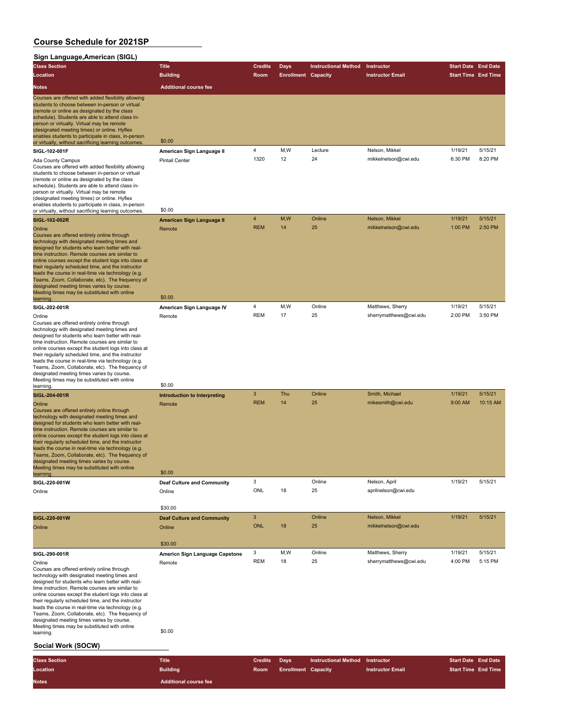# Course Schedule for 2021SP

## Sign Language,American (SIGL)

| Class Section / Location / Notes | Title / Building / Additional course fee | Credits / Room | Days / Enrollment | Instructional Method / Capacity | Instructor / Instructor Email | Start Date / Start Time | End Date / End Time |
|---|---|---|---|---|---|---|---|
| Courses are offered with added flexibility allowing students to choose between in-person or virtual (remote or online as designated by the class schedule). Students are able to attend class in-person or virtually. Virtual may be remote (designated meeting times) or online. Hyflex enables students to participate in class, in-person or virtually, without sacrificing learning outcomes. | $0.00 | | | | | | |
| **SIGL-102-001F** | **American Sign Language II** | 4 | M,W | Lecture | Nelson, Mikkel | 1/19/21 | 5/15/21 |
| Ada County Campus | Pintail Center | 1320 | 12 | 24 | mikkelnelson@cwi.edu | 6:30 PM | 8:20 PM |
| Courses are offered with added flexibility allowing students to choose between in-person or virtual (remote or online as designated by the class schedule). Students are able to attend class in-person or virtually. Virtual may be remote (designated meeting times) or online. Hyflex enables students to participate in class, in-person or virtually, without sacrificing learning outcomes. | $0.00 | | | | | | |
| **SIGL-102-002R** | **American Sign Language II** | 4 | M,W | Online | Nelson, Mikkel | 1/19/21 | 5/15/21 |
| Online | Remote | REM | 14 | 25 | mikkelnelson@cwi.edu | 1:00 PM | 2:50 PM |
| Courses are offered entirely online through technology with designated meeting times and designed for students who learn better with real-time instruction. Remote courses are similar to online courses except the student logs into class at their regularly scheduled time, and the instructor leads the course in real-time via technology (e.g. Teams, Zoom, Collaborate, etc). The frequency of designated meeting times varies by course. Meeting times may be substituted with online learning. | $0.00 | | | | | | |
| **SIGL-202-001R** | **American Sign Language IV** | 4 | M,W | Online | Matthews, Sherry | 1/19/21 | 5/15/21 |
| Online | Remote | REM | 17 | 25 | sherrymatthews@cwi.edu | 2:00 PM | 3:50 PM |
| Courses are offered entirely online through technology with designated meeting times and designed for students who learn better with real-time instruction. Remote courses are similar to online courses except the student logs into class at their regularly scheduled time, and the instructor leads the course in real-time via technology (e.g. Teams, Zoom, Collaborate, etc). The frequency of designated meeting times varies by course. Meeting times may be substituted with online learning. | $0.00 | | | | | | |
| **SIGL-204-001R** | **Introduction to Interpreting** | 3 | Thu | Online | Smith, Michael | 1/19/21 | 5/15/21 |
| Online | Remote | REM | 14 | 25 | mikesmith@cwi.edu | 9:00 AM | 10:15 AM |
| Courses are offered entirely online through technology with designated meeting times and designed for students who learn better with real-time instruction. Remote courses are similar to online courses except the student logs into class at their regularly scheduled time, and the instructor leads the course in real-time via technology (e.g. Teams, Zoom, Collaborate, etc). The frequency of designated meeting times varies by course. Meeting times may be substituted with online learning. | $0.00 | | | | | | |
| **SIGL-220-001W** | **Deaf Culture and Community** | 3 | | Online | Nelson, April | 1/19/21 | 5/15/21 |
| Online | Online | ONL | 18 | 25 | aprilnelson@cwi.edu | | |
| | $30.00 | | | | | | |
| **SIGL-220-001W** | **Deaf Culture and Community** | 3 | | Online | Nelson, Mikkel | 1/19/21 | 5/15/21 |
| Online | Online | ONL | 18 | 25 | mikkelnelson@cwi.edu | | |
| | $30.00 | | | | | | |
| **SIGL-290-001R** | **Americn Sign Language Capstone** | 3 | M,W | Online | Matthews, Sherry | 1/19/21 | 5/15/21 |
| Online | Remote | REM | 18 | 25 | sherrymatthews@cwi.edu | 4:00 PM | 5:15 PM |
| Courses are offered entirely online through technology with designated meeting times and designed for students who learn better with real-time instruction. Remote courses are similar to online courses except the student logs into class at their regularly scheduled time, and the instructor leads the course in real-time via technology (e.g. Teams, Zoom, Collaborate, etc). The frequency of designated meeting times varies by course. Meeting times may be substituted with online learning. | $0.00 | | | | | | |

## Social Work (SOCW)

| Class Section / Location / Notes | Title / Building / Additional course fee | Credits / Room | Days / Enrollment | Instructional Method / Capacity | Instructor / Instructor Email | Start Date / Start Time | End Date / End Time |
|---|---|---|---|---|---|---|---|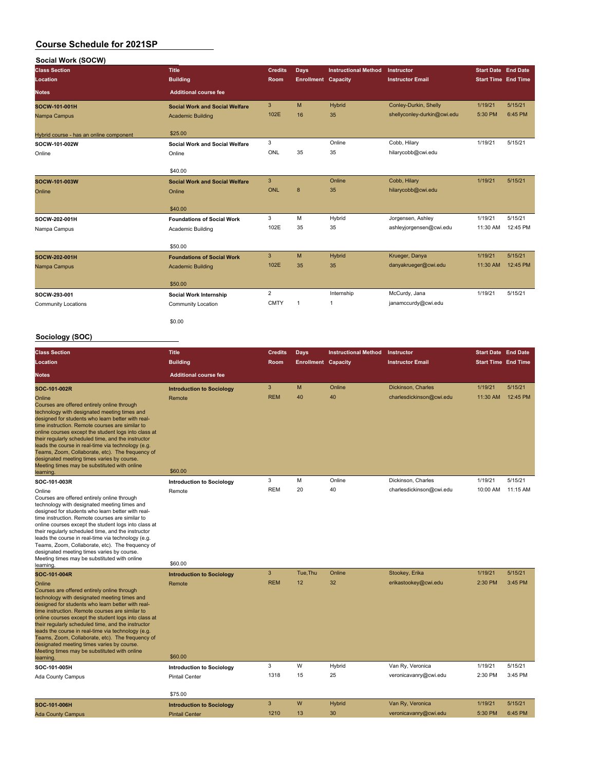# Course Schedule for 2021SP

## Social Work (SOCW)

| Class Section<br>Location<br>Notes | Title<br>Building<br>Additional course fee | Credits<br>Room | Days<br>Enrollment | Instructional Method<br>Capacity | Instructor<br>Instructor Email | Start Date<br>Start Time | End Date<br>End Time |
|---|---|---|---|---|---|---|---|
| SOCW-101-001H<br>Nampa Campus<br>Hybrid course - has an online component | Social Work and Social Welfare<br>Academic Building<br>$25.00 | 3<br>102E | M<br>16 | Hybrid<br>35 | Conley-Durkin, Shelly<br>shellyconley-durkin@cwi.edu | 1/19/21<br>5:30 PM | 5/15/21<br>6:45 PM |
| SOCW-101-002W<br>Online | Social Work and Social Welfare<br>Online<br>$40.00 | 3<br>ONL | <br>35 | Online<br>35 | Cobb, Hilary<br>hilarycobb@cwi.edu | 1/19/21 | 5/15/21 |
| SOCW-101-003W<br>Online | Social Work and Social Welfare<br>Online<br>$40.00 | 3<br>ONL | <br>8 | Online<br>35 | Cobb, Hilary<br>hilarycobb@cwi.edu | 1/19/21 | 5/15/21 |
| SOCW-202-001H<br>Nampa Campus | Foundations of Social Work<br>Academic Building<br>$50.00 | 3<br>102E | M<br>35 | Hybrid<br>35 | Jorgensen, Ashley<br>ashleyjorgensen@cwi.edu | 1/19/21<br>11:30 AM | 5/15/21<br>12:45 PM |
| SOCW-202-001H<br>Nampa Campus | Foundations of Social Work<br>Academic Building<br>$50.00 | 3<br>102E | M<br>35 | Hybrid<br>35 | Krueger, Danya<br>danyakrueger@cwi.edu | 1/19/21<br>11:30 AM | 5/15/21<br>12:45 PM |
| SOCW-293-001<br>Community Locations | Social Work Internship<br>Community Location<br>$0.00 | 2<br>CMTY | <br>1 | Internship<br>1 | McCurdy, Jana<br>janamccurdy@cwi.edu | 1/19/21 | 5/15/21 |

## Sociology (SOC)

| Class Section<br>Location<br>Notes | Title<br>Building<br>Additional course fee | Credits<br>Room | Days<br>Enrollment | Instructional Method<br>Capacity | Instructor<br>Instructor Email | Start Date<br>Start Time | End Date<br>End Time |
|---|---|---|---|---|---|---|---|
| SOC-101-002R<br>Online<br>Courses are offered entirely online through technology with designated meeting times and designed for students who learn better with real-time instruction. Remote courses are similar to online courses except the student logs into class at their regularly scheduled time, and the instructor leads the course in real-time via technology (e.g. Teams, Zoom, Collaborate, etc). The frequency of designated meeting times varies by course. Meeting times may be substituted with online learning. | Introduction to Sociology<br>Remote<br>$60.00 | 3<br>REM | M<br>40 | Online<br>40 | Dickinson, Charles<br>charlesdickinson@cwi.edu | 1/19/21<br>11:30 AM | 5/15/21<br>12:45 PM |
| SOC-101-003R<br>Online<br>Courses are offered entirely online through technology with designated meeting times and designed for students who learn better with real-time instruction. Remote courses are similar to online courses except the student logs into class at their regularly scheduled time, and the instructor leads the course in real-time via technology (e.g. Teams, Zoom, Collaborate, etc). The frequency of designated meeting times varies by course. Meeting times may be substituted with online learning. | Introduction to Sociology<br>Remote<br>$60.00 | 3<br>REM | M<br>20 | Online<br>40 | Dickinson, Charles<br>charlesdickinson@cwi.edu | 1/19/21<br>10:00 AM | 5/15/21<br>11:15 AM |
| SOC-101-004R<br>Online<br>Courses are offered entirely online through technology with designated meeting times and designed for students who learn better with real-time instruction. Remote courses are similar to online courses except the student logs into class at their regularly scheduled time, and the instructor leads the course in real-time via technology (e.g. Teams, Zoom, Collaborate, etc). The frequency of designated meeting times varies by course. Meeting times may be substituted with online learning. | Introduction to Sociology<br>Remote<br>$60.00 | 3<br>REM | Tue,Thu<br>12 | Online<br>32 | Stookey, Erika<br>erikastookey@cwi.edu | 1/19/21<br>2:30 PM | 5/15/21<br>3:45 PM |
| SOC-101-005H<br>Ada County Campus | Introduction to Sociology<br>Pintail Center<br>$75.00 | 3<br>1318 | W<br>15 | Hybrid<br>25 | Van Ry, Veronica<br>veronicavanry@cwi.edu | 1/19/21<br>2:30 PM | 5/15/21<br>3:45 PM |
| SOC-101-006H<br>Ada County Campus | Introduction to Sociology<br>Pintail Center | 3<br>1210 | W<br>13 | Hybrid<br>30 | Van Ry, Veronica<br>veronicavanry@cwi.edu | 1/19/21<br>5:30 PM | 5/15/21<br>6:45 PM |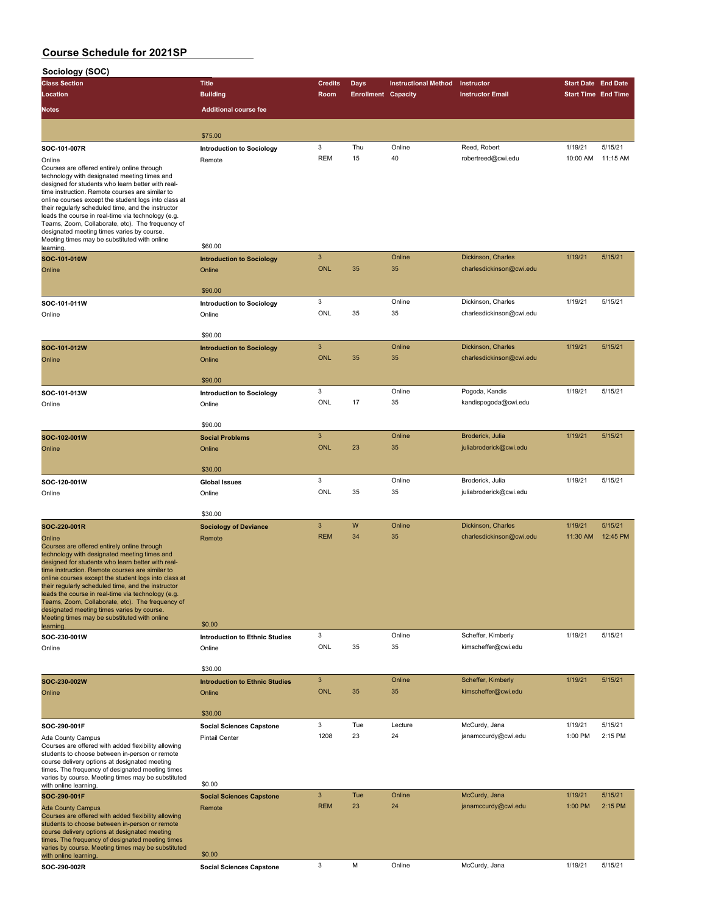# Course Schedule for 2021SP

## Sociology (SOC)

| Class Section / Location / Notes | Title / Building / Additional course fee | Credits / Room | Days / Enrollment | Instructional Method / Capacity | Instructor / Instructor Email | Start Date / Start Time | End Date / End Time |
|---|---|---|---|---|---|---|---|
| | $75.00 | | | | | | |
| **SOC-101-007R** | **Introduction to Sociology** | 3 | Thu | Online | Reed, Robert | 1/19/21 | 5/15/21 |
| Online<br>Courses are offered entirely online through technology with designated meeting times and designed for students who learn better with real-time instruction. Remote courses are similar to online courses except the student logs into class at their regularly scheduled time, and the instructor leads the course in real-time via technology (e.g. Teams, Zoom, Collaborate, etc). The frequency of designated meeting times varies by course. Meeting times may be substituted with online learning. | Remote<br>$60.00 | REM | 15 | 40 | robertreed@cwi.edu | 10:00 AM | 11:15 AM |
| **SOC-101-010W** | **Introduction to Sociology** | 3 | | Online | Dickinson, Charles | 1/19/21 | 5/15/21 |
| Online | Online<br>$90.00 | ONL | 35 | 35 | charlesdickinson@cwi.edu | | |
| **SOC-101-011W** | **Introduction to Sociology** | 3 | | Online | Dickinson, Charles | 1/19/21 | 5/15/21 |
| Online | Online<br>$90.00 | ONL | 35 | 35 | charlesdickinson@cwi.edu | | |
| **SOC-101-012W** | **Introduction to Sociology** | 3 | | Online | Dickinson, Charles | 1/19/21 | 5/15/21 |
| Online | Online<br>$90.00 | ONL | 35 | 35 | charlesdickinson@cwi.edu | | |
| **SOC-101-013W** | **Introduction to Sociology** | 3 | | Online | Pogoda, Kandis | 1/19/21 | 5/15/21 |
| Online | Online<br>$90.00 | ONL | 17 | 35 | kandispogoda@cwi.edu | | |
| **SOC-102-001W** | **Social Problems** | 3 | | Online | Broderick, Julia | 1/19/21 | 5/15/21 |
| Online | Online<br>$30.00 | ONL | 23 | 35 | juliabroderick@cwi.edu | | |
| **SOC-120-001W** | **Global Issues** | 3 | | Online | Broderick, Julia | 1/19/21 | 5/15/21 |
| Online | Online<br>$30.00 | ONL | 35 | 35 | juliabroderick@cwi.edu | | |
| **SOC-220-001R** | **Sociology of Deviance** | 3 | W | Online | Dickinson, Charles | 1/19/21 | 5/15/21 |
| Online<br>Courses are offered entirely online through technology with designated meeting times and designed for students who learn better with real-time instruction. Remote courses are similar to online courses except the student logs into class at their regularly scheduled time, and the instructor leads the course in real-time via technology (e.g. Teams, Zoom, Collaborate, etc). The frequency of designated meeting times varies by course. Meeting times may be substituted with online learning. | Remote<br>$0.00 | REM | 34 | 35 | charlesdickinson@cwi.edu | 11:30 AM | 12:45 PM |
| **SOC-230-001W** | **Introduction to Ethnic Studies** | 3 | | Online | Scheffer, Kimberly | 1/19/21 | 5/15/21 |
| Online | Online<br>$30.00 | ONL | 35 | 35 | kimscheffer@cwi.edu | | |
| **SOC-230-002W** | **Introduction to Ethnic Studies** | 3 | | Online | Scheffer, Kimberly | 1/19/21 | 5/15/21 |
| Online | Online<br>$30.00 | ONL | 35 | 35 | kimscheffer@cwi.edu | | |
| **SOC-290-001F** | **Social Sciences Capstone** | 3 | Tue | Lecture | McCurdy, Jana | 1/19/21 | 5/15/21 |
| Ada County Campus<br>Courses are offered with added flexibility allowing students to choose between in-person or remote course delivery options at designated meeting times. The frequency of designated meeting times varies by course. Meeting times may be substituted with online learning. | Pintail Center<br>$0.00 | 1208 | 23 | 24 | janamccurdy@cwi.edu | 1:00 PM | 2:15 PM |
| **SOC-290-001F** | **Social Sciences Capstone** | 3 | Tue | Online | McCurdy, Jana | 1/19/21 | 5/15/21 |
| Ada County Campus<br>Courses are offered with added flexibility allowing students to choose between in-person or remote course delivery options at designated meeting times. The frequency of designated meeting times varies by course. Meeting times may be substituted with online learning. | Remote<br>$0.00 | REM | 23 | 24 | janamccurdy@cwi.edu | 1:00 PM | 2:15 PM |
| **SOC-290-002R** | **Social Sciences Capstone** | 3 | M | Online | McCurdy, Jana | 1/19/21 | 5/15/21 |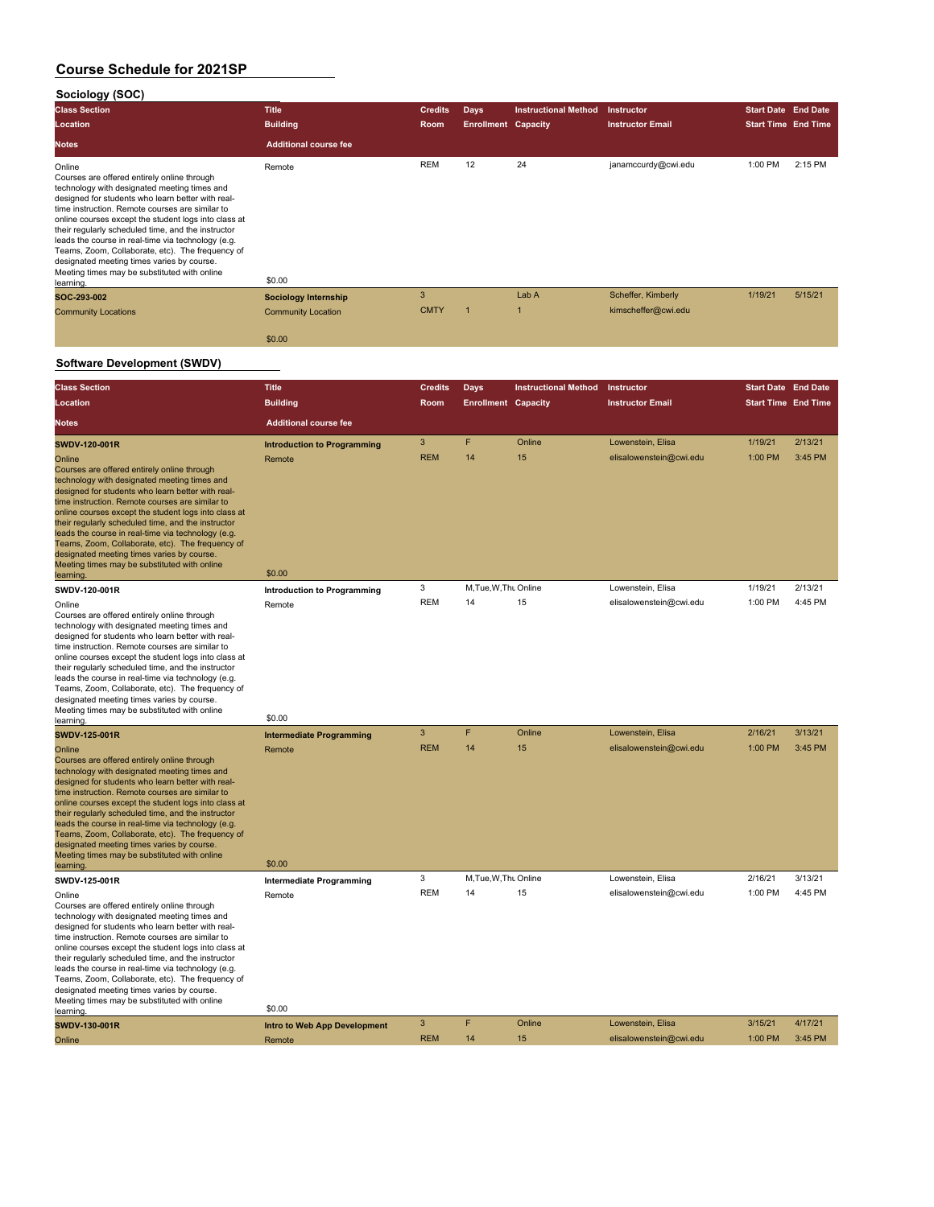# Course Schedule for 2021SP

## Sociology (SOC)

| Class Section / Location / Notes | Title / Building / Additional course fee | Credits / Room | Days / Enrollment | Instructional Method / Capacity | Instructor / Instructor Email | Start Date / Start Time | End Date / End Time |
|---|---|---|---|---|---|---|---|
| Online<br>Courses are offered entirely online through technology with designated meeting times and designed for students who learn better with real-time instruction. Remote courses are similar to online courses except the student logs into class at their regularly scheduled time, and the instructor leads the course in real-time via technology (e.g. Teams, Zoom, Collaborate, etc). The frequency of designated meeting times varies by course. Meeting times may be substituted with online learning. | Remote<br>$0.00 | REM | 12 | 24 | janamccurdy@cwi.edu | 1:00 PM | 2:15 PM |
| **SOC-293-002**<br>Community Locations | **Sociology Internship**<br>Community Location<br>$0.00 | 3<br>CMTY | <br>1 | Lab A<br>1 | Scheffer, Kimberly<br>kimscheffer@cwi.edu | 1/19/21 | 5/15/21 |

## Software Development (SWDV)

| Class Section / Location / Notes | Title / Building / Additional course fee | Credits / Room | Days / Enrollment | Instructional Method / Capacity | Instructor / Instructor Email | Start Date / Start Time | End Date / End Time |
|---|---|---|---|---|---|---|---|
| **SWDV-120-001R**<br>Online<br>Courses are offered entirely online through technology with designated meeting times and designed for students who learn better with real-time instruction. Remote courses are similar to online courses except the student logs into class at their regularly scheduled time, and the instructor leads the course in real-time via technology (e.g. Teams, Zoom, Collaborate, etc). The frequency of designated meeting times varies by course. Meeting times may be substituted with online learning. | **Introduction to Programming**<br>Remote<br>$0.00 | 3<br>REM | F<br>14 | Online<br>15 | Lowenstein, Elisa<br>elisalowenstein@cwi.edu | 1/19/21<br>1:00 PM | 2/13/21<br>3:45 PM |
| **SWDV-120-001R**<br>Online<br>Courses are offered entirely online through technology with designated meeting times and designed for students who learn better with real-time instruction. Remote courses are similar to online courses except the student logs into class at their regularly scheduled time, and the instructor leads the course in real-time via technology (e.g. Teams, Zoom, Collaborate, etc). The frequency of designated meeting times varies by course. Meeting times may be substituted with online learning. | **Introduction to Programming**<br>Remote<br>$0.00 | 3<br>REM | M,Tue,W,Thu<br>14 | Online<br>15 | Lowenstein, Elisa<br>elisalowenstein@cwi.edu | 1/19/21<br>1:00 PM | 2/13/21<br>4:45 PM |
| **SWDV-125-001R**<br>Online<br>Courses are offered entirely online through technology with designated meeting times and designed for students who learn better with real-time instruction. Remote courses are similar to online courses except the student logs into class at their regularly scheduled time, and the instructor leads the course in real-time via technology (e.g. Teams, Zoom, Collaborate, etc). The frequency of designated meeting times varies by course. Meeting times may be substituted with online learning. | **Intermediate Programming**<br>Remote<br>$0.00 | 3<br>REM | F<br>14 | Online<br>15 | Lowenstein, Elisa<br>elisalowenstein@cwi.edu | 2/16/21<br>1:00 PM | 3/13/21<br>3:45 PM |
| **SWDV-125-001R**<br>Online<br>Courses are offered entirely online through technology with designated meeting times and designed for students who learn better with real-time instruction. Remote courses are similar to online courses except the student logs into class at their regularly scheduled time, and the instructor leads the course in real-time via technology (e.g. Teams, Zoom, Collaborate, etc). The frequency of designated meeting times varies by course. Meeting times may be substituted with online learning. | **Intermediate Programming**<br>Remote<br>$0.00 | 3<br>REM | M,Tue,W,Thu<br>14 | Online<br>15 | Lowenstein, Elisa<br>elisalowenstein@cwi.edu | 2/16/21<br>1:00 PM | 3/13/21<br>4:45 PM |
| **SWDV-130-001R**<br>Online | **Intro to Web App Development**<br>Remote | 3<br>REM | F<br>14 | Online<br>15 | Lowenstein, Elisa<br>elisalowenstein@cwi.edu | 3/15/21<br>1:00 PM | 4/17/21<br>3:45 PM |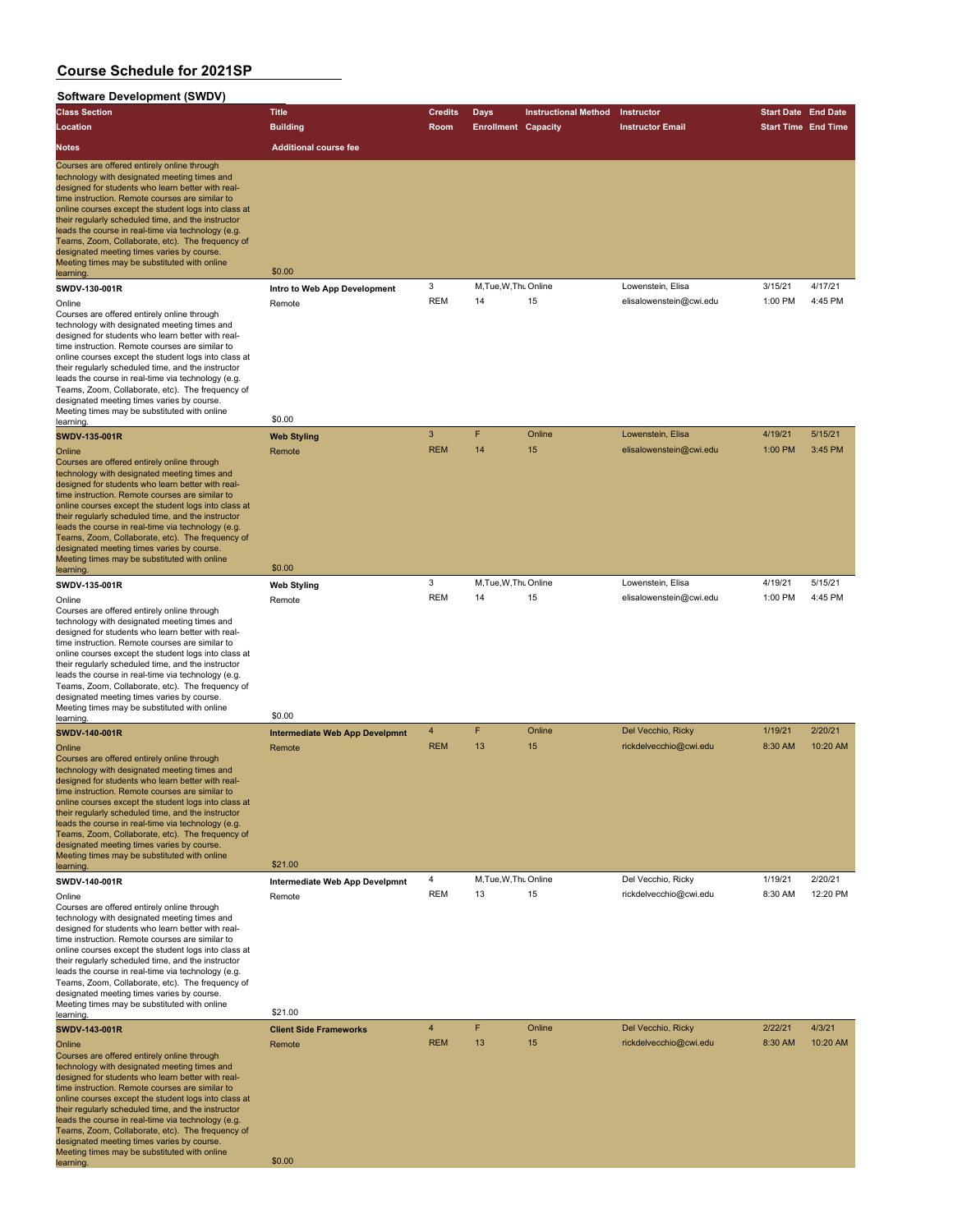# Course Schedule for 2021SP

## Software Development (SWDV)

| Class Section | Title | Credits | Days | Instructional Method | Instructor | Start Date | End Date |
|---|---|---|---|---|---|---|---|
| Location | Building | Room | Enrollment | Capacity | Instructor Email | Start Time | End Time |
| Notes | Additional course fee | | | | | | |
| Courses are offered entirely online through technology with designated meeting times and designed for students who learn better with real-time instruction. Remote courses are similar to online courses except the student logs into class at their regularly scheduled time, and the instructor leads the course in real-time via technology (e.g. Teams, Zoom, Collaborate, etc). The frequency of designated meeting times varies by course. Meeting times may be substituted with online learning. | $0.00 | | | | | | |
| SWDV-130-001R | Intro to Web App Development | 3 | M,Tue,W,Thu | Online | Lowenstein, Elisa | 3/15/21 | 4/17/21 |
| Online | Remote | REM | 14 | 15 | elisalowenstein@cwi.edu | 1:00 PM | 4:45 PM |
| Courses are offered entirely online through technology with designated meeting times and designed for students who learn better with real-time instruction. Remote courses are similar to online courses except the student logs into class at their regularly scheduled time, and the instructor leads the course in real-time via technology (e.g. Teams, Zoom, Collaborate, etc). The frequency of designated meeting times varies by course. Meeting times may be substituted with online learning. | $0.00 | | | | | | |
| SWDV-135-001R | Web Styling | 3 | F | Online | Lowenstein, Elisa | 4/19/21 | 5/15/21 |
| Online | Remote | REM | 14 | 15 | elisalowenstein@cwi.edu | 1:00 PM | 3:45 PM |
| Courses are offered entirely online through technology with designated meeting times and designed for students who learn better with real-time instruction. Remote courses are similar to online courses except the student logs into class at their regularly scheduled time, and the instructor leads the course in real-time via technology (e.g. Teams, Zoom, Collaborate, etc). The frequency of designated meeting times varies by course. Meeting times may be substituted with online learning. | $0.00 | | | | | | |
| SWDV-135-001R | Web Styling | 3 | M,Tue,W,Thu | Online | Lowenstein, Elisa | 4/19/21 | 5/15/21 |
| Online | Remote | REM | 14 | 15 | elisalowenstein@cwi.edu | 1:00 PM | 4:45 PM |
| Courses are offered entirely online through technology with designated meeting times and designed for students who learn better with real-time instruction. Remote courses are similar to online courses except the student logs into class at their regularly scheduled time, and the instructor leads the course in real-time via technology (e.g. Teams, Zoom, Collaborate, etc). The frequency of designated meeting times varies by course. Meeting times may be substituted with online learning. | $0.00 | | | | | | |
| SWDV-140-001R | Intermediate Web App Develpmnt | 4 | F | Online | Del Vecchio, Ricky | 1/19/21 | 2/20/21 |
| Online | Remote | REM | 13 | 15 | rickdelvecchio@cwi.edu | 8:30 AM | 10:20 AM |
| Courses are offered entirely online through technology with designated meeting times and designed for students who learn better with real-time instruction. Remote courses are similar to online courses except the student logs into class at their regularly scheduled time, and the instructor leads the course in real-time via technology (e.g. Teams, Zoom, Collaborate, etc). The frequency of designated meeting times varies by course. Meeting times may be substituted with online learning. | $21.00 | | | | | | |
| SWDV-140-001R | Intermediate Web App Develpmnt | 4 | M,Tue,W,Thu | Online | Del Vecchio, Ricky | 1/19/21 | 2/20/21 |
| Online | Remote | REM | 13 | 15 | rickdelvecchio@cwi.edu | 8:30 AM | 12:20 PM |
| Courses are offered entirely online through technology with designated meeting times and designed for students who learn better with real-time instruction. Remote courses are similar to online courses except the student logs into class at their regularly scheduled time, and the instructor leads the course in real-time via technology (e.g. Teams, Zoom, Collaborate, etc). The frequency of designated meeting times varies by course. Meeting times may be substituted with online learning. | $21.00 | | | | | | |
| SWDV-143-001R | Client Side Frameworks | 4 | F | Online | Del Vecchio, Ricky | 2/22/21 | 4/3/21 |
| Online | Remote | REM | 13 | 15 | rickdelvecchio@cwi.edu | 8:30 AM | 10:20 AM |
| Courses are offered entirely online through technology with designated meeting times and designed for students who learn better with real-time instruction. Remote courses are similar to online courses except the student logs into class at their regularly scheduled time, and the instructor leads the course in real-time via technology (e.g. Teams, Zoom, Collaborate, etc). The frequency of designated meeting times varies by course. Meeting times may be substituted with online learning. | $0.00 | | | | | | |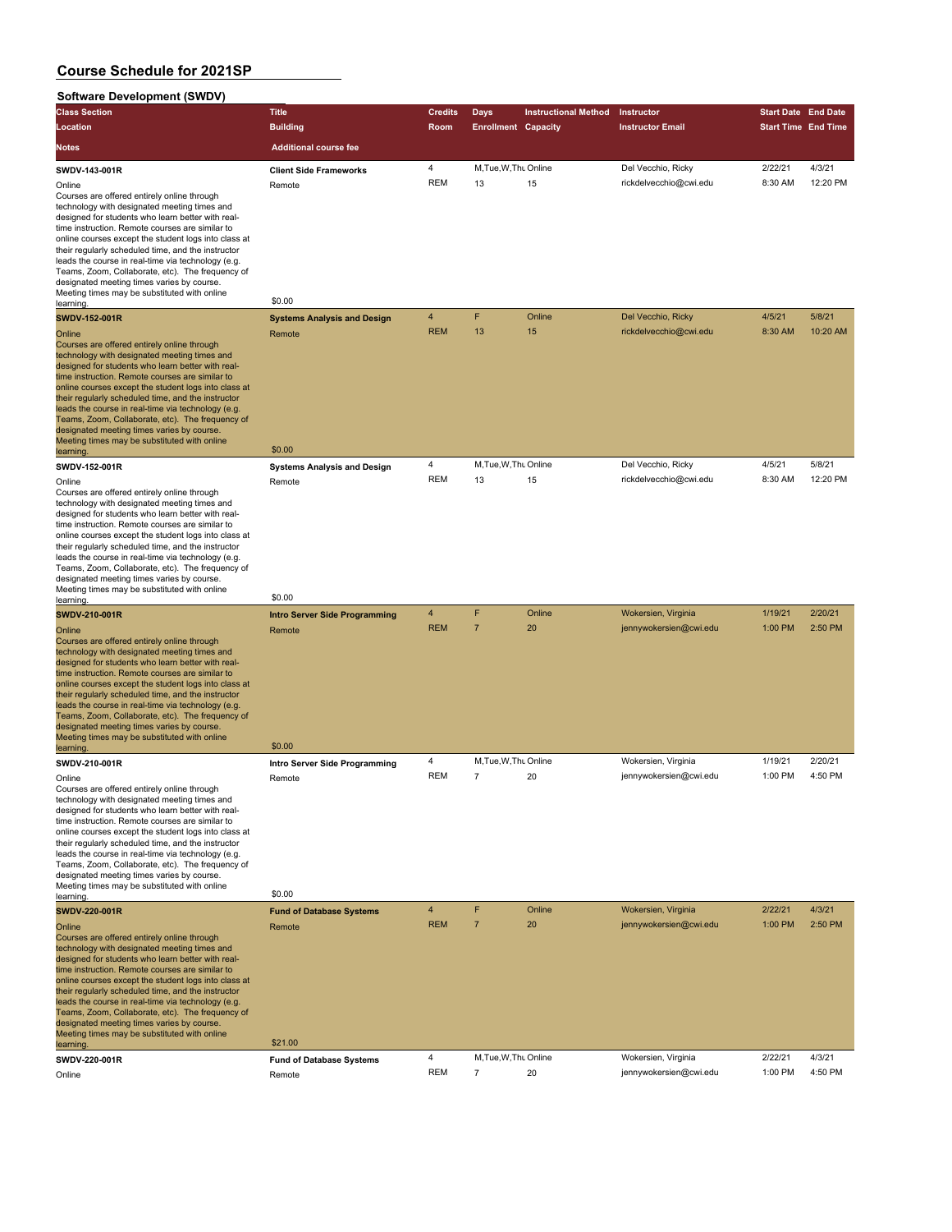# Course Schedule for 2021SP

## Software Development (SWDV)

| Class Section / Location / Notes | Title / Building / Additional course fee | Credits / Room | Days / Enrollment | Instructional Method / Capacity | Instructor / Instructor Email | Start Date / Start Time | End Date / End Time |
|---|---|---|---|---|---|---|---|
| **SWDV-143-001R** | **Client Side Frameworks** | 4 | M,Tue,W,Thu | Online | Del Vecchio, Ricky | 2/22/21 | 4/3/21 |
| Online | Remote | REM | 13 | 15 | rickdelvecchio@cwi.edu | 8:30 AM | 12:20 PM |
| Courses are offered entirely online through technology with designated meeting times and designed for students who learn better with real-time instruction. Remote courses are similar to online courses except the student logs into class at their regularly scheduled time, and the instructor leads the course in real-time via technology (e.g. Teams, Zoom, Collaborate, etc). The frequency of designated meeting times varies by course. Meeting times may be substituted with online learning. | $0.00 | | | | | | |
| **SWDV-152-001R** | **Systems Analysis and Design** | 4 | F | Online | Del Vecchio, Ricky | 4/5/21 | 5/8/21 |
| Online | Remote | REM | 13 | 15 | rickdelvecchio@cwi.edu | 8:30 AM | 10:20 AM |
| Courses are offered entirely online through technology with designated meeting times and designed for students who learn better with real-time instruction. Remote courses are similar to online courses except the student logs into class at their regularly scheduled time, and the instructor leads the course in real-time via technology (e.g. Teams, Zoom, Collaborate, etc). The frequency of designated meeting times varies by course. Meeting times may be substituted with online learning. | $0.00 | | | | | | |
| **SWDV-152-001R** | **Systems Analysis and Design** | 4 | M,Tue,W,Thu | Online | Del Vecchio, Ricky | 4/5/21 | 5/8/21 |
| Online | Remote | REM | 13 | 15 | rickdelvecchio@cwi.edu | 8:30 AM | 12:20 PM |
| Courses are offered entirely online through technology with designated meeting times and designed for students who learn better with real-time instruction. Remote courses are similar to online courses except the student logs into class at their regularly scheduled time, and the instructor leads the course in real-time via technology (e.g. Teams, Zoom, Collaborate, etc). The frequency of designated meeting times varies by course. Meeting times may be substituted with online learning. | $0.00 | | | | | | |
| **SWDV-210-001R** | **Intro Server Side Programming** | 4 | F | Online | Wokersien, Virginia | 1/19/21 | 2/20/21 |
| Online | Remote | REM | 7 | 20 | jennywokersien@cwi.edu | 1:00 PM | 2:50 PM |
| Courses are offered entirely online through technology with designated meeting times and designed for students who learn better with real-time instruction. Remote courses are similar to online courses except the student logs into class at their regularly scheduled time, and the instructor leads the course in real-time via technology (e.g. Teams, Zoom, Collaborate, etc). The frequency of designated meeting times varies by course. Meeting times may be substituted with online learning. | $0.00 | | | | | | |
| **SWDV-210-001R** | **Intro Server Side Programming** | 4 | M,Tue,W,Thu | Online | Wokersien, Virginia | 1/19/21 | 2/20/21 |
| Online | Remote | REM | 7 | 20 | jennywokersien@cwi.edu | 1:00 PM | 4:50 PM |
| Courses are offered entirely online through technology with designated meeting times and designed for students who learn better with real-time instruction. Remote courses are similar to online courses except the student logs into class at their regularly scheduled time, and the instructor leads the course in real-time via technology (e.g. Teams, Zoom, Collaborate, etc). The frequency of designated meeting times varies by course. Meeting times may be substituted with online learning. | $0.00 | | | | | | |
| **SWDV-220-001R** | **Fund of Database Systems** | 4 | F | Online | Wokersien, Virginia | 2/22/21 | 4/3/21 |
| Online | Remote | REM | 7 | 20 | jennywokersien@cwi.edu | 1:00 PM | 2:50 PM |
| Courses are offered entirely online through technology with designated meeting times and designed for students who learn better with real-time instruction. Remote courses are similar to online courses except the student logs into class at their regularly scheduled time, and the instructor leads the course in real-time via technology (e.g. Teams, Zoom, Collaborate, etc). The frequency of designated meeting times varies by course. Meeting times may be substituted with online learning. | $21.00 | | | | | | |
| **SWDV-220-001R** | **Fund of Database Systems** | 4 | M,Tue,W,Thu | Online | Wokersien, Virginia | 2/22/21 | 4/3/21 |
| Online | Remote | REM | 7 | 20 | jennywokersien@cwi.edu | 1:00 PM | 4:50 PM |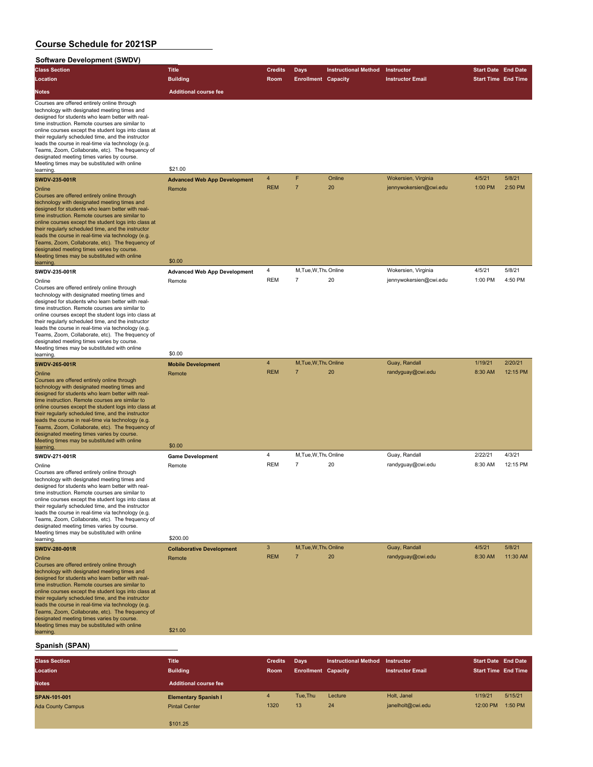# Course Schedule for 2021SP

## Software Development (SWDV)

| Class Section / Location / Notes | Title / Building / Additional course fee | Credits / Room | Days / Enrollment | Instructional Method / Capacity | Instructor / Instructor Email | Start Date / Start Time | End Date / End Time |
|---|---|---|---|---|---|---|---|
| Courses are offered entirely online through technology with designated meeting times and designed for students who learn better with real-time instruction. Remote courses are similar to online courses except the student logs into class at their regularly scheduled time, and the instructor leads the course in real-time via technology (e.g. Teams, Zoom, Collaborate, etc). The frequency of designated meeting times varies by course. Meeting times may be substituted with online learning. | $21.00 | | | | | | |
| **SWDV-235-001R** | **Advanced Web App Development** | 4 | F | Online | Wokersien, Virginia | 4/5/21 | 5/8/21 |
| Online | Remote | REM | 7 | 20 | jennywokersien@cwi.edu | 1:00 PM | 2:50 PM |
| Courses are offered entirely online through technology with designated meeting times and designed for students who learn better with real-time instruction. Remote courses are similar to online courses except the student logs into class at their regularly scheduled time, and the instructor leads the course in real-time via technology (e.g. Teams, Zoom, Collaborate, etc). The frequency of designated meeting times varies by course. Meeting times may be substituted with online learning. | $0.00 | | | | | | |
| **SWDV-235-001R** | **Advanced Web App Development** | 4 | M,Tue,W,Thu | Online | Wokersien, Virginia | 4/5/21 | 5/8/21 |
| Online | Remote | REM | 7 | 20 | jennywokersien@cwi.edu | 1:00 PM | 4:50 PM |
| Courses are offered entirely online through technology with designated meeting times and designed for students who learn better with real-time instruction. Remote courses are similar to online courses except the student logs into class at their regularly scheduled time, and the instructor leads the course in real-time via technology (e.g. Teams, Zoom, Collaborate, etc). The frequency of designated meeting times varies by course. Meeting times may be substituted with online learning. | $0.00 | | | | | | |
| **SWDV-265-001R** | **Mobile Development** | 4 | M,Tue,W,Thu | Online | Guay, Randall | 1/19/21 | 2/20/21 |
| Online | Remote | REM | 7 | 20 | randyguay@cwi.edu | 8:30 AM | 12:15 PM |
| Courses are offered entirely online through technology with designated meeting times and designed for students who learn better with real-time instruction. Remote courses are similar to online courses except the student logs into class at their regularly scheduled time, and the instructor leads the course in real-time via technology (e.g. Teams, Zoom, Collaborate, etc). The frequency of designated meeting times varies by course. Meeting times may be substituted with online learning. | $0.00 | | | | | | |
| **SWDV-271-001R** | **Game Development** | 4 | M,Tue,W,Thu | Online | Guay, Randall | 2/22/21 | 4/3/21 |
| Online | Remote | REM | 7 | 20 | randyguay@cwi.edu | 8:30 AM | 12:15 PM |
| Courses are offered entirely online through technology with designated meeting times and designed for students who learn better with real-time instruction. Remote courses are similar to online courses except the student logs into class at their regularly scheduled time, and the instructor leads the course in real-time via technology (e.g. Teams, Zoom, Collaborate, etc). The frequency of designated meeting times varies by course. Meeting times may be substituted with online learning. | $200.00 | | | | | | |
| **SWDV-280-001R** | **Collaborative Development** | 3 | M,Tue,W,Thu | Online | Guay, Randall | 4/5/21 | 5/8/21 |
| Online | Remote | REM | 7 | 20 | randyguay@cwi.edu | 8:30 AM | 11:30 AM |
| Courses are offered entirely online through technology with designated meeting times and designed for students who learn better with real-time instruction. Remote courses are similar to online courses except the student logs into class at their regularly scheduled time, and the instructor leads the course in real-time via technology (e.g. Teams, Zoom, Collaborate, etc). The frequency of designated meeting times varies by course. Meeting times may be substituted with online learning. | $21.00 | | | | | | |

## Spanish (SPAN)

| Class Section / Location / Notes | Title / Building / Additional course fee | Credits / Room | Days / Enrollment | Instructional Method / Capacity | Instructor / Instructor Email | Start Date / Start Time | End Date / End Time |
|---|---|---|---|---|---|---|---|
| **SPAN-101-001** | **Elementary Spanish I** | 4 | Tue,Thu | Lecture | Holt, Janel | 1/19/21 | 5/15/21 |
| Ada County Campus | Pintail Center | 1320 | 13 | 24 | janelholt@cwi.edu | 12:00 PM | 1:50 PM |
| | $101.25 | | | | | | |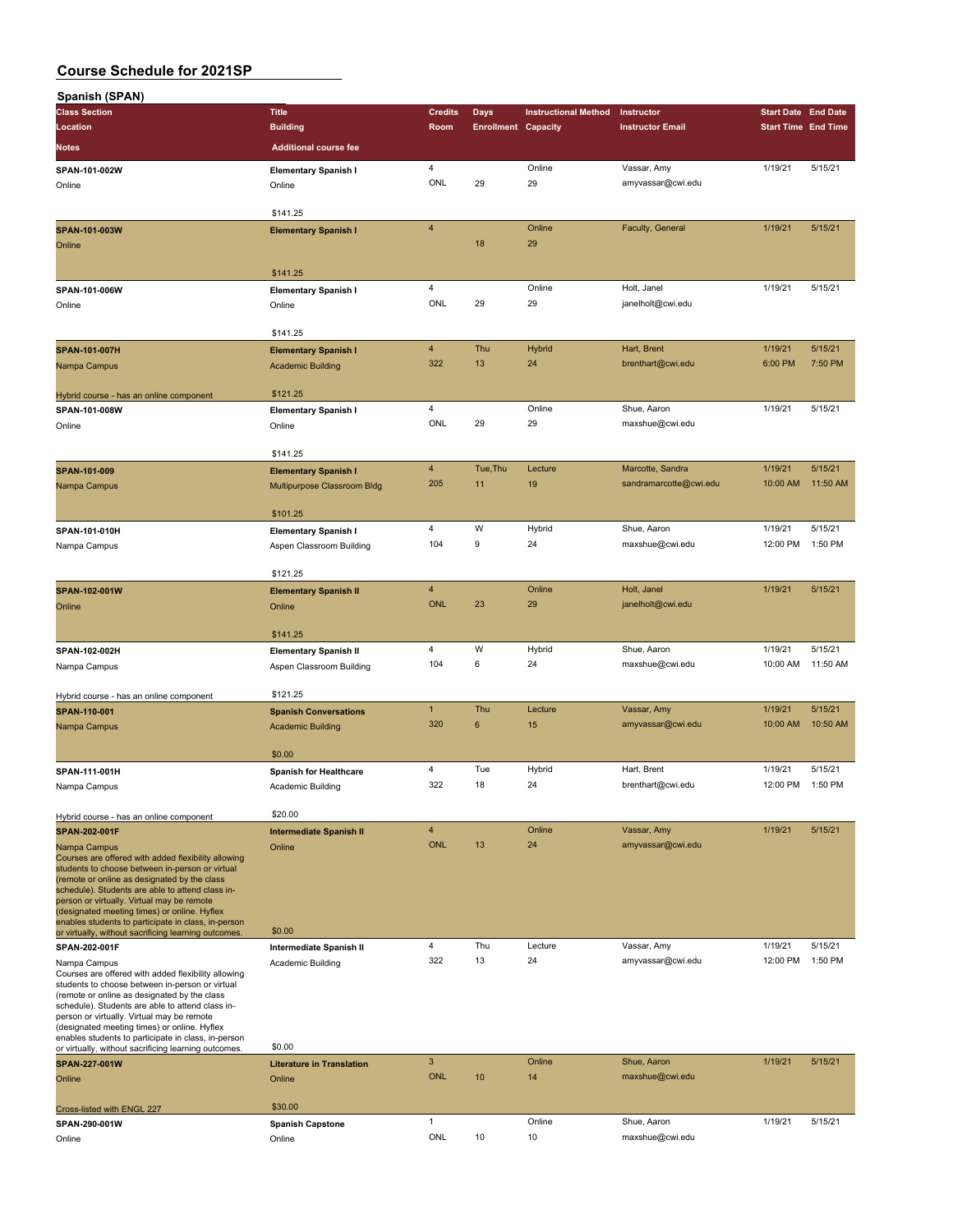# Course Schedule for 2021SP

## Spanish (SPAN)

| Class Section / Location / Notes | Title / Building / Additional course fee | Credits / Room | Days / Enrollment | Instructional Method / Capacity | Instructor / Instructor Email | Start Date / Start Time | End Date / End Time |
|---|---|---|---|---|---|---|---|
| **SPAN-101-002W**<br>Online | **Elementary Spanish I**<br>Online<br>$141.25 | 4<br>ONL | <br>29 | Online<br>29 | Vassar, Amy<br>amyvassar@cwi.edu | 1/19/21 | 5/15/21 |
| **SPAN-101-003W**<br>Online | **Elementary Spanish I**<br><br>$141.25 | 4 | <br>18 | Online<br>29 | Faculty, General | 1/19/21 | 5/15/21 |
| **SPAN-101-006W**<br>Online | **Elementary Spanish I**<br>Online<br>$141.25 | 4<br>ONL | <br>29 | Online<br>29 | Holt, Janel<br>janelholt@cwi.edu | 1/19/21 | 5/15/21 |
| **SPAN-101-007H**<br>Nampa Campus<br>Hybrid course - has an online component | **Elementary Spanish I**<br>Academic Building<br>$121.25 | 4<br>322 | Thu<br>13 | Hybrid<br>24 | Hart, Brent<br>brenthart@cwi.edu | 1/19/21<br>6:00 PM | 5/15/21<br>7:50 PM |
| **SPAN-101-008W**<br>Online | **Elementary Spanish I**<br>Online<br>$141.25 | 4<br>ONL | <br>29 | Online<br>29 | Shue, Aaron<br>maxshue@cwi.edu | 1/19/21 | 5/15/21 |
| **SPAN-101-009**<br>Nampa Campus | **Elementary Spanish I**<br>Multipurpose Classroom Bldg<br>$101.25 | 4<br>205 | Tue,Thu<br>11 | Lecture<br>19 | Marcotte, Sandra<br>sandramarcotte@cwi.edu | 1/19/21<br>10:00 AM | 5/15/21<br>11:50 AM |
| **SPAN-101-010H**<br>Nampa Campus | **Elementary Spanish I**<br>Aspen Classroom Building<br>$121.25 | 4<br>104 | W<br>9 | Hybrid<br>24 | Shue, Aaron<br>maxshue@cwi.edu | 1/19/21<br>12:00 PM | 5/15/21<br>1:50 PM |
| **SPAN-102-001W**<br>Online | **Elementary Spanish II**<br>Online<br>$141.25 | 4<br>ONL | <br>23 | Online<br>29 | Holt, Janel<br>janelholt@cwi.edu | 1/19/21 | 5/15/21 |
| **SPAN-102-002H**<br>Nampa Campus<br>Hybrid course - has an online component | **Elementary Spanish II**<br>Aspen Classroom Building<br>$121.25 | 4<br>104 | W<br>6 | Hybrid<br>24 | Shue, Aaron<br>maxshue@cwi.edu | 1/19/21<br>10:00 AM | 5/15/21<br>11:50 AM |
| **SPAN-110-001**<br>Nampa Campus | **Spanish Conversations**<br>Academic Building<br>$0.00 | 1<br>320 | Thu<br>6 | Lecture<br>15 | Vassar, Amy<br>amyvassar@cwi.edu | 1/19/21<br>10:00 AM | 5/15/21<br>10:50 AM |
| **SPAN-111-001H**<br>Nampa Campus<br>Hybrid course - has an online component | **Spanish for Healthcare**<br>Academic Building<br>$20.00 | 4<br>322 | Tue<br>18 | Hybrid<br>24 | Hart, Brent<br>brenthart@cwi.edu | 1/19/21<br>12:00 PM | 5/15/21<br>1:50 PM |
| **SPAN-202-001F**<br>Nampa Campus<br>Courses are offered with added flexibility allowing students to choose between in-person or virtual (remote or online as designated by the class schedule). Students are able to attend class in-person or virtually. Virtual may be remote (designated meeting times) or online. Hyflex enables students to participate in class, in-person or virtually, without sacrificing learning outcomes. | **Intermediate Spanish II**<br>Online<br>$0.00 | 4<br>ONL | <br>13 | Online<br>24 | Vassar, Amy<br>amyvassar@cwi.edu | 1/19/21 | 5/15/21 |
| **SPAN-202-001F**<br>Nampa Campus<br>Courses are offered with added flexibility allowing students to choose between in-person or virtual (remote or online as designated by the class schedule). Students are able to attend class in-person or virtually. Virtual may be remote (designated meeting times) or online. Hyflex enables students to participate in class, in-person or virtually, without sacrificing learning outcomes. | **Intermediate Spanish II**<br>Academic Building<br>$0.00 | 4<br>322 | Thu<br>13 | Lecture<br>24 | Vassar, Amy<br>amyvassar@cwi.edu | 1/19/21<br>12:00 PM | 5/15/21<br>1:50 PM |
| **SPAN-227-001W**<br>Online<br>Cross-listed with ENGL 227 | **Literature in Translation**<br>Online<br>$30.00 | 3<br>ONL | <br>10 | Online<br>14 | Shue, Aaron<br>maxshue@cwi.edu | 1/19/21 | 5/15/21 |
| **SPAN-290-001W**<br>Online | **Spanish Capstone**<br>Online | 1<br>ONL | <br>10 | Online<br>10 | Shue, Aaron<br>maxshue@cwi.edu | 1/19/21 | 5/15/21 |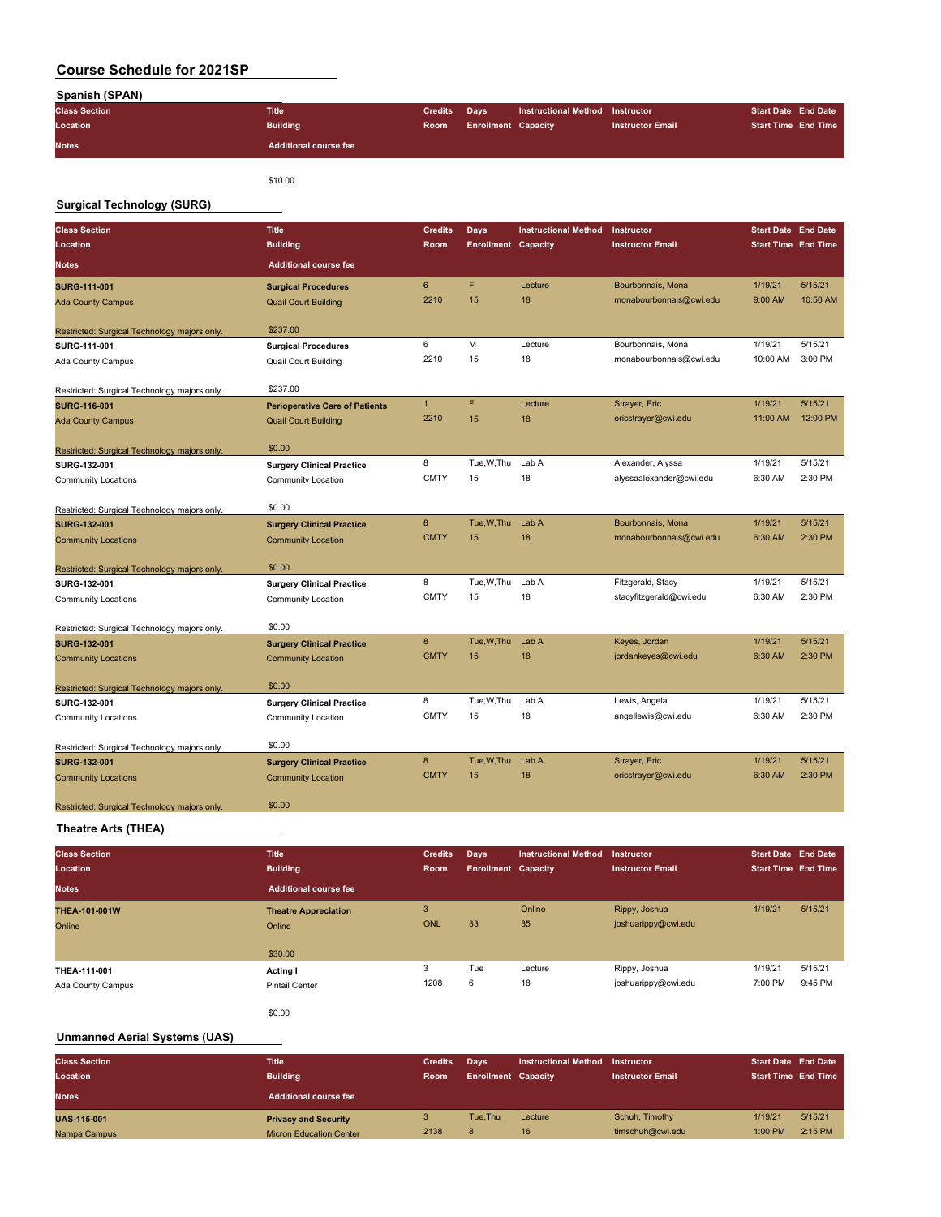# Course Schedule for 2021SP

## Spanish (SPAN)

| Class Section / Location / Notes | Title / Building / Additional course fee | Credits / Room | Days / Enrollment | Instructional Method / Capacity | Instructor / Instructor Email | Start Date / Start Time | End Date / End Time |
|---|---|---|---|---|---|---|---|
| | $10.00 | | | | | | |

## Surgical Technology (SURG)

| Class Section / Location / Notes | Title / Building / Additional course fee | Credits / Room | Days / Enrollment | Instructional Method / Capacity | Instructor / Instructor Email | Start Date / Start Time | End Date / End Time |
|---|---|---|---|---|---|---|---|
| **SURG-111-001**<br>Ada County Campus<br>Restricted: Surgical Technology majors only. | **Surgical Procedures**<br>Quail Court Building<br>$237.00 | 6<br>2210 | F<br>15 | Lecture<br>18 | Bourbonnais, Mona<br>monabourbonnais@cwi.edu | 1/19/21<br>9:00 AM | 5/15/21<br>10:50 AM |
| **SURG-111-001**<br>Ada County Campus<br>Restricted: Surgical Technology majors only. | **Surgical Procedures**<br>Quail Court Building<br>$237.00 | 6<br>2210 | M<br>15 | Lecture<br>18 | Bourbonnais, Mona<br>monabourbonnais@cwi.edu | 1/19/21<br>10:00 AM | 5/15/21<br>3:00 PM |
| **SURG-116-001**<br>Ada County Campus<br>Restricted: Surgical Technology majors only. | **Perioperative Care of Patients**<br>Quail Court Building<br>$0.00 | 1<br>2210 | F<br>15 | Lecture<br>18 | Strayer, Eric<br>ericstrayer@cwi.edu | 1/19/21<br>11:00 AM | 5/15/21<br>12:00 PM |
| **SURG-132-001**<br>Community Locations<br>Restricted: Surgical Technology majors only. | **Surgery Clinical Practice**<br>Community Location<br>$0.00 | 8<br>CMTY | Tue,W,Thu<br>15 | Lab A<br>18 | Alexander, Alyssa<br>alyssaalexander@cwi.edu | 1/19/21<br>6:30 AM | 5/15/21<br>2:30 PM |
| **SURG-132-001**<br>Community Locations<br>Restricted: Surgical Technology majors only. | **Surgery Clinical Practice**<br>Community Location<br>$0.00 | 8<br>CMTY | Tue,W,Thu<br>15 | Lab A<br>18 | Bourbonnais, Mona<br>monabourbonnais@cwi.edu | 1/19/21<br>6:30 AM | 5/15/21<br>2:30 PM |
| **SURG-132-001**<br>Community Locations<br>Restricted: Surgical Technology majors only. | **Surgery Clinical Practice**<br>Community Location<br>$0.00 | 8<br>CMTY | Tue,W,Thu<br>15 | Lab A<br>18 | Fitzgerald, Stacy<br>stacyfitzgerald@cwi.edu | 1/19/21<br>6:30 AM | 5/15/21<br>2:30 PM |
| **SURG-132-001**<br>Community Locations<br>Restricted: Surgical Technology majors only. | **Surgery Clinical Practice**<br>Community Location<br>$0.00 | 8<br>CMTY | Tue,W,Thu<br>15 | Lab A<br>18 | Keyes, Jordan<br>jordankeyes@cwi.edu | 1/19/21<br>6:30 AM | 5/15/21<br>2:30 PM |
| **SURG-132-001**<br>Community Locations<br>Restricted: Surgical Technology majors only. | **Surgery Clinical Practice**<br>Community Location<br>$0.00 | 8<br>CMTY | Tue,W,Thu<br>15 | Lab A<br>18 | Lewis, Angela<br>angellewis@cwi.edu | 1/19/21<br>6:30 AM | 5/15/21<br>2:30 PM |
| **SURG-132-001**<br>Community Locations<br>Restricted: Surgical Technology majors only. | **Surgery Clinical Practice**<br>Community Location<br>$0.00 | 8<br>CMTY | Tue,W,Thu<br>15 | Lab A<br>18 | Strayer, Eric<br>ericstrayer@cwi.edu | 1/19/21<br>6:30 AM | 5/15/21<br>2:30 PM |

## Theatre Arts (THEA)

| Class Section / Location / Notes | Title / Building / Additional course fee | Credits / Room | Days / Enrollment | Instructional Method / Capacity | Instructor / Instructor Email | Start Date / Start Time | End Date / End Time |
|---|---|---|---|---|---|---|---|
| **THEA-101-001W**<br>Online | **Theatre Appreciation**<br>Online<br>$30.00 | 3<br>ONL | <br>33 | Online<br>35 | Rippy, Joshua<br>joshuarippy@cwi.edu | 1/19/21 | 5/15/21 |
| **THEA-111-001**<br>Ada County Campus | **Acting I**<br>Pintail Center<br>$0.00 | 3<br>1208 | Tue<br>6 | Lecture<br>18 | Rippy, Joshua<br>joshuarippy@cwi.edu | 1/19/21<br>7:00 PM | 5/15/21<br>9:45 PM |

## Unmanned Aerial Systems (UAS)

| Class Section / Location / Notes | Title / Building / Additional course fee | Credits / Room | Days / Enrollment | Instructional Method / Capacity | Instructor / Instructor Email | Start Date / Start Time | End Date / End Time |
|---|---|---|---|---|---|---|---|
| **UAS-115-001**<br>Nampa Campus | **Privacy and Security**<br>Micron Education Center | 3<br>2138 | Tue,Thu<br>8 | Lecture<br>16 | Schuh, Timothy<br>timschuh@cwi.edu | 1/19/21<br>1:00 PM | 5/15/21<br>2:15 PM |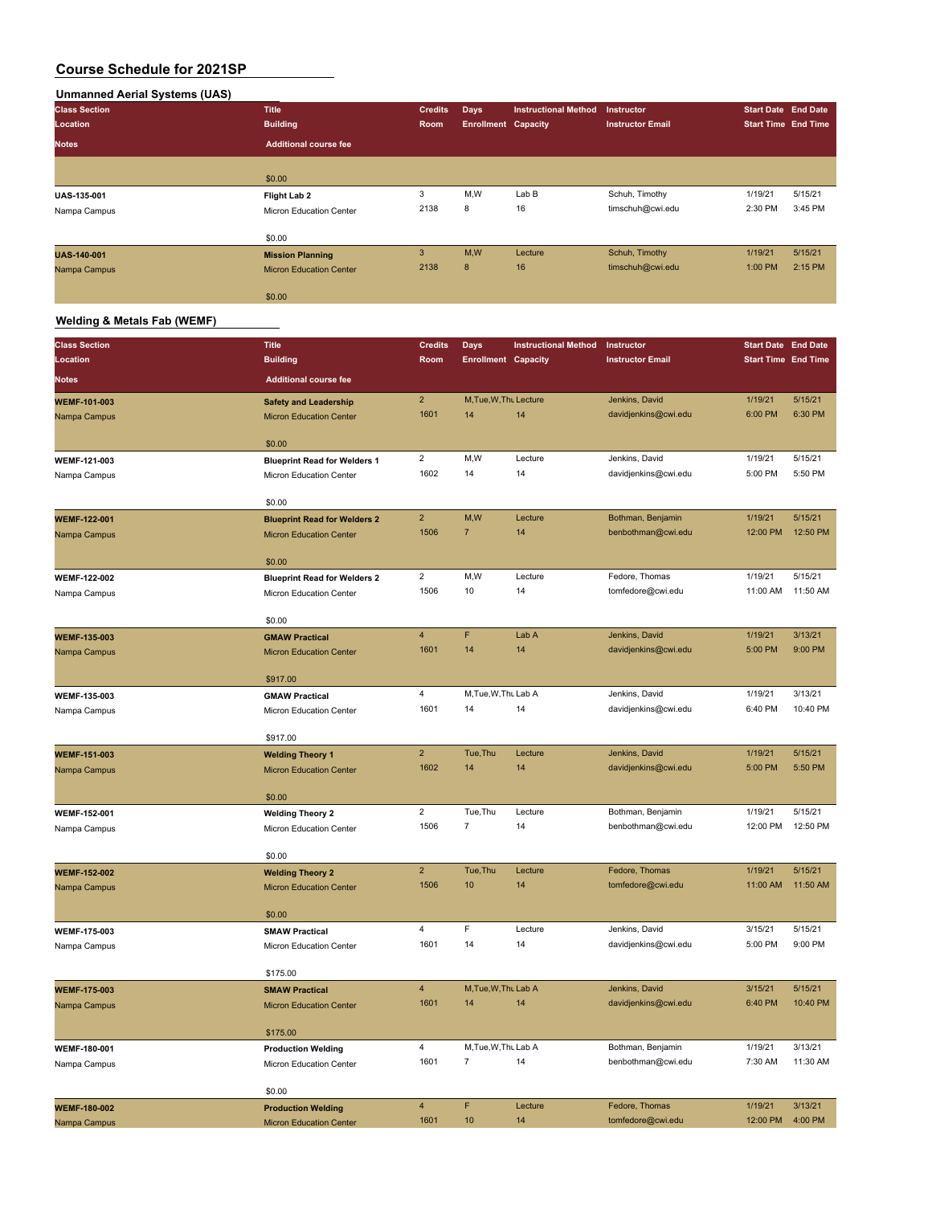## Course Schedule for 2021SP

### Unmanned Aerial Systems (UAS)

| Class Section / Location / Notes | Title / Building / Additional course fee | Credits / Room | Days / Enrollment | Instructional Method / Capacity | Instructor / Instructor Email | Start Date / Start Time | End Date / End Time |
|---|---|---|---|---|---|---|---|
| | $0.00 | | | | | | |
| UAS-135-001 | Flight Lab 2 | 3 | M,W | Lab B | Schuh, Timothy | 1/19/21 | 5/15/21 |
| Nampa Campus | Micron Education Center | 2138 | 8 | 16 | timschuh@cwi.edu | 2:30 PM | 3:45 PM |
| | $0.00 | | | | | | |
| UAS-140-001 | Mission Planning | 3 | M,W | Lecture | Schuh, Timothy | 1/19/21 | 5/15/21 |
| Nampa Campus | Micron Education Center | 2138 | 8 | 16 | timschuh@cwi.edu | 1:00 PM | 2:15 PM |
| | $0.00 | | | | | | |

### Welding & Metals Fab (WEMF)

| Class Section / Location / Notes | Title / Building / Additional course fee | Credits / Room | Days / Enrollment | Instructional Method / Capacity | Instructor / Instructor Email | Start Date / Start Time | End Date / End Time |
|---|---|---|---|---|---|---|---|
| WEMF-101-003 | Safety and Leadership | 2 | M,Tue,W,Thu | Lecture | Jenkins, David | 1/19/21 | 5/15/21 |
| Nampa Campus | Micron Education Center | 1601 | 14 | 14 | davidjenkins@cwi.edu | 6:00 PM | 6:30 PM |
| | $0.00 | | | | | | |
| WEMF-121-003 | Blueprint Read for Welders 1 | 2 | M,W | Lecture | Jenkins, David | 1/19/21 | 5/15/21 |
| Nampa Campus | Micron Education Center | 1602 | 14 | 14 | davidjenkins@cwi.edu | 5:00 PM | 5:50 PM |
| | $0.00 | | | | | | |
| WEMF-122-001 | Blueprint Read for Welders 2 | 2 | M,W | Lecture | Bothman, Benjamin | 1/19/21 | 5/15/21 |
| Nampa Campus | Micron Education Center | 1506 | 7 | 14 | benbothman@cwi.edu | 12:00 PM | 12:50 PM |
| | $0.00 | | | | | | |
| WEMF-122-002 | Blueprint Read for Welders 2 | 2 | M,W | Lecture | Fedore, Thomas | 1/19/21 | 5/15/21 |
| Nampa Campus | Micron Education Center | 1506 | 10 | 14 | tomfedore@cwi.edu | 11:00 AM | 11:50 AM |
| | $0.00 | | | | | | |
| WEMF-135-003 | GMAW Practical | 4 | F | Lab A | Jenkins, David | 1/19/21 | 3/13/21 |
| Nampa Campus | Micron Education Center | 1601 | 14 | 14 | davidjenkins@cwi.edu | 5:00 PM | 9:00 PM |
| | $917.00 | | | | | | |
| WEMF-135-003 | GMAW Practical | 4 | M,Tue,W,Thu | Lab A | Jenkins, David | 1/19/21 | 3/13/21 |
| Nampa Campus | Micron Education Center | 1601 | 14 | 14 | davidjenkins@cwi.edu | 6:40 PM | 10:40 PM |
| | $917.00 | | | | | | |
| WEMF-151-003 | Welding Theory 1 | 2 | Tue,Thu | Lecture | Jenkins, David | 1/19/21 | 5/15/21 |
| Nampa Campus | Micron Education Center | 1602 | 14 | 14 | davidjenkins@cwi.edu | 5:00 PM | 5:50 PM |
| | $0.00 | | | | | | |
| WEMF-152-001 | Welding Theory 2 | 2 | Tue,Thu | Lecture | Bothman, Benjamin | 1/19/21 | 5/15/21 |
| Nampa Campus | Micron Education Center | 1506 | 7 | 14 | benbothman@cwi.edu | 12:00 PM | 12:50 PM |
| | $0.00 | | | | | | |
| WEMF-152-002 | Welding Theory 2 | 2 | Tue,Thu | Lecture | Fedore, Thomas | 1/19/21 | 5/15/21 |
| Nampa Campus | Micron Education Center | 1506 | 10 | 14 | tomfedore@cwi.edu | 11:00 AM | 11:50 AM |
| | $0.00 | | | | | | |
| WEMF-175-003 | SMAW Practical | 4 | F | Lecture | Jenkins, David | 3/15/21 | 5/15/21 |
| Nampa Campus | Micron Education Center | 1601 | 14 | 14 | davidjenkins@cwi.edu | 5:00 PM | 9:00 PM |
| | $175.00 | | | | | | |
| WEMF-175-003 | SMAW Practical | 4 | M,Tue,W,Thu | Lab A | Jenkins, David | 3/15/21 | 5/15/21 |
| Nampa Campus | Micron Education Center | 1601 | 14 | 14 | davidjenkins@cwi.edu | 6:40 PM | 10:40 PM |
| | $175.00 | | | | | | |
| WEMF-180-001 | Production Welding | 4 | M,Tue,W,Thu | Lab A | Bothman, Benjamin | 1/19/21 | 3/13/21 |
| Nampa Campus | Micron Education Center | 1601 | 7 | 14 | benbothman@cwi.edu | 7:30 AM | 11:30 AM |
| | $0.00 | | | | | | |
| WEMF-180-002 | Production Welding | 4 | F | Lecture | Fedore, Thomas | 1/19/21 | 3/13/21 |
| Nampa Campus | Micron Education Center | 1601 | 10 | 14 | tomfedore@cwi.edu | 12:00 PM | 4:00 PM |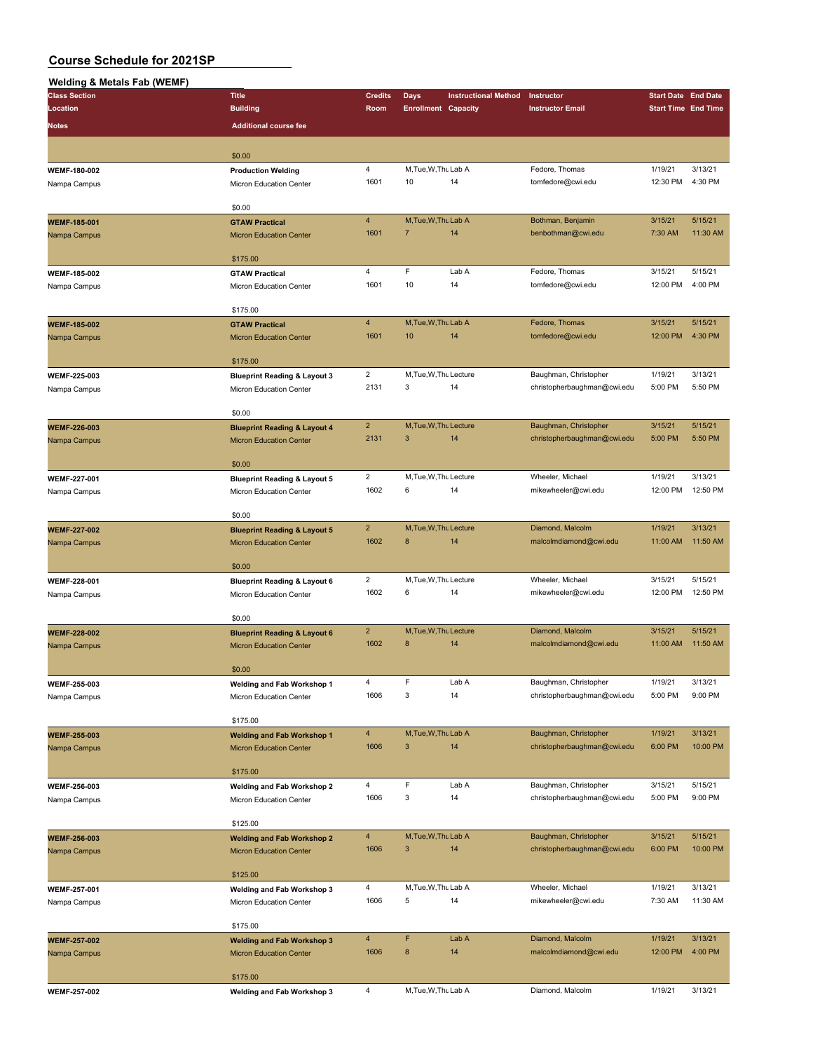# Course Schedule for 2021SP

## Welding & Metals Fab (WEMF)

| Class Section / Location / Notes | Title / Building / Additional course fee | Credits / Room | Days / Enrollment | Instructional Method / Capacity | Instructor / Instructor Email | Start Date / Start Time | End Date / End Time |
|---|---|---|---|---|---|---|---|
| | $0.00 | | | | | | |
| WEMF-180-002 | Production Welding | 4 | M,Tue,W,Thu | Lab A | Fedore, Thomas | 1/19/21 | 3/13/21 |
| Nampa Campus | Micron Education Center | 1601 | 10 | 14 | tomfedore@cwi.edu | 12:30 PM | 4:30 PM |
| | $0.00 | | | | | | |
| WEMF-185-001 | GTAW Practical | 4 | M,Tue,W,Thu | Lab A | Bothman, Benjamin | 3/15/21 | 5/15/21 |
| Nampa Campus | Micron Education Center | 1601 | 7 | 14 | benbothman@cwi.edu | 7:30 AM | 11:30 AM |
| | $175.00 | | | | | | |
| WEMF-185-002 | GTAW Practical | 4 | F | Lab A | Fedore, Thomas | 3/15/21 | 5/15/21 |
| Nampa Campus | Micron Education Center | 1601 | 10 | 14 | tomfedore@cwi.edu | 12:00 PM | 4:00 PM |
| | $175.00 | | | | | | |
| WEMF-185-002 | GTAW Practical | 4 | M,Tue,W,Thu | Lab A | Fedore, Thomas | 3/15/21 | 5/15/21 |
| Nampa Campus | Micron Education Center | 1601 | 10 | 14 | tomfedore@cwi.edu | 12:00 PM | 4:30 PM |
| | $175.00 | | | | | | |
| WEMF-225-003 | Blueprint Reading & Layout 3 | 2 | M,Tue,W,Thu | Lecture | Baughman, Christopher | 1/19/21 | 3/13/21 |
| Nampa Campus | Micron Education Center | 2131 | 3 | 14 | christopherbaughman@cwi.edu | 5:00 PM | 5:50 PM |
| | $0.00 | | | | | | |
| WEMF-226-003 | Blueprint Reading & Layout 4 | 2 | M,Tue,W,Thu | Lecture | Baughman, Christopher | 3/15/21 | 5/15/21 |
| Nampa Campus | Micron Education Center | 2131 | 3 | 14 | christopherbaughman@cwi.edu | 5:00 PM | 5:50 PM |
| | $0.00 | | | | | | |
| WEMF-227-001 | Blueprint Reading & Layout 5 | 2 | M,Tue,W,Thu | Lecture | Wheeler, Michael | 1/19/21 | 3/13/21 |
| Nampa Campus | Micron Education Center | 1602 | 6 | 14 | mikewheeler@cwi.edu | 12:00 PM | 12:50 PM |
| | $0.00 | | | | | | |
| WEMF-227-002 | Blueprint Reading & Layout 5 | 2 | M,Tue,W,Thu | Lecture | Diamond, Malcolm | 1/19/21 | 3/13/21 |
| Nampa Campus | Micron Education Center | 1602 | 8 | 14 | malcolmdiamond@cwi.edu | 11:00 AM | 11:50 AM |
| | $0.00 | | | | | | |
| WEMF-228-001 | Blueprint Reading & Layout 6 | 2 | M,Tue,W,Thu | Lecture | Wheeler, Michael | 3/15/21 | 5/15/21 |
| Nampa Campus | Micron Education Center | 1602 | 6 | 14 | mikewheeler@cwi.edu | 12:00 PM | 12:50 PM |
| | $0.00 | | | | | | |
| WEMF-228-002 | Blueprint Reading & Layout 6 | 2 | M,Tue,W,Thu | Lecture | Diamond, Malcolm | 3/15/21 | 5/15/21 |
| Nampa Campus | Micron Education Center | 1602 | 8 | 14 | malcolmdiamond@cwi.edu | 11:00 AM | 11:50 AM |
| | $0.00 | | | | | | |
| WEMF-255-003 | Welding and Fab Workshop 1 | 4 | F | Lab A | Baughman, Christopher | 1/19/21 | 3/13/21 |
| Nampa Campus | Micron Education Center | 1606 | 3 | 14 | christopherbaughman@cwi.edu | 5:00 PM | 9:00 PM |
| | $175.00 | | | | | | |
| WEMF-255-003 | Welding and Fab Workshop 1 | 4 | M,Tue,W,Thu | Lab A | Baughman, Christopher | 1/19/21 | 3/13/21 |
| Nampa Campus | Micron Education Center | 1606 | 3 | 14 | christopherbaughman@cwi.edu | 6:00 PM | 10:00 PM |
| | $175.00 | | | | | | |
| WEMF-256-003 | Welding and Fab Workshop 2 | 4 | F | Lab A | Baughman, Christopher | 3/15/21 | 5/15/21 |
| Nampa Campus | Micron Education Center | 1606 | 3 | 14 | christopherbaughman@cwi.edu | 5:00 PM | 9:00 PM |
| | $125.00 | | | | | | |
| WEMF-256-003 | Welding and Fab Workshop 2 | 4 | M,Tue,W,Thu | Lab A | Baughman, Christopher | 3/15/21 | 5/15/21 |
| Nampa Campus | Micron Education Center | 1606 | 3 | 14 | christopherbaughman@cwi.edu | 6:00 PM | 10:00 PM |
| | $125.00 | | | | | | |
| WEMF-257-001 | Welding and Fab Workshop 3 | 4 | M,Tue,W,Thu | Lab A | Wheeler, Michael | 1/19/21 | 3/13/21 |
| Nampa Campus | Micron Education Center | 1606 | 5 | 14 | mikewheeler@cwi.edu | 7:30 AM | 11:30 AM |
| | $175.00 | | | | | | |
| WEMF-257-002 | Welding and Fab Workshop 3 | 4 | F | Lab A | Diamond, Malcolm | 1/19/21 | 3/13/21 |
| Nampa Campus | Micron Education Center | 1606 | 8 | 14 | malcolmdiamond@cwi.edu | 12:00 PM | 4:00 PM |
| | $175.00 | | | | | | |
| WEMF-257-002 | Welding and Fab Workshop 3 | 4 | M,Tue,W,Thu | Lab A | Diamond, Malcolm | 1/19/21 | 3/13/21 |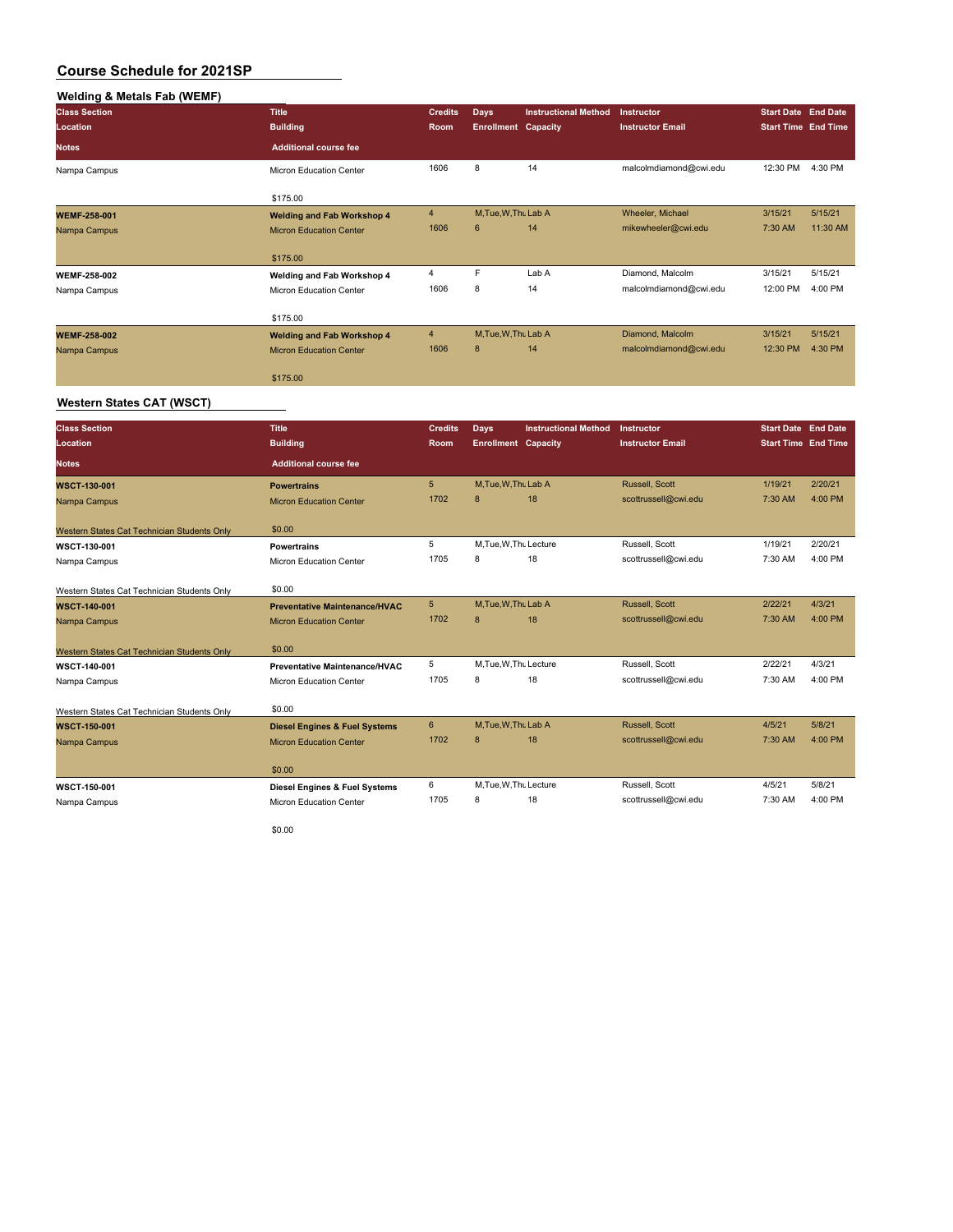# Course Schedule for 2021SP

## Welding & Metals Fab (WEMF)

| Class Section / Location / Notes | Title / Building / Additional course fee | Credits / Room | Days / Enrollment | Instructional Method / Capacity | Instructor / Instructor Email | Start Date / Start Time | End Date / End Time |
|---|---|---|---|---|---|---|---|
| Nampa Campus | Micron Education Center | 1606 | 8 | 14 | malcolmdiamond@cwi.edu | 12:30 PM | 4:30 PM |
| | $175.00 | | | | | | |
| **WEMF-258-001** | **Welding and Fab Workshop 4** | 4 | M,Tue,W,Thu | Lab A | Wheeler, Michael | 3/15/21 | 5/15/21 |
| Nampa Campus | Micron Education Center | 1606 | 6 | 14 | mikewheeler@cwi.edu | 7:30 AM | 11:30 AM |
| | $175.00 | | | | | | |
| **WEMF-258-002** | **Welding and Fab Workshop 4** | 4 | F | Lab A | Diamond, Malcolm | 3/15/21 | 5/15/21 |
| Nampa Campus | Micron Education Center | 1606 | 8 | 14 | malcolmdiamond@cwi.edu | 12:00 PM | 4:00 PM |
| | $175.00 | | | | | | |
| **WEMF-258-002** | **Welding and Fab Workshop 4** | 4 | M,Tue,W,Thu | Lab A | Diamond, Malcolm | 3/15/21 | 5/15/21 |
| Nampa Campus | Micron Education Center | 1606 | 8 | 14 | malcolmdiamond@cwi.edu | 12:30 PM | 4:30 PM |
| | $175.00 | | | | | | |

## Western States CAT (WSCT)

| Class Section / Location / Notes | Title / Building / Additional course fee | Credits / Room | Days / Enrollment | Instructional Method / Capacity | Instructor / Instructor Email | Start Date / Start Time | End Date / End Time |
|---|---|---|---|---|---|---|---|
| **WSCT-130-001** | **Powertrains** | 5 | M,Tue,W,Thu | Lab A | Russell, Scott | 1/19/21 | 2/20/21 |
| Nampa Campus | Micron Education Center | 1702 | 8 | 18 | scottrussell@cwi.edu | 7:30 AM | 4:00 PM |
| Western States Cat Technician Students Only | $0.00 | | | | | | |
| **WSCT-130-001** | **Powertrains** | 5 | M,Tue,W,Thu | Lecture | Russell, Scott | 1/19/21 | 2/20/21 |
| Nampa Campus | Micron Education Center | 1705 | 8 | 18 | scottrussell@cwi.edu | 7:30 AM | 4:00 PM |
| Western States Cat Technician Students Only | $0.00 | | | | | | |
| **WSCT-140-001** | **Preventative Maintenance/HVAC** | 5 | M,Tue,W,Thu | Lab A | Russell, Scott | 2/22/21 | 4/3/21 |
| Nampa Campus | Micron Education Center | 1702 | 8 | 18 | scottrussell@cwi.edu | 7:30 AM | 4:00 PM |
| Western States Cat Technician Students Only | $0.00 | | | | | | |
| **WSCT-140-001** | **Preventative Maintenance/HVAC** | 5 | M,Tue,W,Thu | Lecture | Russell, Scott | 2/22/21 | 4/3/21 |
| Nampa Campus | Micron Education Center | 1705 | 8 | 18 | scottrussell@cwi.edu | 7:30 AM | 4:00 PM |
| Western States Cat Technician Students Only | $0.00 | | | | | | |
| **WSCT-150-001** | **Diesel Engines & Fuel Systems** | 6 | M,Tue,W,Thu | Lab A | Russell, Scott | 4/5/21 | 5/8/21 |
| Nampa Campus | Micron Education Center | 1702 | 8 | 18 | scottrussell@cwi.edu | 7:30 AM | 4:00 PM |
| | $0.00 | | | | | | |
| **WSCT-150-001** | **Diesel Engines & Fuel Systems** | 6 | M,Tue,W,Thu | Lecture | Russell, Scott | 4/5/21 | 5/8/21 |
| Nampa Campus | Micron Education Center | 1705 | 8 | 18 | scottrussell@cwi.edu | 7:30 AM | 4:00 PM |
| | $0.00 | | | | | | |